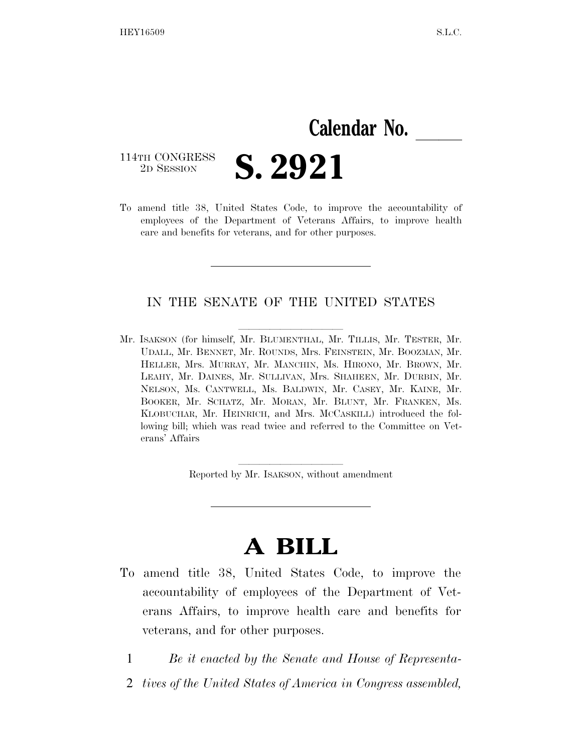Calendar No. _____

114TH CONGRESS
2D SESSION

# S. 2921

To amend title 38, United States Code, to improve the accountability of employees of the Department of Veterans Affairs, to improve health care and benefits for veterans, and for other purposes.

---

IN THE SENATE OF THE UNITED STATES

Mr. ISAKSON (for himself, Mr. BLUMENTHAL, Mr. TILLIS, Mr. TESTER, Mr. UDALL, Mr. BENNET, Mr. ROUNDS, Mrs. FEINSTEIN, Mr. BOOZMAN, Mr. HELLER, Mrs. MURRAY, Mr. MANCHIN, Ms. HIRONO, Mr. BROWN, Mr. LEAHY, Mr. DAINES, Mr. SULLIVAN, Mrs. SHAHEEN, Mr. DURBIN, Mr. NELSON, Ms. CANTWELL, Ms. BALDWIN, Mr. CASEY, Mr. KAINE, Mr. BOOKER, Mr. SCHATZ, Mr. MORAN, Mr. BLUNT, Mr. FRANKEN, Ms. KLOBUCHAR, Mr. HEINRICH, and Mrs. MCCASKILL) introduced the following bill; which was read twice and referred to the Committee on Veterans' Affairs

Reported by Mr. ISAKSON, without amendment

---

# A BILL

To amend title 38, United States Code, to improve the accountability of employees of the Department of Veterans Affairs, to improve health care and benefits for veterans, and for other purposes.

1 *Be it enacted by the Senate and House of Representa-*
2 *tives of the United States of America in Congress assembled,*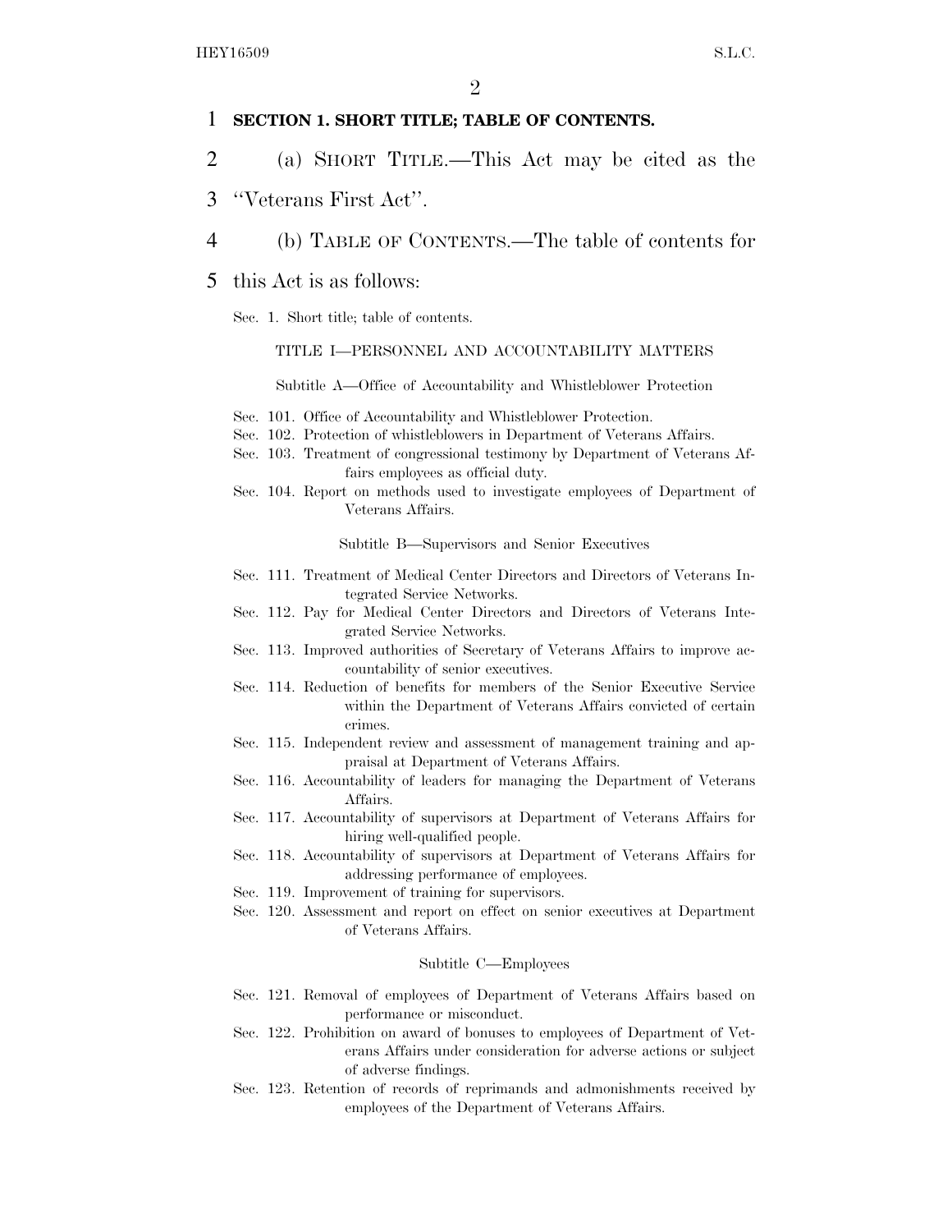**SECTION 1. SHORT TITLE; TABLE OF CONTENTS.**

(a) SHORT TITLE.—This Act may be cited as the ''Veterans First Act''.

(b) TABLE OF CONTENTS.—The table of contents for this Act is as follows:

Sec. 1. Short title; table of contents.

TITLE I—PERSONNEL AND ACCOUNTABILITY MATTERS

Subtitle A—Office of Accountability and Whistleblower Protection

Sec. 101. Office of Accountability and Whistleblower Protection.
Sec. 102. Protection of whistleblowers in Department of Veterans Affairs.
Sec. 103. Treatment of congressional testimony by Department of Veterans Affairs employees as official duty.
Sec. 104. Report on methods used to investigate employees of Department of Veterans Affairs.

Subtitle B—Supervisors and Senior Executives

Sec. 111. Treatment of Medical Center Directors and Directors of Veterans Integrated Service Networks.
Sec. 112. Pay for Medical Center Directors and Directors of Veterans Integrated Service Networks.
Sec. 113. Improved authorities of Secretary of Veterans Affairs to improve accountability of senior executives.
Sec. 114. Reduction of benefits for members of the Senior Executive Service within the Department of Veterans Affairs convicted of certain crimes.
Sec. 115. Independent review and assessment of management training and appraisal at Department of Veterans Affairs.
Sec. 116. Accountability of leaders for managing the Department of Veterans Affairs.
Sec. 117. Accountability of supervisors at Department of Veterans Affairs for hiring well-qualified people.
Sec. 118. Accountability of supervisors at Department of Veterans Affairs for addressing performance of employees.
Sec. 119. Improvement of training for supervisors.
Sec. 120. Assessment and report on effect on senior executives at Department of Veterans Affairs.

Subtitle C—Employees

Sec. 121. Removal of employees of Department of Veterans Affairs based on performance or misconduct.
Sec. 122. Prohibition on award of bonuses to employees of Department of Veterans Affairs under consideration for adverse actions or subject of adverse findings.
Sec. 123. Retention of records of reprimands and admonishments received by employees of the Department of Veterans Affairs.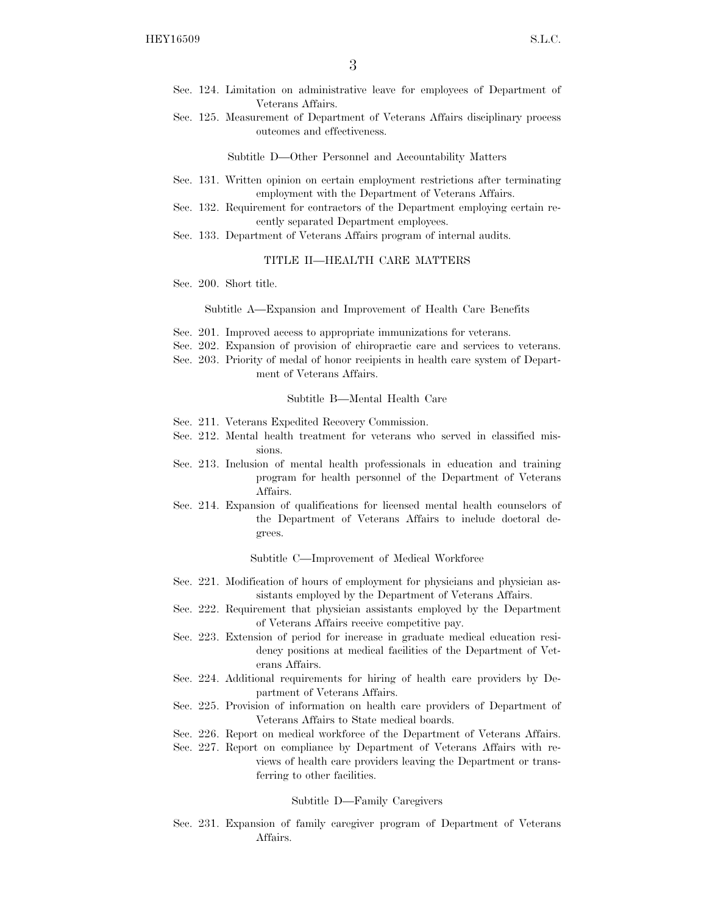Sec. 124. Limitation on administrative leave for employees of Department of Veterans Affairs.
Sec. 125. Measurement of Department of Veterans Affairs disciplinary process outcomes and effectiveness.

Subtitle D—Other Personnel and Accountability Matters

Sec. 131. Written opinion on certain employment restrictions after terminating employment with the Department of Veterans Affairs.
Sec. 132. Requirement for contractors of the Department employing certain recently separated Department employees.
Sec. 133. Department of Veterans Affairs program of internal audits.

TITLE II—HEALTH CARE MATTERS

Sec. 200. Short title.

Subtitle A—Expansion and Improvement of Health Care Benefits

Sec. 201. Improved access to appropriate immunizations for veterans.
Sec. 202. Expansion of provision of chiropractic care and services to veterans.
Sec. 203. Priority of medal of honor recipients in health care system of Department of Veterans Affairs.

Subtitle B—Mental Health Care

Sec. 211. Veterans Expedited Recovery Commission.
Sec. 212. Mental health treatment for veterans who served in classified missions.
Sec. 213. Inclusion of mental health professionals in education and training program for health personnel of the Department of Veterans Affairs.
Sec. 214. Expansion of qualifications for licensed mental health counselors of the Department of Veterans Affairs to include doctoral degrees.

Subtitle C—Improvement of Medical Workforce

Sec. 221. Modification of hours of employment for physicians and physician assistants employed by the Department of Veterans Affairs.
Sec. 222. Requirement that physician assistants employed by the Department of Veterans Affairs receive competitive pay.
Sec. 223. Extension of period for increase in graduate medical education residency positions at medical facilities of the Department of Veterans Affairs.
Sec. 224. Additional requirements for hiring of health care providers by Department of Veterans Affairs.
Sec. 225. Provision of information on health care providers of Department of Veterans Affairs to State medical boards.
Sec. 226. Report on medical workforce of the Department of Veterans Affairs.
Sec. 227. Report on compliance by Department of Veterans Affairs with reviews of health care providers leaving the Department or transferring to other facilities.

Subtitle D—Family Caregivers

Sec. 231. Expansion of family caregiver program of Department of Veterans Affairs.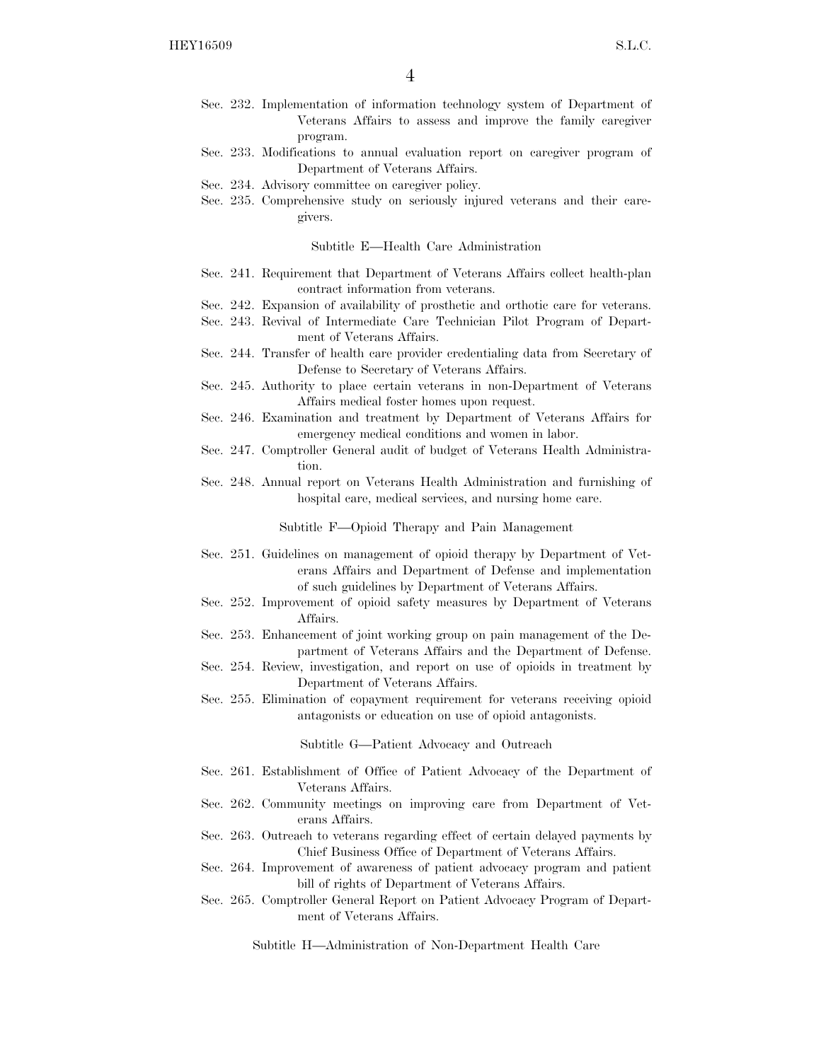Sec. 232. Implementation of information technology system of Department of Veterans Affairs to assess and improve the family caregiver program.

Sec. 233. Modifications to annual evaluation report on caregiver program of Department of Veterans Affairs.

Sec. 234. Advisory committee on caregiver policy.

Sec. 235. Comprehensive study on seriously injured veterans and their caregivers.

Subtitle E—Health Care Administration

Sec. 241. Requirement that Department of Veterans Affairs collect health-plan contract information from veterans.

Sec. 242. Expansion of availability of prosthetic and orthotic care for veterans.

Sec. 243. Revival of Intermediate Care Technician Pilot Program of Department of Veterans Affairs.

Sec. 244. Transfer of health care provider credentialing data from Secretary of Defense to Secretary of Veterans Affairs.

Sec. 245. Authority to place certain veterans in non-Department of Veterans Affairs medical foster homes upon request.

Sec. 246. Examination and treatment by Department of Veterans Affairs for emergency medical conditions and women in labor.

Sec. 247. Comptroller General audit of budget of Veterans Health Administration.

Sec. 248. Annual report on Veterans Health Administration and furnishing of hospital care, medical services, and nursing home care.

Subtitle F—Opioid Therapy and Pain Management

Sec. 251. Guidelines on management of opioid therapy by Department of Veterans Affairs and Department of Defense and implementation of such guidelines by Department of Veterans Affairs.

Sec. 252. Improvement of opioid safety measures by Department of Veterans Affairs.

Sec. 253. Enhancement of joint working group on pain management of the Department of Veterans Affairs and the Department of Defense.

Sec. 254. Review, investigation, and report on use of opioids in treatment by Department of Veterans Affairs.

Sec. 255. Elimination of copayment requirement for veterans receiving opioid antagonists or education on use of opioid antagonists.

Subtitle G—Patient Advocacy and Outreach

Sec. 261. Establishment of Office of Patient Advocacy of the Department of Veterans Affairs.

Sec. 262. Community meetings on improving care from Department of Veterans Affairs.

Sec. 263. Outreach to veterans regarding effect of certain delayed payments by Chief Business Office of Department of Veterans Affairs.

Sec. 264. Improvement of awareness of patient advocacy program and patient bill of rights of Department of Veterans Affairs.

Sec. 265. Comptroller General Report on Patient Advocacy Program of Department of Veterans Affairs.

Subtitle H—Administration of Non-Department Health Care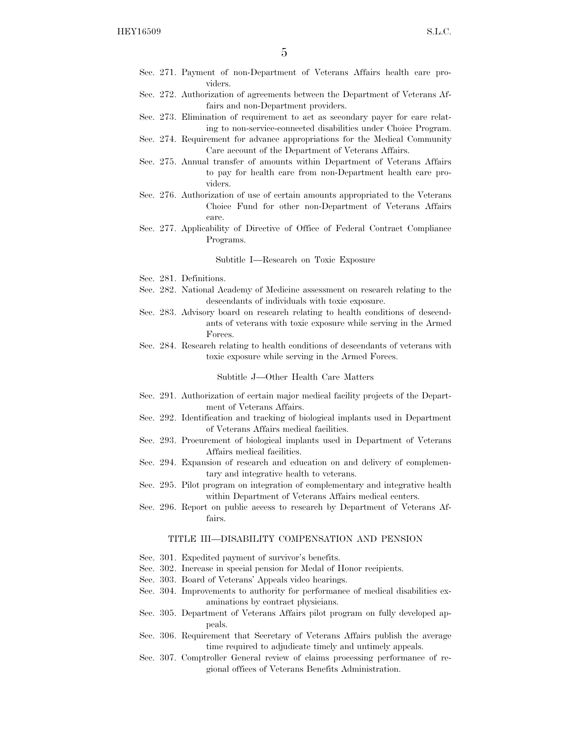Sec. 271. Payment of non-Department of Veterans Affairs health care providers.

Sec. 272. Authorization of agreements between the Department of Veterans Affairs and non-Department providers.

Sec. 273. Elimination of requirement to act as secondary payer for care relating to non-service-connected disabilities under Choice Program.

Sec. 274. Requirement for advance appropriations for the Medical Community Care account of the Department of Veterans Affairs.

Sec. 275. Annual transfer of amounts within Department of Veterans Affairs to pay for health care from non-Department health care providers.

Sec. 276. Authorization of use of certain amounts appropriated to the Veterans Choice Fund for other non-Department of Veterans Affairs care.

Sec. 277. Applicability of Directive of Office of Federal Contract Compliance Programs.

Subtitle I—Research on Toxic Exposure

Sec. 281. Definitions.

Sec. 282. National Academy of Medicine assessment on research relating to the descendants of individuals with toxic exposure.

Sec. 283. Advisory board on research relating to health conditions of descendants of veterans with toxic exposure while serving in the Armed Forces.

Sec. 284. Research relating to health conditions of descendants of veterans with toxic exposure while serving in the Armed Forces.

Subtitle J—Other Health Care Matters

Sec. 291. Authorization of certain major medical facility projects of the Department of Veterans Affairs.

Sec. 292. Identification and tracking of biological implants used in Department of Veterans Affairs medical facilities.

Sec. 293. Procurement of biological implants used in Department of Veterans Affairs medical facilities.

Sec. 294. Expansion of research and education on and delivery of complementary and integrative health to veterans.

Sec. 295. Pilot program on integration of complementary and integrative health within Department of Veterans Affairs medical centers.

Sec. 296. Report on public access to research by Department of Veterans Affairs.

TITLE III—DISABILITY COMPENSATION AND PENSION

Sec. 301. Expedited payment of survivor's benefits.

Sec. 302. Increase in special pension for Medal of Honor recipients.

Sec. 303. Board of Veterans' Appeals video hearings.

Sec. 304. Improvements to authority for performance of medical disabilities examinations by contract physicians.

Sec. 305. Department of Veterans Affairs pilot program on fully developed appeals.

Sec. 306. Requirement that Secretary of Veterans Affairs publish the average time required to adjudicate timely and untimely appeals.

Sec. 307. Comptroller General review of claims processing performance of regional offices of Veterans Benefits Administration.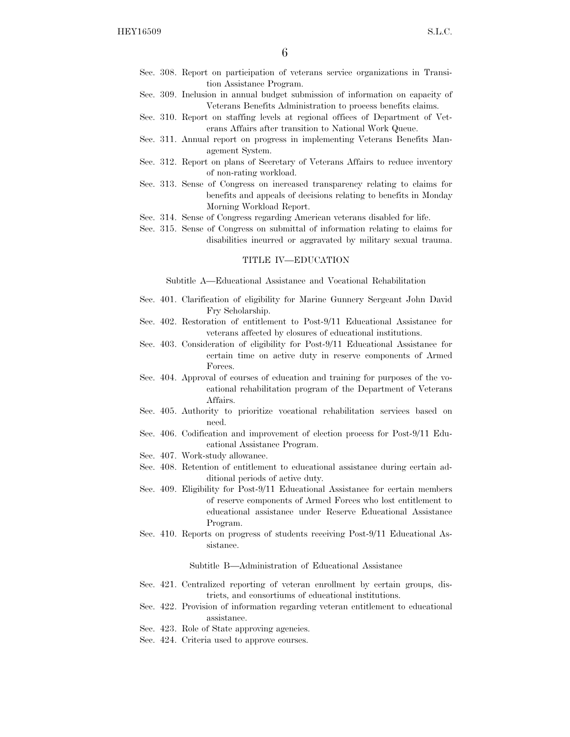Sec. 308. Report on participation of veterans service organizations in Transition Assistance Program.
Sec. 309. Inclusion in annual budget submission of information on capacity of Veterans Benefits Administration to process benefits claims.
Sec. 310. Report on staffing levels at regional offices of Department of Veterans Affairs after transition to National Work Queue.
Sec. 311. Annual report on progress in implementing Veterans Benefits Management System.
Sec. 312. Report on plans of Secretary of Veterans Affairs to reduce inventory of non-rating workload.
Sec. 313. Sense of Congress on increased transparency relating to claims for benefits and appeals of decisions relating to benefits in Monday Morning Workload Report.
Sec. 314. Sense of Congress regarding American veterans disabled for life.
Sec. 315. Sense of Congress on submittal of information relating to claims for disabilities incurred or aggravated by military sexual trauma.

TITLE IV—EDUCATION

Subtitle A—Educational Assistance and Vocational Rehabilitation

Sec. 401. Clarification of eligibility for Marine Gunnery Sergeant John David Fry Scholarship.
Sec. 402. Restoration of entitlement to Post-9/11 Educational Assistance for veterans affected by closures of educational institutions.
Sec. 403. Consideration of eligibility for Post-9/11 Educational Assistance for certain time on active duty in reserve components of Armed Forces.
Sec. 404. Approval of courses of education and training for purposes of the vocational rehabilitation program of the Department of Veterans Affairs.
Sec. 405. Authority to prioritize vocational rehabilitation services based on need.
Sec. 406. Codification and improvement of election process for Post-9/11 Educational Assistance Program.
Sec. 407. Work-study allowance.
Sec. 408. Retention of entitlement to educational assistance during certain additional periods of active duty.
Sec. 409. Eligibility for Post-9/11 Educational Assistance for certain members of reserve components of Armed Forces who lost entitlement to educational assistance under Reserve Educational Assistance Program.
Sec. 410. Reports on progress of students receiving Post-9/11 Educational Assistance.

Subtitle B—Administration of Educational Assistance

Sec. 421. Centralized reporting of veteran enrollment by certain groups, districts, and consortiums of educational institutions.
Sec. 422. Provision of information regarding veteran entitlement to educational assistance.
Sec. 423. Role of State approving agencies.
Sec. 424. Criteria used to approve courses.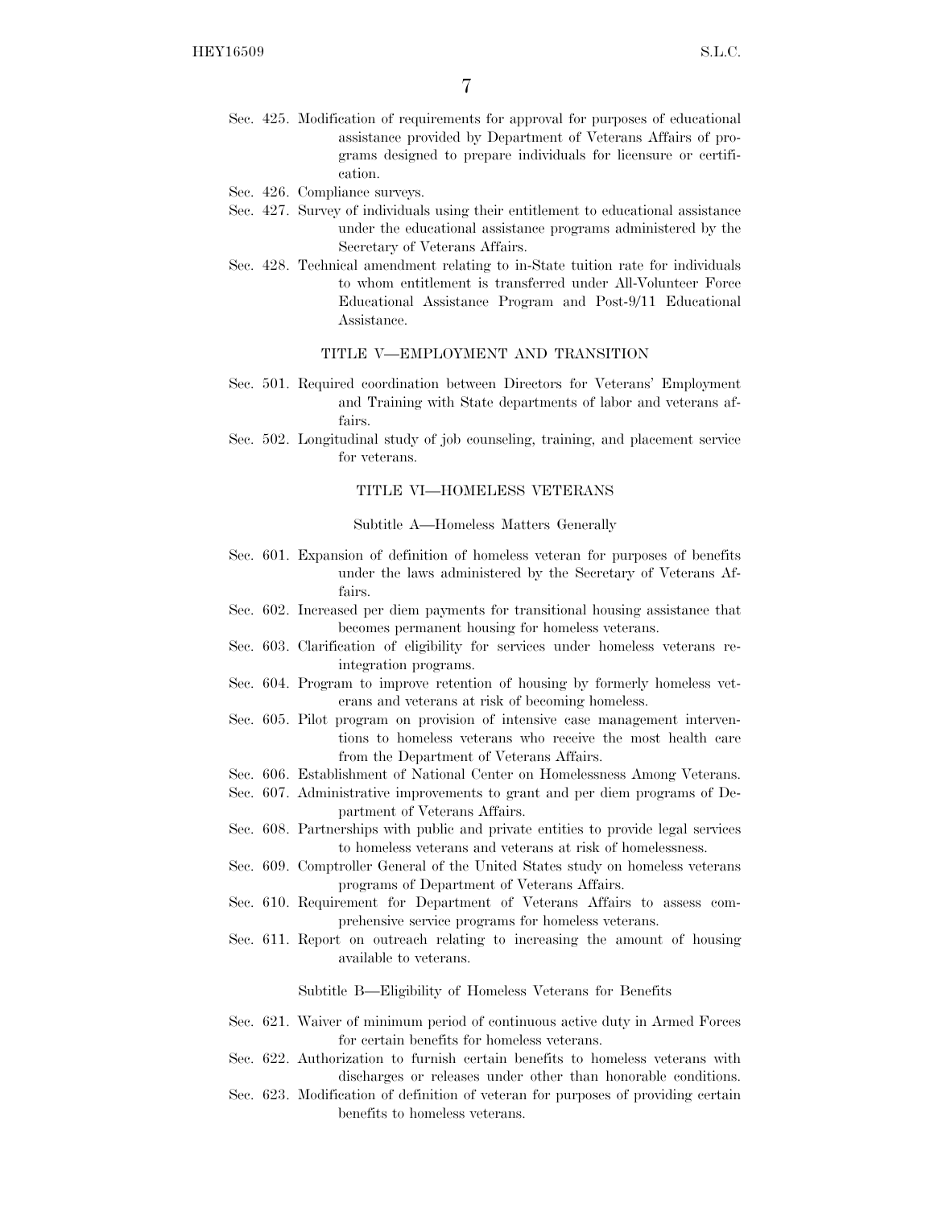Sec. 425. Modification of requirements for approval for purposes of educational assistance provided by Department of Veterans Affairs of programs designed to prepare individuals for licensure or certification.

Sec. 426. Compliance surveys.

Sec. 427. Survey of individuals using their entitlement to educational assistance under the educational assistance programs administered by the Secretary of Veterans Affairs.

Sec. 428. Technical amendment relating to in-State tuition rate for individuals to whom entitlement is transferred under All-Volunteer Force Educational Assistance Program and Post-9/11 Educational Assistance.

TITLE V—EMPLOYMENT AND TRANSITION

Sec. 501. Required coordination between Directors for Veterans' Employment and Training with State departments of labor and veterans affairs.

Sec. 502. Longitudinal study of job counseling, training, and placement service for veterans.

TITLE VI—HOMELESS VETERANS

Subtitle A—Homeless Matters Generally

Sec. 601. Expansion of definition of homeless veteran for purposes of benefits under the laws administered by the Secretary of Veterans Affairs.

Sec. 602. Increased per diem payments for transitional housing assistance that becomes permanent housing for homeless veterans.

Sec. 603. Clarification of eligibility for services under homeless veterans reintegration programs.

Sec. 604. Program to improve retention of housing by formerly homeless veterans and veterans at risk of becoming homeless.

Sec. 605. Pilot program on provision of intensive case management interventions to homeless veterans who receive the most health care from the Department of Veterans Affairs.

Sec. 606. Establishment of National Center on Homelessness Among Veterans.

Sec. 607. Administrative improvements to grant and per diem programs of Department of Veterans Affairs.

Sec. 608. Partnerships with public and private entities to provide legal services to homeless veterans and veterans at risk of homelessness.

Sec. 609. Comptroller General of the United States study on homeless veterans programs of Department of Veterans Affairs.

Sec. 610. Requirement for Department of Veterans Affairs to assess comprehensive service programs for homeless veterans.

Sec. 611. Report on outreach relating to increasing the amount of housing available to veterans.

Subtitle B—Eligibility of Homeless Veterans for Benefits

Sec. 621. Waiver of minimum period of continuous active duty in Armed Forces for certain benefits for homeless veterans.

Sec. 622. Authorization to furnish certain benefits to homeless veterans with discharges or releases under other than honorable conditions.

Sec. 623. Modification of definition of veteran for purposes of providing certain benefits to homeless veterans.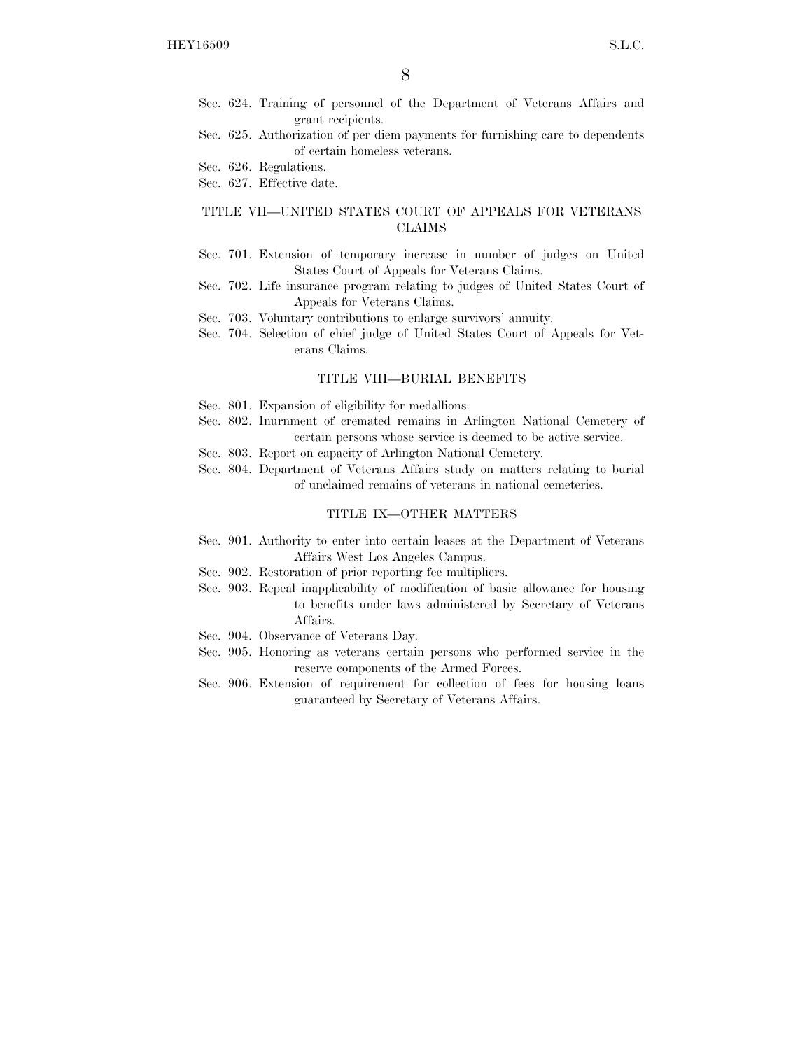Sec. 624. Training of personnel of the Department of Veterans Affairs and grant recipients.
Sec. 625. Authorization of per diem payments for furnishing care to dependents of certain homeless veterans.
Sec. 626. Regulations.
Sec. 627. Effective date.

### TITLE VII—UNITED STATES COURT OF APPEALS FOR VETERANS CLAIMS

Sec. 701. Extension of temporary increase in number of judges on United States Court of Appeals for Veterans Claims.
Sec. 702. Life insurance program relating to judges of United States Court of Appeals for Veterans Claims.
Sec. 703. Voluntary contributions to enlarge survivors' annuity.
Sec. 704. Selection of chief judge of United States Court of Appeals for Veterans Claims.

### TITLE VIII—BURIAL BENEFITS

Sec. 801. Expansion of eligibility for medallions.
Sec. 802. Inurnment of cremated remains in Arlington National Cemetery of certain persons whose service is deemed to be active service.
Sec. 803. Report on capacity of Arlington National Cemetery.
Sec. 804. Department of Veterans Affairs study on matters relating to burial of unclaimed remains of veterans in national cemeteries.

### TITLE IX—OTHER MATTERS

Sec. 901. Authority to enter into certain leases at the Department of Veterans Affairs West Los Angeles Campus.
Sec. 902. Restoration of prior reporting fee multipliers.
Sec. 903. Repeal inapplicability of modification of basic allowance for housing to benefits under laws administered by Secretary of Veterans Affairs.
Sec. 904. Observance of Veterans Day.
Sec. 905. Honoring as veterans certain persons who performed service in the reserve components of the Armed Forces.
Sec. 906. Extension of requirement for collection of fees for housing loans guaranteed by Secretary of Veterans Affairs.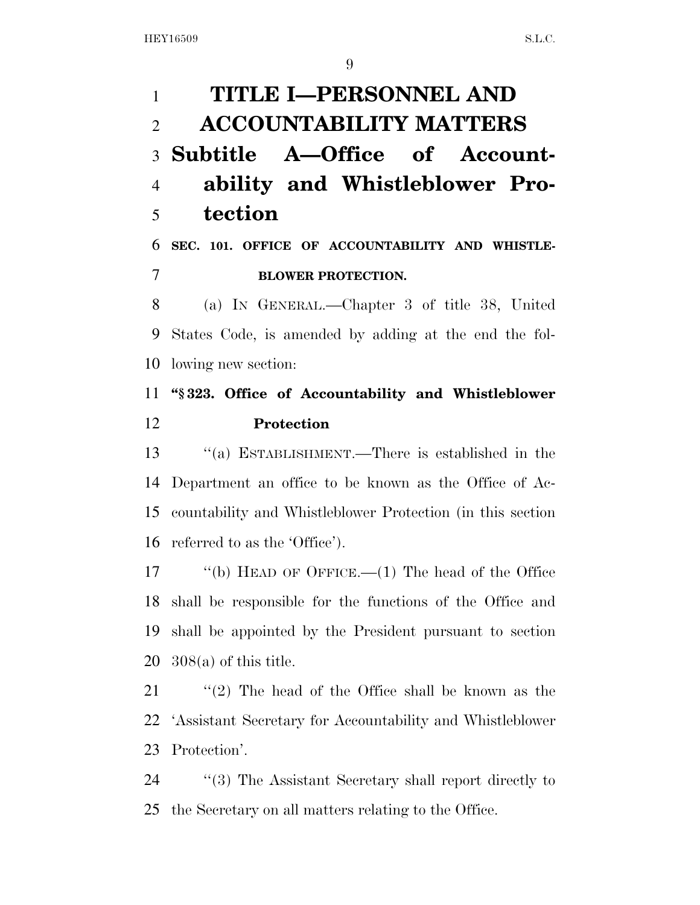# TITLE I—PERSONNEL AND ACCOUNTABILITY MATTERS

## Subtitle A—Office of Accountability and Whistleblower Protection

### SEC. 101. OFFICE OF ACCOUNTABILITY AND WHISTLEBLOWER PROTECTION.

(a) IN GENERAL.—Chapter 3 of title 38, United States Code, is amended by adding at the end the following new section:

**"§ 323. Office of Accountability and Whistleblower Protection**

"(a) ESTABLISHMENT.—There is established in the Department an office to be known as the Office of Accountability and Whistleblower Protection (in this section referred to as the 'Office').

"(b) HEAD OF OFFICE.—(1) The head of the Office shall be responsible for the functions of the Office and shall be appointed by the President pursuant to section 308(a) of this title.

"(2) The head of the Office shall be known as the 'Assistant Secretary for Accountability and Whistleblower Protection'.

"(3) The Assistant Secretary shall report directly to the Secretary on all matters relating to the Office.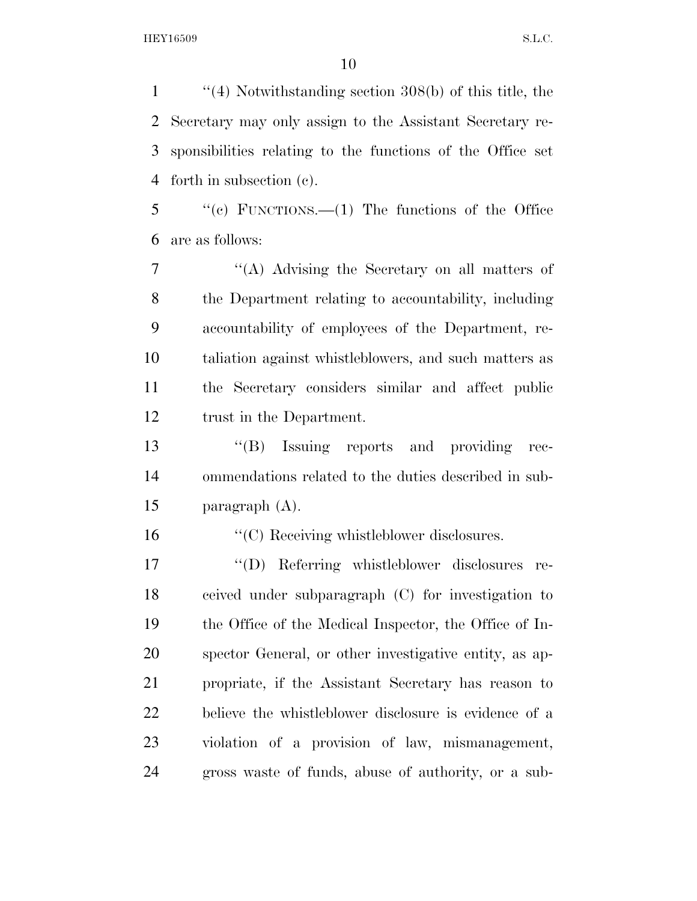"(4) Notwithstanding section 308(b) of this title, the Secretary may only assign to the Assistant Secretary responsibilities relating to the functions of the Office set forth in subsection (c).

"(c) FUNCTIONS.—(1) The functions of the Office are as follows:

"(A) Advising the Secretary on all matters of the Department relating to accountability, including accountability of employees of the Department, retaliation against whistleblowers, and such matters as the Secretary considers similar and affect public trust in the Department.

"(B) Issuing reports and providing recommendations related to the duties described in subparagraph (A).

"(C) Receiving whistleblower disclosures.

"(D) Referring whistleblower disclosures received under subparagraph (C) for investigation to the Office of the Medical Inspector, the Office of Inspector General, or other investigative entity, as appropriate, if the Assistant Secretary has reason to believe the whistleblower disclosure is evidence of a violation of a provision of law, mismanagement, gross waste of funds, abuse of authority, or a sub-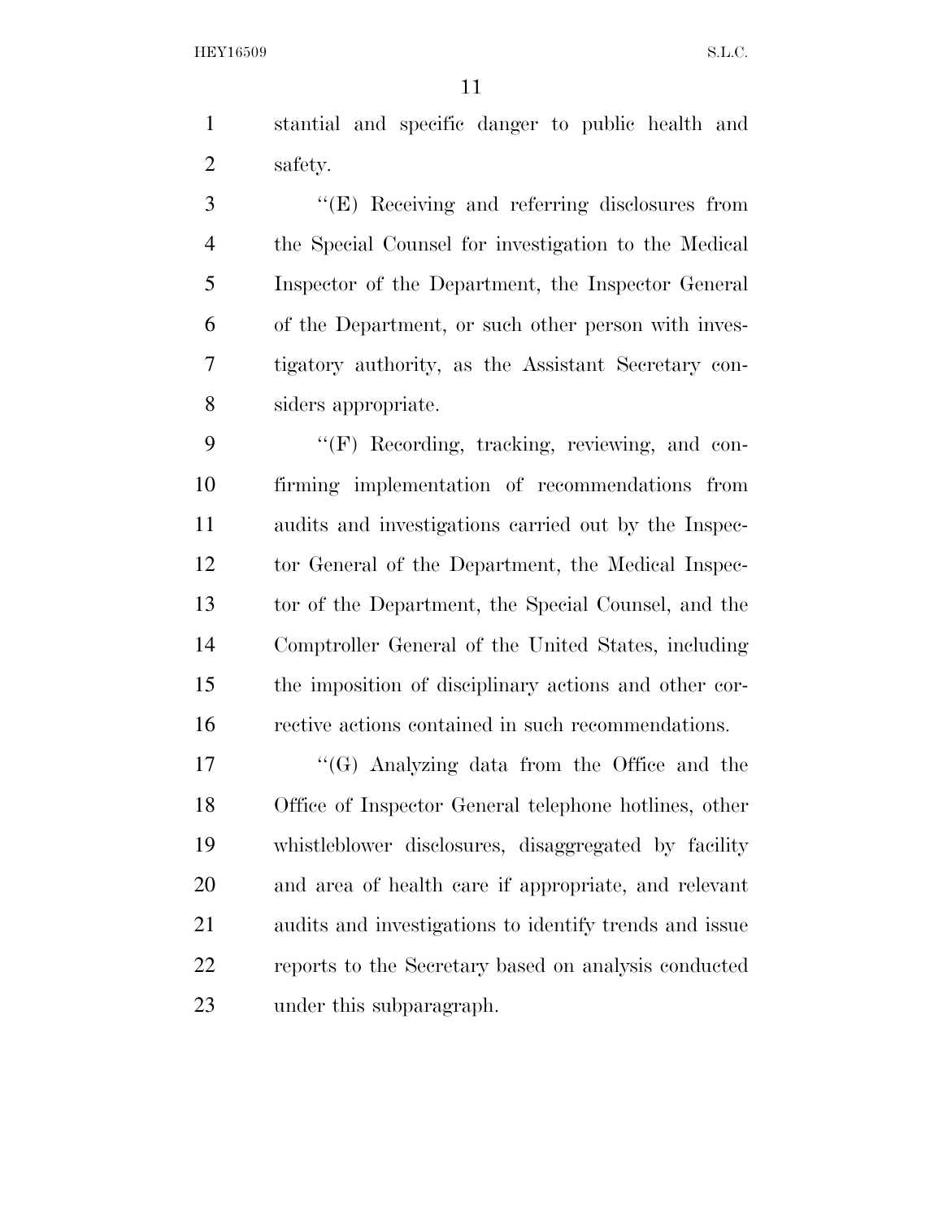stantial and specific danger to public health and safety.

''(E) Receiving and referring disclosures from the Special Counsel for investigation to the Medical Inspector of the Department, the Inspector General of the Department, or such other person with investigatory authority, as the Assistant Secretary considers appropriate.

''(F) Recording, tracking, reviewing, and confirming implementation of recommendations from audits and investigations carried out by the Inspector General of the Department, the Medical Inspector of the Department, the Special Counsel, and the Comptroller General of the United States, including the imposition of disciplinary actions and other corrective actions contained in such recommendations.

''(G) Analyzing data from the Office and the Office of Inspector General telephone hotlines, other whistleblower disclosures, disaggregated by facility and area of health care if appropriate, and relevant audits and investigations to identify trends and issue reports to the Secretary based on analysis conducted under this subparagraph.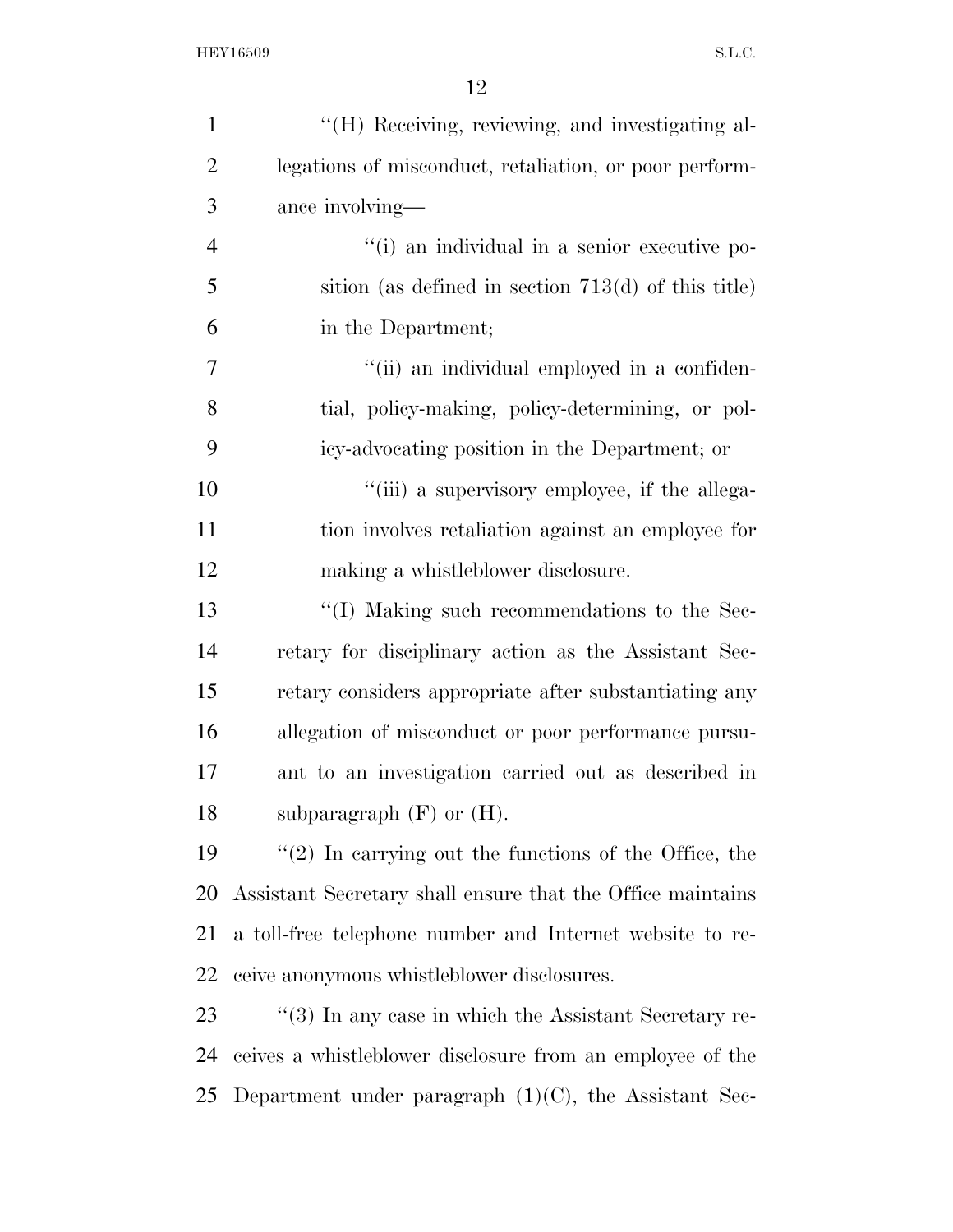''(H) Receiving, reviewing, and investigating allegations of misconduct, retaliation, or poor performance involving—

''(i) an individual in a senior executive position (as defined in section 713(d) of this title) in the Department;

''(ii) an individual employed in a confidential, policy-making, policy-determining, or policy-advocating position in the Department; or

''(iii) a supervisory employee, if the allegation involves retaliation against an employee for making a whistleblower disclosure.

''(I) Making such recommendations to the Secretary for disciplinary action as the Assistant Secretary considers appropriate after substantiating any allegation of misconduct or poor performance pursuant to an investigation carried out as described in subparagraph (F) or (H).

''(2) In carrying out the functions of the Office, the Assistant Secretary shall ensure that the Office maintains a toll-free telephone number and Internet website to receive anonymous whistleblower disclosures.

''(3) In any case in which the Assistant Secretary receives a whistleblower disclosure from an employee of the Department under paragraph (1)(C), the Assistant Sec-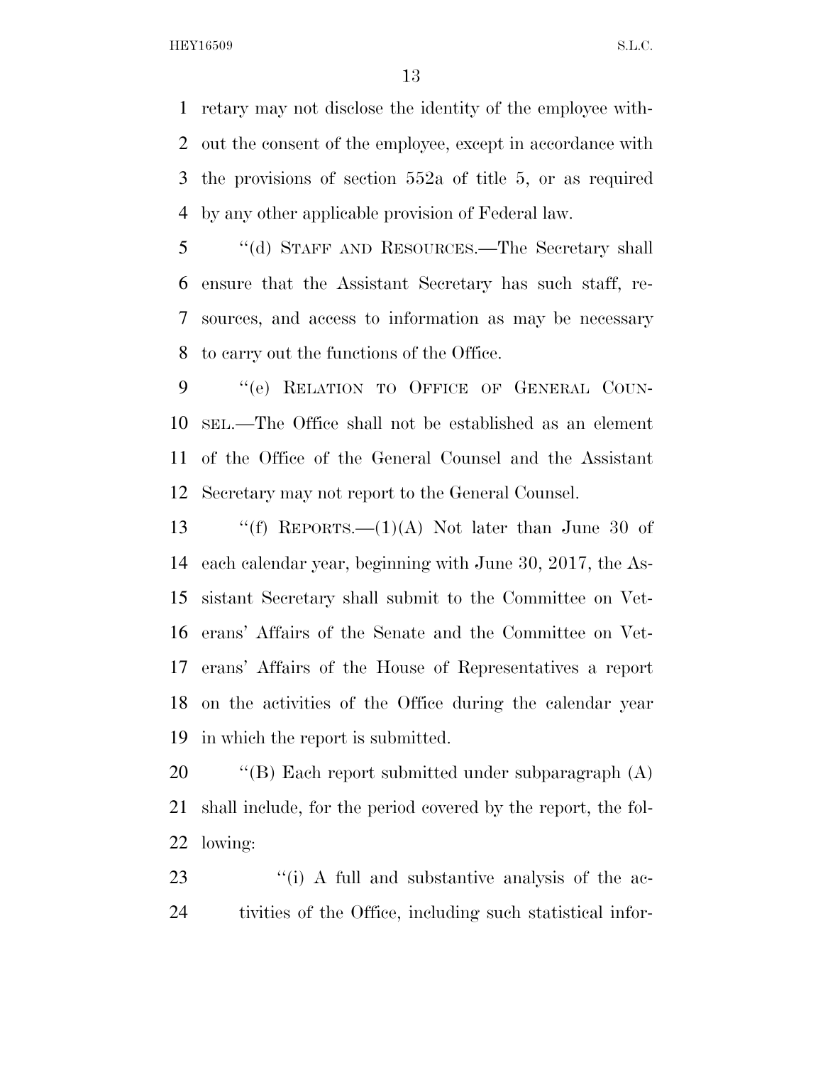retary may not disclose the identity of the employee without the consent of the employee, except in accordance with the provisions of section 552a of title 5, or as required by any other applicable provision of Federal law.

"(d) STAFF AND RESOURCES.—The Secretary shall ensure that the Assistant Secretary has such staff, resources, and access to information as may be necessary to carry out the functions of the Office.

"(e) RELATION TO OFFICE OF GENERAL COUNSEL.—The Office shall not be established as an element of the Office of the General Counsel and the Assistant Secretary may not report to the General Counsel.

"(f) REPORTS.—(1)(A) Not later than June 30 of each calendar year, beginning with June 30, 2017, the Assistant Secretary shall submit to the Committee on Veterans' Affairs of the Senate and the Committee on Veterans' Affairs of the House of Representatives a report on the activities of the Office during the calendar year in which the report is submitted.

"(B) Each report submitted under subparagraph (A) shall include, for the period covered by the report, the following:

"(i) A full and substantive analysis of the activities of the Office, including such statistical infor-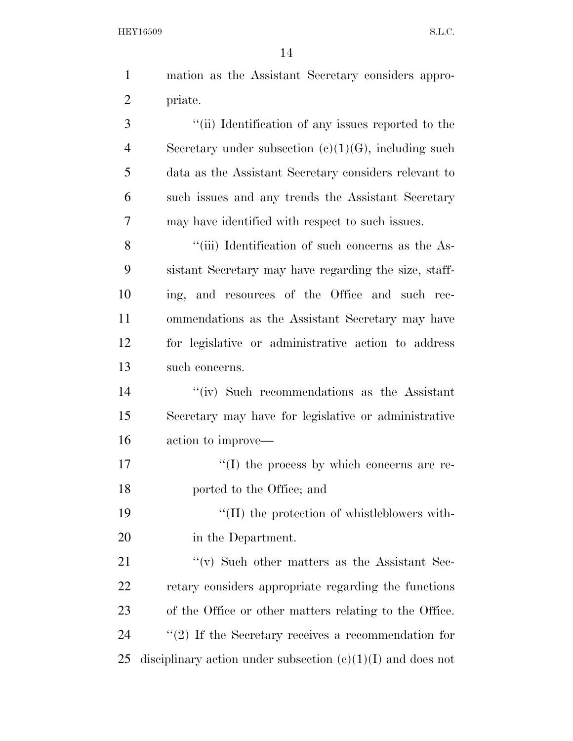mation as the Assistant Secretary considers appropriate.

''(ii) Identification of any issues reported to the Secretary under subsection (c)(1)(G), including such data as the Assistant Secretary considers relevant to such issues and any trends the Assistant Secretary may have identified with respect to such issues.

''(iii) Identification of such concerns as the Assistant Secretary may have regarding the size, staffing, and resources of the Office and such recommendations as the Assistant Secretary may have for legislative or administrative action to address such concerns.

''(iv) Such recommendations as the Assistant Secretary may have for legislative or administrative action to improve—

''(I) the process by which concerns are reported to the Office; and

''(II) the protection of whistleblowers within the Department.

''(v) Such other matters as the Assistant Secretary considers appropriate regarding the functions of the Office or other matters relating to the Office.

''(2) If the Secretary receives a recommendation for disciplinary action under subsection (c)(1)(I) and does not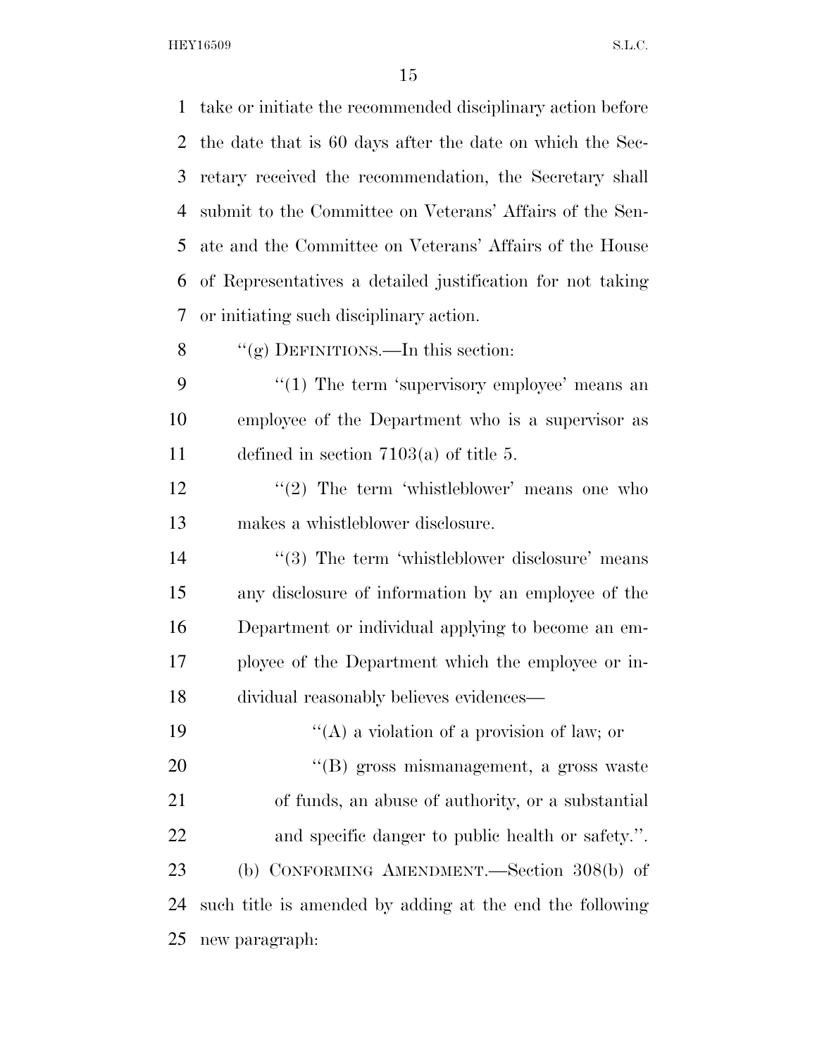take or initiate the recommended disciplinary action before the date that is 60 days after the date on which the Secretary received the recommendation, the Secretary shall submit to the Committee on Veterans' Affairs of the Senate and the Committee on Veterans' Affairs of the House of Representatives a detailed justification for not taking or initiating such disciplinary action.

''(g) DEFINITIONS.—In this section:

''(1) The term 'supervisory employee' means an employee of the Department who is a supervisor as defined in section 7103(a) of title 5.

''(2) The term 'whistleblower' means one who makes a whistleblower disclosure.

''(3) The term 'whistleblower disclosure' means any disclosure of information by an employee of the Department or individual applying to become an employee of the Department which the employee or individual reasonably believes evidences—

''(A) a violation of a provision of law; or

''(B) gross mismanagement, a gross waste of funds, an abuse of authority, or a substantial and specific danger to public health or safety.''.

(b) CONFORMING AMENDMENT.—Section 308(b) of such title is amended by adding at the end the following new paragraph: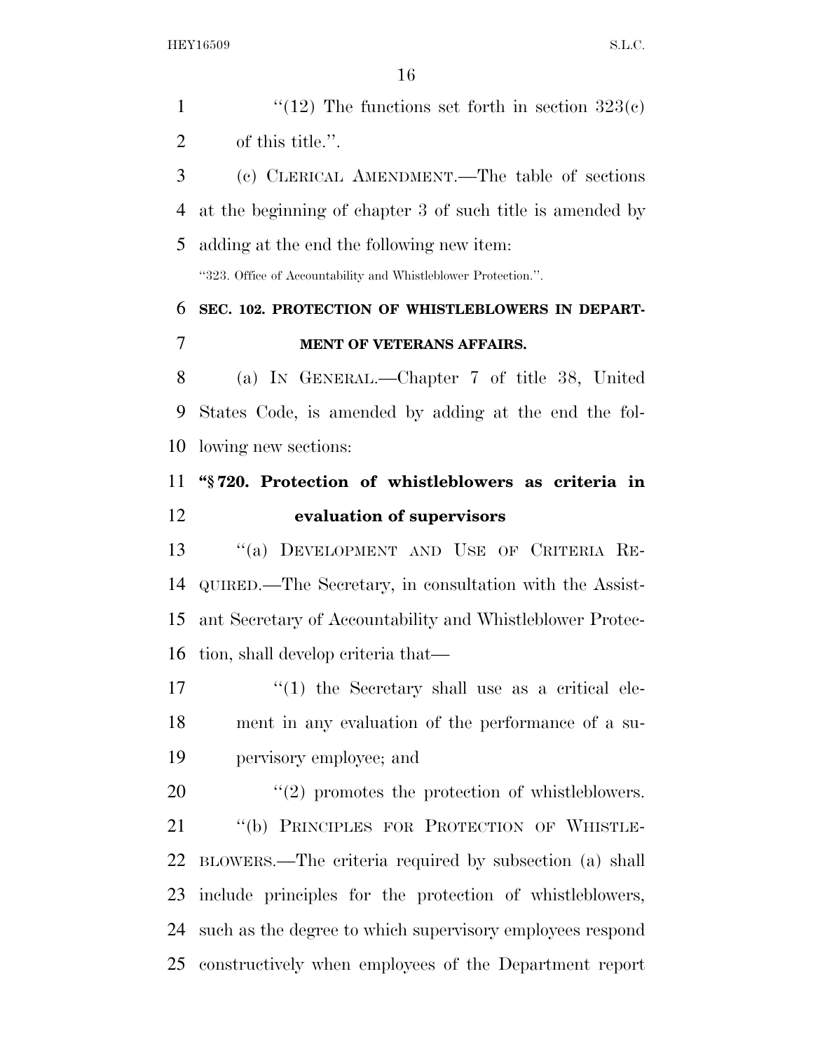"(12) The functions set forth in section 323(c) of this title.".

(c) CLERICAL AMENDMENT.—The table of sections at the beginning of chapter 3 of such title is amended by adding at the end the following new item:

"323. Office of Accountability and Whistleblower Protection.".

**SEC. 102. PROTECTION OF WHISTLEBLOWERS IN DEPARTMENT OF VETERANS AFFAIRS.**

(a) IN GENERAL.—Chapter 7 of title 38, United States Code, is amended by adding at the end the following new sections:

**"§ 720. Protection of whistleblowers as criteria in evaluation of supervisors**

"(a) DEVELOPMENT AND USE OF CRITERIA REQUIRED.—The Secretary, in consultation with the Assistant Secretary of Accountability and Whistleblower Protection, shall develop criteria that—

"(1) the Secretary shall use as a critical element in any evaluation of the performance of a supervisory employee; and

"(2) promotes the protection of whistleblowers.

"(b) PRINCIPLES FOR PROTECTION OF WHISTLEBLOWERS.—The criteria required by subsection (a) shall include principles for the protection of whistleblowers, such as the degree to which supervisory employees respond constructively when employees of the Department report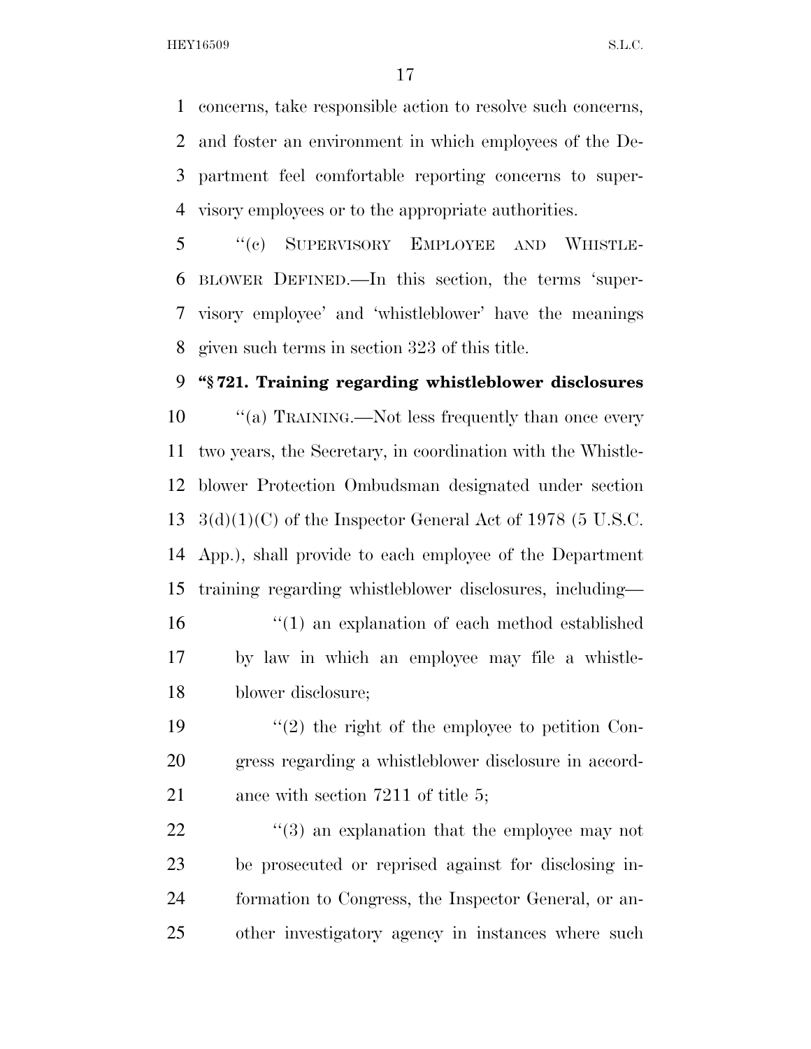concerns, take responsible action to resolve such concerns, and foster an environment in which employees of the Department feel comfortable reporting concerns to supervisory employees or to the appropriate authorities.

''(c) SUPERVISORY EMPLOYEE AND WHISTLEBLOWER DEFINED.—In this section, the terms 'supervisory employee' and 'whistleblower' have the meanings given such terms in section 323 of this title.

**''§ 721. Training regarding whistleblower disclosures**

''(a) TRAINING.—Not less frequently than once every two years, the Secretary, in coordination with the Whistleblower Protection Ombudsman designated under section 3(d)(1)(C) of the Inspector General Act of 1978 (5 U.S.C. App.), shall provide to each employee of the Department training regarding whistleblower disclosures, including—

''(1) an explanation of each method established by law in which an employee may file a whistleblower disclosure;

''(2) the right of the employee to petition Congress regarding a whistleblower disclosure in accordance with section 7211 of title 5;

''(3) an explanation that the employee may not be prosecuted or reprised against for disclosing information to Congress, the Inspector General, or another investigatory agency in instances where such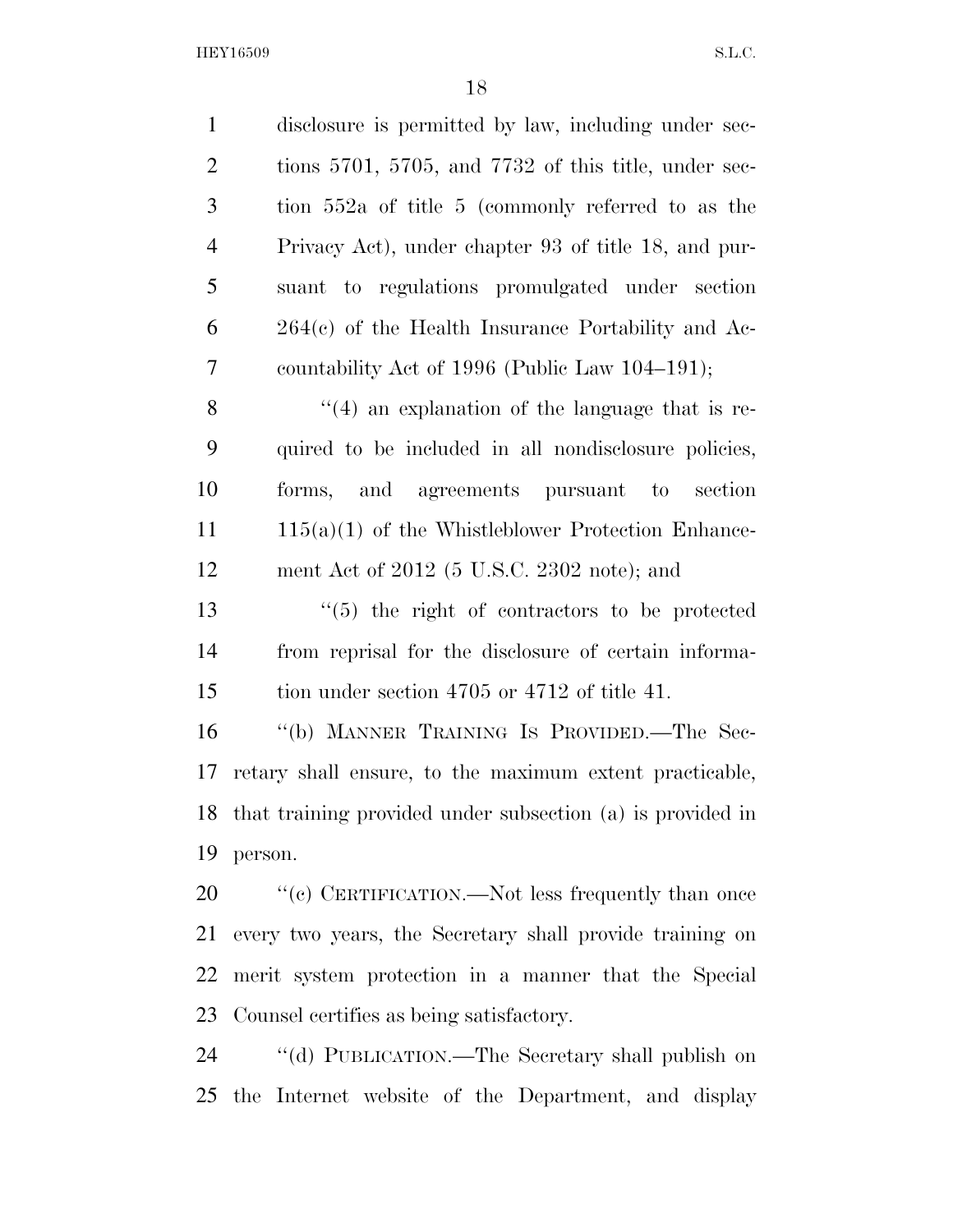disclosure is permitted by law, including under sections 5701, 5705, and 7732 of this title, under section 552a of title 5 (commonly referred to as the Privacy Act), under chapter 93 of title 18, and pursuant to regulations promulgated under section 264(c) of the Health Insurance Portability and Accountability Act of 1996 (Public Law 104–191);

"(4) an explanation of the language that is required to be included in all nondisclosure policies, forms, and agreements pursuant to section 115(a)(1) of the Whistleblower Protection Enhancement Act of 2012 (5 U.S.C. 2302 note); and

"(5) the right of contractors to be protected from reprisal for the disclosure of certain information under section 4705 or 4712 of title 41.

"(b) MANNER TRAINING IS PROVIDED.—The Secretary shall ensure, to the maximum extent practicable, that training provided under subsection (a) is provided in person.

"(c) CERTIFICATION.—Not less frequently than once every two years, the Secretary shall provide training on merit system protection in a manner that the Special Counsel certifies as being satisfactory.

"(d) PUBLICATION.—The Secretary shall publish on the Internet website of the Department, and display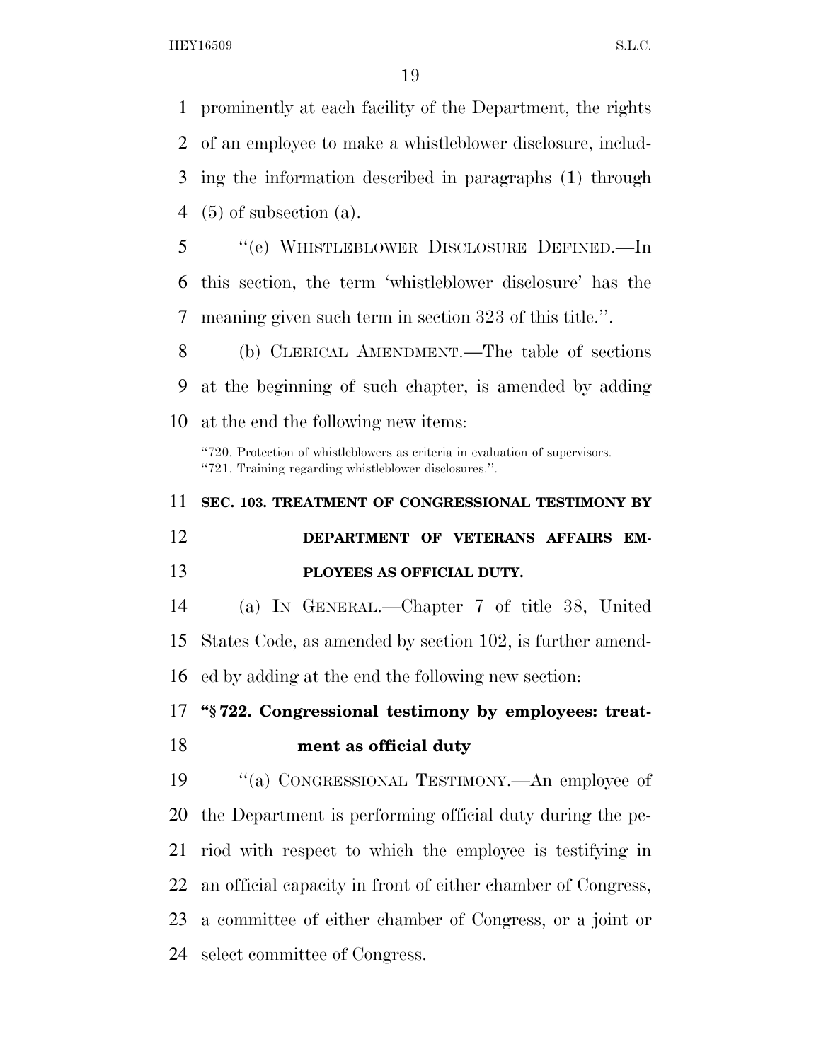prominently at each facility of the Department, the rights of an employee to make a whistleblower disclosure, including the information described in paragraphs (1) through (5) of subsection (a).

"(e) WHISTLEBLOWER DISCLOSURE DEFINED.—In this section, the term 'whistleblower disclosure' has the meaning given such term in section 323 of this title.".

(b) CLERICAL AMENDMENT.—The table of sections at the beginning of such chapter, is amended by adding at the end the following new items:

"720. Protection of whistleblowers as criteria in evaluation of supervisors.
"721. Training regarding whistleblower disclosures.".

**SEC. 103. TREATMENT OF CONGRESSIONAL TESTIMONY BY DEPARTMENT OF VETERANS AFFAIRS EMPLOYEES AS OFFICIAL DUTY.**

(a) IN GENERAL.—Chapter 7 of title 38, United States Code, as amended by section 102, is further amended by adding at the end the following new section:

**"§ 722. Congressional testimony by employees: treatment as official duty**

"(a) CONGRESSIONAL TESTIMONY.—An employee of the Department is performing official duty during the period with respect to which the employee is testifying in an official capacity in front of either chamber of Congress, a committee of either chamber of Congress, or a joint or select committee of Congress.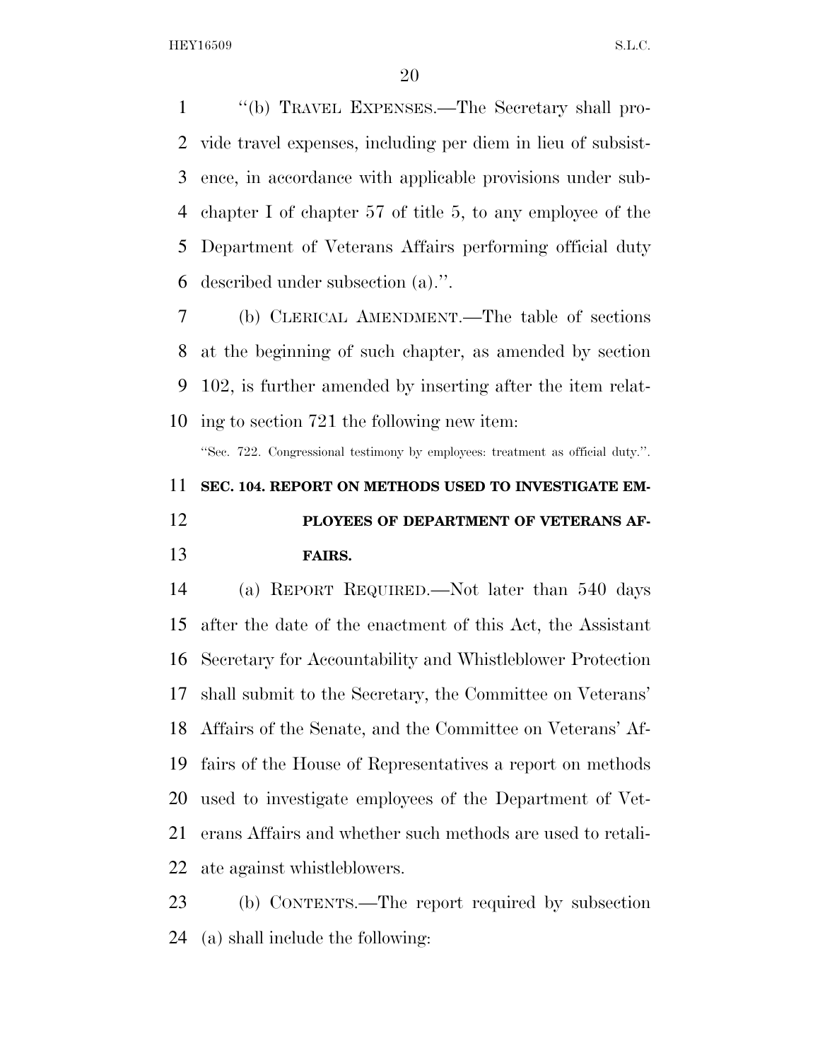''(b) TRAVEL EXPENSES.—The Secretary shall provide travel expenses, including per diem in lieu of subsistence, in accordance with applicable provisions under subchapter I of chapter 57 of title 5, to any employee of the Department of Veterans Affairs performing official duty described under subsection (a).''.

(b) CLERICAL AMENDMENT.—The table of sections at the beginning of such chapter, as amended by section 102, is further amended by inserting after the item relating to section 721 the following new item:

''Sec. 722. Congressional testimony by employees: treatment as official duty.''.

**SEC. 104. REPORT ON METHODS USED TO INVESTIGATE EMPLOYEES OF DEPARTMENT OF VETERANS AFFAIRS.**

(a) REPORT REQUIRED.—Not later than 540 days after the date of the enactment of this Act, the Assistant Secretary for Accountability and Whistleblower Protection shall submit to the Secretary, the Committee on Veterans' Affairs of the Senate, and the Committee on Veterans' Affairs of the House of Representatives a report on methods used to investigate employees of the Department of Veterans Affairs and whether such methods are used to retaliate against whistleblowers.

(b) CONTENTS.—The report required by subsection (a) shall include the following: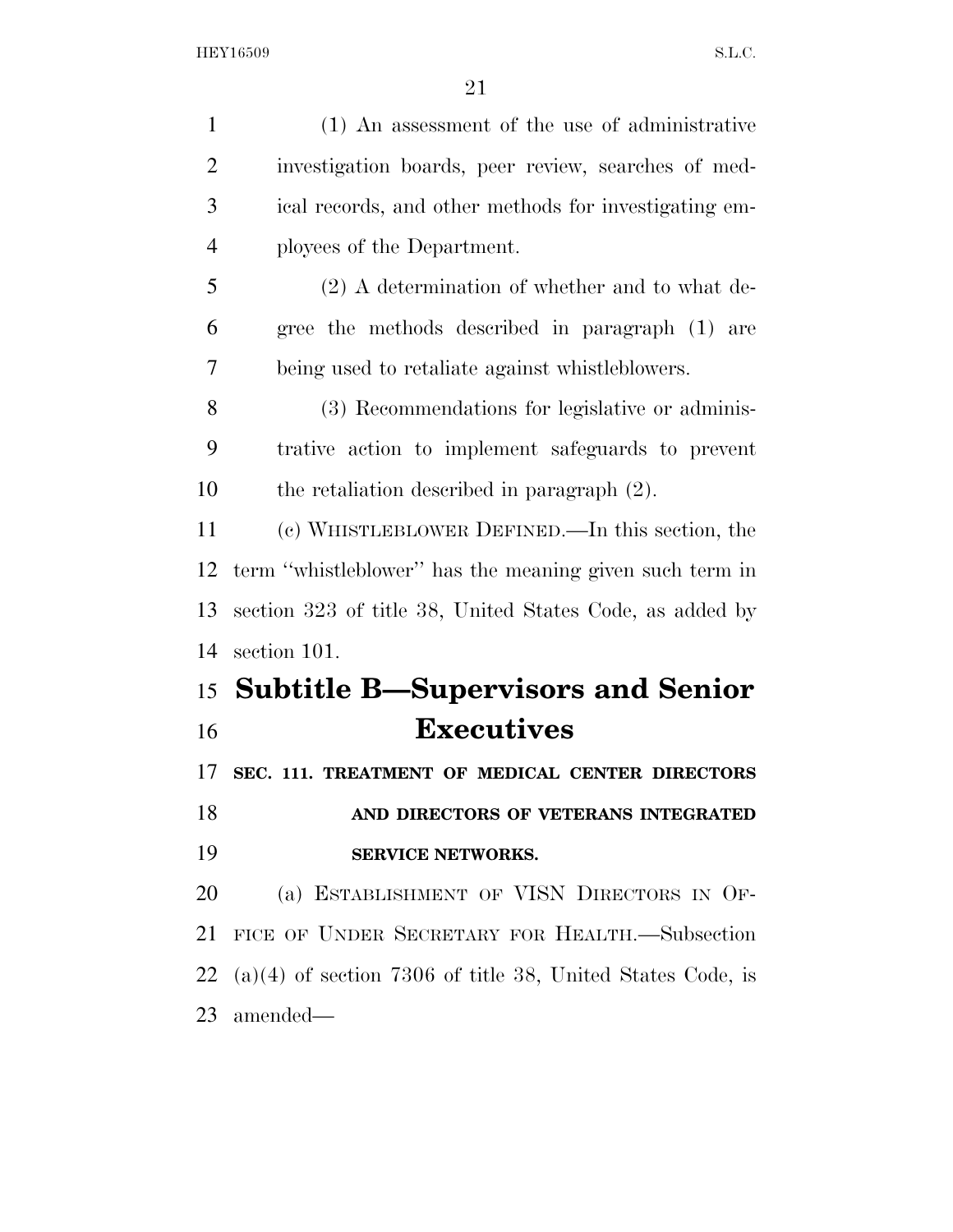(1) An assessment of the use of administrative investigation boards, peer review, searches of medical records, and other methods for investigating employees of the Department.

(2) A determination of whether and to what degree the methods described in paragraph (1) are being used to retaliate against whistleblowers.

(3) Recommendations for legislative or administrative action to implement safeguards to prevent the retaliation described in paragraph (2).

(c) WHISTLEBLOWER DEFINED.—In this section, the term ''whistleblower'' has the meaning given such term in section 323 of title 38, United States Code, as added by section 101.

## Subtitle B—Supervisors and Senior Executives

### SEC. 111. TREATMENT OF MEDICAL CENTER DIRECTORS AND DIRECTORS OF VETERANS INTEGRATED SERVICE NETWORKS.

(a) ESTABLISHMENT OF VISN DIRECTORS IN OFFICE OF UNDER SECRETARY FOR HEALTH.—Subsection (a)(4) of section 7306 of title 38, United States Code, is amended—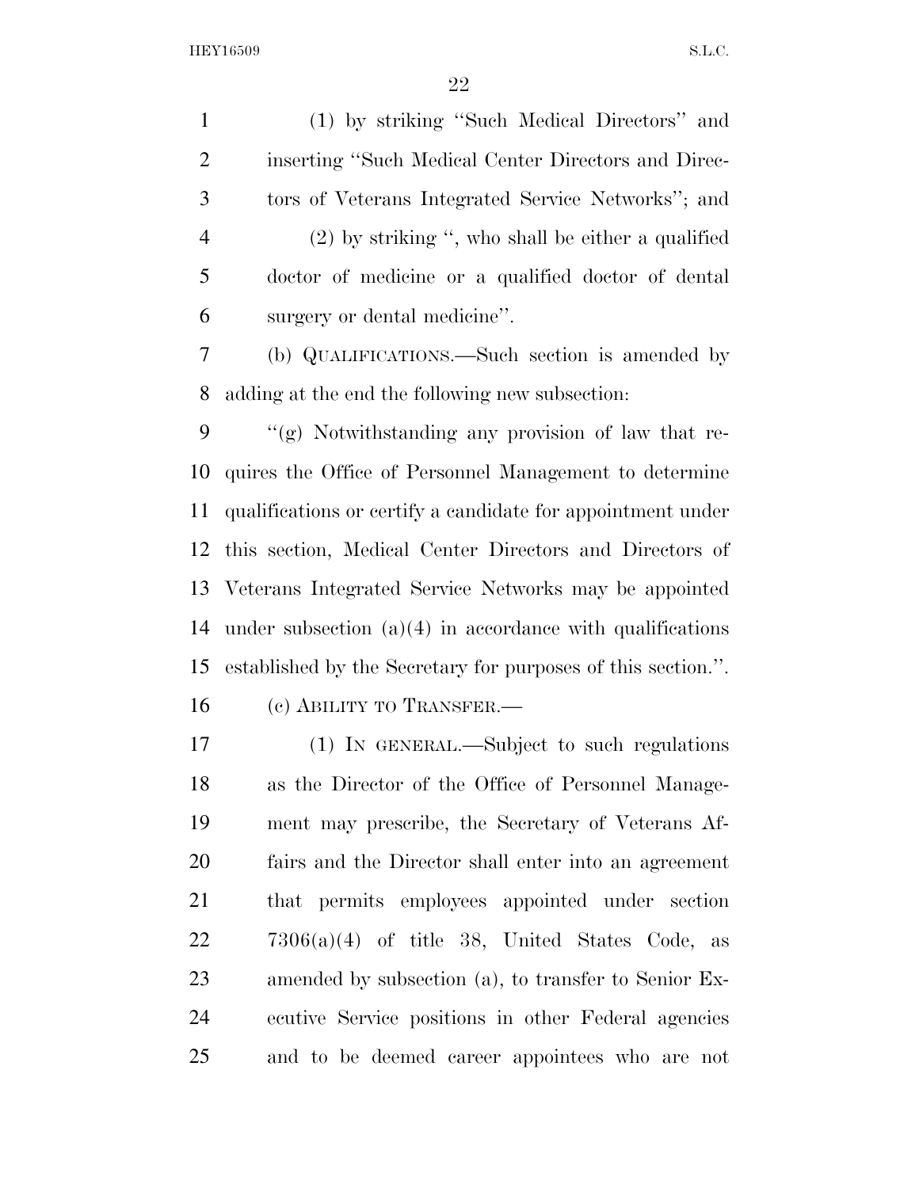(1) by striking "Such Medical Directors" and inserting "Such Medical Center Directors and Directors of Veterans Integrated Service Networks"; and

(2) by striking ", who shall be either a qualified doctor of medicine or a qualified doctor of dental surgery or dental medicine".

(b) QUALIFICATIONS.—Such section is amended by adding at the end the following new subsection:

"(g) Notwithstanding any provision of law that requires the Office of Personnel Management to determine qualifications or certify a candidate for appointment under this section, Medical Center Directors and Directors of Veterans Integrated Service Networks may be appointed under subsection (a)(4) in accordance with qualifications established by the Secretary for purposes of this section.".

(c) ABILITY TO TRANSFER.—

(1) IN GENERAL.—Subject to such regulations as the Director of the Office of Personnel Management may prescribe, the Secretary of Veterans Affairs and the Director shall enter into an agreement that permits employees appointed under section 7306(a)(4) of title 38, United States Code, as amended by subsection (a), to transfer to Senior Executive Service positions in other Federal agencies and to be deemed career appointees who are not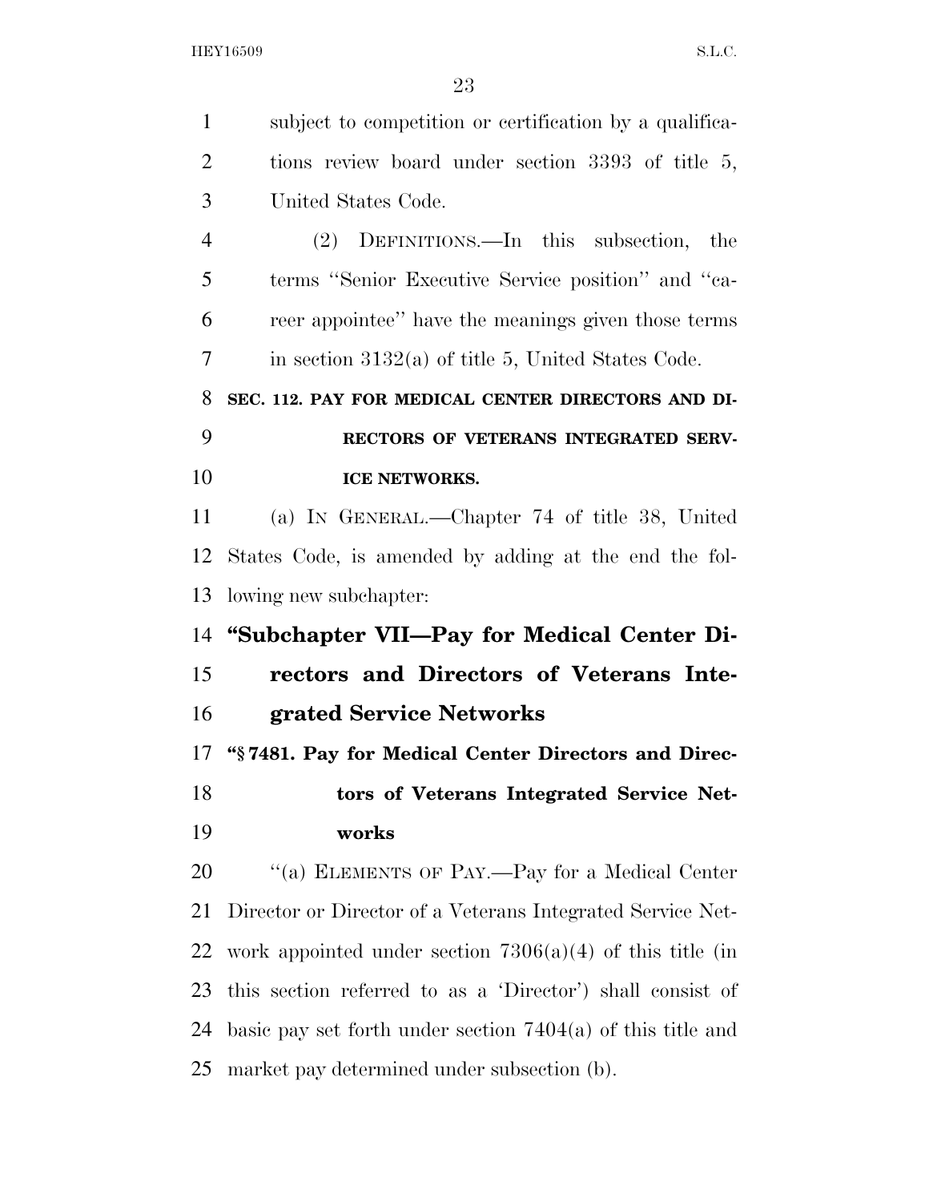subject to competition or certification by a qualifications review board under section 3393 of title 5, United States Code.

(2) DEFINITIONS.—In this subsection, the terms ''Senior Executive Service position'' and ''career appointee'' have the meanings given those terms in section 3132(a) of title 5, United States Code.

**SEC. 112. PAY FOR MEDICAL CENTER DIRECTORS AND DIRECTORS OF VETERANS INTEGRATED SERVICE NETWORKS.**

(a) IN GENERAL.—Chapter 74 of title 38, United States Code, is amended by adding at the end the following new subchapter:

## ''Subchapter VII—Pay for Medical Center Directors and Directors of Veterans Integrated Service Networks

**''§ 7481. Pay for Medical Center Directors and Directors of Veterans Integrated Service Networks**

''(a) ELEMENTS OF PAY.—Pay for a Medical Center Director or Director of a Veterans Integrated Service Network appointed under section 7306(a)(4) of this title (in this section referred to as a 'Director') shall consist of basic pay set forth under section 7404(a) of this title and market pay determined under subsection (b).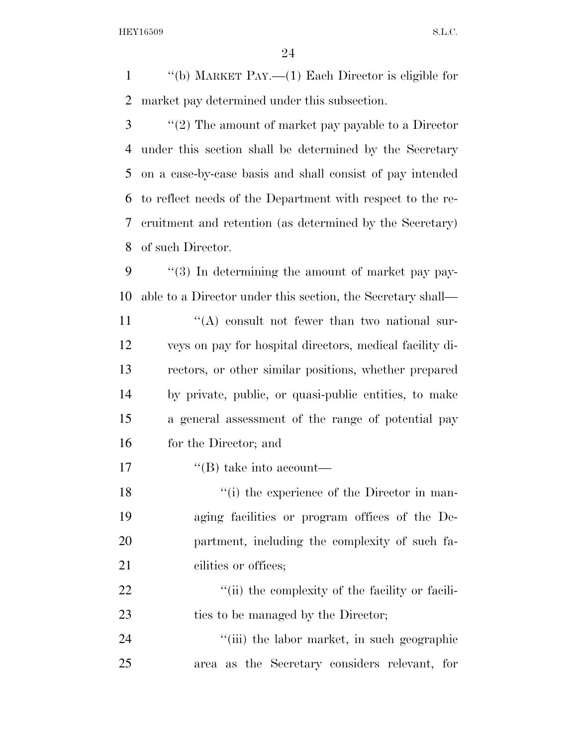"(b) MARKET PAY.—(1) Each Director is eligible for market pay determined under this subsection.

"(2) The amount of market pay payable to a Director under this section shall be determined by the Secretary on a case-by-case basis and shall consist of pay intended to reflect needs of the Department with respect to the recruitment and retention (as determined by the Secretary) of such Director.

"(3) In determining the amount of market pay payable to a Director under this section, the Secretary shall—

"(A) consult not fewer than two national surveys on pay for hospital directors, medical facility directors, or other similar positions, whether prepared by private, public, or quasi-public entities, to make a general assessment of the range of potential pay for the Director; and

"(B) take into account—

"(i) the experience of the Director in managing facilities or program offices of the Department, including the complexity of such facilities or offices;

"(ii) the complexity of the facility or facilities to be managed by the Director;

"(iii) the labor market, in such geographic area as the Secretary considers relevant, for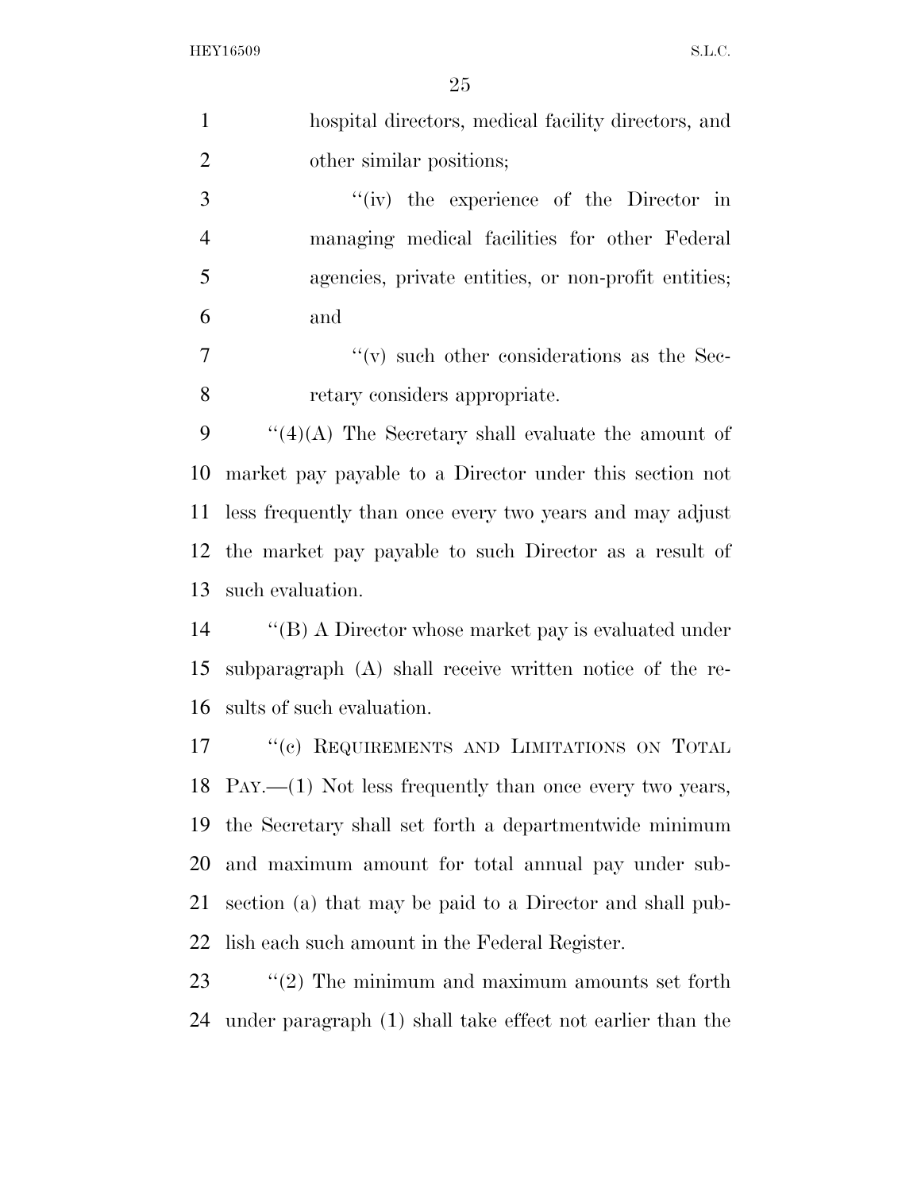hospital directors, medical facility directors, and other similar positions;

"(iv) the experience of the Director in managing medical facilities for other Federal agencies, private entities, or non-profit entities; and

"(v) such other considerations as the Secretary considers appropriate.

"(4)(A) The Secretary shall evaluate the amount of market pay payable to a Director under this section not less frequently than once every two years and may adjust the market pay payable to such Director as a result of such evaluation.

"(B) A Director whose market pay is evaluated under subparagraph (A) shall receive written notice of the results of such evaluation.

"(c) REQUIREMENTS AND LIMITATIONS ON TOTAL PAY.—(1) Not less frequently than once every two years, the Secretary shall set forth a departmentwide minimum and maximum amount for total annual pay under subsection (a) that may be paid to a Director and shall publish each such amount in the Federal Register.

"(2) The minimum and maximum amounts set forth under paragraph (1) shall take effect not earlier than the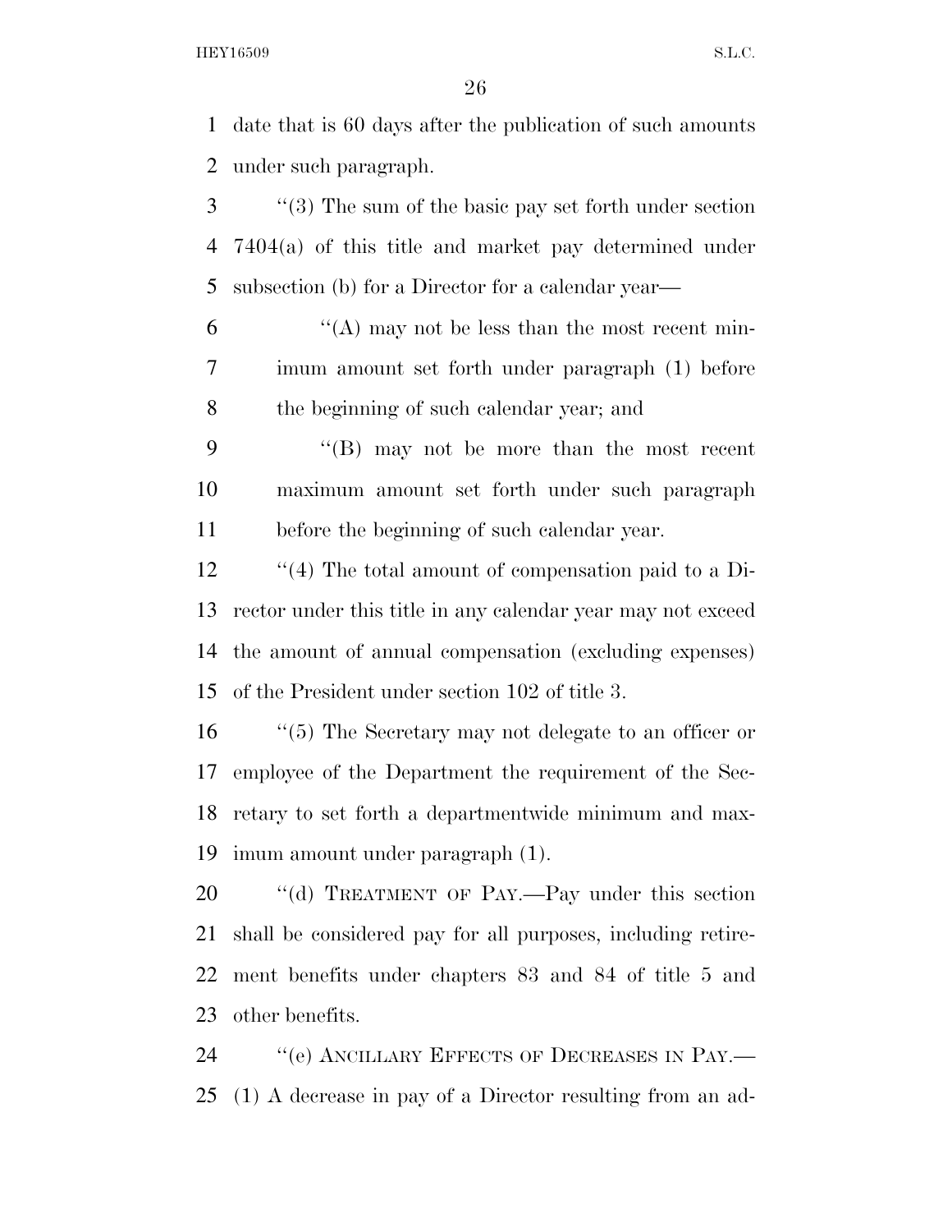date that is 60 days after the publication of such amounts under such paragraph.

''(3) The sum of the basic pay set forth under section 7404(a) of this title and market pay determined under subsection (b) for a Director for a calendar year—

''(A) may not be less than the most recent minimum amount set forth under paragraph (1) before the beginning of such calendar year; and

''(B) may not be more than the most recent maximum amount set forth under such paragraph before the beginning of such calendar year.

''(4) The total amount of compensation paid to a Director under this title in any calendar year may not exceed the amount of annual compensation (excluding expenses) of the President under section 102 of title 3.

''(5) The Secretary may not delegate to an officer or employee of the Department the requirement of the Secretary to set forth a departmentwide minimum and maximum amount under paragraph (1).

''(d) TREATMENT OF PAY.—Pay under this section shall be considered pay for all purposes, including retirement benefits under chapters 83 and 84 of title 5 and other benefits.

''(e) ANCILLARY EFFECTS OF DECREASES IN PAY.—(1) A decrease in pay of a Director resulting from an ad-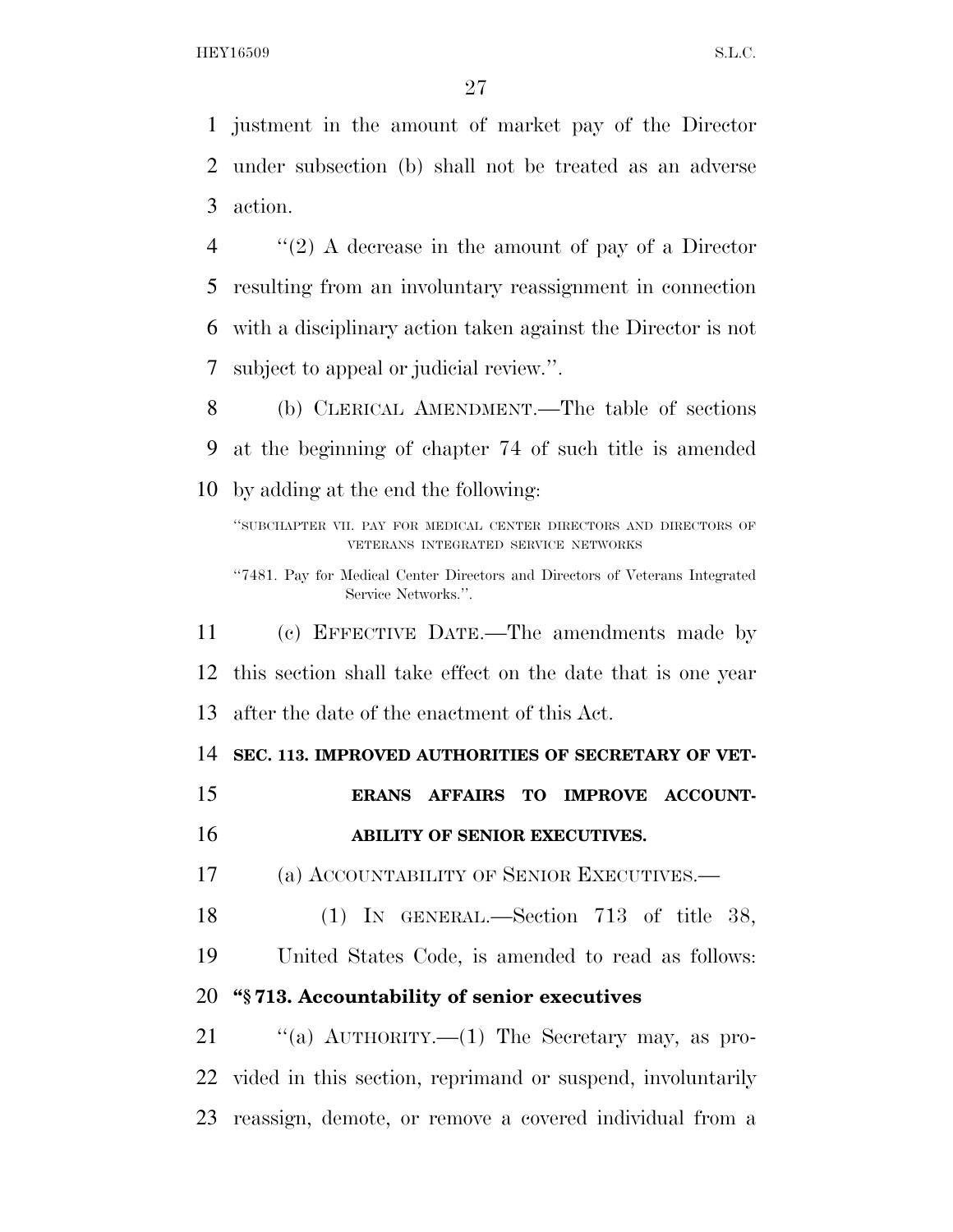justment in the amount of market pay of the Director under subsection (b) shall not be treated as an adverse action.

"(2) A decrease in the amount of pay of a Director resulting from an involuntary reassignment in connection with a disciplinary action taken against the Director is not subject to appeal or judicial review.".

(b) CLERICAL AMENDMENT.—The table of sections at the beginning of chapter 74 of such title is amended by adding at the end the following:

"SUBCHAPTER VII. PAY FOR MEDICAL CENTER DIRECTORS AND DIRECTORS OF VETERANS INTEGRATED SERVICE NETWORKS

"7481. Pay for Medical Center Directors and Directors of Veterans Integrated Service Networks.".

(c) EFFECTIVE DATE.—The amendments made by this section shall take effect on the date that is one year after the date of the enactment of this Act.

**SEC. 113. IMPROVED AUTHORITIES OF SECRETARY OF VETERANS AFFAIRS TO IMPROVE ACCOUNTABILITY OF SENIOR EXECUTIVES.**

(a) ACCOUNTABILITY OF SENIOR EXECUTIVES.—

(1) IN GENERAL.—Section 713 of title 38, United States Code, is amended to read as follows:

**"§ 713. Accountability of senior executives**

"(a) AUTHORITY.—(1) The Secretary may, as provided in this section, reprimand or suspend, involuntarily reassign, demote, or remove a covered individual from a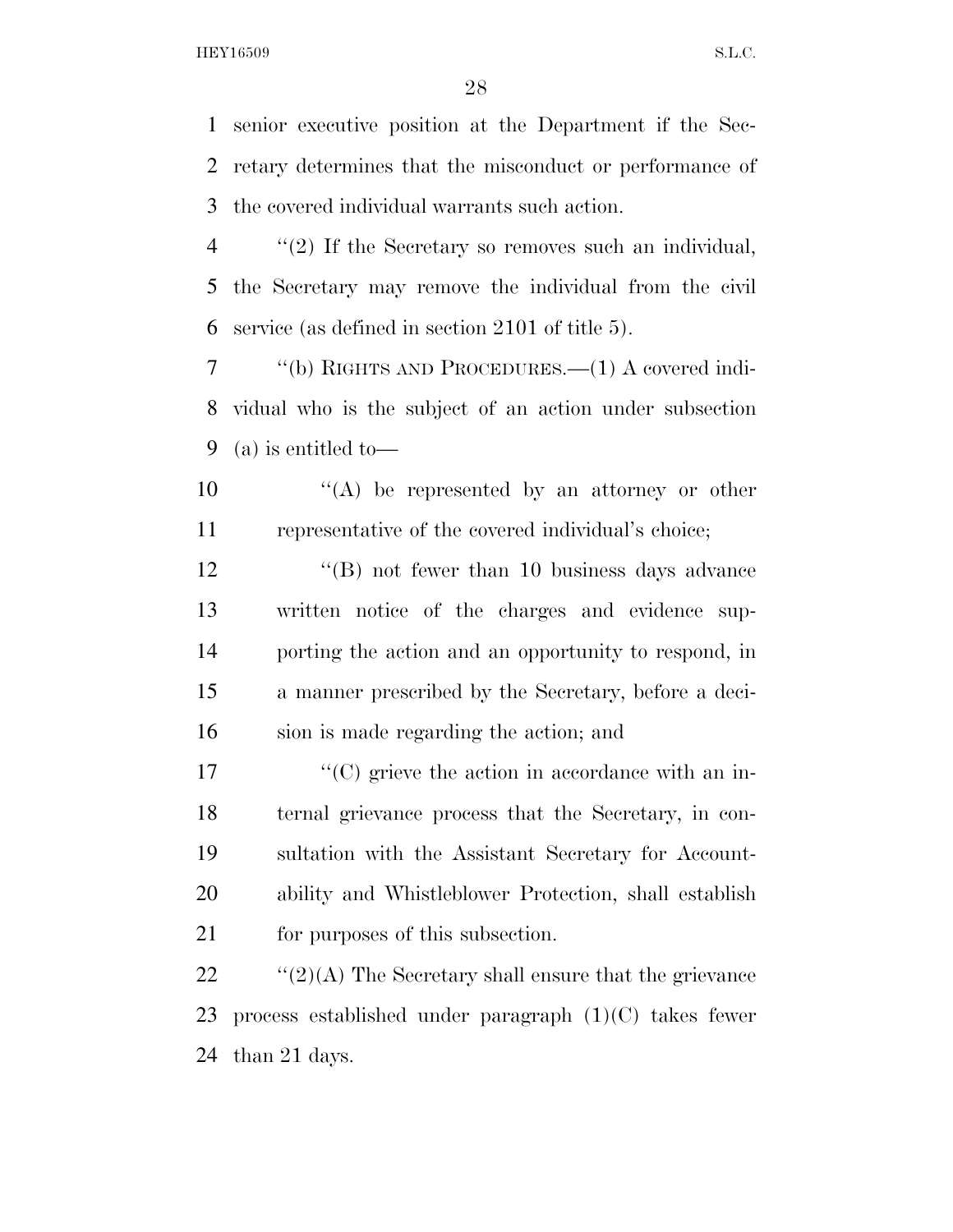senior executive position at the Department if the Secretary determines that the misconduct or performance of the covered individual warrants such action.

"(2) If the Secretary so removes such an individual, the Secretary may remove the individual from the civil service (as defined in section 2101 of title 5).

"(b) RIGHTS AND PROCEDURES.—(1) A covered individual who is the subject of an action under subsection (a) is entitled to—

"(A) be represented by an attorney or other representative of the covered individual's choice;

"(B) not fewer than 10 business days advance written notice of the charges and evidence supporting the action and an opportunity to respond, in a manner prescribed by the Secretary, before a decision is made regarding the action; and

"(C) grieve the action in accordance with an internal grievance process that the Secretary, in consultation with the Assistant Secretary for Accountability and Whistleblower Protection, shall establish for purposes of this subsection.

"(2)(A) The Secretary shall ensure that the grievance process established under paragraph (1)(C) takes fewer than 21 days.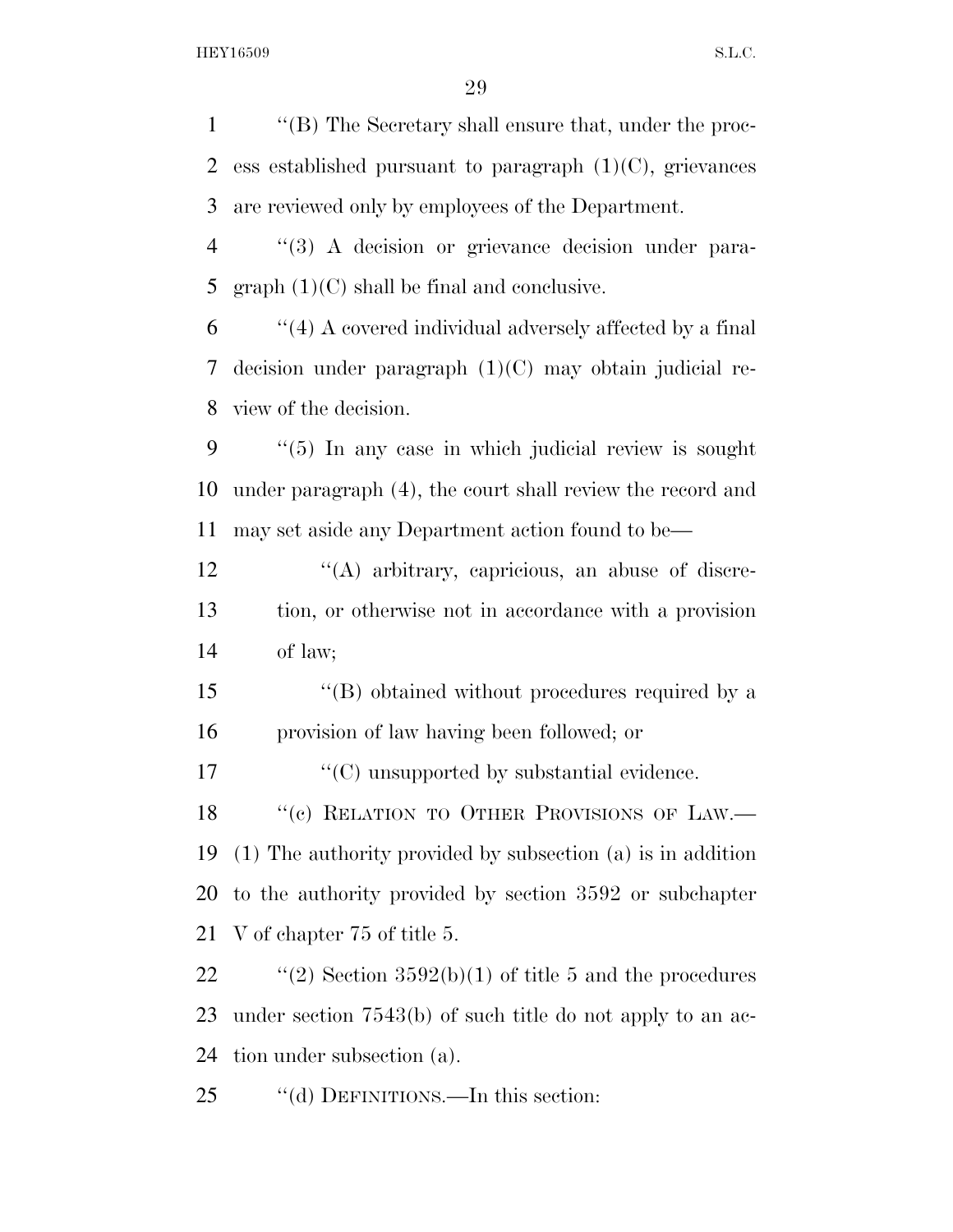''(B) The Secretary shall ensure that, under the process established pursuant to paragraph (1)(C), grievances are reviewed only by employees of the Department.

''(3) A decision or grievance decision under paragraph (1)(C) shall be final and conclusive.

''(4) A covered individual adversely affected by a final decision under paragraph (1)(C) may obtain judicial review of the decision.

''(5) In any case in which judicial review is sought under paragraph (4), the court shall review the record and may set aside any Department action found to be—

''(A) arbitrary, capricious, an abuse of discretion, or otherwise not in accordance with a provision of law;

''(B) obtained without procedures required by a provision of law having been followed; or

''(C) unsupported by substantial evidence.

''(c) RELATION TO OTHER PROVISIONS OF LAW.—(1) The authority provided by subsection (a) is in addition to the authority provided by section 3592 or subchapter V of chapter 75 of title 5.

''(2) Section 3592(b)(1) of title 5 and the procedures under section 7543(b) of such title do not apply to an action under subsection (a).

''(d) DEFINITIONS.—In this section: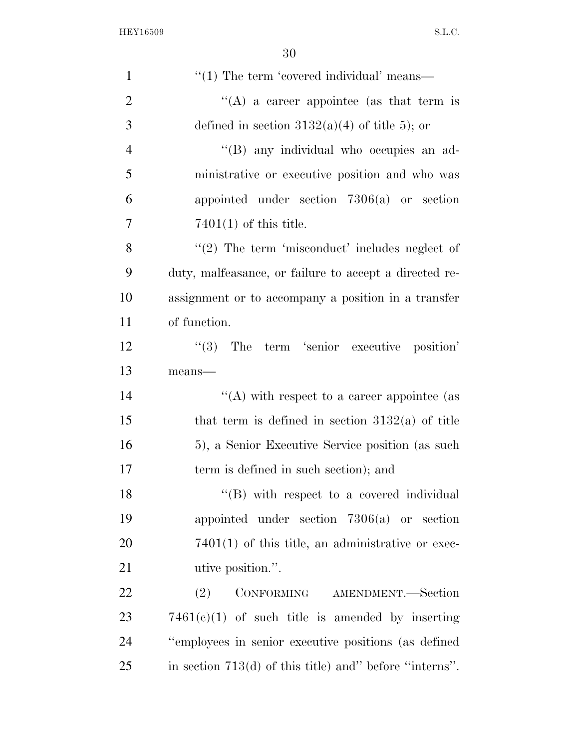"(1) The term 'covered individual' means—

"(A) a career appointee (as that term is defined in section 3132(a)(4) of title 5); or

"(B) any individual who occupies an administrative or executive position and who was appointed under section 7306(a) or section 7401(1) of this title.

"(2) The term 'misconduct' includes neglect of duty, malfeasance, or failure to accept a directed reassignment or to accompany a position in a transfer of function.

"(3) The term 'senior executive position' means—

"(A) with respect to a career appointee (as that term is defined in section 3132(a) of title 5), a Senior Executive Service position (as such term is defined in such section); and

"(B) with respect to a covered individual appointed under section 7306(a) or section 7401(1) of this title, an administrative or executive position.".

(2) CONFORMING AMENDMENT.—Section 7461(c)(1) of such title is amended by inserting "employees in senior executive positions (as defined in section 713(d) of this title) and" before "interns".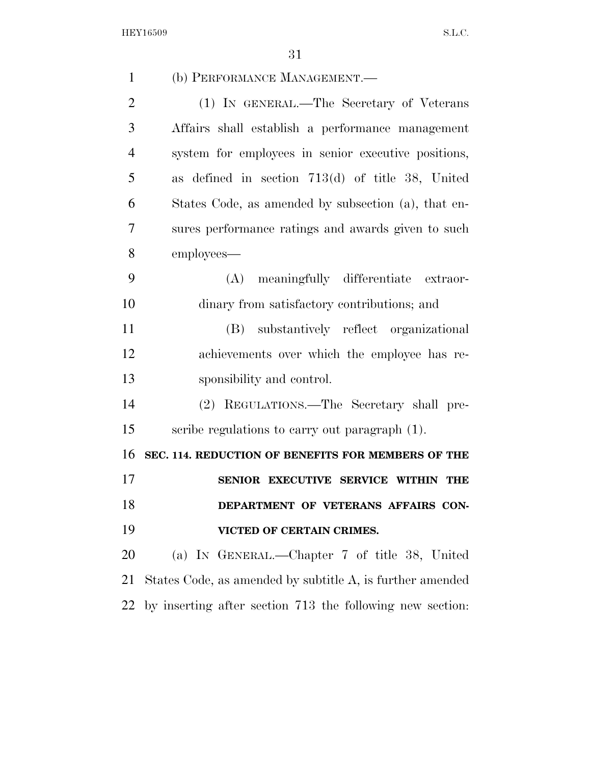(b) PERFORMANCE MANAGEMENT.—

(1) IN GENERAL.—The Secretary of Veterans Affairs shall establish a performance management system for employees in senior executive positions, as defined in section 713(d) of title 38, United States Code, as amended by subsection (a), that ensures performance ratings and awards given to such employees—

(A) meaningfully differentiate extraordinary from satisfactory contributions; and

(B) substantively reflect organizational achievements over which the employee has responsibility and control.

(2) REGULATIONS.—The Secretary shall prescribe regulations to carry out paragraph (1).

**SEC. 114. REDUCTION OF BENEFITS FOR MEMBERS OF THE SENIOR EXECUTIVE SERVICE WITHIN THE DEPARTMENT OF VETERANS AFFAIRS CONVICTED OF CERTAIN CRIMES.**

(a) IN GENERAL.—Chapter 7 of title 38, United States Code, as amended by subtitle A, is further amended by inserting after section 713 the following new section: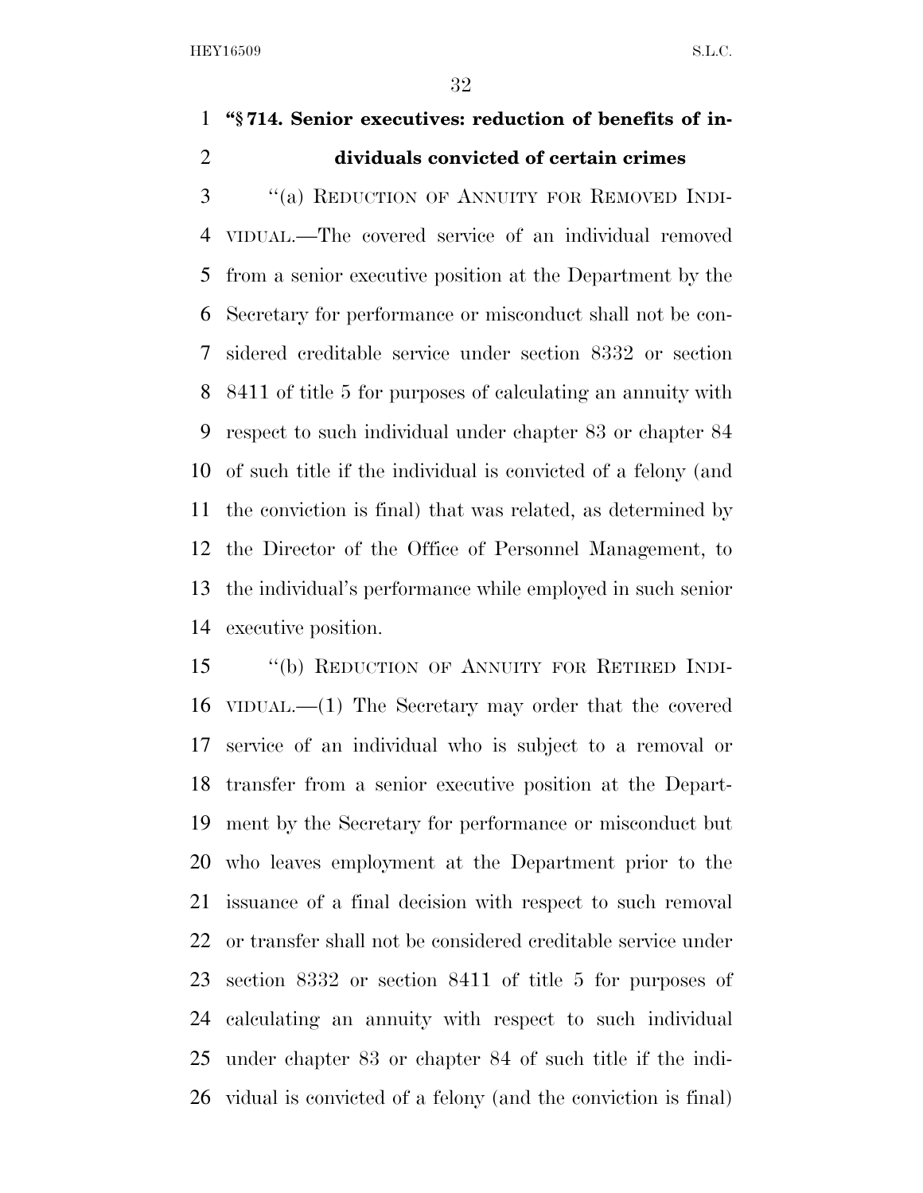**"§ 714. Senior executives: reduction of benefits of individuals convicted of certain crimes**

"(a) REDUCTION OF ANNUITY FOR REMOVED INDIVIDUAL.—The covered service of an individual removed from a senior executive position at the Department by the Secretary for performance or misconduct shall not be considered creditable service under section 8332 or section 8411 of title 5 for purposes of calculating an annuity with respect to such individual under chapter 83 or chapter 84 of such title if the individual is convicted of a felony (and the conviction is final) that was related, as determined by the Director of the Office of Personnel Management, to the individual's performance while employed in such senior executive position.

"(b) REDUCTION OF ANNUITY FOR RETIRED INDIVIDUAL.—(1) The Secretary may order that the covered service of an individual who is subject to a removal or transfer from a senior executive position at the Department by the Secretary for performance or misconduct but who leaves employment at the Department prior to the issuance of a final decision with respect to such removal or transfer shall not be considered creditable service under section 8332 or section 8411 of title 5 for purposes of calculating an annuity with respect to such individual under chapter 83 or chapter 84 of such title if the individual is convicted of a felony (and the conviction is final)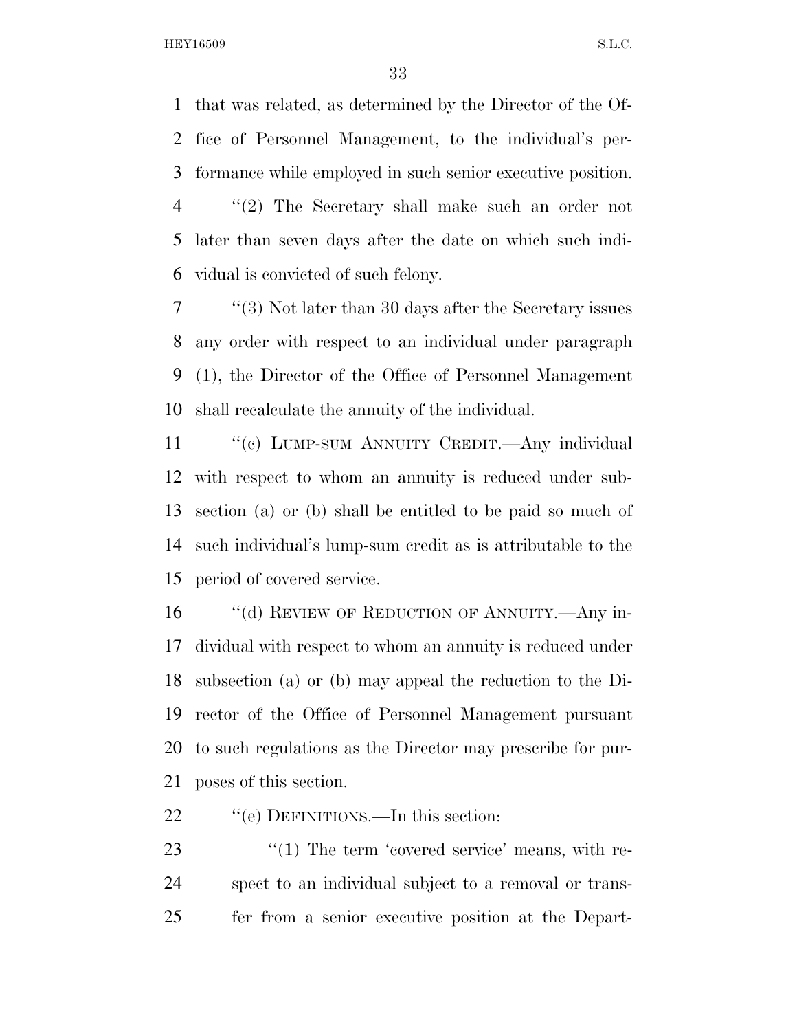that was related, as determined by the Director of the Office of Personnel Management, to the individual's performance while employed in such senior executive position.

"(2) The Secretary shall make such an order not later than seven days after the date on which such individual is convicted of such felony.

"(3) Not later than 30 days after the Secretary issues any order with respect to an individual under paragraph (1), the Director of the Office of Personnel Management shall recalculate the annuity of the individual.

"(c) LUMP-SUM ANNUITY CREDIT.—Any individual with respect to whom an annuity is reduced under subsection (a) or (b) shall be entitled to be paid so much of such individual's lump-sum credit as is attributable to the period of covered service.

"(d) REVIEW OF REDUCTION OF ANNUITY.—Any individual with respect to whom an annuity is reduced under subsection (a) or (b) may appeal the reduction to the Director of the Office of Personnel Management pursuant to such regulations as the Director may prescribe for purposes of this section.

"(e) DEFINITIONS.—In this section:

"(1) The term 'covered service' means, with respect to an individual subject to a removal or transfer from a senior executive position at the Depart-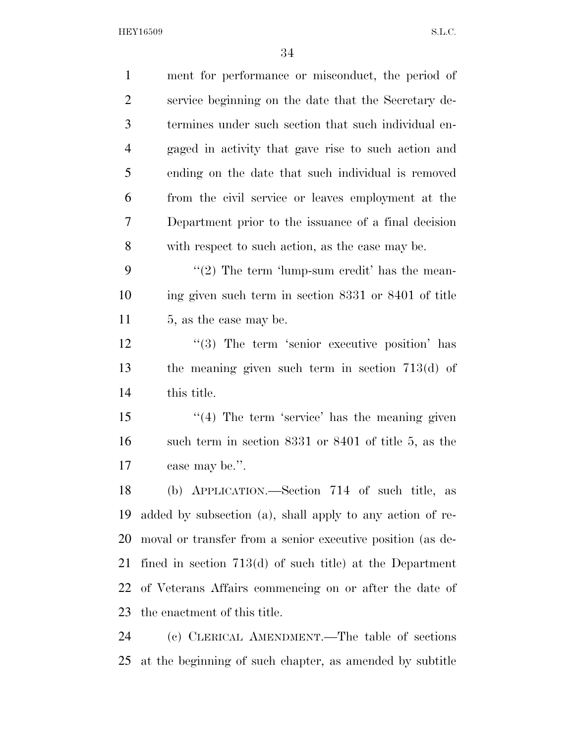ment for performance or misconduct, the period of service beginning on the date that the Secretary determines under such section that such individual engaged in activity that gave rise to such action and ending on the date that such individual is removed from the civil service or leaves employment at the Department prior to the issuance of a final decision with respect to such action, as the case may be.

"(2) The term 'lump-sum credit' has the meaning given such term in section 8331 or 8401 of title 5, as the case may be.

"(3) The term 'senior executive position' has the meaning given such term in section 713(d) of this title.

"(4) The term 'service' has the meaning given such term in section 8331 or 8401 of title 5, as the case may be.".

(b) APPLICATION.—Section 714 of such title, as added by subsection (a), shall apply to any action of removal or transfer from a senior executive position (as defined in section 713(d) of such title) at the Department of Veterans Affairs commencing on or after the date of the enactment of this title.

(c) CLERICAL AMENDMENT.—The table of sections at the beginning of such chapter, as amended by subtitle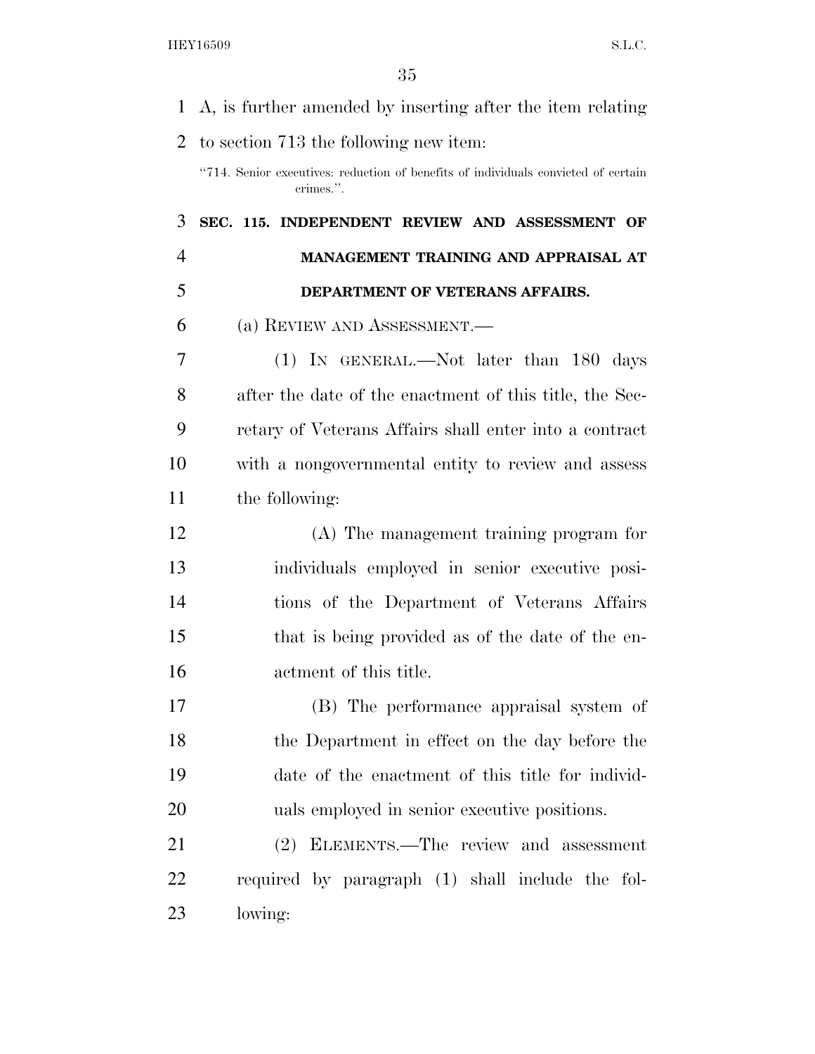A, is further amended by inserting after the item relating to section 713 the following new item:

"714. Senior executives: reduction of benefits of individuals convicted of certain crimes.".

**SEC. 115. INDEPENDENT REVIEW AND ASSESSMENT OF MANAGEMENT TRAINING AND APPRAISAL AT DEPARTMENT OF VETERANS AFFAIRS.**

(a) REVIEW AND ASSESSMENT.—

(1) IN GENERAL.—Not later than 180 days after the date of the enactment of this title, the Secretary of Veterans Affairs shall enter into a contract with a nongovernmental entity to review and assess the following:

(A) The management training program for individuals employed in senior executive positions of the Department of Veterans Affairs that is being provided as of the date of the enactment of this title.

(B) The performance appraisal system of the Department in effect on the day before the date of the enactment of this title for individuals employed in senior executive positions.

(2) ELEMENTS.—The review and assessment required by paragraph (1) shall include the following: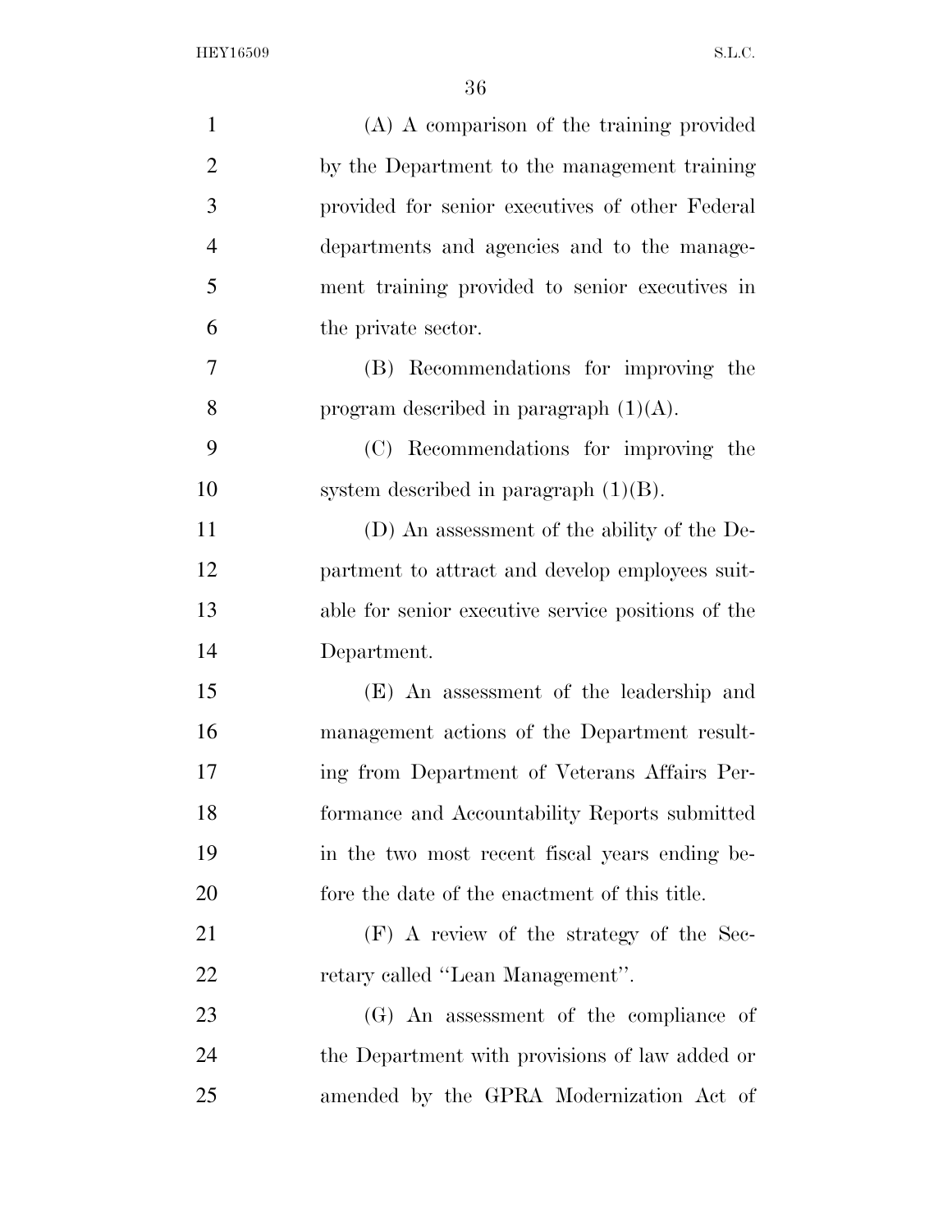(A) A comparison of the training provided by the Department to the management training provided for senior executives of other Federal departments and agencies and to the management training provided to senior executives in the private sector.

(B) Recommendations for improving the program described in paragraph (1)(A).

(C) Recommendations for improving the system described in paragraph (1)(B).

(D) An assessment of the ability of the Department to attract and develop employees suitable for senior executive service positions of the Department.

(E) An assessment of the leadership and management actions of the Department resulting from Department of Veterans Affairs Performance and Accountability Reports submitted in the two most recent fiscal years ending before the date of the enactment of this title.

(F) A review of the strategy of the Secretary called ''Lean Management''.

(G) An assessment of the compliance of the Department with provisions of law added or amended by the GPRA Modernization Act of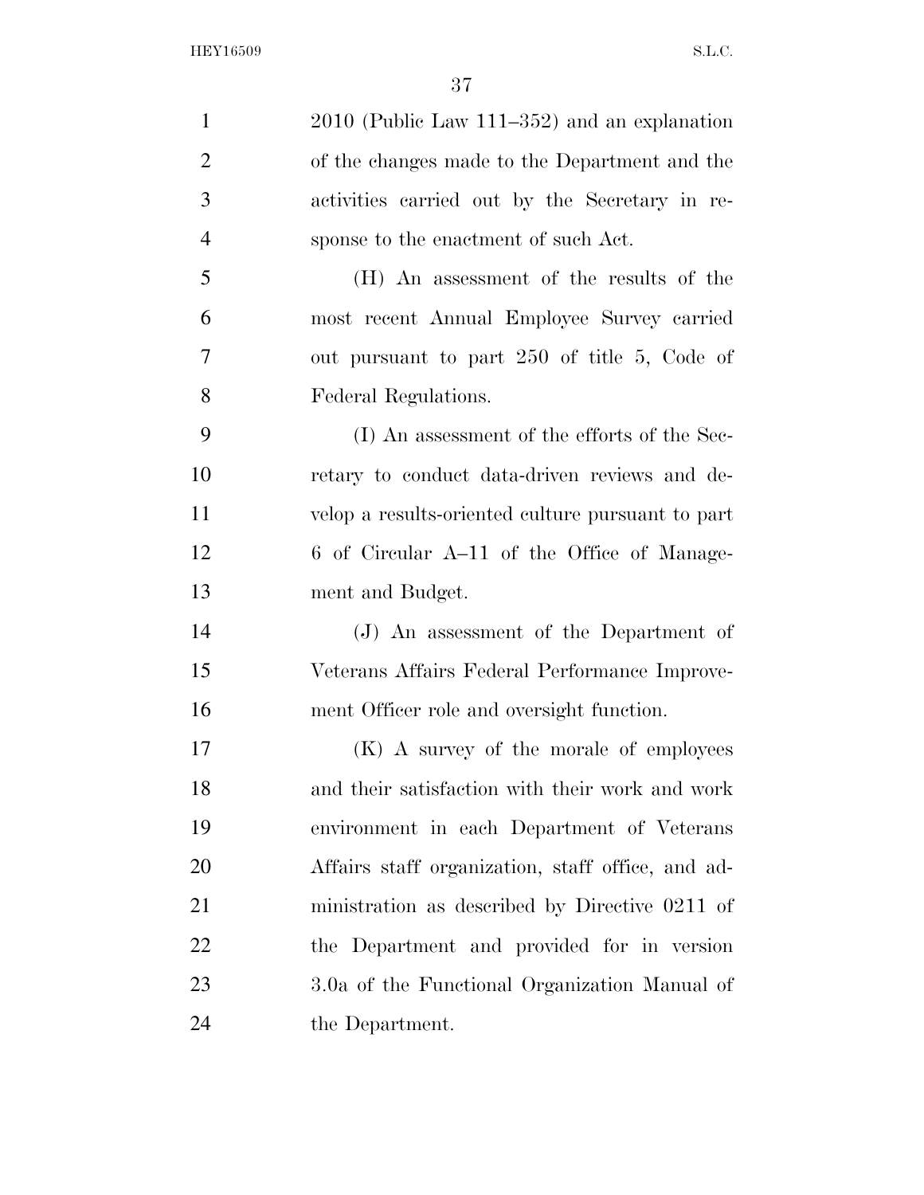2010 (Public Law 111–352) and an explanation of the changes made to the Department and the activities carried out by the Secretary in response to the enactment of such Act.

(H) An assessment of the results of the most recent Annual Employee Survey carried out pursuant to part 250 of title 5, Code of Federal Regulations.

(I) An assessment of the efforts of the Secretary to conduct data-driven reviews and develop a results-oriented culture pursuant to part 6 of Circular A–11 of the Office of Management and Budget.

(J) An assessment of the Department of Veterans Affairs Federal Performance Improvement Officer role and oversight function.

(K) A survey of the morale of employees and their satisfaction with their work and work environment in each Department of Veterans Affairs staff organization, staff office, and administration as described by Directive 0211 of the Department and provided for in version 3.0a of the Functional Organization Manual of the Department.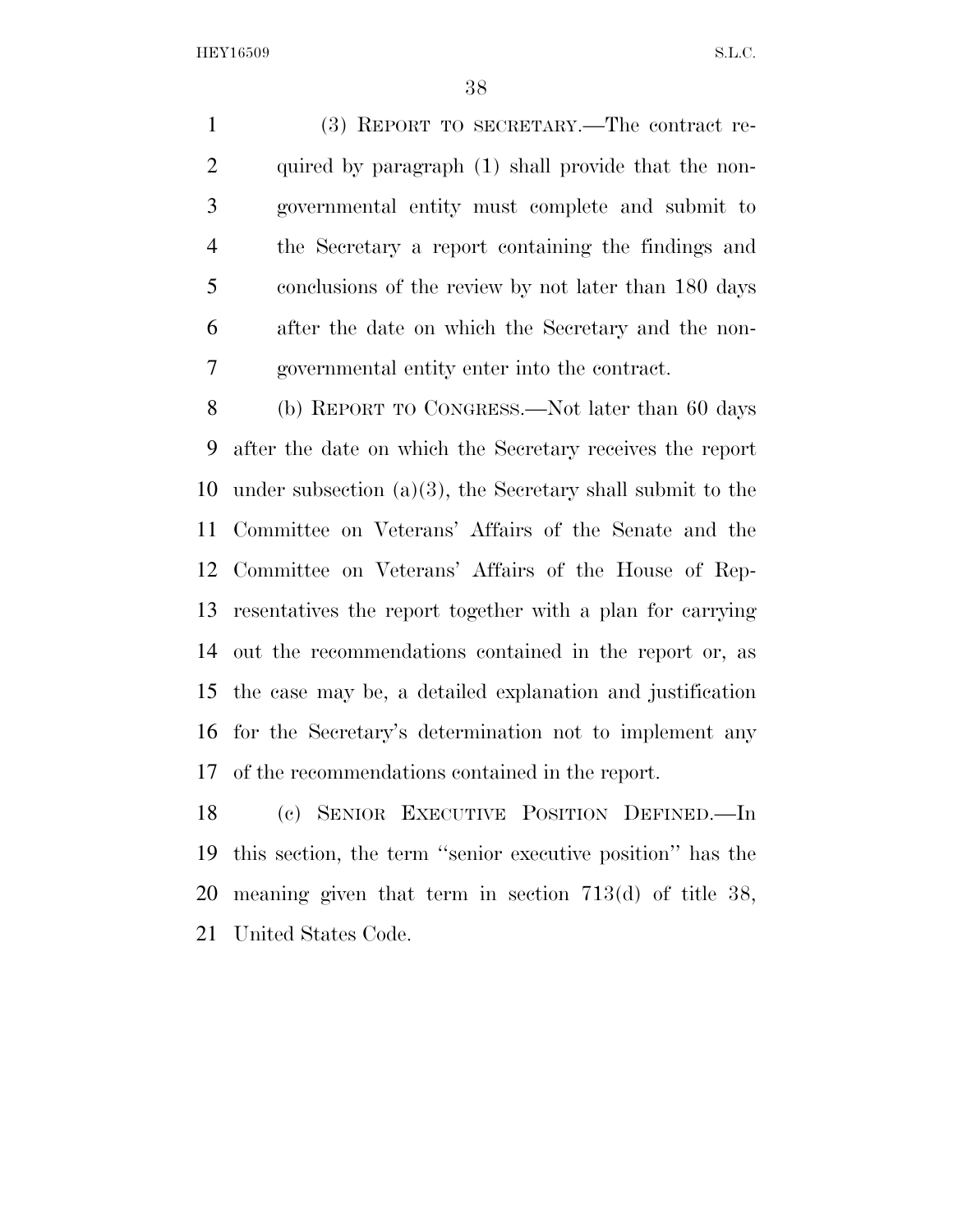(3) REPORT TO SECRETARY.—The contract required by paragraph (1) shall provide that the non-governmental entity must complete and submit to the Secretary a report containing the findings and conclusions of the review by not later than 180 days after the date on which the Secretary and the non-governmental entity enter into the contract.

(b) REPORT TO CONGRESS.—Not later than 60 days after the date on which the Secretary receives the report under subsection (a)(3), the Secretary shall submit to the Committee on Veterans' Affairs of the Senate and the Committee on Veterans' Affairs of the House of Representatives the report together with a plan for carrying out the recommendations contained in the report or, as the case may be, a detailed explanation and justification for the Secretary's determination not to implement any of the recommendations contained in the report.

(c) SENIOR EXECUTIVE POSITION DEFINED.—In this section, the term ''senior executive position'' has the meaning given that term in section 713(d) of title 38, United States Code.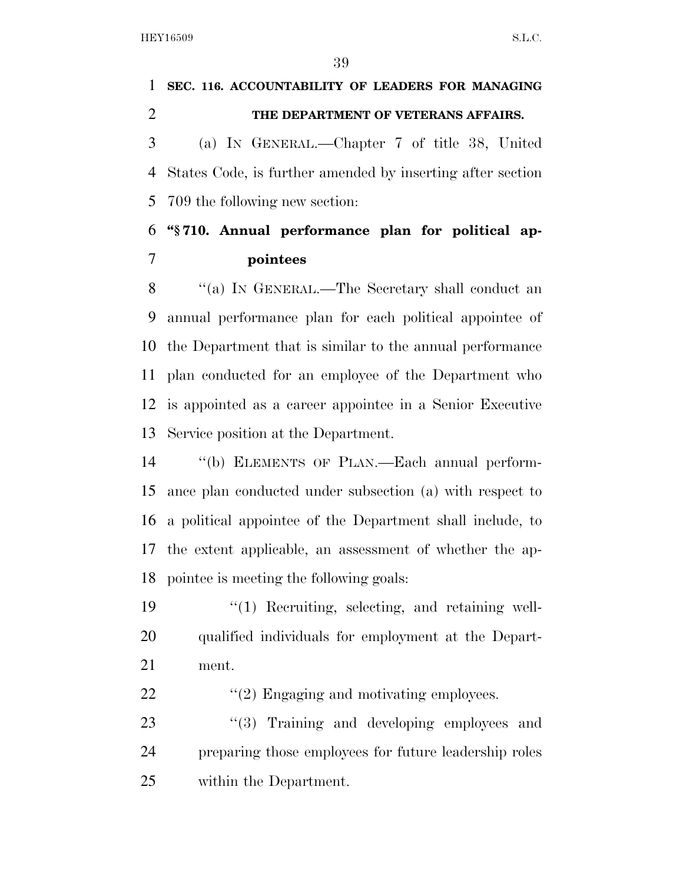**SEC. 116. ACCOUNTABILITY OF LEADERS FOR MANAGING THE DEPARTMENT OF VETERANS AFFAIRS.**

(a) IN GENERAL.—Chapter 7 of title 38, United States Code, is further amended by inserting after section 709 the following new section:

**"§ 710. Annual performance plan for political appointees**

"(a) IN GENERAL.—The Secretary shall conduct an annual performance plan for each political appointee of the Department that is similar to the annual performance plan conducted for an employee of the Department who is appointed as a career appointee in a Senior Executive Service position at the Department.

"(b) ELEMENTS OF PLAN.—Each annual performance plan conducted under subsection (a) with respect to a political appointee of the Department shall include, to the extent applicable, an assessment of whether the appointee is meeting the following goals:

"(1) Recruiting, selecting, and retaining well-qualified individuals for employment at the Department.

"(2) Engaging and motivating employees.

"(3) Training and developing employees and preparing those employees for future leadership roles within the Department.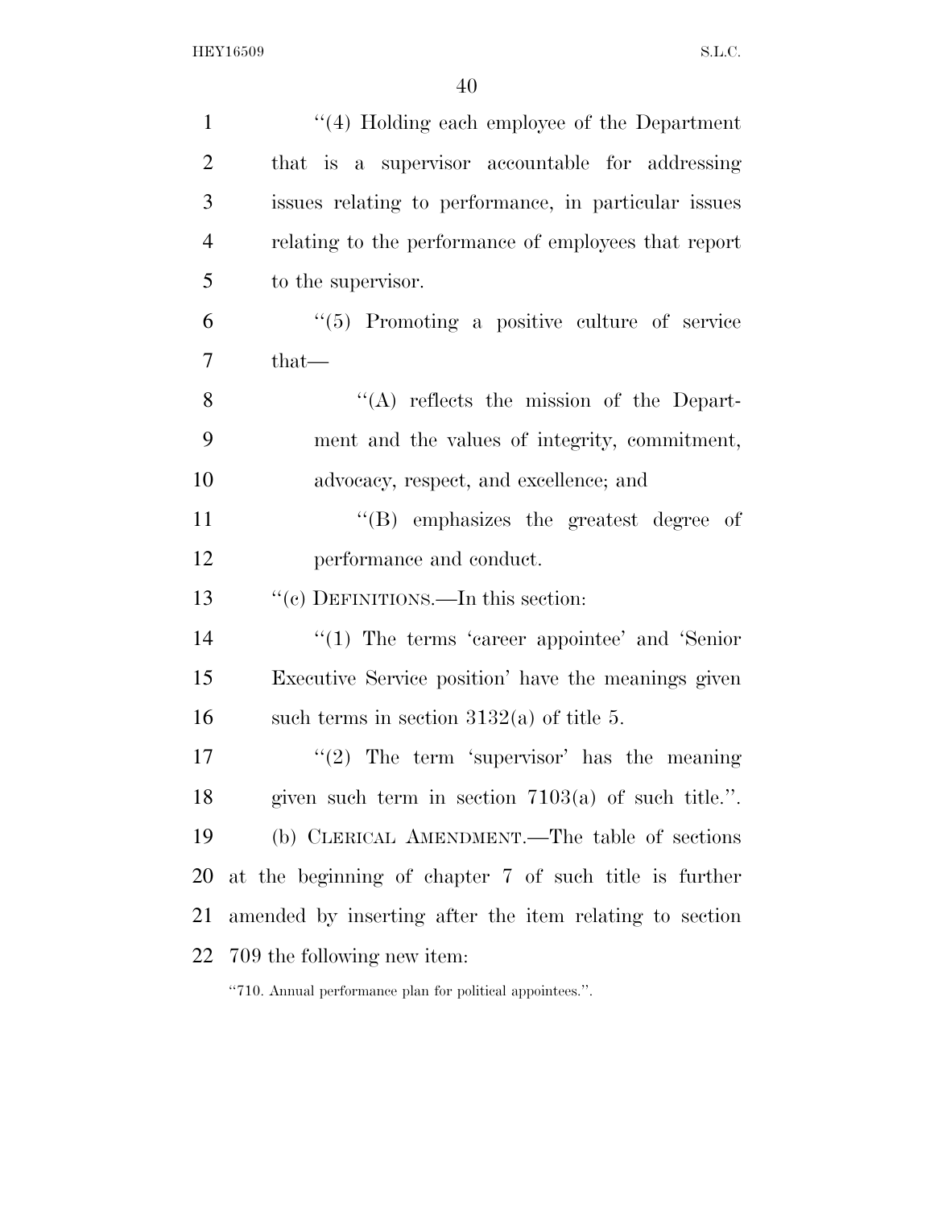''(4) Holding each employee of the Department that is a supervisor accountable for addressing issues relating to performance, in particular issues relating to the performance of employees that report to the supervisor.

''(5) Promoting a positive culture of service that—

''(A) reflects the mission of the Department and the values of integrity, commitment, advocacy, respect, and excellence; and

''(B) emphasizes the greatest degree of performance and conduct.

''(c) DEFINITIONS.—In this section:

''(1) The terms 'career appointee' and 'Senior Executive Service position' have the meanings given such terms in section 3132(a) of title 5.

''(2) The term 'supervisor' has the meaning given such term in section 7103(a) of such title.''.

(b) CLERICAL AMENDMENT.—The table of sections at the beginning of chapter 7 of such title is further amended by inserting after the item relating to section 709 the following new item:

''710. Annual performance plan for political appointees.''.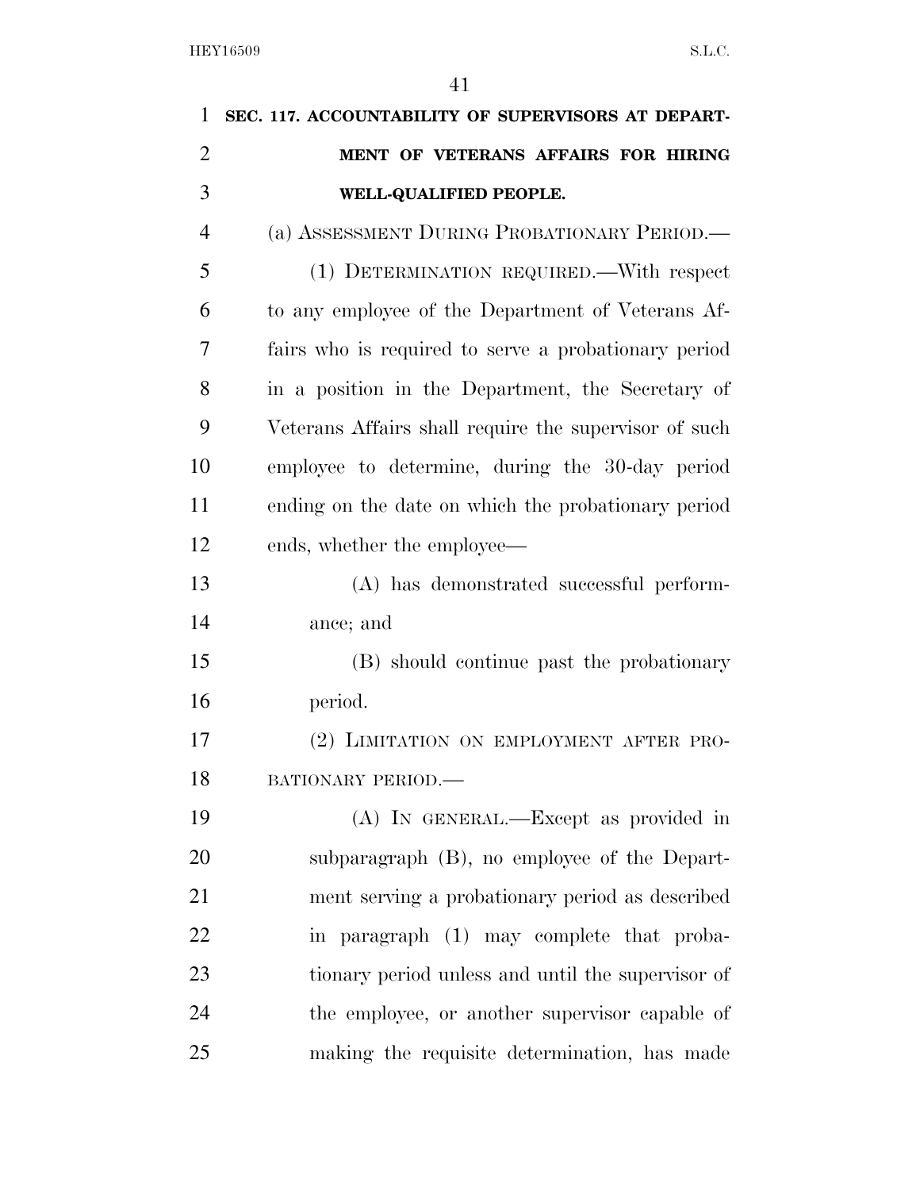**SEC. 117. ACCOUNTABILITY OF SUPERVISORS AT DEPARTMENT OF VETERANS AFFAIRS FOR HIRING WELL-QUALIFIED PEOPLE.**

(a) ASSESSMENT DURING PROBATIONARY PERIOD.—

(1) DETERMINATION REQUIRED.—With respect to any employee of the Department of Veterans Affairs who is required to serve a probationary period in a position in the Department, the Secretary of Veterans Affairs shall require the supervisor of such employee to determine, during the 30-day period ending on the date on which the probationary period ends, whether the employee—

(A) has demonstrated successful performance; and

(B) should continue past the probationary period.

(2) LIMITATION ON EMPLOYMENT AFTER PROBATIONARY PERIOD.—

(A) IN GENERAL.—Except as provided in subparagraph (B), no employee of the Department serving a probationary period as described in paragraph (1) may complete that probationary period unless and until the supervisor of the employee, or another supervisor capable of making the requisite determination, has made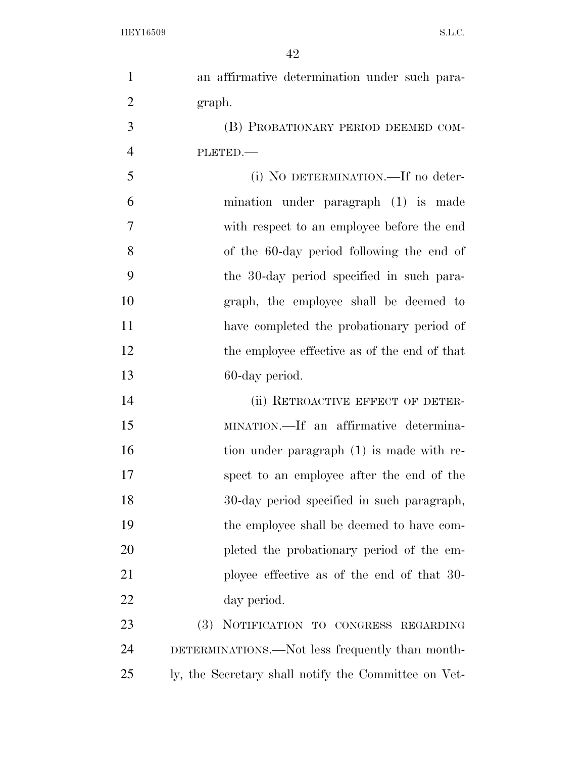an affirmative determination under such paragraph.

(B) PROBATIONARY PERIOD DEEMED COMPLETED.—

(i) NO DETERMINATION.—If no determination under paragraph (1) is made with respect to an employee before the end of the 60-day period following the end of the 30-day period specified in such paragraph, the employee shall be deemed to have completed the probationary period of the employee effective as of the end of that 60-day period.

(ii) RETROACTIVE EFFECT OF DETERMINATION.—If an affirmative determination under paragraph (1) is made with respect to an employee after the end of the 30-day period specified in such paragraph, the employee shall be deemed to have completed the probationary period of the employee effective as of the end of that 30-day period.

(3) NOTIFICATION TO CONGRESS REGARDING DETERMINATIONS.—Not less frequently than monthly, the Secretary shall notify the Committee on Vet-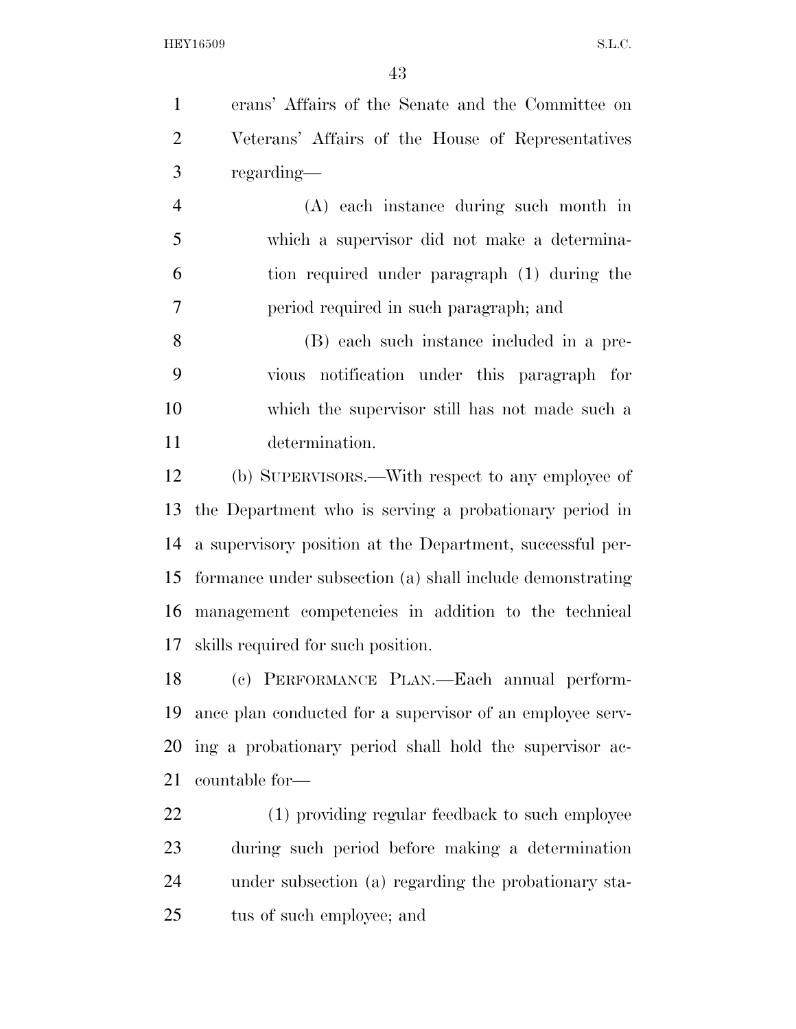erans' Affairs of the Senate and the Committee on Veterans' Affairs of the House of Representatives regarding—

(A) each instance during such month in which a supervisor did not make a determination required under paragraph (1) during the period required in such paragraph; and

(B) each such instance included in a previous notification under this paragraph for which the supervisor still has not made such a determination.

(b) SUPERVISORS.—With respect to any employee of the Department who is serving a probationary period in a supervisory position at the Department, successful performance under subsection (a) shall include demonstrating management competencies in addition to the technical skills required for such position.

(c) PERFORMANCE PLAN.—Each annual performance plan conducted for a supervisor of an employee serving a probationary period shall hold the supervisor accountable for—

(1) providing regular feedback to such employee during such period before making a determination under subsection (a) regarding the probationary status of such employee; and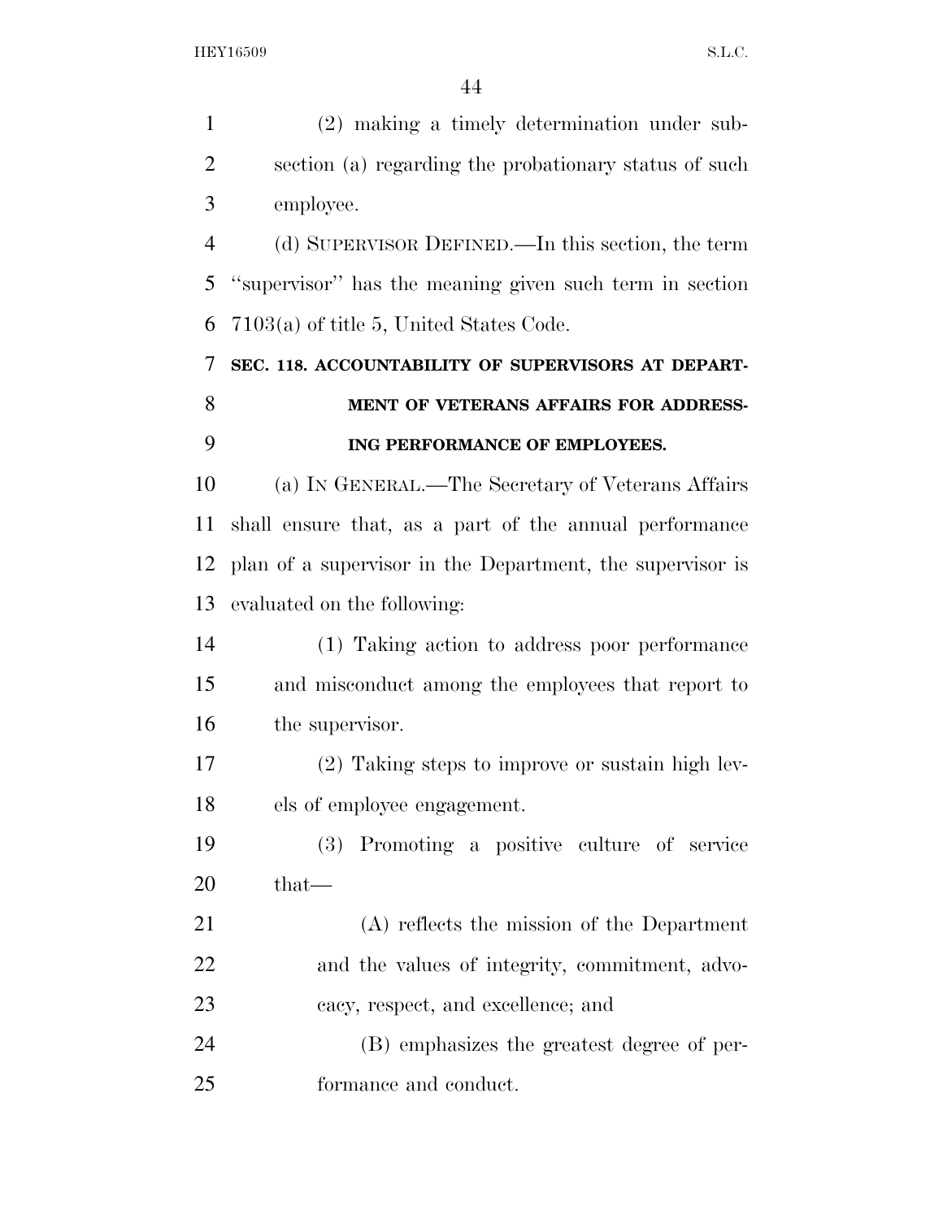(2) making a timely determination under subsection (a) regarding the probationary status of such employee.

(d) SUPERVISOR DEFINED.—In this section, the term ''supervisor'' has the meaning given such term in section 7103(a) of title 5, United States Code.

### SEC. 118. ACCOUNTABILITY OF SUPERVISORS AT DEPARTMENT OF VETERANS AFFAIRS FOR ADDRESSING PERFORMANCE OF EMPLOYEES.

(a) IN GENERAL.—The Secretary of Veterans Affairs shall ensure that, as a part of the annual performance plan of a supervisor in the Department, the supervisor is evaluated on the following:

(1) Taking action to address poor performance and misconduct among the employees that report to the supervisor.

(2) Taking steps to improve or sustain high levels of employee engagement.

(3) Promoting a positive culture of service that—

(A) reflects the mission of the Department and the values of integrity, commitment, advocacy, respect, and excellence; and

(B) emphasizes the greatest degree of performance and conduct.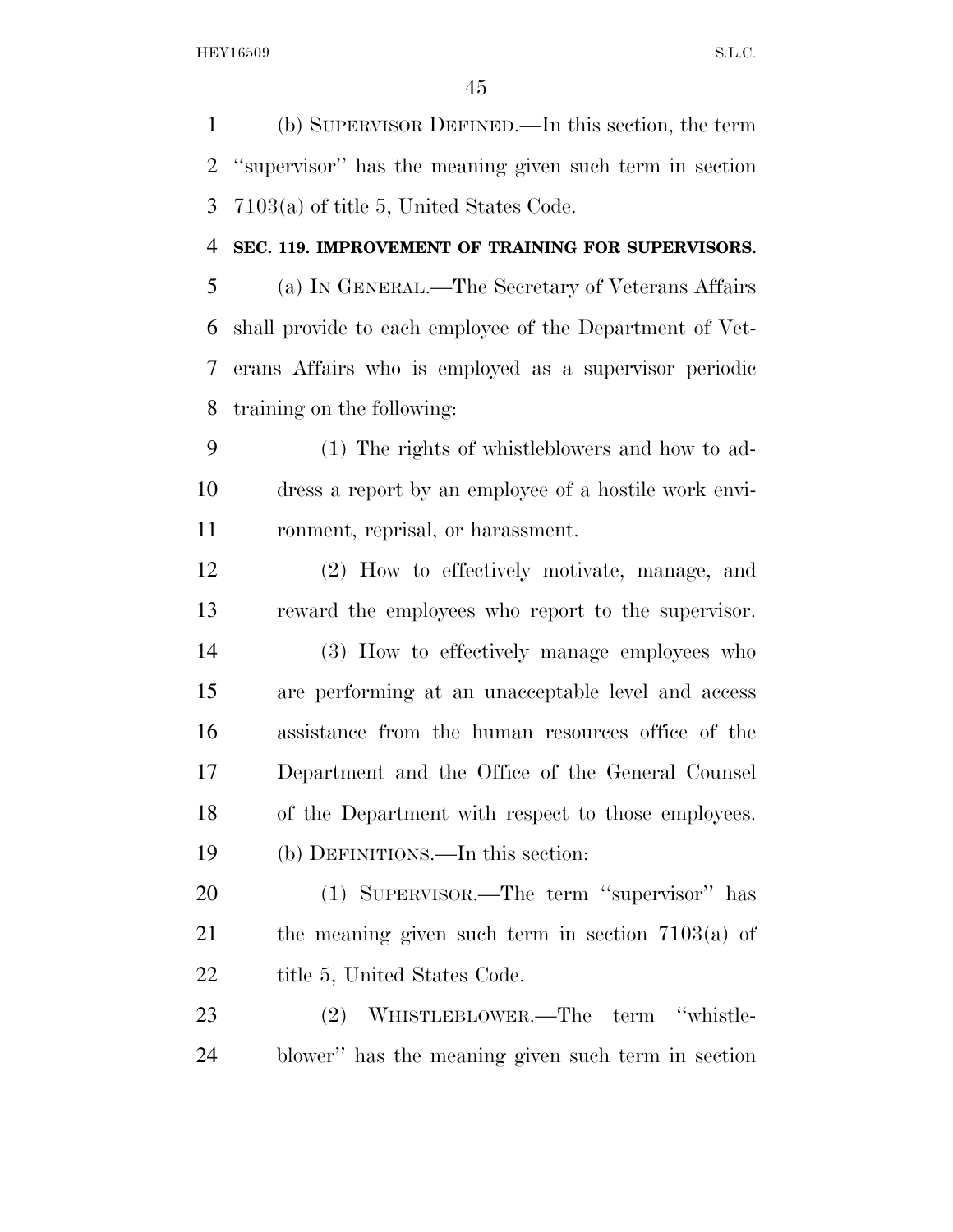(b) SUPERVISOR DEFINED.—In this section, the term "supervisor" has the meaning given such term in section 7103(a) of title 5, United States Code.

**SEC. 119. IMPROVEMENT OF TRAINING FOR SUPERVISORS.**

(a) IN GENERAL.—The Secretary of Veterans Affairs shall provide to each employee of the Department of Veterans Affairs who is employed as a supervisor periodic training on the following:

(1) The rights of whistleblowers and how to address a report by an employee of a hostile work environment, reprisal, or harassment.

(2) How to effectively motivate, manage, and reward the employees who report to the supervisor.

(3) How to effectively manage employees who are performing at an unacceptable level and access assistance from the human resources office of the Department and the Office of the General Counsel of the Department with respect to those employees.

(b) DEFINITIONS.—In this section:

(1) SUPERVISOR.—The term "supervisor" has the meaning given such term in section 7103(a) of title 5, United States Code.

(2) WHISTLEBLOWER.—The term "whistleblower" has the meaning given such term in section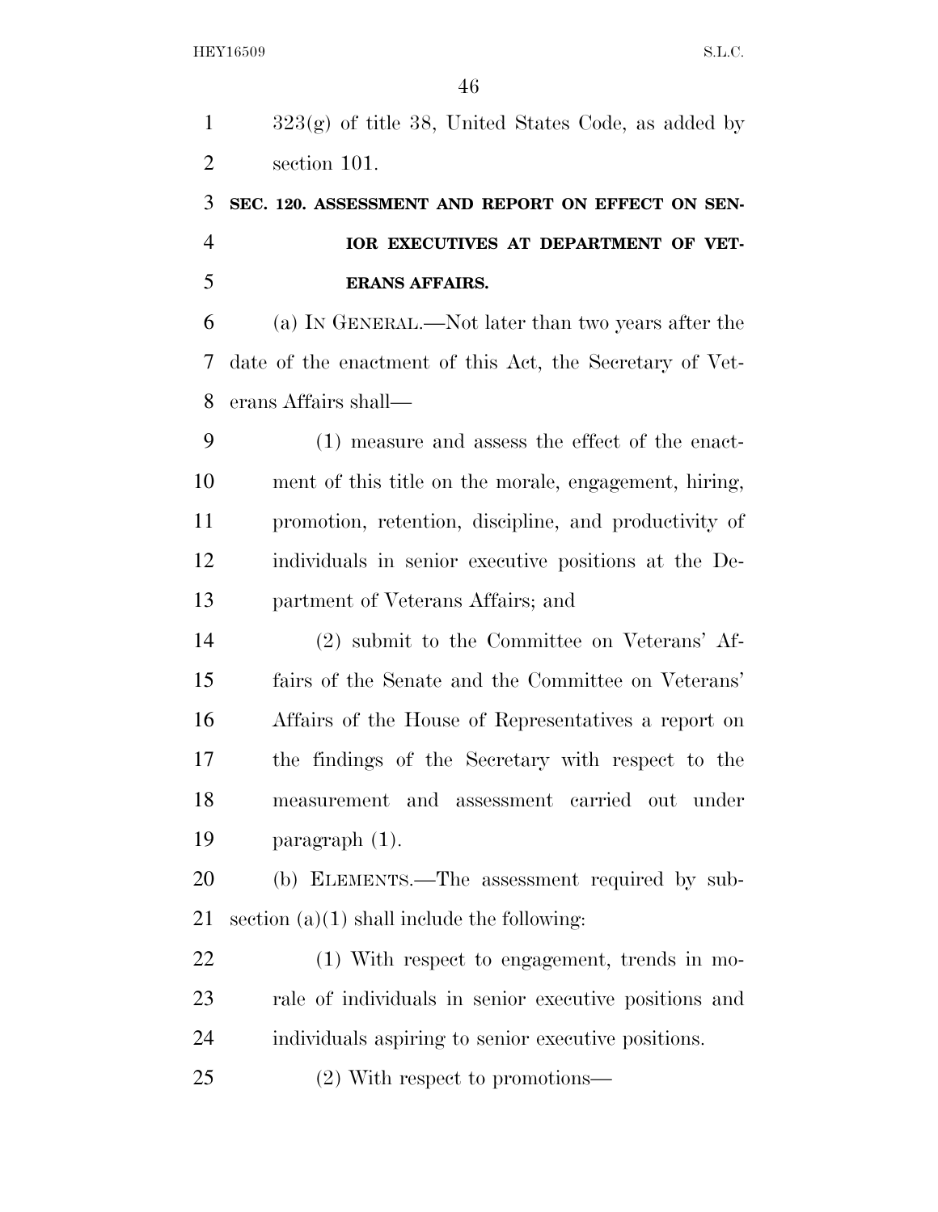323(g) of title 38, United States Code, as added by section 101.

**SEC. 120. ASSESSMENT AND REPORT ON EFFECT ON SENIOR EXECUTIVES AT DEPARTMENT OF VETERANS AFFAIRS.**

(a) IN GENERAL.—Not later than two years after the date of the enactment of this Act, the Secretary of Veterans Affairs shall—

(1) measure and assess the effect of the enactment of this title on the morale, engagement, hiring, promotion, retention, discipline, and productivity of individuals in senior executive positions at the Department of Veterans Affairs; and

(2) submit to the Committee on Veterans' Affairs of the Senate and the Committee on Veterans' Affairs of the House of Representatives a report on the findings of the Secretary with respect to the measurement and assessment carried out under paragraph (1).

(b) ELEMENTS.—The assessment required by subsection (a)(1) shall include the following:

(1) With respect to engagement, trends in morale of individuals in senior executive positions and individuals aspiring to senior executive positions.

(2) With respect to promotions—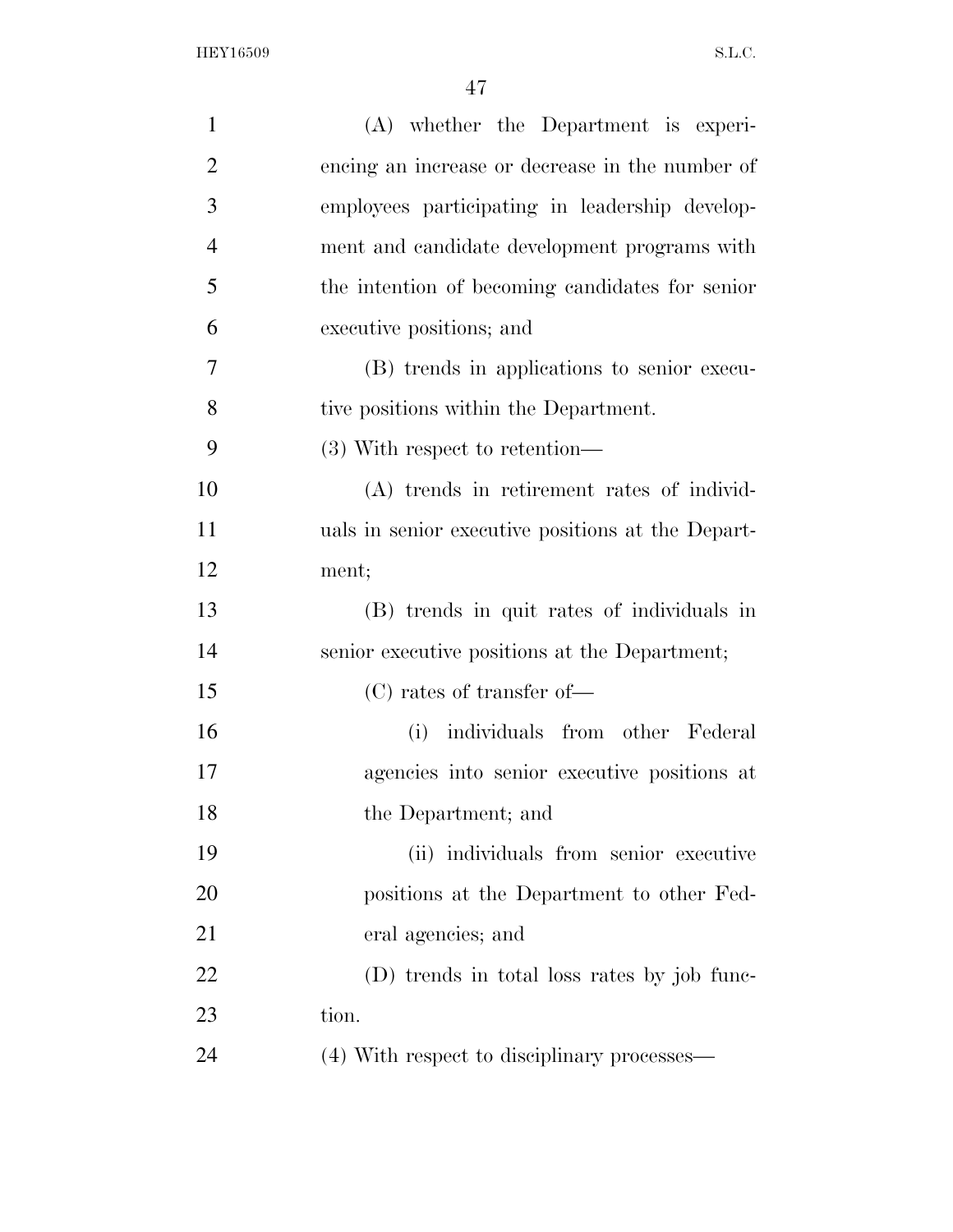(A) whether the Department is experiencing an increase or decrease in the number of employees participating in leadership development and candidate development programs with the intention of becoming candidates for senior executive positions; and

(B) trends in applications to senior executive positions within the Department.

(3) With respect to retention—

(A) trends in retirement rates of individuals in senior executive positions at the Department;

(B) trends in quit rates of individuals in senior executive positions at the Department;

(C) rates of transfer of—

(i) individuals from other Federal agencies into senior executive positions at the Department; and

(ii) individuals from senior executive positions at the Department to other Federal agencies; and

(D) trends in total loss rates by job function.

(4) With respect to disciplinary processes—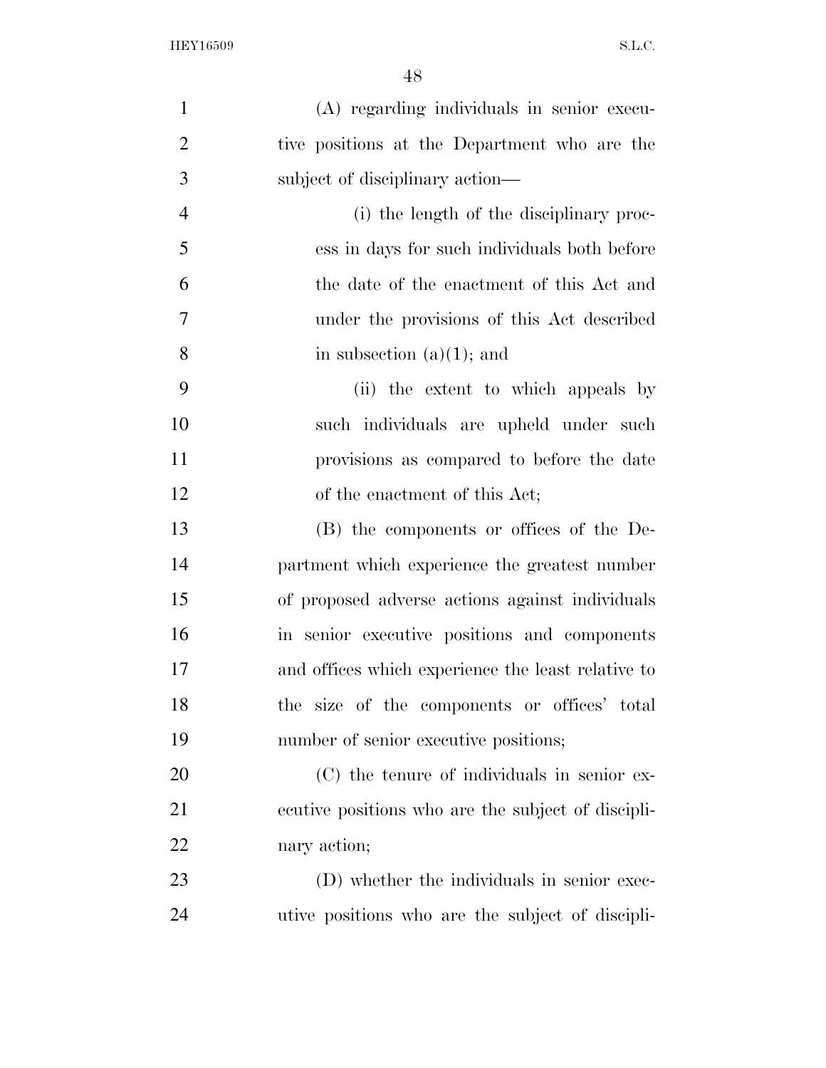(A) regarding individuals in senior executive positions at the Department who are the subject of disciplinary action—

(i) the length of the disciplinary process in days for such individuals both before the date of the enactment of this Act and under the provisions of this Act described in subsection (a)(1); and

(ii) the extent to which appeals by such individuals are upheld under such provisions as compared to before the date of the enactment of this Act;

(B) the components or offices of the Department which experience the greatest number of proposed adverse actions against individuals in senior executive positions and components and offices which experience the least relative to the size of the components or offices' total number of senior executive positions;

(C) the tenure of individuals in senior executive positions who are the subject of disciplinary action;

(D) whether the individuals in senior executive positions who are the subject of discipli-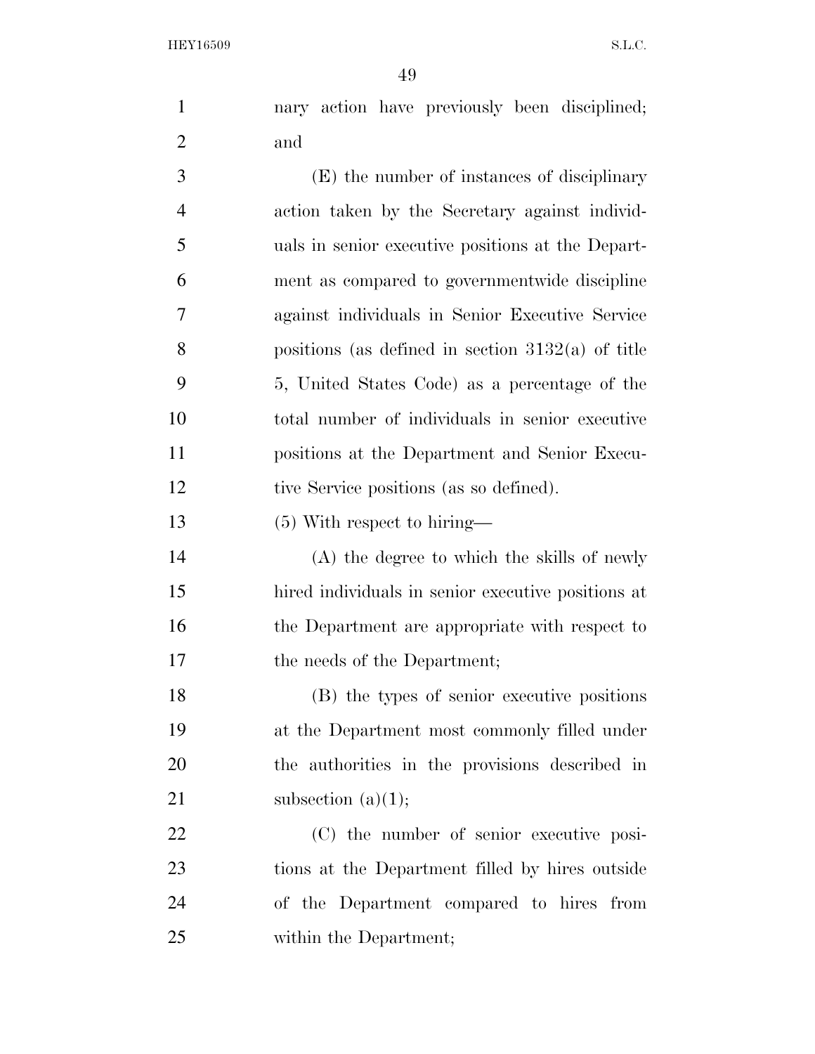nary action have previously been disciplined; and

(E) the number of instances of disciplinary action taken by the Secretary against individuals in senior executive positions at the Department as compared to governmentwide discipline against individuals in Senior Executive Service positions (as defined in section 3132(a) of title 5, United States Code) as a percentage of the total number of individuals in senior executive positions at the Department and Senior Executive Service positions (as so defined).

(5) With respect to hiring—

(A) the degree to which the skills of newly hired individuals in senior executive positions at the Department are appropriate with respect to the needs of the Department;

(B) the types of senior executive positions at the Department most commonly filled under the authorities in the provisions described in subsection (a)(1);

(C) the number of senior executive positions at the Department filled by hires outside of the Department compared to hires from within the Department;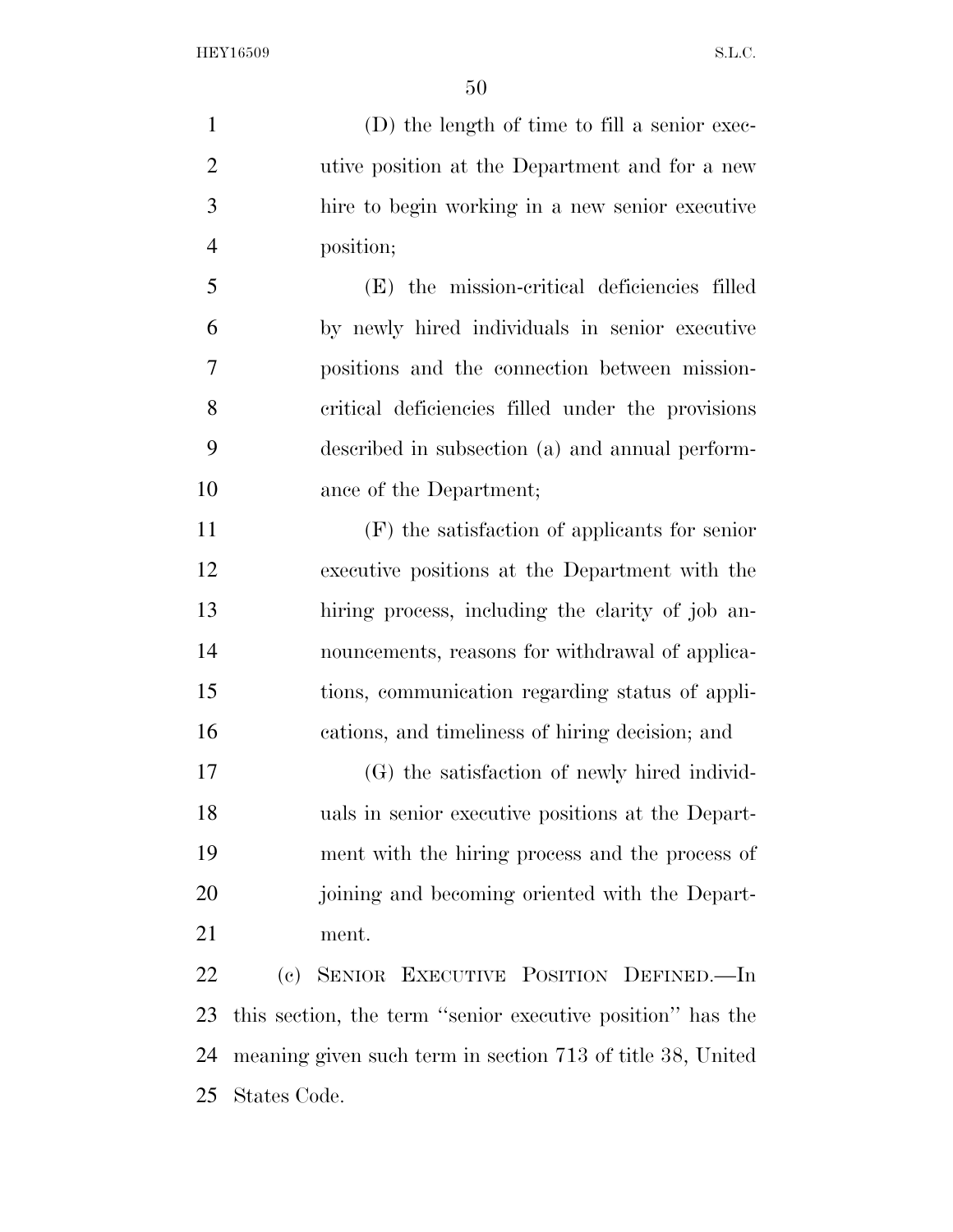(D) the length of time to fill a senior executive position at the Department and for a new hire to begin working in a new senior executive position;

(E) the mission-critical deficiencies filled by newly hired individuals in senior executive positions and the connection between mission-critical deficiencies filled under the provisions described in subsection (a) and annual performance of the Department;

(F) the satisfaction of applicants for senior executive positions at the Department with the hiring process, including the clarity of job announcements, reasons for withdrawal of applications, communication regarding status of applications, and timeliness of hiring decision; and

(G) the satisfaction of newly hired individuals in senior executive positions at the Department with the hiring process and the process of joining and becoming oriented with the Department.

(c) SENIOR EXECUTIVE POSITION DEFINED.—In this section, the term ''senior executive position'' has the meaning given such term in section 713 of title 38, United States Code.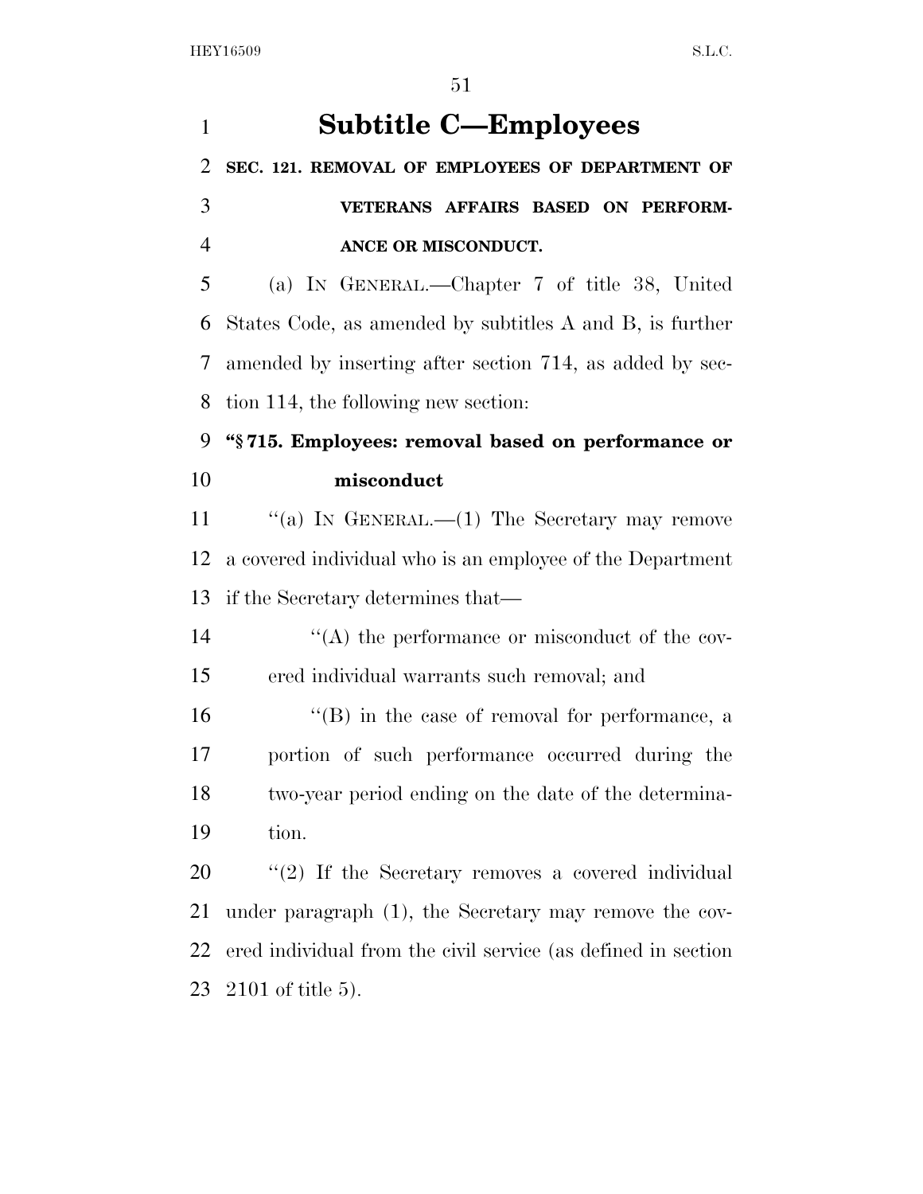# Subtitle C—Employees

**SEC. 121. REMOVAL OF EMPLOYEES OF DEPARTMENT OF VETERANS AFFAIRS BASED ON PERFORMANCE OR MISCONDUCT.**

(a) IN GENERAL.—Chapter 7 of title 38, United States Code, as amended by subtitles A and B, is further amended by inserting after section 714, as added by section 114, the following new section:

**"§ 715. Employees: removal based on performance or misconduct**

"(a) IN GENERAL.—(1) The Secretary may remove a covered individual who is an employee of the Department if the Secretary determines that—

"(A) the performance or misconduct of the covered individual warrants such removal; and

"(B) in the case of removal for performance, a portion of such performance occurred during the two-year period ending on the date of the determination.

"(2) If the Secretary removes a covered individual under paragraph (1), the Secretary may remove the covered individual from the civil service (as defined in section 2101 of title 5).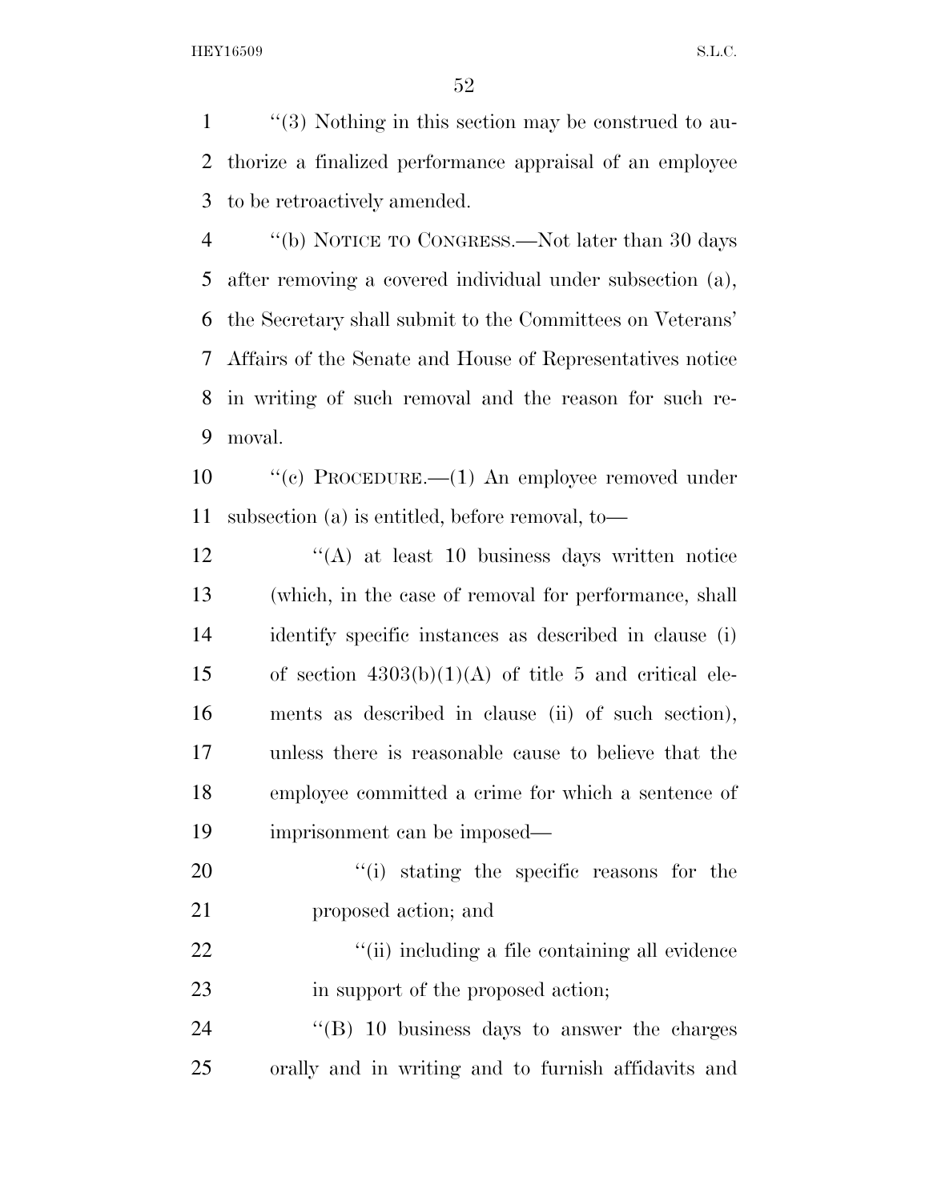"(3) Nothing in this section may be construed to authorize a finalized performance appraisal of an employee to be retroactively amended.

"(b) NOTICE TO CONGRESS.—Not later than 30 days after removing a covered individual under subsection (a), the Secretary shall submit to the Committees on Veterans' Affairs of the Senate and House of Representatives notice in writing of such removal and the reason for such removal.

"(c) PROCEDURE.—(1) An employee removed under subsection (a) is entitled, before removal, to—

"(A) at least 10 business days written notice (which, in the case of removal for performance, shall identify specific instances as described in clause (i) of section 4303(b)(1)(A) of title 5 and critical elements as described in clause (ii) of such section), unless there is reasonable cause to believe that the employee committed a crime for which a sentence of imprisonment can be imposed—

"(i) stating the specific reasons for the proposed action; and

"(ii) including a file containing all evidence in support of the proposed action;

"(B) 10 business days to answer the charges orally and in writing and to furnish affidavits and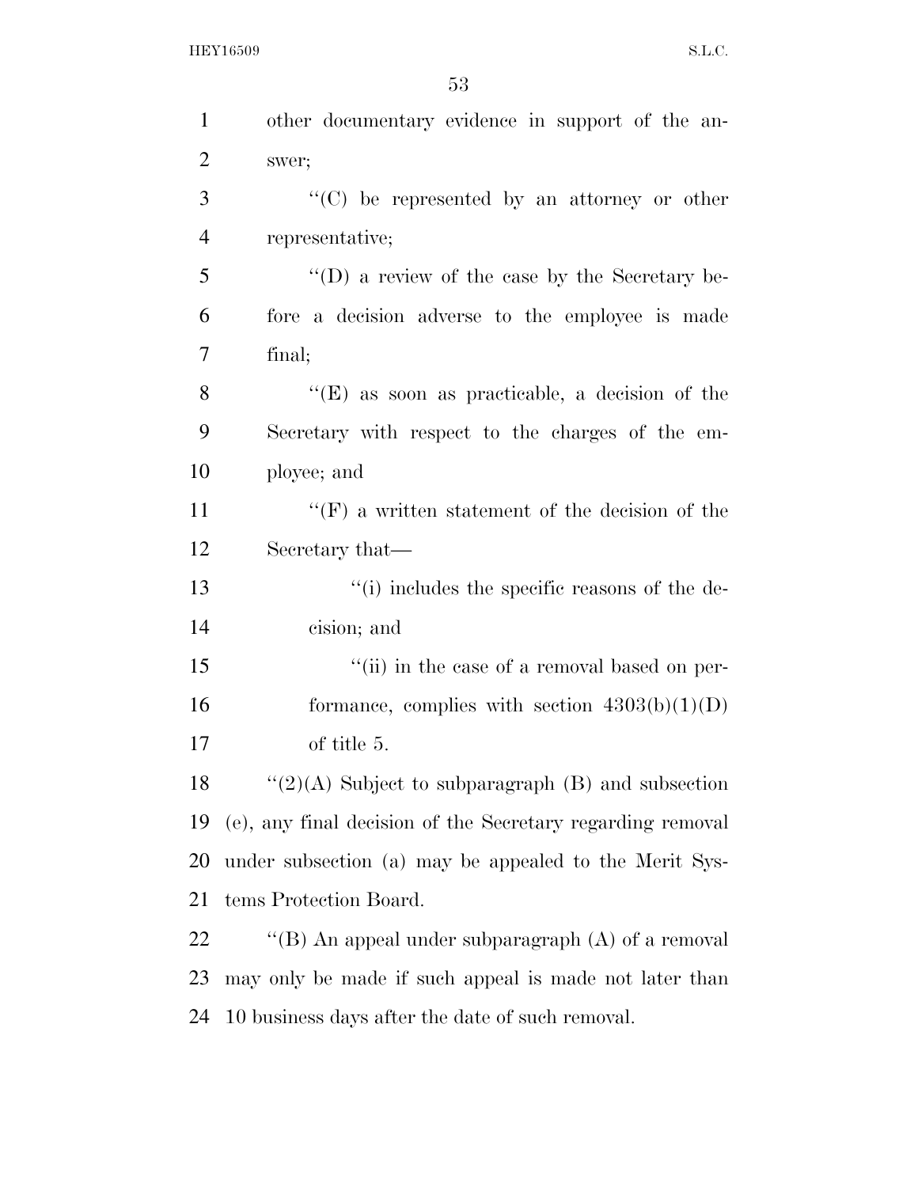other documentary evidence in support of the answer;

''(C) be represented by an attorney or other representative;

''(D) a review of the case by the Secretary before a decision adverse to the employee is made final;

''(E) as soon as practicable, a decision of the Secretary with respect to the charges of the employee; and

''(F) a written statement of the decision of the Secretary that—

''(i) includes the specific reasons of the decision; and

''(ii) in the case of a removal based on performance, complies with section 4303(b)(1)(D) of title 5.

''(2)(A) Subject to subparagraph (B) and subsection (e), any final decision of the Secretary regarding removal under subsection (a) may be appealed to the Merit Systems Protection Board.

''(B) An appeal under subparagraph (A) of a removal may only be made if such appeal is made not later than 10 business days after the date of such removal.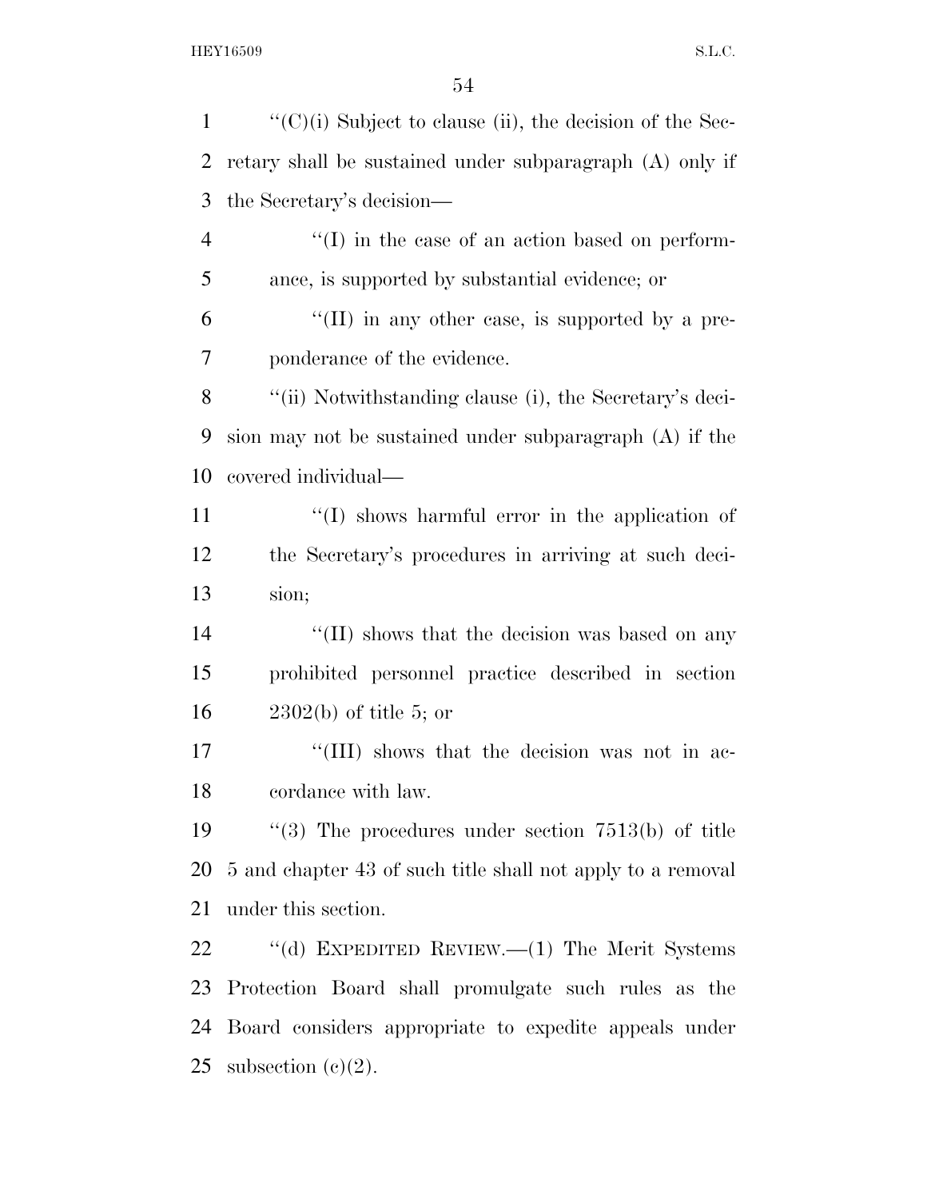"(C)(i) Subject to clause (ii), the decision of the Secretary shall be sustained under subparagraph (A) only if the Secretary's decision—

"(I) in the case of an action based on performance, is supported by substantial evidence; or

"(II) in any other case, is supported by a preponderance of the evidence.

"(ii) Notwithstanding clause (i), the Secretary's decision may not be sustained under subparagraph (A) if the covered individual—

"(I) shows harmful error in the application of the Secretary's procedures in arriving at such decision;

"(II) shows that the decision was based on any prohibited personnel practice described in section 2302(b) of title 5; or

"(III) shows that the decision was not in accordance with law.

"(3) The procedures under section 7513(b) of title 5 and chapter 43 of such title shall not apply to a removal under this section.

"(d) EXPEDITED REVIEW.—(1) The Merit Systems Protection Board shall promulgate such rules as the Board considers appropriate to expedite appeals under subsection (c)(2).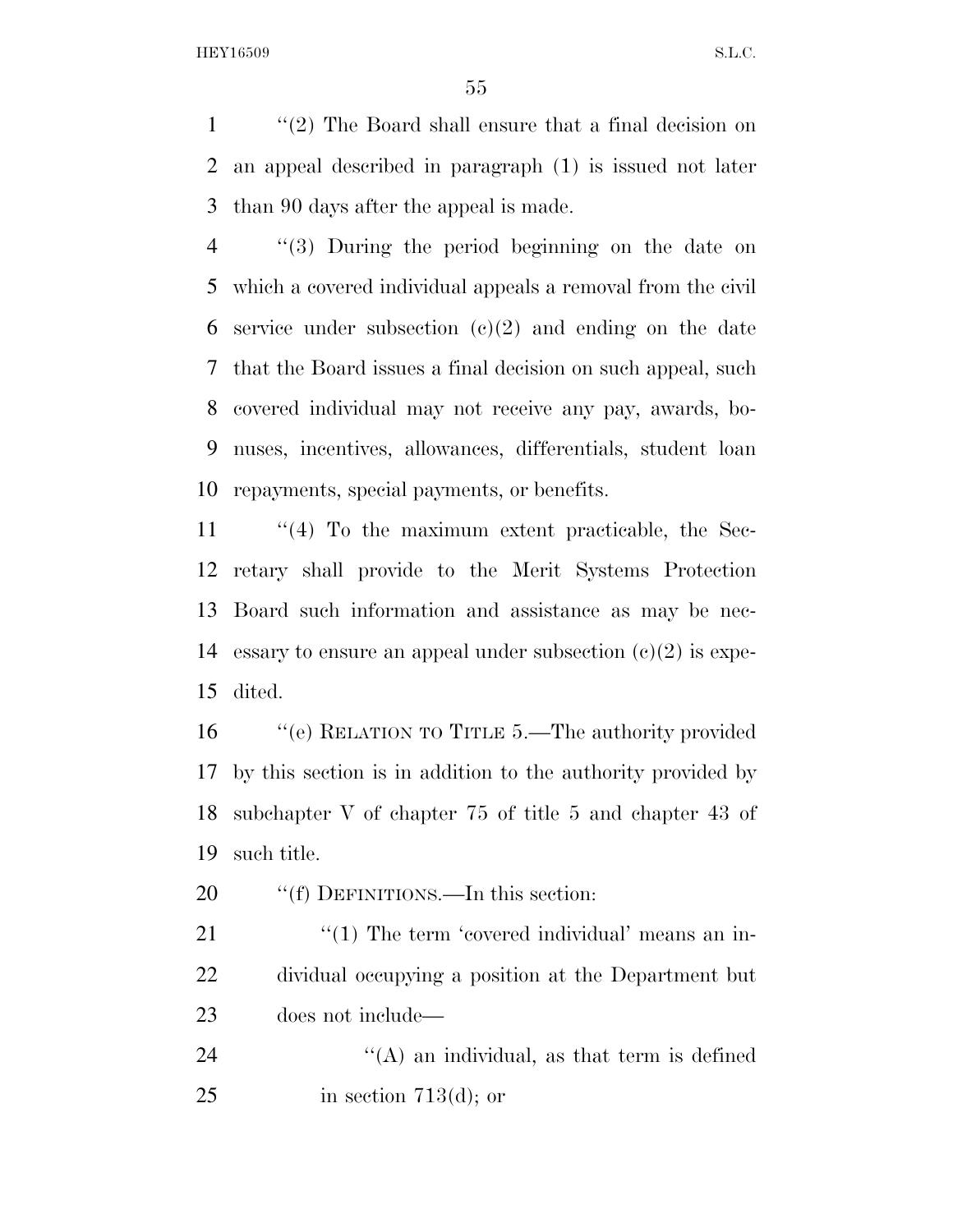''(2) The Board shall ensure that a final decision on an appeal described in paragraph (1) is issued not later than 90 days after the appeal is made.

''(3) During the period beginning on the date on which a covered individual appeals a removal from the civil service under subsection (c)(2) and ending on the date that the Board issues a final decision on such appeal, such covered individual may not receive any pay, awards, bonuses, incentives, allowances, differentials, student loan repayments, special payments, or benefits.

''(4) To the maximum extent practicable, the Secretary shall provide to the Merit Systems Protection Board such information and assistance as may be necessary to ensure an appeal under subsection (c)(2) is expedited.

''(e) RELATION TO TITLE 5.—The authority provided by this section is in addition to the authority provided by subchapter V of chapter 75 of title 5 and chapter 43 of such title.

''(f) DEFINITIONS.—In this section:

''(1) The term 'covered individual' means an individual occupying a position at the Department but does not include—

''(A) an individual, as that term is defined in section 713(d); or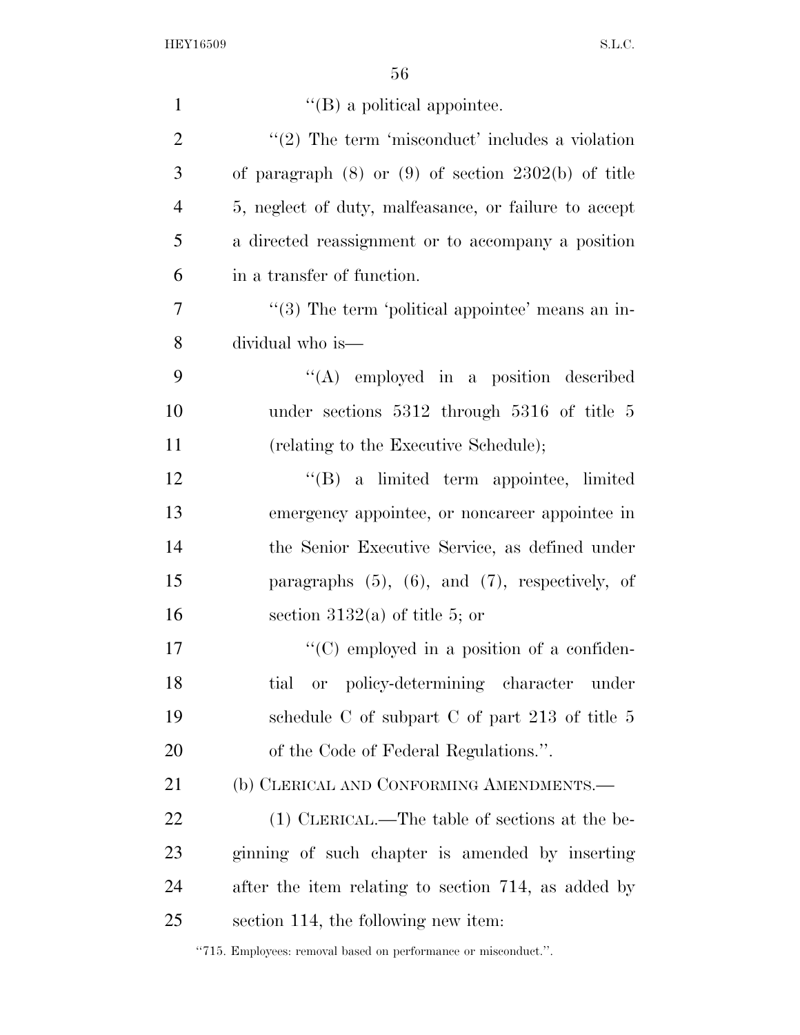''(B) a political appointee.

''(2) The term 'misconduct' includes a violation of paragraph (8) or (9) of section 2302(b) of title 5, neglect of duty, malfeasance, or failure to accept a directed reassignment or to accompany a position in a transfer of function.

''(3) The term 'political appointee' means an individual who is—

''(A) employed in a position described under sections 5312 through 5316 of title 5 (relating to the Executive Schedule);

''(B) a limited term appointee, limited emergency appointee, or noncareer appointee in the Senior Executive Service, as defined under paragraphs (5), (6), and (7), respectively, of section 3132(a) of title 5; or

''(C) employed in a position of a confidential or policy-determining character under schedule C of subpart C of part 213 of title 5 of the Code of Federal Regulations.''.

(b) CLERICAL AND CONFORMING AMENDMENTS.—

(1) CLERICAL.—The table of sections at the beginning of such chapter is amended by inserting after the item relating to section 714, as added by section 114, the following new item:

''715. Employees: removal based on performance or misconduct.''.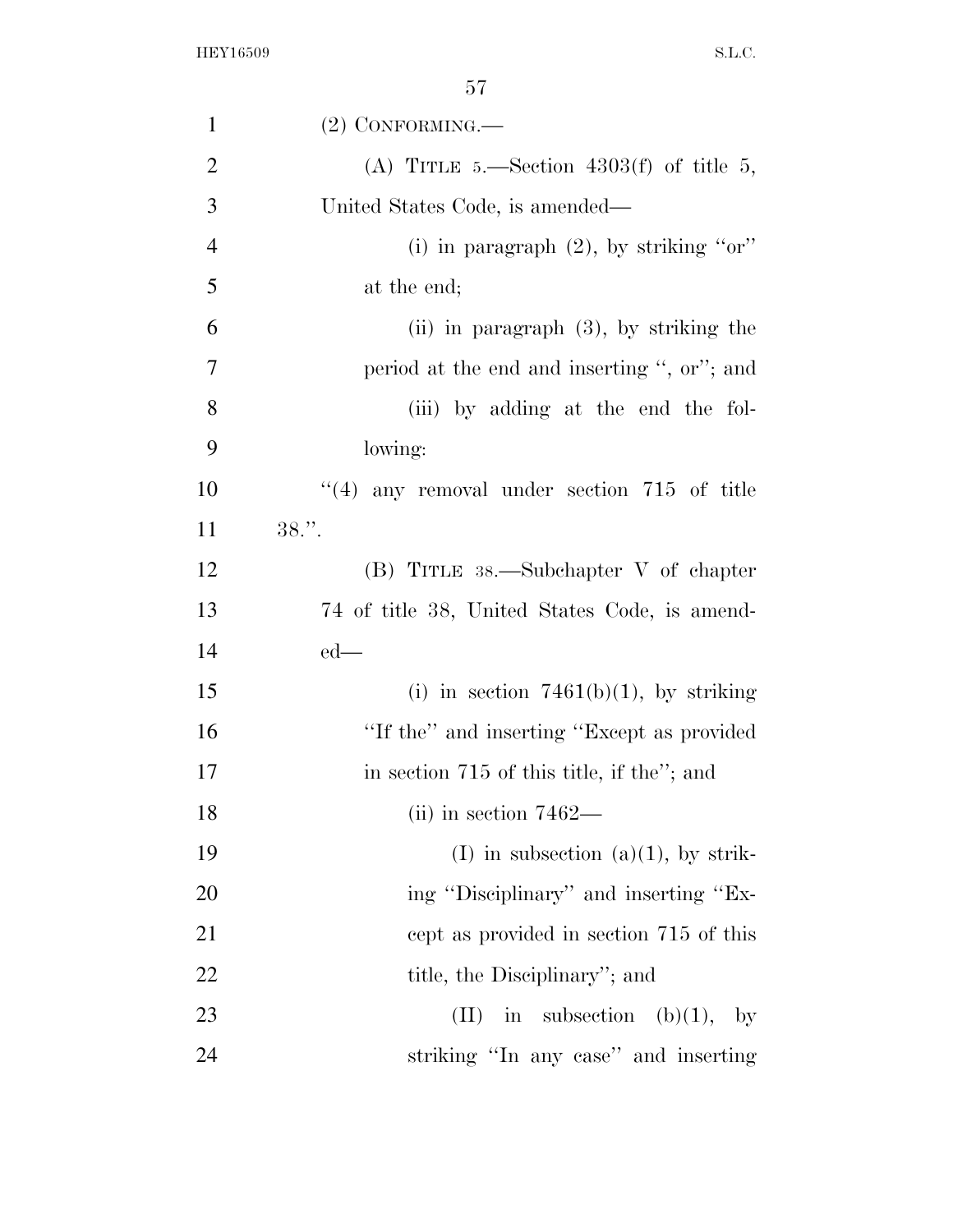(2) CONFORMING.—

(A) TITLE 5.—Section 4303(f) of title 5, United States Code, is amended—

(i) in paragraph (2), by striking "or" at the end;

(ii) in paragraph (3), by striking the period at the end and inserting ", or"; and

(iii) by adding at the end the following:

"(4) any removal under section 715 of title 38.".

(B) TITLE 38.—Subchapter V of chapter 74 of title 38, United States Code, is amended—

(i) in section 7461(b)(1), by striking "If the" and inserting "Except as provided in section 715 of this title, if the"; and

(ii) in section 7462—

(I) in subsection (a)(1), by striking "Disciplinary" and inserting "Except as provided in section 715 of this title, the Disciplinary"; and

(II) in subsection (b)(1), by striking "In any case" and inserting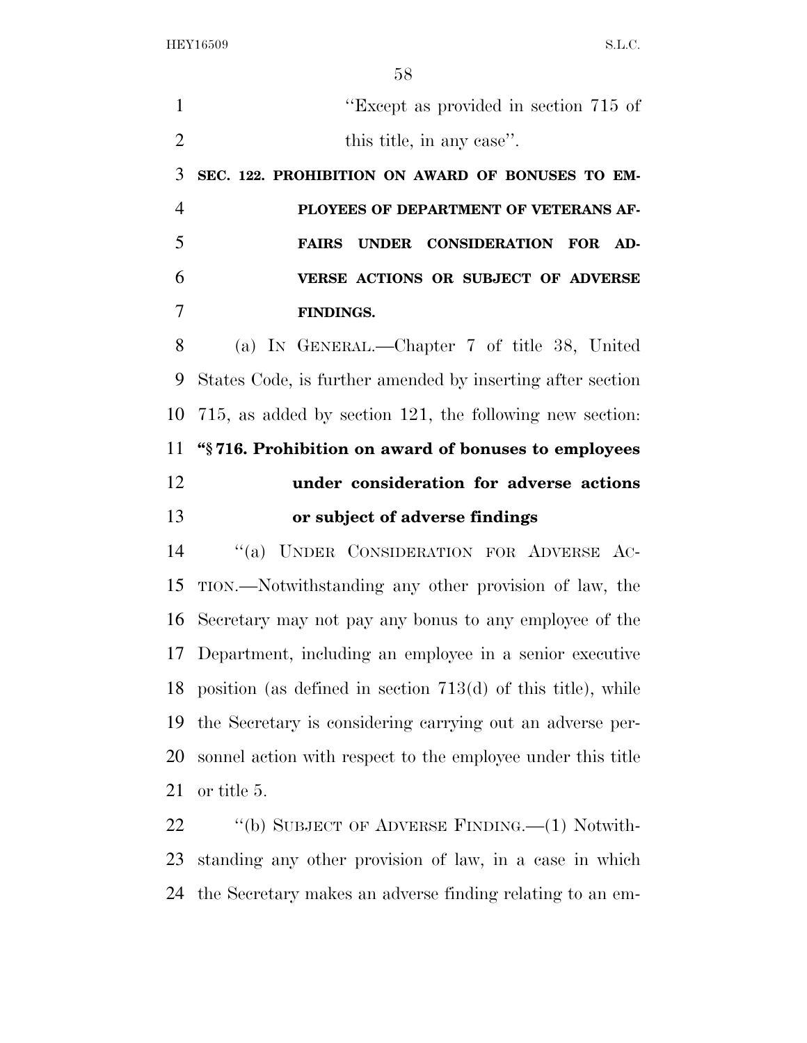"Except as provided in section 715 of this title, in any case".

**SEC. 122. PROHIBITION ON AWARD OF BONUSES TO EMPLOYEES OF DEPARTMENT OF VETERANS AFFAIRS UNDER CONSIDERATION FOR ADVERSE ACTIONS OR SUBJECT OF ADVERSE FINDINGS.**

(a) IN GENERAL.—Chapter 7 of title 38, United States Code, is further amended by inserting after section 715, as added by section 121, the following new section:

**"§ 716. Prohibition on award of bonuses to employees under consideration for adverse actions or subject of adverse findings**

"(a) UNDER CONSIDERATION FOR ADVERSE ACTION.—Notwithstanding any other provision of law, the Secretary may not pay any bonus to any employee of the Department, including an employee in a senior executive position (as defined in section 713(d) of this title), while the Secretary is considering carrying out an adverse personnel action with respect to the employee under this title or title 5.

"(b) SUBJECT OF ADVERSE FINDING.—(1) Notwithstanding any other provision of law, in a case in which the Secretary makes an adverse finding relating to an em-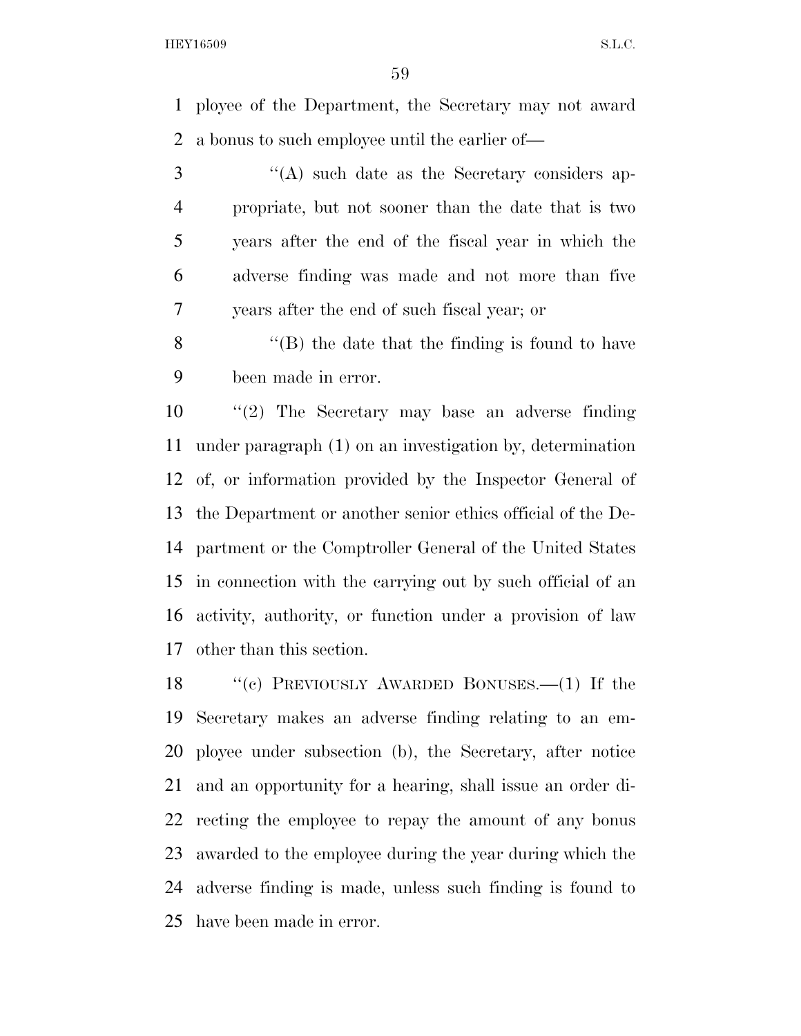ployee of the Department, the Secretary may not award a bonus to such employee until the earlier of—

"(A) such date as the Secretary considers appropriate, but not sooner than the date that is two years after the end of the fiscal year in which the adverse finding was made and not more than five years after the end of such fiscal year; or

"(B) the date that the finding is found to have been made in error.

"(2) The Secretary may base an adverse finding under paragraph (1) on an investigation by, determination of, or information provided by the Inspector General of the Department or another senior ethics official of the Department or the Comptroller General of the United States in connection with the carrying out by such official of an activity, authority, or function under a provision of law other than this section.

"(c) PREVIOUSLY AWARDED BONUSES.—(1) If the Secretary makes an adverse finding relating to an employee under subsection (b), the Secretary, after notice and an opportunity for a hearing, shall issue an order directing the employee to repay the amount of any bonus awarded to the employee during the year during which the adverse finding is made, unless such finding is found to have been made in error.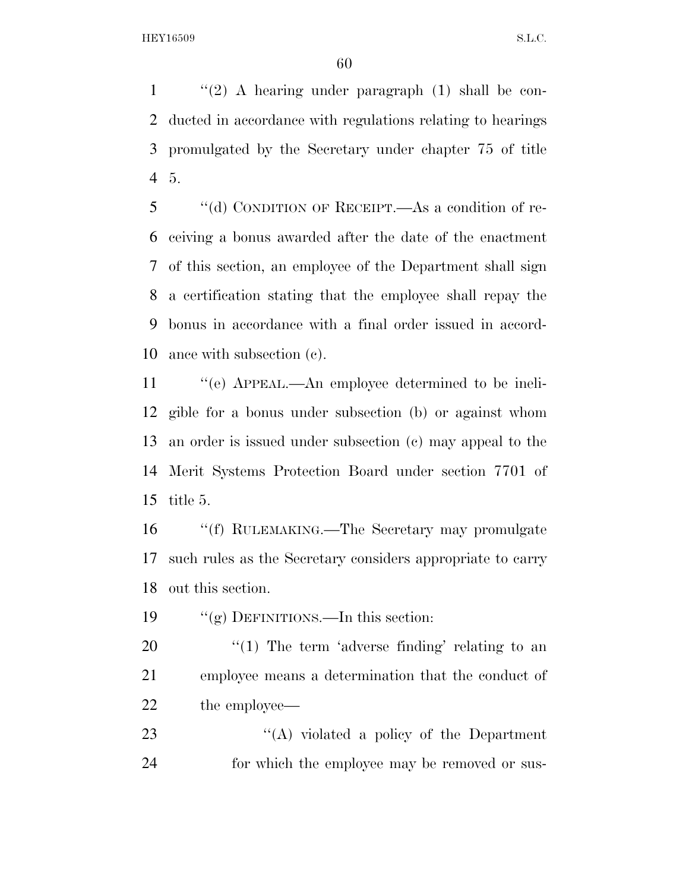"(2) A hearing under paragraph (1) shall be conducted in accordance with regulations relating to hearings promulgated by the Secretary under chapter 75 of title 5.

"(d) CONDITION OF RECEIPT.—As a condition of receiving a bonus awarded after the date of the enactment of this section, an employee of the Department shall sign a certification stating that the employee shall repay the bonus in accordance with a final order issued in accordance with subsection (c).

"(e) APPEAL.—An employee determined to be ineligible for a bonus under subsection (b) or against whom an order is issued under subsection (c) may appeal to the Merit Systems Protection Board under section 7701 of title 5.

"(f) RULEMAKING.—The Secretary may promulgate such rules as the Secretary considers appropriate to carry out this section.

"(g) DEFINITIONS.—In this section:

"(1) The term 'adverse finding' relating to an employee means a determination that the conduct of the employee—

"(A) violated a policy of the Department for which the employee may be removed or sus-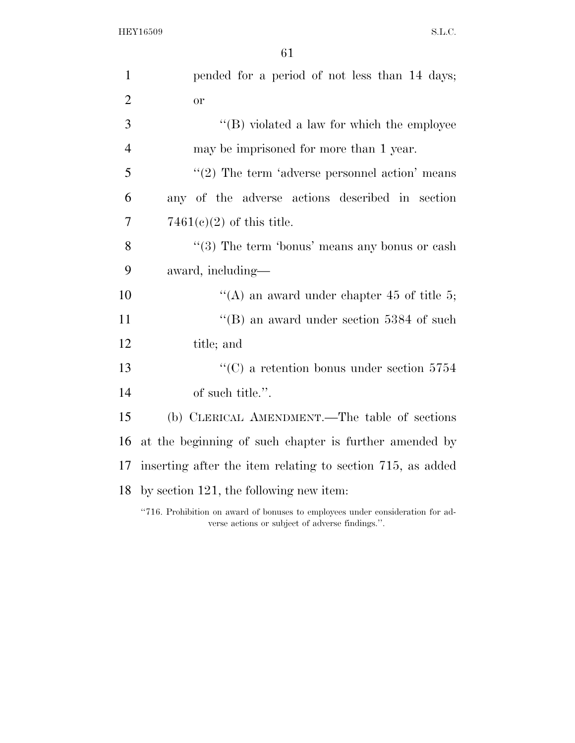pended for a period of not less than 14 days; or

''(B) violated a law for which the employee may be imprisoned for more than 1 year.

''(2) The term 'adverse personnel action' means any of the adverse actions described in section 7461(c)(2) of this title.

''(3) The term 'bonus' means any bonus or cash award, including—

''(A) an award under chapter 45 of title 5;

''(B) an award under section 5384 of such title; and

''(C) a retention bonus under section 5754 of such title.''.

(b) CLERICAL AMENDMENT.—The table of sections at the beginning of such chapter is further amended by inserting after the item relating to section 715, as added by section 121, the following new item:

''716. Prohibition on award of bonuses to employees under consideration for adverse actions or subject of adverse findings.''.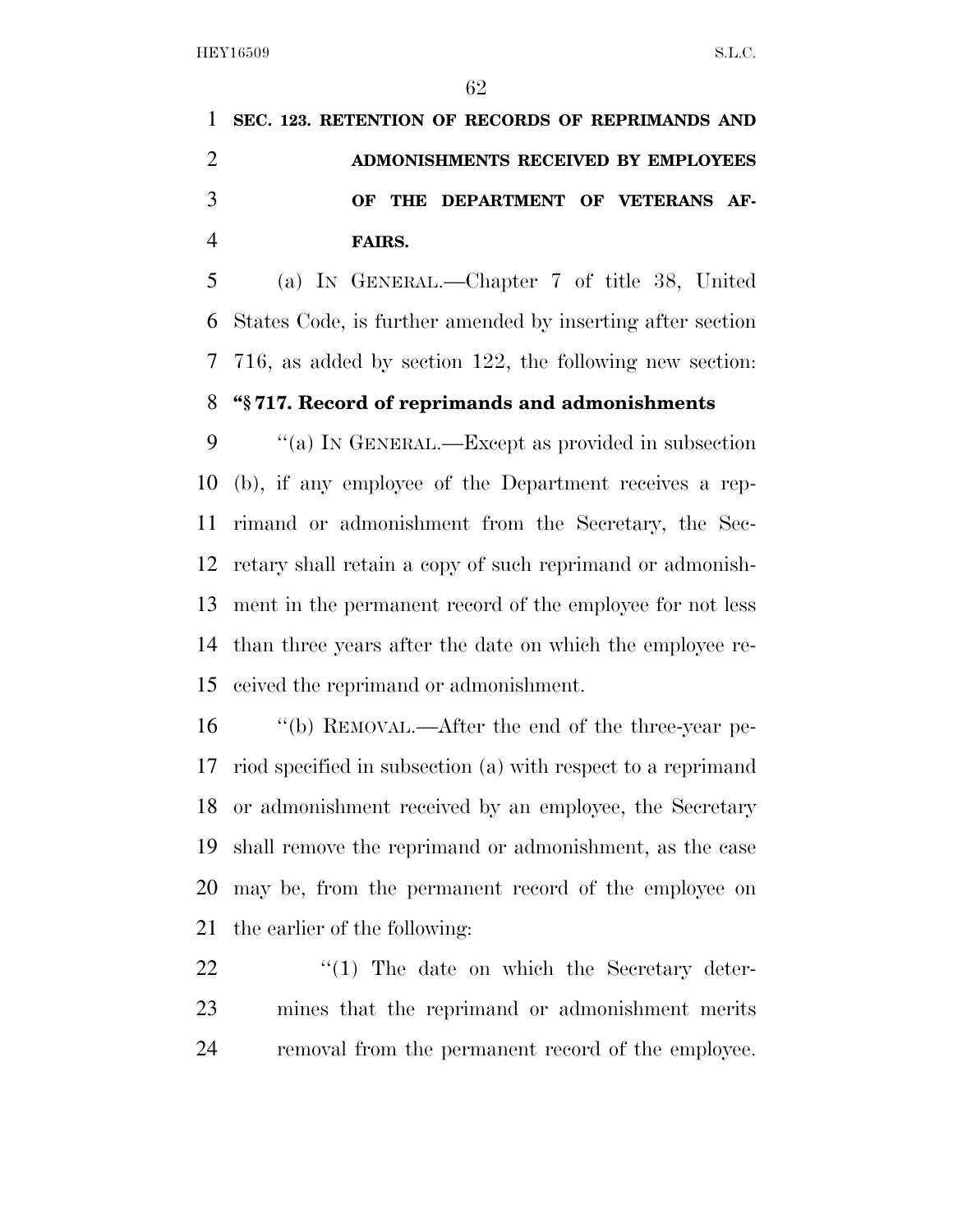**SEC. 123. RETENTION OF RECORDS OF REPRIMANDS AND ADMONISHMENTS RECEIVED BY EMPLOYEES OF THE DEPARTMENT OF VETERANS AFFAIRS.**

(a) IN GENERAL.—Chapter 7 of title 38, United States Code, is further amended by inserting after section 716, as added by section 122, the following new section:

**"§ 717. Record of reprimands and admonishments**

"(a) IN GENERAL.—Except as provided in subsection (b), if any employee of the Department receives a reprimand or admonishment from the Secretary, the Secretary shall retain a copy of such reprimand or admonishment in the permanent record of the employee for not less than three years after the date on which the employee received the reprimand or admonishment.

"(b) REMOVAL.—After the end of the three-year period specified in subsection (a) with respect to a reprimand or admonishment received by an employee, the Secretary shall remove the reprimand or admonishment, as the case may be, from the permanent record of the employee on the earlier of the following:

"(1) The date on which the Secretary determines that the reprimand or admonishment merits removal from the permanent record of the employee.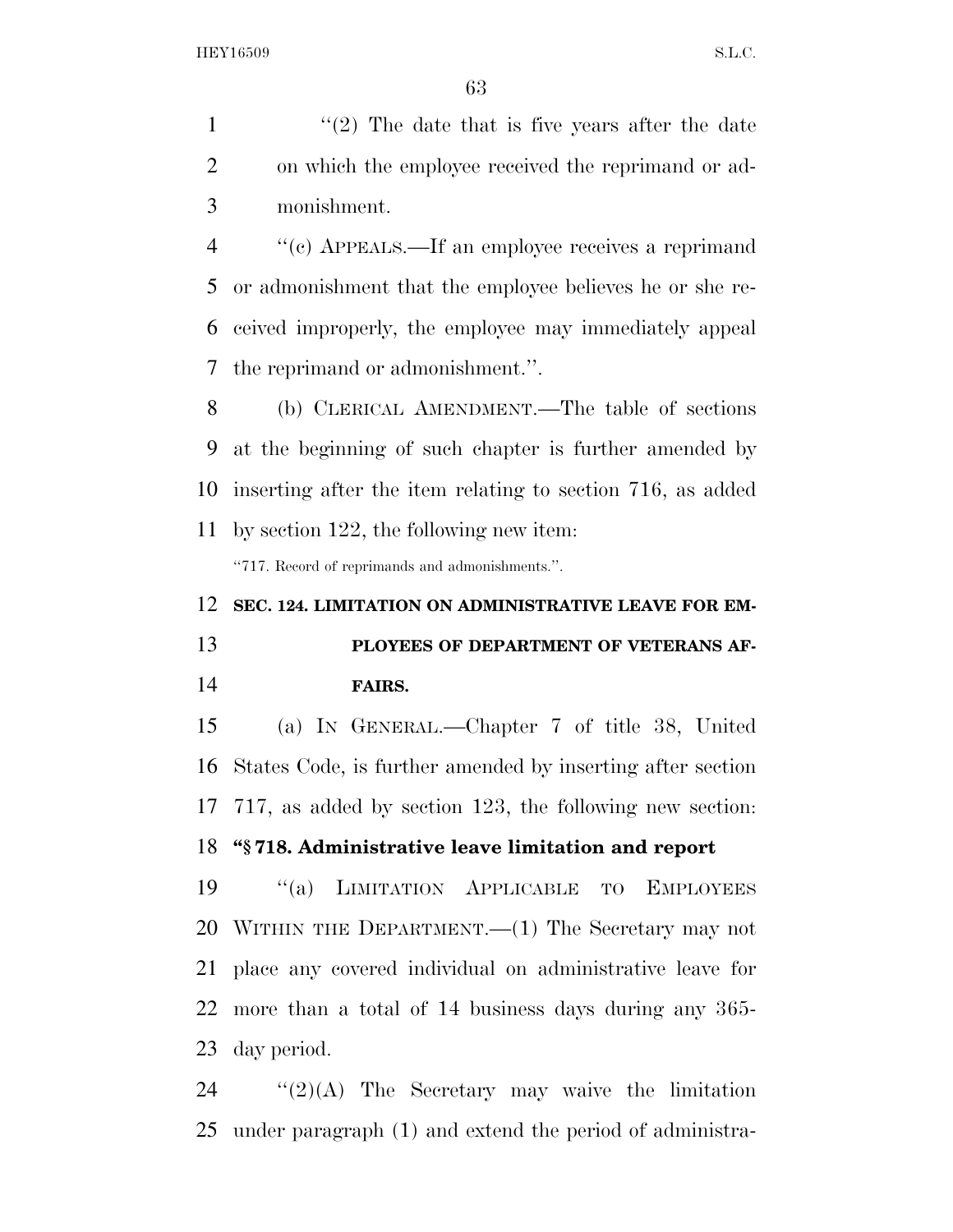"(2) The date that is five years after the date on which the employee received the reprimand or admonishment.

"(c) APPEALS.—If an employee receives a reprimand or admonishment that the employee believes he or she received improperly, the employee may immediately appeal the reprimand or admonishment.".

(b) CLERICAL AMENDMENT.—The table of sections at the beginning of such chapter is further amended by inserting after the item relating to section 716, as added by section 122, the following new item:

"717. Record of reprimands and admonishments.".

### SEC. 124. LIMITATION ON ADMINISTRATIVE LEAVE FOR EMPLOYEES OF DEPARTMENT OF VETERANS AFFAIRS.

(a) IN GENERAL.—Chapter 7 of title 38, United States Code, is further amended by inserting after section 717, as added by section 123, the following new section:

**"§ 718. Administrative leave limitation and report**

"(a) LIMITATION APPLICABLE TO EMPLOYEES WITHIN THE DEPARTMENT.—(1) The Secretary may not place any covered individual on administrative leave for more than a total of 14 business days during any 365-day period.

"(2)(A) The Secretary may waive the limitation under paragraph (1) and extend the period of administra-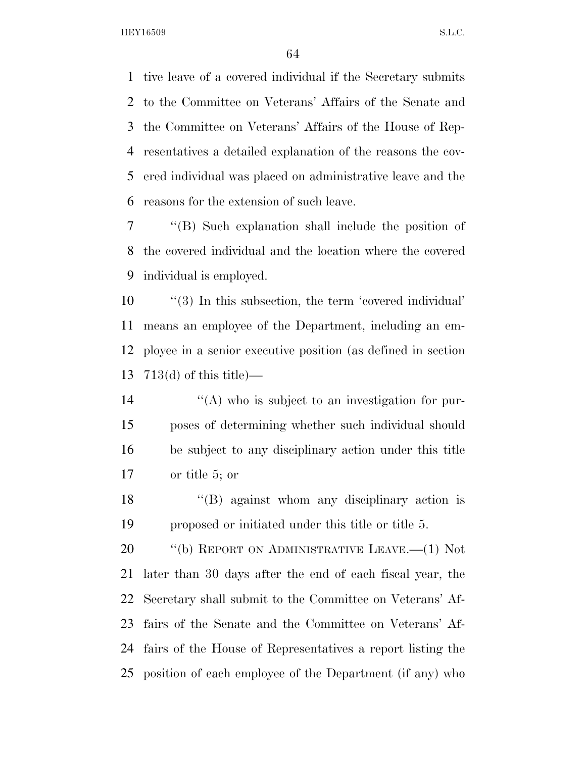tive leave of a covered individual if the Secretary submits to the Committee on Veterans' Affairs of the Senate and the Committee on Veterans' Affairs of the House of Representatives a detailed explanation of the reasons the covered individual was placed on administrative leave and the reasons for the extension of such leave.

''(B) Such explanation shall include the position of the covered individual and the location where the covered individual is employed.

''(3) In this subsection, the term 'covered individual' means an employee of the Department, including an employee in a senior executive position (as defined in section 713(d) of this title)—

''(A) who is subject to an investigation for purposes of determining whether such individual should be subject to any disciplinary action under this title or title 5; or

''(B) against whom any disciplinary action is proposed or initiated under this title or title 5.

''(b) REPORT ON ADMINISTRATIVE LEAVE.—(1) Not later than 30 days after the end of each fiscal year, the Secretary shall submit to the Committee on Veterans' Affairs of the Senate and the Committee on Veterans' Affairs of the House of Representatives a report listing the position of each employee of the Department (if any) who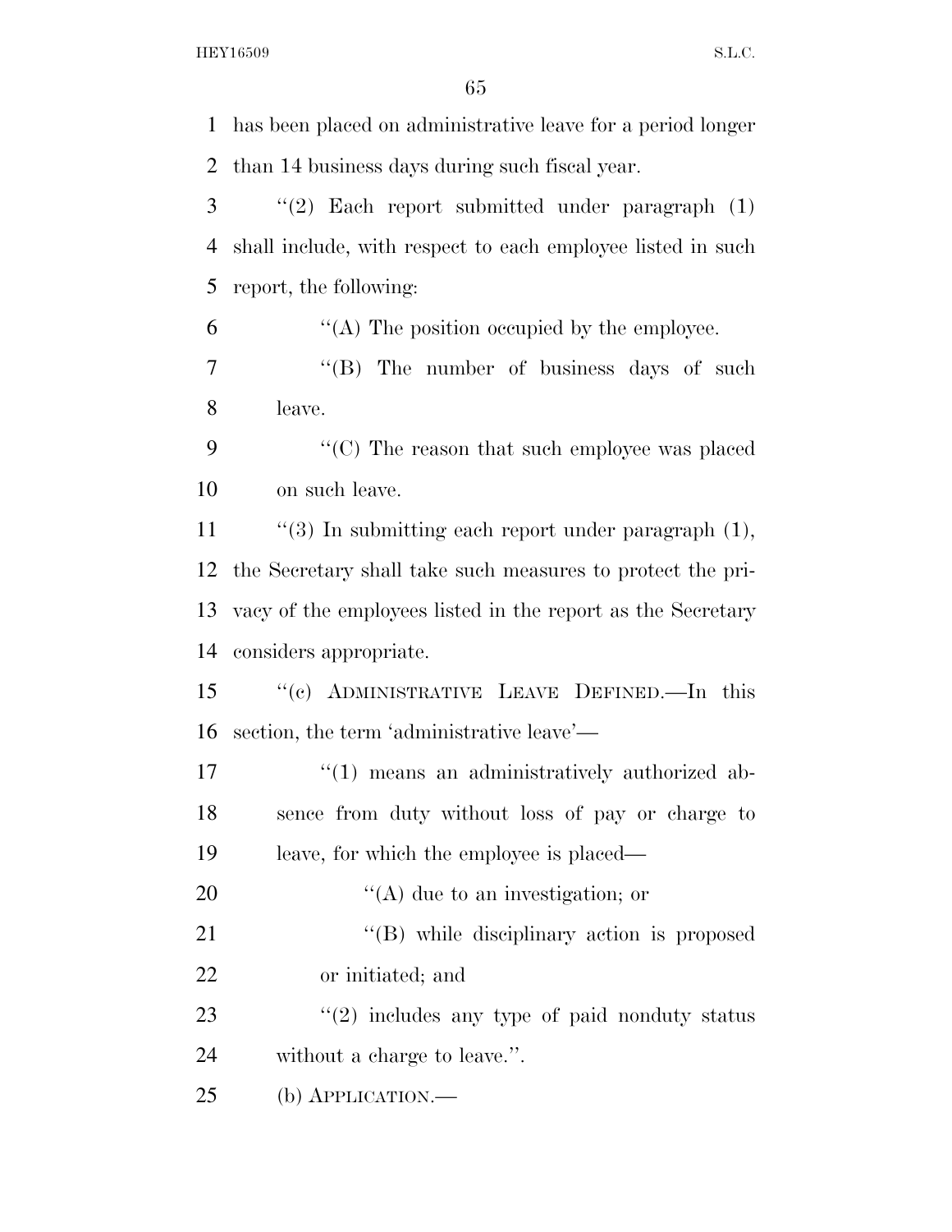has been placed on administrative leave for a period longer than 14 business days during such fiscal year.

''(2) Each report submitted under paragraph (1) shall include, with respect to each employee listed in such report, the following:

''(A) The position occupied by the employee.

''(B) The number of business days of such leave.

''(C) The reason that such employee was placed on such leave.

''(3) In submitting each report under paragraph (1), the Secretary shall take such measures to protect the privacy of the employees listed in the report as the Secretary considers appropriate.

''(c) ADMINISTRATIVE LEAVE DEFINED.—In this section, the term 'administrative leave'—

''(1) means an administratively authorized absence from duty without loss of pay or charge to leave, for which the employee is placed—

''(A) due to an investigation; or

''(B) while disciplinary action is proposed or initiated; and

''(2) includes any type of paid nonduty status without a charge to leave.''.

(b) APPLICATION.—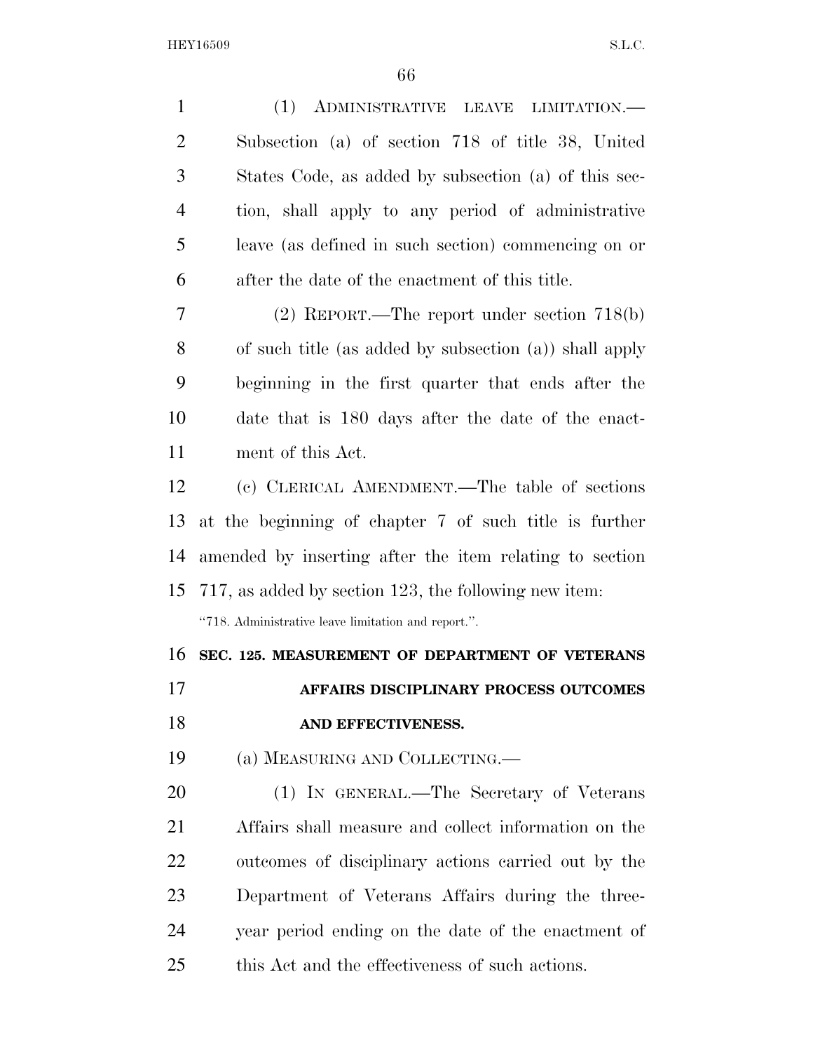(1) ADMINISTRATIVE LEAVE LIMITATION.—Subsection (a) of section 718 of title 38, United States Code, as added by subsection (a) of this section, shall apply to any period of administrative leave (as defined in such section) commencing on or after the date of the enactment of this title.

(2) REPORT.—The report under section 718(b) of such title (as added by subsection (a)) shall apply beginning in the first quarter that ends after the date that is 180 days after the date of the enactment of this Act.

(c) CLERICAL AMENDMENT.—The table of sections at the beginning of chapter 7 of such title is further amended by inserting after the item relating to section 717, as added by section 123, the following new item:

"718. Administrative leave limitation and report.".

**SEC. 125. MEASUREMENT OF DEPARTMENT OF VETERANS AFFAIRS DISCIPLINARY PROCESS OUTCOMES AND EFFECTIVENESS.**

(a) MEASURING AND COLLECTING.—

(1) IN GENERAL.—The Secretary of Veterans Affairs shall measure and collect information on the outcomes of disciplinary actions carried out by the Department of Veterans Affairs during the three-year period ending on the date of the enactment of this Act and the effectiveness of such actions.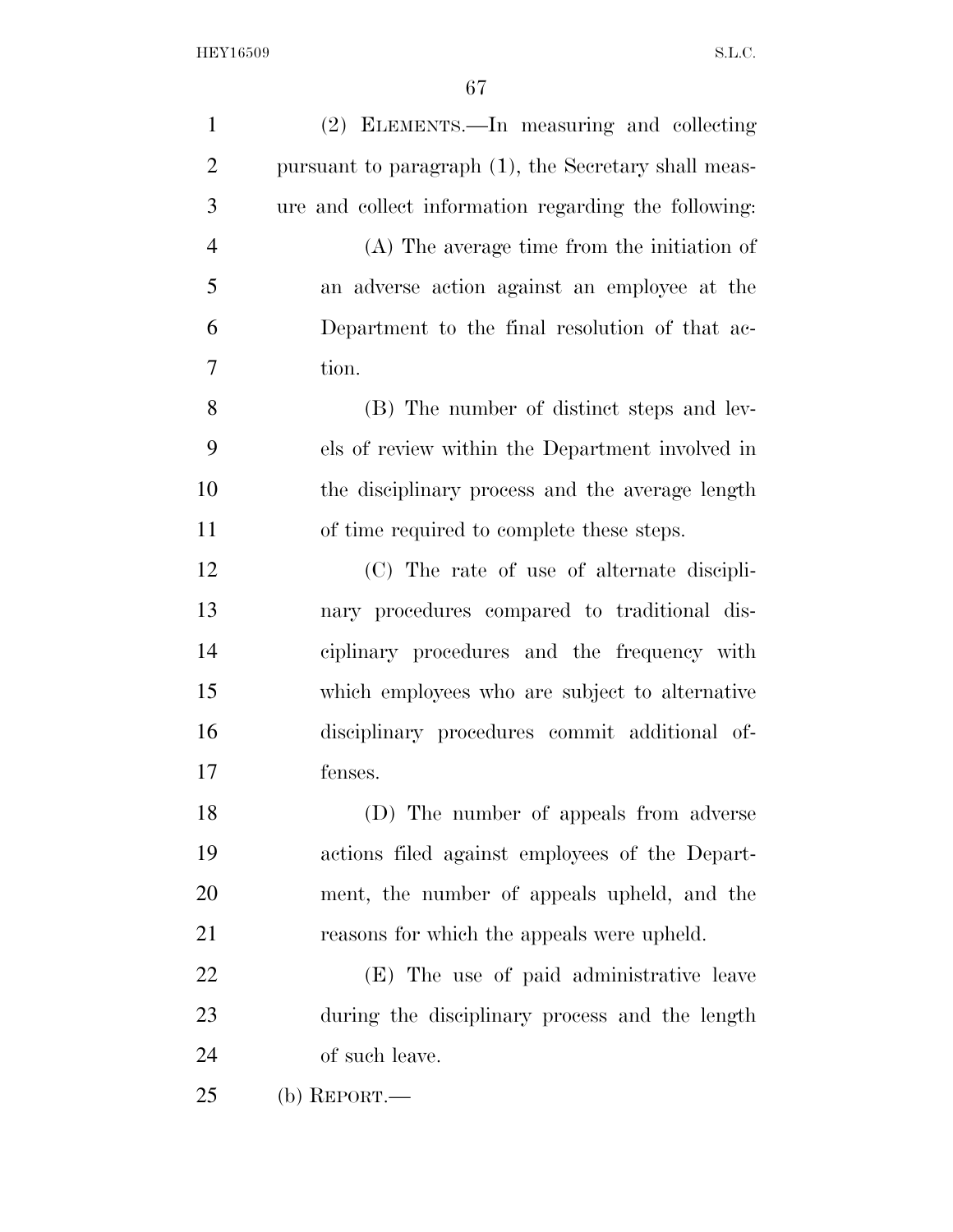(2) ELEMENTS.—In measuring and collecting pursuant to paragraph (1), the Secretary shall measure and collect information regarding the following:

(A) The average time from the initiation of an adverse action against an employee at the Department to the final resolution of that action.

(B) The number of distinct steps and levels of review within the Department involved in the disciplinary process and the average length of time required to complete these steps.

(C) The rate of use of alternate disciplinary procedures compared to traditional disciplinary procedures and the frequency with which employees who are subject to alternative disciplinary procedures commit additional offenses.

(D) The number of appeals from adverse actions filed against employees of the Department, the number of appeals upheld, and the reasons for which the appeals were upheld.

(E) The use of paid administrative leave during the disciplinary process and the length of such leave.

(b) REPORT.—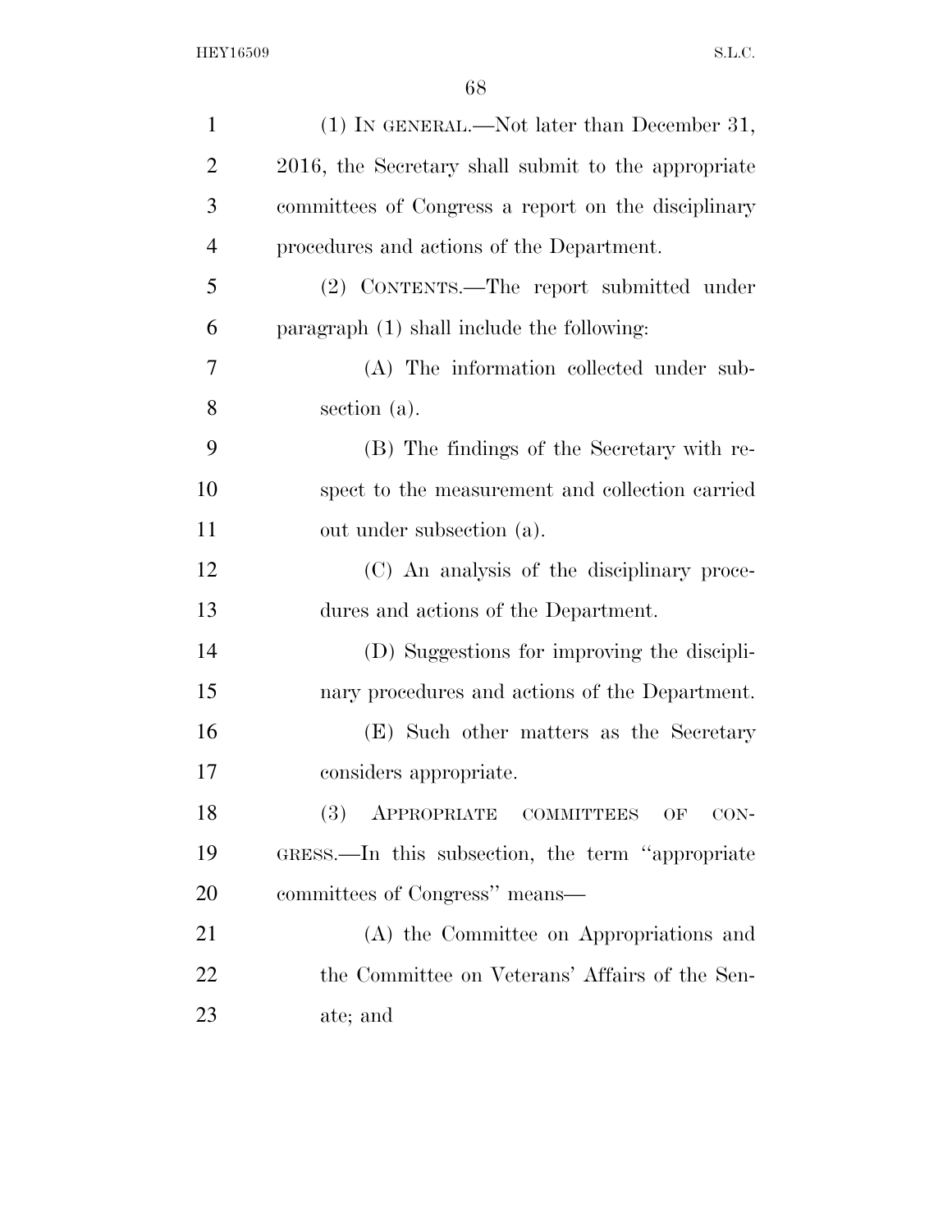(1) IN GENERAL.—Not later than December 31, 2016, the Secretary shall submit to the appropriate committees of Congress a report on the disciplinary procedures and actions of the Department.

(2) CONTENTS.—The report submitted under paragraph (1) shall include the following:

(A) The information collected under subsection (a).

(B) The findings of the Secretary with respect to the measurement and collection carried out under subsection (a).

(C) An analysis of the disciplinary procedures and actions of the Department.

(D) Suggestions for improving the disciplinary procedures and actions of the Department.

(E) Such other matters as the Secretary considers appropriate.

(3) APPROPRIATE COMMITTEES OF CONGRESS.—In this subsection, the term "appropriate committees of Congress" means—

(A) the Committee on Appropriations and the Committee on Veterans' Affairs of the Senate; and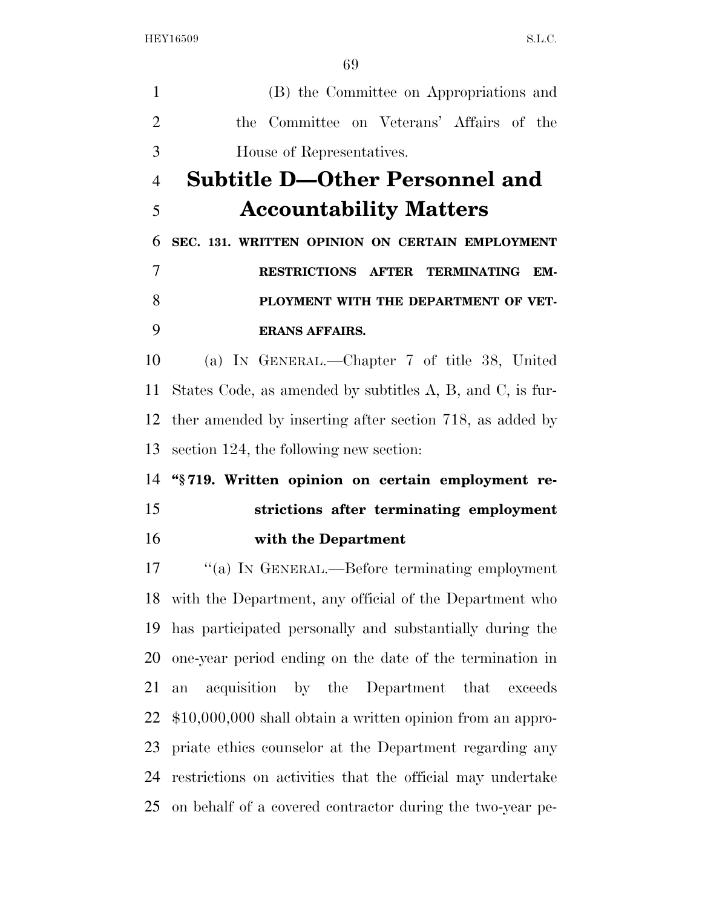(B) the Committee on Appropriations and the Committee on Veterans' Affairs of the House of Representatives.

## Subtitle D—Other Personnel and Accountability Matters

### SEC. 131. WRITTEN OPINION ON CERTAIN EMPLOYMENT RESTRICTIONS AFTER TERMINATING EMPLOYMENT WITH THE DEPARTMENT OF VETERANS AFFAIRS.

(a) IN GENERAL.—Chapter 7 of title 38, United States Code, as amended by subtitles A, B, and C, is further amended by inserting after section 718, as added by section 124, the following new section:

**"§ 719. Written opinion on certain employment restrictions after terminating employment with the Department**

"(a) IN GENERAL.—Before terminating employment with the Department, any official of the Department who has participated personally and substantially during the one-year period ending on the date of the termination in an acquisition by the Department that exceeds $10,000,000 shall obtain a written opinion from an appropriate ethics counselor at the Department regarding any restrictions on activities that the official may undertake on behalf of a covered contractor during the two-year pe-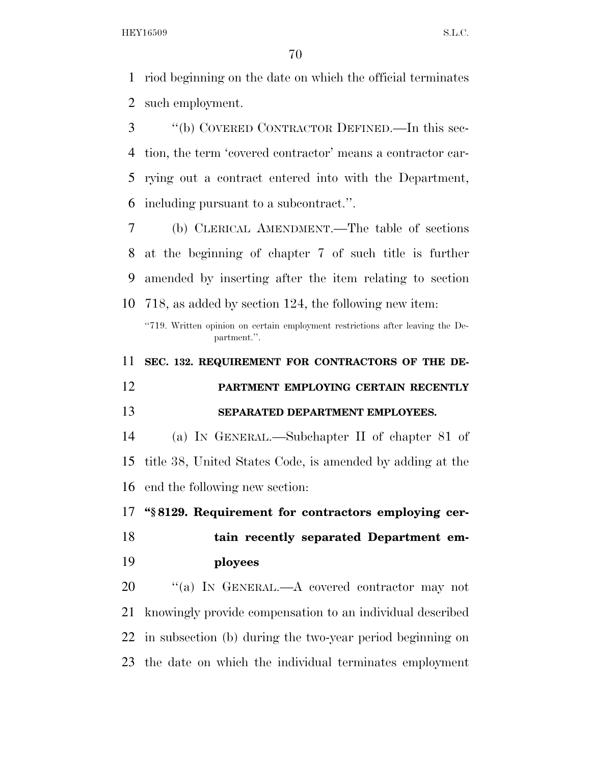riod beginning on the date on which the official terminates such employment.

"(b) COVERED CONTRACTOR DEFINED.—In this section, the term 'covered contractor' means a contractor carrying out a contract entered into with the Department, including pursuant to a subcontract.".

(b) CLERICAL AMENDMENT.—The table of sections at the beginning of chapter 7 of such title is further amended by inserting after the item relating to section 718, as added by section 124, the following new item:

"719. Written opinion on certain employment restrictions after leaving the Department.".

**SEC. 132. REQUIREMENT FOR CONTRACTORS OF THE DEPARTMENT EMPLOYING CERTAIN RECENTLY SEPARATED DEPARTMENT EMPLOYEES.**

(a) IN GENERAL.—Subchapter II of chapter 81 of title 38, United States Code, is amended by adding at the end the following new section:

**"§ 8129. Requirement for contractors employing certain recently separated Department employees**

"(a) IN GENERAL.—A covered contractor may not knowingly provide compensation to an individual described in subsection (b) during the two-year period beginning on the date on which the individual terminates employment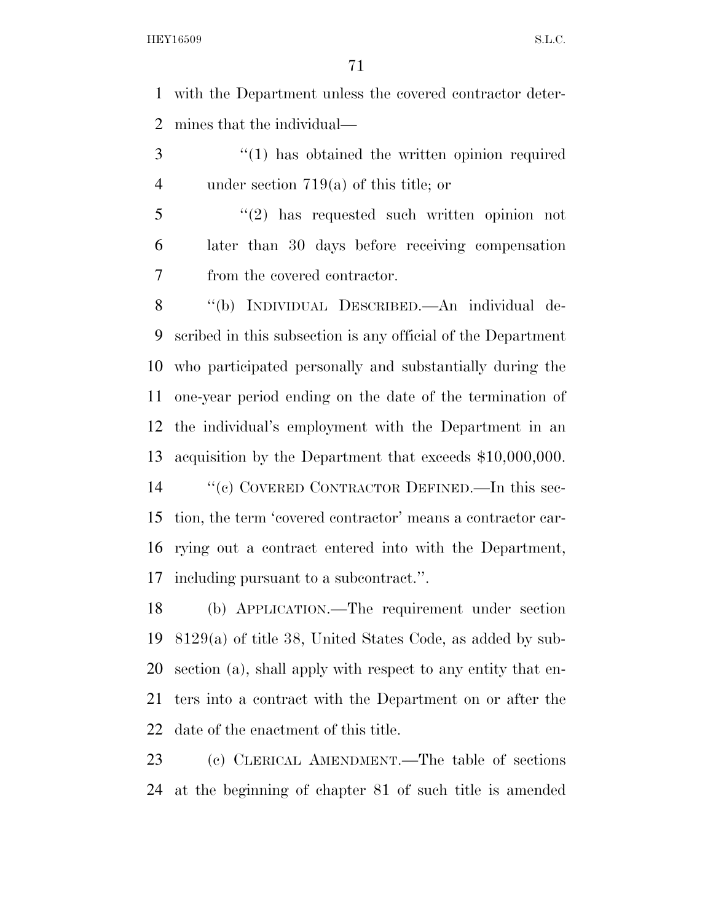with the Department unless the covered contractor determines that the individual—

"(1) has obtained the written opinion required under section 719(a) of this title; or

"(2) has requested such written opinion not later than 30 days before receiving compensation from the covered contractor.

"(b) INDIVIDUAL DESCRIBED.—An individual described in this subsection is any official of the Department who participated personally and substantially during the one-year period ending on the date of the termination of the individual's employment with the Department in an acquisition by the Department that exceeds $10,000,000.

"(c) COVERED CONTRACTOR DEFINED.—In this section, the term 'covered contractor' means a contractor carrying out a contract entered into with the Department, including pursuant to a subcontract.".

(b) APPLICATION.—The requirement under section 8129(a) of title 38, United States Code, as added by subsection (a), shall apply with respect to any entity that enters into a contract with the Department on or after the date of the enactment of this title.

(c) CLERICAL AMENDMENT.—The table of sections at the beginning of chapter 81 of such title is amended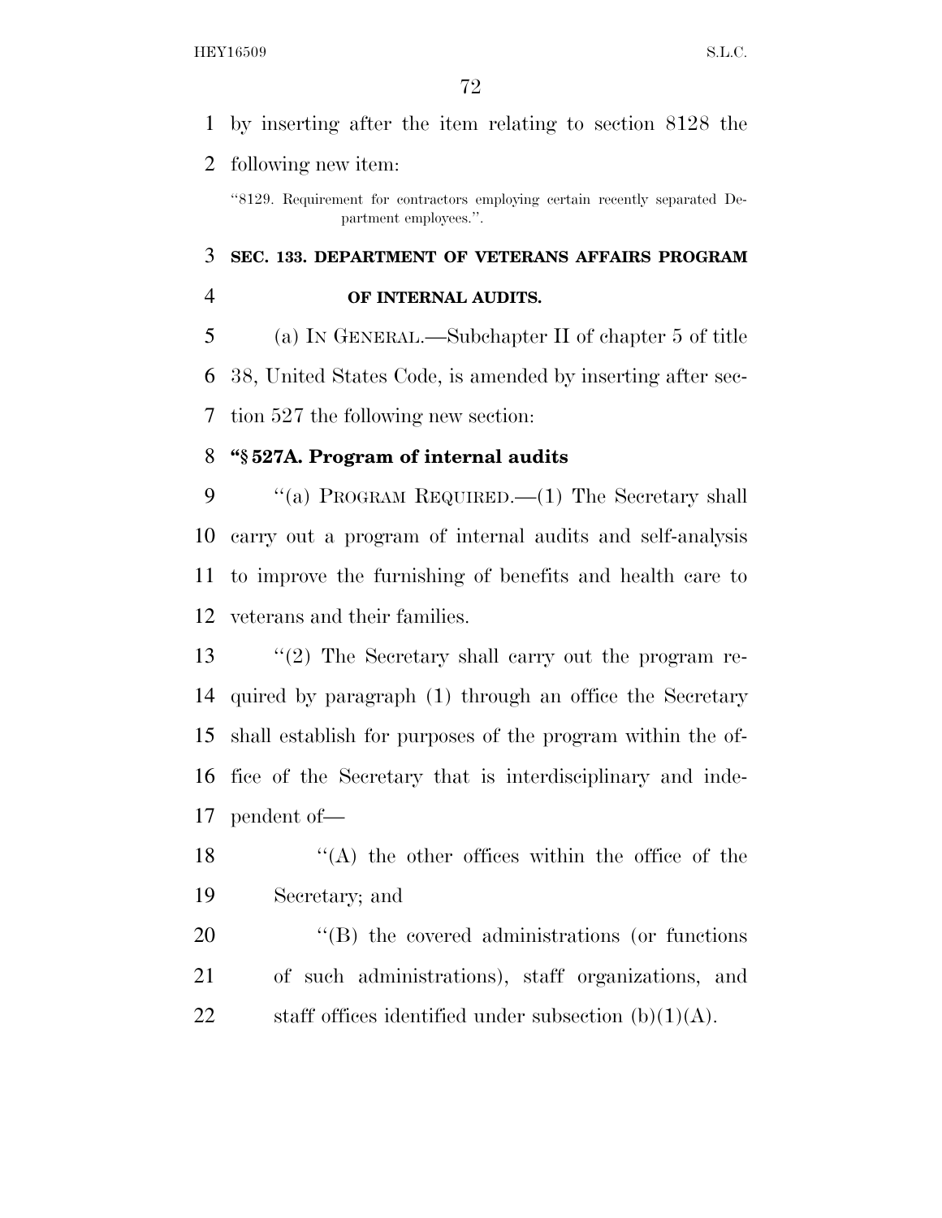by inserting after the item relating to section 8128 the following new item:

"8129. Requirement for contractors employing certain recently separated Department employees.".

**SEC. 133. DEPARTMENT OF VETERANS AFFAIRS PROGRAM OF INTERNAL AUDITS.**

(a) IN GENERAL.—Subchapter II of chapter 5 of title 38, United States Code, is amended by inserting after section 527 the following new section:

**"§ 527A. Program of internal audits**

"(a) PROGRAM REQUIRED.—(1) The Secretary shall carry out a program of internal audits and self-analysis to improve the furnishing of benefits and health care to veterans and their families.

"(2) The Secretary shall carry out the program required by paragraph (1) through an office the Secretary shall establish for purposes of the program within the office of the Secretary that is interdisciplinary and independent of—

"(A) the other offices within the office of the Secretary; and

"(B) the covered administrations (or functions of such administrations), staff organizations, and staff offices identified under subsection (b)(1)(A).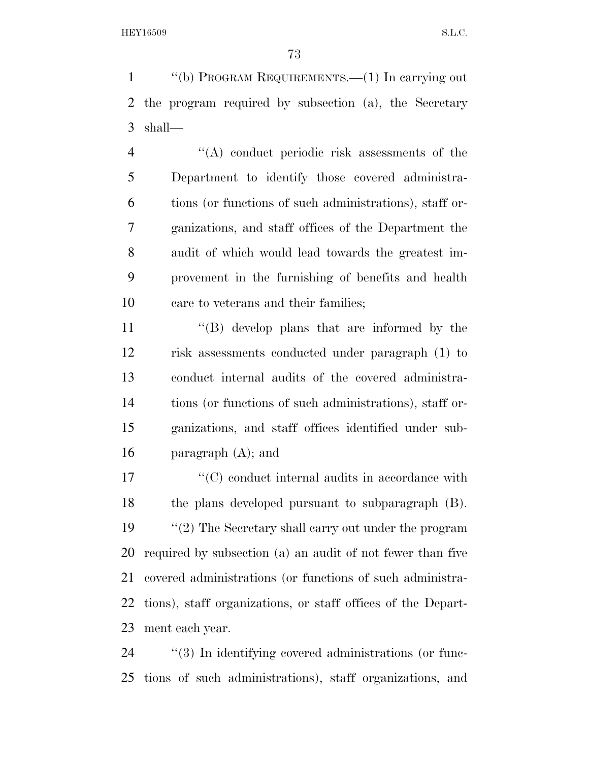''(b) PROGRAM REQUIREMENTS.—(1) In carrying out the program required by subsection (a), the Secretary shall—

''(A) conduct periodic risk assessments of the Department to identify those covered administrations (or functions of such administrations), staff organizations, and staff offices of the Department the audit of which would lead towards the greatest improvement in the furnishing of benefits and health care to veterans and their families;

''(B) develop plans that are informed by the risk assessments conducted under paragraph (1) to conduct internal audits of the covered administrations (or functions of such administrations), staff organizations, and staff offices identified under subparagraph (A); and

''(C) conduct internal audits in accordance with the plans developed pursuant to subparagraph (B).

''(2) The Secretary shall carry out under the program required by subsection (a) an audit of not fewer than five covered administrations (or functions of such administrations), staff organizations, or staff offices of the Department each year.

''(3) In identifying covered administrations (or functions of such administrations), staff organizations, and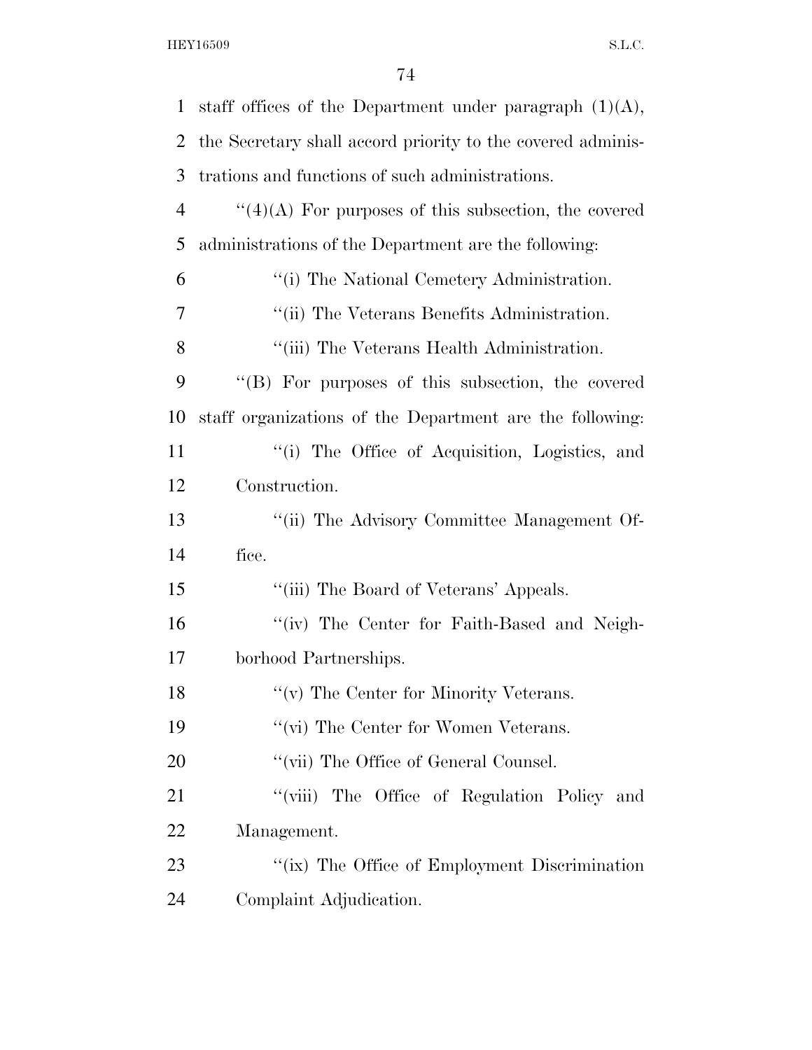staff offices of the Department under paragraph (1)(A), the Secretary shall accord priority to the covered administrations and functions of such administrations.

''(4)(A) For purposes of this subsection, the covered administrations of the Department are the following:

''(i) The National Cemetery Administration.

''(ii) The Veterans Benefits Administration.

''(iii) The Veterans Health Administration.

''(B) For purposes of this subsection, the covered staff organizations of the Department are the following:

''(i) The Office of Acquisition, Logistics, and Construction.

''(ii) The Advisory Committee Management Office.

''(iii) The Board of Veterans' Appeals.

''(iv) The Center for Faith-Based and Neighborhood Partnerships.

''(v) The Center for Minority Veterans.

''(vi) The Center for Women Veterans.

''(vii) The Office of General Counsel.

''(viii) The Office of Regulation Policy and Management.

''(ix) The Office of Employment Discrimination Complaint Adjudication.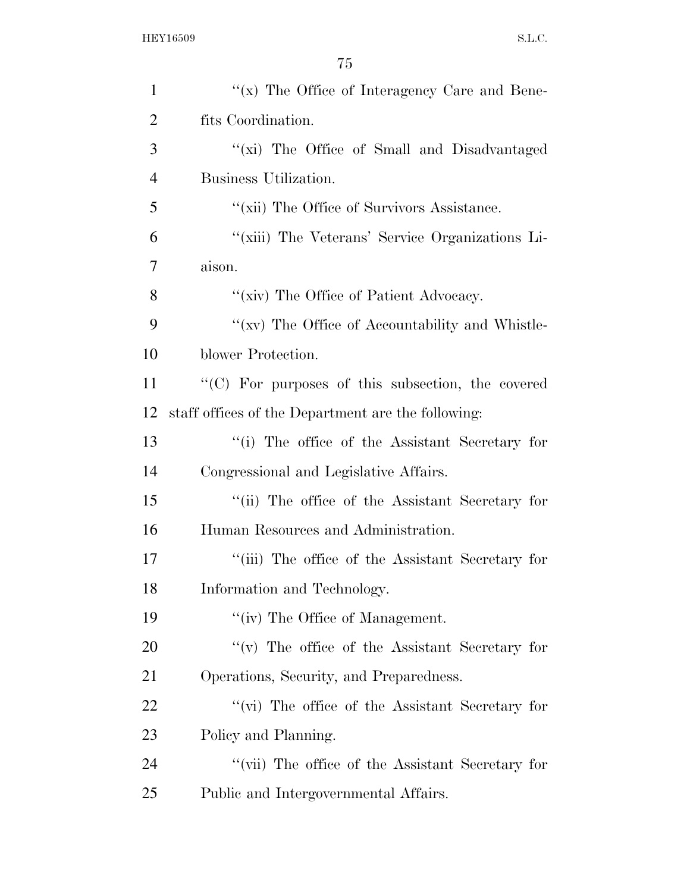''(x) The Office of Interagency Care and Benefits Coordination.

''(xi) The Office of Small and Disadvantaged Business Utilization.

''(xii) The Office of Survivors Assistance.

''(xiii) The Veterans' Service Organizations Liaison.

''(xiv) The Office of Patient Advocacy.

''(xv) The Office of Accountability and Whistleblower Protection.

''(C) For purposes of this subsection, the covered staff offices of the Department are the following:

''(i) The office of the Assistant Secretary for Congressional and Legislative Affairs.

''(ii) The office of the Assistant Secretary for Human Resources and Administration.

''(iii) The office of the Assistant Secretary for Information and Technology.

''(iv) The Office of Management.

''(v) The office of the Assistant Secretary for Operations, Security, and Preparedness.

''(vi) The office of the Assistant Secretary for Policy and Planning.

''(vii) The office of the Assistant Secretary for Public and Intergovernmental Affairs.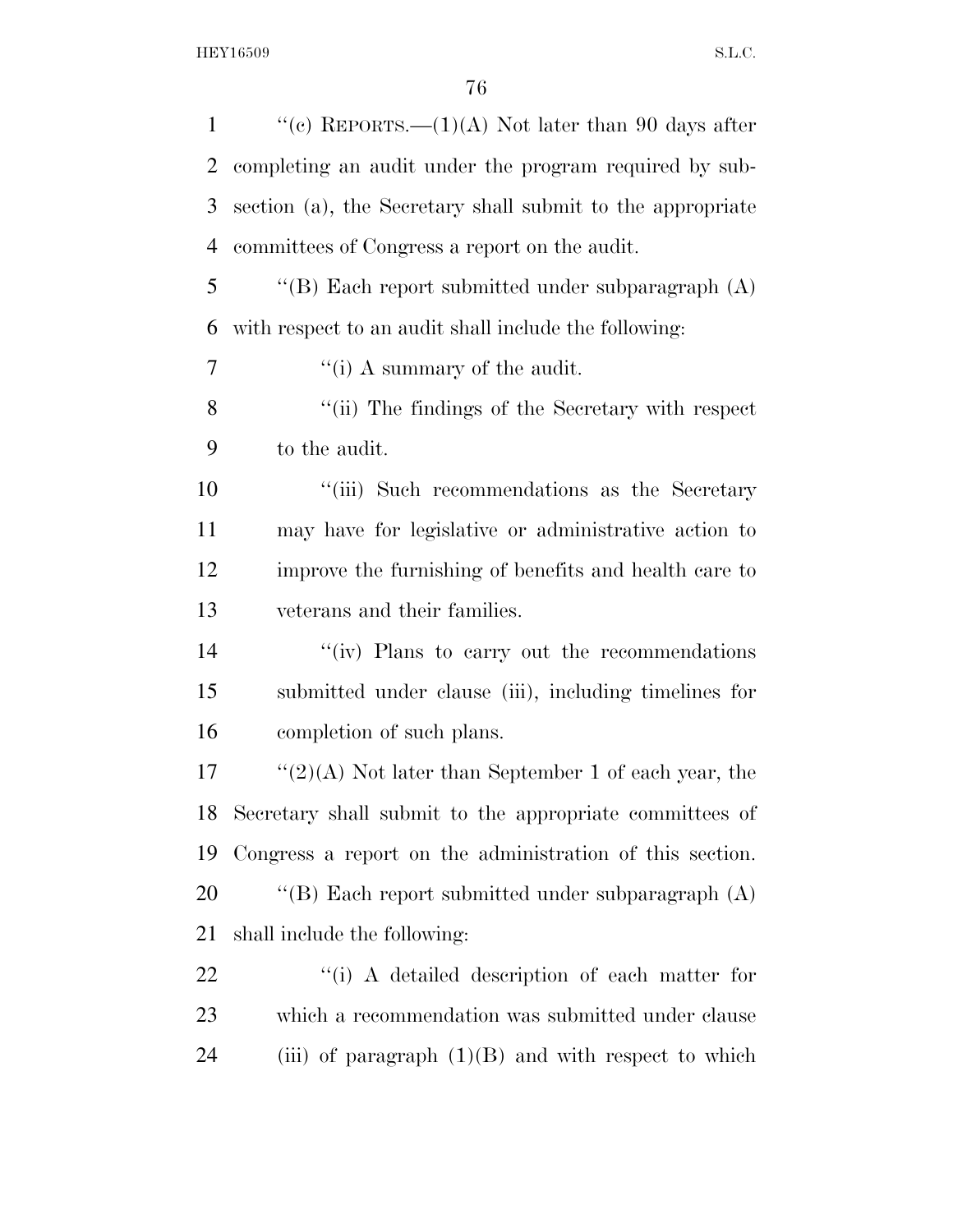''(c) REPORTS.—(1)(A) Not later than 90 days after completing an audit under the program required by subsection (a), the Secretary shall submit to the appropriate committees of Congress a report on the audit.

''(B) Each report submitted under subparagraph (A) with respect to an audit shall include the following:

''(i) A summary of the audit.

''(ii) The findings of the Secretary with respect to the audit.

''(iii) Such recommendations as the Secretary may have for legislative or administrative action to improve the furnishing of benefits and health care to veterans and their families.

''(iv) Plans to carry out the recommendations submitted under clause (iii), including timelines for completion of such plans.

''(2)(A) Not later than September 1 of each year, the Secretary shall submit to the appropriate committees of Congress a report on the administration of this section.

''(B) Each report submitted under subparagraph (A) shall include the following:

''(i) A detailed description of each matter for which a recommendation was submitted under clause (iii) of paragraph (1)(B) and with respect to which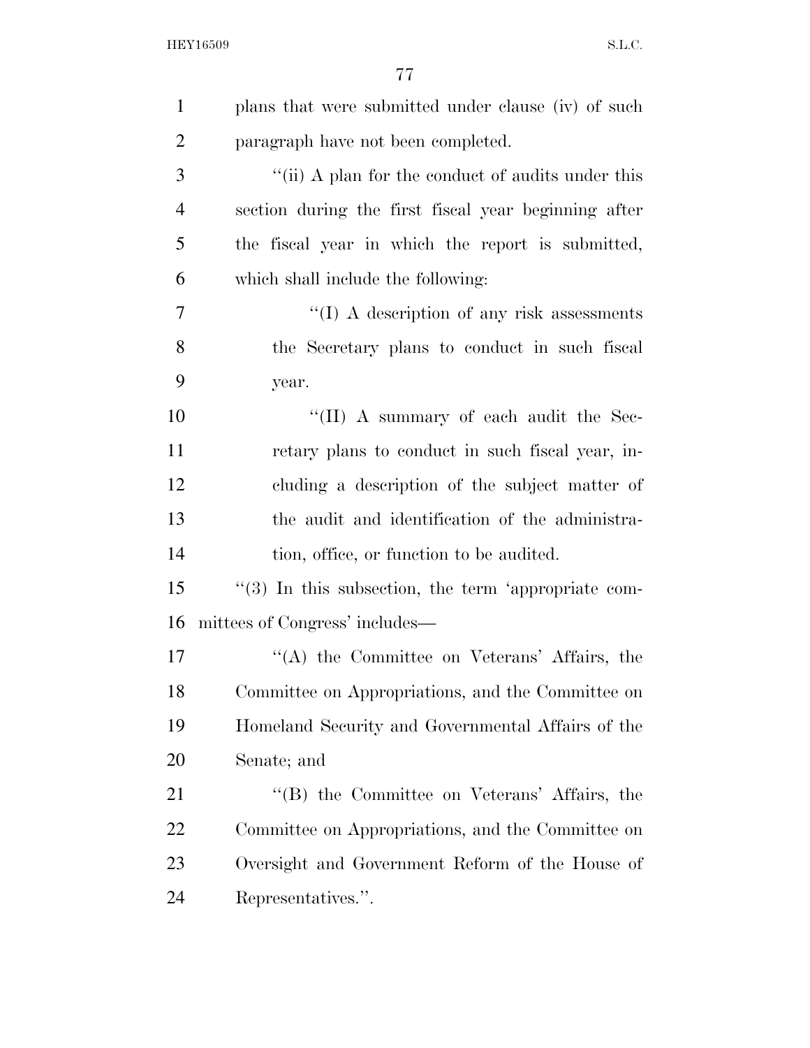plans that were submitted under clause (iv) of such paragraph have not been completed.

"(ii) A plan for the conduct of audits under this section during the first fiscal year beginning after the fiscal year in which the report is submitted, which shall include the following:

"(I) A description of any risk assessments the Secretary plans to conduct in such fiscal year.

"(II) A summary of each audit the Secretary plans to conduct in such fiscal year, including a description of the subject matter of the audit and identification of the administration, office, or function to be audited.

"(3) In this subsection, the term 'appropriate committees of Congress' includes—

"(A) the Committee on Veterans' Affairs, the Committee on Appropriations, and the Committee on Homeland Security and Governmental Affairs of the Senate; and

"(B) the Committee on Veterans' Affairs, the Committee on Appropriations, and the Committee on Oversight and Government Reform of the House of Representatives.".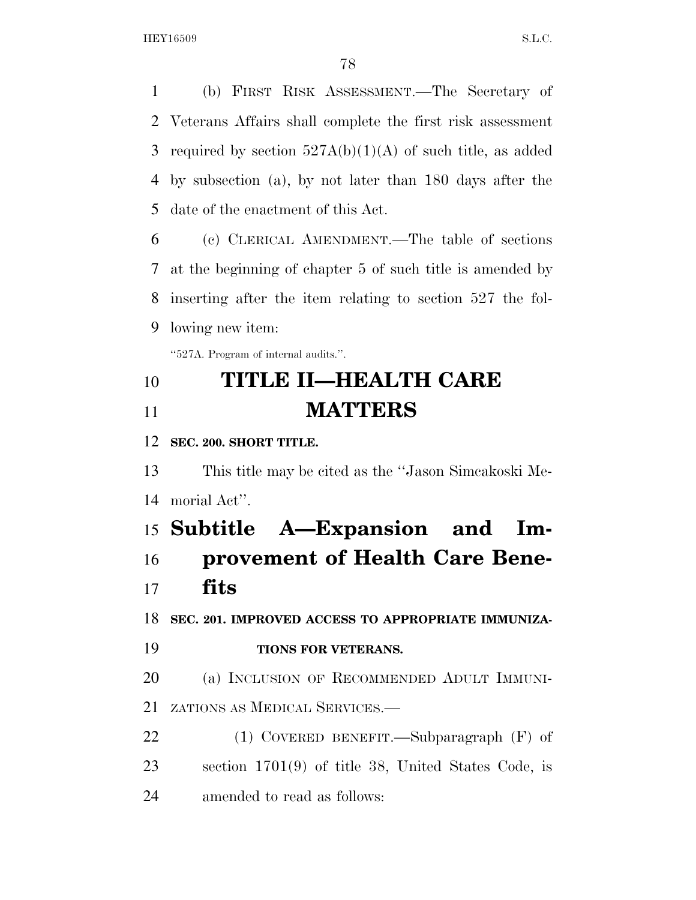(b) FIRST RISK ASSESSMENT.—The Secretary of Veterans Affairs shall complete the first risk assessment required by section 527A(b)(1)(A) of such title, as added by subsection (a), by not later than 180 days after the date of the enactment of this Act.

(c) CLERICAL AMENDMENT.—The table of sections at the beginning of chapter 5 of such title is amended by inserting after the item relating to section 527 the following new item:

"527A. Program of internal audits.".

# TITLE II—HEALTH CARE MATTERS

**SEC. 200. SHORT TITLE.**

This title may be cited as the "Jason Simcakoski Memorial Act".

## Subtitle A—Expansion and Improvement of Health Care Benefits

**SEC. 201. IMPROVED ACCESS TO APPROPRIATE IMMUNIZATIONS FOR VETERANS.**

(a) INCLUSION OF RECOMMENDED ADULT IMMUNIZATIONS AS MEDICAL SERVICES.—

(1) COVERED BENEFIT.—Subparagraph (F) of section 1701(9) of title 38, United States Code, is amended to read as follows: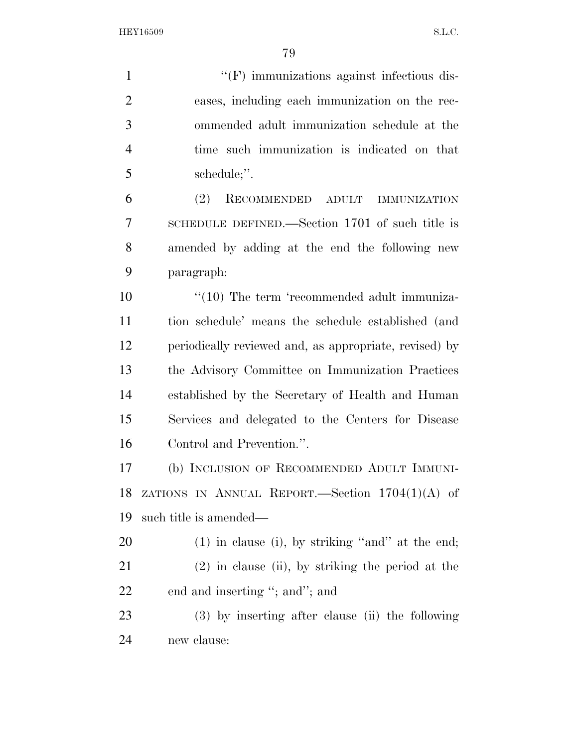''(F) immunizations against infectious diseases, including each immunization on the recommended adult immunization schedule at the time such immunization is indicated on that schedule;''.

(2) RECOMMENDED ADULT IMMUNIZATION SCHEDULE DEFINED.—Section 1701 of such title is amended by adding at the end the following new paragraph:

''(10) The term 'recommended adult immunization schedule' means the schedule established (and periodically reviewed and, as appropriate, revised) by the Advisory Committee on Immunization Practices established by the Secretary of Health and Human Services and delegated to the Centers for Disease Control and Prevention.''.

(b) INCLUSION OF RECOMMENDED ADULT IMMUNIZATIONS IN ANNUAL REPORT.—Section 1704(1)(A) of such title is amended—

(1) in clause (i), by striking ''and'' at the end;

(2) in clause (ii), by striking the period at the end and inserting ''; and''; and

(3) by inserting after clause (ii) the following new clause: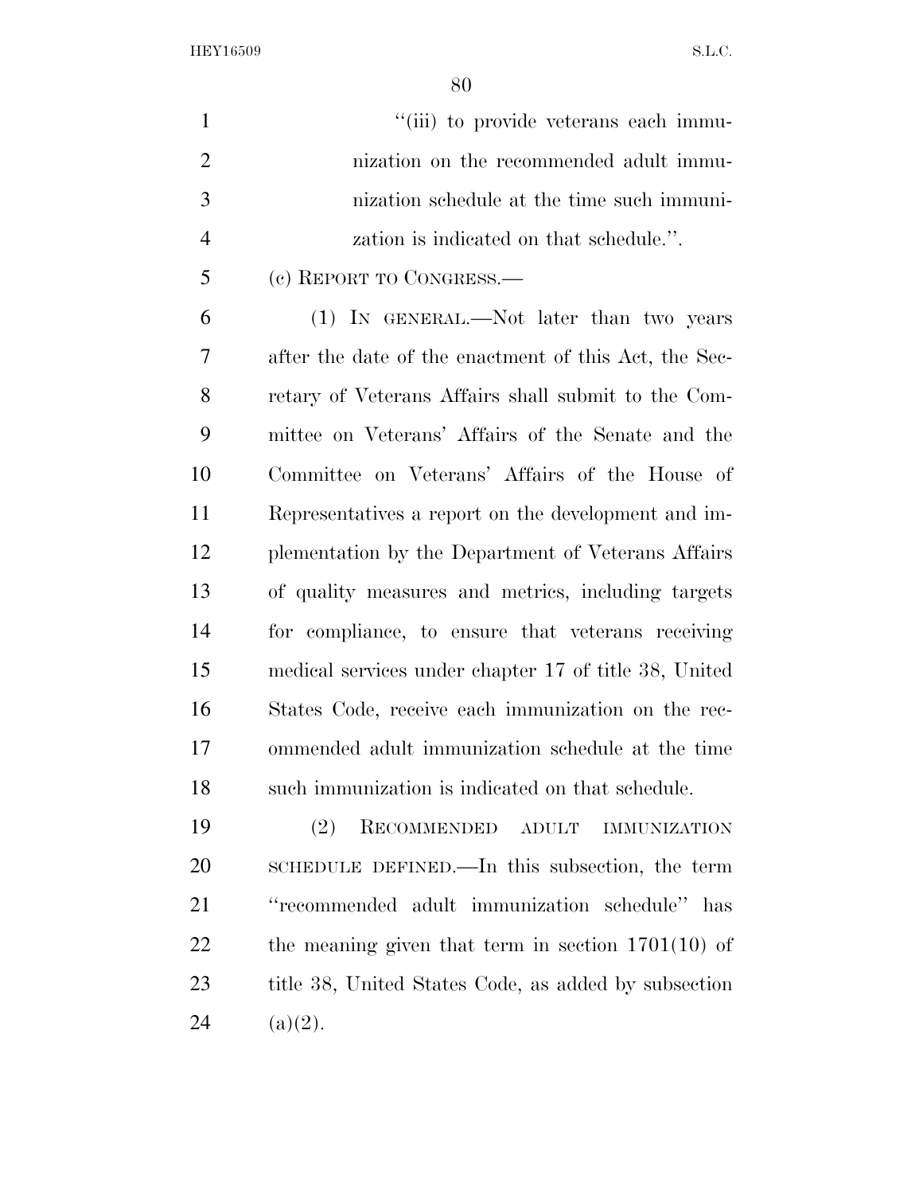"(iii) to provide veterans each immunization on the recommended adult immunization schedule at the time such immunization is indicated on that schedule.".

(c) REPORT TO CONGRESS.—

(1) IN GENERAL.—Not later than two years after the date of the enactment of this Act, the Secretary of Veterans Affairs shall submit to the Committee on Veterans' Affairs of the Senate and the Committee on Veterans' Affairs of the House of Representatives a report on the development and implementation by the Department of Veterans Affairs of quality measures and metrics, including targets for compliance, to ensure that veterans receiving medical services under chapter 17 of title 38, United States Code, receive each immunization on the recommended adult immunization schedule at the time such immunization is indicated on that schedule.

(2) RECOMMENDED ADULT IMMUNIZATION SCHEDULE DEFINED.—In this subsection, the term "recommended adult immunization schedule" has the meaning given that term in section 1701(10) of title 38, United States Code, as added by subsection (a)(2).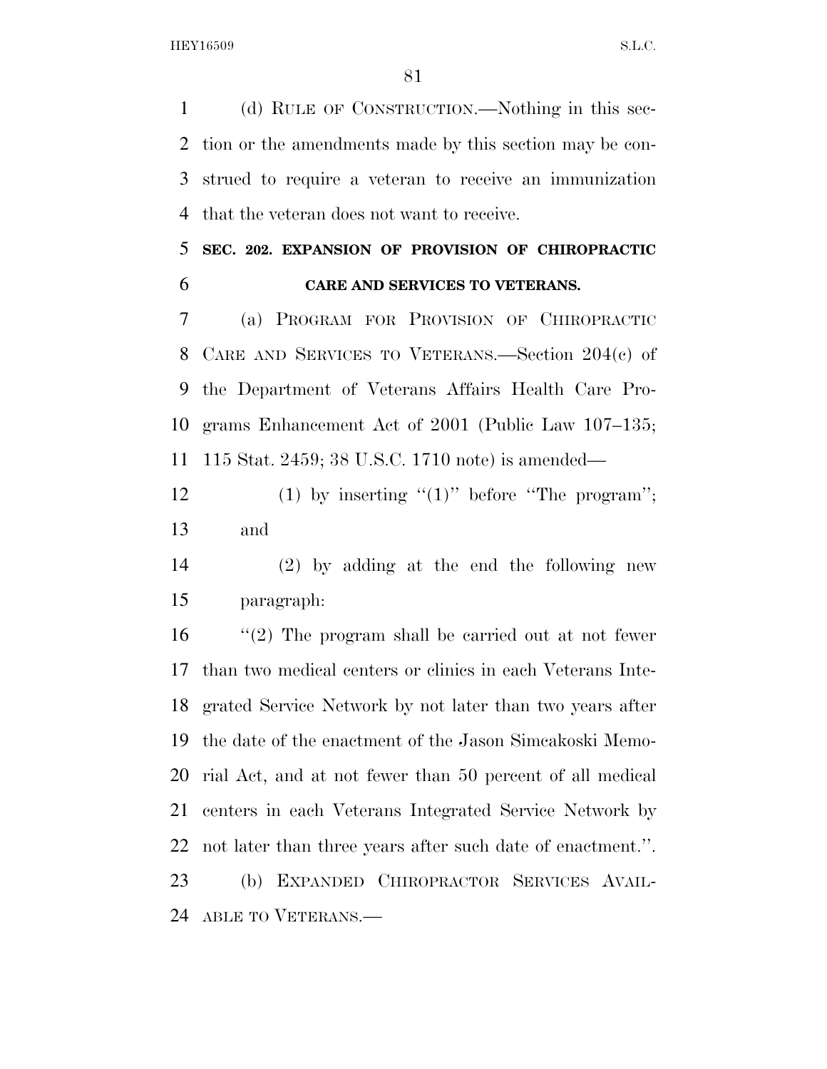(d) RULE OF CONSTRUCTION.—Nothing in this section or the amendments made by this section may be construed to require a veteran to receive an immunization that the veteran does not want to receive.

**SEC. 202. EXPANSION OF PROVISION OF CHIROPRACTIC CARE AND SERVICES TO VETERANS.**

(a) PROGRAM FOR PROVISION OF CHIROPRACTIC CARE AND SERVICES TO VETERANS.—Section 204(c) of the Department of Veterans Affairs Health Care Programs Enhancement Act of 2001 (Public Law 107–135; 115 Stat. 2459; 38 U.S.C. 1710 note) is amended—

(1) by inserting ''(1)'' before ''The program''; and

(2) by adding at the end the following new paragraph:

''(2) The program shall be carried out at not fewer than two medical centers or clinics in each Veterans Integrated Service Network by not later than two years after the date of the enactment of the Jason Simcakoski Memorial Act, and at not fewer than 50 percent of all medical centers in each Veterans Integrated Service Network by not later than three years after such date of enactment.''.

(b) EXPANDED CHIROPRACTOR SERVICES AVAILABLE TO VETERANS.—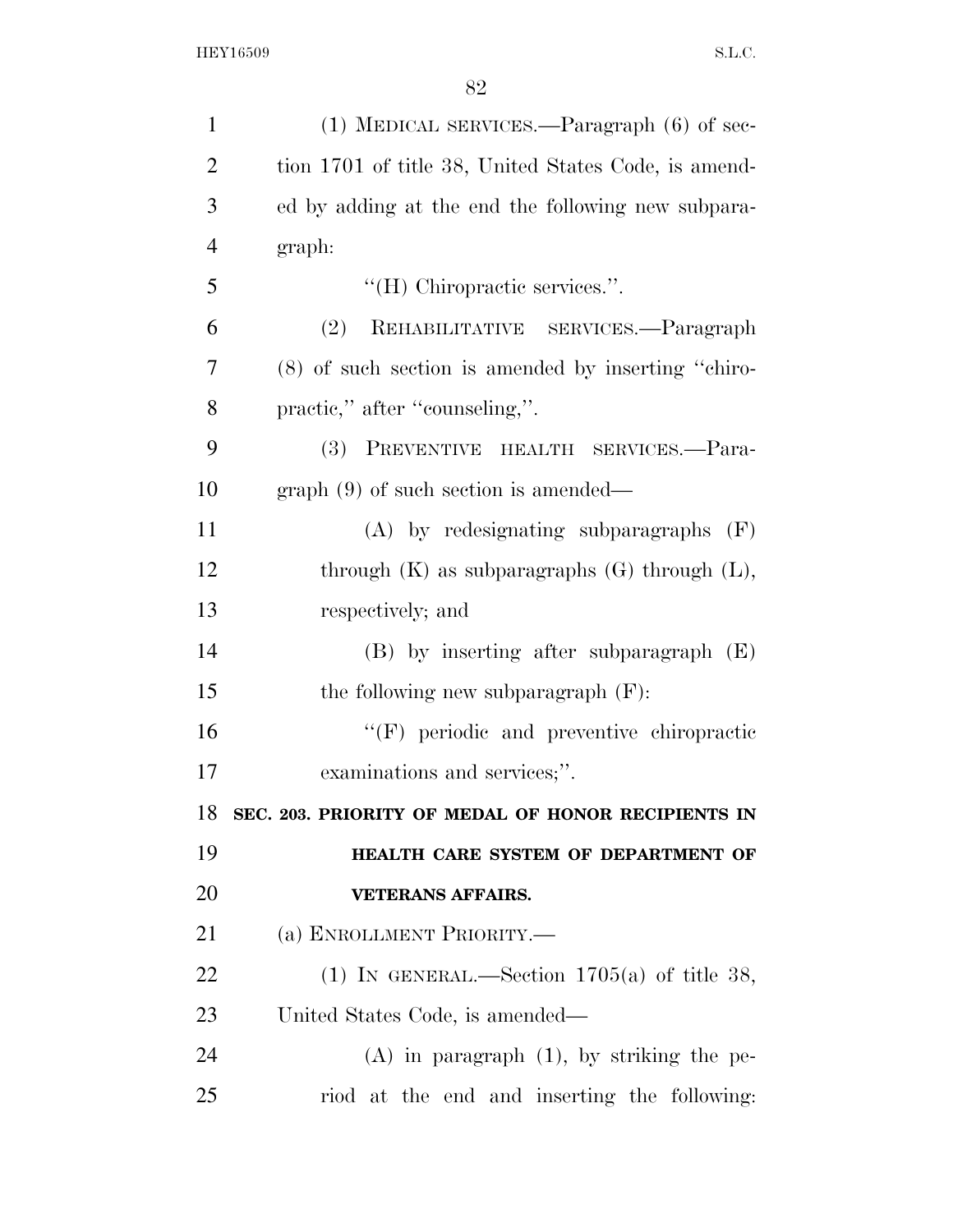(1) MEDICAL SERVICES.—Paragraph (6) of section 1701 of title 38, United States Code, is amended by adding at the end the following new subparagraph:

"(H) Chiropractic services.".

(2) REHABILITATIVE SERVICES.—Paragraph (8) of such section is amended by inserting "chiropractic," after "counseling,".

(3) PREVENTIVE HEALTH SERVICES.—Paragraph (9) of such section is amended—

(A) by redesignating subparagraphs (F) through (K) as subparagraphs (G) through (L), respectively; and

(B) by inserting after subparagraph (E) the following new subparagraph (F):

"(F) periodic and preventive chiropractic examinations and services;".

**SEC. 203. PRIORITY OF MEDAL OF HONOR RECIPIENTS IN HEALTH CARE SYSTEM OF DEPARTMENT OF VETERANS AFFAIRS.**

(a) ENROLLMENT PRIORITY.—

(1) IN GENERAL.—Section 1705(a) of title 38, United States Code, is amended—

(A) in paragraph (1), by striking the period at the end and inserting the following: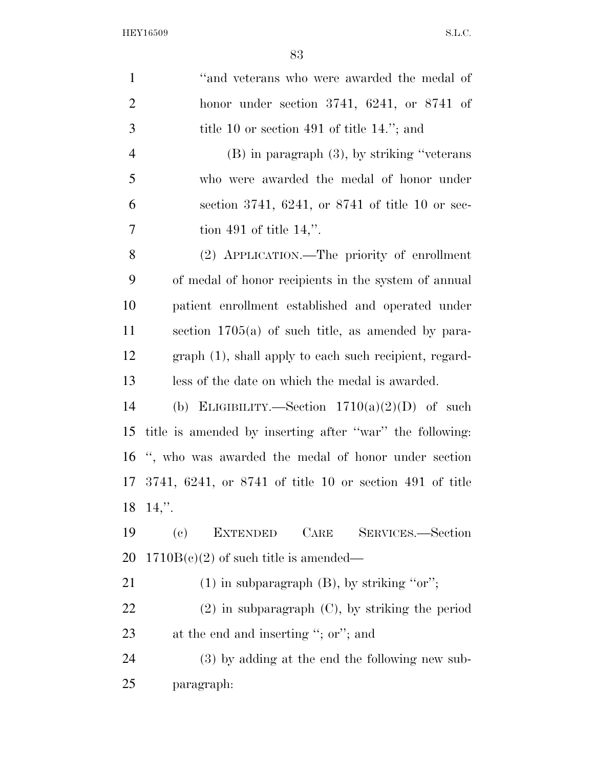"and veterans who were awarded the medal of honor under section 3741, 6241, or 8741 of title 10 or section 491 of title 14."; and

(B) in paragraph (3), by striking "veterans who were awarded the medal of honor under section 3741, 6241, or 8741 of title 10 or section 491 of title 14,".

(2) APPLICATION.—The priority of enrollment of medal of honor recipients in the system of annual patient enrollment established and operated under section 1705(a) of such title, as amended by paragraph (1), shall apply to each such recipient, regardless of the date on which the medal is awarded.

(b) ELIGIBILITY.—Section 1710(a)(2)(D) of such title is amended by inserting after "war" the following: ", who was awarded the medal of honor under section 3741, 6241, or 8741 of title 10 or section 491 of title 14,".

(c) EXTENDED CARE SERVICES.—Section 1710B(c)(2) of such title is amended—

(1) in subparagraph (B), by striking "or";

(2) in subparagraph (C), by striking the period at the end and inserting "; or"; and

(3) by adding at the end the following new subparagraph: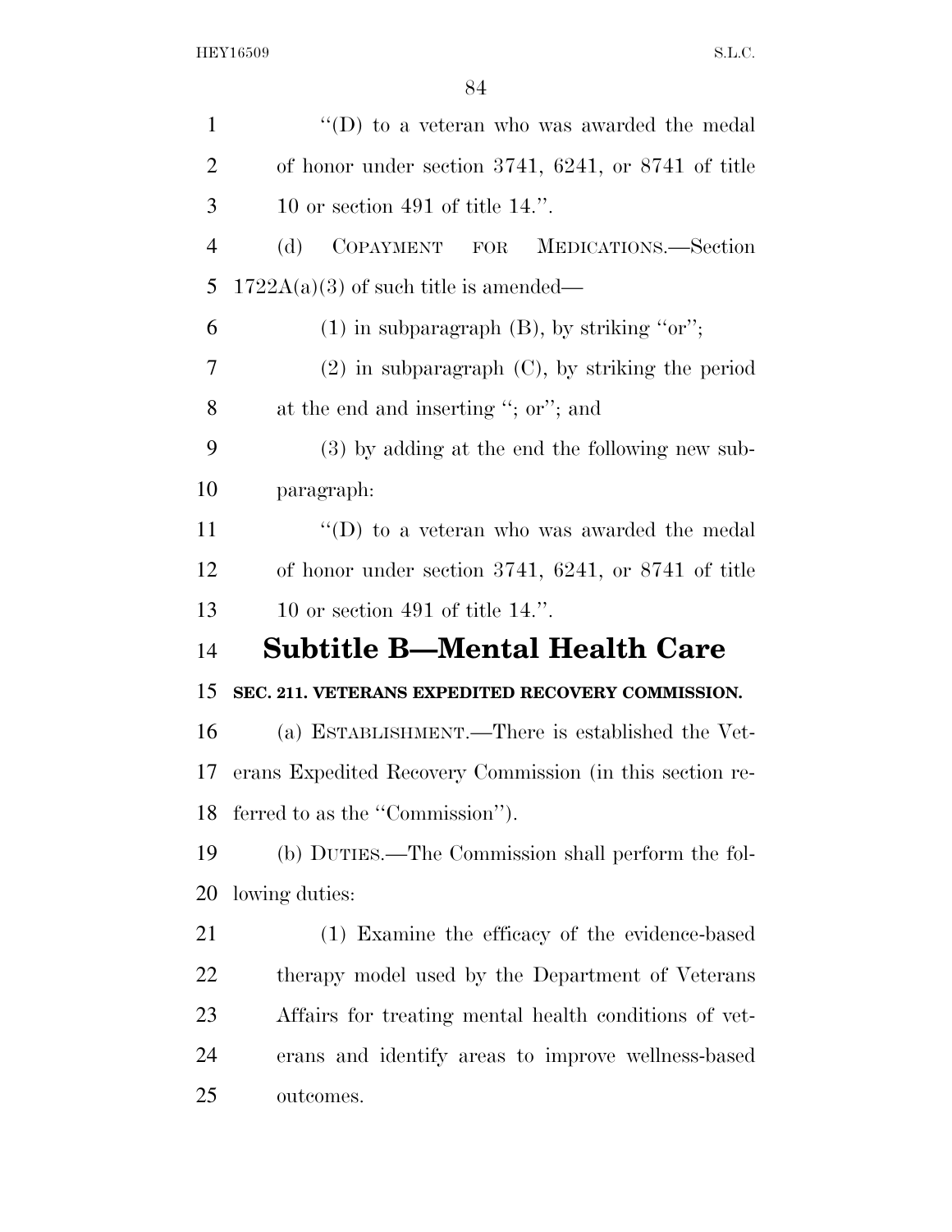''(D) to a veteran who was awarded the medal of honor under section 3741, 6241, or 8741 of title 10 or section 491 of title 14.''.

(d) COPAYMENT FOR MEDICATIONS.—Section 1722A(a)(3) of such title is amended—

(1) in subparagraph (B), by striking ''or'';

(2) in subparagraph (C), by striking the period at the end and inserting ''; or''; and

(3) by adding at the end the following new subparagraph:

''(D) to a veteran who was awarded the medal of honor under section 3741, 6241, or 8741 of title 10 or section 491 of title 14.''.

## Subtitle B—Mental Health Care

**SEC. 211. VETERANS EXPEDITED RECOVERY COMMISSION.**

(a) ESTABLISHMENT.—There is established the Veterans Expedited Recovery Commission (in this section referred to as the ''Commission'').

(b) DUTIES.—The Commission shall perform the following duties:

(1) Examine the efficacy of the evidence-based therapy model used by the Department of Veterans Affairs for treating mental health conditions of veterans and identify areas to improve wellness-based outcomes.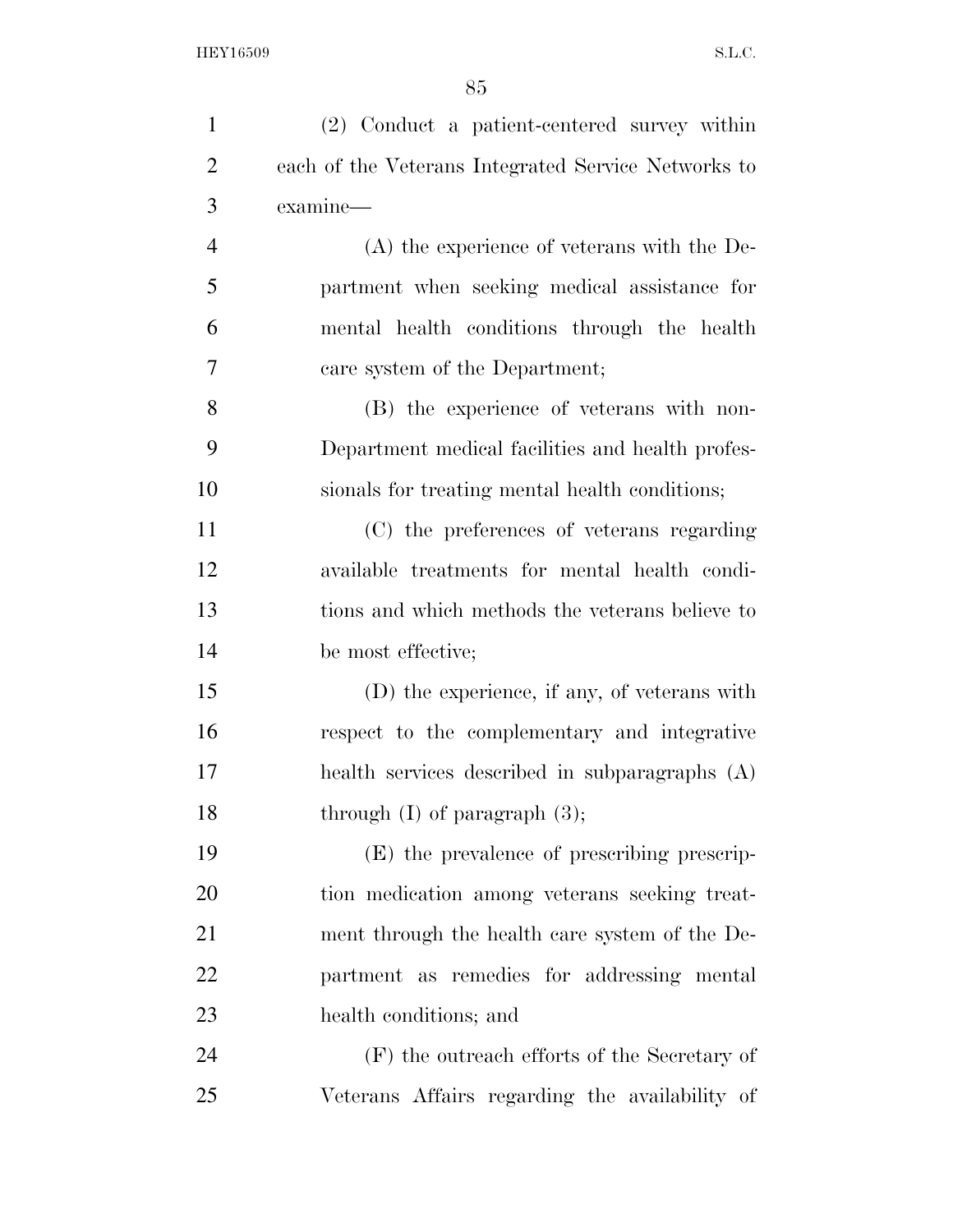(2) Conduct a patient-centered survey within each of the Veterans Integrated Service Networks to examine—

(A) the experience of veterans with the Department when seeking medical assistance for mental health conditions through the health care system of the Department;

(B) the experience of veterans with non-Department medical facilities and health professionals for treating mental health conditions;

(C) the preferences of veterans regarding available treatments for mental health conditions and which methods the veterans believe to be most effective;

(D) the experience, if any, of veterans with respect to the complementary and integrative health services described in subparagraphs (A) through (I) of paragraph (3);

(E) the prevalence of prescribing prescription medication among veterans seeking treatment through the health care system of the Department as remedies for addressing mental health conditions; and

(F) the outreach efforts of the Secretary of Veterans Affairs regarding the availability of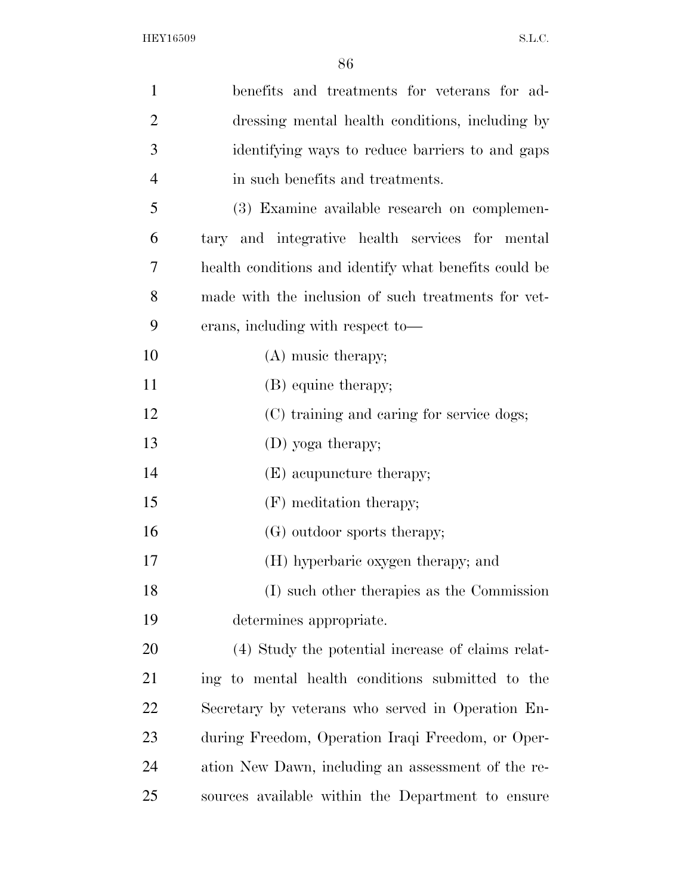benefits and treatments for veterans for addressing mental health conditions, including by identifying ways to reduce barriers to and gaps in such benefits and treatments.

(3) Examine available research on complementary and integrative health services for mental health conditions and identify what benefits could be made with the inclusion of such treatments for veterans, including with respect to—

(A) music therapy;

(B) equine therapy;

(C) training and caring for service dogs;

(D) yoga therapy;

(E) acupuncture therapy;

(F) meditation therapy;

(G) outdoor sports therapy;

(H) hyperbaric oxygen therapy; and

(I) such other therapies as the Commission determines appropriate.

(4) Study the potential increase of claims relating to mental health conditions submitted to the Secretary by veterans who served in Operation Enduring Freedom, Operation Iraqi Freedom, or Operation New Dawn, including an assessment of the resources available within the Department to ensure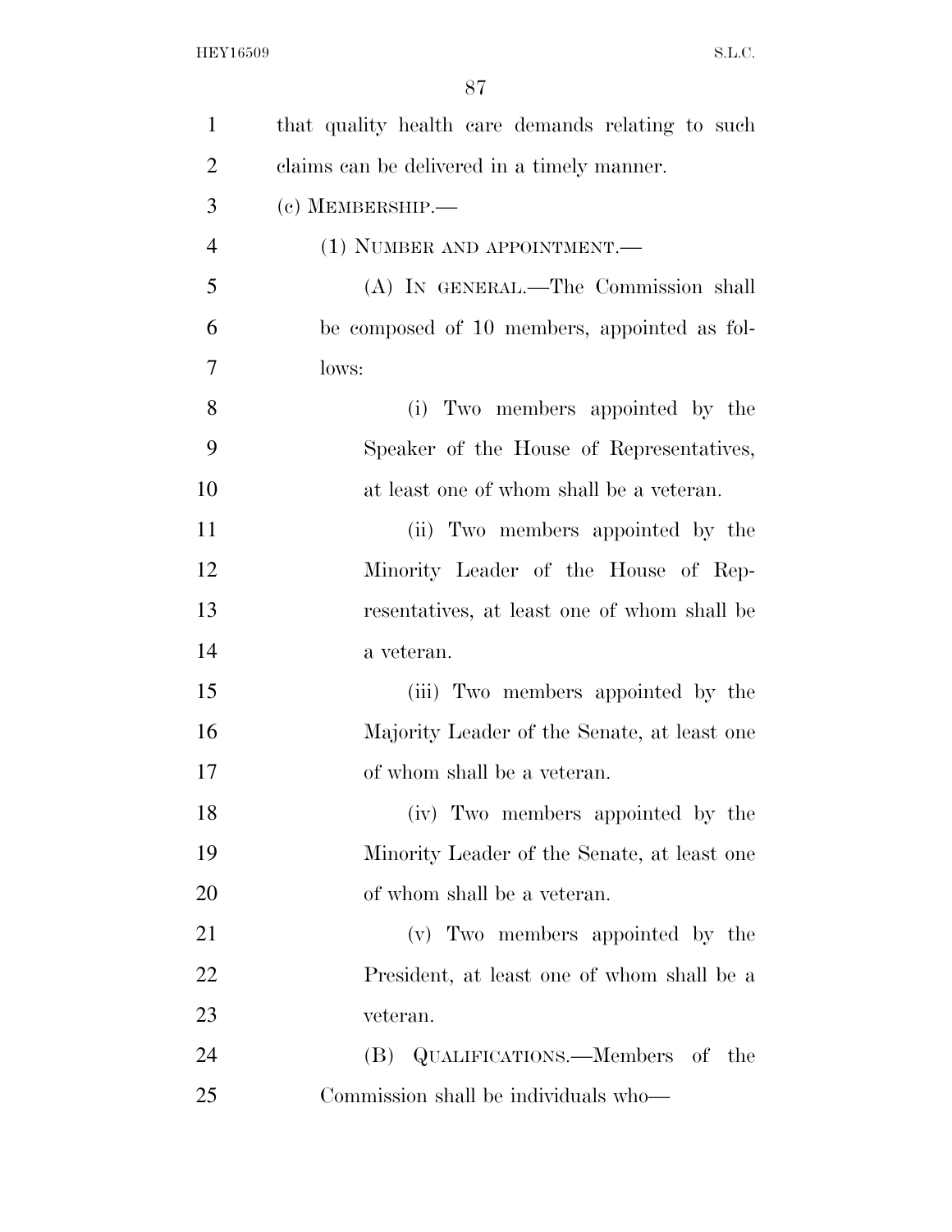that quality health care demands relating to such claims can be delivered in a timely manner.

(c) MEMBERSHIP.—

(1) NUMBER AND APPOINTMENT.—

(A) IN GENERAL.—The Commission shall be composed of 10 members, appointed as follows:

(i) Two members appointed by the Speaker of the House of Representatives, at least one of whom shall be a veteran.

(ii) Two members appointed by the Minority Leader of the House of Representatives, at least one of whom shall be a veteran.

(iii) Two members appointed by the Majority Leader of the Senate, at least one of whom shall be a veteran.

(iv) Two members appointed by the Minority Leader of the Senate, at least one of whom shall be a veteran.

(v) Two members appointed by the President, at least one of whom shall be a veteran.

(B) QUALIFICATIONS.—Members of the Commission shall be individuals who—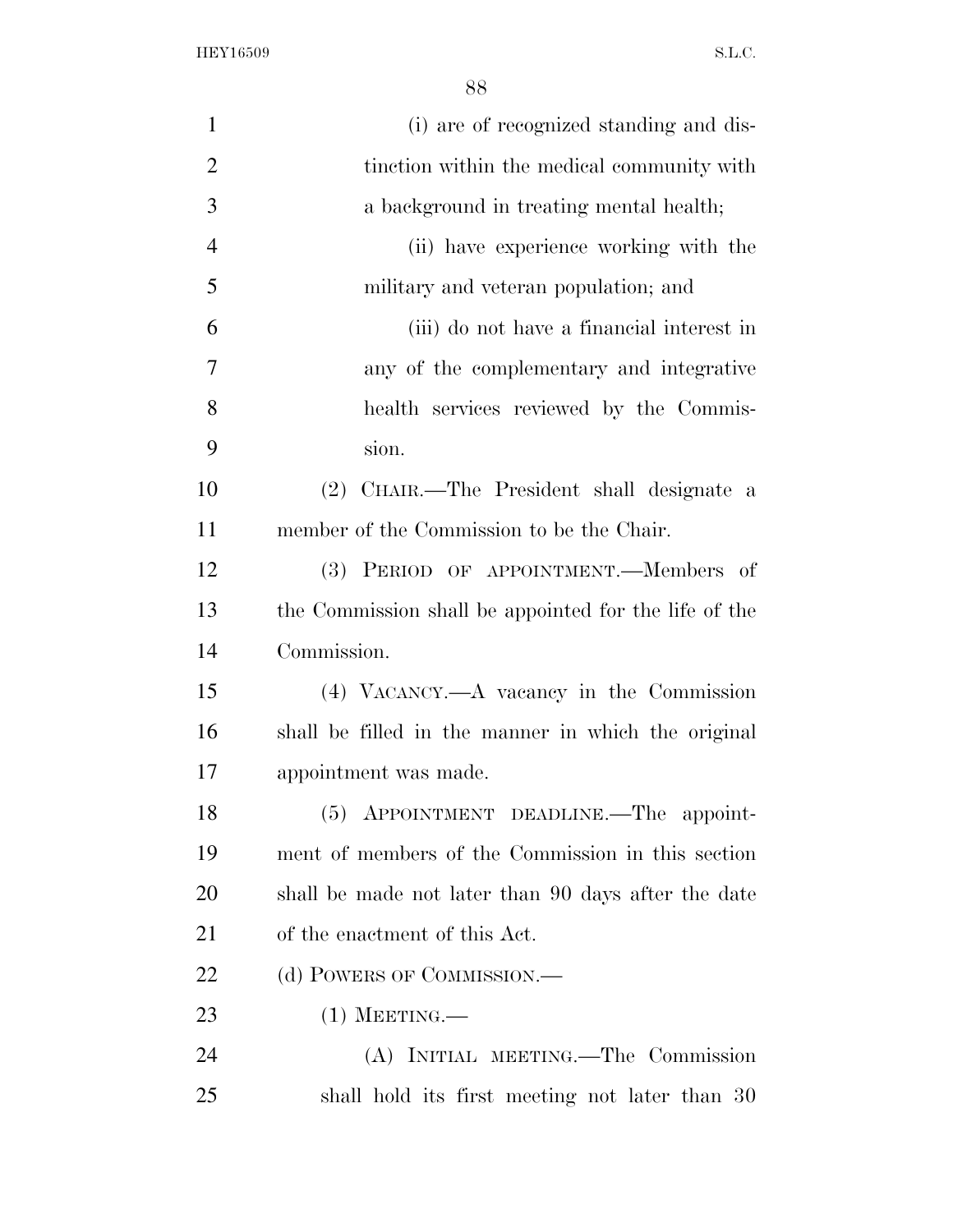(i) are of recognized standing and distinction within the medical community with a background in treating mental health;

(ii) have experience working with the military and veteran population; and

(iii) do not have a financial interest in any of the complementary and integrative health services reviewed by the Commission.

(2) CHAIR.—The President shall designate a member of the Commission to be the Chair.

(3) PERIOD OF APPOINTMENT.—Members of the Commission shall be appointed for the life of the Commission.

(4) VACANCY.—A vacancy in the Commission shall be filled in the manner in which the original appointment was made.

(5) APPOINTMENT DEADLINE.—The appointment of members of the Commission in this section shall be made not later than 90 days after the date of the enactment of this Act.

(d) POWERS OF COMMISSION.—

(1) MEETING.—

(A) INITIAL MEETING.—The Commission shall hold its first meeting not later than 30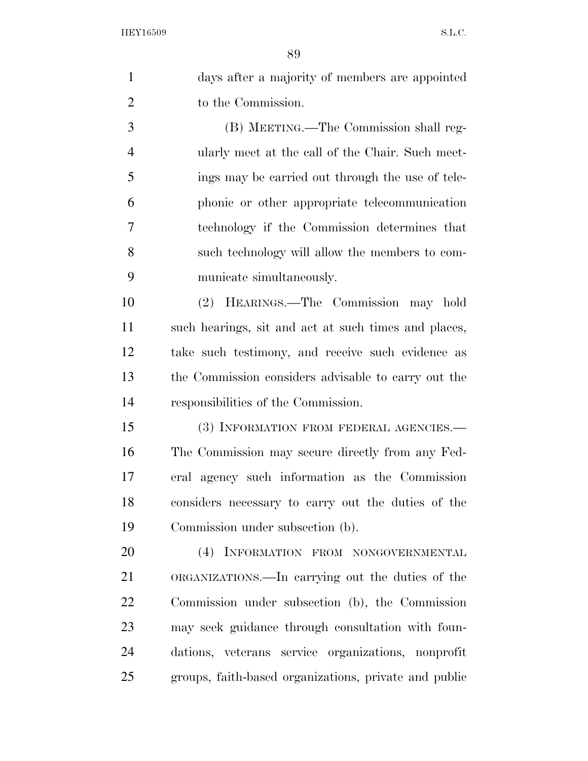days after a majority of members are appointed to the Commission.

(B) MEETING.—The Commission shall regularly meet at the call of the Chair. Such meetings may be carried out through the use of telephonic or other appropriate telecommunication technology if the Commission determines that such technology will allow the members to communicate simultaneously.

(2) HEARINGS.—The Commission may hold such hearings, sit and act at such times and places, take such testimony, and receive such evidence as the Commission considers advisable to carry out the responsibilities of the Commission.

(3) INFORMATION FROM FEDERAL AGENCIES.—The Commission may secure directly from any Federal agency such information as the Commission considers necessary to carry out the duties of the Commission under subsection (b).

(4) INFORMATION FROM NONGOVERNMENTAL ORGANIZATIONS.—In carrying out the duties of the Commission under subsection (b), the Commission may seek guidance through consultation with foundations, veterans service organizations, nonprofit groups, faith-based organizations, private and public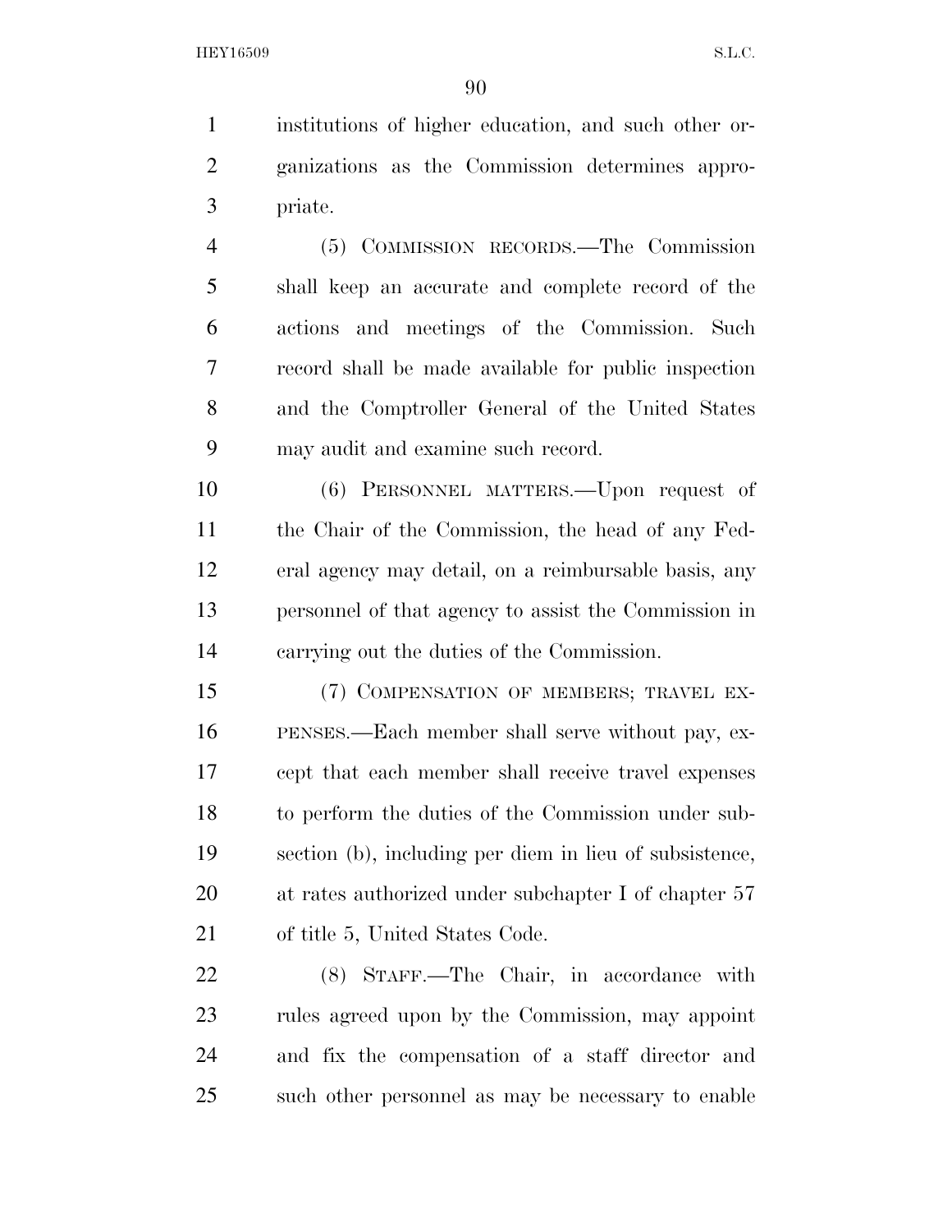institutions of higher education, and such other organizations as the Commission determines appropriate.

(5) COMMISSION RECORDS.—The Commission shall keep an accurate and complete record of the actions and meetings of the Commission. Such record shall be made available for public inspection and the Comptroller General of the United States may audit and examine such record.

(6) PERSONNEL MATTERS.—Upon request of the Chair of the Commission, the head of any Federal agency may detail, on a reimbursable basis, any personnel of that agency to assist the Commission in carrying out the duties of the Commission.

(7) COMPENSATION OF MEMBERS; TRAVEL EXPENSES.—Each member shall serve without pay, except that each member shall receive travel expenses to perform the duties of the Commission under subsection (b), including per diem in lieu of subsistence, at rates authorized under subchapter I of chapter 57 of title 5, United States Code.

(8) STAFF.—The Chair, in accordance with rules agreed upon by the Commission, may appoint and fix the compensation of a staff director and such other personnel as may be necessary to enable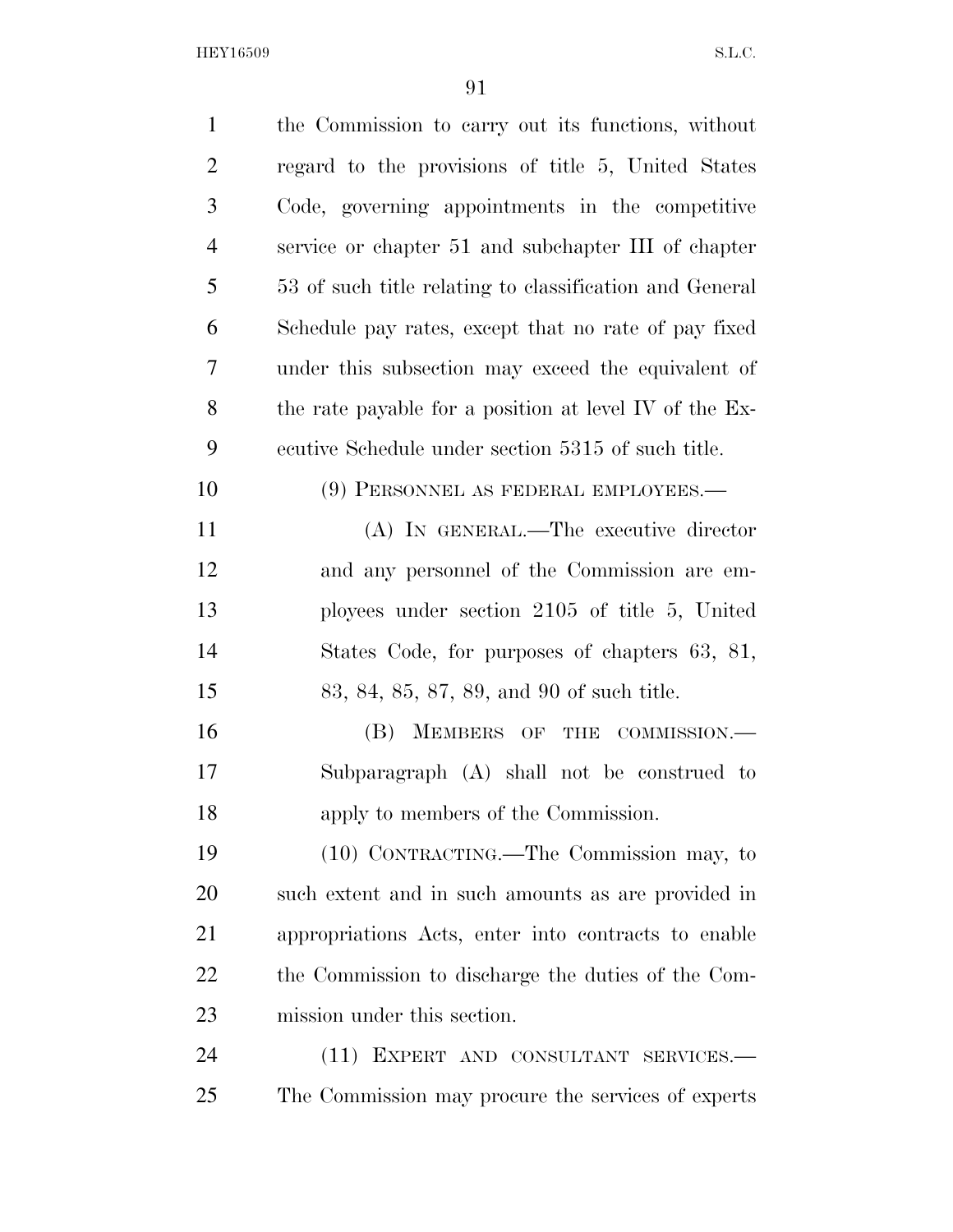the Commission to carry out its functions, without regard to the provisions of title 5, United States Code, governing appointments in the competitive service or chapter 51 and subchapter III of chapter 53 of such title relating to classification and General Schedule pay rates, except that no rate of pay fixed under this subsection may exceed the equivalent of the rate payable for a position at level IV of the Executive Schedule under section 5315 of such title.

(9) PERSONNEL AS FEDERAL EMPLOYEES.—

(A) IN GENERAL.—The executive director and any personnel of the Commission are employees under section 2105 of title 5, United States Code, for purposes of chapters 63, 81, 83, 84, 85, 87, 89, and 90 of such title.

(B) MEMBERS OF THE COMMISSION.—Subparagraph (A) shall not be construed to apply to members of the Commission.

(10) CONTRACTING.—The Commission may, to such extent and in such amounts as are provided in appropriations Acts, enter into contracts to enable the Commission to discharge the duties of the Commission under this section.

(11) EXPERT AND CONSULTANT SERVICES.—The Commission may procure the services of experts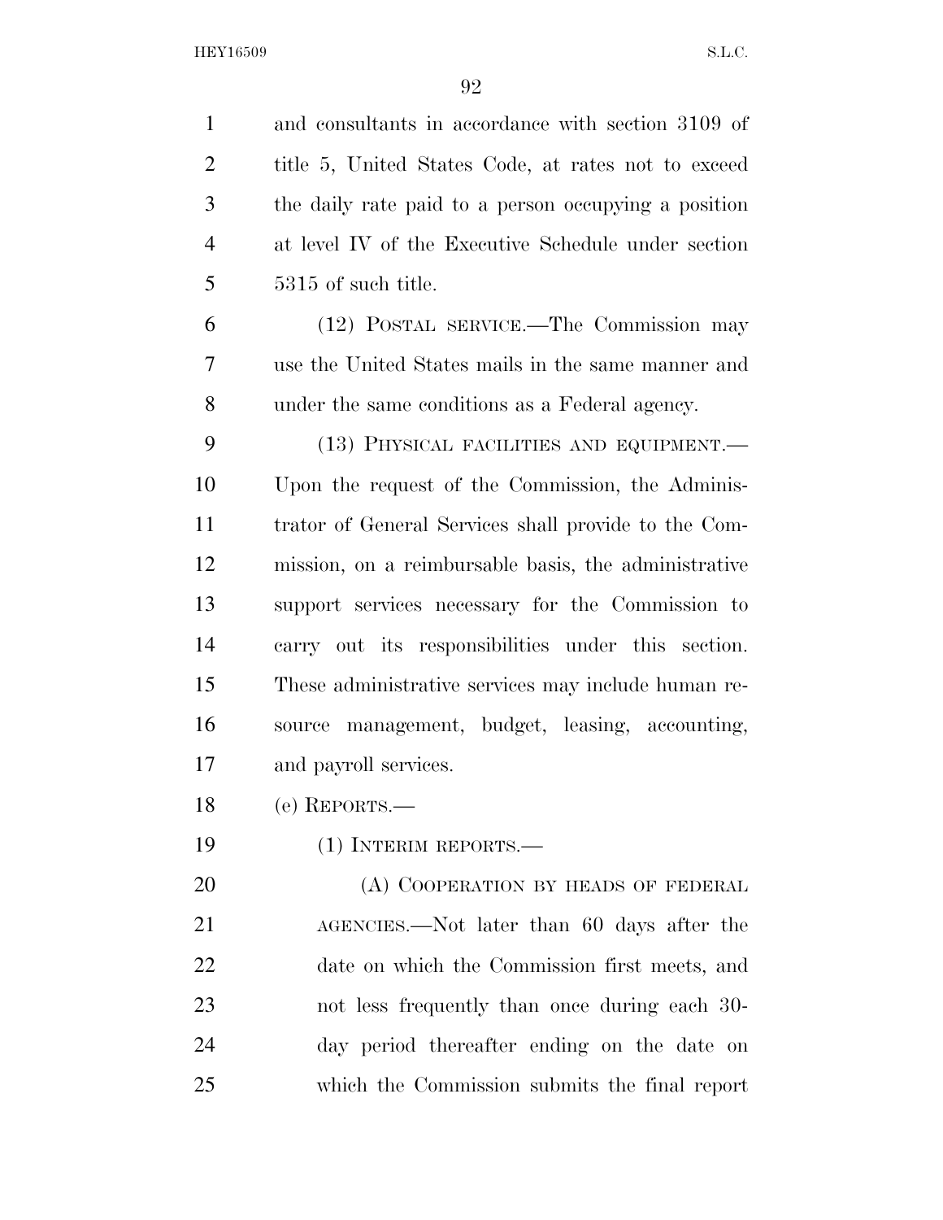and consultants in accordance with section 3109 of title 5, United States Code, at rates not to exceed the daily rate paid to a person occupying a position at level IV of the Executive Schedule under section 5315 of such title.

(12) POSTAL SERVICE.—The Commission may use the United States mails in the same manner and under the same conditions as a Federal agency.

(13) PHYSICAL FACILITIES AND EQUIPMENT.— Upon the request of the Commission, the Administrator of General Services shall provide to the Commission, on a reimbursable basis, the administrative support services necessary for the Commission to carry out its responsibilities under this section. These administrative services may include human resource management, budget, leasing, accounting, and payroll services.

(e) REPORTS.—

(1) INTERIM REPORTS.—

(A) COOPERATION BY HEADS OF FEDERAL AGENCIES.—Not later than 60 days after the date on which the Commission first meets, and not less frequently than once during each 30-day period thereafter ending on the date on which the Commission submits the final report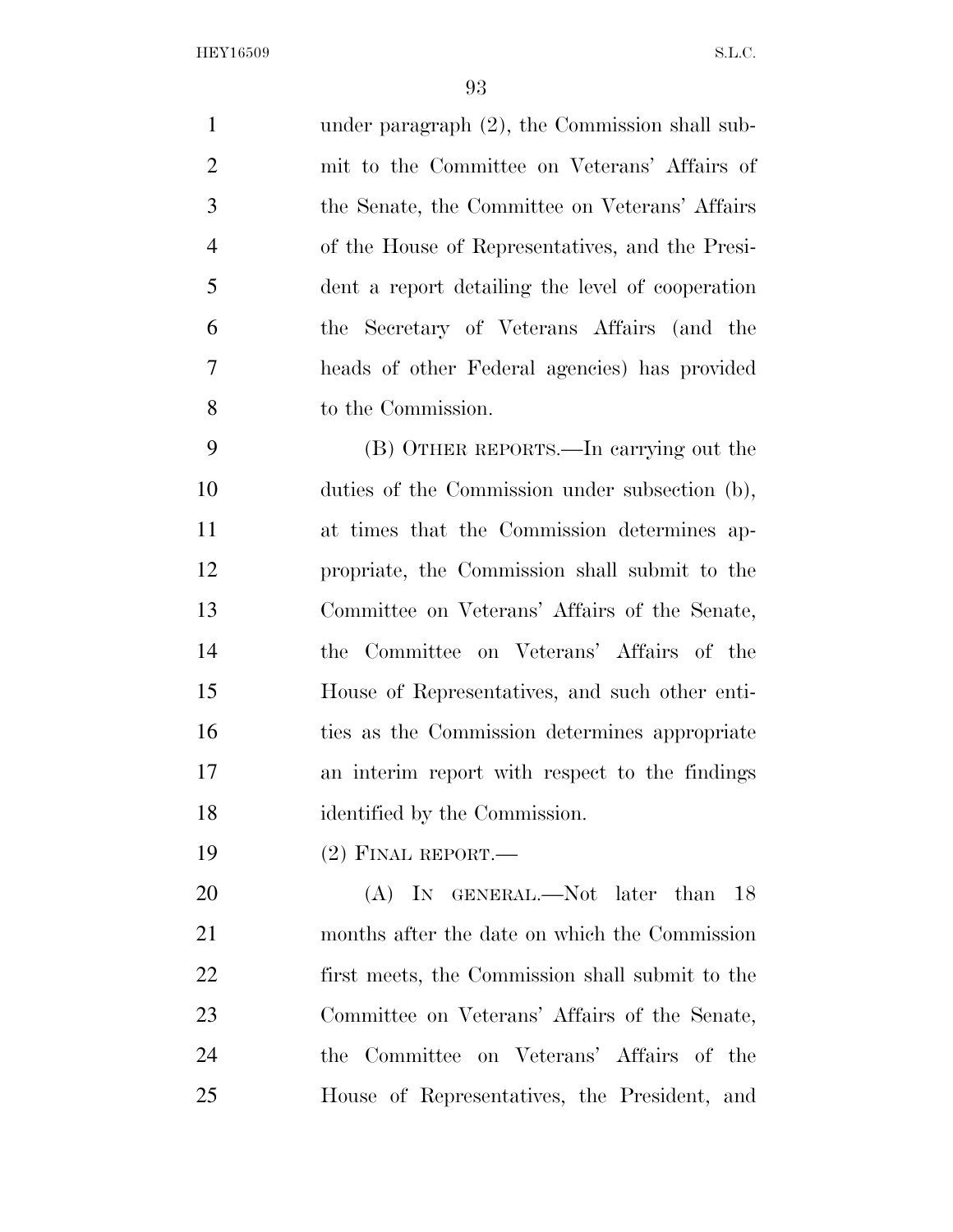under paragraph (2), the Commission shall submit to the Committee on Veterans' Affairs of the Senate, the Committee on Veterans' Affairs of the House of Representatives, and the President a report detailing the level of cooperation the Secretary of Veterans Affairs (and the heads of other Federal agencies) has provided to the Commission.

(B) OTHER REPORTS.—In carrying out the duties of the Commission under subsection (b), at times that the Commission determines appropriate, the Commission shall submit to the Committee on Veterans' Affairs of the Senate, the Committee on Veterans' Affairs of the House of Representatives, and such other entities as the Commission determines appropriate an interim report with respect to the findings identified by the Commission.

(2) FINAL REPORT.—

(A) IN GENERAL.—Not later than 18 months after the date on which the Commission first meets, the Commission shall submit to the Committee on Veterans' Affairs of the Senate, the Committee on Veterans' Affairs of the House of Representatives, the President, and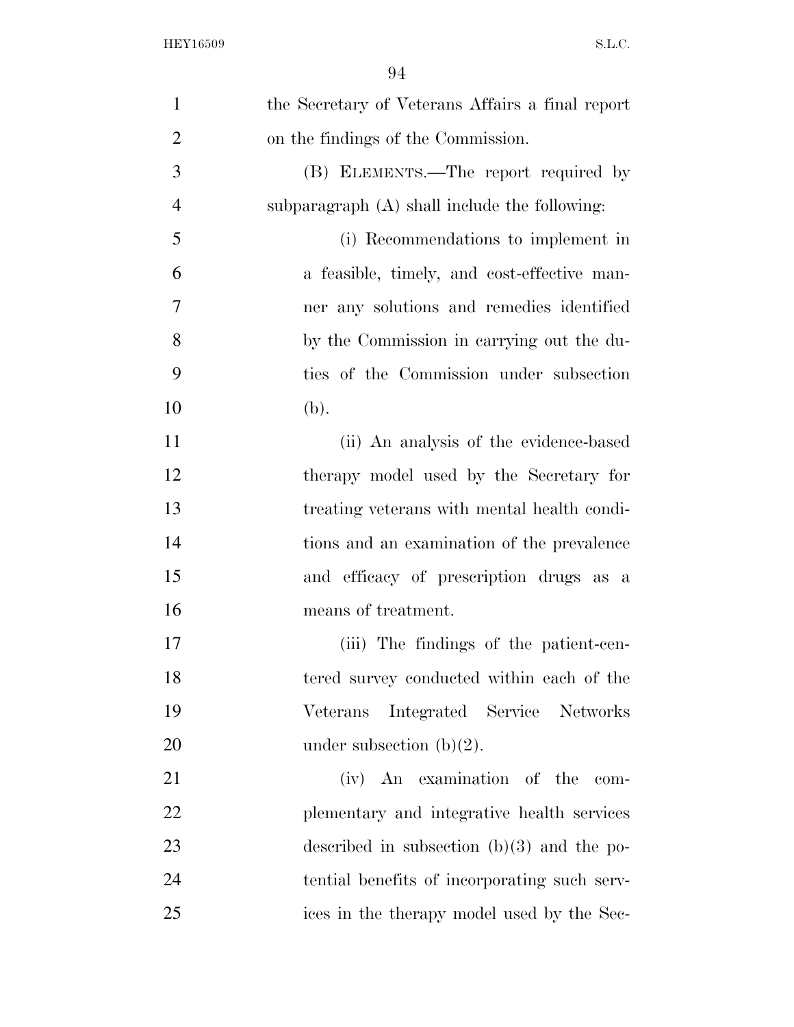the Secretary of Veterans Affairs a final report on the findings of the Commission.

(B) ELEMENTS.—The report required by subparagraph (A) shall include the following:

(i) Recommendations to implement in a feasible, timely, and cost-effective manner any solutions and remedies identified by the Commission in carrying out the duties of the Commission under subsection (b).

(ii) An analysis of the evidence-based therapy model used by the Secretary for treating veterans with mental health conditions and an examination of the prevalence and efficacy of prescription drugs as a means of treatment.

(iii) The findings of the patient-centered survey conducted within each of the Veterans Integrated Service Networks under subsection (b)(2).

(iv) An examination of the complementary and integrative health services described in subsection (b)(3) and the potential benefits of incorporating such services in the therapy model used by the Sec-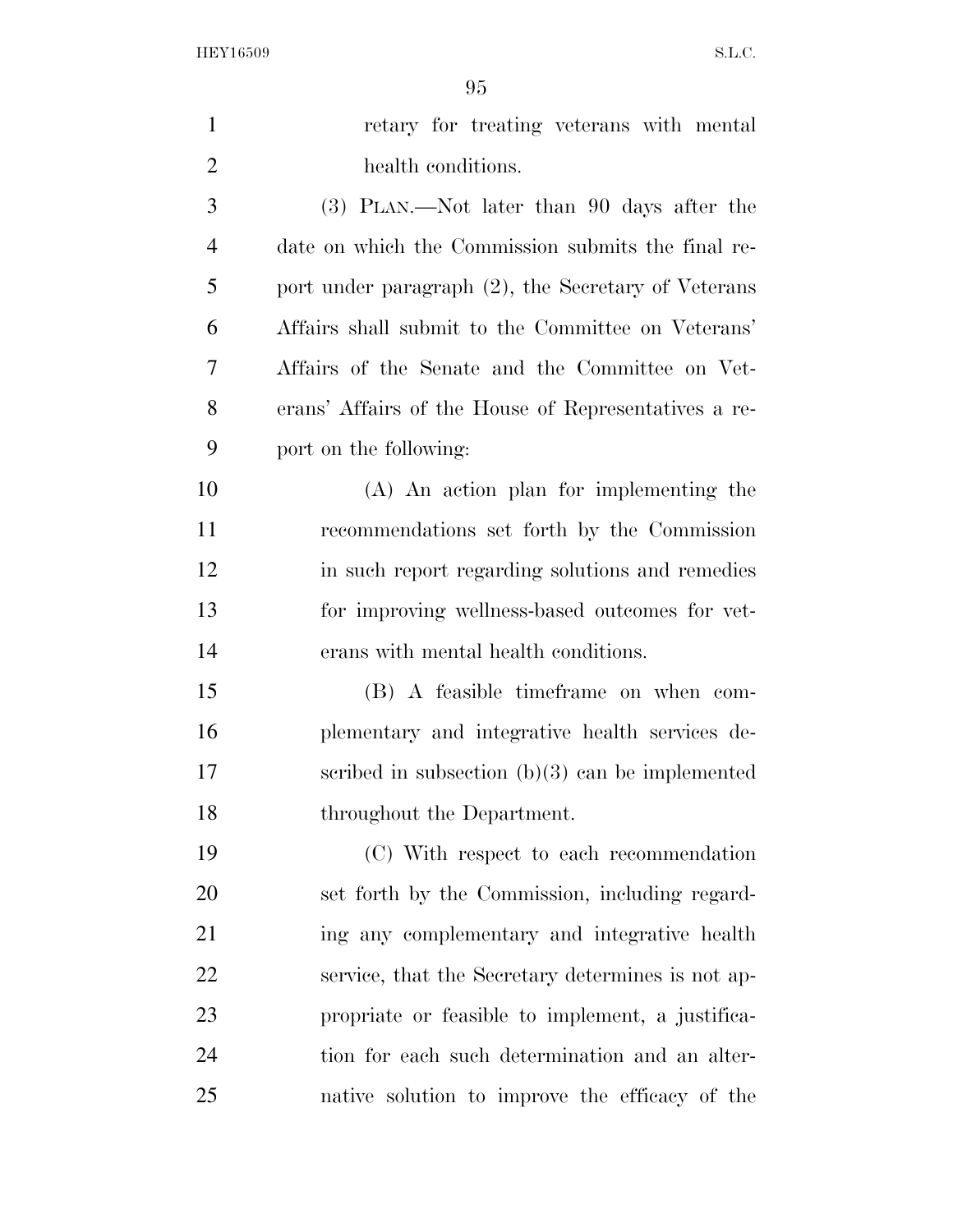retary for treating veterans with mental health conditions.

(3) PLAN.—Not later than 90 days after the date on which the Commission submits the final report under paragraph (2), the Secretary of Veterans Affairs shall submit to the Committee on Veterans' Affairs of the Senate and the Committee on Veterans' Affairs of the House of Representatives a report on the following:

(A) An action plan for implementing the recommendations set forth by the Commission in such report regarding solutions and remedies for improving wellness-based outcomes for veterans with mental health conditions.

(B) A feasible timeframe on when complementary and integrative health services described in subsection (b)(3) can be implemented throughout the Department.

(C) With respect to each recommendation set forth by the Commission, including regarding any complementary and integrative health service, that the Secretary determines is not appropriate or feasible to implement, a justification for each such determination and an alternative solution to improve the efficacy of the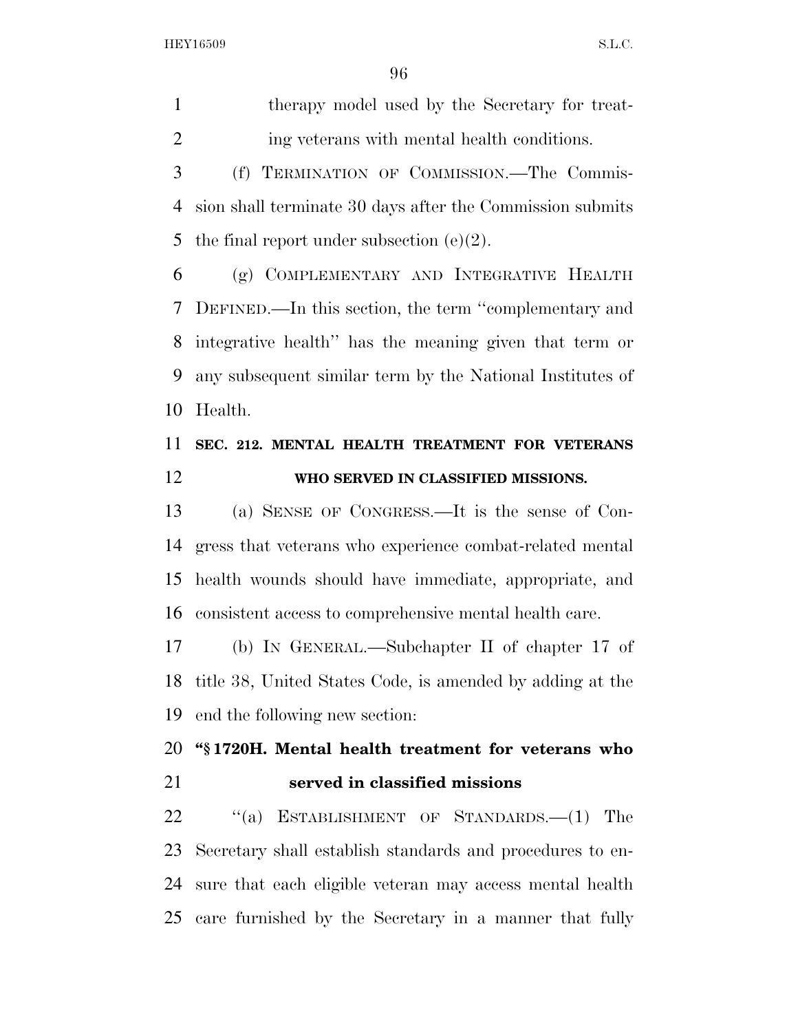therapy model used by the Secretary for treating veterans with mental health conditions.

(f) TERMINATION OF COMMISSION.—The Commission shall terminate 30 days after the Commission submits the final report under subsection (e)(2).

(g) COMPLEMENTARY AND INTEGRATIVE HEALTH DEFINED.—In this section, the term ''complementary and integrative health'' has the meaning given that term or any subsequent similar term by the National Institutes of Health.

**SEC. 212. MENTAL HEALTH TREATMENT FOR VETERANS WHO SERVED IN CLASSIFIED MISSIONS.**

(a) SENSE OF CONGRESS.—It is the sense of Congress that veterans who experience combat-related mental health wounds should have immediate, appropriate, and consistent access to comprehensive mental health care.

(b) IN GENERAL.—Subchapter II of chapter 17 of title 38, United States Code, is amended by adding at the end the following new section:

**''§ 1720H. Mental health treatment for veterans who served in classified missions**

''(a) ESTABLISHMENT OF STANDARDS.—(1) The Secretary shall establish standards and procedures to ensure that each eligible veteran may access mental health care furnished by the Secretary in a manner that fully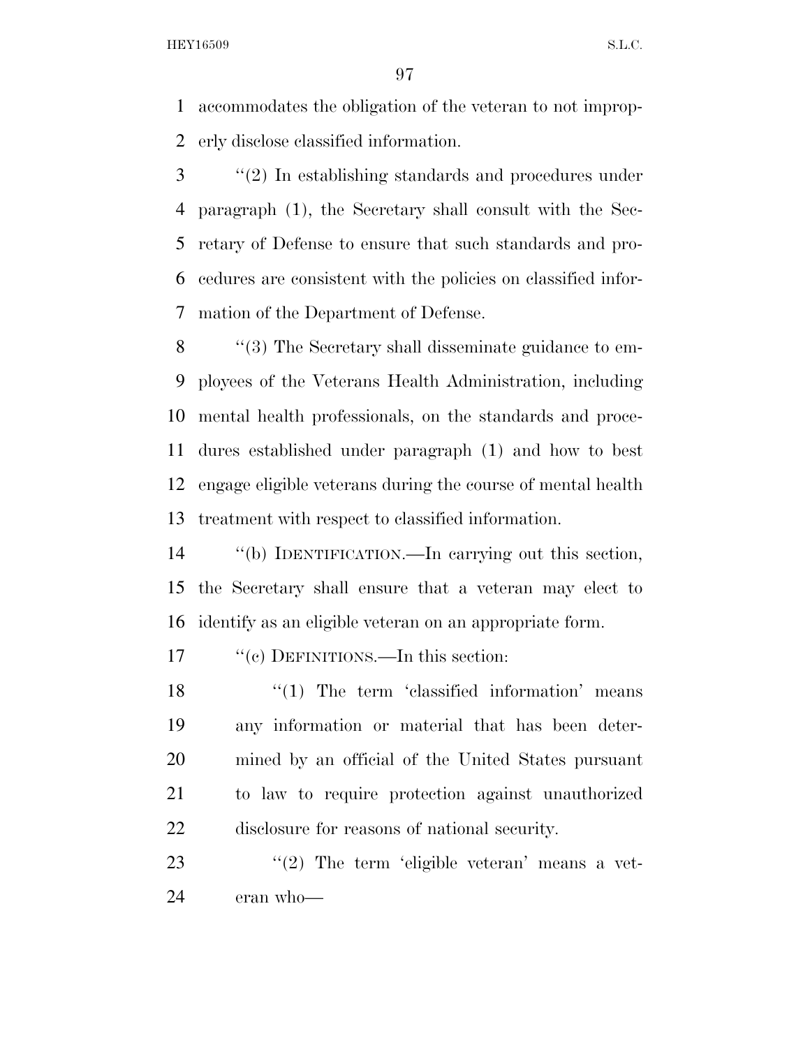accommodates the obligation of the veteran to not improperly disclose classified information.

"(2) In establishing standards and procedures under paragraph (1), the Secretary shall consult with the Secretary of Defense to ensure that such standards and procedures are consistent with the policies on classified information of the Department of Defense.

"(3) The Secretary shall disseminate guidance to employees of the Veterans Health Administration, including mental health professionals, on the standards and procedures established under paragraph (1) and how to best engage eligible veterans during the course of mental health treatment with respect to classified information.

"(b) IDENTIFICATION.—In carrying out this section, the Secretary shall ensure that a veteran may elect to identify as an eligible veteran on an appropriate form.

"(c) DEFINITIONS.—In this section:

"(1) The term 'classified information' means any information or material that has been determined by an official of the United States pursuant to law to require protection against unauthorized disclosure for reasons of national security.

"(2) The term 'eligible veteran' means a veteran who—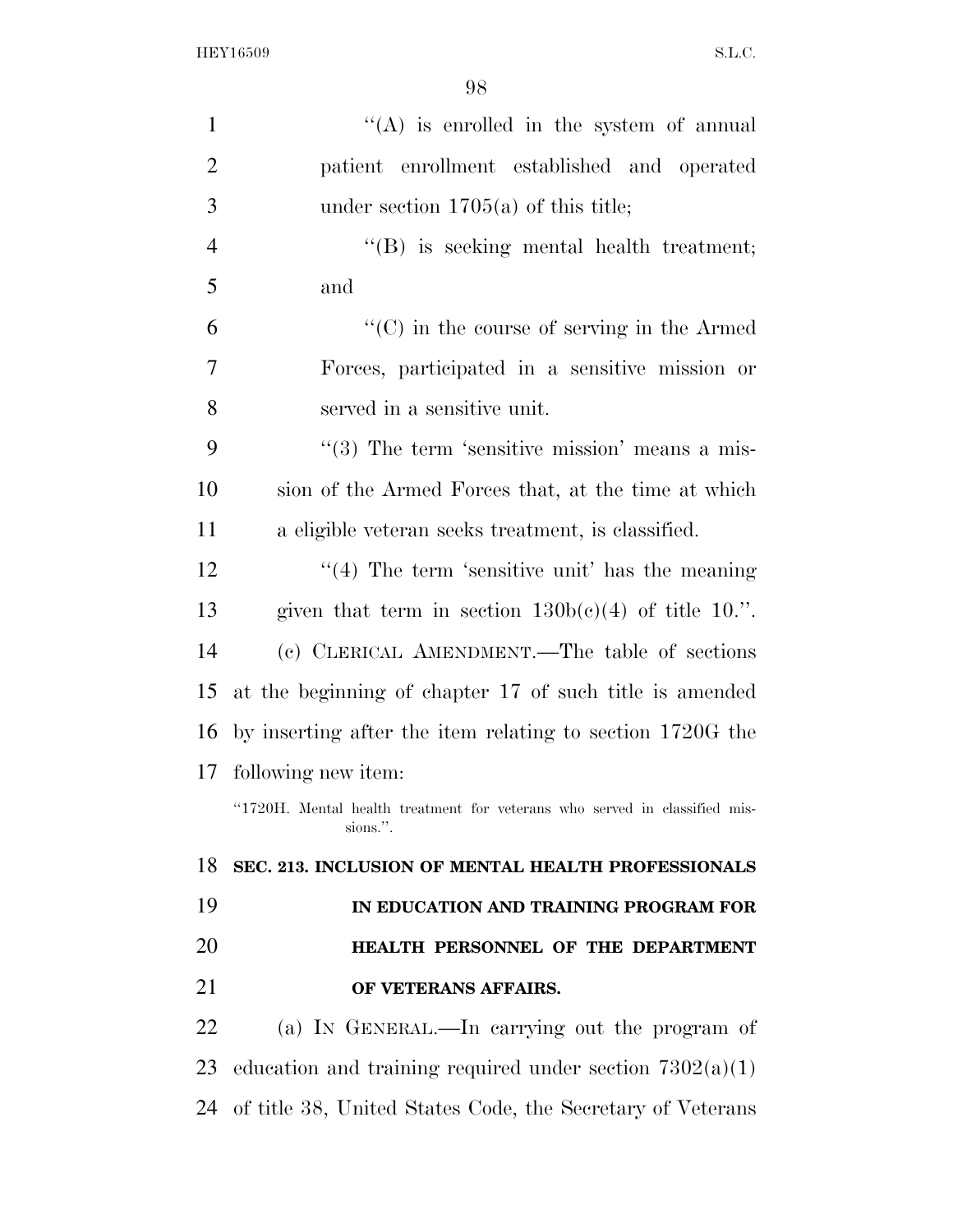''(A) is enrolled in the system of annual patient enrollment established and operated under section 1705(a) of this title;

''(B) is seeking mental health treatment; and

''(C) in the course of serving in the Armed Forces, participated in a sensitive mission or served in a sensitive unit.

''(3) The term 'sensitive mission' means a mission of the Armed Forces that, at the time at which a eligible veteran seeks treatment, is classified.

''(4) The term 'sensitive unit' has the meaning given that term in section 130b(c)(4) of title 10.''.

(c) CLERICAL AMENDMENT.—The table of sections at the beginning of chapter 17 of such title is amended by inserting after the item relating to section 1720G the following new item:

''1720H. Mental health treatment for veterans who served in classified missions.''.

**SEC. 213. INCLUSION OF MENTAL HEALTH PROFESSIONALS IN EDUCATION AND TRAINING PROGRAM FOR HEALTH PERSONNEL OF THE DEPARTMENT OF VETERANS AFFAIRS.**

(a) IN GENERAL.—In carrying out the program of education and training required under section 7302(a)(1) of title 38, United States Code, the Secretary of Veterans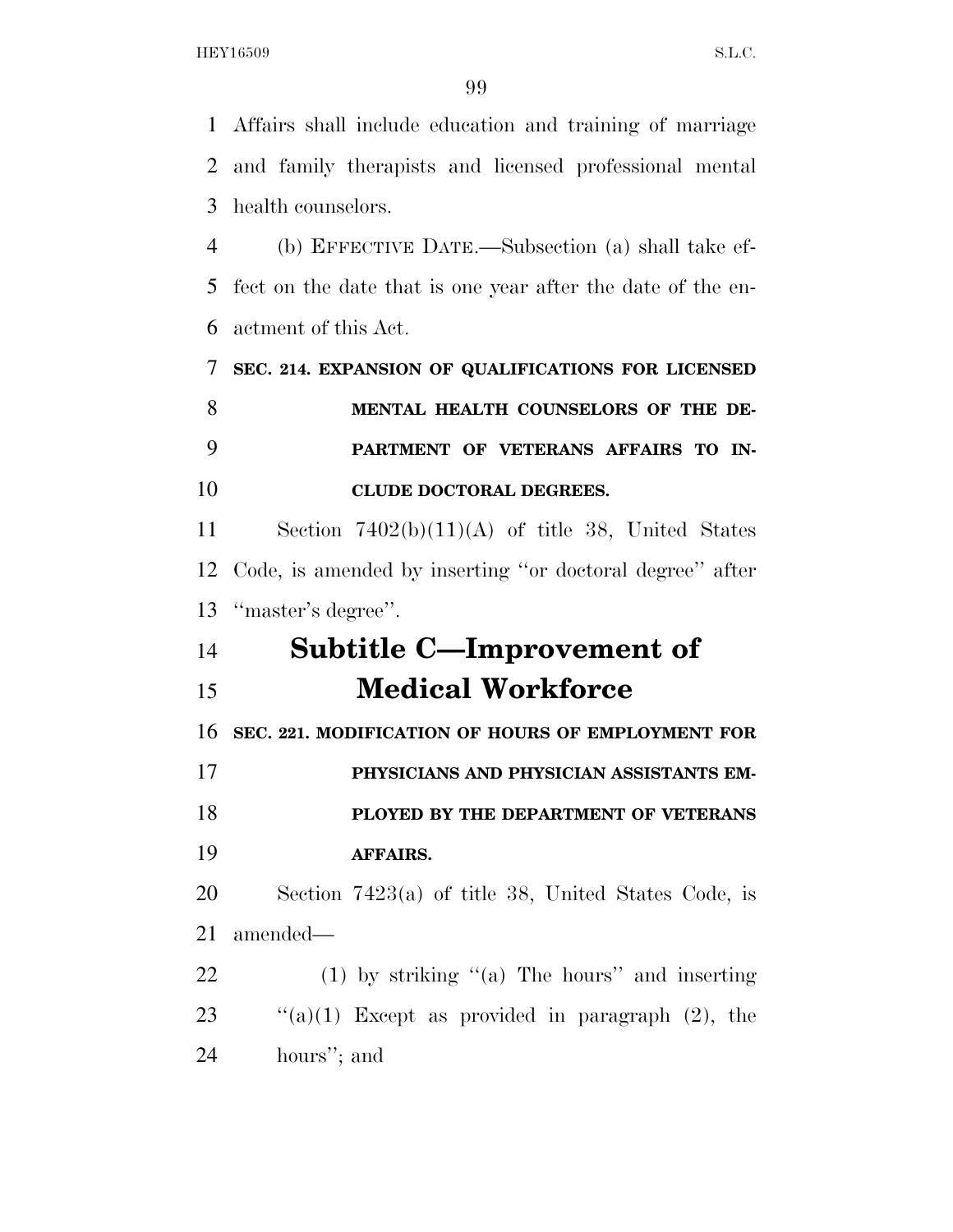Affairs shall include education and training of marriage and family therapists and licensed professional mental health counselors.

(b) EFFECTIVE DATE.—Subsection (a) shall take effect on the date that is one year after the date of the enactment of this Act.

**SEC. 214. EXPANSION OF QUALIFICATIONS FOR LICENSED MENTAL HEALTH COUNSELORS OF THE DEPARTMENT OF VETERANS AFFAIRS TO INCLUDE DOCTORAL DEGREES.**

Section 7402(b)(11)(A) of title 38, United States Code, is amended by inserting ''or doctoral degree'' after ''master's degree''.

## Subtitle C—Improvement of Medical Workforce

**SEC. 221. MODIFICATION OF HOURS OF EMPLOYMENT FOR PHYSICIANS AND PHYSICIAN ASSISTANTS EMPLOYED BY THE DEPARTMENT OF VETERANS AFFAIRS.**

Section 7423(a) of title 38, United States Code, is amended—

(1) by striking ''(a) The hours'' and inserting ''(a)(1) Except as provided in paragraph (2), the hours''; and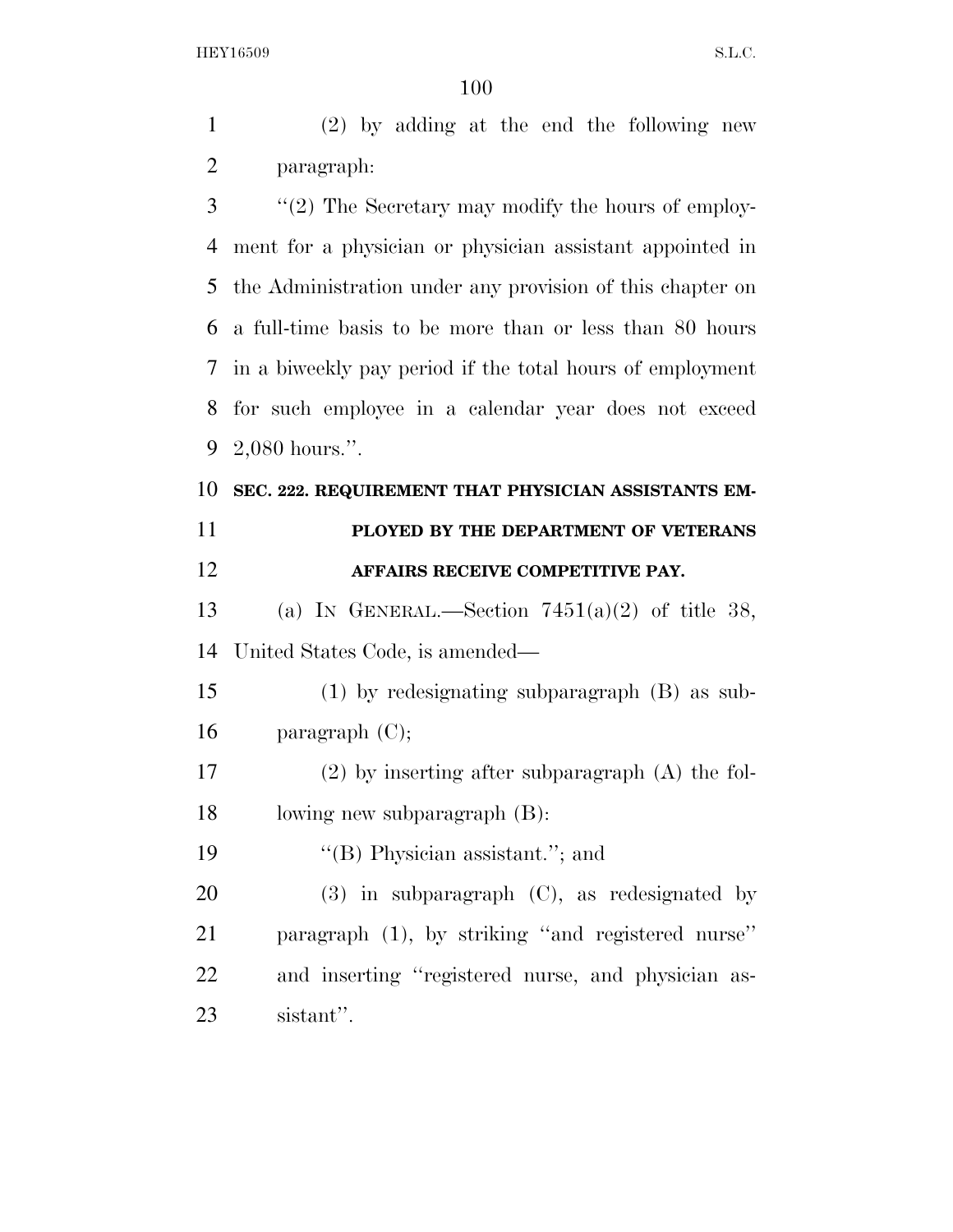(2) by adding at the end the following new paragraph:

''(2) The Secretary may modify the hours of employment for a physician or physician assistant appointed in the Administration under any provision of this chapter on a full-time basis to be more than or less than 80 hours in a biweekly pay period if the total hours of employment for such employee in a calendar year does not exceed 2,080 hours.''.

**SEC. 222. REQUIREMENT THAT PHYSICIAN ASSISTANTS EMPLOYED BY THE DEPARTMENT OF VETERANS AFFAIRS RECEIVE COMPETITIVE PAY.**

(a) IN GENERAL.—Section 7451(a)(2) of title 38, United States Code, is amended—

(1) by redesignating subparagraph (B) as subparagraph (C);

(2) by inserting after subparagraph (A) the following new subparagraph (B):

''(B) Physician assistant.''; and

(3) in subparagraph (C), as redesignated by paragraph (1), by striking ''and registered nurse'' and inserting ''registered nurse, and physician assistant''.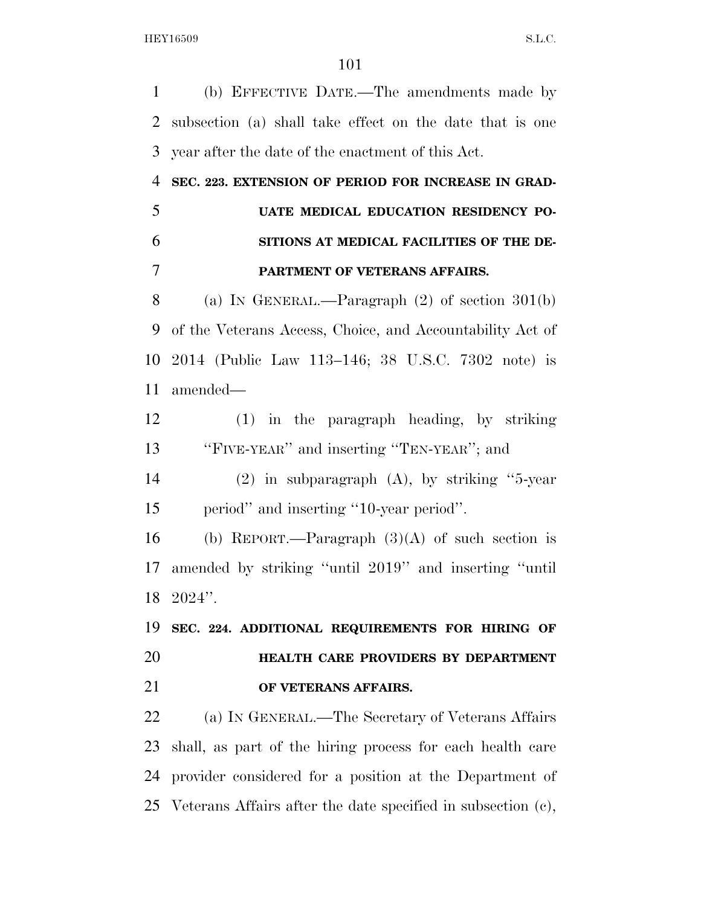(b) EFFECTIVE DATE.—The amendments made by subsection (a) shall take effect on the date that is one year after the date of the enactment of this Act.

**SEC. 223. EXTENSION OF PERIOD FOR INCREASE IN GRADUATE MEDICAL EDUCATION RESIDENCY POSITIONS AT MEDICAL FACILITIES OF THE DEPARTMENT OF VETERANS AFFAIRS.**

(a) IN GENERAL.—Paragraph (2) of section 301(b) of the Veterans Access, Choice, and Accountability Act of 2014 (Public Law 113–146; 38 U.S.C. 7302 note) is amended—

(1) in the paragraph heading, by striking "FIVE-YEAR" and inserting "TEN-YEAR"; and

(2) in subparagraph (A), by striking "5-year period" and inserting "10-year period".

(b) REPORT.—Paragraph (3)(A) of such section is amended by striking "until 2019" and inserting "until 2024".

**SEC. 224. ADDITIONAL REQUIREMENTS FOR HIRING OF HEALTH CARE PROVIDERS BY DEPARTMENT OF VETERANS AFFAIRS.**

(a) IN GENERAL.—The Secretary of Veterans Affairs shall, as part of the hiring process for each health care provider considered for a position at the Department of Veterans Affairs after the date specified in subsection (c),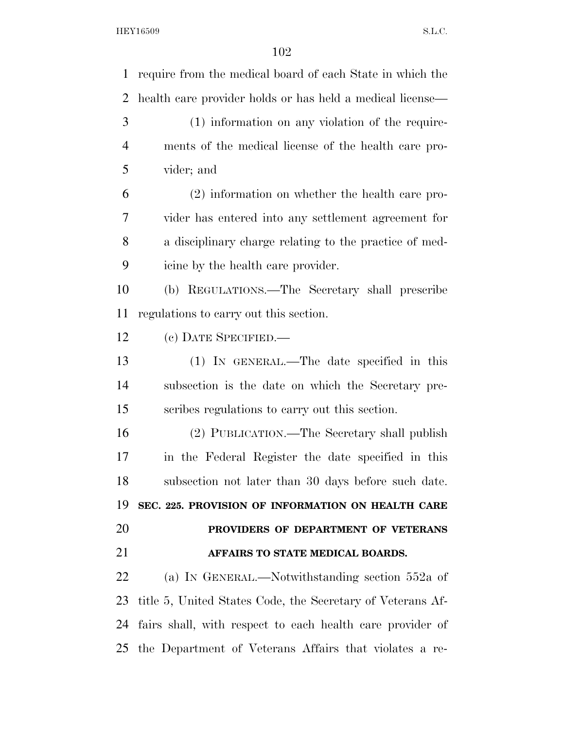require from the medical board of each State in which the health care provider holds or has held a medical license—

(1) information on any violation of the requirements of the medical license of the health care provider; and

(2) information on whether the health care provider has entered into any settlement agreement for a disciplinary charge relating to the practice of medicine by the health care provider.

(b) REGULATIONS.—The Secretary shall prescribe regulations to carry out this section.

(c) DATE SPECIFIED.—

(1) IN GENERAL.—The date specified in this subsection is the date on which the Secretary prescribes regulations to carry out this section.

(2) PUBLICATION.—The Secretary shall publish in the Federal Register the date specified in this subsection not later than 30 days before such date.

**SEC. 225. PROVISION OF INFORMATION ON HEALTH CARE PROVIDERS OF DEPARTMENT OF VETERANS AFFAIRS TO STATE MEDICAL BOARDS.**

(a) IN GENERAL.—Notwithstanding section 552a of title 5, United States Code, the Secretary of Veterans Affairs shall, with respect to each health care provider of the Department of Veterans Affairs that violates a re-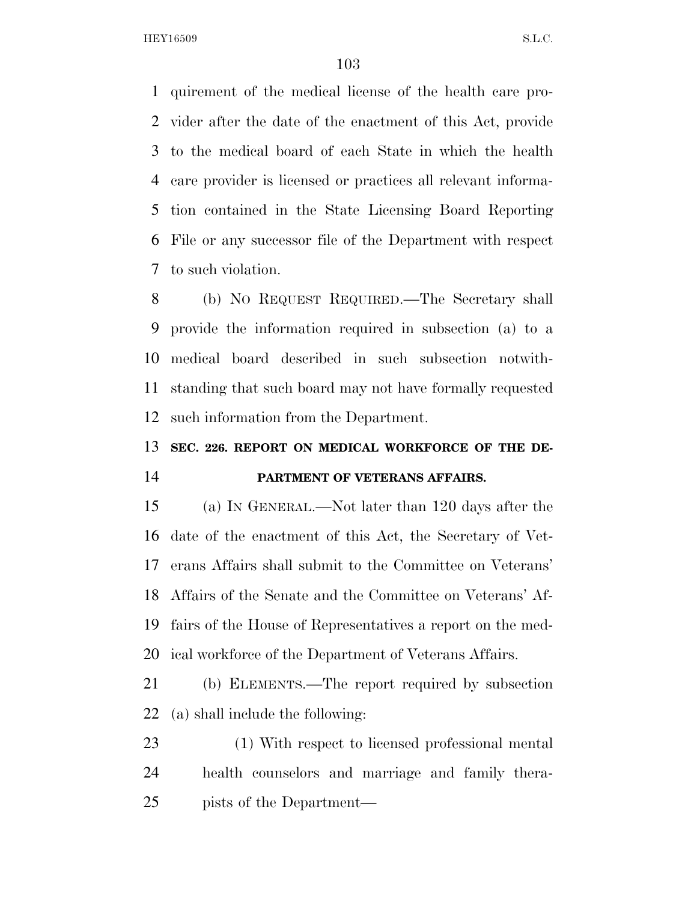quirement of the medical license of the health care provider after the date of the enactment of this Act, provide to the medical board of each State in which the health care provider is licensed or practices all relevant information contained in the State Licensing Board Reporting File or any successor file of the Department with respect to such violation.

(b) NO REQUEST REQUIRED.—The Secretary shall provide the information required in subsection (a) to a medical board described in such subsection notwithstanding that such board may not have formally requested such information from the Department.

**SEC. 226. REPORT ON MEDICAL WORKFORCE OF THE DEPARTMENT OF VETERANS AFFAIRS.**

(a) IN GENERAL.—Not later than 120 days after the date of the enactment of this Act, the Secretary of Veterans Affairs shall submit to the Committee on Veterans' Affairs of the Senate and the Committee on Veterans' Affairs of the House of Representatives a report on the medical workforce of the Department of Veterans Affairs.

(b) ELEMENTS.—The report required by subsection (a) shall include the following:

(1) With respect to licensed professional mental health counselors and marriage and family therapists of the Department—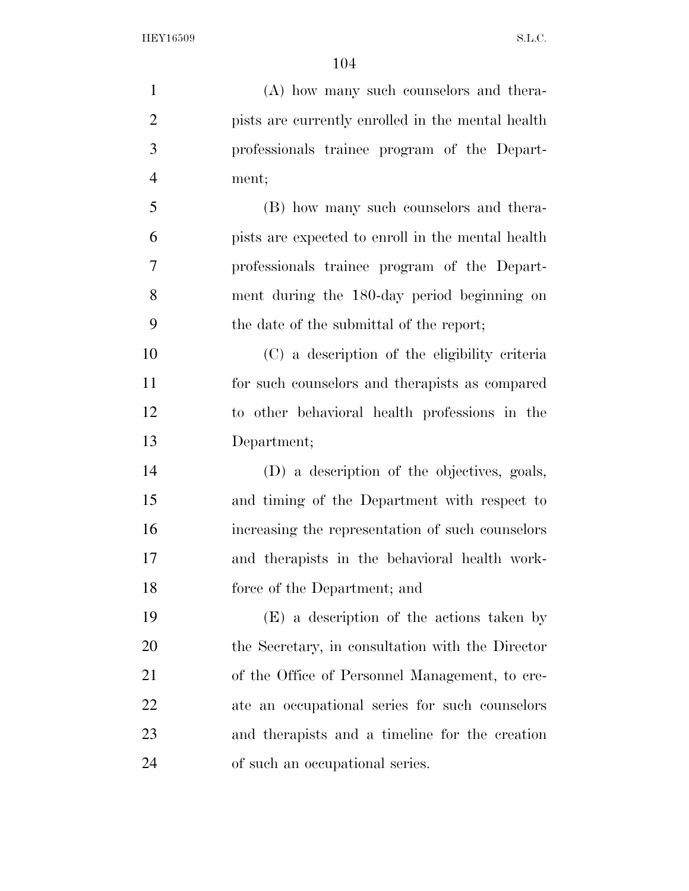(A) how many such counselors and therapists are currently enrolled in the mental health professionals trainee program of the Department;

(B) how many such counselors and therapists are expected to enroll in the mental health professionals trainee program of the Department during the 180-day period beginning on the date of the submittal of the report;

(C) a description of the eligibility criteria for such counselors and therapists as compared to other behavioral health professions in the Department;

(D) a description of the objectives, goals, and timing of the Department with respect to increasing the representation of such counselors and therapists in the behavioral health workforce of the Department; and

(E) a description of the actions taken by the Secretary, in consultation with the Director of the Office of Personnel Management, to create an occupational series for such counselors and therapists and a timeline for the creation of such an occupational series.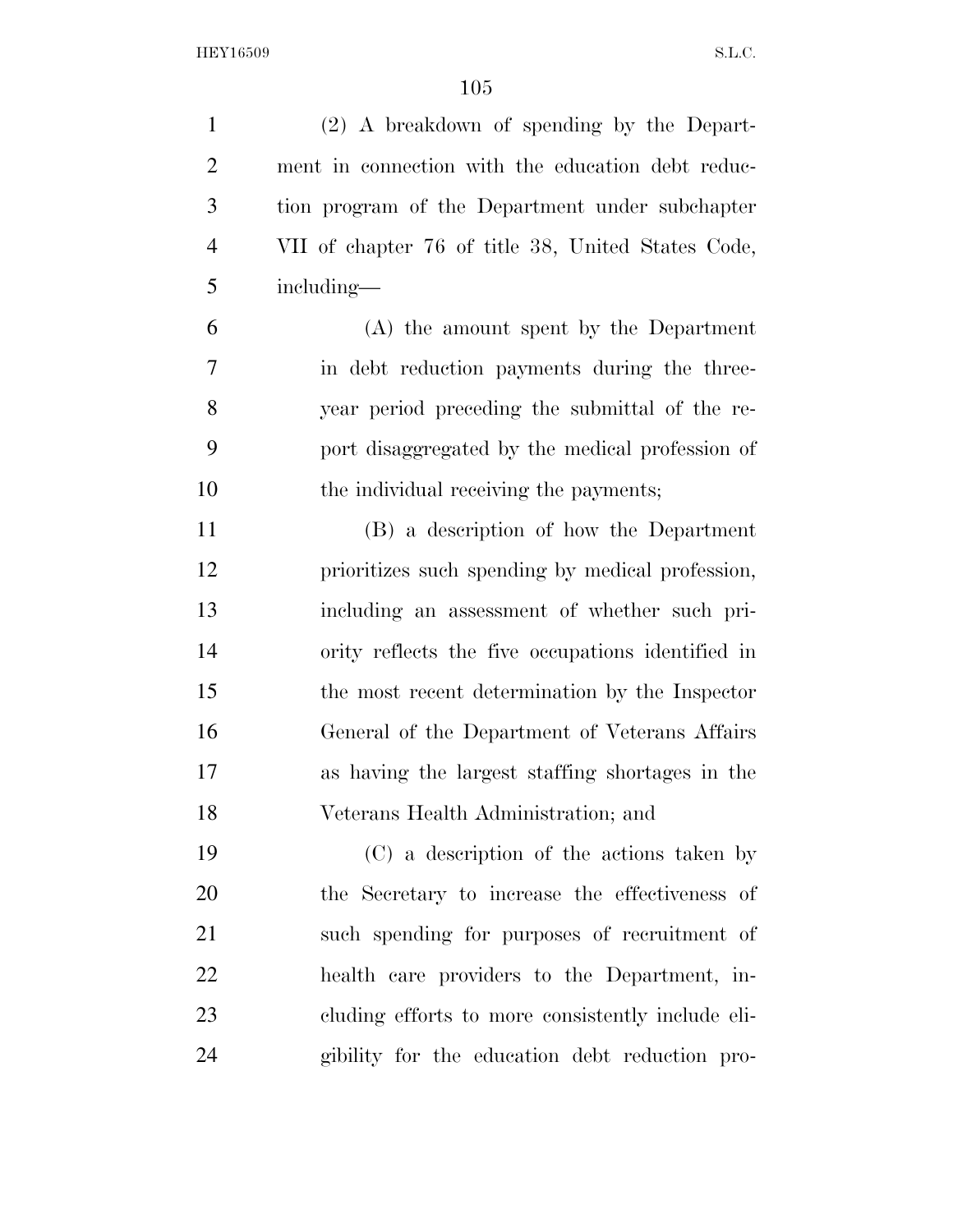(2) A breakdown of spending by the Department in connection with the education debt reduction program of the Department under subchapter VII of chapter 76 of title 38, United States Code, including—

(A) the amount spent by the Department in debt reduction payments during the three-year period preceding the submittal of the report disaggregated by the medical profession of the individual receiving the payments;

(B) a description of how the Department prioritizes such spending by medical profession, including an assessment of whether such priority reflects the five occupations identified in the most recent determination by the Inspector General of the Department of Veterans Affairs as having the largest staffing shortages in the Veterans Health Administration; and

(C) a description of the actions taken by the Secretary to increase the effectiveness of such spending for purposes of recruitment of health care providers to the Department, including efforts to more consistently include eligibility for the education debt reduction pro-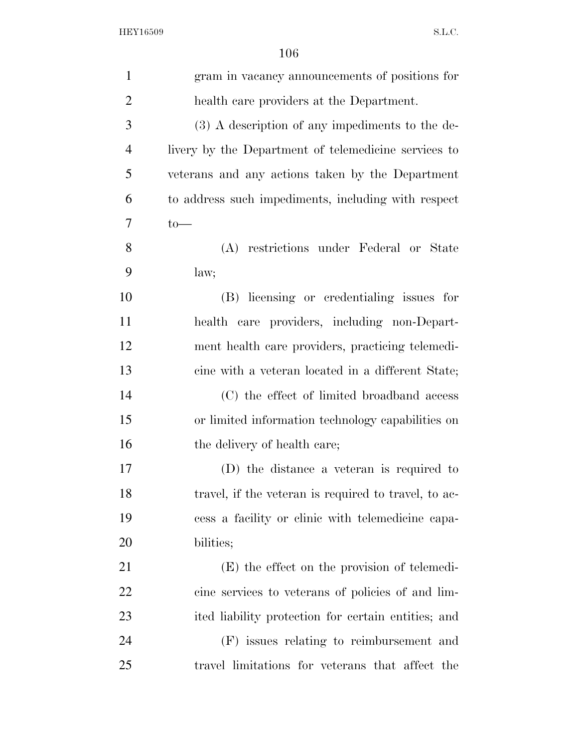gram in vacancy announcements of positions for health care providers at the Department.

(3) A description of any impediments to the delivery by the Department of telemedicine services to veterans and any actions taken by the Department to address such impediments, including with respect to—

(A) restrictions under Federal or State law;

(B) licensing or credentialing issues for health care providers, including non-Department health care providers, practicing telemedicine with a veteran located in a different State;

(C) the effect of limited broadband access or limited information technology capabilities on the delivery of health care;

(D) the distance a veteran is required to travel, if the veteran is required to travel, to access a facility or clinic with telemedicine capabilities;

(E) the effect on the provision of telemedicine services to veterans of policies of and limited liability protection for certain entities; and

(F) issues relating to reimbursement and travel limitations for veterans that affect the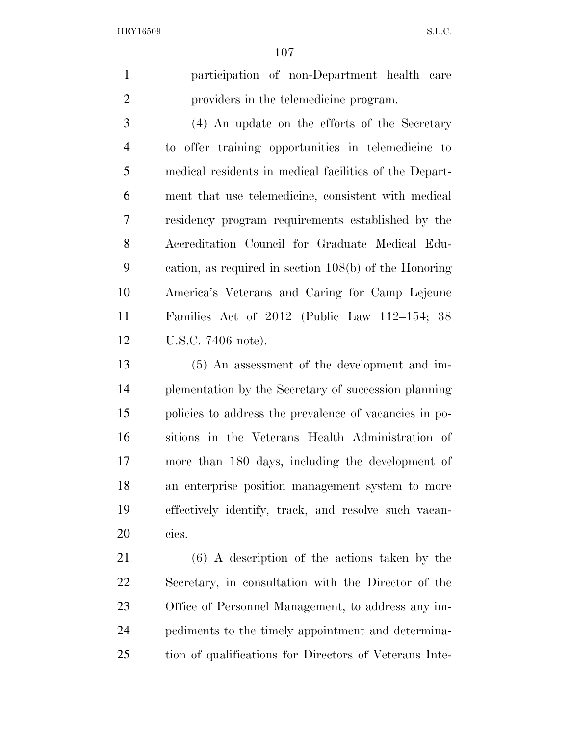participation of non-Department health care providers in the telemedicine program.

(4) An update on the efforts of the Secretary to offer training opportunities in telemedicine to medical residents in medical facilities of the Department that use telemedicine, consistent with medical residency program requirements established by the Accreditation Council for Graduate Medical Education, as required in section 108(b) of the Honoring America's Veterans and Caring for Camp Lejeune Families Act of 2012 (Public Law 112–154; 38 U.S.C. 7406 note).

(5) An assessment of the development and implementation by the Secretary of succession planning policies to address the prevalence of vacancies in positions in the Veterans Health Administration of more than 180 days, including the development of an enterprise position management system to more effectively identify, track, and resolve such vacancies.

(6) A description of the actions taken by the Secretary, in consultation with the Director of the Office of Personnel Management, to address any impediments to the timely appointment and determination of qualifications for Directors of Veterans Inte-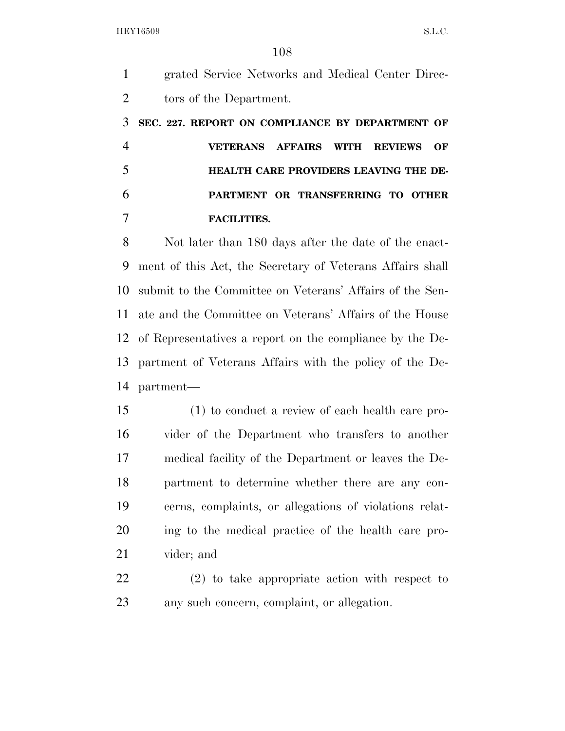grated Service Networks and Medical Center Directors of the Department.

### SEC. 227. REPORT ON COMPLIANCE BY DEPARTMENT OF VETERANS AFFAIRS WITH REVIEWS OF HEALTH CARE PROVIDERS LEAVING THE DEPARTMENT OR TRANSFERRING TO OTHER FACILITIES.

Not later than 180 days after the date of the enactment of this Act, the Secretary of Veterans Affairs shall submit to the Committee on Veterans' Affairs of the Senate and the Committee on Veterans' Affairs of the House of Representatives a report on the compliance by the Department of Veterans Affairs with the policy of the Department—

(1) to conduct a review of each health care provider of the Department who transfers to another medical facility of the Department or leaves the Department to determine whether there are any concerns, complaints, or allegations of violations relating to the medical practice of the health care provider; and

(2) to take appropriate action with respect to any such concern, complaint, or allegation.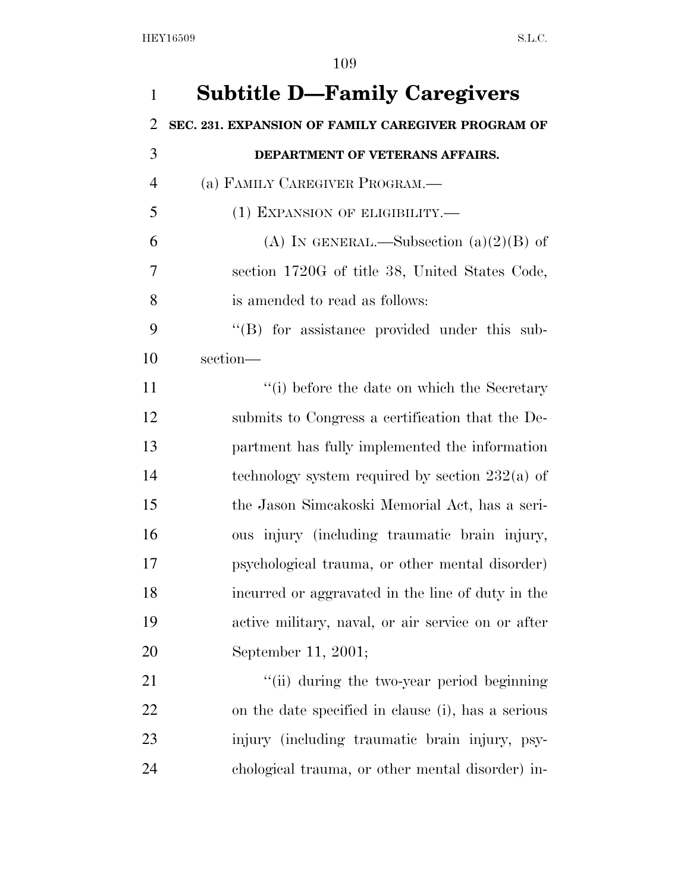# Subtitle D—Family Caregivers

**SEC. 231. EXPANSION OF FAMILY CAREGIVER PROGRAM OF DEPARTMENT OF VETERANS AFFAIRS.**

(a) FAMILY CAREGIVER PROGRAM.—

(1) EXPANSION OF ELIGIBILITY.—

(A) IN GENERAL.—Subsection (a)(2)(B) of section 1720G of title 38, United States Code, is amended to read as follows:

''(B) for assistance provided under this subsection—

''(i) before the date on which the Secretary submits to Congress a certification that the Department has fully implemented the information technology system required by section 232(a) of the Jason Simcakoski Memorial Act, has a serious injury (including traumatic brain injury, psychological trauma, or other mental disorder) incurred or aggravated in the line of duty in the active military, naval, or air service on or after September 11, 2001;

''(ii) during the two-year period beginning on the date specified in clause (i), has a serious injury (including traumatic brain injury, psychological trauma, or other mental disorder) in-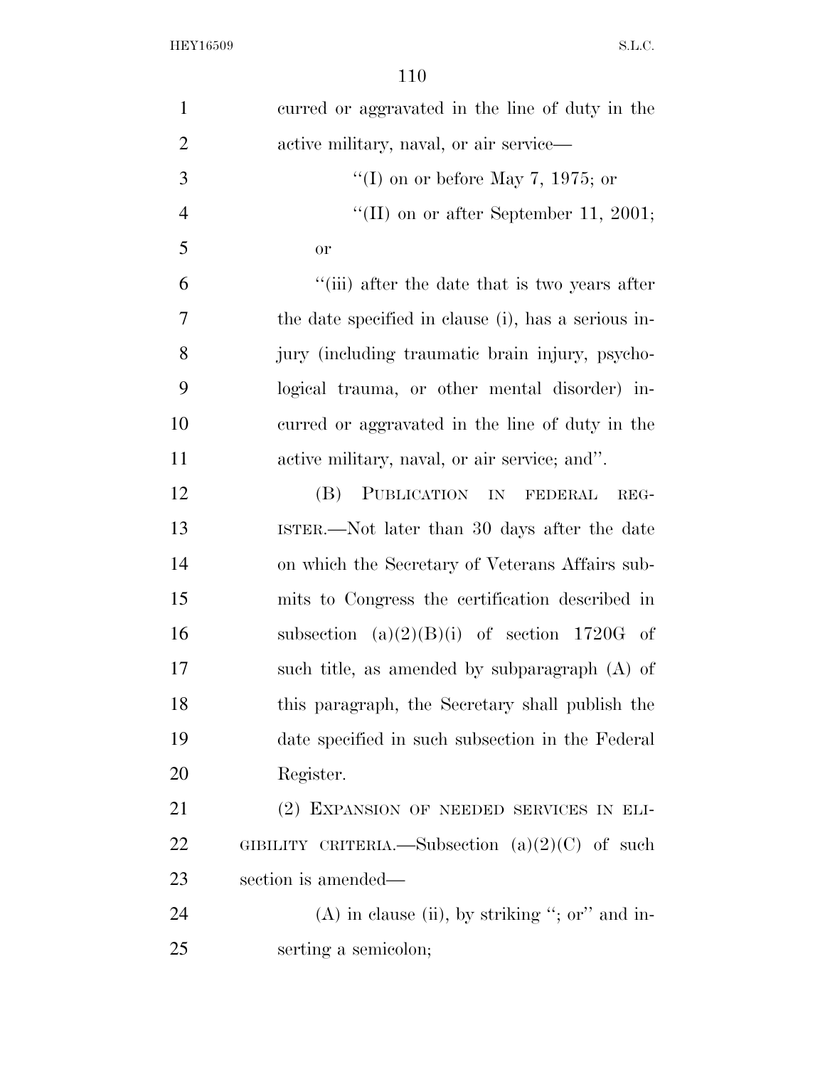curred or aggravated in the line of duty in the active military, naval, or air service—

''(I) on or before May 7, 1975; or

''(II) on or after September 11, 2001; or

''(iii) after the date that is two years after the date specified in clause (i), has a serious injury (including traumatic brain injury, psychological trauma, or other mental disorder) incurred or aggravated in the line of duty in the active military, naval, or air service; and''.

(B) PUBLICATION IN FEDERAL REGISTER.—Not later than 30 days after the date on which the Secretary of Veterans Affairs submits to Congress the certification described in subsection (a)(2)(B)(i) of section 1720G of such title, as amended by subparagraph (A) of this paragraph, the Secretary shall publish the date specified in such subsection in the Federal Register.

(2) EXPANSION OF NEEDED SERVICES IN ELIGIBILITY CRITERIA.—Subsection (a)(2)(C) of such section is amended—

(A) in clause (ii), by striking ''; or'' and inserting a semicolon;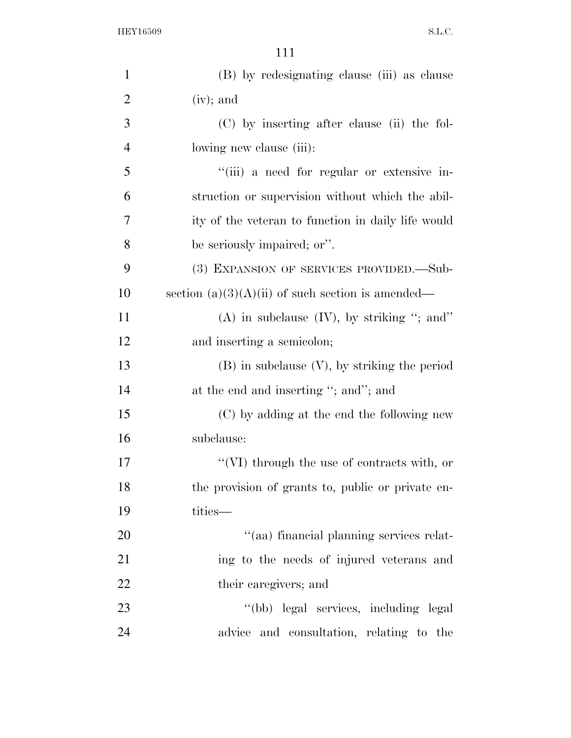(B) by redesignating clause (iii) as clause (iv); and

(C) by inserting after clause (ii) the following new clause (iii):

"(iii) a need for regular or extensive instruction or supervision without which the ability of the veteran to function in daily life would be seriously impaired; or".

(3) EXPANSION OF SERVICES PROVIDED.—Subsection (a)(3)(A)(ii) of such section is amended—

(A) in subclause (IV), by striking "; and" and inserting a semicolon;

(B) in subclause (V), by striking the period at the end and inserting "; and"; and

(C) by adding at the end the following new subclause:

"(VI) through the use of contracts with, or the provision of grants to, public or private entities—

"(aa) financial planning services relating to the needs of injured veterans and their caregivers; and

"(bb) legal services, including legal advice and consultation, relating to the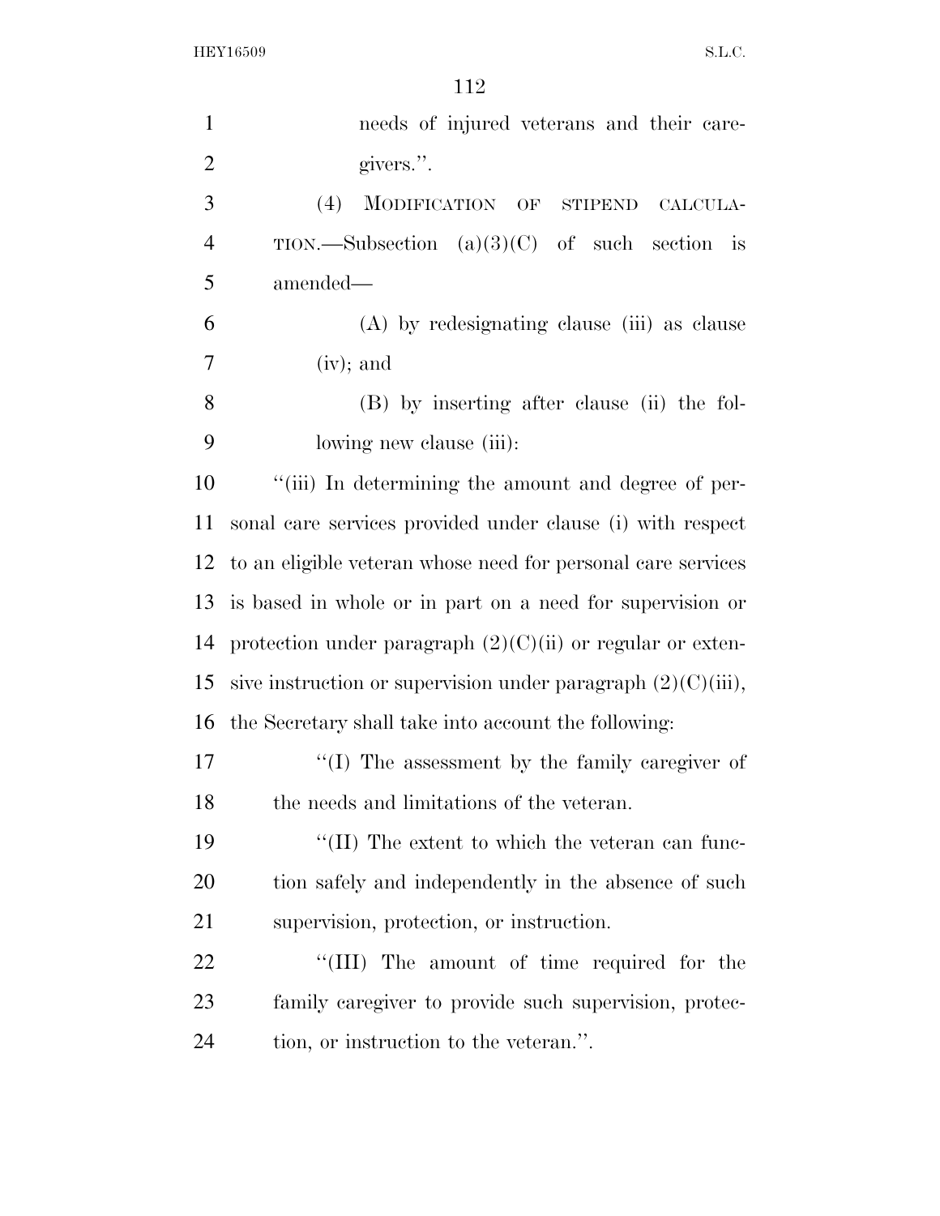needs of injured veterans and their caregivers.''.

(4) MODIFICATION OF STIPEND CALCULATION.—Subsection (a)(3)(C) of such section is amended—

(A) by redesignating clause (iii) as clause (iv); and

(B) by inserting after clause (ii) the following new clause (iii):

''(iii) In determining the amount and degree of personal care services provided under clause (i) with respect to an eligible veteran whose need for personal care services is based in whole or in part on a need for supervision or protection under paragraph (2)(C)(ii) or regular or extensive instruction or supervision under paragraph (2)(C)(iii), the Secretary shall take into account the following:

''(I) The assessment by the family caregiver of the needs and limitations of the veteran.

''(II) The extent to which the veteran can function safely and independently in the absence of such supervision, protection, or instruction.

''(III) The amount of time required for the family caregiver to provide such supervision, protection, or instruction to the veteran.''.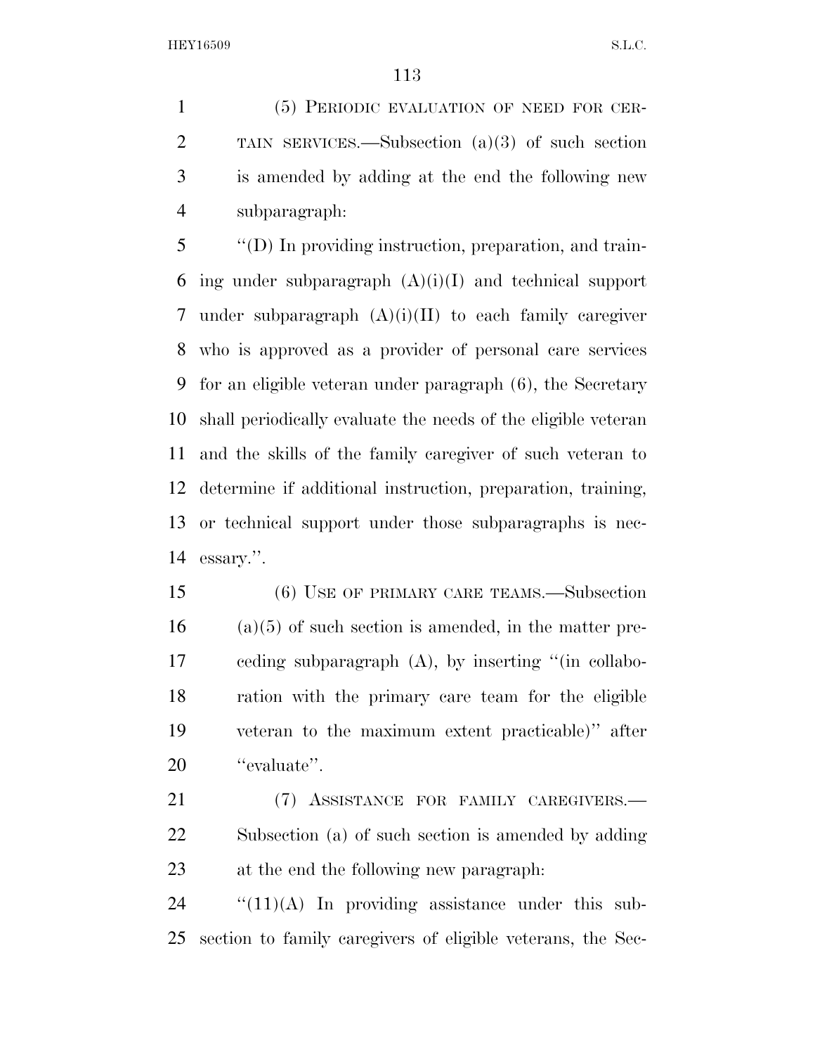(5) PERIODIC EVALUATION OF NEED FOR CERTAIN SERVICES.—Subsection (a)(3) of such section is amended by adding at the end the following new subparagraph:

"(D) In providing instruction, preparation, and training under subparagraph (A)(i)(I) and technical support under subparagraph (A)(i)(II) to each family caregiver who is approved as a provider of personal care services for an eligible veteran under paragraph (6), the Secretary shall periodically evaluate the needs of the eligible veteran and the skills of the family caregiver of such veteran to determine if additional instruction, preparation, training, or technical support under those subparagraphs is necessary.".

(6) USE OF PRIMARY CARE TEAMS.—Subsection (a)(5) of such section is amended, in the matter preceding subparagraph (A), by inserting "(in collaboration with the primary care team for the eligible veteran to the maximum extent practicable)" after "evaluate".

(7) ASSISTANCE FOR FAMILY CAREGIVERS.—Subsection (a) of such section is amended by adding at the end the following new paragraph:

"(11)(A) In providing assistance under this subsection to family caregivers of eligible veterans, the Sec-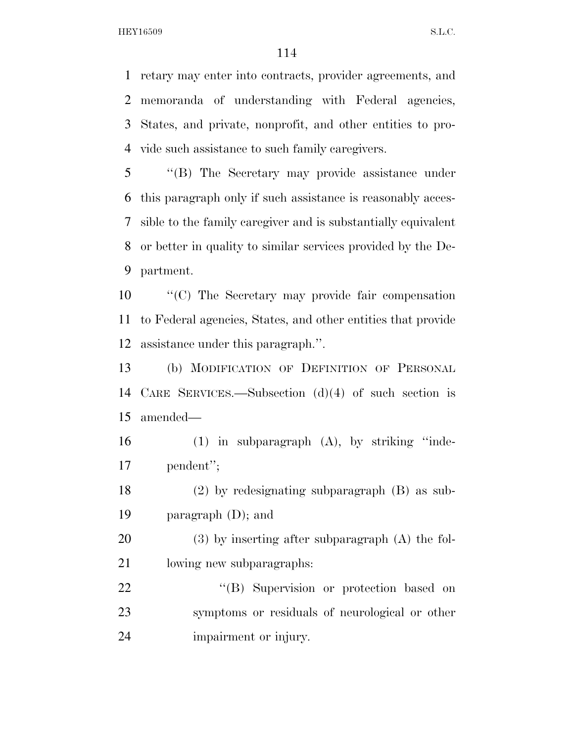retary may enter into contracts, provider agreements, and memoranda of understanding with Federal agencies, States, and private, nonprofit, and other entities to provide such assistance to such family caregivers.

"(B) The Secretary may provide assistance under this paragraph only if such assistance is reasonably accessible to the family caregiver and is substantially equivalent or better in quality to similar services provided by the Department.

"(C) The Secretary may provide fair compensation to Federal agencies, States, and other entities that provide assistance under this paragraph.".

(b) MODIFICATION OF DEFINITION OF PERSONAL CARE SERVICES.—Subsection (d)(4) of such section is amended—

(1) in subparagraph (A), by striking "independent";

(2) by redesignating subparagraph (B) as subparagraph (D); and

(3) by inserting after subparagraph (A) the following new subparagraphs:

"(B) Supervision or protection based on symptoms or residuals of neurological or other impairment or injury.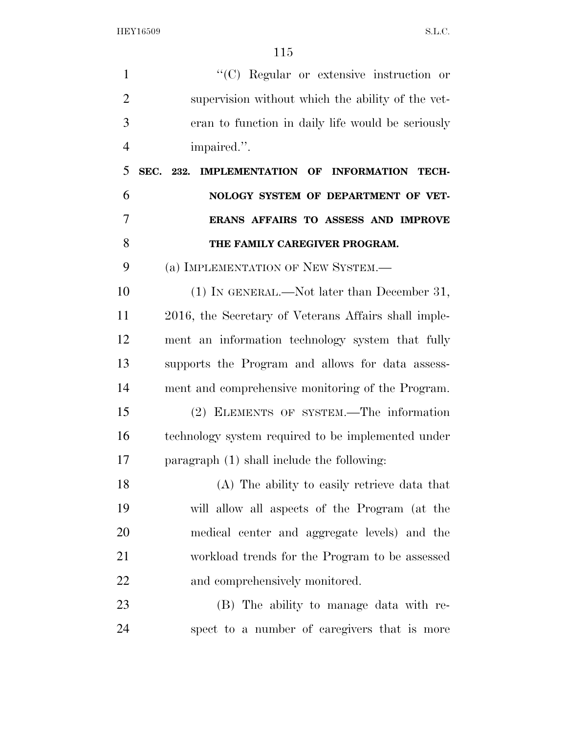"(C) Regular or extensive instruction or supervision without which the ability of the veteran to function in daily life would be seriously impaired.".

**SEC. 232. IMPLEMENTATION OF INFORMATION TECHNOLOGY SYSTEM OF DEPARTMENT OF VETERANS AFFAIRS TO ASSESS AND IMPROVE THE FAMILY CAREGIVER PROGRAM.**

(a) IMPLEMENTATION OF NEW SYSTEM.—

(1) IN GENERAL.—Not later than December 31, 2016, the Secretary of Veterans Affairs shall implement an information technology system that fully supports the Program and allows for data assessment and comprehensive monitoring of the Program.

(2) ELEMENTS OF SYSTEM.—The information technology system required to be implemented under paragraph (1) shall include the following:

(A) The ability to easily retrieve data that will allow all aspects of the Program (at the medical center and aggregate levels) and the workload trends for the Program to be assessed and comprehensively monitored.

(B) The ability to manage data with respect to a number of caregivers that is more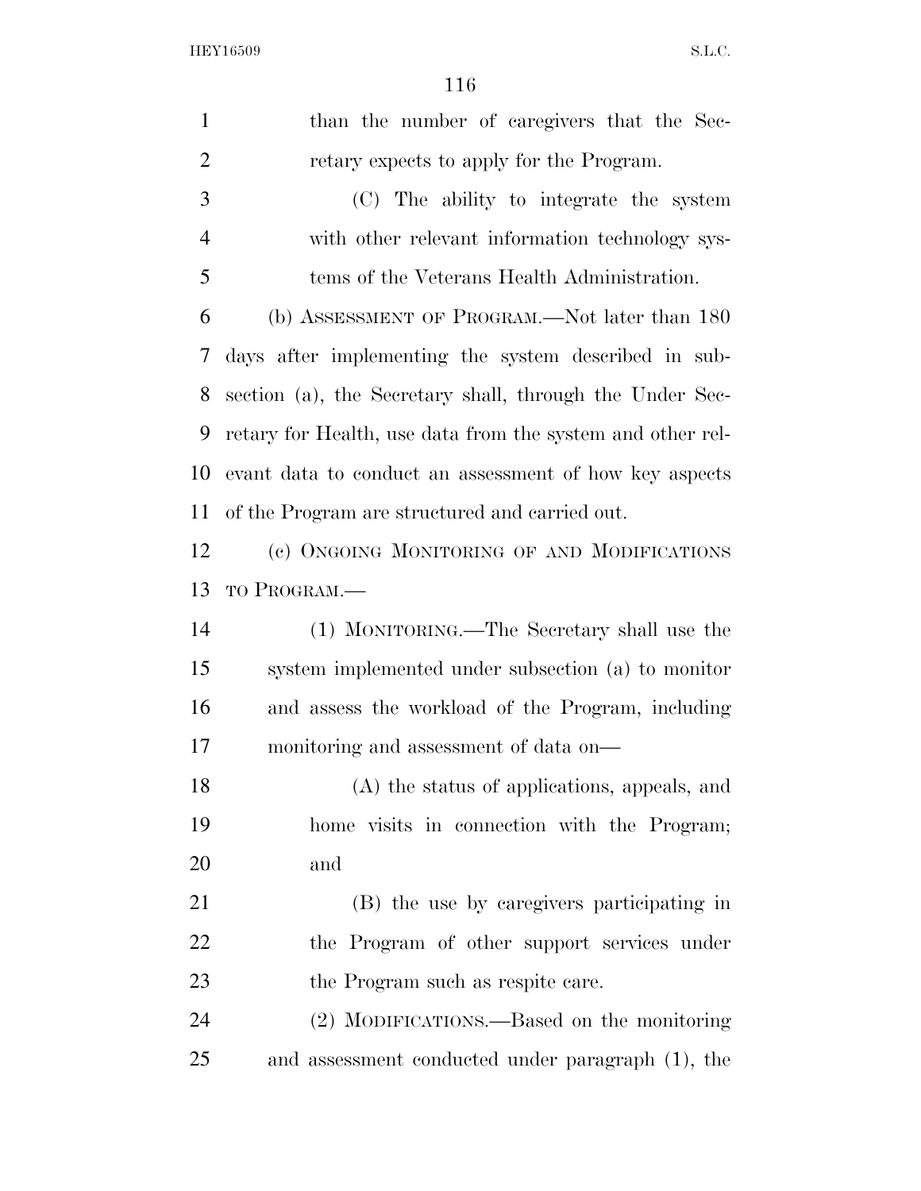than the number of caregivers that the Secretary expects to apply for the Program.

(C) The ability to integrate the system with other relevant information technology systems of the Veterans Health Administration.

(b) ASSESSMENT OF PROGRAM.—Not later than 180 days after implementing the system described in subsection (a), the Secretary shall, through the Under Secretary for Health, use data from the system and other relevant data to conduct an assessment of how key aspects of the Program are structured and carried out.

(c) ONGOING MONITORING OF AND MODIFICATIONS TO PROGRAM.—

(1) MONITORING.—The Secretary shall use the system implemented under subsection (a) to monitor and assess the workload of the Program, including monitoring and assessment of data on—

(A) the status of applications, appeals, and home visits in connection with the Program; and

(B) the use by caregivers participating in the Program of other support services under the Program such as respite care.

(2) MODIFICATIONS.—Based on the monitoring and assessment conducted under paragraph (1), the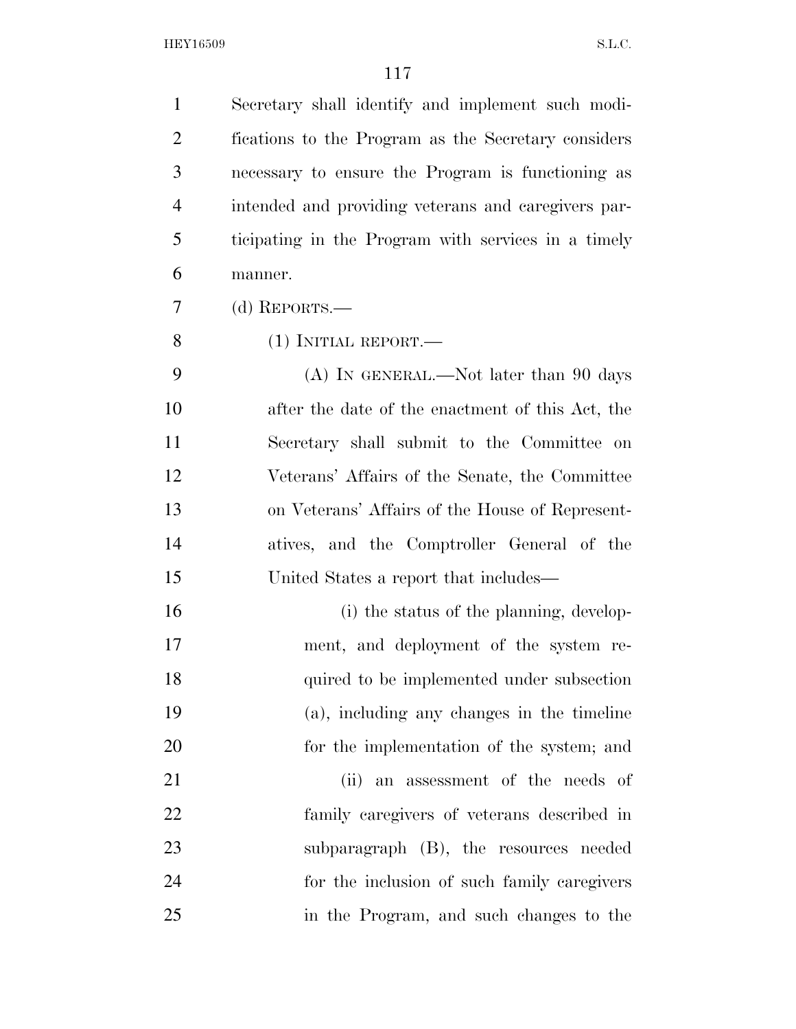Secretary shall identify and implement such modifications to the Program as the Secretary considers necessary to ensure the Program is functioning as intended and providing veterans and caregivers participating in the Program with services in a timely manner.

(d) REPORTS.—

(1) INITIAL REPORT.—

(A) IN GENERAL.—Not later than 90 days after the date of the enactment of this Act, the Secretary shall submit to the Committee on Veterans' Affairs of the Senate, the Committee on Veterans' Affairs of the House of Representatives, and the Comptroller General of the United States a report that includes—

(i) the status of the planning, development, and deployment of the system required to be implemented under subsection (a), including any changes in the timeline for the implementation of the system; and

(ii) an assessment of the needs of family caregivers of veterans described in subparagraph (B), the resources needed for the inclusion of such family caregivers in the Program, and such changes to the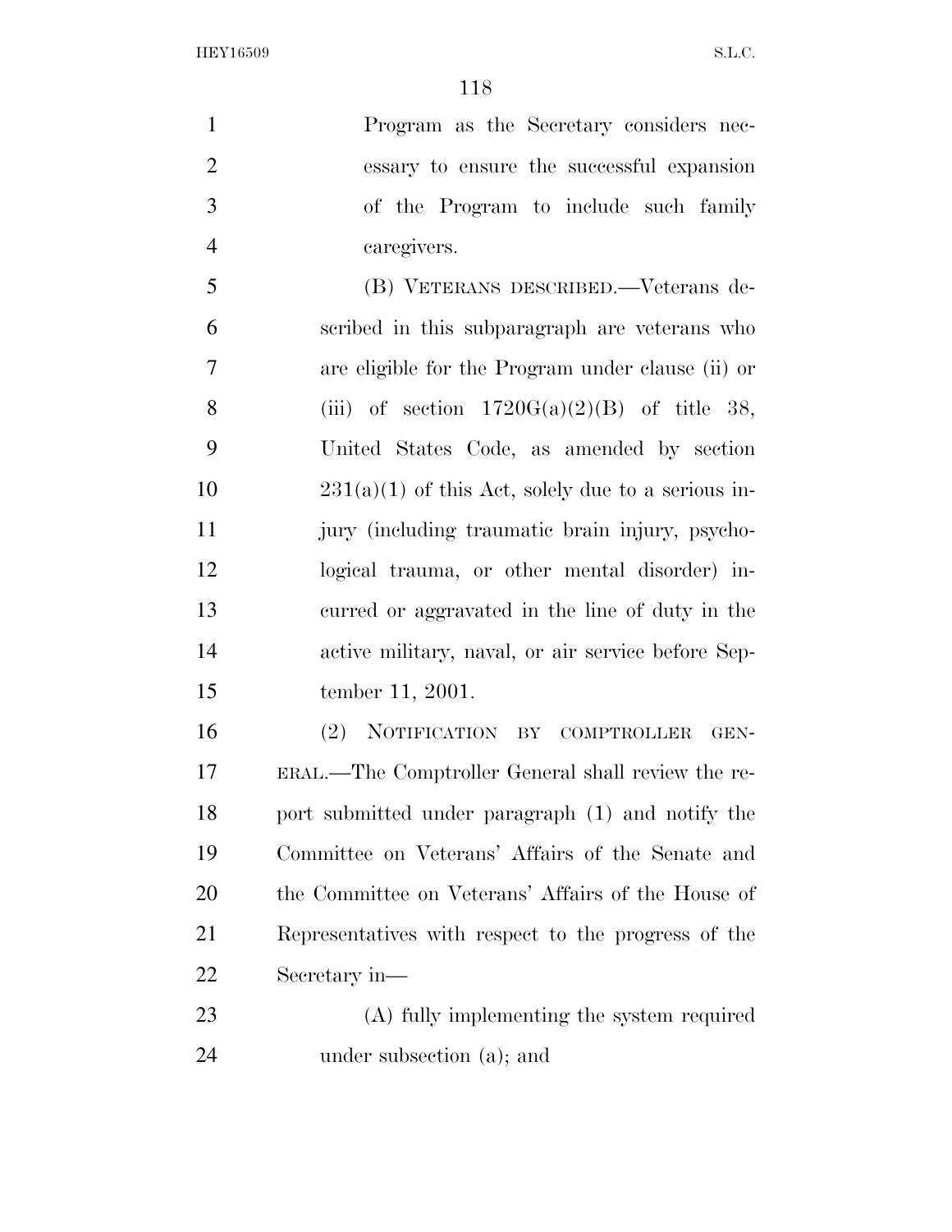Program as the Secretary considers necessary to ensure the successful expansion of the Program to include such family caregivers.

(B) VETERANS DESCRIBED.—Veterans described in this subparagraph are veterans who are eligible for the Program under clause (ii) or (iii) of section 1720G(a)(2)(B) of title 38, United States Code, as amended by section 231(a)(1) of this Act, solely due to a serious injury (including traumatic brain injury, psychological trauma, or other mental disorder) incurred or aggravated in the line of duty in the active military, naval, or air service before September 11, 2001.

(2) NOTIFICATION BY COMPTROLLER GENERAL.—The Comptroller General shall review the report submitted under paragraph (1) and notify the Committee on Veterans' Affairs of the Senate and the Committee on Veterans' Affairs of the House of Representatives with respect to the progress of the Secretary in—

(A) fully implementing the system required under subsection (a); and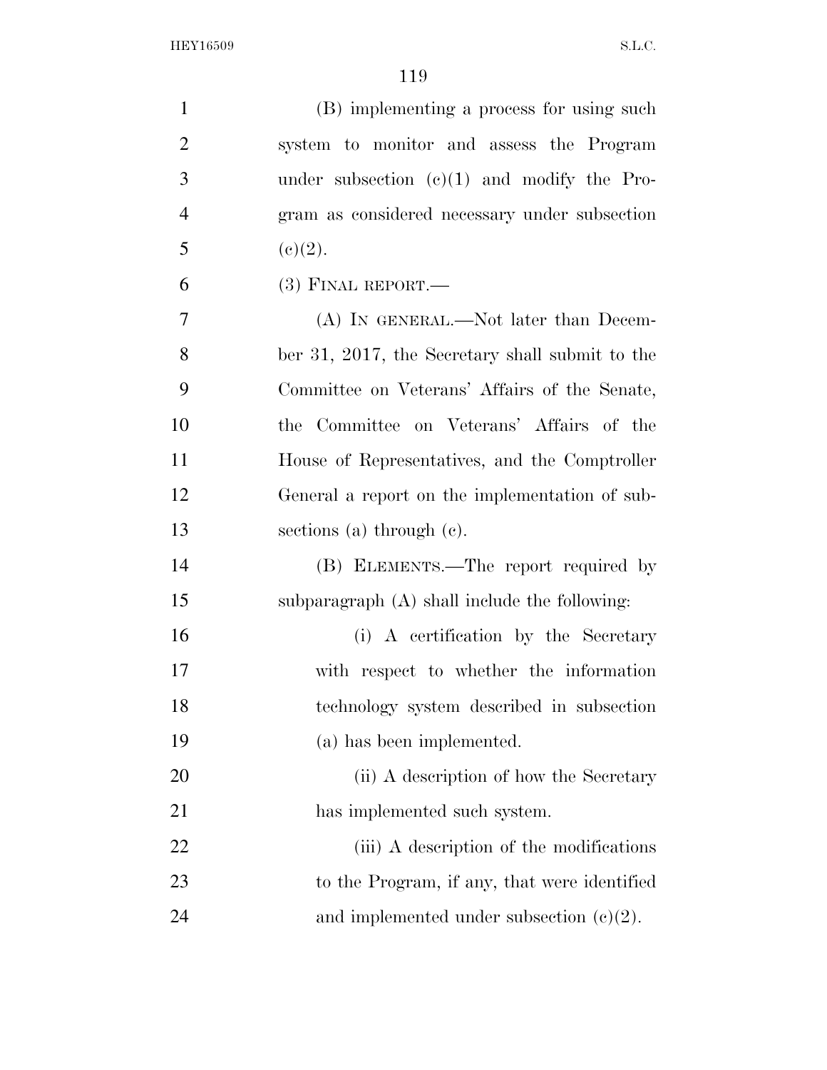(B) implementing a process for using such system to monitor and assess the Program under subsection (c)(1) and modify the Program as considered necessary under subsection (c)(2).

(3) FINAL REPORT.—

(A) IN GENERAL.—Not later than December 31, 2017, the Secretary shall submit to the Committee on Veterans' Affairs of the Senate, the Committee on Veterans' Affairs of the House of Representatives, and the Comptroller General a report on the implementation of subsections (a) through (c).

(B) ELEMENTS.—The report required by subparagraph (A) shall include the following:

(i) A certification by the Secretary with respect to whether the information technology system described in subsection (a) has been implemented.

(ii) A description of how the Secretary has implemented such system.

(iii) A description of the modifications to the Program, if any, that were identified and implemented under subsection (c)(2).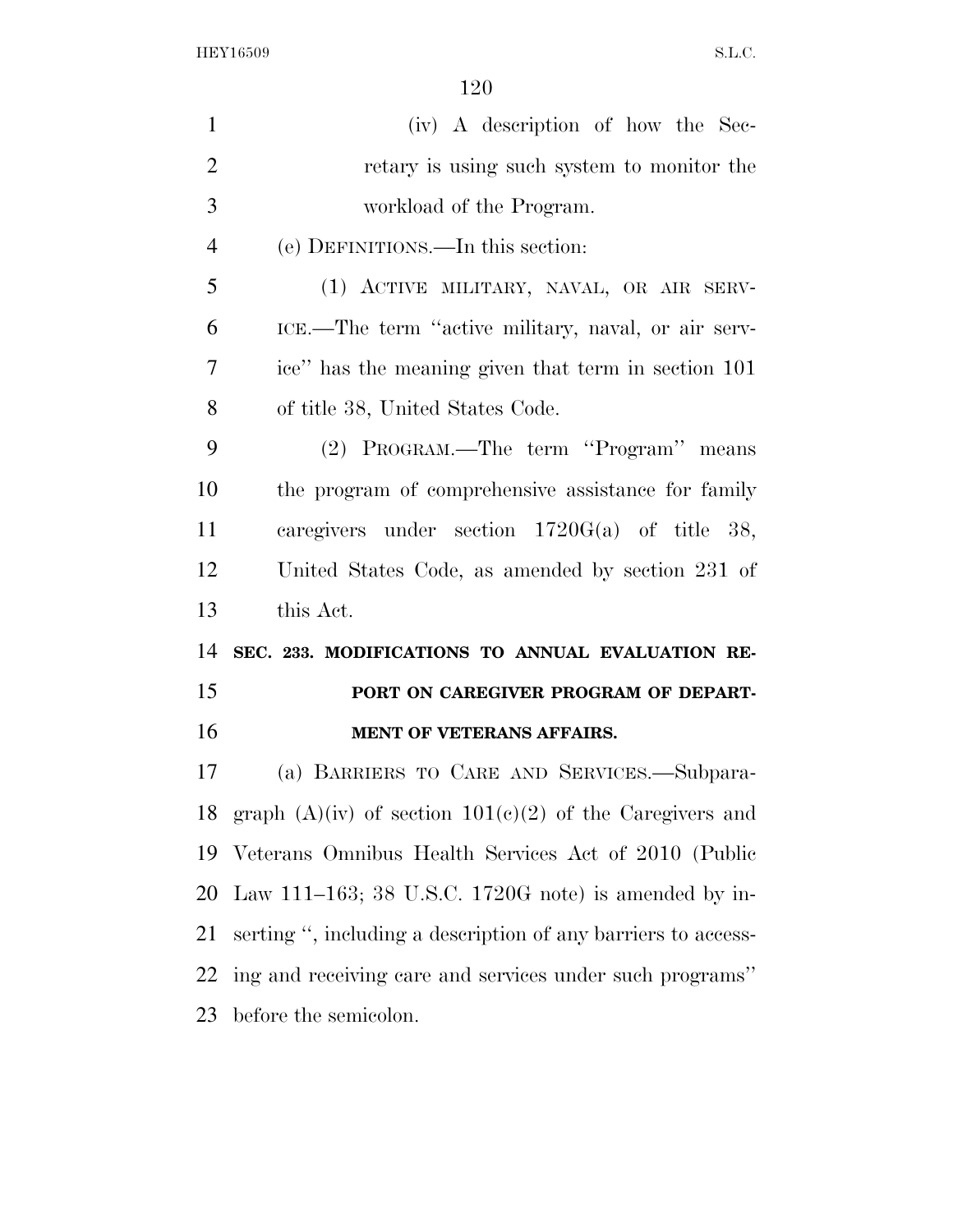(iv) A description of how the Secretary is using such system to monitor the workload of the Program.

(e) DEFINITIONS.—In this section:

(1) ACTIVE MILITARY, NAVAL, OR AIR SERVICE.—The term ''active military, naval, or air service'' has the meaning given that term in section 101 of title 38, United States Code.

(2) PROGRAM.—The term ''Program'' means the program of comprehensive assistance for family caregivers under section 1720G(a) of title 38, United States Code, as amended by section 231 of this Act.

### SEC. 233. MODIFICATIONS TO ANNUAL EVALUATION REPORT ON CAREGIVER PROGRAM OF DEPARTMENT OF VETERANS AFFAIRS.

(a) BARRIERS TO CARE AND SERVICES.—Subparagraph (A)(iv) of section 101(c)(2) of the Caregivers and Veterans Omnibus Health Services Act of 2010 (Public Law 111–163; 38 U.S.C. 1720G note) is amended by inserting '', including a description of any barriers to accessing and receiving care and services under such programs'' before the semicolon.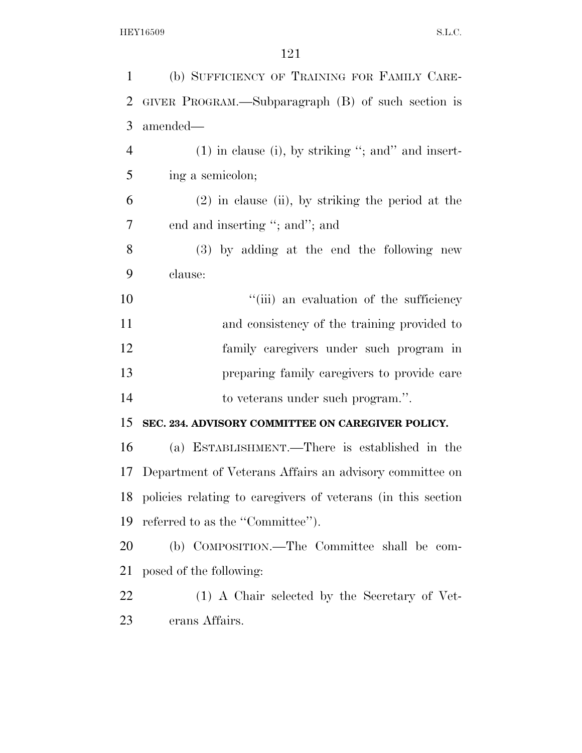(b) SUFFICIENCY OF TRAINING FOR FAMILY CAREGIVER PROGRAM.—Subparagraph (B) of such section is amended—

(1) in clause (i), by striking "; and" and inserting a semicolon;

(2) in clause (ii), by striking the period at the end and inserting "; and"; and

(3) by adding at the end the following new clause:

"(iii) an evaluation of the sufficiency and consistency of the training provided to family caregivers under such program in preparing family caregivers to provide care to veterans under such program.".

**SEC. 234. ADVISORY COMMITTEE ON CAREGIVER POLICY.**

(a) ESTABLISHMENT.—There is established in the Department of Veterans Affairs an advisory committee on policies relating to caregivers of veterans (in this section referred to as the "Committee").

(b) COMPOSITION.—The Committee shall be composed of the following:

(1) A Chair selected by the Secretary of Veterans Affairs.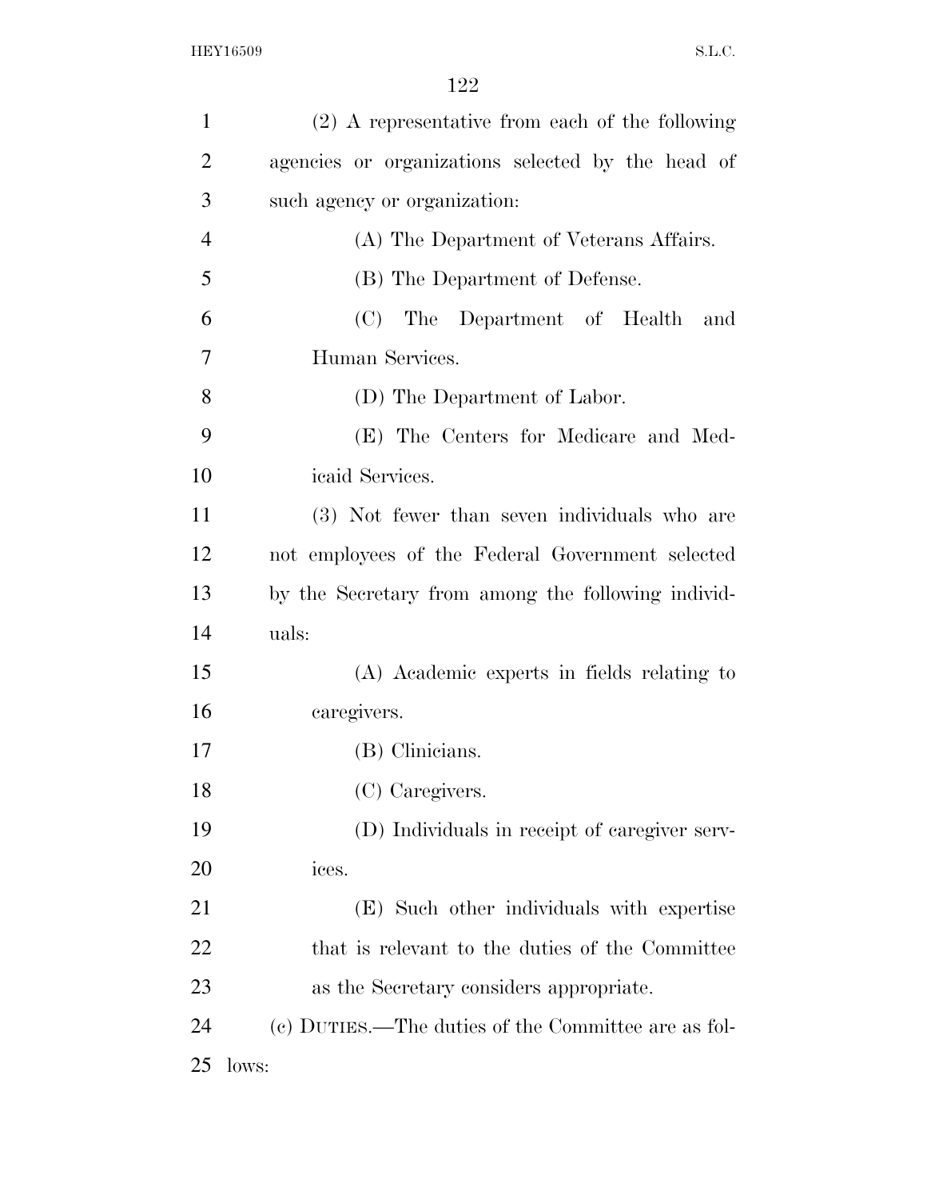(2) A representative from each of the following agencies or organizations selected by the head of such agency or organization:

(A) The Department of Veterans Affairs.

(B) The Department of Defense.

(C) The Department of Health and Human Services.

(D) The Department of Labor.

(E) The Centers for Medicare and Medicaid Services.

(3) Not fewer than seven individuals who are not employees of the Federal Government selected by the Secretary from among the following individuals:

(A) Academic experts in fields relating to caregivers.

(B) Clinicians.

(C) Caregivers.

(D) Individuals in receipt of caregiver services.

(E) Such other individuals with expertise that is relevant to the duties of the Committee as the Secretary considers appropriate.

(c) DUTIES.—The duties of the Committee are as follows: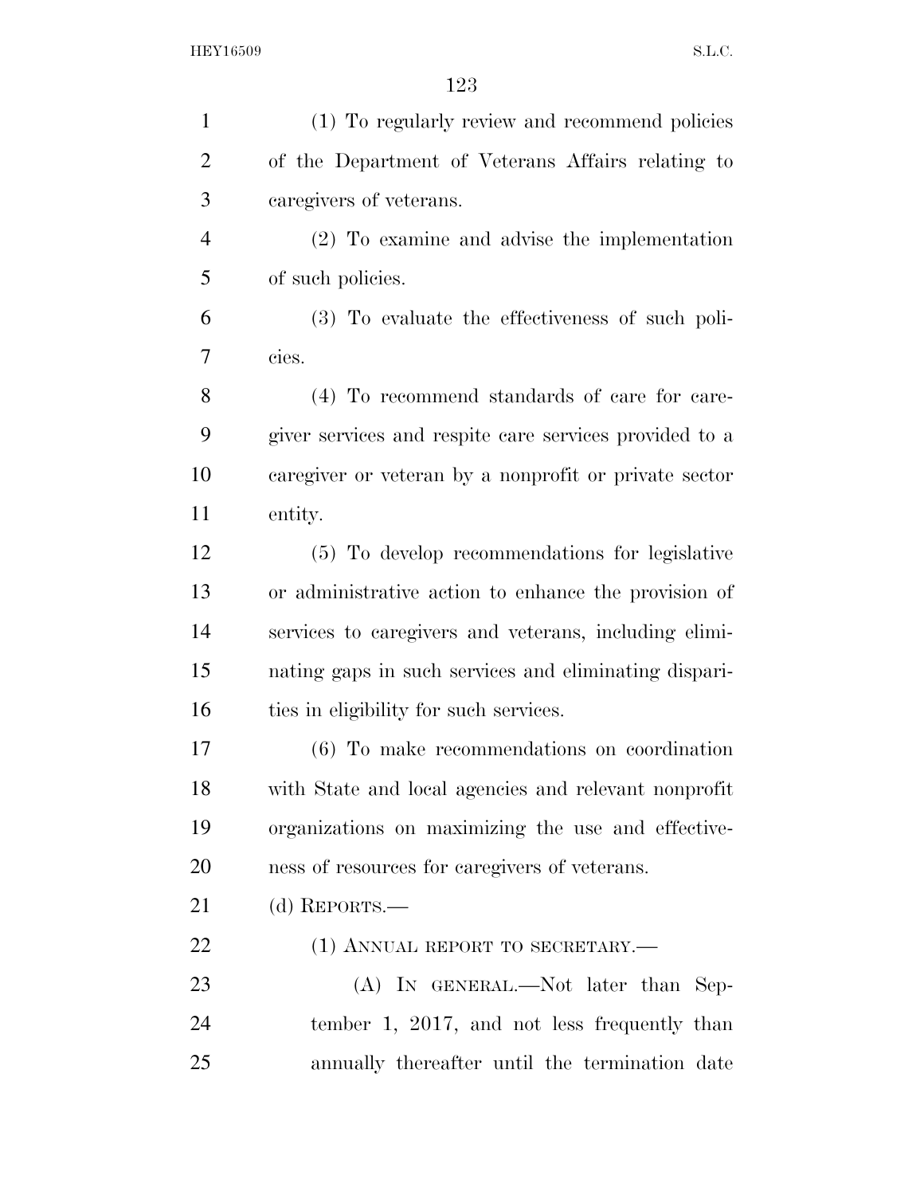(1) To regularly review and recommend policies of the Department of Veterans Affairs relating to caregivers of veterans.

(2) To examine and advise the implementation of such policies.

(3) To evaluate the effectiveness of such policies.

(4) To recommend standards of care for caregiver services and respite care services provided to a caregiver or veteran by a nonprofit or private sector entity.

(5) To develop recommendations for legislative or administrative action to enhance the provision of services to caregivers and veterans, including eliminating gaps in such services and eliminating disparities in eligibility for such services.

(6) To make recommendations on coordination with State and local agencies and relevant nonprofit organizations on maximizing the use and effectiveness of resources for caregivers of veterans.

(d) REPORTS.—

(1) ANNUAL REPORT TO SECRETARY.—

(A) IN GENERAL.—Not later than September 1, 2017, and not less frequently than annually thereafter until the termination date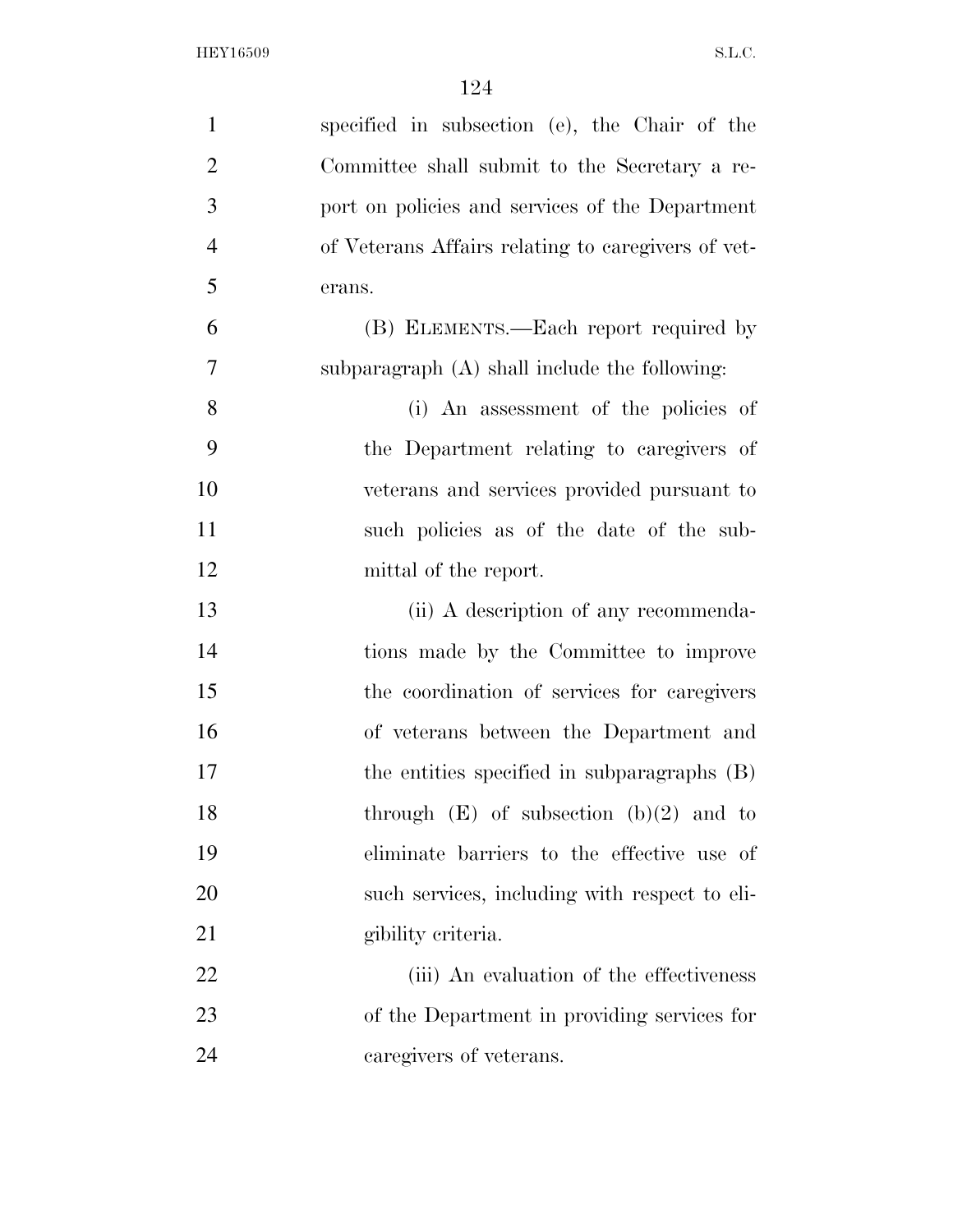specified in subsection (e), the Chair of the Committee shall submit to the Secretary a report on policies and services of the Department of Veterans Affairs relating to caregivers of veterans.

(B) ELEMENTS.—Each report required by subparagraph (A) shall include the following:

(i) An assessment of the policies of the Department relating to caregivers of veterans and services provided pursuant to such policies as of the date of the submittal of the report.

(ii) A description of any recommendations made by the Committee to improve the coordination of services for caregivers of veterans between the Department and the entities specified in subparagraphs (B) through (E) of subsection (b)(2) and to eliminate barriers to the effective use of such services, including with respect to eligibility criteria.

(iii) An evaluation of the effectiveness of the Department in providing services for caregivers of veterans.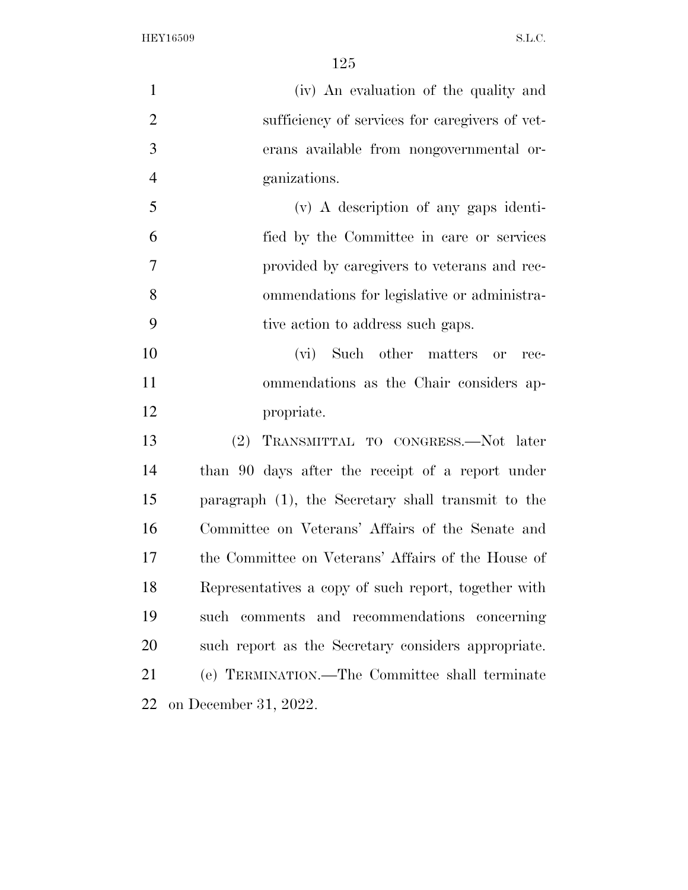(iv) An evaluation of the quality and sufficiency of services for caregivers of veterans available from nongovernmental organizations.

(v) A description of any gaps identified by the Committee in care or services provided by caregivers to veterans and recommendations for legislative or administrative action to address such gaps.

(vi) Such other matters or recommendations as the Chair considers appropriate.

(2) TRANSMITTAL TO CONGRESS.—Not later than 90 days after the receipt of a report under paragraph (1), the Secretary shall transmit to the Committee on Veterans' Affairs of the Senate and the Committee on Veterans' Affairs of the House of Representatives a copy of such report, together with such comments and recommendations concerning such report as the Secretary considers appropriate.

(e) TERMINATION.—The Committee shall terminate on December 31, 2022.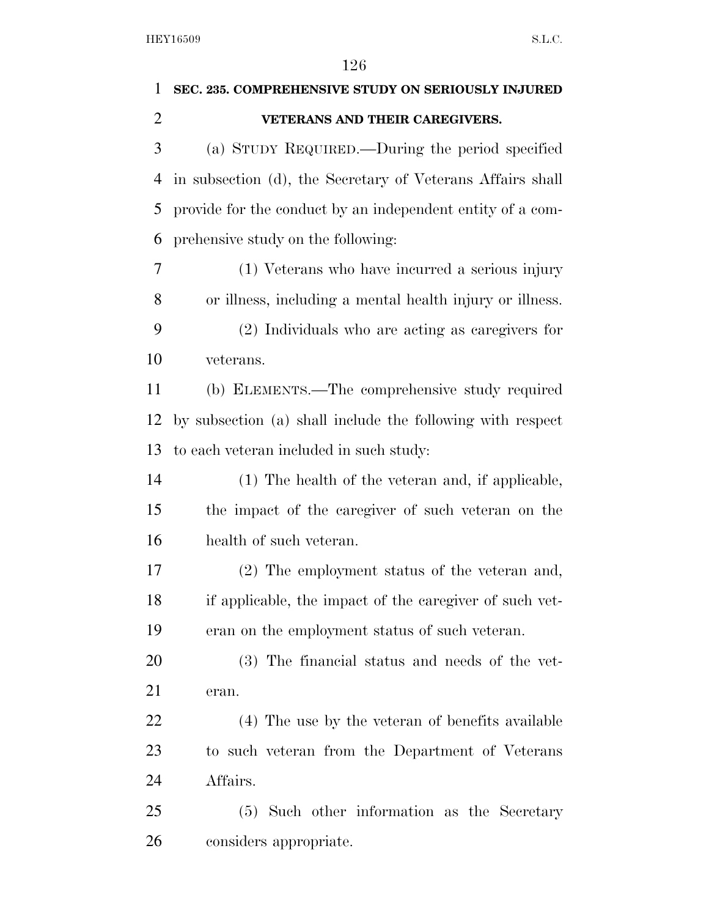**SEC. 235. COMPREHENSIVE STUDY ON SERIOUSLY INJURED VETERANS AND THEIR CAREGIVERS.**

(a) STUDY REQUIRED.—During the period specified in subsection (d), the Secretary of Veterans Affairs shall provide for the conduct by an independent entity of a comprehensive study on the following:

(1) Veterans who have incurred a serious injury or illness, including a mental health injury or illness.

(2) Individuals who are acting as caregivers for veterans.

(b) ELEMENTS.—The comprehensive study required by subsection (a) shall include the following with respect to each veteran included in such study:

(1) The health of the veteran and, if applicable, the impact of the caregiver of such veteran on the health of such veteran.

(2) The employment status of the veteran and, if applicable, the impact of the caregiver of such veteran on the employment status of such veteran.

(3) The financial status and needs of the veteran.

(4) The use by the veteran of benefits available to such veteran from the Department of Veterans Affairs.

(5) Such other information as the Secretary considers appropriate.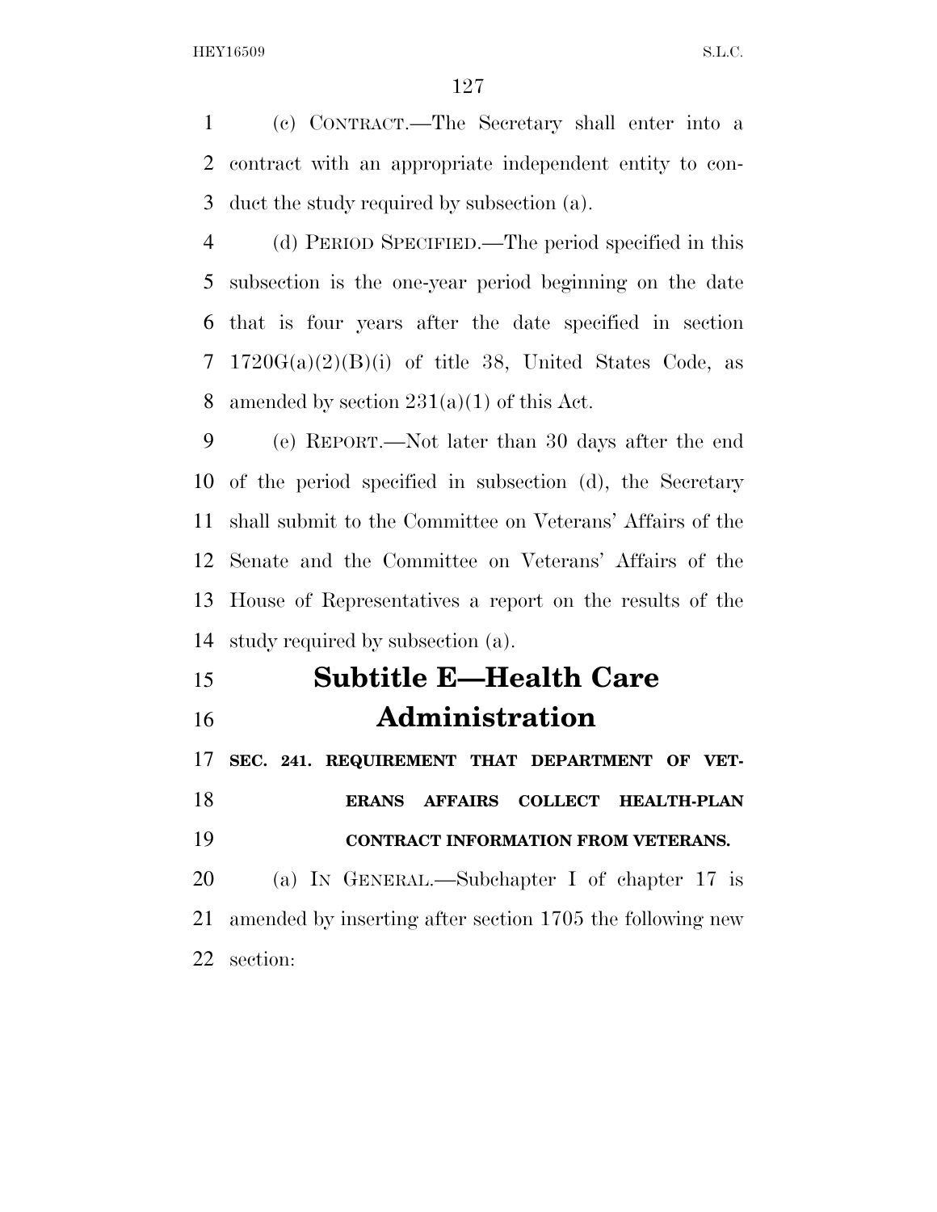(c) CONTRACT.—The Secretary shall enter into a contract with an appropriate independent entity to conduct the study required by subsection (a).

(d) PERIOD SPECIFIED.—The period specified in this subsection is the one-year period beginning on the date that is four years after the date specified in section 1720G(a)(2)(B)(i) of title 38, United States Code, as amended by section 231(a)(1) of this Act.

(e) REPORT.—Not later than 30 days after the end of the period specified in subsection (d), the Secretary shall submit to the Committee on Veterans' Affairs of the Senate and the Committee on Veterans' Affairs of the House of Representatives a report on the results of the study required by subsection (a).

# Subtitle E—Health Care Administration

**SEC. 241. REQUIREMENT THAT DEPARTMENT OF VETERANS AFFAIRS COLLECT HEALTH-PLAN CONTRACT INFORMATION FROM VETERANS.**

(a) IN GENERAL.—Subchapter I of chapter 17 is amended by inserting after section 1705 the following new section: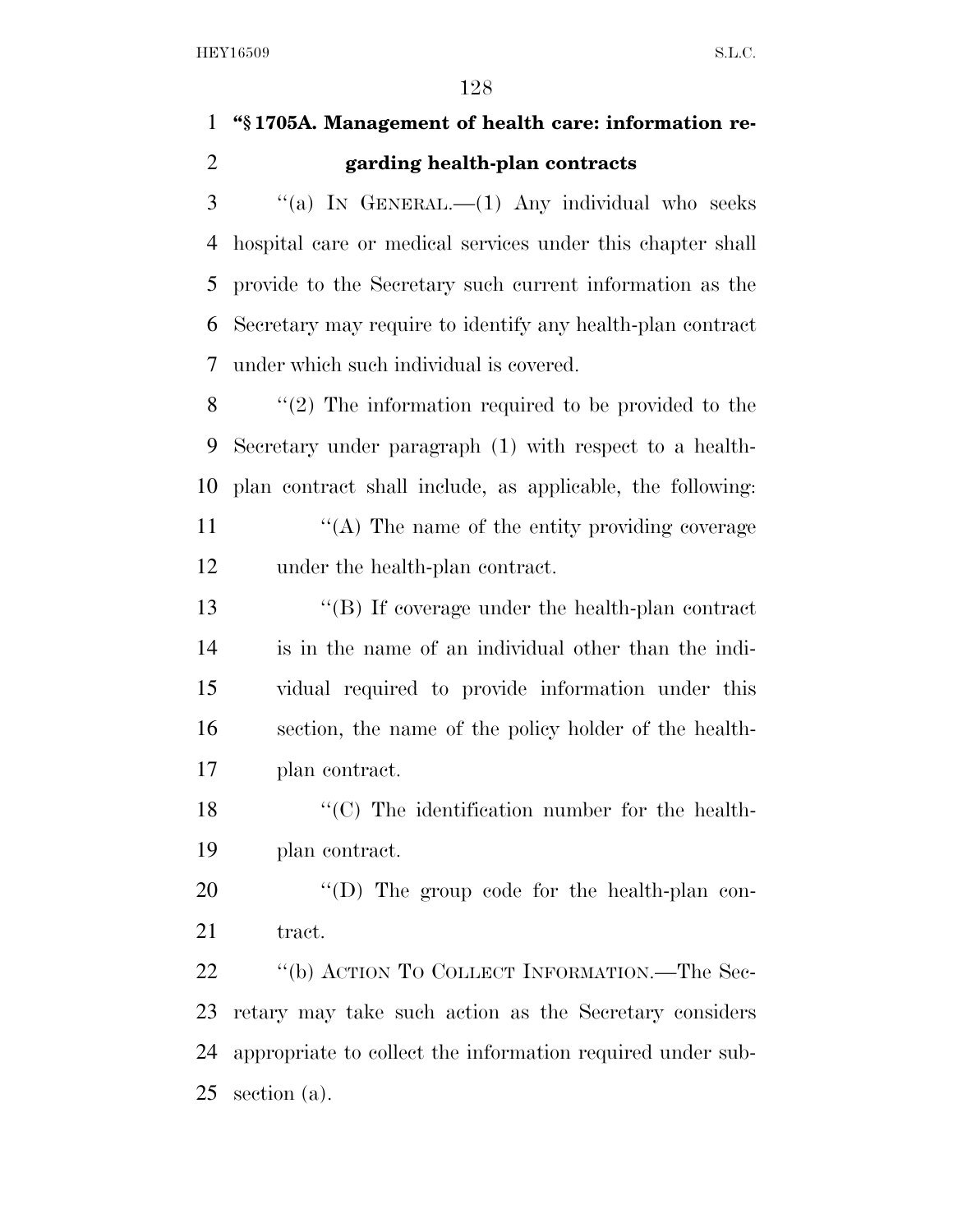**"§ 1705A. Management of health care: information regarding health-plan contracts**

"(a) IN GENERAL.—(1) Any individual who seeks hospital care or medical services under this chapter shall provide to the Secretary such current information as the Secretary may require to identify any health-plan contract under which such individual is covered.

"(2) The information required to be provided to the Secretary under paragraph (1) with respect to a health-plan contract shall include, as applicable, the following:

"(A) The name of the entity providing coverage under the health-plan contract.

"(B) If coverage under the health-plan contract is in the name of an individual other than the individual required to provide information under this section, the name of the policy holder of the health-plan contract.

"(C) The identification number for the health-plan contract.

"(D) The group code for the health-plan contract.

"(b) ACTION TO COLLECT INFORMATION.—The Secretary may take such action as the Secretary considers appropriate to collect the information required under subsection (a).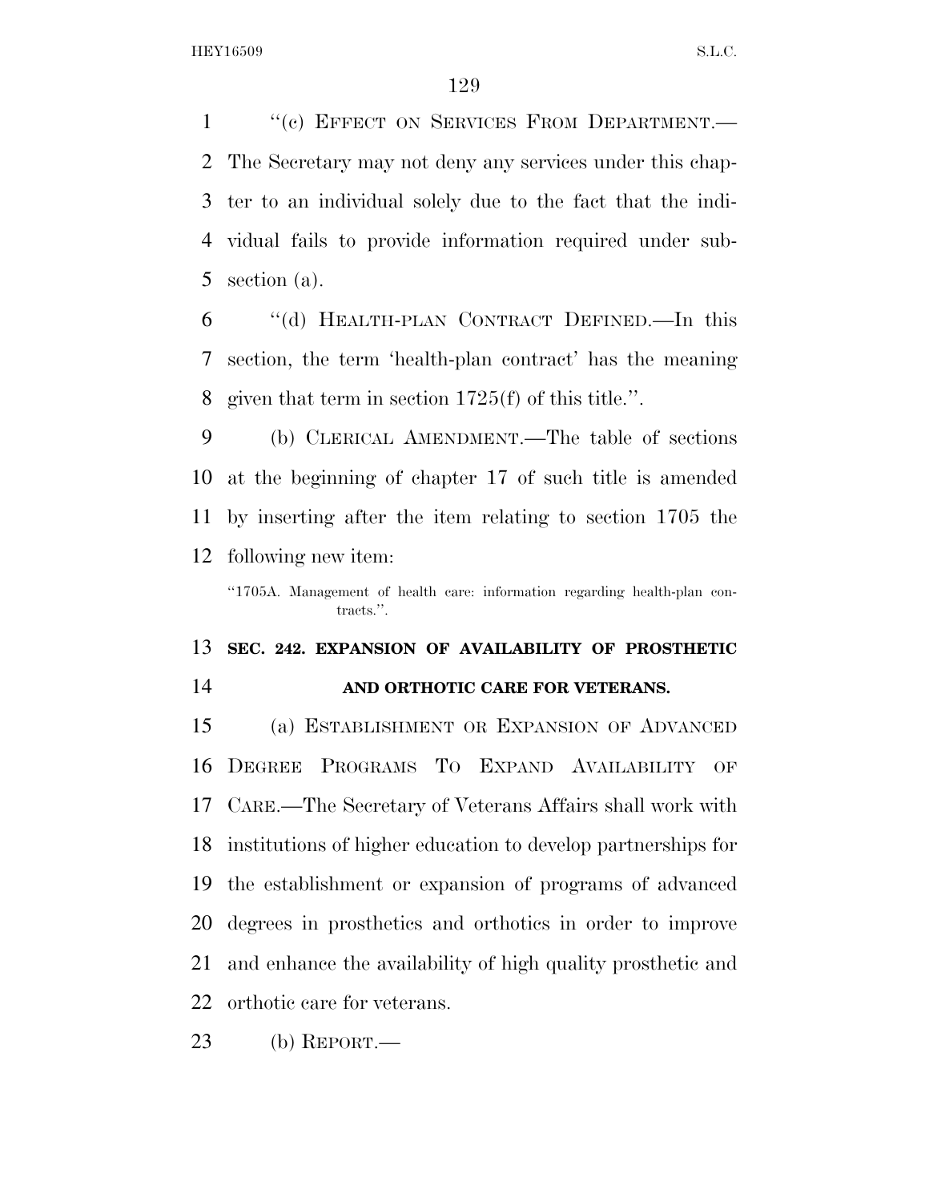"(c) EFFECT ON SERVICES FROM DEPARTMENT.—The Secretary may not deny any services under this chapter to an individual solely due to the fact that the individual fails to provide information required under subsection (a).

"(d) HEALTH-PLAN CONTRACT DEFINED.—In this section, the term 'health-plan contract' has the meaning given that term in section 1725(f) of this title.".

(b) CLERICAL AMENDMENT.—The table of sections at the beginning of chapter 17 of such title is amended by inserting after the item relating to section 1705 the following new item:

"1705A. Management of health care: information regarding health-plan contracts.".

**SEC. 242. EXPANSION OF AVAILABILITY OF PROSTHETIC AND ORTHOTIC CARE FOR VETERANS.**

(a) ESTABLISHMENT OR EXPANSION OF ADVANCED DEGREE PROGRAMS TO EXPAND AVAILABILITY OF CARE.—The Secretary of Veterans Affairs shall work with institutions of higher education to develop partnerships for the establishment or expansion of programs of advanced degrees in prosthetics and orthotics in order to improve and enhance the availability of high quality prosthetic and orthotic care for veterans.

(b) REPORT.—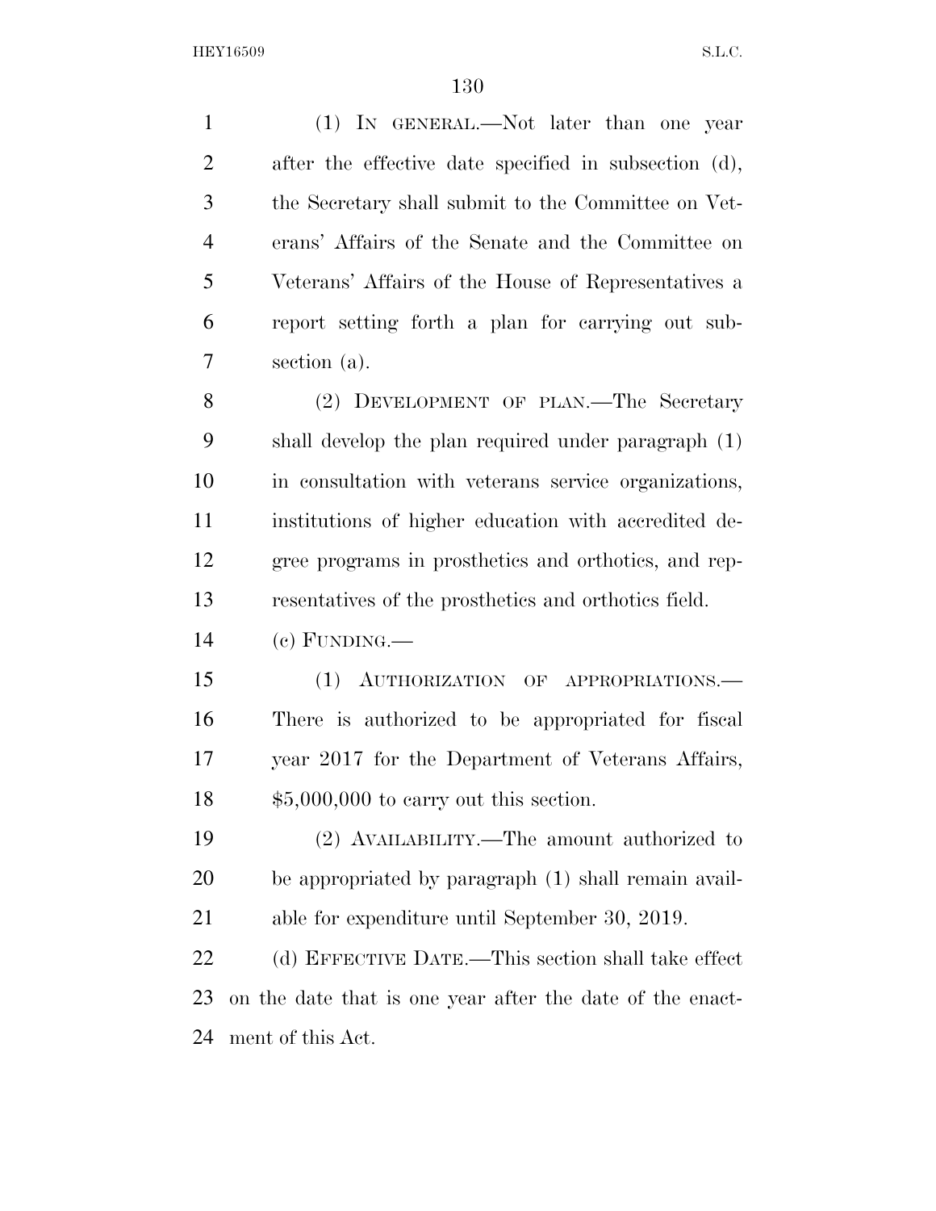(1) IN GENERAL.—Not later than one year after the effective date specified in subsection (d), the Secretary shall submit to the Committee on Veterans' Affairs of the Senate and the Committee on Veterans' Affairs of the House of Representatives a report setting forth a plan for carrying out subsection (a).

(2) DEVELOPMENT OF PLAN.—The Secretary shall develop the plan required under paragraph (1) in consultation with veterans service organizations, institutions of higher education with accredited degree programs in prosthetics and orthotics, and representatives of the prosthetics and orthotics field.

(c) FUNDING.—

(1) AUTHORIZATION OF APPROPRIATIONS.—There is authorized to be appropriated for fiscal year 2017 for the Department of Veterans Affairs, $5,000,000 to carry out this section.

(2) AVAILABILITY.—The amount authorized to be appropriated by paragraph (1) shall remain available for expenditure until September 30, 2019.

(d) EFFECTIVE DATE.—This section shall take effect on the date that is one year after the date of the enactment of this Act.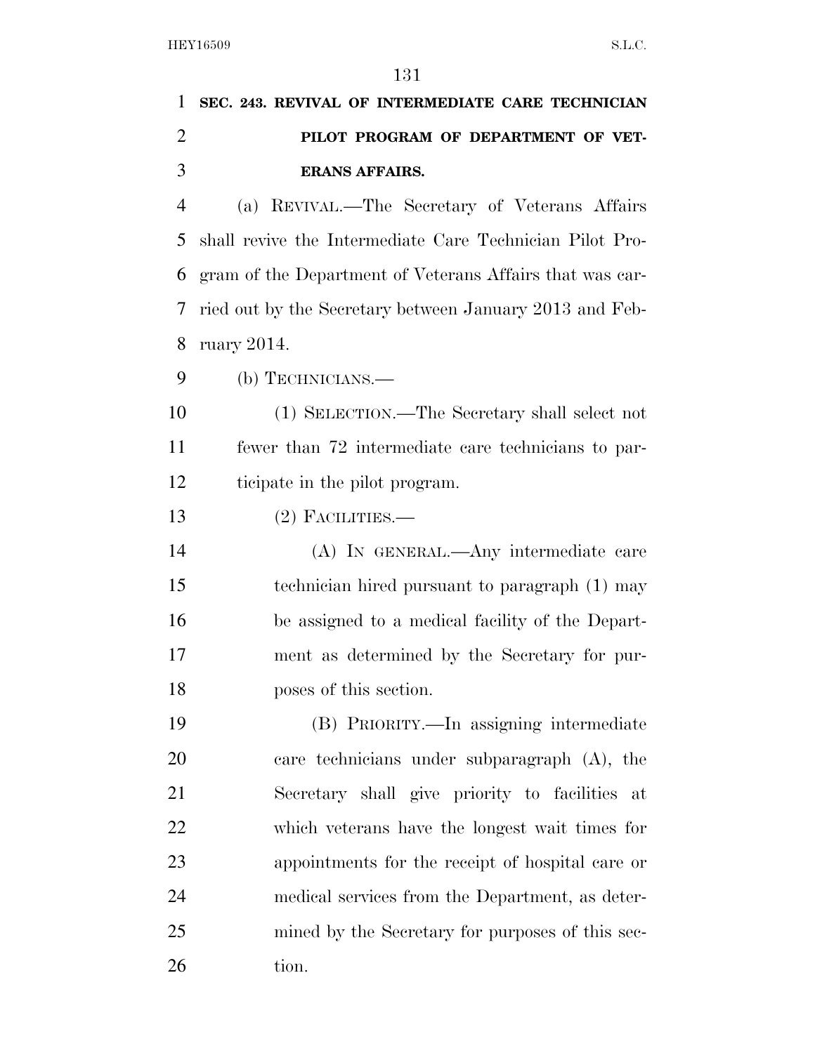**SEC. 243. REVIVAL OF INTERMEDIATE CARE TECHNICIAN PILOT PROGRAM OF DEPARTMENT OF VETERANS AFFAIRS.**

(a) REVIVAL.—The Secretary of Veterans Affairs shall revive the Intermediate Care Technician Pilot Program of the Department of Veterans Affairs that was carried out by the Secretary between January 2013 and February 2014.

(b) TECHNICIANS.—

(1) SELECTION.—The Secretary shall select not fewer than 72 intermediate care technicians to participate in the pilot program.

(2) FACILITIES.—

(A) IN GENERAL.—Any intermediate care technician hired pursuant to paragraph (1) may be assigned to a medical facility of the Department as determined by the Secretary for purposes of this section.

(B) PRIORITY.—In assigning intermediate care technicians under subparagraph (A), the Secretary shall give priority to facilities at which veterans have the longest wait times for appointments for the receipt of hospital care or medical services from the Department, as determined by the Secretary for purposes of this section.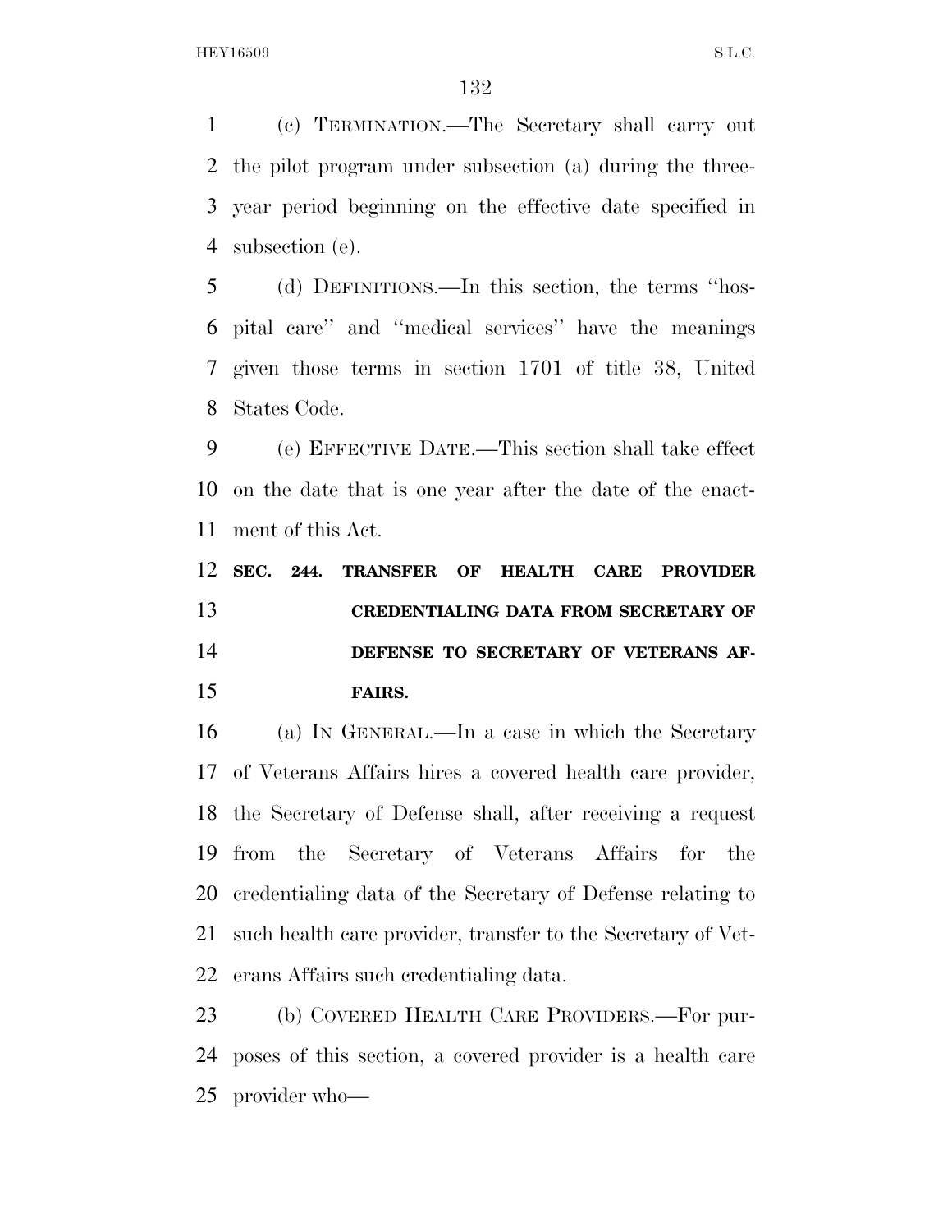(c) TERMINATION.—The Secretary shall carry out the pilot program under subsection (a) during the three-year period beginning on the effective date specified in subsection (e).

(d) DEFINITIONS.—In this section, the terms ''hospital care'' and ''medical services'' have the meanings given those terms in section 1701 of title 38, United States Code.

(e) EFFECTIVE DATE.—This section shall take effect on the date that is one year after the date of the enactment of this Act.

**SEC. 244. TRANSFER OF HEALTH CARE PROVIDER CREDENTIALING DATA FROM SECRETARY OF DEFENSE TO SECRETARY OF VETERANS AFFAIRS.**

(a) IN GENERAL.—In a case in which the Secretary of Veterans Affairs hires a covered health care provider, the Secretary of Defense shall, after receiving a request from the Secretary of Veterans Affairs for the credentialing data of the Secretary of Defense relating to such health care provider, transfer to the Secretary of Veterans Affairs such credentialing data.

(b) COVERED HEALTH CARE PROVIDERS.—For purposes of this section, a covered provider is a health care provider who—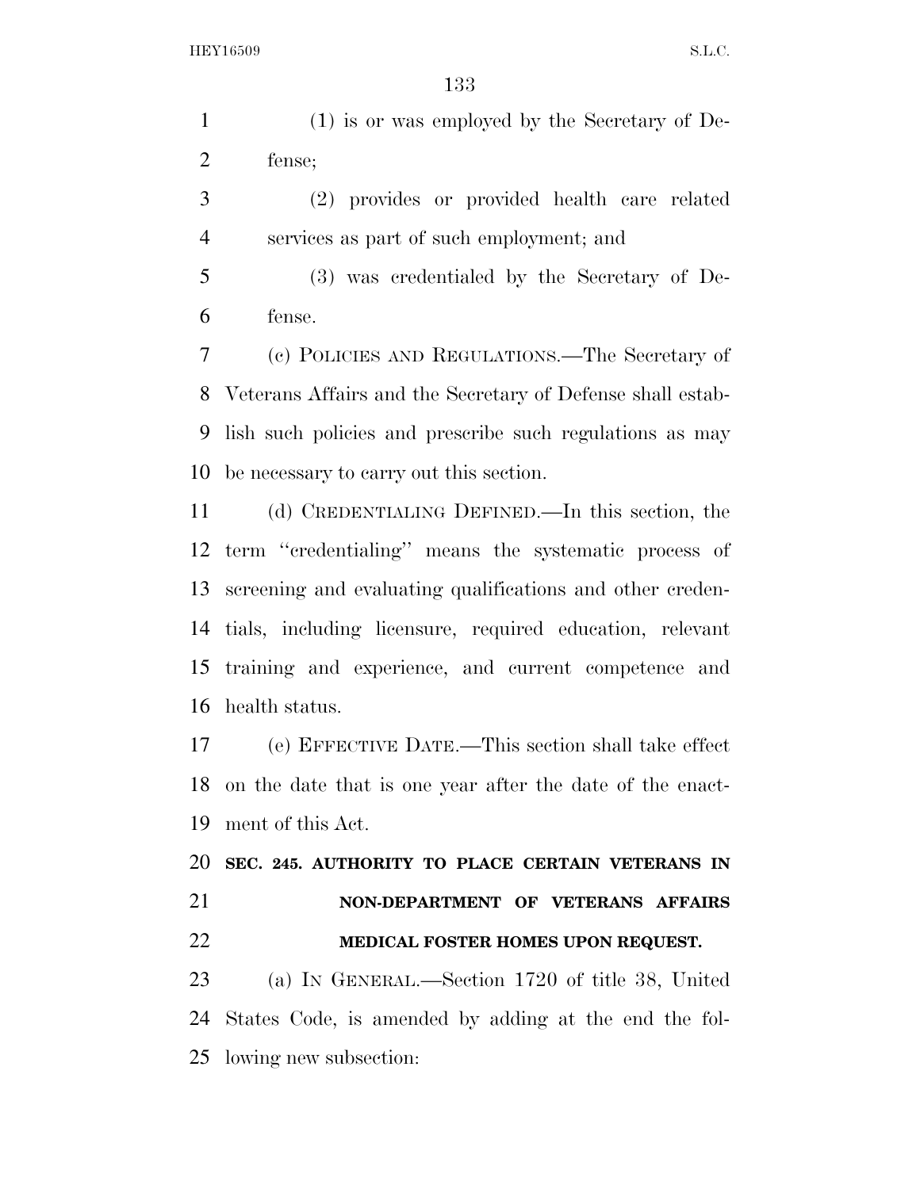(1) is or was employed by the Secretary of Defense;

(2) provides or provided health care related services as part of such employment; and

(3) was credentialed by the Secretary of Defense.

(c) POLICIES AND REGULATIONS.—The Secretary of Veterans Affairs and the Secretary of Defense shall establish such policies and prescribe such regulations as may be necessary to carry out this section.

(d) CREDENTIALING DEFINED.—In this section, the term ''credentialing'' means the systematic process of screening and evaluating qualifications and other credentials, including licensure, required education, relevant training and experience, and current competence and health status.

(e) EFFECTIVE DATE.—This section shall take effect on the date that is one year after the date of the enactment of this Act.

**SEC. 245. AUTHORITY TO PLACE CERTAIN VETERANS IN NON-DEPARTMENT OF VETERANS AFFAIRS MEDICAL FOSTER HOMES UPON REQUEST.**

(a) IN GENERAL.—Section 1720 of title 38, United States Code, is amended by adding at the end the following new subsection: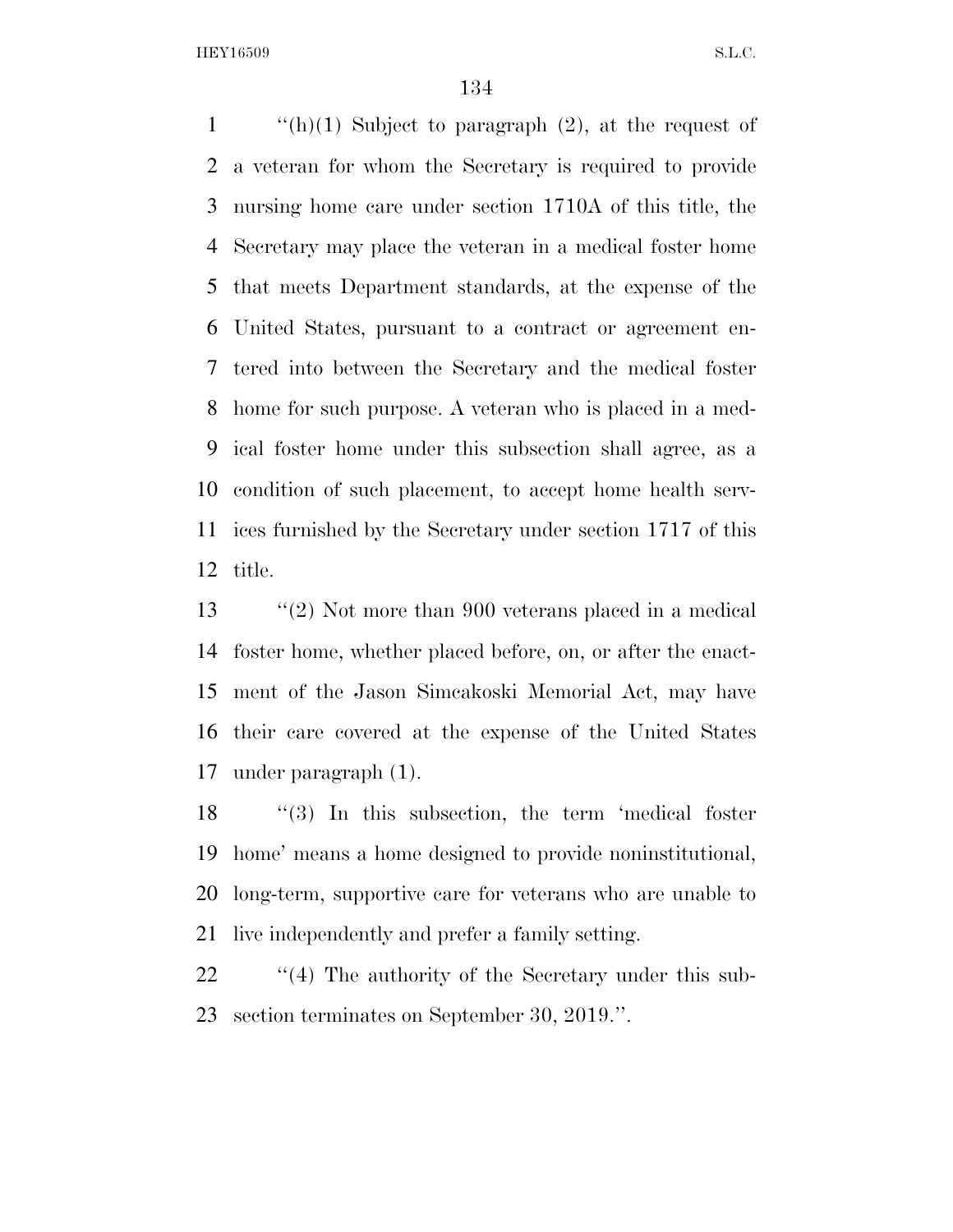"(h)(1) Subject to paragraph (2), at the request of a veteran for whom the Secretary is required to provide nursing home care under section 1710A of this title, the Secretary may place the veteran in a medical foster home that meets Department standards, at the expense of the United States, pursuant to a contract or agreement entered into between the Secretary and the medical foster home for such purpose. A veteran who is placed in a medical foster home under this subsection shall agree, as a condition of such placement, to accept home health services furnished by the Secretary under section 1717 of this title.

"(2) Not more than 900 veterans placed in a medical foster home, whether placed before, on, or after the enactment of the Jason Simcakoski Memorial Act, may have their care covered at the expense of the United States under paragraph (1).

"(3) In this subsection, the term 'medical foster home' means a home designed to provide noninstitutional, long-term, supportive care for veterans who are unable to live independently and prefer a family setting.

"(4) The authority of the Secretary under this subsection terminates on September 30, 2019.".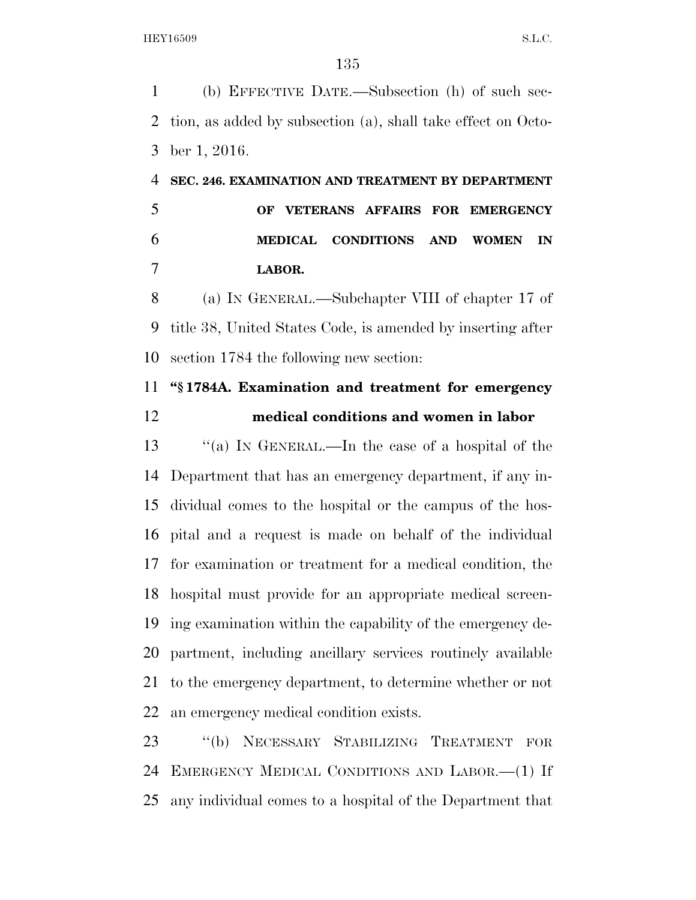(b) EFFECTIVE DATE.—Subsection (h) of such section, as added by subsection (a), shall take effect on October 1, 2016.

**SEC. 246. EXAMINATION AND TREATMENT BY DEPARTMENT OF VETERANS AFFAIRS FOR EMERGENCY MEDICAL CONDITIONS AND WOMEN IN LABOR.**

(a) IN GENERAL.—Subchapter VIII of chapter 17 of title 38, United States Code, is amended by inserting after section 1784 the following new section:

**"§ 1784A. Examination and treatment for emergency medical conditions and women in labor**

"(a) IN GENERAL.—In the case of a hospital of the Department that has an emergency department, if any individual comes to the hospital or the campus of the hospital and a request is made on behalf of the individual for examination or treatment for a medical condition, the hospital must provide for an appropriate medical screening examination within the capability of the emergency department, including ancillary services routinely available to the emergency department, to determine whether or not an emergency medical condition exists.

"(b) NECESSARY STABILIZING TREATMENT FOR EMERGENCY MEDICAL CONDITIONS AND LABOR.—(1) If any individual comes to a hospital of the Department that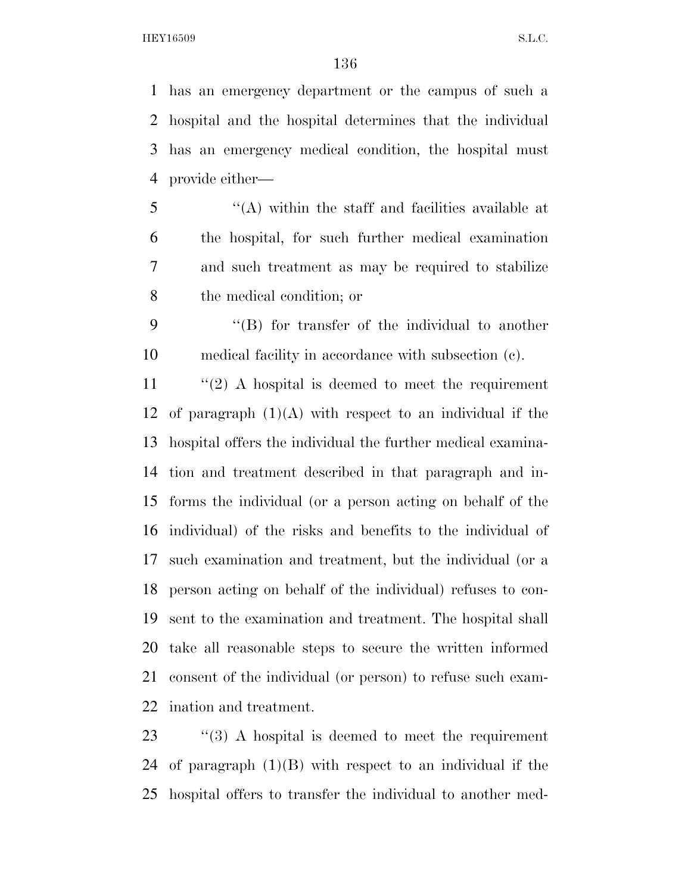has an emergency department or the campus of such a hospital and the hospital determines that the individual has an emergency medical condition, the hospital must provide either—

''(A) within the staff and facilities available at the hospital, for such further medical examination and such treatment as may be required to stabilize the medical condition; or

''(B) for transfer of the individual to another medical facility in accordance with subsection (c).

''(2) A hospital is deemed to meet the requirement of paragraph (1)(A) with respect to an individual if the hospital offers the individual the further medical examination and treatment described in that paragraph and informs the individual (or a person acting on behalf of the individual) of the risks and benefits to the individual of such examination and treatment, but the individual (or a person acting on behalf of the individual) refuses to consent to the examination and treatment. The hospital shall take all reasonable steps to secure the written informed consent of the individual (or person) to refuse such examination and treatment.

''(3) A hospital is deemed to meet the requirement of paragraph (1)(B) with respect to an individual if the hospital offers to transfer the individual to another med-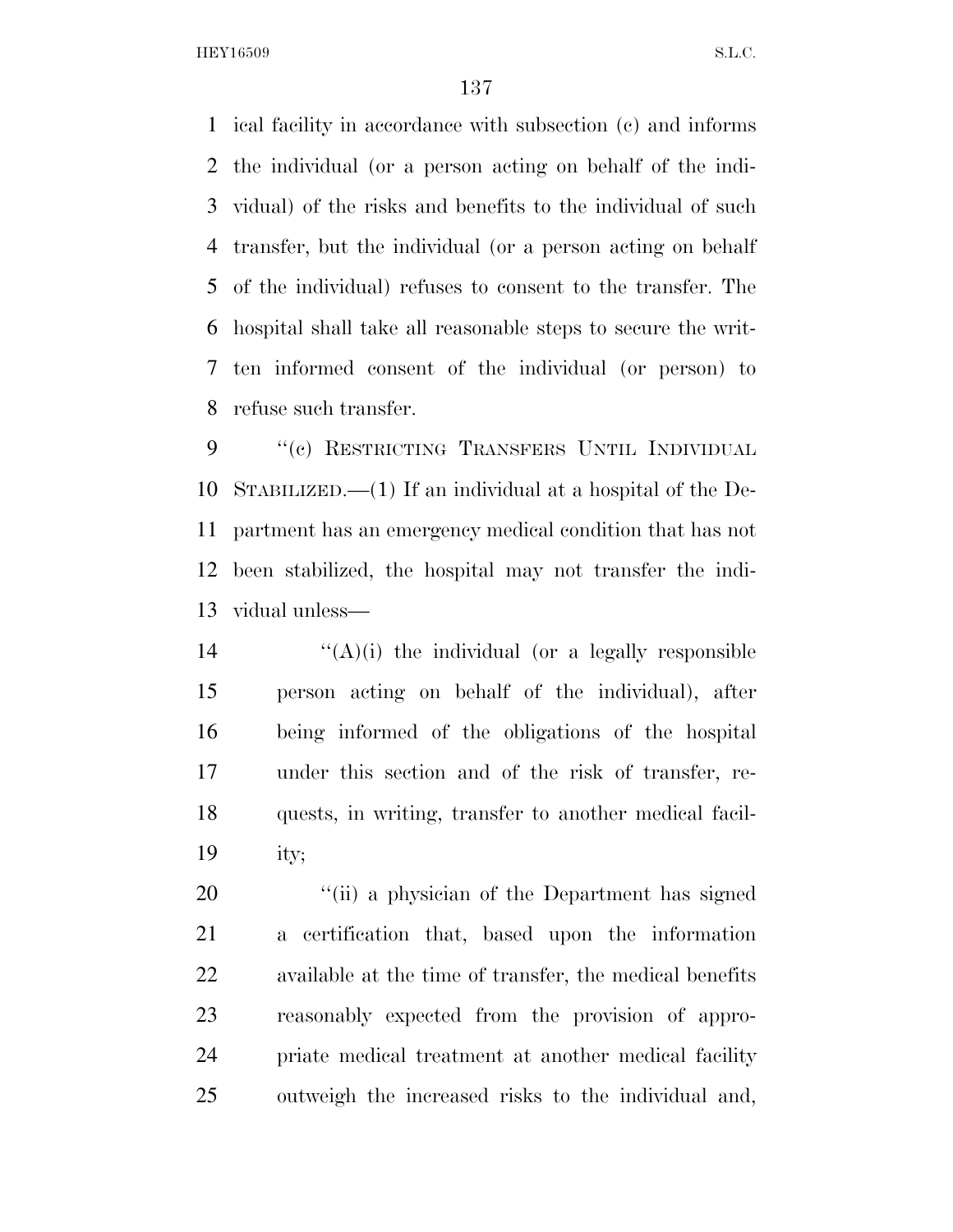ical facility in accordance with subsection (c) and informs the individual (or a person acting on behalf of the individual) of the risks and benefits to the individual of such transfer, but the individual (or a person acting on behalf of the individual) refuses to consent to the transfer. The hospital shall take all reasonable steps to secure the written informed consent of the individual (or person) to refuse such transfer.

"(c) RESTRICTING TRANSFERS UNTIL INDIVIDUAL STABILIZED.—(1) If an individual at a hospital of the Department has an emergency medical condition that has not been stabilized, the hospital may not transfer the individual unless—

"(A)(i) the individual (or a legally responsible person acting on behalf of the individual), after being informed of the obligations of the hospital under this section and of the risk of transfer, requests, in writing, transfer to another medical facility;

"(ii) a physician of the Department has signed a certification that, based upon the information available at the time of transfer, the medical benefits reasonably expected from the provision of appropriate medical treatment at another medical facility outweigh the increased risks to the individual and,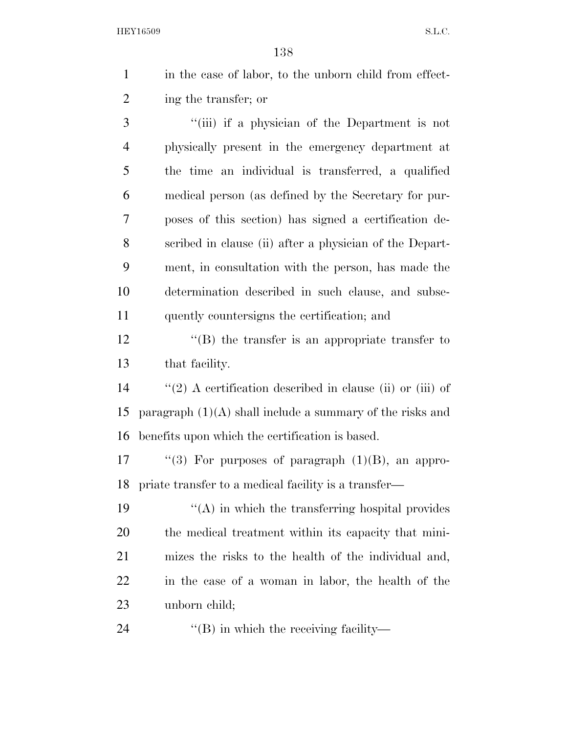in the case of labor, to the unborn child from effecting the transfer; or

''(iii) if a physician of the Department is not physically present in the emergency department at the time an individual is transferred, a qualified medical person (as defined by the Secretary for purposes of this section) has signed a certification described in clause (ii) after a physician of the Department, in consultation with the person, has made the determination described in such clause, and subsequently countersigns the certification; and

''(B) the transfer is an appropriate transfer to that facility.

''(2) A certification described in clause (ii) or (iii) of paragraph (1)(A) shall include a summary of the risks and benefits upon which the certification is based.

''(3) For purposes of paragraph (1)(B), an appropriate transfer to a medical facility is a transfer—

''(A) in which the transferring hospital provides the medical treatment within its capacity that minimizes the risks to the health of the individual and, in the case of a woman in labor, the health of the unborn child;

''(B) in which the receiving facility—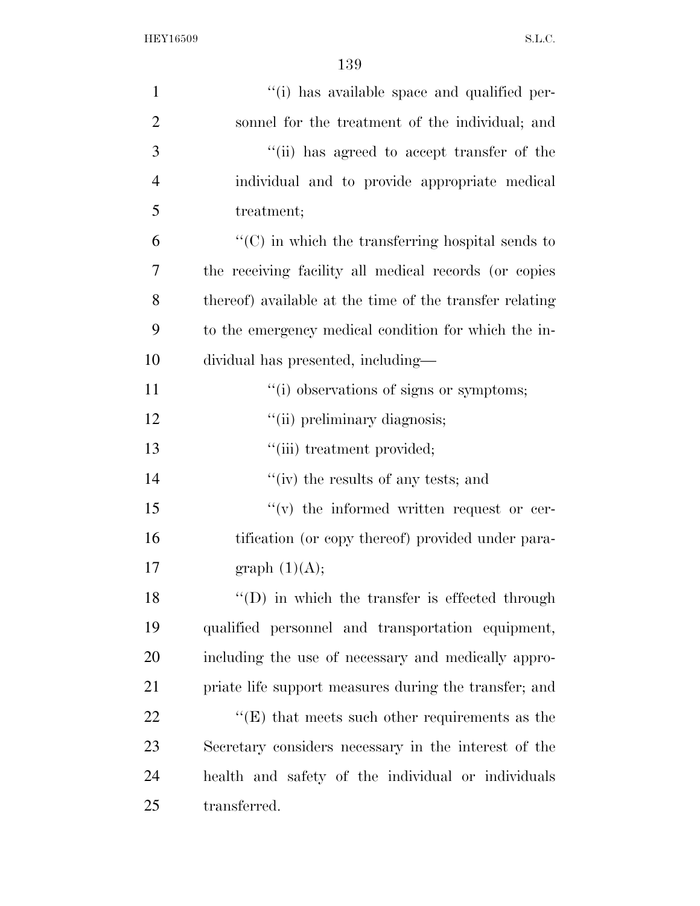''(i) has available space and qualified personnel for the treatment of the individual; and

''(ii) has agreed to accept transfer of the individual and to provide appropriate medical treatment;

''(C) in which the transferring hospital sends to the receiving facility all medical records (or copies thereof) available at the time of the transfer relating to the emergency medical condition for which the individual has presented, including—

''(i) observations of signs or symptoms;

''(ii) preliminary diagnosis;

''(iii) treatment provided;

''(iv) the results of any tests; and

''(v) the informed written request or certification (or copy thereof) provided under paragraph (1)(A);

''(D) in which the transfer is effected through qualified personnel and transportation equipment, including the use of necessary and medically appropriate life support measures during the transfer; and

''(E) that meets such other requirements as the Secretary considers necessary in the interest of the health and safety of the individual or individuals transferred.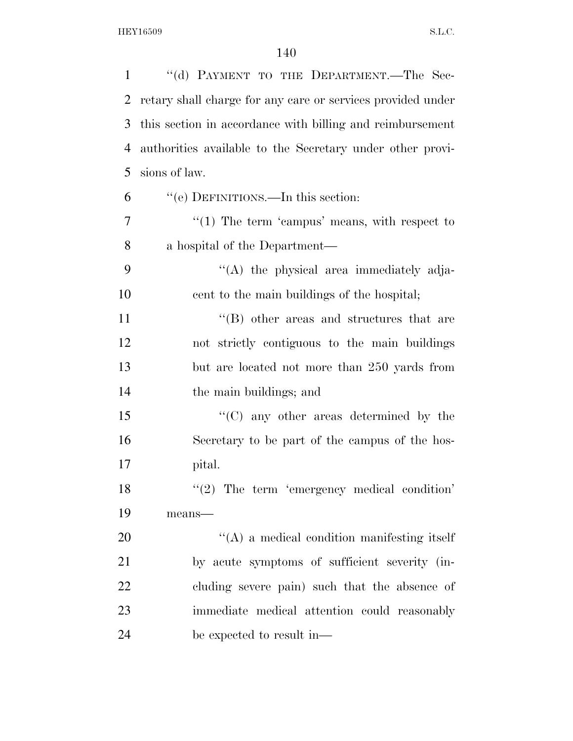''(d) PAYMENT TO THE DEPARTMENT.—The Secretary shall charge for any care or services provided under this section in accordance with billing and reimbursement authorities available to the Secretary under other provisions of law.

''(e) DEFINITIONS.—In this section:

''(1) The term 'campus' means, with respect to a hospital of the Department—

''(A) the physical area immediately adjacent to the main buildings of the hospital;

''(B) other areas and structures that are not strictly contiguous to the main buildings but are located not more than 250 yards from the main buildings; and

''(C) any other areas determined by the Secretary to be part of the campus of the hospital.

''(2) The term 'emergency medical condition' means—

''(A) a medical condition manifesting itself by acute symptoms of sufficient severity (including severe pain) such that the absence of immediate medical attention could reasonably be expected to result in—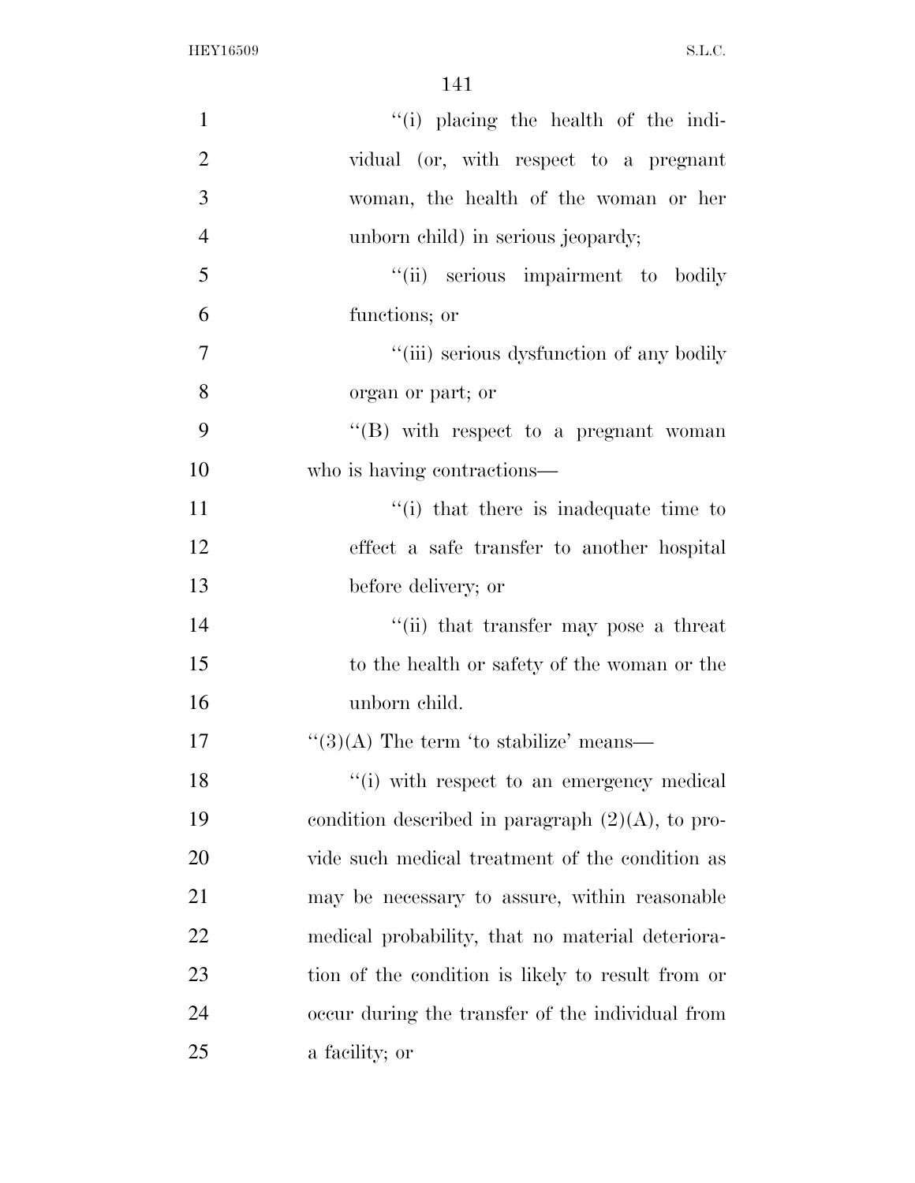''(i) placing the health of the individual (or, with respect to a pregnant woman, the health of the woman or her unborn child) in serious jeopardy;

''(ii) serious impairment to bodily functions; or

''(iii) serious dysfunction of any bodily organ or part; or

''(B) with respect to a pregnant woman who is having contractions—

''(i) that there is inadequate time to effect a safe transfer to another hospital before delivery; or

''(ii) that transfer may pose a threat to the health or safety of the woman or the unborn child.

''(3)(A) The term 'to stabilize' means—

''(i) with respect to an emergency medical condition described in paragraph (2)(A), to provide such medical treatment of the condition as may be necessary to assure, within reasonable medical probability, that no material deterioration of the condition is likely to result from or occur during the transfer of the individual from a facility; or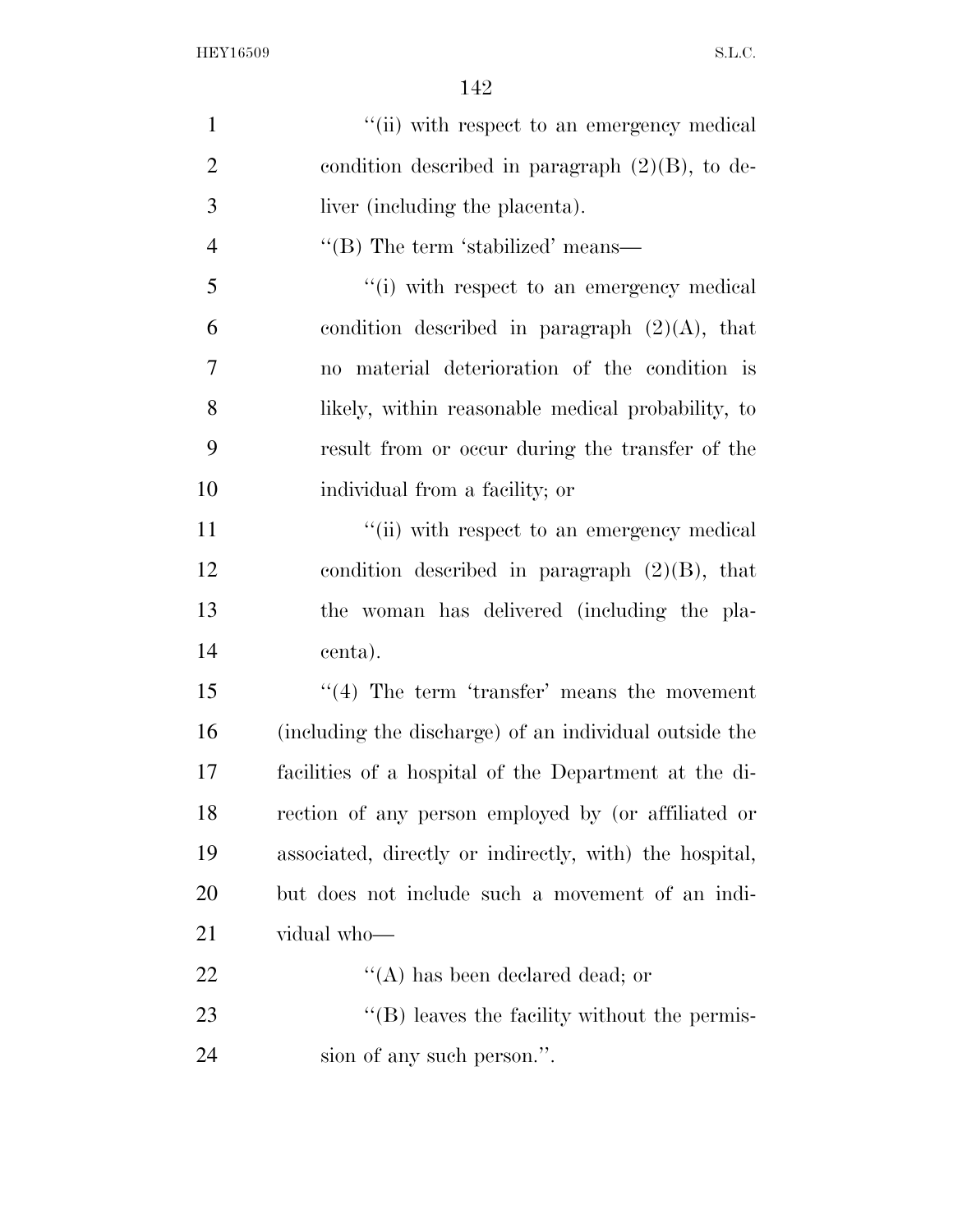"(ii) with respect to an emergency medical condition described in paragraph (2)(B), to deliver (including the placenta).

"(B) The term 'stabilized' means—

"(i) with respect to an emergency medical condition described in paragraph (2)(A), that no material deterioration of the condition is likely, within reasonable medical probability, to result from or occur during the transfer of the individual from a facility; or

"(ii) with respect to an emergency medical condition described in paragraph (2)(B), that the woman has delivered (including the placenta).

"(4) The term 'transfer' means the movement (including the discharge) of an individual outside the facilities of a hospital of the Department at the direction of any person employed by (or affiliated or associated, directly or indirectly, with) the hospital, but does not include such a movement of an individual who—

"(A) has been declared dead; or

"(B) leaves the facility without the permission of any such person.".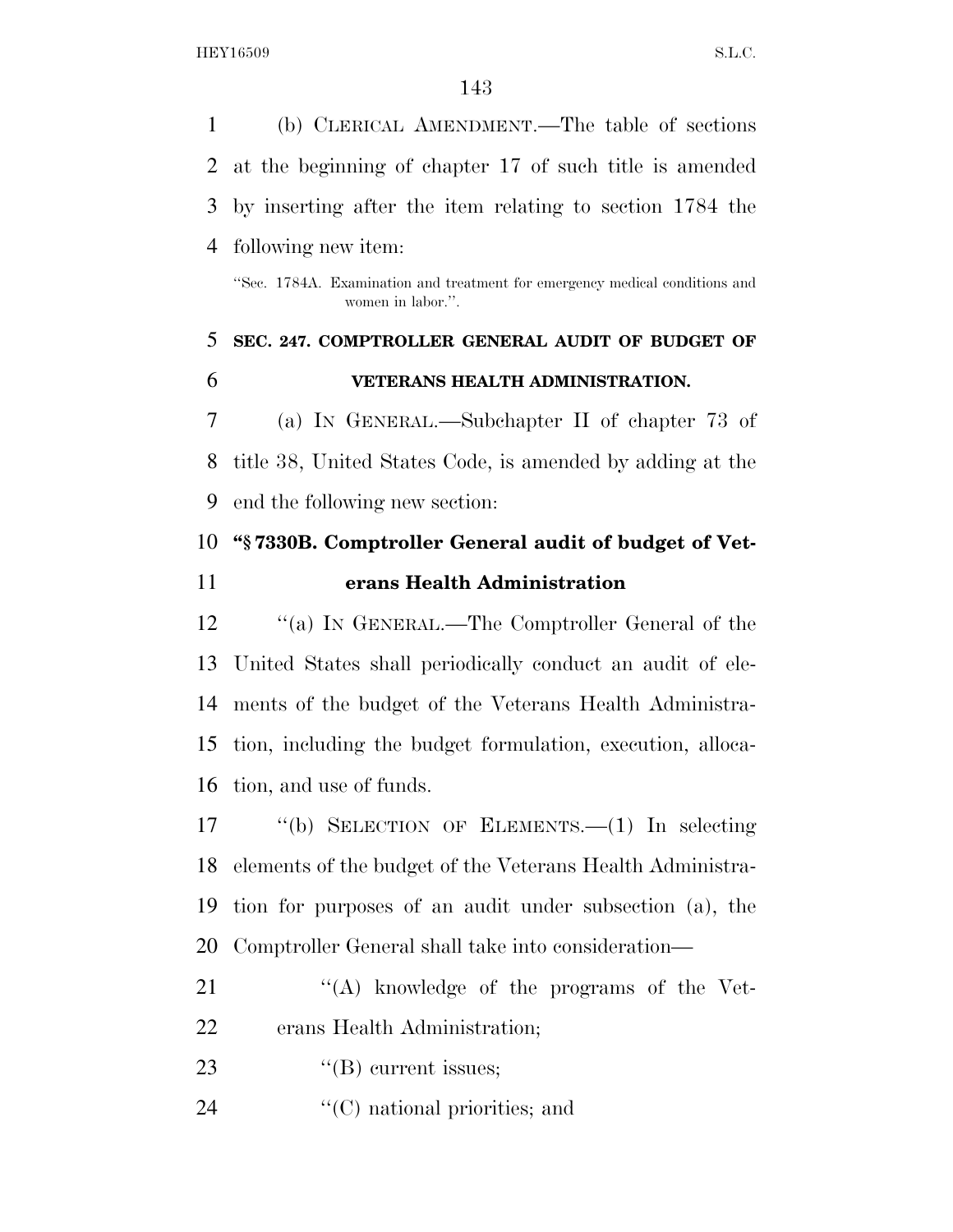(b) CLERICAL AMENDMENT.—The table of sections at the beginning of chapter 17 of such title is amended by inserting after the item relating to section 1784 the following new item:

"Sec. 1784A. Examination and treatment for emergency medical conditions and women in labor.".

## SEC. 247. COMPTROLLER GENERAL AUDIT OF BUDGET OF VETERANS HEALTH ADMINISTRATION.

(a) IN GENERAL.—Subchapter II of chapter 73 of title 38, United States Code, is amended by adding at the end the following new section:

### "§ 7330B. Comptroller General audit of budget of Veterans Health Administration

"(a) IN GENERAL.—The Comptroller General of the United States shall periodically conduct an audit of elements of the budget of the Veterans Health Administration, including the budget formulation, execution, allocation, and use of funds.

"(b) SELECTION OF ELEMENTS.—(1) In selecting elements of the budget of the Veterans Health Administration for purposes of an audit under subsection (a), the Comptroller General shall take into consideration—

"(A) knowledge of the programs of the Veterans Health Administration;

"(B) current issues;

"(C) national priorities; and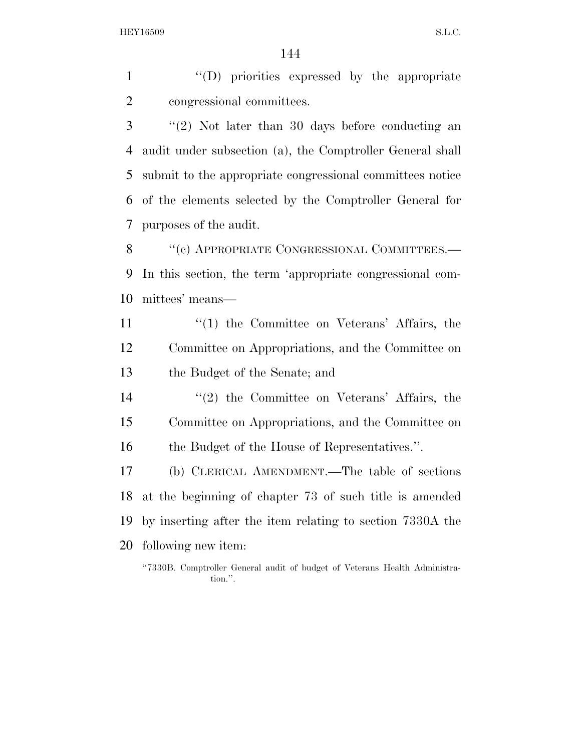"(D) priorities expressed by the appropriate congressional committees.

"(2) Not later than 30 days before conducting an audit under subsection (a), the Comptroller General shall submit to the appropriate congressional committees notice of the elements selected by the Comptroller General for purposes of the audit.

"(c) APPROPRIATE CONGRESSIONAL COMMITTEES.—In this section, the term 'appropriate congressional committees' means—

"(1) the Committee on Veterans' Affairs, the Committee on Appropriations, and the Committee on the Budget of the Senate; and

"(2) the Committee on Veterans' Affairs, the Committee on Appropriations, and the Committee on the Budget of the House of Representatives.".

(b) CLERICAL AMENDMENT.—The table of sections at the beginning of chapter 73 of such title is amended by inserting after the item relating to section 7330A the following new item:

"7330B. Comptroller General audit of budget of Veterans Health Administration.".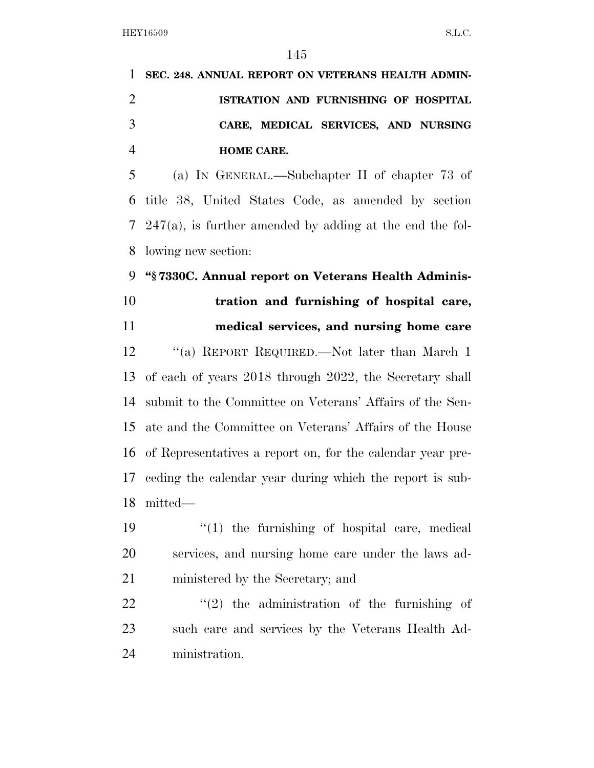**SEC. 248. ANNUAL REPORT ON VETERANS HEALTH ADMINISTRATION AND FURNISHING OF HOSPITAL CARE, MEDICAL SERVICES, AND NURSING HOME CARE.**

(a) IN GENERAL.—Subchapter II of chapter 73 of title 38, United States Code, as amended by section 247(a), is further amended by adding at the end the following new section:

**"§ 7330C. Annual report on Veterans Health Administration and furnishing of hospital care, medical services, and nursing home care**

"(a) REPORT REQUIRED.—Not later than March 1 of each of years 2018 through 2022, the Secretary shall submit to the Committee on Veterans' Affairs of the Senate and the Committee on Veterans' Affairs of the House of Representatives a report on, for the calendar year preceding the calendar year during which the report is submitted—

"(1) the furnishing of hospital care, medical services, and nursing home care under the laws administered by the Secretary; and

"(2) the administration of the furnishing of such care and services by the Veterans Health Administration.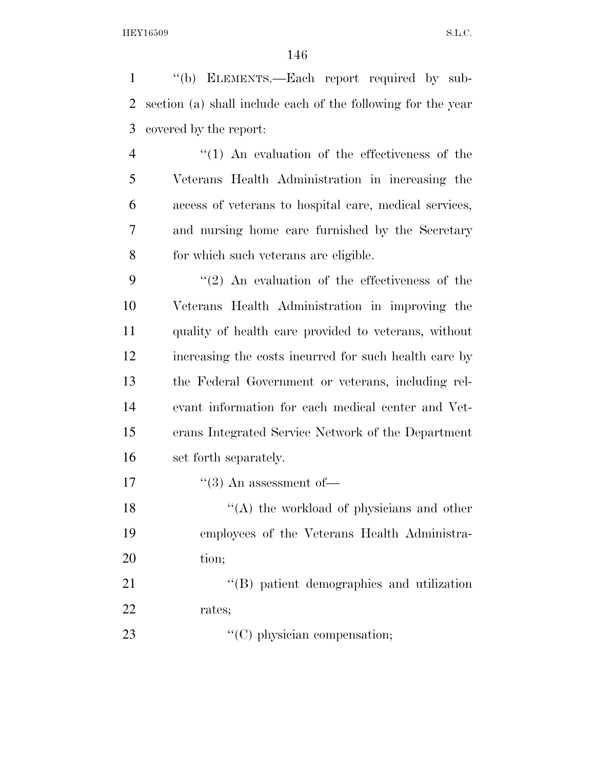"(b) ELEMENTS.—Each report required by subsection (a) shall include each of the following for the year covered by the report:

"(1) An evaluation of the effectiveness of the Veterans Health Administration in increasing the access of veterans to hospital care, medical services, and nursing home care furnished by the Secretary for which such veterans are eligible.

"(2) An evaluation of the effectiveness of the Veterans Health Administration in improving the quality of health care provided to veterans, without increasing the costs incurred for such health care by the Federal Government or veterans, including relevant information for each medical center and Veterans Integrated Service Network of the Department set forth separately.

"(3) An assessment of—

"(A) the workload of physicians and other employees of the Veterans Health Administration;

"(B) patient demographics and utilization rates;

"(C) physician compensation;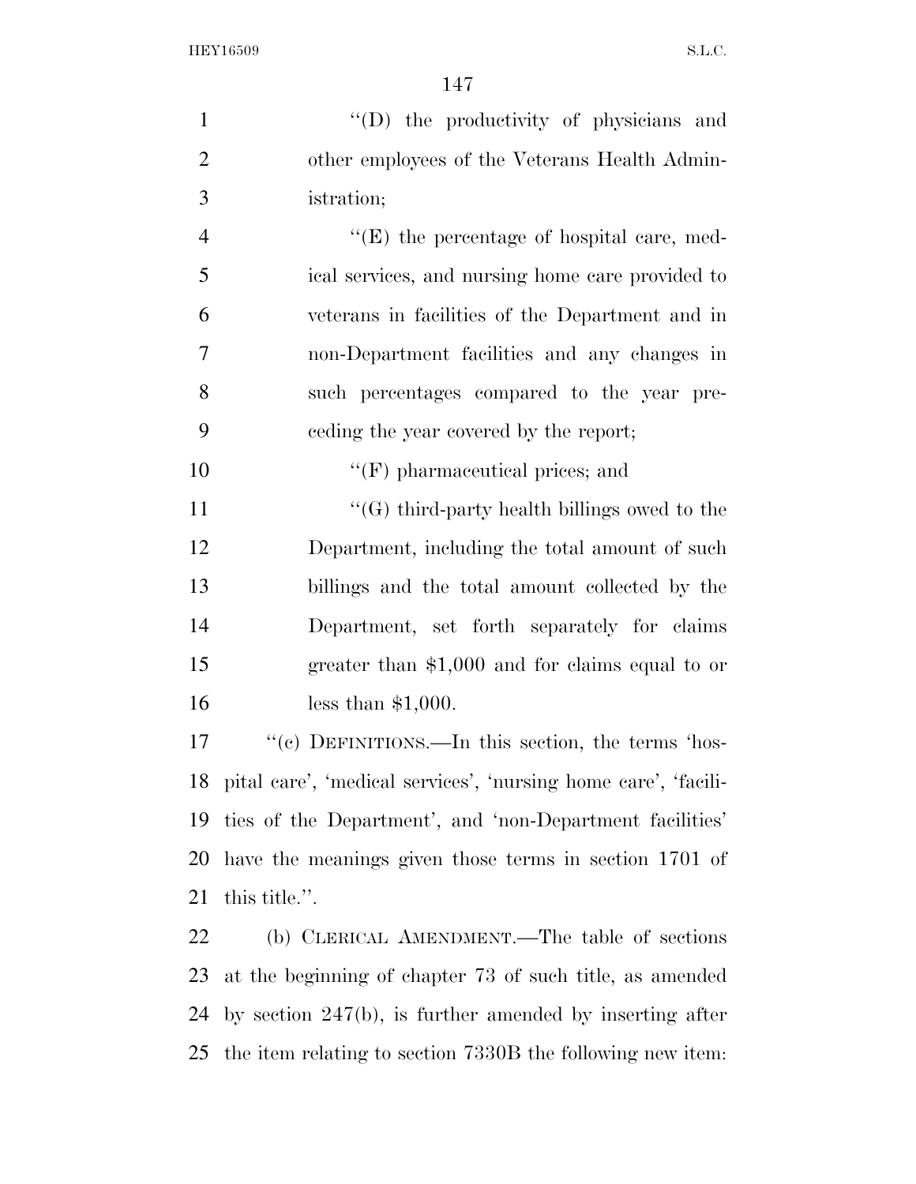''(D) the productivity of physicians and other employees of the Veterans Health Administration;

''(E) the percentage of hospital care, medical services, and nursing home care provided to veterans in facilities of the Department and in non-Department facilities and any changes in such percentages compared to the year preceding the year covered by the report;

''(F) pharmaceutical prices; and

''(G) third-party health billings owed to the Department, including the total amount of such billings and the total amount collected by the Department, set forth separately for claims greater than $1,000 and for claims equal to or less than $1,000.

''(c) DEFINITIONS.—In this section, the terms 'hospital care', 'medical services', 'nursing home care', 'facilities of the Department', and 'non-Department facilities' have the meanings given those terms in section 1701 of this title.''.

(b) CLERICAL AMENDMENT.—The table of sections at the beginning of chapter 73 of such title, as amended by section 247(b), is further amended by inserting after the item relating to section 7330B the following new item: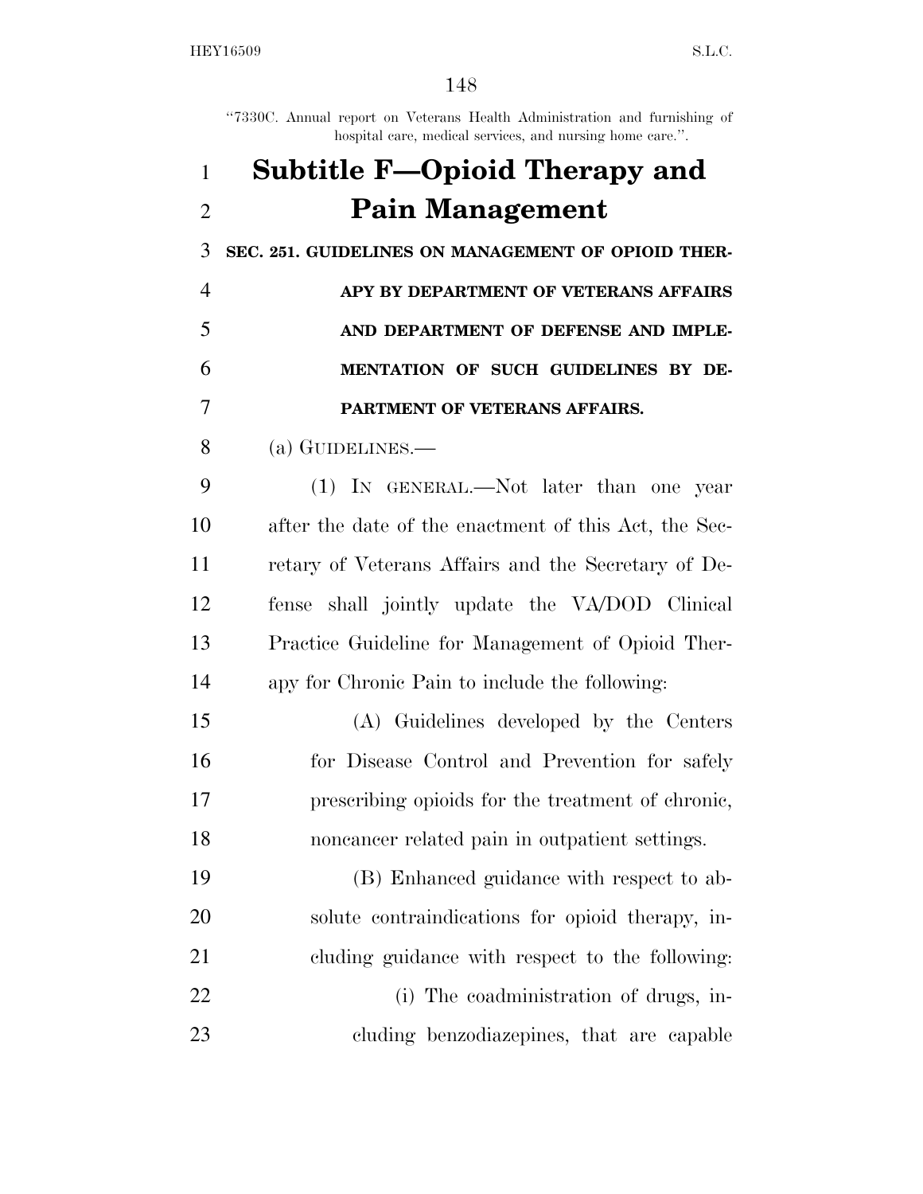"7330C. Annual report on Veterans Health Administration and furnishing of hospital care, medical services, and nursing home care.".

# Subtitle F—Opioid Therapy and Pain Management

**SEC. 251. GUIDELINES ON MANAGEMENT OF OPIOID THERAPY BY DEPARTMENT OF VETERANS AFFAIRS AND DEPARTMENT OF DEFENSE AND IMPLEMENTATION OF SUCH GUIDELINES BY DEPARTMENT OF VETERANS AFFAIRS.**

(a) GUIDELINES.—

(1) IN GENERAL.—Not later than one year after the date of the enactment of this Act, the Secretary of Veterans Affairs and the Secretary of Defense shall jointly update the VA/DOD Clinical Practice Guideline for Management of Opioid Therapy for Chronic Pain to include the following:

(A) Guidelines developed by the Centers for Disease Control and Prevention for safely prescribing opioids for the treatment of chronic, noncancer related pain in outpatient settings.

(B) Enhanced guidance with respect to absolute contraindications for opioid therapy, including guidance with respect to the following:

(i) The coadministration of drugs, including benzodiazepines, that are capable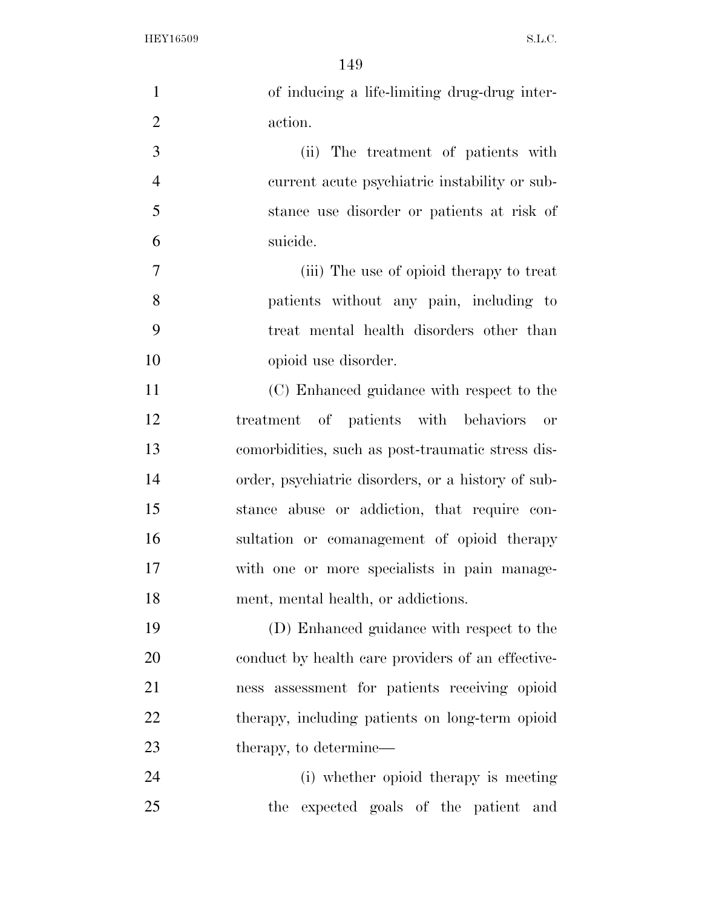of inducing a life-limiting drug-drug interaction.

(ii) The treatment of patients with current acute psychiatric instability or substance use disorder or patients at risk of suicide.

(iii) The use of opioid therapy to treat patients without any pain, including to treat mental health disorders other than opioid use disorder.

(C) Enhanced guidance with respect to the treatment of patients with behaviors or comorbidities, such as post-traumatic stress disorder, psychiatric disorders, or a history of substance abuse or addiction, that require consultation or comanagement of opioid therapy with one or more specialists in pain management, mental health, or addictions.

(D) Enhanced guidance with respect to the conduct by health care providers of an effectiveness assessment for patients receiving opioid therapy, including patients on long-term opioid therapy, to determine—

(i) whether opioid therapy is meeting the expected goals of the patient and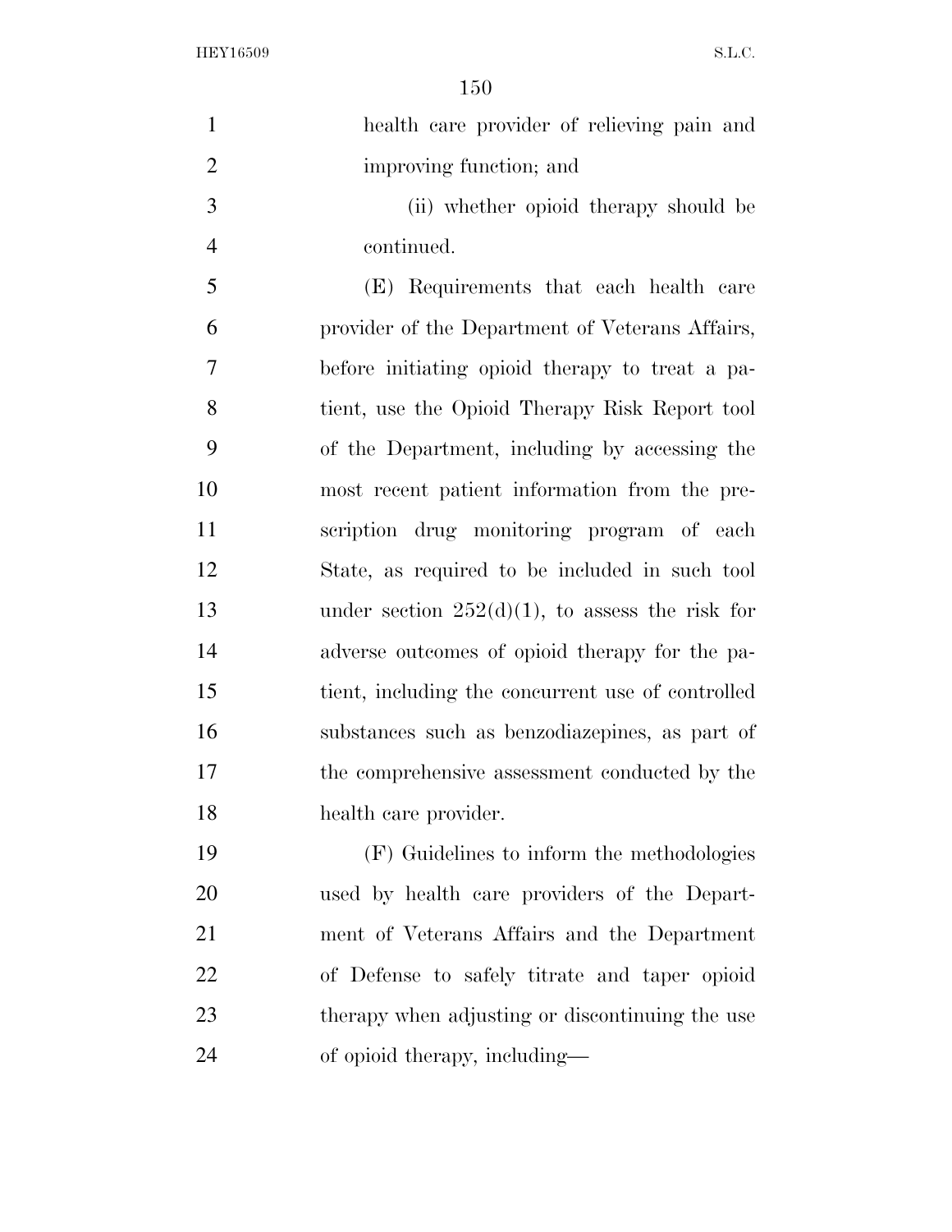health care provider of relieving pain and improving function; and

(ii) whether opioid therapy should be continued.

(E) Requirements that each health care provider of the Department of Veterans Affairs, before initiating opioid therapy to treat a patient, use the Opioid Therapy Risk Report tool of the Department, including by accessing the most recent patient information from the prescription drug monitoring program of each State, as required to be included in such tool under section 252(d)(1), to assess the risk for adverse outcomes of opioid therapy for the patient, including the concurrent use of controlled substances such as benzodiazepines, as part of the comprehensive assessment conducted by the health care provider.

(F) Guidelines to inform the methodologies used by health care providers of the Department of Veterans Affairs and the Department of Defense to safely titrate and taper opioid therapy when adjusting or discontinuing the use of opioid therapy, including—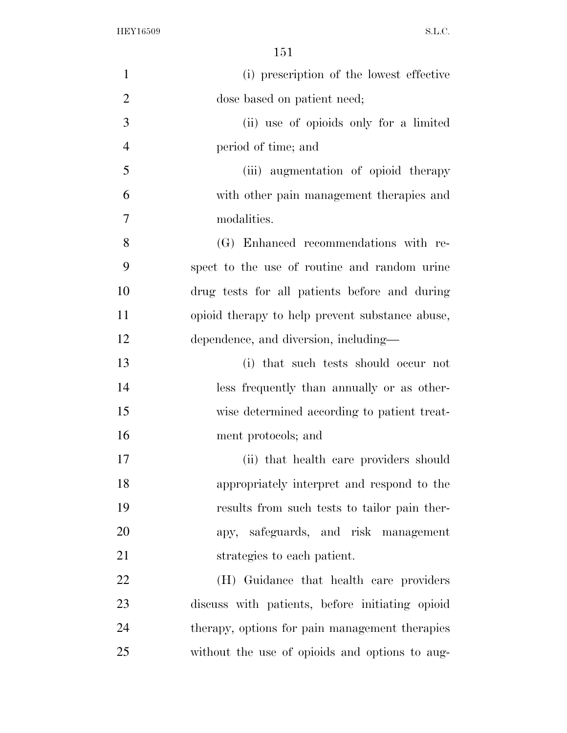(i) prescription of the lowest effective dose based on patient need;

(ii) use of opioids only for a limited period of time; and

(iii) augmentation of opioid therapy with other pain management therapies and modalities.

(G) Enhanced recommendations with respect to the use of routine and random urine drug tests for all patients before and during opioid therapy to help prevent substance abuse, dependence, and diversion, including—

(i) that such tests should occur not less frequently than annually or as otherwise determined according to patient treatment protocols; and

(ii) that health care providers should appropriately interpret and respond to the results from such tests to tailor pain therapy, safeguards, and risk management strategies to each patient.

(H) Guidance that health care providers discuss with patients, before initiating opioid therapy, options for pain management therapies without the use of opioids and options to aug-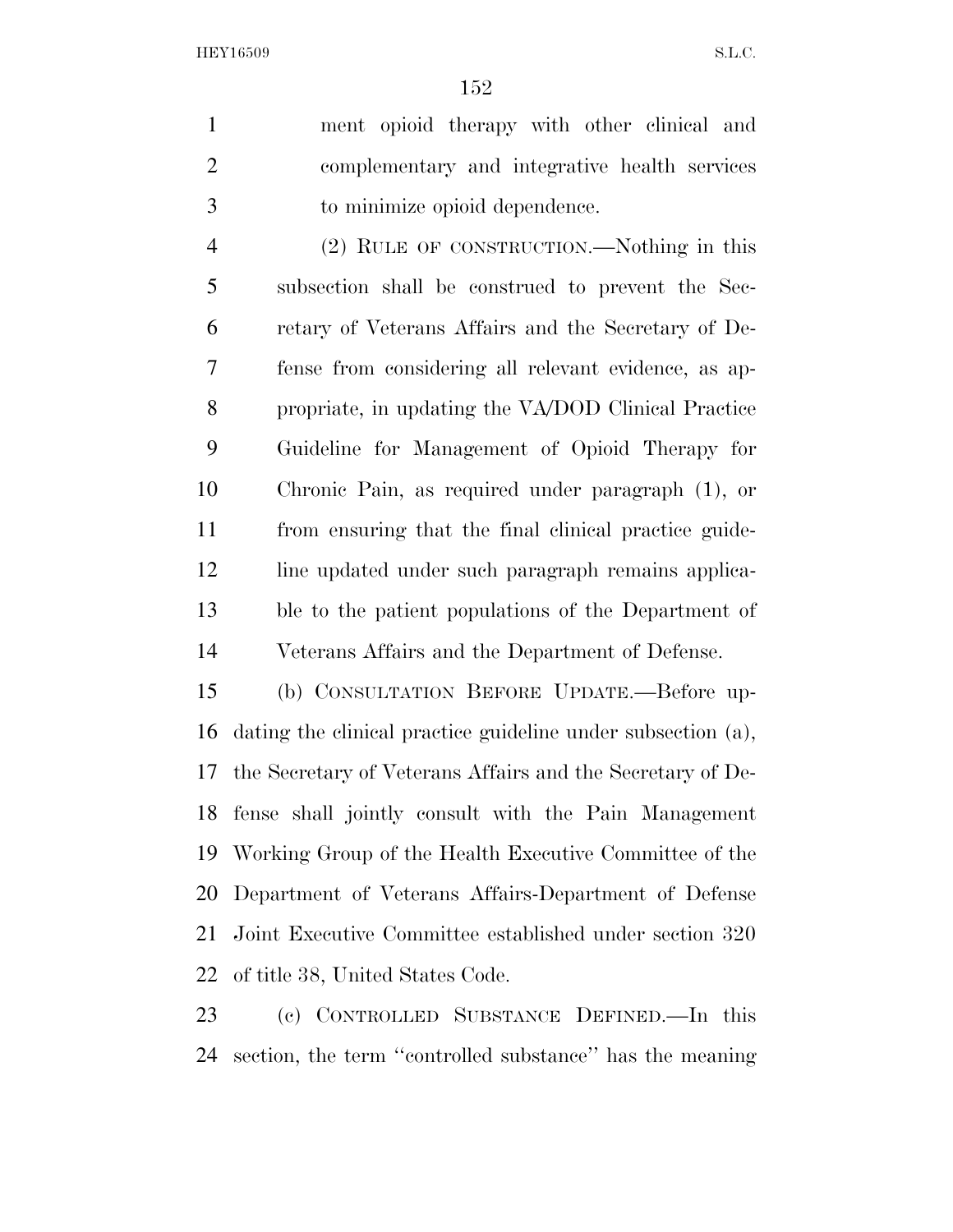ment opioid therapy with other clinical and complementary and integrative health services to minimize opioid dependence.

(2) RULE OF CONSTRUCTION.—Nothing in this subsection shall be construed to prevent the Secretary of Veterans Affairs and the Secretary of Defense from considering all relevant evidence, as appropriate, in updating the VA/DOD Clinical Practice Guideline for Management of Opioid Therapy for Chronic Pain, as required under paragraph (1), or from ensuring that the final clinical practice guideline updated under such paragraph remains applicable to the patient populations of the Department of Veterans Affairs and the Department of Defense.

(b) CONSULTATION BEFORE UPDATE.—Before updating the clinical practice guideline under subsection (a), the Secretary of Veterans Affairs and the Secretary of Defense shall jointly consult with the Pain Management Working Group of the Health Executive Committee of the Department of Veterans Affairs-Department of Defense Joint Executive Committee established under section 320 of title 38, United States Code.

(c) CONTROLLED SUBSTANCE DEFINED.—In this section, the term ''controlled substance'' has the meaning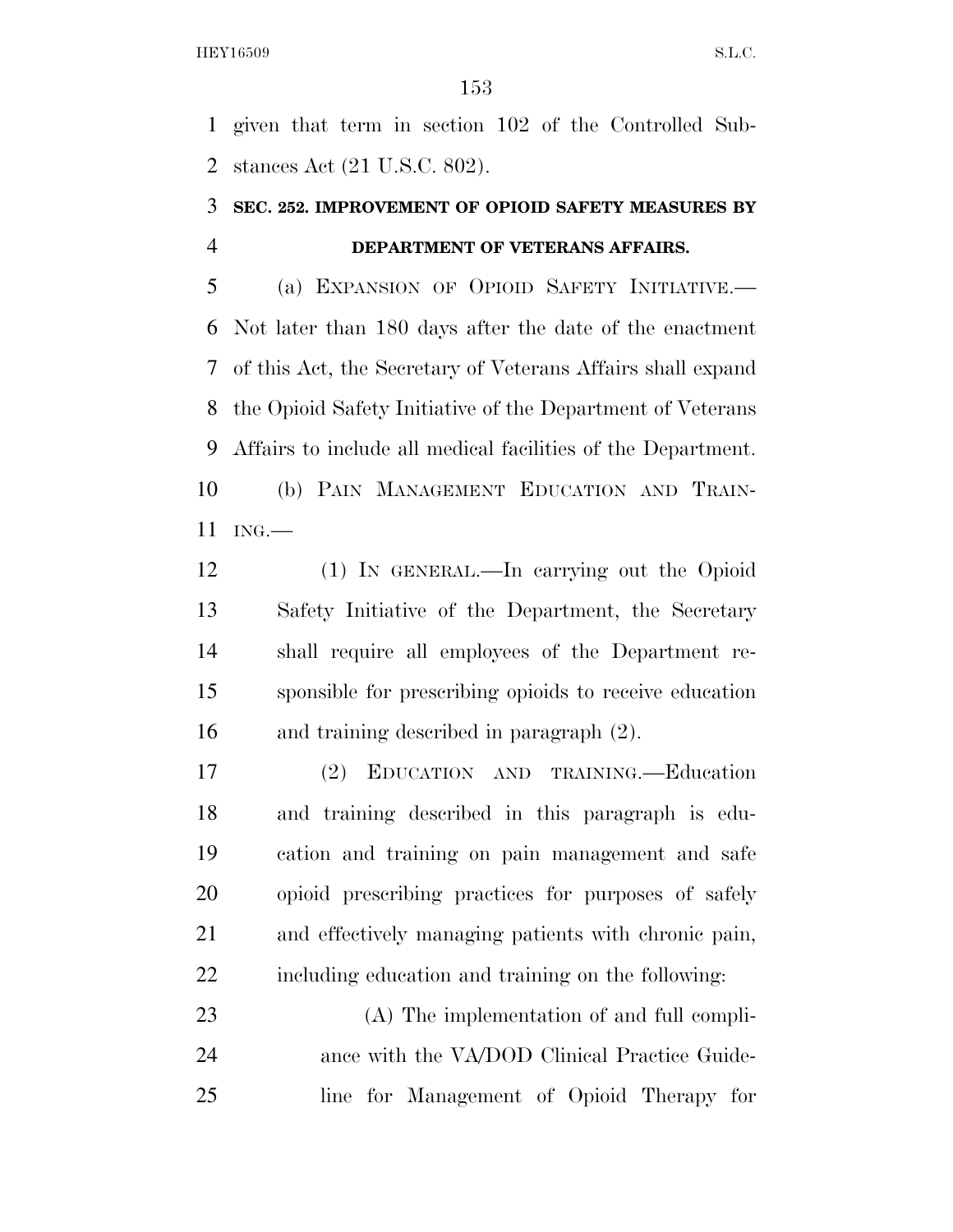given that term in section 102 of the Controlled Substances Act (21 U.S.C. 802).

### SEC. 252. IMPROVEMENT OF OPIOID SAFETY MEASURES BY DEPARTMENT OF VETERANS AFFAIRS.

(a) EXPANSION OF OPIOID SAFETY INITIATIVE.—Not later than 180 days after the date of the enactment of this Act, the Secretary of Veterans Affairs shall expand the Opioid Safety Initiative of the Department of Veterans Affairs to include all medical facilities of the Department.

(b) PAIN MANAGEMENT EDUCATION AND TRAINING.—

(1) IN GENERAL.—In carrying out the Opioid Safety Initiative of the Department, the Secretary shall require all employees of the Department responsible for prescribing opioids to receive education and training described in paragraph (2).

(2) EDUCATION AND TRAINING.—Education and training described in this paragraph is education and training on pain management and safe opioid prescribing practices for purposes of safely and effectively managing patients with chronic pain, including education and training on the following:

(A) The implementation of and full compliance with the VA/DOD Clinical Practice Guideline for Management of Opioid Therapy for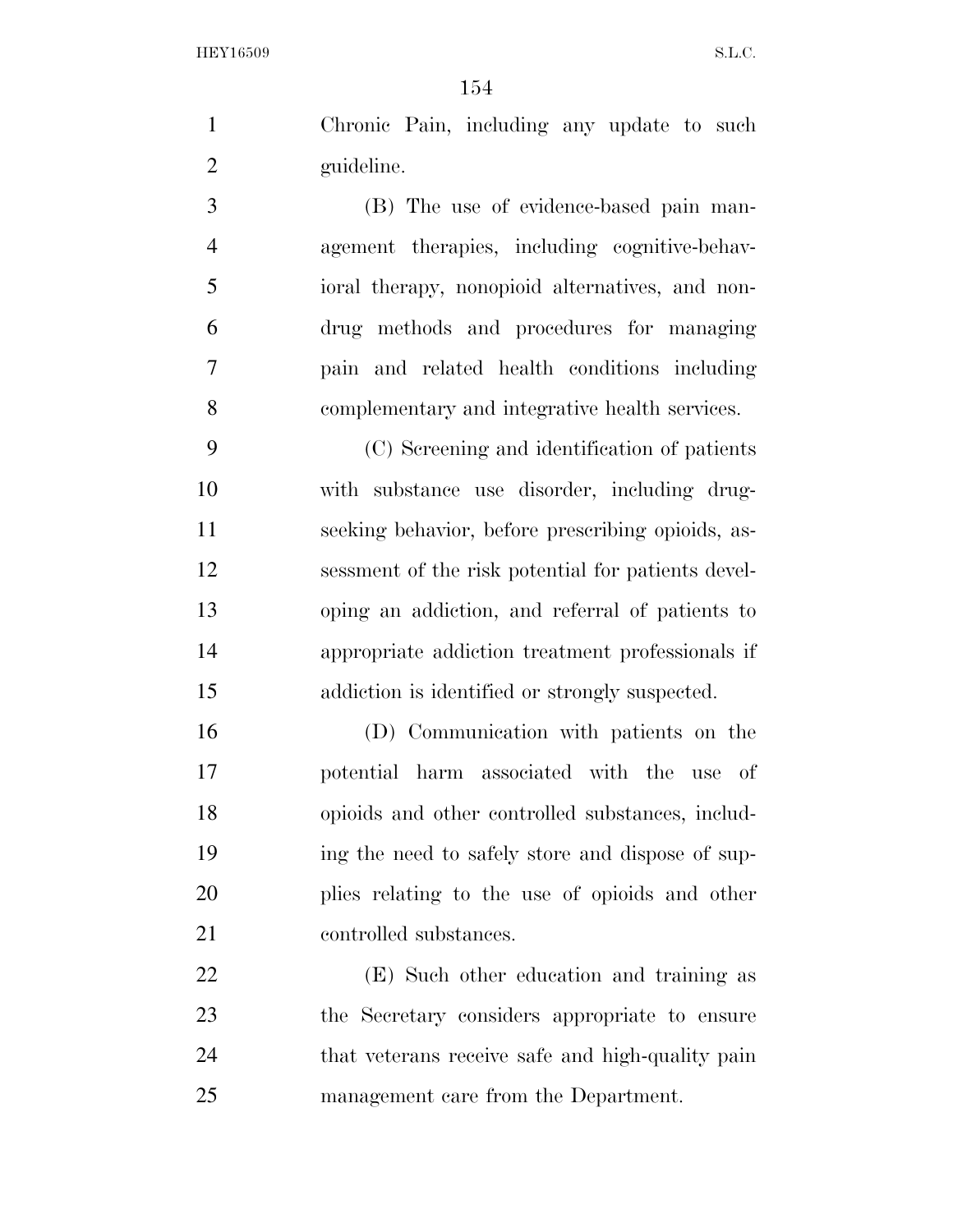Chronic Pain, including any update to such guideline.

(B) The use of evidence-based pain management therapies, including cognitive-behavioral therapy, nonopioid alternatives, and non-drug methods and procedures for managing pain and related health conditions including complementary and integrative health services.

(C) Screening and identification of patients with substance use disorder, including drug-seeking behavior, before prescribing opioids, assessment of the risk potential for patients developing an addiction, and referral of patients to appropriate addiction treatment professionals if addiction is identified or strongly suspected.

(D) Communication with patients on the potential harm associated with the use of opioids and other controlled substances, including the need to safely store and dispose of supplies relating to the use of opioids and other controlled substances.

(E) Such other education and training as the Secretary considers appropriate to ensure that veterans receive safe and high-quality pain management care from the Department.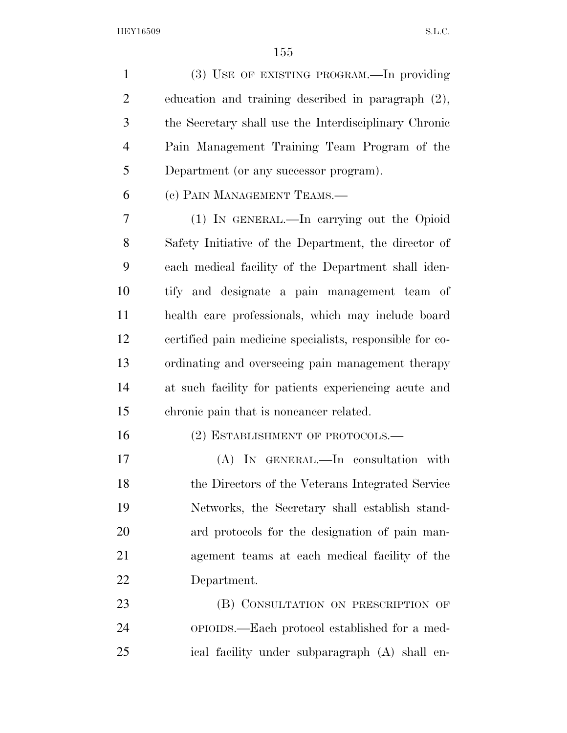(3) USE OF EXISTING PROGRAM.—In providing education and training described in paragraph (2), the Secretary shall use the Interdisciplinary Chronic Pain Management Training Team Program of the Department (or any successor program).

(c) PAIN MANAGEMENT TEAMS.—

(1) IN GENERAL.—In carrying out the Opioid Safety Initiative of the Department, the director of each medical facility of the Department shall identify and designate a pain management team of health care professionals, which may include board certified pain medicine specialists, responsible for coordinating and overseeing pain management therapy at such facility for patients experiencing acute and chronic pain that is noncancer related.

(2) ESTABLISHMENT OF PROTOCOLS.—

(A) IN GENERAL.—In consultation with the Directors of the Veterans Integrated Service Networks, the Secretary shall establish standard protocols for the designation of pain management teams at each medical facility of the Department.

(B) CONSULTATION ON PRESCRIPTION OF OPIOIDS.—Each protocol established for a medical facility under subparagraph (A) shall en-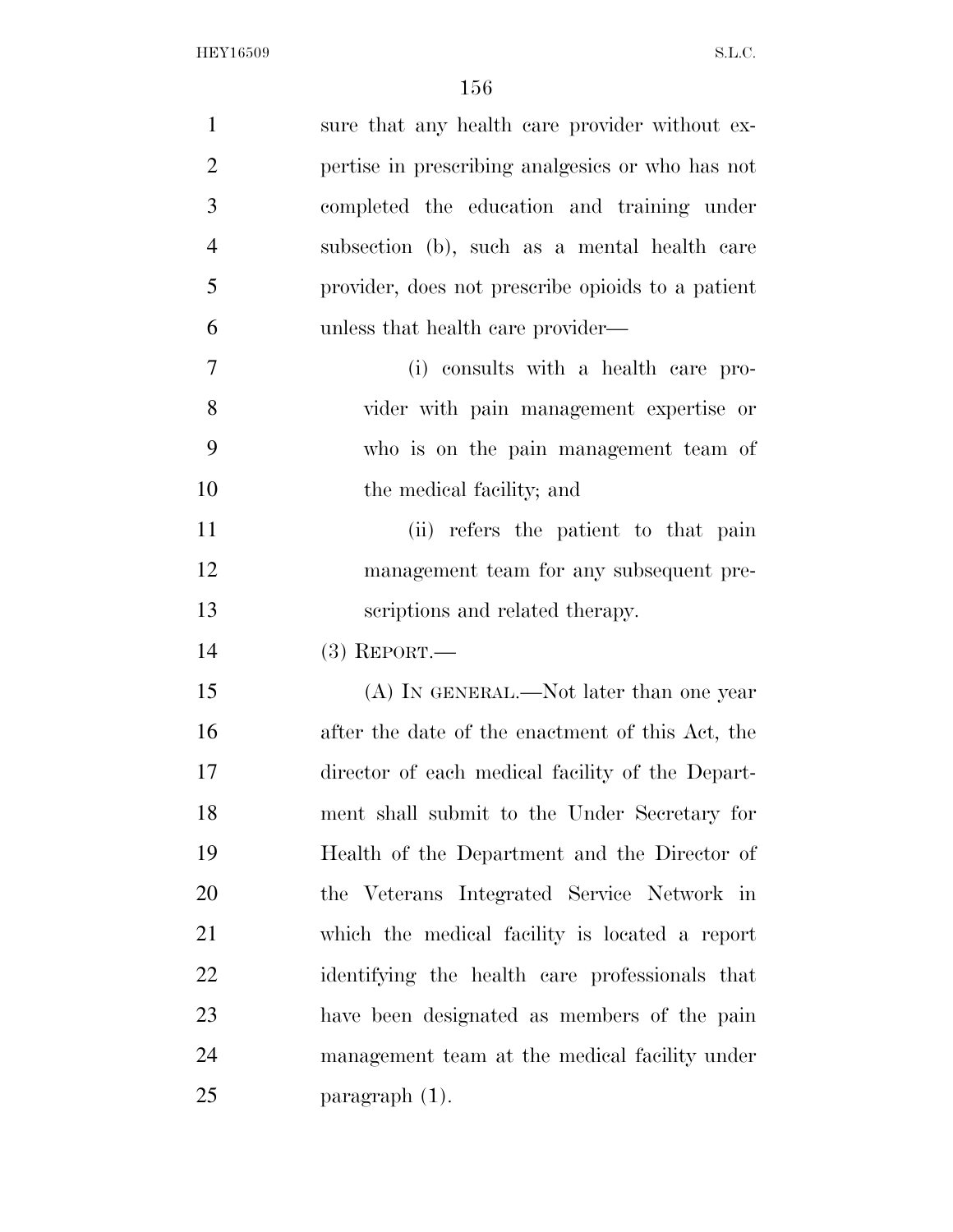sure that any health care provider without expertise in prescribing analgesics or who has not completed the education and training under subsection (b), such as a mental health care provider, does not prescribe opioids to a patient unless that health care provider—

(i) consults with a health care provider with pain management expertise or who is on the pain management team of the medical facility; and

(ii) refers the patient to that pain management team for any subsequent prescriptions and related therapy.

(3) REPORT.—

(A) IN GENERAL.—Not later than one year after the date of the enactment of this Act, the director of each medical facility of the Department shall submit to the Under Secretary for Health of the Department and the Director of the Veterans Integrated Service Network in which the medical facility is located a report identifying the health care professionals that have been designated as members of the pain management team at the medical facility under paragraph (1).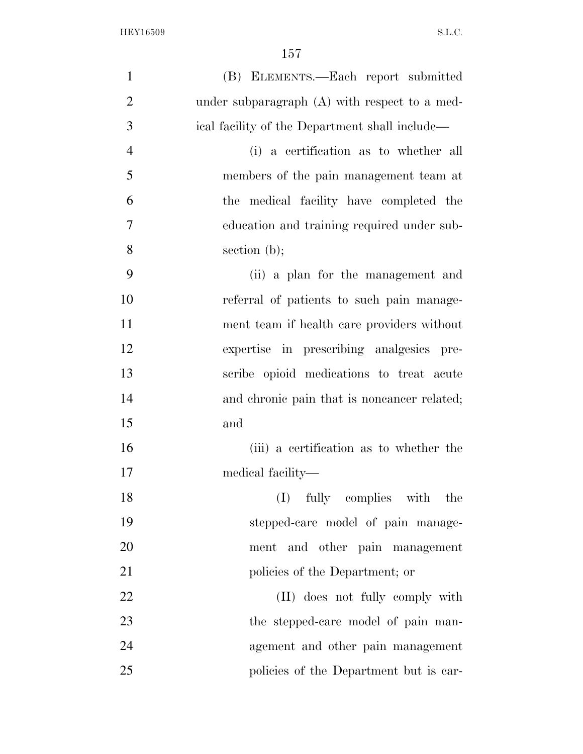(B) ELEMENTS.—Each report submitted under subparagraph (A) with respect to a medical facility of the Department shall include—

(i) a certification as to whether all members of the pain management team at the medical facility have completed the education and training required under subsection (b);

(ii) a plan for the management and referral of patients to such pain management team if health care providers without expertise in prescribing analgesics prescribe opioid medications to treat acute and chronic pain that is noncancer related; and

(iii) a certification as to whether the medical facility—

(I) fully complies with the stepped-care model of pain management and other pain management policies of the Department; or

(II) does not fully comply with the stepped-care model of pain management and other pain management policies of the Department but is car-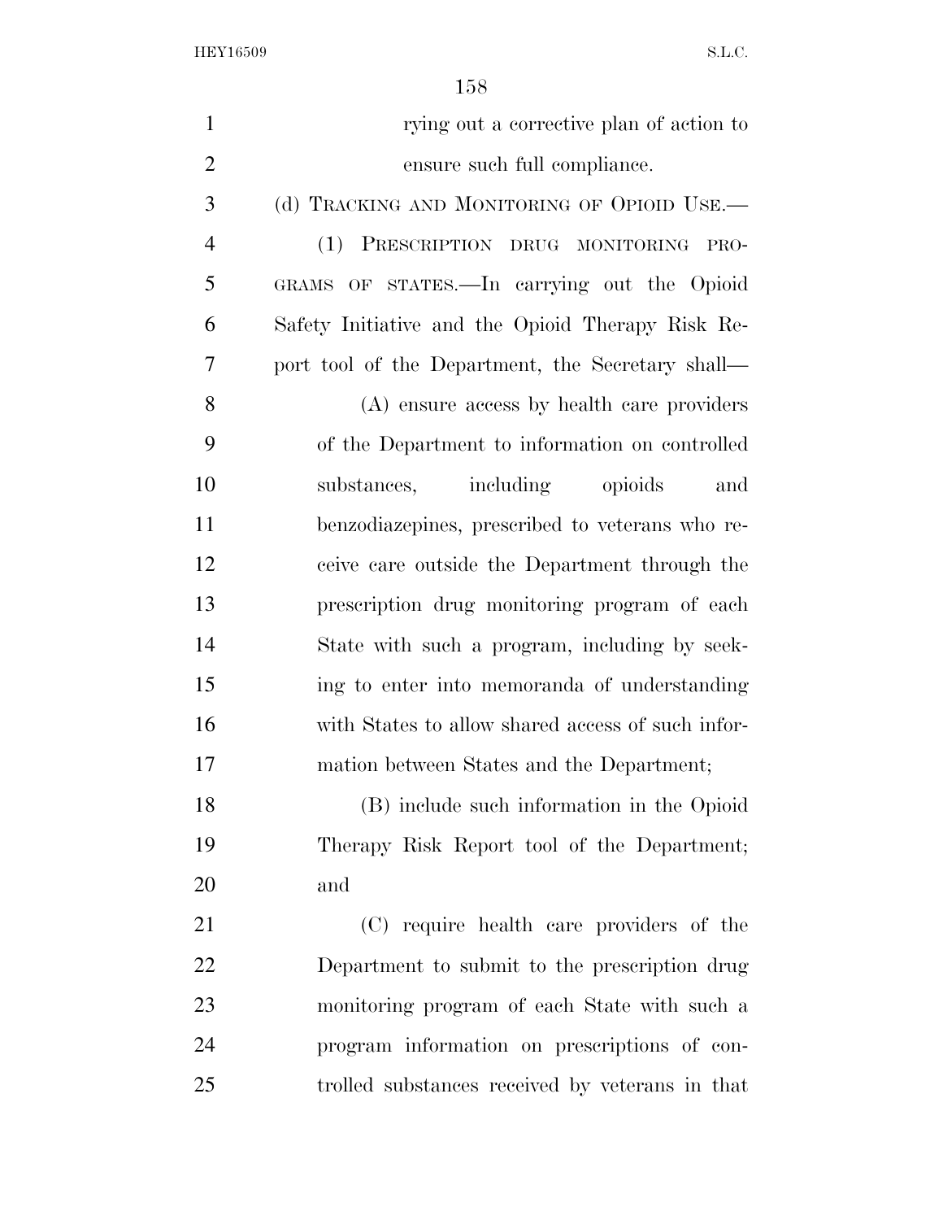rying out a corrective plan of action to ensure such full compliance.

(d) TRACKING AND MONITORING OF OPIOID USE.—

(1) PRESCRIPTION DRUG MONITORING PROGRAMS OF STATES.—In carrying out the Opioid Safety Initiative and the Opioid Therapy Risk Report tool of the Department, the Secretary shall—

(A) ensure access by health care providers of the Department to information on controlled substances, including opioids and benzodiazepines, prescribed to veterans who receive care outside the Department through the prescription drug monitoring program of each State with such a program, including by seeking to enter into memoranda of understanding with States to allow shared access of such information between States and the Department;

(B) include such information in the Opioid Therapy Risk Report tool of the Department; and

(C) require health care providers of the Department to submit to the prescription drug monitoring program of each State with such a program information on prescriptions of controlled substances received by veterans in that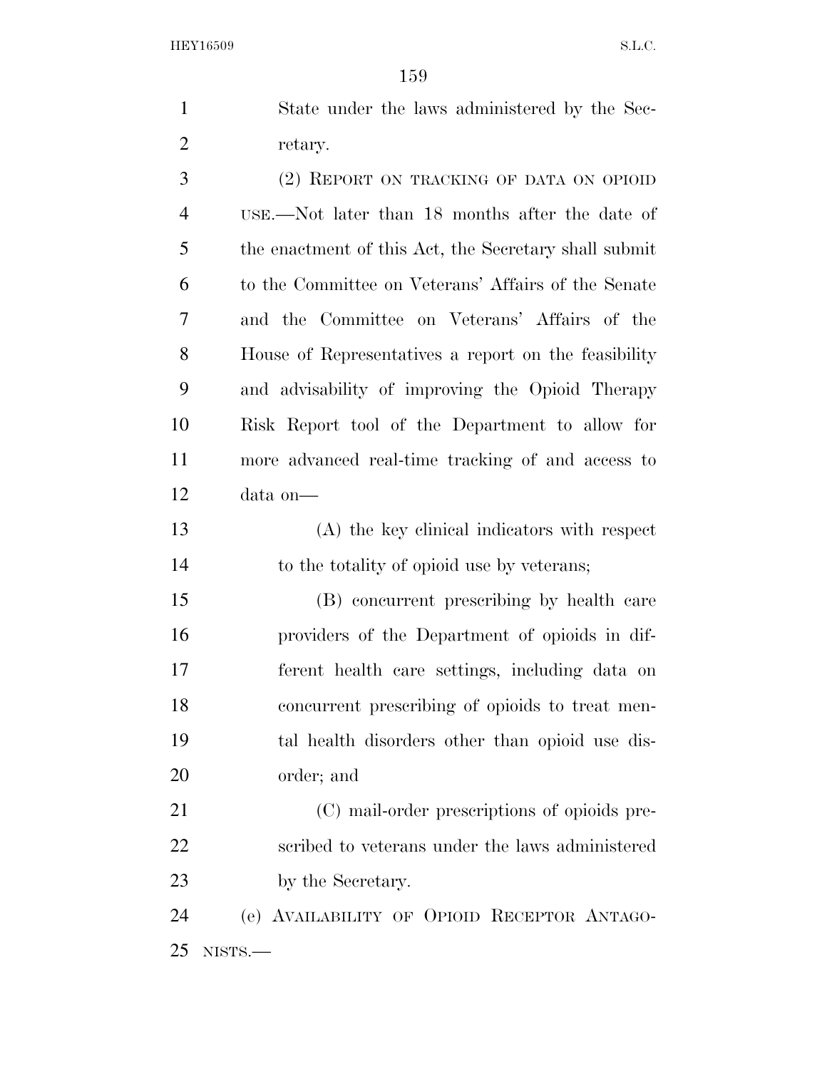State under the laws administered by the Secretary.

(2) REPORT ON TRACKING OF DATA ON OPIOID USE.—Not later than 18 months after the date of the enactment of this Act, the Secretary shall submit to the Committee on Veterans' Affairs of the Senate and the Committee on Veterans' Affairs of the House of Representatives a report on the feasibility and advisability of improving the Opioid Therapy Risk Report tool of the Department to allow for more advanced real-time tracking of and access to data on—

(A) the key clinical indicators with respect to the totality of opioid use by veterans;

(B) concurrent prescribing by health care providers of the Department of opioids in different health care settings, including data on concurrent prescribing of opioids to treat mental health disorders other than opioid use disorder; and

(C) mail-order prescriptions of opioids prescribed to veterans under the laws administered by the Secretary.

(e) AVAILABILITY OF OPIOID RECEPTOR ANTAGONISTS.—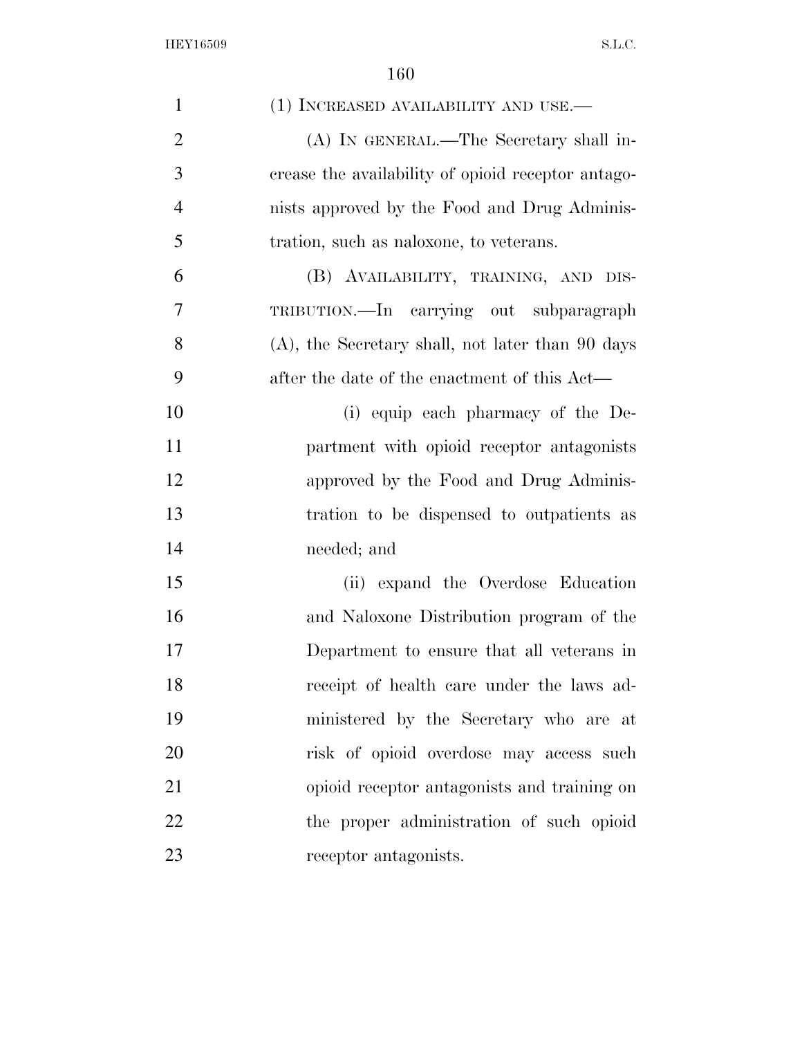(1) INCREASED AVAILABILITY AND USE.—

(A) IN GENERAL.—The Secretary shall increase the availability of opioid receptor antagonists approved by the Food and Drug Administration, such as naloxone, to veterans.

(B) AVAILABILITY, TRAINING, AND DISTRIBUTION.—In carrying out subparagraph (A), the Secretary shall, not later than 90 days after the date of the enactment of this Act—

(i) equip each pharmacy of the Department with opioid receptor antagonists approved by the Food and Drug Administration to be dispensed to outpatients as needed; and

(ii) expand the Overdose Education and Naloxone Distribution program of the Department to ensure that all veterans in receipt of health care under the laws administered by the Secretary who are at risk of opioid overdose may access such opioid receptor antagonists and training on the proper administration of such opioid receptor antagonists.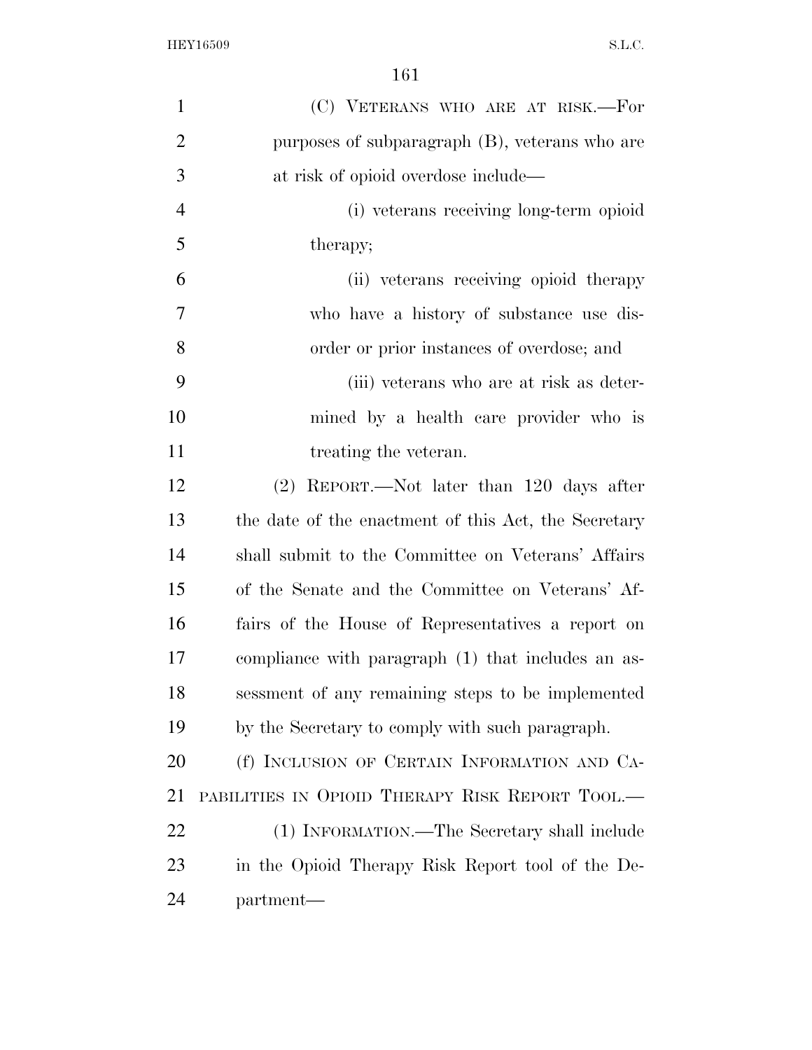(C) VETERANS WHO ARE AT RISK.—For purposes of subparagraph (B), veterans who are at risk of opioid overdose include—

(i) veterans receiving long-term opioid therapy;

(ii) veterans receiving opioid therapy who have a history of substance use disorder or prior instances of overdose; and

(iii) veterans who are at risk as determined by a health care provider who is treating the veteran.

(2) REPORT.—Not later than 120 days after the date of the enactment of this Act, the Secretary shall submit to the Committee on Veterans' Affairs of the Senate and the Committee on Veterans' Affairs of the House of Representatives a report on compliance with paragraph (1) that includes an assessment of any remaining steps to be implemented by the Secretary to comply with such paragraph.

(f) INCLUSION OF CERTAIN INFORMATION AND CAPABILITIES IN OPIOID THERAPY RISK REPORT TOOL.—

(1) INFORMATION.—The Secretary shall include in the Opioid Therapy Risk Report tool of the Department—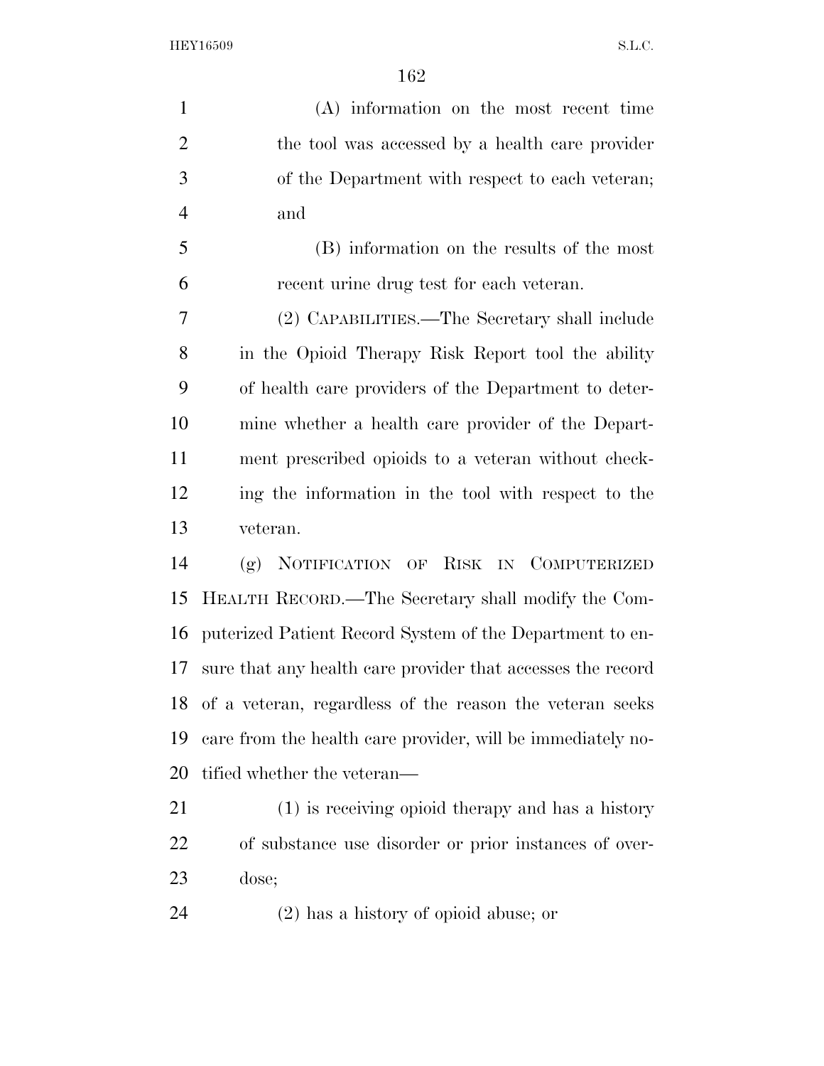(A) information on the most recent time the tool was accessed by a health care provider of the Department with respect to each veteran; and

(B) information on the results of the most recent urine drug test for each veteran.

(2) CAPABILITIES.—The Secretary shall include in the Opioid Therapy Risk Report tool the ability of health care providers of the Department to determine whether a health care provider of the Department prescribed opioids to a veteran without checking the information in the tool with respect to the veteran.

(g) NOTIFICATION OF RISK IN COMPUTERIZED HEALTH RECORD.—The Secretary shall modify the Computerized Patient Record System of the Department to ensure that any health care provider that accesses the record of a veteran, regardless of the reason the veteran seeks care from the health care provider, will be immediately notified whether the veteran—

(1) is receiving opioid therapy and has a history of substance use disorder or prior instances of overdose;

(2) has a history of opioid abuse; or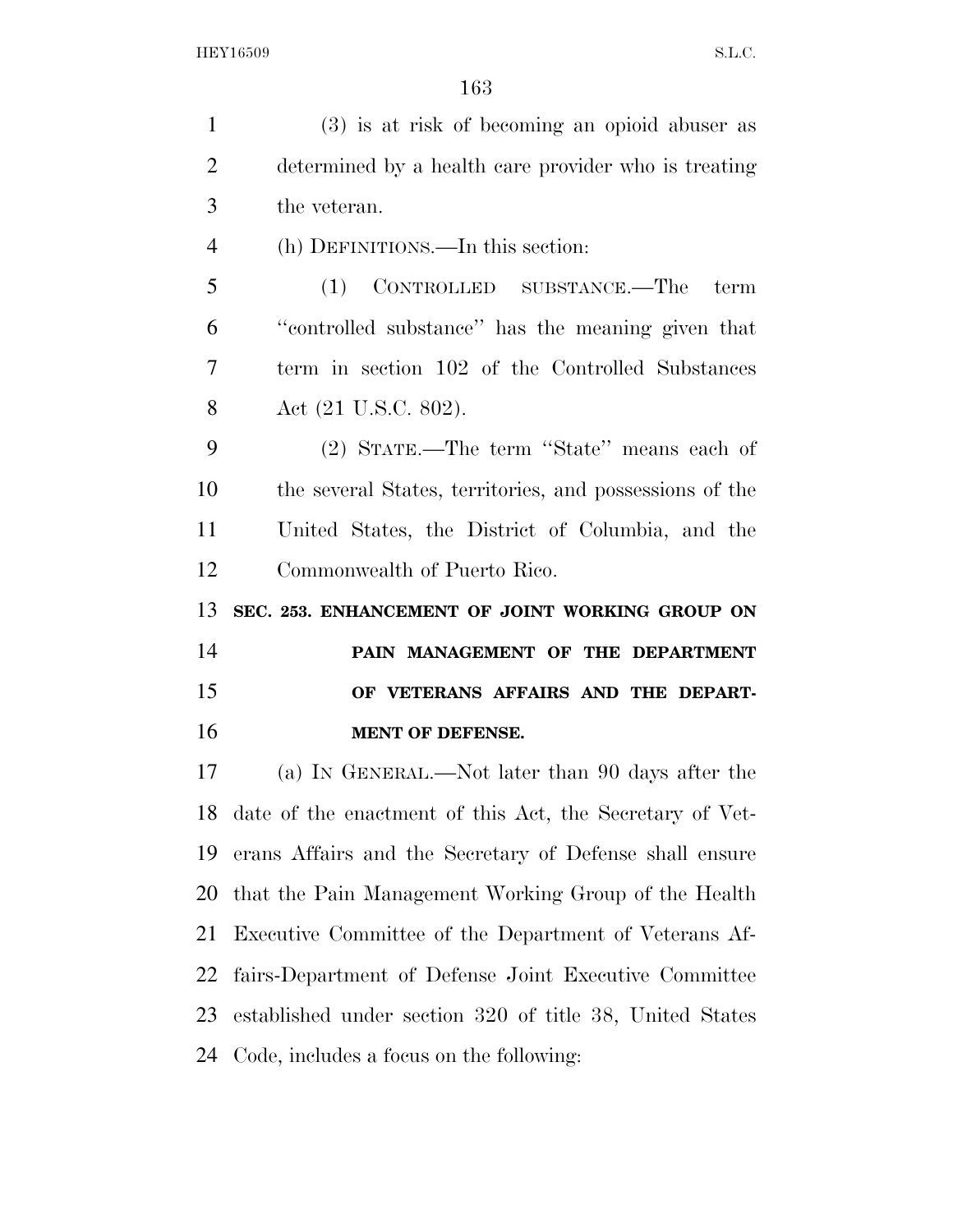(3) is at risk of becoming an opioid abuser as determined by a health care provider who is treating the veteran.

(h) DEFINITIONS.—In this section:

(1) CONTROLLED SUBSTANCE.—The term ''controlled substance'' has the meaning given that term in section 102 of the Controlled Substances Act (21 U.S.C. 802).

(2) STATE.—The term ''State'' means each of the several States, territories, and possessions of the United States, the District of Columbia, and the Commonwealth of Puerto Rico.

**SEC. 253. ENHANCEMENT OF JOINT WORKING GROUP ON PAIN MANAGEMENT OF THE DEPARTMENT OF VETERANS AFFAIRS AND THE DEPARTMENT OF DEFENSE.**

(a) IN GENERAL.—Not later than 90 days after the date of the enactment of this Act, the Secretary of Veterans Affairs and the Secretary of Defense shall ensure that the Pain Management Working Group of the Health Executive Committee of the Department of Veterans Affairs-Department of Defense Joint Executive Committee established under section 320 of title 38, United States Code, includes a focus on the following: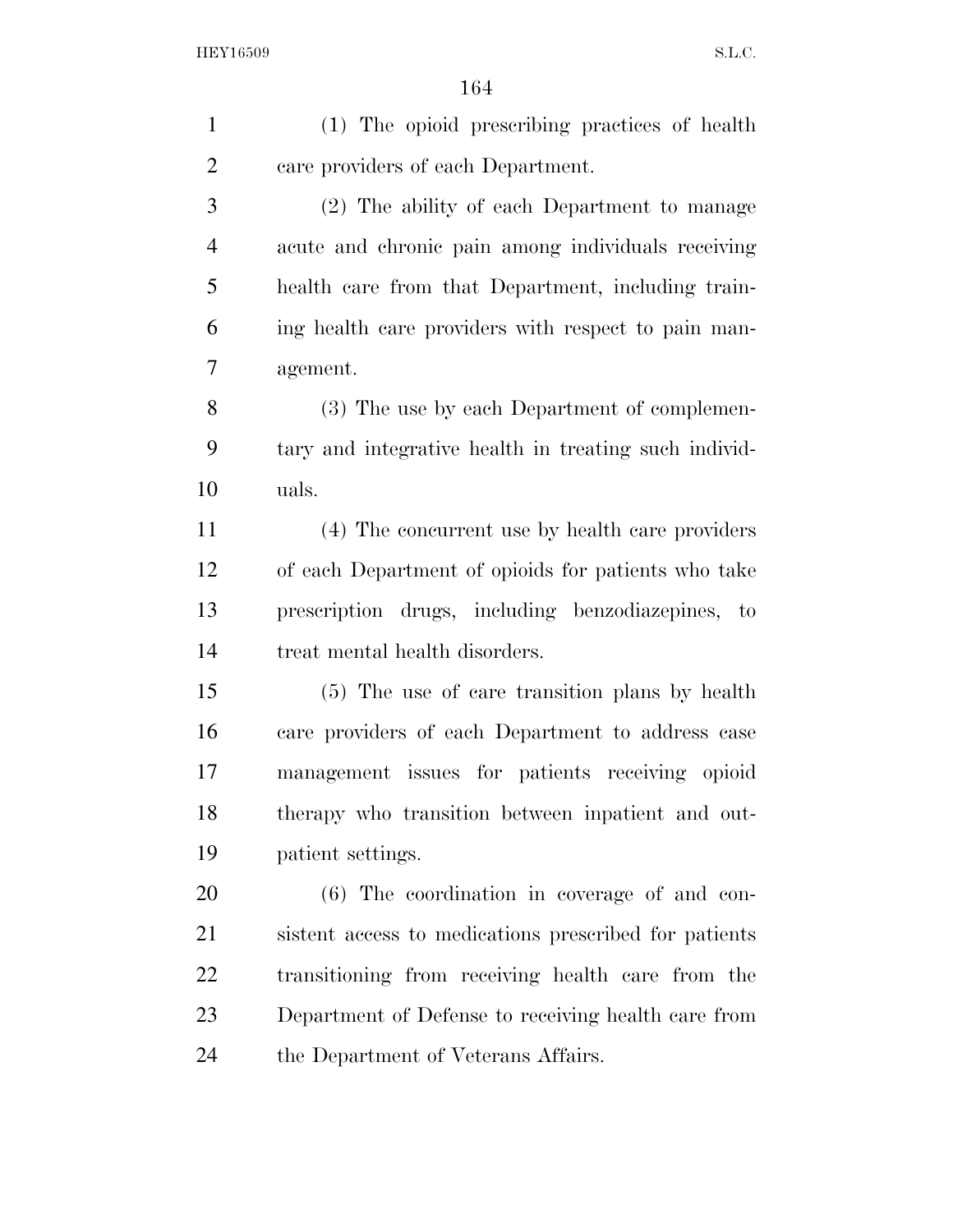(1) The opioid prescribing practices of health care providers of each Department.

(2) The ability of each Department to manage acute and chronic pain among individuals receiving health care from that Department, including training health care providers with respect to pain management.

(3) The use by each Department of complementary and integrative health in treating such individuals.

(4) The concurrent use by health care providers of each Department of opioids for patients who take prescription drugs, including benzodiazepines, to treat mental health disorders.

(5) The use of care transition plans by health care providers of each Department to address case management issues for patients receiving opioid therapy who transition between inpatient and outpatient settings.

(6) The coordination in coverage of and consistent access to medications prescribed for patients transitioning from receiving health care from the Department of Defense to receiving health care from the Department of Veterans Affairs.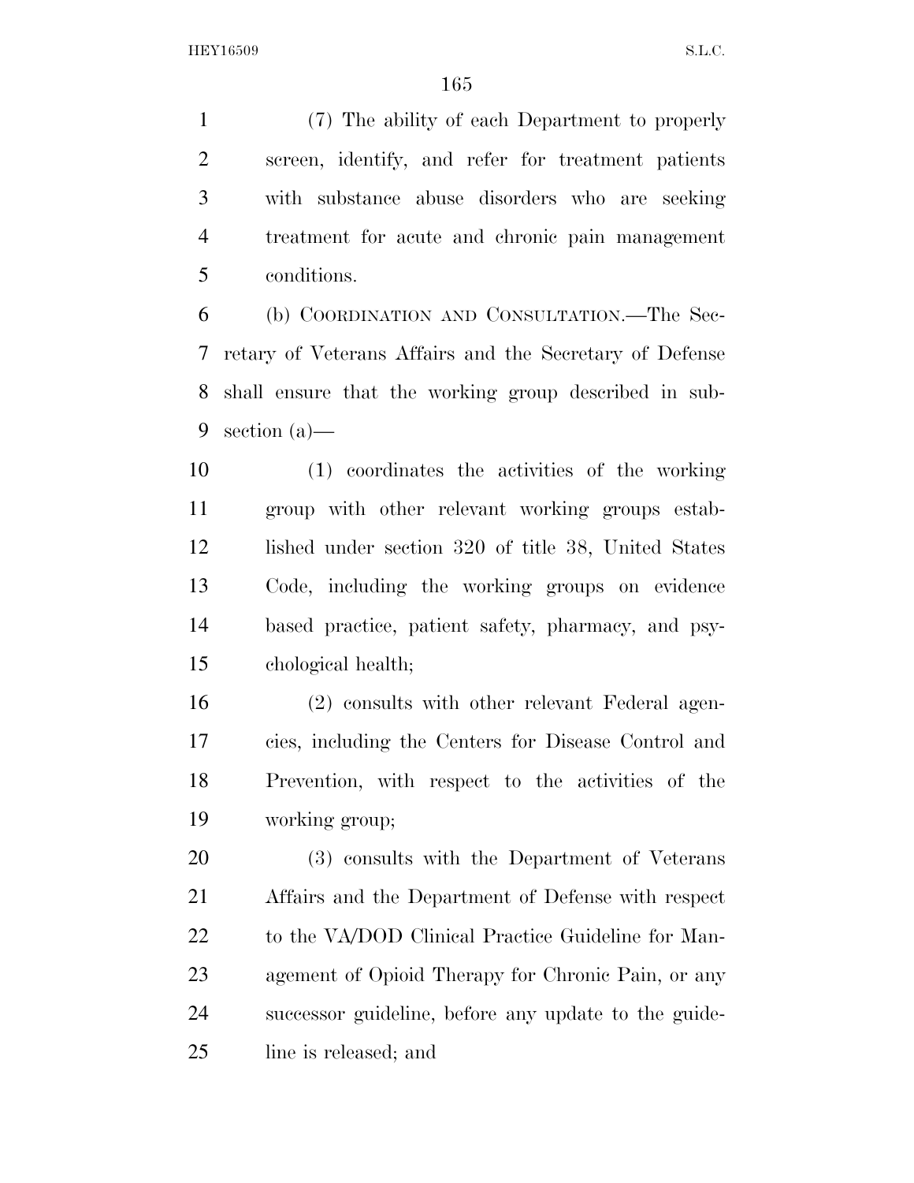(7) The ability of each Department to properly screen, identify, and refer for treatment patients with substance abuse disorders who are seeking treatment for acute and chronic pain management conditions.

(b) COORDINATION AND CONSULTATION.—The Secretary of Veterans Affairs and the Secretary of Defense shall ensure that the working group described in subsection (a)—

(1) coordinates the activities of the working group with other relevant working groups established under section 320 of title 38, United States Code, including the working groups on evidence based practice, patient safety, pharmacy, and psychological health;

(2) consults with other relevant Federal agencies, including the Centers for Disease Control and Prevention, with respect to the activities of the working group;

(3) consults with the Department of Veterans Affairs and the Department of Defense with respect to the VA/DOD Clinical Practice Guideline for Management of Opioid Therapy for Chronic Pain, or any successor guideline, before any update to the guideline is released; and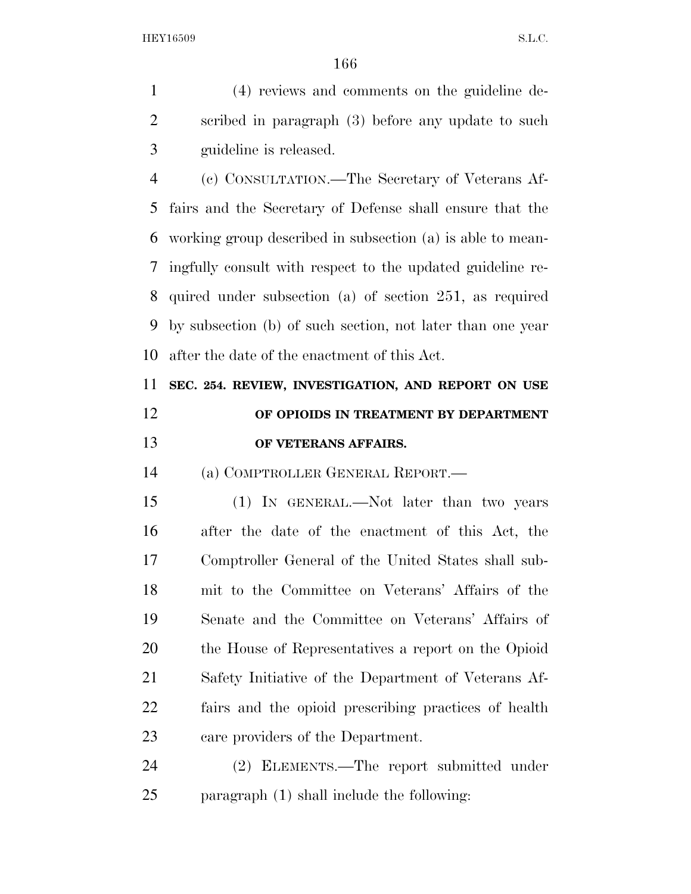(4) reviews and comments on the guideline described in paragraph (3) before any update to such guideline is released.

(c) CONSULTATION.—The Secretary of Veterans Affairs and the Secretary of Defense shall ensure that the working group described in subsection (a) is able to meaningfully consult with respect to the updated guideline required under subsection (a) of section 251, as required by subsection (b) of such section, not later than one year after the date of the enactment of this Act.

**SEC. 254. REVIEW, INVESTIGATION, AND REPORT ON USE OF OPIOIDS IN TREATMENT BY DEPARTMENT OF VETERANS AFFAIRS.**

(a) COMPTROLLER GENERAL REPORT.—

(1) IN GENERAL.—Not later than two years after the date of the enactment of this Act, the Comptroller General of the United States shall submit to the Committee on Veterans' Affairs of the Senate and the Committee on Veterans' Affairs of the House of Representatives a report on the Opioid Safety Initiative of the Department of Veterans Affairs and the opioid prescribing practices of health care providers of the Department.

(2) ELEMENTS.—The report submitted under paragraph (1) shall include the following: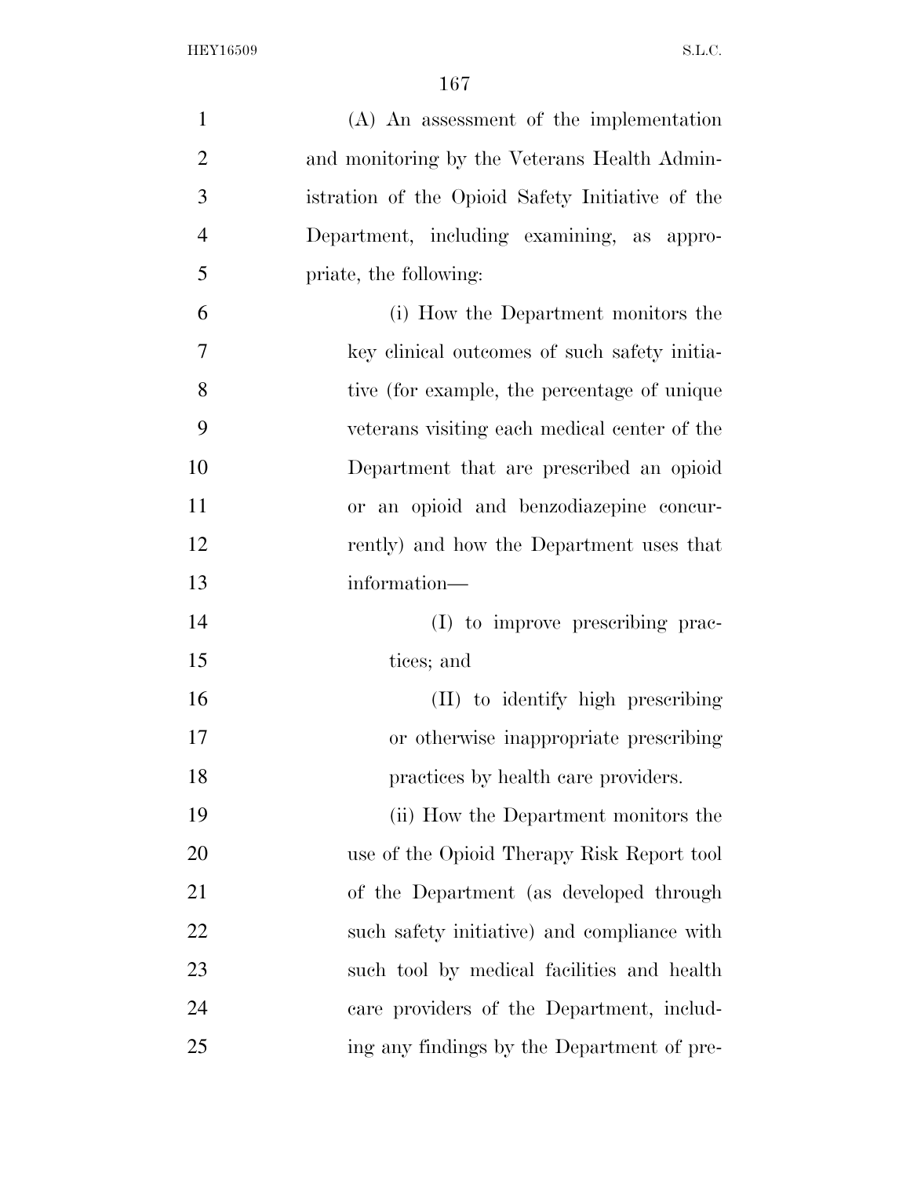(A) An assessment of the implementation and monitoring by the Veterans Health Administration of the Opioid Safety Initiative of the Department, including examining, as appropriate, the following:

(i) How the Department monitors the key clinical outcomes of such safety initiative (for example, the percentage of unique veterans visiting each medical center of the Department that are prescribed an opioid or an opioid and benzodiazepine concurrently) and how the Department uses that information—

(I) to improve prescribing practices; and

(II) to identify high prescribing or otherwise inappropriate prescribing practices by health care providers.

(ii) How the Department monitors the use of the Opioid Therapy Risk Report tool of the Department (as developed through such safety initiative) and compliance with such tool by medical facilities and health care providers of the Department, including any findings by the Department of pre-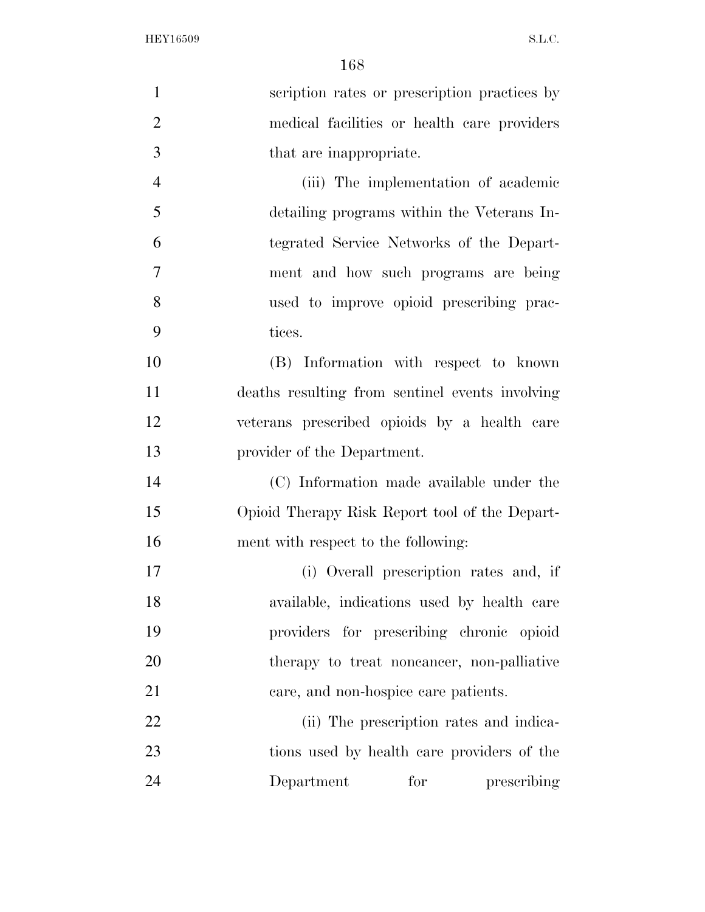scription rates or prescription practices by medical facilities or health care providers that are inappropriate.

(iii) The implementation of academic detailing programs within the Veterans Integrated Service Networks of the Department and how such programs are being used to improve opioid prescribing practices.

(B) Information with respect to known deaths resulting from sentinel events involving veterans prescribed opioids by a health care provider of the Department.

(C) Information made available under the Opioid Therapy Risk Report tool of the Department with respect to the following:

(i) Overall prescription rates and, if available, indications used by health care providers for prescribing chronic opioid therapy to treat noncancer, non-palliative care, and non-hospice care patients.

(ii) The prescription rates and indications used by health care providers of the Department for prescribing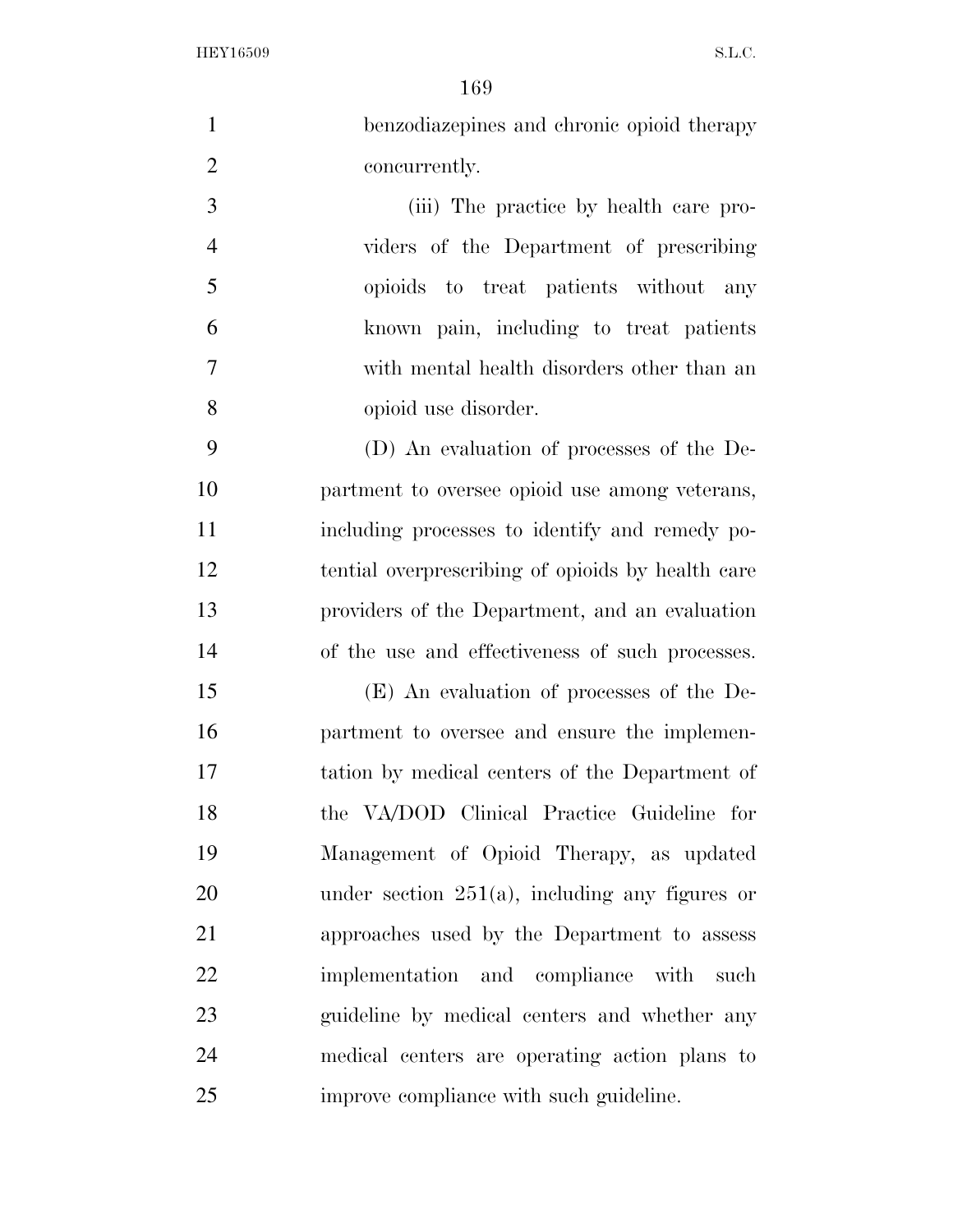benzodiazepines and chronic opioid therapy concurrently.

(iii) The practice by health care providers of the Department of prescribing opioids to treat patients without any known pain, including to treat patients with mental health disorders other than an opioid use disorder.

(D) An evaluation of processes of the Department to oversee opioid use among veterans, including processes to identify and remedy potential overprescribing of opioids by health care providers of the Department, and an evaluation of the use and effectiveness of such processes.

(E) An evaluation of processes of the Department to oversee and ensure the implementation by medical centers of the Department of the VA/DOD Clinical Practice Guideline for Management of Opioid Therapy, as updated under section 251(a), including any figures or approaches used by the Department to assess implementation and compliance with such guideline by medical centers and whether any medical centers are operating action plans to improve compliance with such guideline.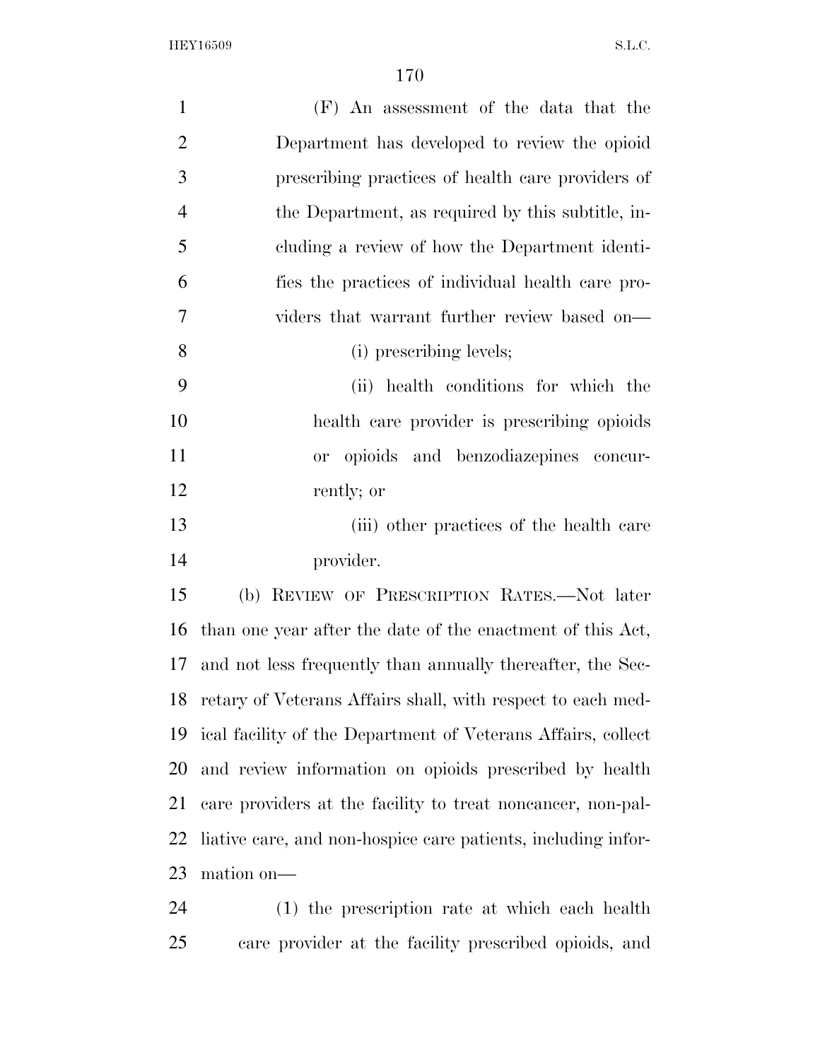(F) An assessment of the data that the Department has developed to review the opioid prescribing practices of health care providers of the Department, as required by this subtitle, including a review of how the Department identifies the practices of individual health care providers that warrant further review based on—

(i) prescribing levels;

(ii) health conditions for which the health care provider is prescribing opioids or opioids and benzodiazepines concurrently; or

(iii) other practices of the health care provider.

(b) REVIEW OF PRESCRIPTION RATES.—Not later than one year after the date of the enactment of this Act, and not less frequently than annually thereafter, the Secretary of Veterans Affairs shall, with respect to each medical facility of the Department of Veterans Affairs, collect and review information on opioids prescribed by health care providers at the facility to treat noncancer, non-palliative care, and non-hospice care patients, including information on—

(1) the prescription rate at which each health care provider at the facility prescribed opioids, and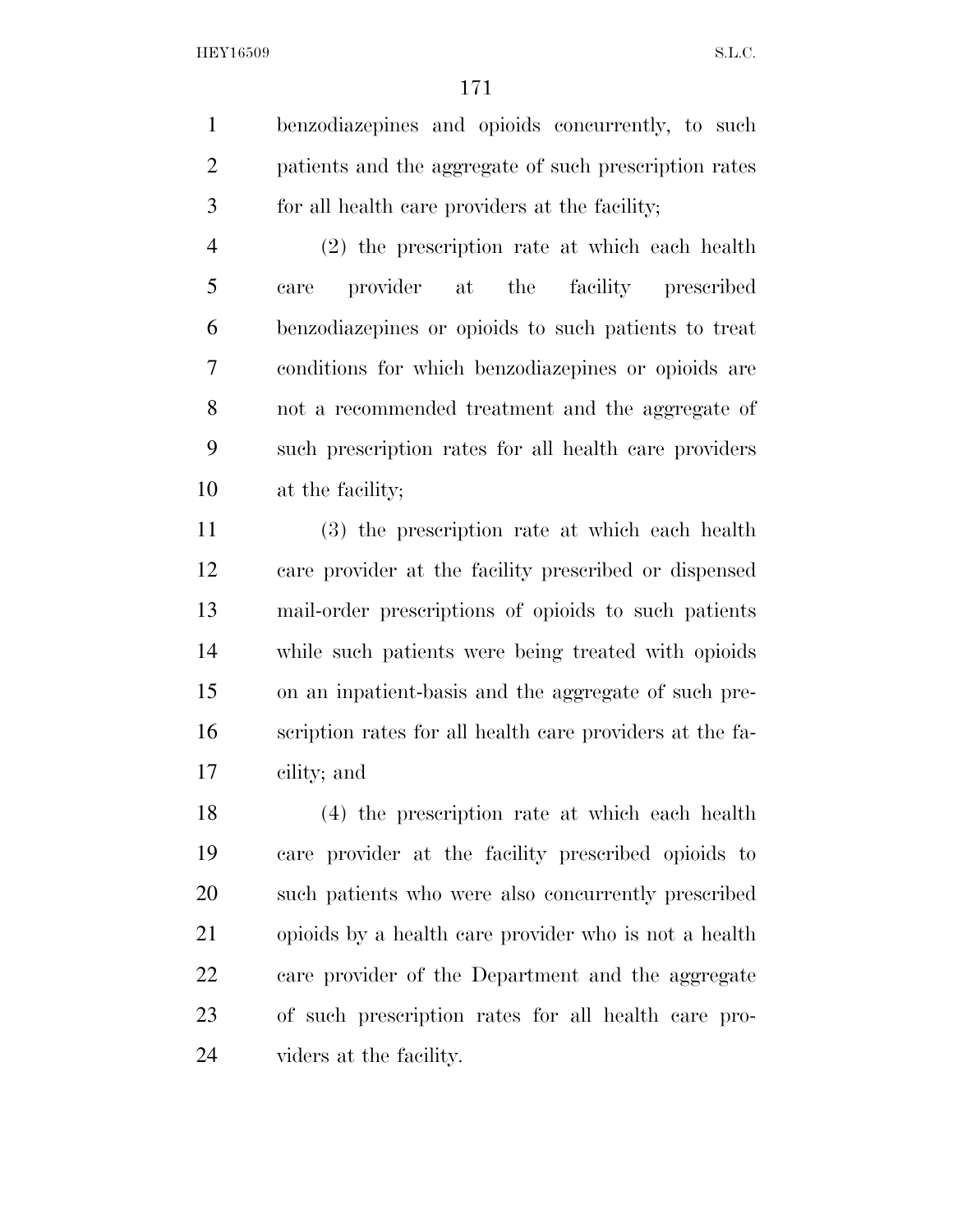benzodiazepines and opioids concurrently, to such patients and the aggregate of such prescription rates for all health care providers at the facility;

(2) the prescription rate at which each health care provider at the facility prescribed benzodiazepines or opioids to such patients to treat conditions for which benzodiazepines or opioids are not a recommended treatment and the aggregate of such prescription rates for all health care providers at the facility;

(3) the prescription rate at which each health care provider at the facility prescribed or dispensed mail-order prescriptions of opioids to such patients while such patients were being treated with opioids on an inpatient-basis and the aggregate of such prescription rates for all health care providers at the facility; and

(4) the prescription rate at which each health care provider at the facility prescribed opioids to such patients who were also concurrently prescribed opioids by a health care provider who is not a health care provider of the Department and the aggregate of such prescription rates for all health care providers at the facility.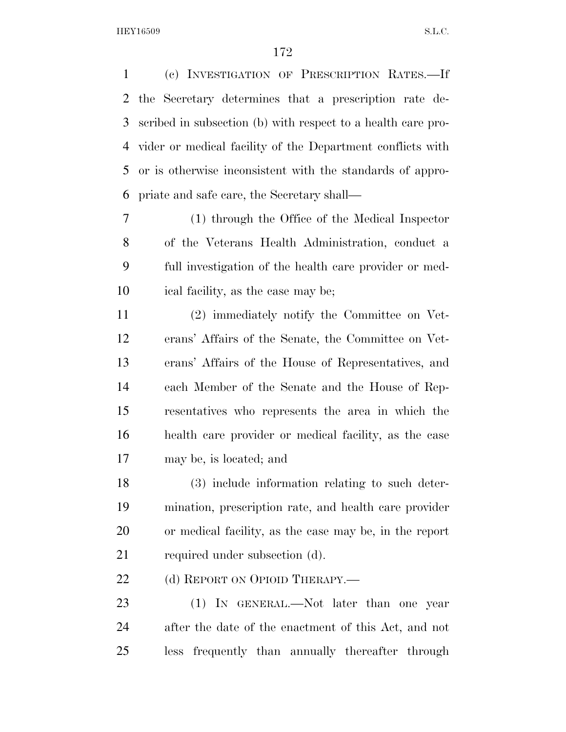(c) INVESTIGATION OF PRESCRIPTION RATES.—If the Secretary determines that a prescription rate described in subsection (b) with respect to a health care provider or medical facility of the Department conflicts with or is otherwise inconsistent with the standards of appropriate and safe care, the Secretary shall—

(1) through the Office of the Medical Inspector of the Veterans Health Administration, conduct a full investigation of the health care provider or medical facility, as the case may be;

(2) immediately notify the Committee on Veterans' Affairs of the Senate, the Committee on Veterans' Affairs of the House of Representatives, and each Member of the Senate and the House of Representatives who represents the area in which the health care provider or medical facility, as the case may be, is located; and

(3) include information relating to such determination, prescription rate, and health care provider or medical facility, as the case may be, in the report required under subsection (d).

(d) REPORT ON OPIOID THERAPY.—

(1) IN GENERAL.—Not later than one year after the date of the enactment of this Act, and not less frequently than annually thereafter through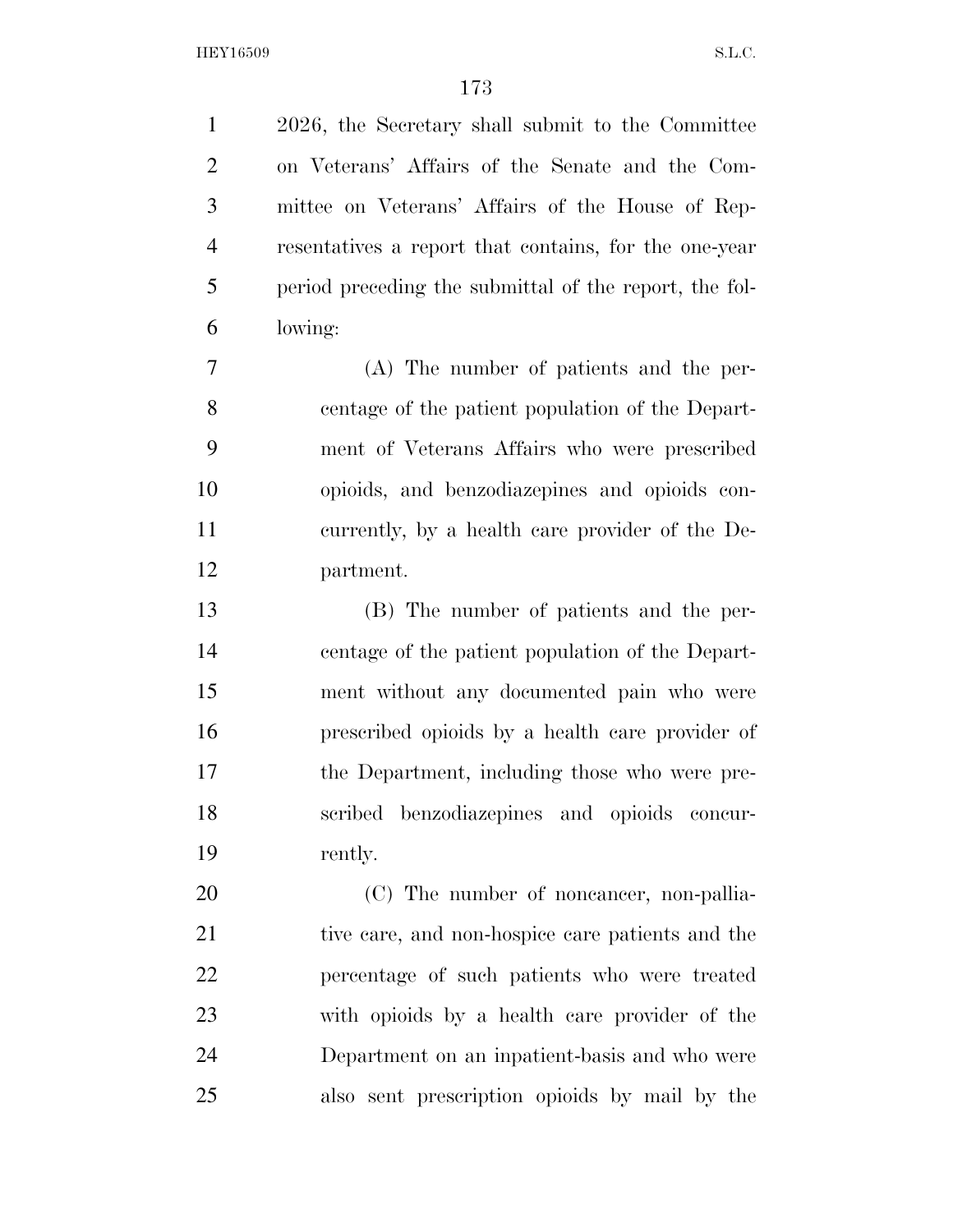2026, the Secretary shall submit to the Committee on Veterans' Affairs of the Senate and the Committee on Veterans' Affairs of the House of Representatives a report that contains, for the one-year period preceding the submittal of the report, the following:

(A) The number of patients and the percentage of the patient population of the Department of Veterans Affairs who were prescribed opioids, and benzodiazepines and opioids concurrently, by a health care provider of the Department.

(B) The number of patients and the percentage of the patient population of the Department without any documented pain who were prescribed opioids by a health care provider of the Department, including those who were prescribed benzodiazepines and opioids concurrently.

(C) The number of noncancer, non-palliative care, and non-hospice care patients and the percentage of such patients who were treated with opioids by a health care provider of the Department on an inpatient-basis and who were also sent prescription opioids by mail by the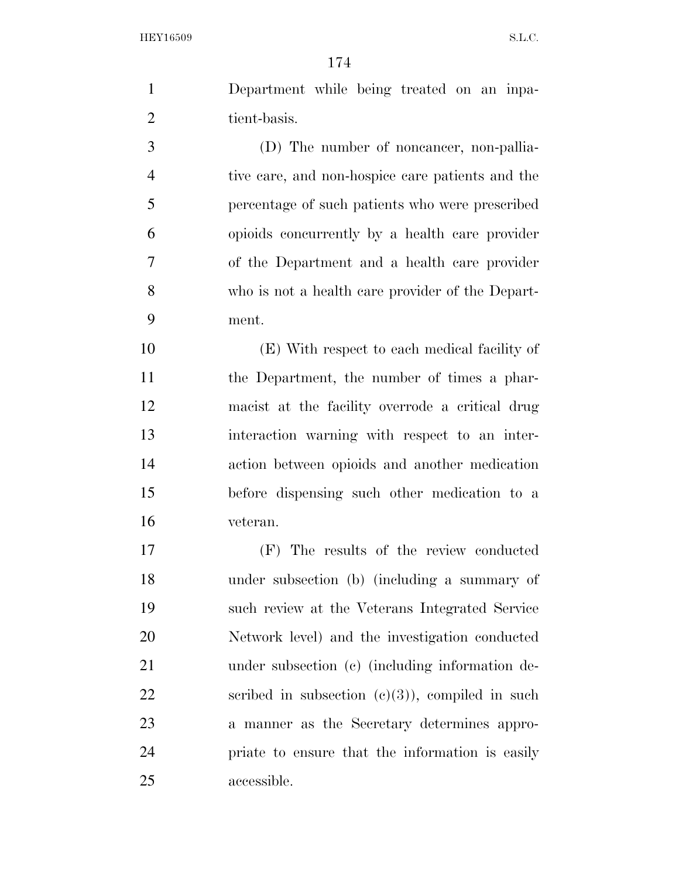Department while being treated on an inpatient-basis.

(D) The number of noncancer, non-palliative care, and non-hospice care patients and the percentage of such patients who were prescribed opioids concurrently by a health care provider of the Department and a health care provider who is not a health care provider of the Department.

(E) With respect to each medical facility of the Department, the number of times a pharmacist at the facility overrode a critical drug interaction warning with respect to an interaction between opioids and another medication before dispensing such other medication to a veteran.

(F) The results of the review conducted under subsection (b) (including a summary of such review at the Veterans Integrated Service Network level) and the investigation conducted under subsection (c) (including information described in subsection (c)(3)), compiled in such a manner as the Secretary determines appropriate to ensure that the information is easily accessible.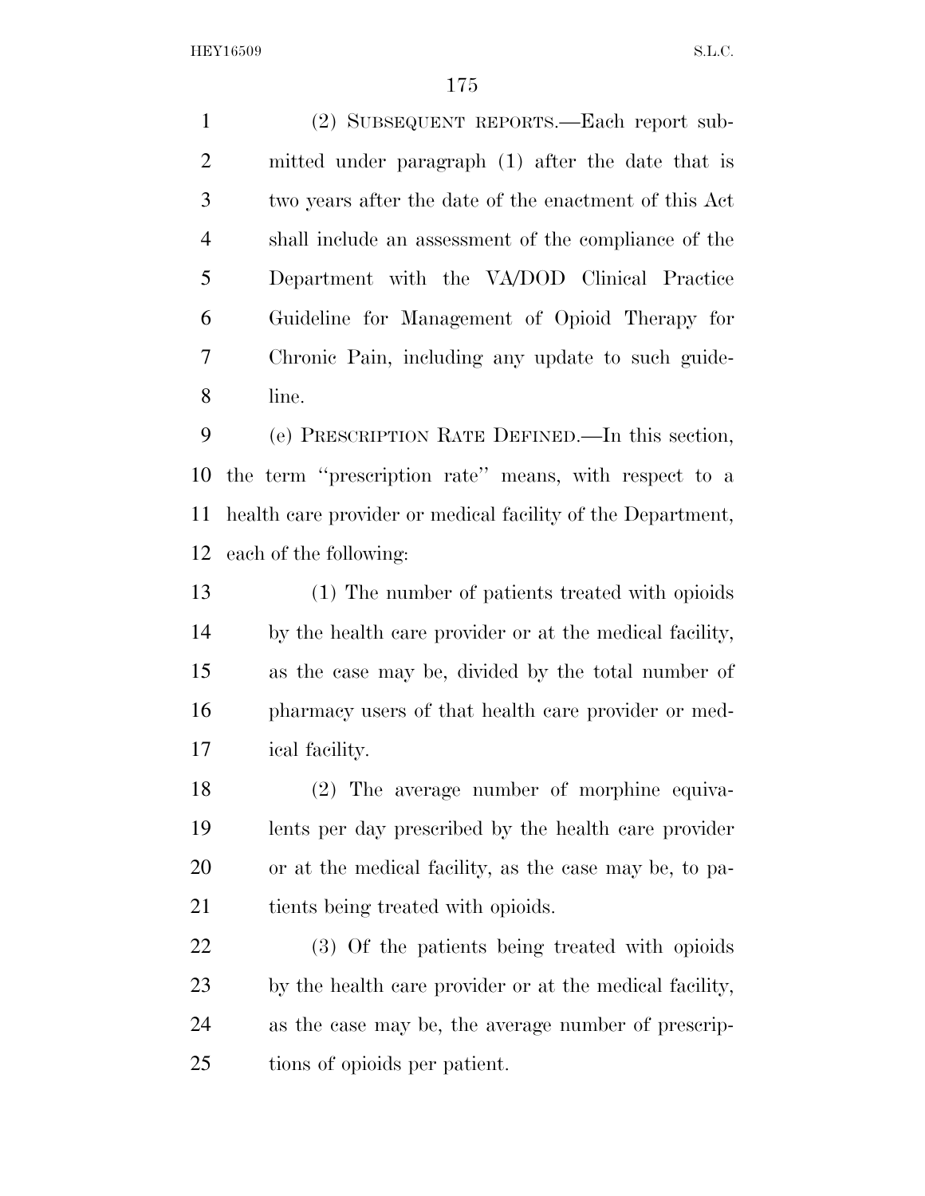(2) SUBSEQUENT REPORTS.—Each report submitted under paragraph (1) after the date that is two years after the date of the enactment of this Act shall include an assessment of the compliance of the Department with the VA/DOD Clinical Practice Guideline for Management of Opioid Therapy for Chronic Pain, including any update to such guideline.

(e) PRESCRIPTION RATE DEFINED.—In this section, the term ''prescription rate'' means, with respect to a health care provider or medical facility of the Department, each of the following:

(1) The number of patients treated with opioids by the health care provider or at the medical facility, as the case may be, divided by the total number of pharmacy users of that health care provider or medical facility.

(2) The average number of morphine equivalents per day prescribed by the health care provider or at the medical facility, as the case may be, to patients being treated with opioids.

(3) Of the patients being treated with opioids by the health care provider or at the medical facility, as the case may be, the average number of prescriptions of opioids per patient.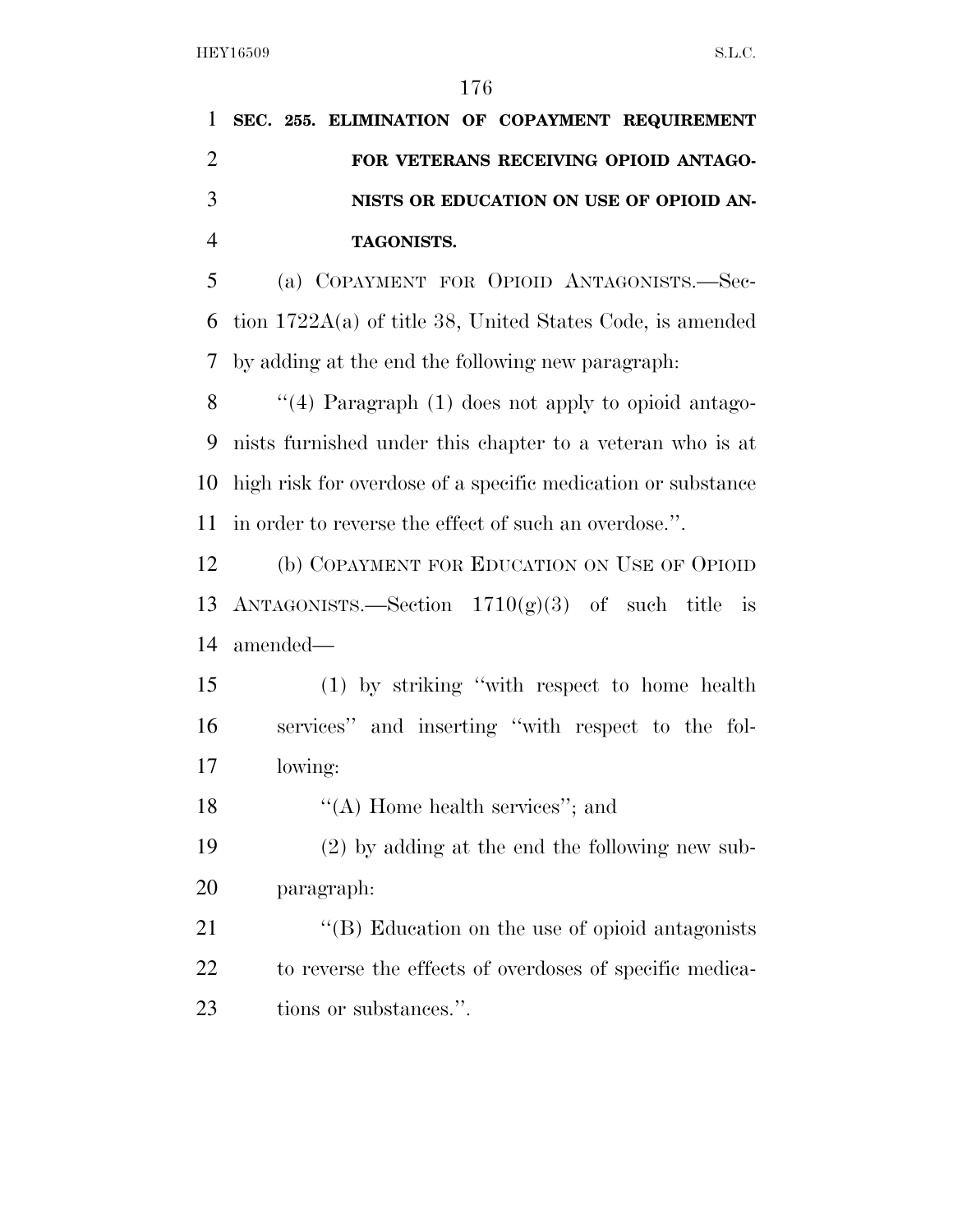**SEC. 255. ELIMINATION OF COPAYMENT REQUIREMENT FOR VETERANS RECEIVING OPIOID ANTAGONISTS OR EDUCATION ON USE OF OPIOID ANTAGONISTS.**

(a) COPAYMENT FOR OPIOID ANTAGONISTS.—Section 1722A(a) of title 38, United States Code, is amended by adding at the end the following new paragraph:

"(4) Paragraph (1) does not apply to opioid antagonists furnished under this chapter to a veteran who is at high risk for overdose of a specific medication or substance in order to reverse the effect of such an overdose.".

(b) COPAYMENT FOR EDUCATION ON USE OF OPIOID ANTAGONISTS.—Section 1710(g)(3) of such title is amended—

(1) by striking "with respect to home health services" and inserting "with respect to the following:

"(A) Home health services"; and

(2) by adding at the end the following new subparagraph:

"(B) Education on the use of opioid antagonists to reverse the effects of overdoses of specific medications or substances.".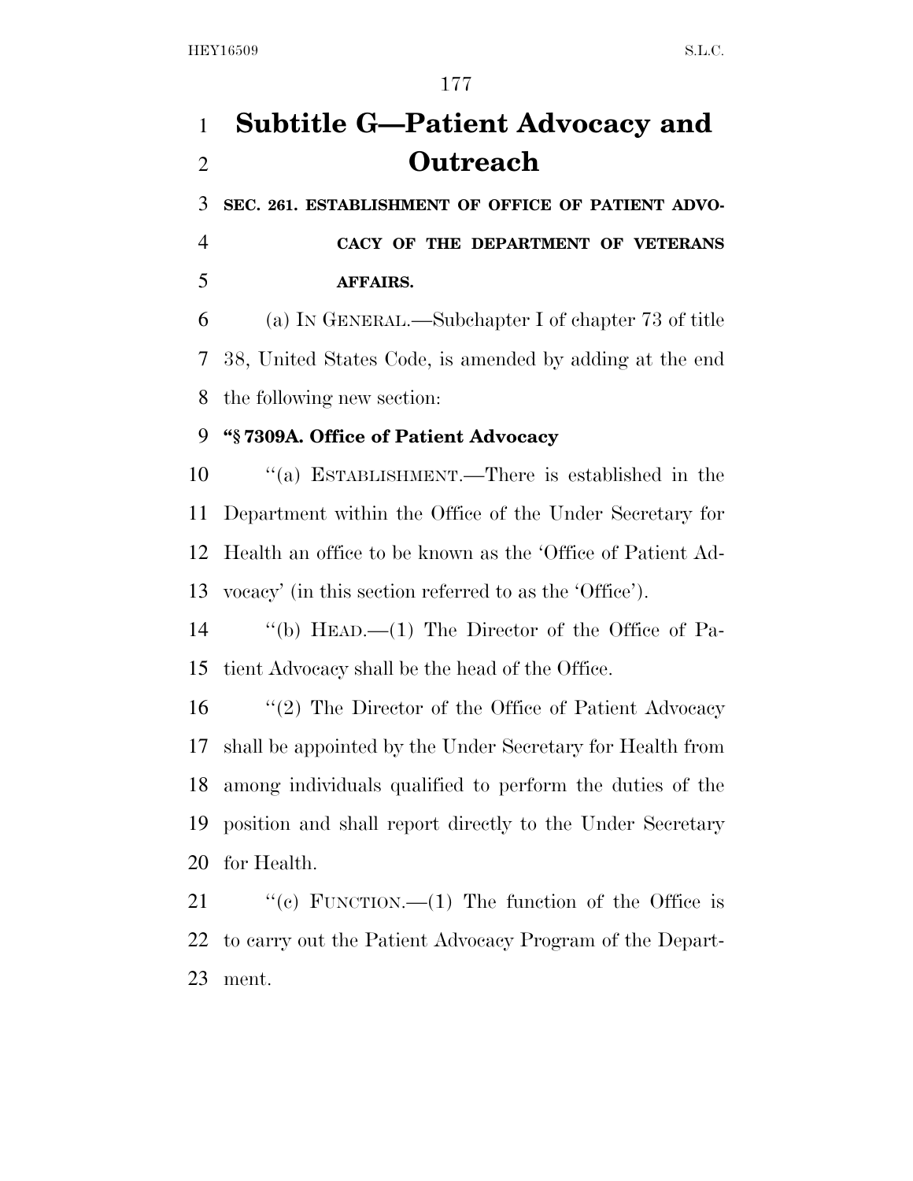# Subtitle G—Patient Advocacy and Outreach

**SEC. 261. ESTABLISHMENT OF OFFICE OF PATIENT ADVOCACY OF THE DEPARTMENT OF VETERANS AFFAIRS.**

(a) IN GENERAL.—Subchapter I of chapter 73 of title 38, United States Code, is amended by adding at the end the following new section:

**"§ 7309A. Office of Patient Advocacy**

"(a) ESTABLISHMENT.—There is established in the Department within the Office of the Under Secretary for Health an office to be known as the 'Office of Patient Advocacy' (in this section referred to as the 'Office').

"(b) HEAD.—(1) The Director of the Office of Patient Advocacy shall be the head of the Office.

"(2) The Director of the Office of Patient Advocacy shall be appointed by the Under Secretary for Health from among individuals qualified to perform the duties of the position and shall report directly to the Under Secretary for Health.

"(c) FUNCTION.—(1) The function of the Office is to carry out the Patient Advocacy Program of the Department.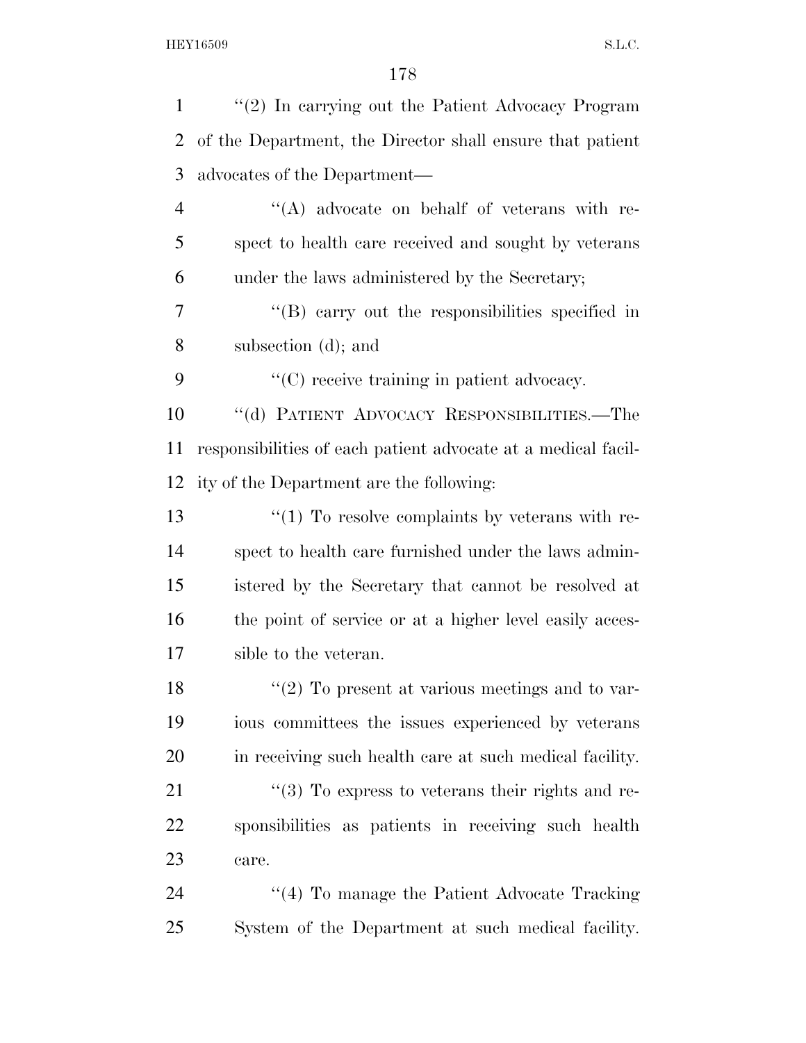"(2) In carrying out the Patient Advocacy Program of the Department, the Director shall ensure that patient advocates of the Department—

"(A) advocate on behalf of veterans with respect to health care received and sought by veterans under the laws administered by the Secretary;

"(B) carry out the responsibilities specified in subsection (d); and

"(C) receive training in patient advocacy.

"(d) PATIENT ADVOCACY RESPONSIBILITIES.—The responsibilities of each patient advocate at a medical facility of the Department are the following:

"(1) To resolve complaints by veterans with respect to health care furnished under the laws administered by the Secretary that cannot be resolved at the point of service or at a higher level easily accessible to the veteran.

"(2) To present at various meetings and to various committees the issues experienced by veterans in receiving such health care at such medical facility.

"(3) To express to veterans their rights and responsibilities as patients in receiving such health care.

"(4) To manage the Patient Advocate Tracking System of the Department at such medical facility.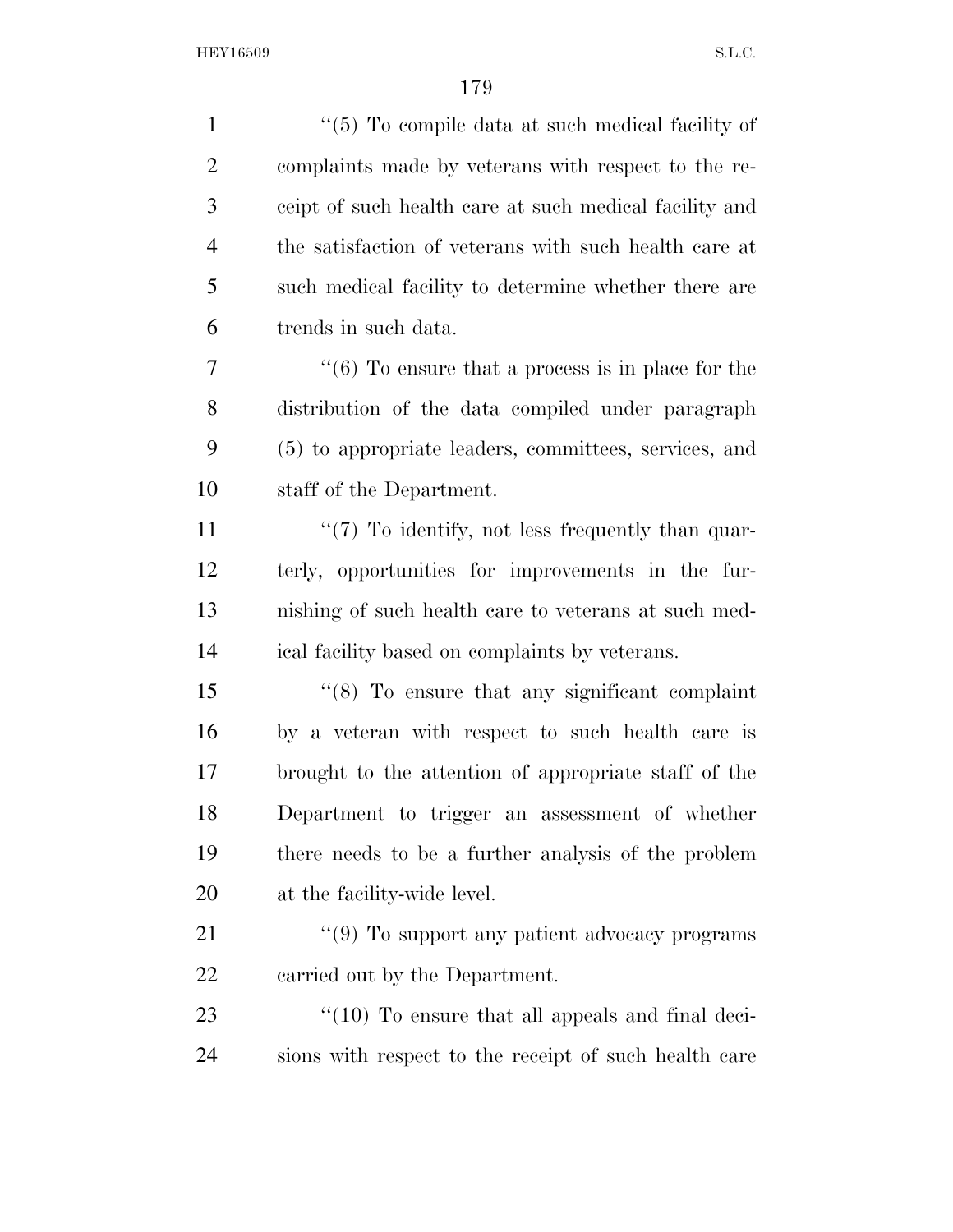"(5) To compile data at such medical facility of complaints made by veterans with respect to the receipt of such health care at such medical facility and the satisfaction of veterans with such health care at such medical facility to determine whether there are trends in such data.

"(6) To ensure that a process is in place for the distribution of the data compiled under paragraph (5) to appropriate leaders, committees, services, and staff of the Department.

"(7) To identify, not less frequently than quarterly, opportunities for improvements in the furnishing of such health care to veterans at such medical facility based on complaints by veterans.

"(8) To ensure that any significant complaint by a veteran with respect to such health care is brought to the attention of appropriate staff of the Department to trigger an assessment of whether there needs to be a further analysis of the problem at the facility-wide level.

"(9) To support any patient advocacy programs carried out by the Department.

"(10) To ensure that all appeals and final decisions with respect to the receipt of such health care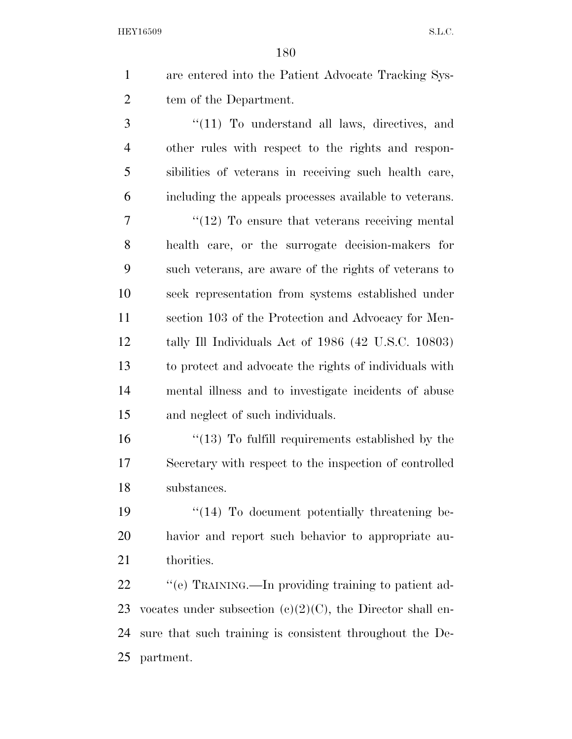are entered into the Patient Advocate Tracking System of the Department.

"(11) To understand all laws, directives, and other rules with respect to the rights and responsibilities of veterans in receiving such health care, including the appeals processes available to veterans.

"(12) To ensure that veterans receiving mental health care, or the surrogate decision-makers for such veterans, are aware of the rights of veterans to seek representation from systems established under section 103 of the Protection and Advocacy for Mentally Ill Individuals Act of 1986 (42 U.S.C. 10803) to protect and advocate the rights of individuals with mental illness and to investigate incidents of abuse and neglect of such individuals.

"(13) To fulfill requirements established by the Secretary with respect to the inspection of controlled substances.

"(14) To document potentially threatening behavior and report such behavior to appropriate authorities.

"(e) TRAINING.—In providing training to patient advocates under subsection (c)(2)(C), the Director shall ensure that such training is consistent throughout the Department.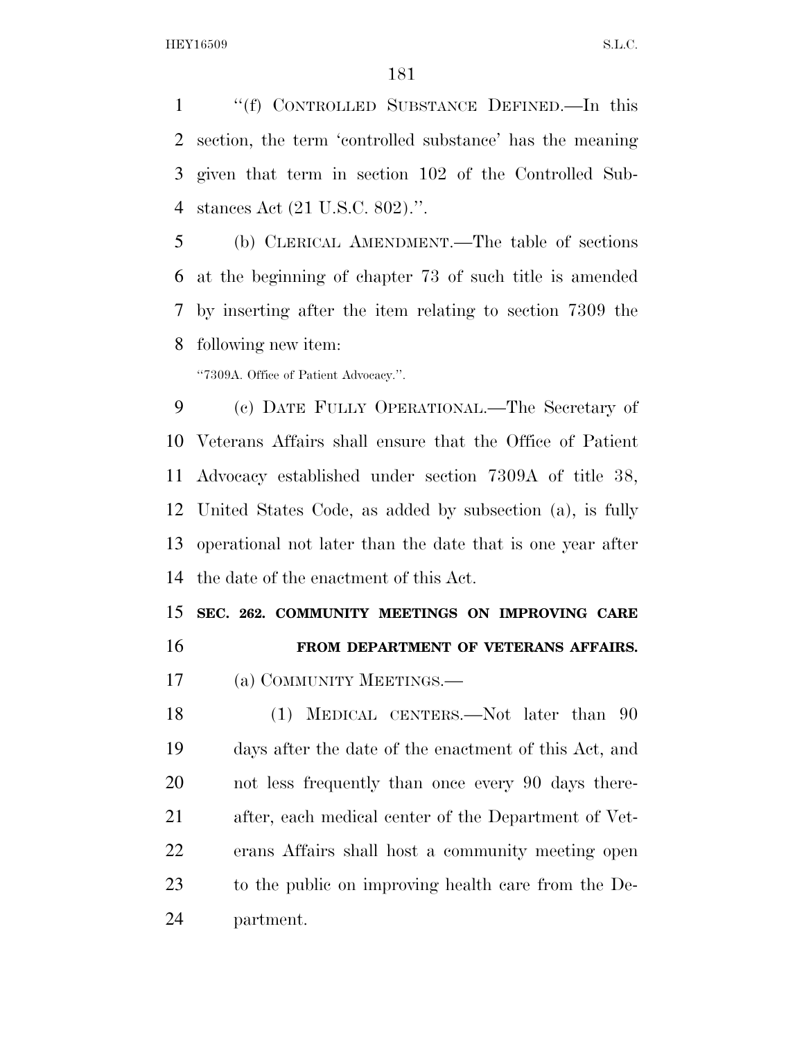"(f) CONTROLLED SUBSTANCE DEFINED.—In this section, the term 'controlled substance' has the meaning given that term in section 102 of the Controlled Substances Act (21 U.S.C. 802).".

(b) CLERICAL AMENDMENT.—The table of sections at the beginning of chapter 73 of such title is amended by inserting after the item relating to section 7309 the following new item:

"7309A. Office of Patient Advocacy.".

(c) DATE FULLY OPERATIONAL.—The Secretary of Veterans Affairs shall ensure that the Office of Patient Advocacy established under section 7309A of title 38, United States Code, as added by subsection (a), is fully operational not later than the date that is one year after the date of the enactment of this Act.

**SEC. 262. COMMUNITY MEETINGS ON IMPROVING CARE FROM DEPARTMENT OF VETERANS AFFAIRS.**

(a) COMMUNITY MEETINGS.—

(1) MEDICAL CENTERS.—Not later than 90 days after the date of the enactment of this Act, and not less frequently than once every 90 days thereafter, each medical center of the Department of Veterans Affairs shall host a community meeting open to the public on improving health care from the Department.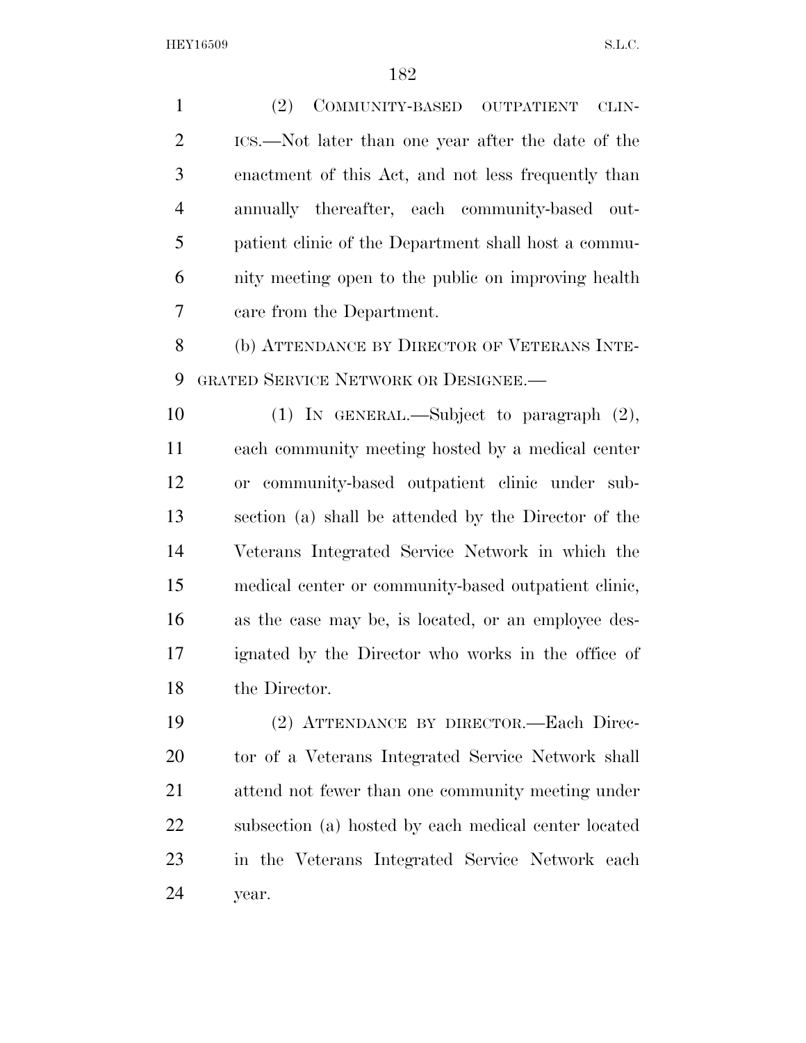(2) COMMUNITY-BASED OUTPATIENT CLINICS.—Not later than one year after the date of the enactment of this Act, and not less frequently than annually thereafter, each community-based outpatient clinic of the Department shall host a community meeting open to the public on improving health care from the Department.

(b) ATTENDANCE BY DIRECTOR OF VETERANS INTEGRATED SERVICE NETWORK OR DESIGNEE.—

(1) IN GENERAL.—Subject to paragraph (2), each community meeting hosted by a medical center or community-based outpatient clinic under subsection (a) shall be attended by the Director of the Veterans Integrated Service Network in which the medical center or community-based outpatient clinic, as the case may be, is located, or an employee designated by the Director who works in the office of the Director.

(2) ATTENDANCE BY DIRECTOR.—Each Director of a Veterans Integrated Service Network shall attend not fewer than one community meeting under subsection (a) hosted by each medical center located in the Veterans Integrated Service Network each year.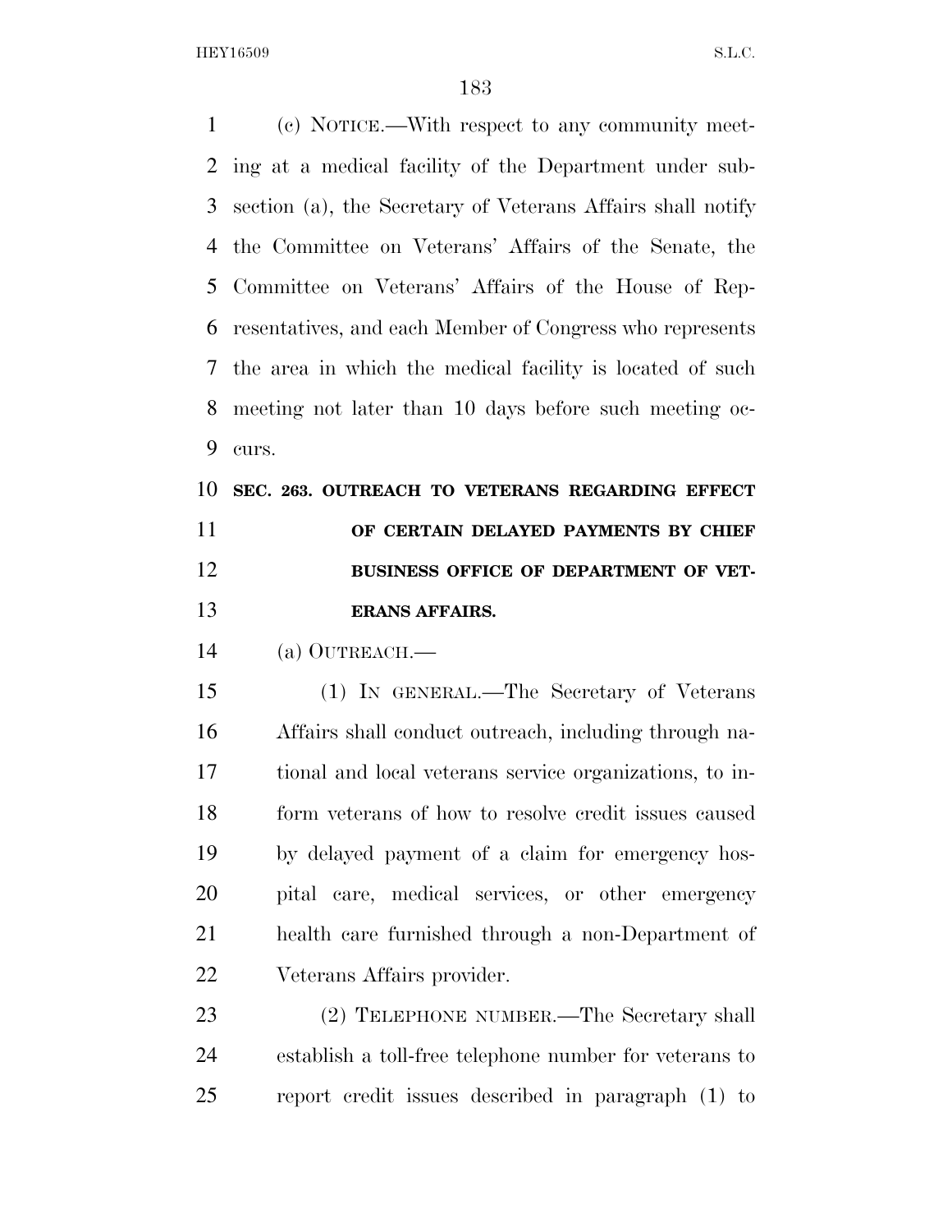(c) NOTICE.—With respect to any community meeting at a medical facility of the Department under subsection (a), the Secretary of Veterans Affairs shall notify the Committee on Veterans' Affairs of the Senate, the Committee on Veterans' Affairs of the House of Representatives, and each Member of Congress who represents the area in which the medical facility is located of such meeting not later than 10 days before such meeting occurs.

**SEC. 263. OUTREACH TO VETERANS REGARDING EFFECT OF CERTAIN DELAYED PAYMENTS BY CHIEF BUSINESS OFFICE OF DEPARTMENT OF VETERANS AFFAIRS.**

(a) OUTREACH.—

(1) IN GENERAL.—The Secretary of Veterans Affairs shall conduct outreach, including through national and local veterans service organizations, to inform veterans of how to resolve credit issues caused by delayed payment of a claim for emergency hospital care, medical services, or other emergency health care furnished through a non-Department of Veterans Affairs provider.

(2) TELEPHONE NUMBER.—The Secretary shall establish a toll-free telephone number for veterans to report credit issues described in paragraph (1) to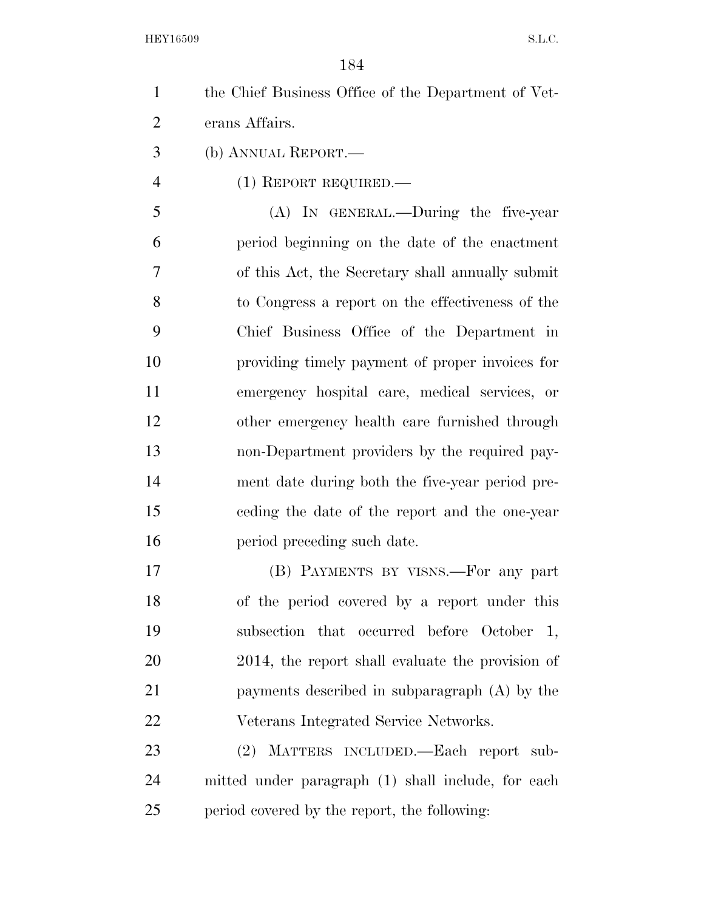the Chief Business Office of the Department of Veterans Affairs.

(b) ANNUAL REPORT.—

(1) REPORT REQUIRED.—

(A) IN GENERAL.—During the five-year period beginning on the date of the enactment of this Act, the Secretary shall annually submit to Congress a report on the effectiveness of the Chief Business Office of the Department in providing timely payment of proper invoices for emergency hospital care, medical services, or other emergency health care furnished through non-Department providers by the required payment date during both the five-year period preceding the date of the report and the one-year period preceding such date.

(B) PAYMENTS BY VISNS.—For any part of the period covered by a report under this subsection that occurred before October 1, 2014, the report shall evaluate the provision of payments described in subparagraph (A) by the Veterans Integrated Service Networks.

(2) MATTERS INCLUDED.—Each report submitted under paragraph (1) shall include, for each period covered by the report, the following: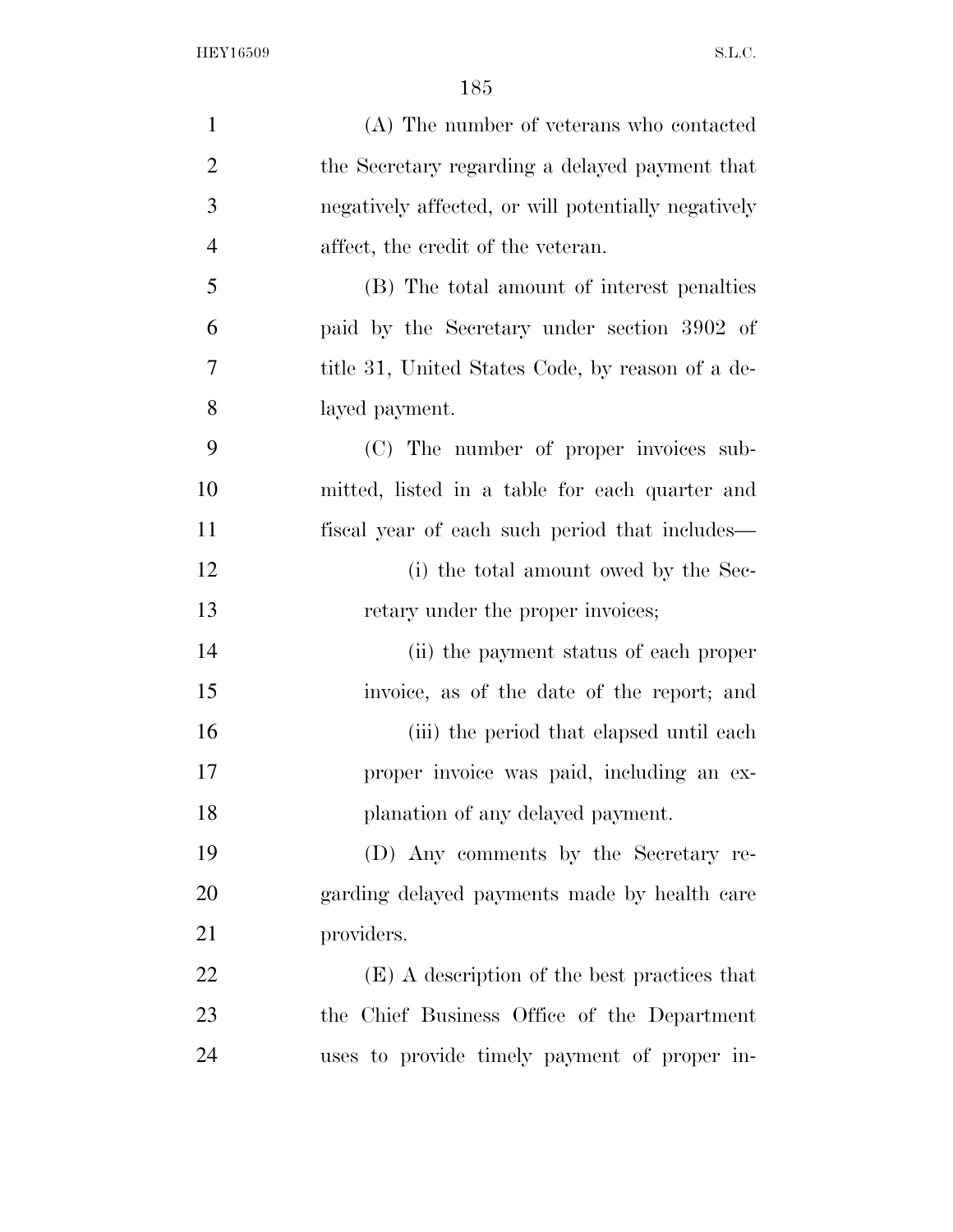(A) The number of veterans who contacted the Secretary regarding a delayed payment that negatively affected, or will potentially negatively affect, the credit of the veteran.

(B) The total amount of interest penalties paid by the Secretary under section 3902 of title 31, United States Code, by reason of a delayed payment.

(C) The number of proper invoices submitted, listed in a table for each quarter and fiscal year of each such period that includes—

(i) the total amount owed by the Secretary under the proper invoices;

(ii) the payment status of each proper invoice, as of the date of the report; and

(iii) the period that elapsed until each proper invoice was paid, including an explanation of any delayed payment.

(D) Any comments by the Secretary regarding delayed payments made by health care providers.

(E) A description of the best practices that the Chief Business Office of the Department uses to provide timely payment of proper in-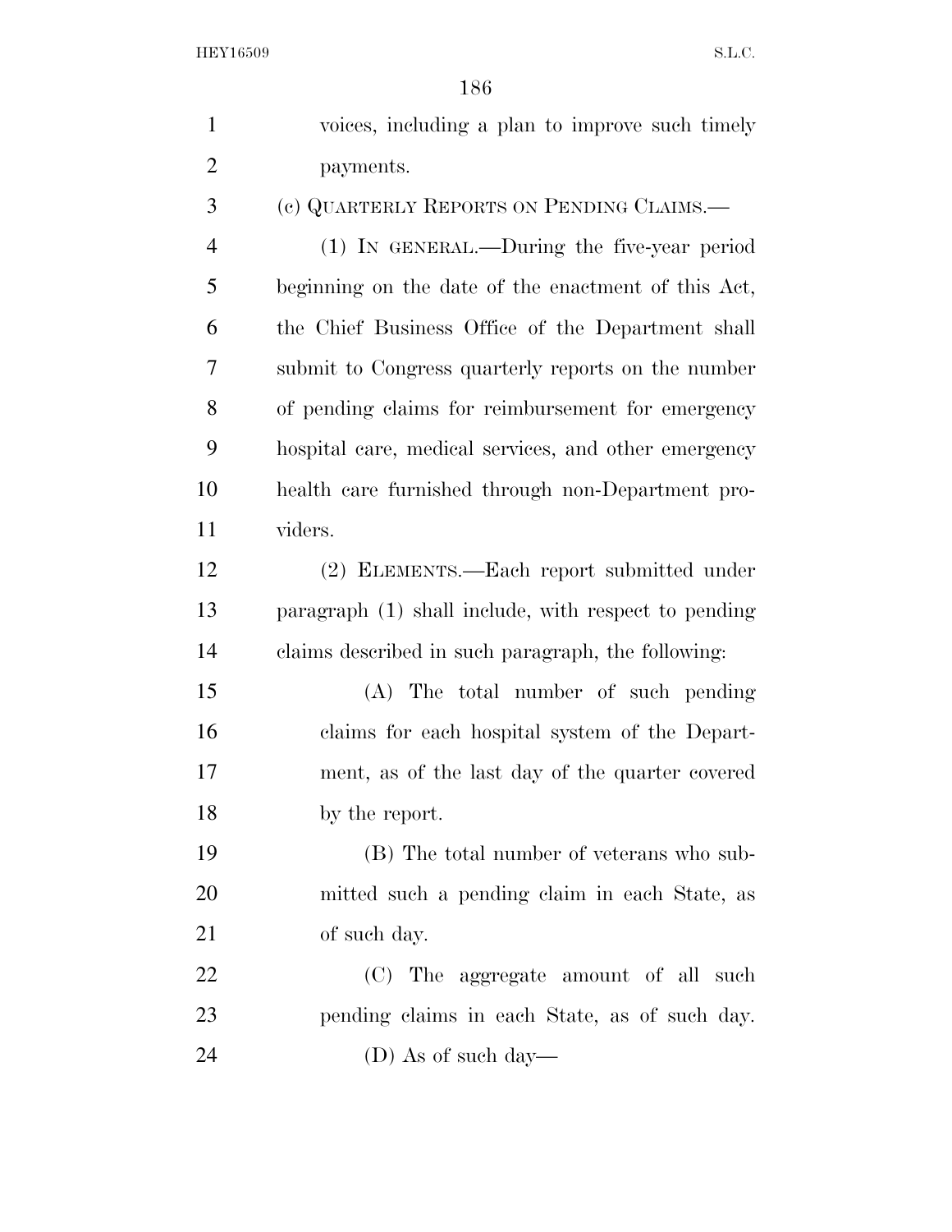voices, including a plan to improve such timely payments.

(c) QUARTERLY REPORTS ON PENDING CLAIMS.—

(1) IN GENERAL.—During the five-year period beginning on the date of the enactment of this Act, the Chief Business Office of the Department shall submit to Congress quarterly reports on the number of pending claims for reimbursement for emergency hospital care, medical services, and other emergency health care furnished through non-Department providers.

(2) ELEMENTS.—Each report submitted under paragraph (1) shall include, with respect to pending claims described in such paragraph, the following:

(A) The total number of such pending claims for each hospital system of the Department, as of the last day of the quarter covered by the report.

(B) The total number of veterans who submitted such a pending claim in each State, as of such day.

(C) The aggregate amount of all such pending claims in each State, as of such day.

(D) As of such day—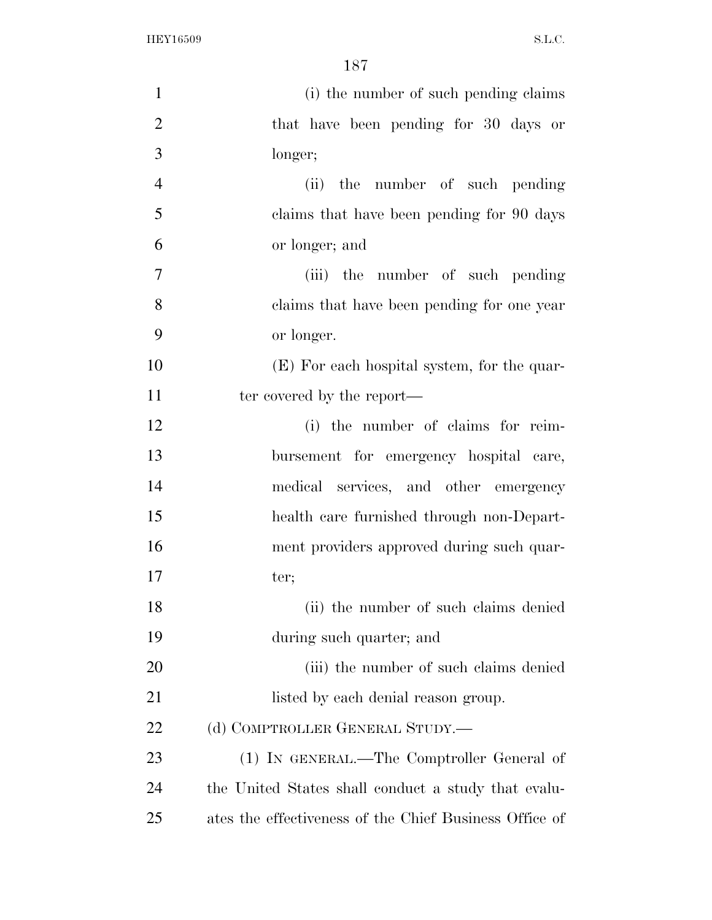(i) the number of such pending claims that have been pending for 30 days or longer;

(ii) the number of such pending claims that have been pending for 90 days or longer; and

(iii) the number of such pending claims that have been pending for one year or longer.

(E) For each hospital system, for the quarter covered by the report—

(i) the number of claims for reimbursement for emergency hospital care, medical services, and other emergency health care furnished through non-Department providers approved during such quarter;

(ii) the number of such claims denied during such quarter; and

(iii) the number of such claims denied listed by each denial reason group.

(d) COMPTROLLER GENERAL STUDY.—

(1) IN GENERAL.—The Comptroller General of the United States shall conduct a study that evaluates the effectiveness of the Chief Business Office of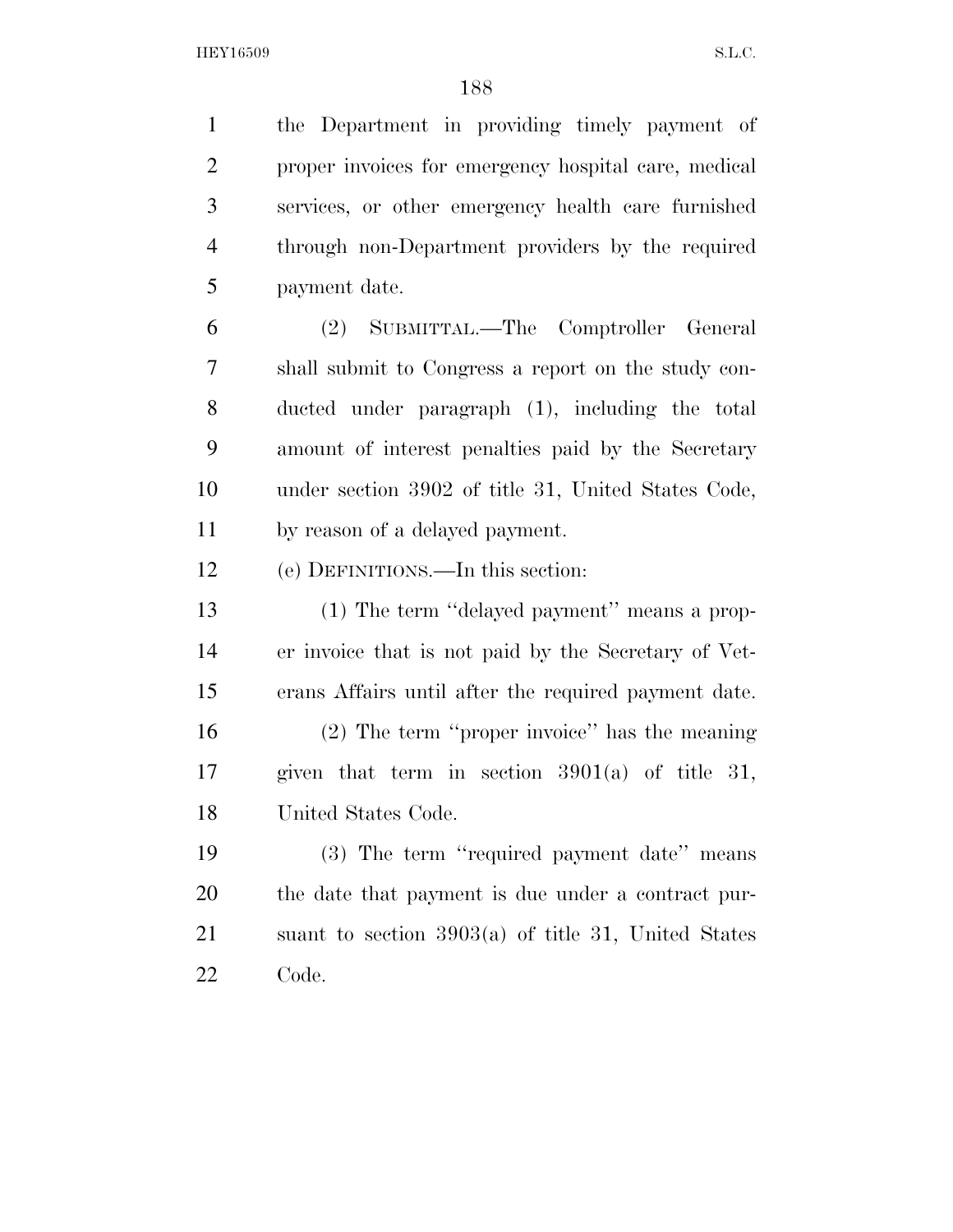the Department in providing timely payment of proper invoices for emergency hospital care, medical services, or other emergency health care furnished through non-Department providers by the required payment date.

(2) SUBMITTAL.—The Comptroller General shall submit to Congress a report on the study conducted under paragraph (1), including the total amount of interest penalties paid by the Secretary under section 3902 of title 31, United States Code, by reason of a delayed payment.

(e) DEFINITIONS.—In this section:

(1) The term ''delayed payment'' means a proper invoice that is not paid by the Secretary of Veterans Affairs until after the required payment date.

(2) The term ''proper invoice'' has the meaning given that term in section 3901(a) of title 31, United States Code.

(3) The term ''required payment date'' means the date that payment is due under a contract pursuant to section 3903(a) of title 31, United States Code.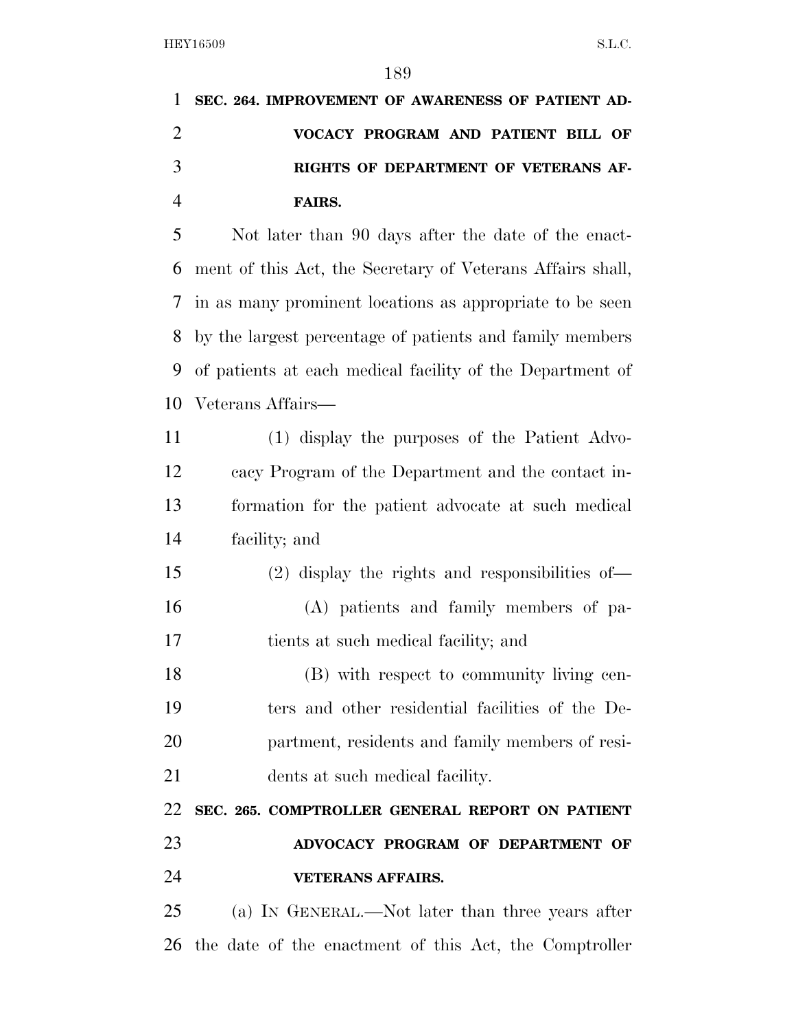**SEC. 264. IMPROVEMENT OF AWARENESS OF PATIENT ADVOCACY PROGRAM AND PATIENT BILL OF RIGHTS OF DEPARTMENT OF VETERANS AFFAIRS.**

Not later than 90 days after the date of the enactment of this Act, the Secretary of Veterans Affairs shall, in as many prominent locations as appropriate to be seen by the largest percentage of patients and family members of patients at each medical facility of the Department of Veterans Affairs—

(1) display the purposes of the Patient Advocacy Program of the Department and the contact information for the patient advocate at such medical facility; and

(2) display the rights and responsibilities of—

(A) patients and family members of patients at such medical facility; and

(B) with respect to community living centers and other residential facilities of the Department, residents and family members of residents at such medical facility.

**SEC. 265. COMPTROLLER GENERAL REPORT ON PATIENT ADVOCACY PROGRAM OF DEPARTMENT OF VETERANS AFFAIRS.**

(a) IN GENERAL.—Not later than three years after the date of the enactment of this Act, the Comptroller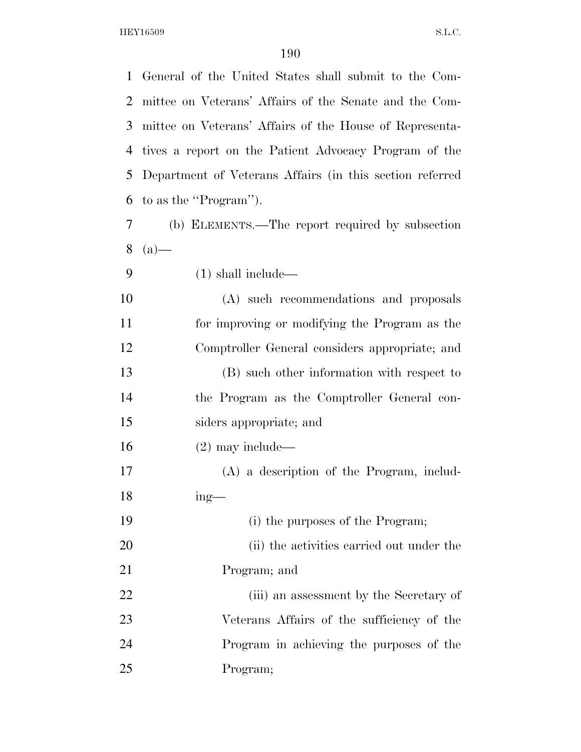General of the United States shall submit to the Committee on Veterans' Affairs of the Senate and the Committee on Veterans' Affairs of the House of Representatives a report on the Patient Advocacy Program of the Department of Veterans Affairs (in this section referred to as the ''Program'').

(b) ELEMENTS.—The report required by subsection (a)—

(1) shall include—

(A) such recommendations and proposals for improving or modifying the Program as the Comptroller General considers appropriate; and

(B) such other information with respect to the Program as the Comptroller General considers appropriate; and

(2) may include—

(A) a description of the Program, including—

(i) the purposes of the Program;

(ii) the activities carried out under the Program; and

(iii) an assessment by the Secretary of Veterans Affairs of the sufficiency of the Program in achieving the purposes of the Program;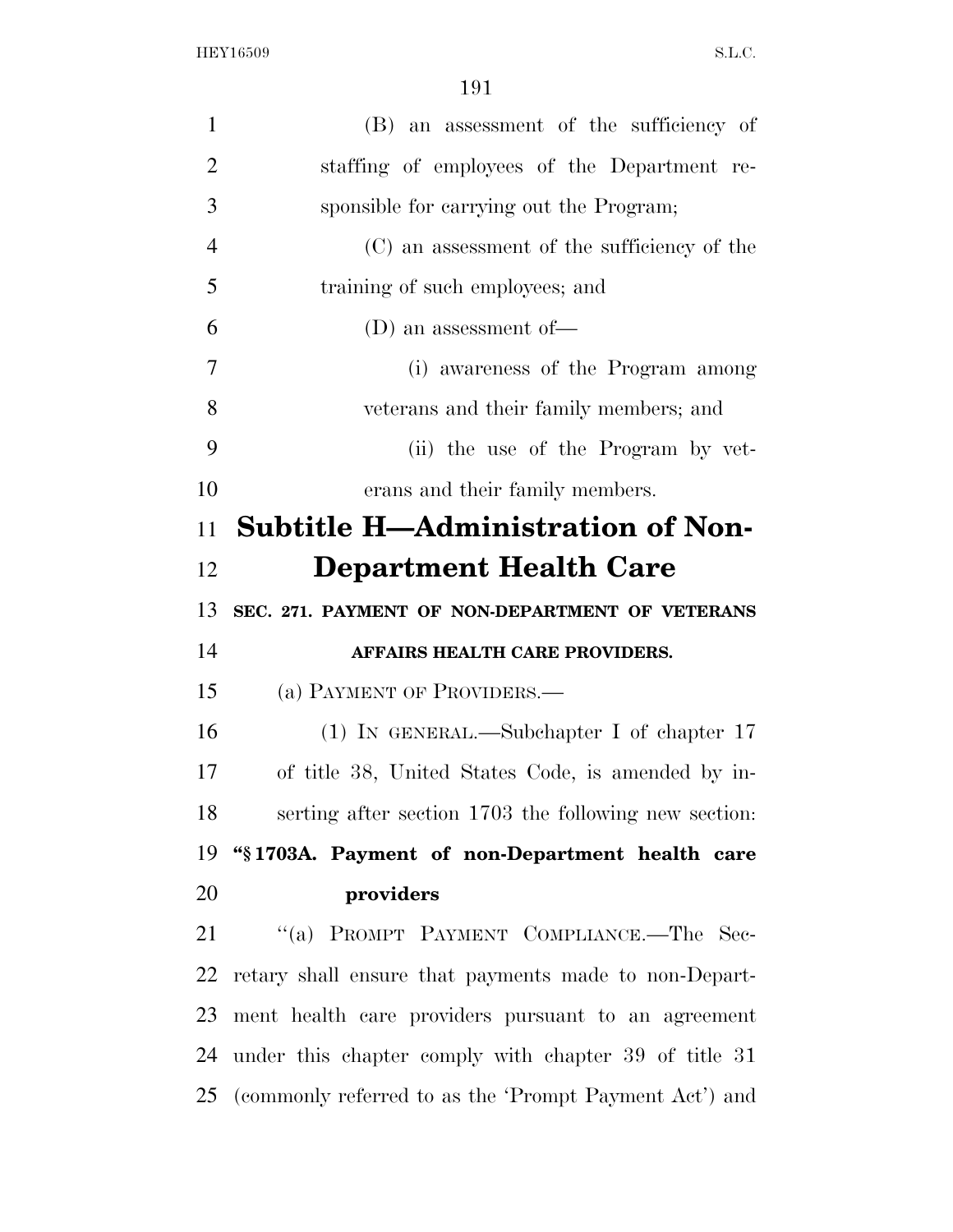(B) an assessment of the sufficiency of staffing of employees of the Department responsible for carrying out the Program;

(C) an assessment of the sufficiency of the training of such employees; and

(D) an assessment of—

(i) awareness of the Program among veterans and their family members; and

(ii) the use of the Program by veterans and their family members.

## Subtitle H—Administration of Non-Department Health Care

### SEC. 271. PAYMENT OF NON-DEPARTMENT OF VETERANS AFFAIRS HEALTH CARE PROVIDERS.

(a) PAYMENT OF PROVIDERS.—

(1) IN GENERAL.—Subchapter I of chapter 17 of title 38, United States Code, is amended by inserting after section 1703 the following new section:

**"§ 1703A. Payment of non-Department health care providers**

"(a) PROMPT PAYMENT COMPLIANCE.—The Secretary shall ensure that payments made to non-Department health care providers pursuant to an agreement under this chapter comply with chapter 39 of title 31 (commonly referred to as the 'Prompt Payment Act') and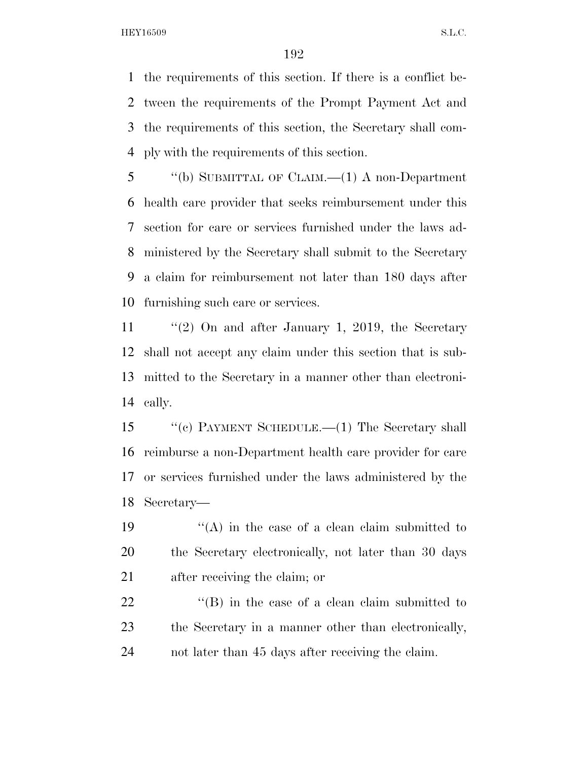the requirements of this section. If there is a conflict between the requirements of the Prompt Payment Act and the requirements of this section, the Secretary shall comply with the requirements of this section.

"(b) SUBMITTAL OF CLAIM.—(1) A non-Department health care provider that seeks reimbursement under this section for care or services furnished under the laws administered by the Secretary shall submit to the Secretary a claim for reimbursement not later than 180 days after furnishing such care or services.

"(2) On and after January 1, 2019, the Secretary shall not accept any claim under this section that is submitted to the Secretary in a manner other than electronically.

"(c) PAYMENT SCHEDULE.—(1) The Secretary shall reimburse a non-Department health care provider for care or services furnished under the laws administered by the Secretary—

"(A) in the case of a clean claim submitted to the Secretary electronically, not later than 30 days after receiving the claim; or

"(B) in the case of a clean claim submitted to the Secretary in a manner other than electronically, not later than 45 days after receiving the claim.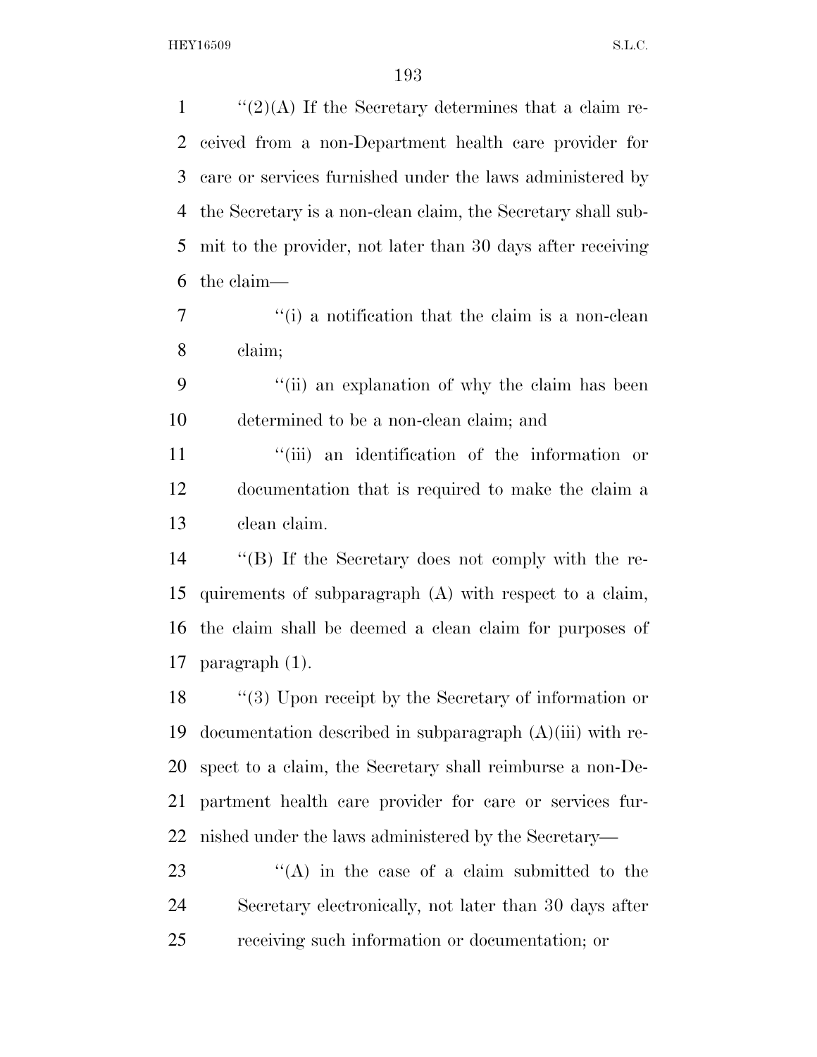''(2)(A) If the Secretary determines that a claim received from a non-Department health care provider for care or services furnished under the laws administered by the Secretary is a non-clean claim, the Secretary shall submit to the provider, not later than 30 days after receiving the claim—

''(i) a notification that the claim is a non-clean claim;

''(ii) an explanation of why the claim has been determined to be a non-clean claim; and

''(iii) an identification of the information or documentation that is required to make the claim a clean claim.

''(B) If the Secretary does not comply with the requirements of subparagraph (A) with respect to a claim, the claim shall be deemed a clean claim for purposes of paragraph (1).

''(3) Upon receipt by the Secretary of information or documentation described in subparagraph (A)(iii) with respect to a claim, the Secretary shall reimburse a non-Department health care provider for care or services furnished under the laws administered by the Secretary—

''(A) in the case of a claim submitted to the Secretary electronically, not later than 30 days after receiving such information or documentation; or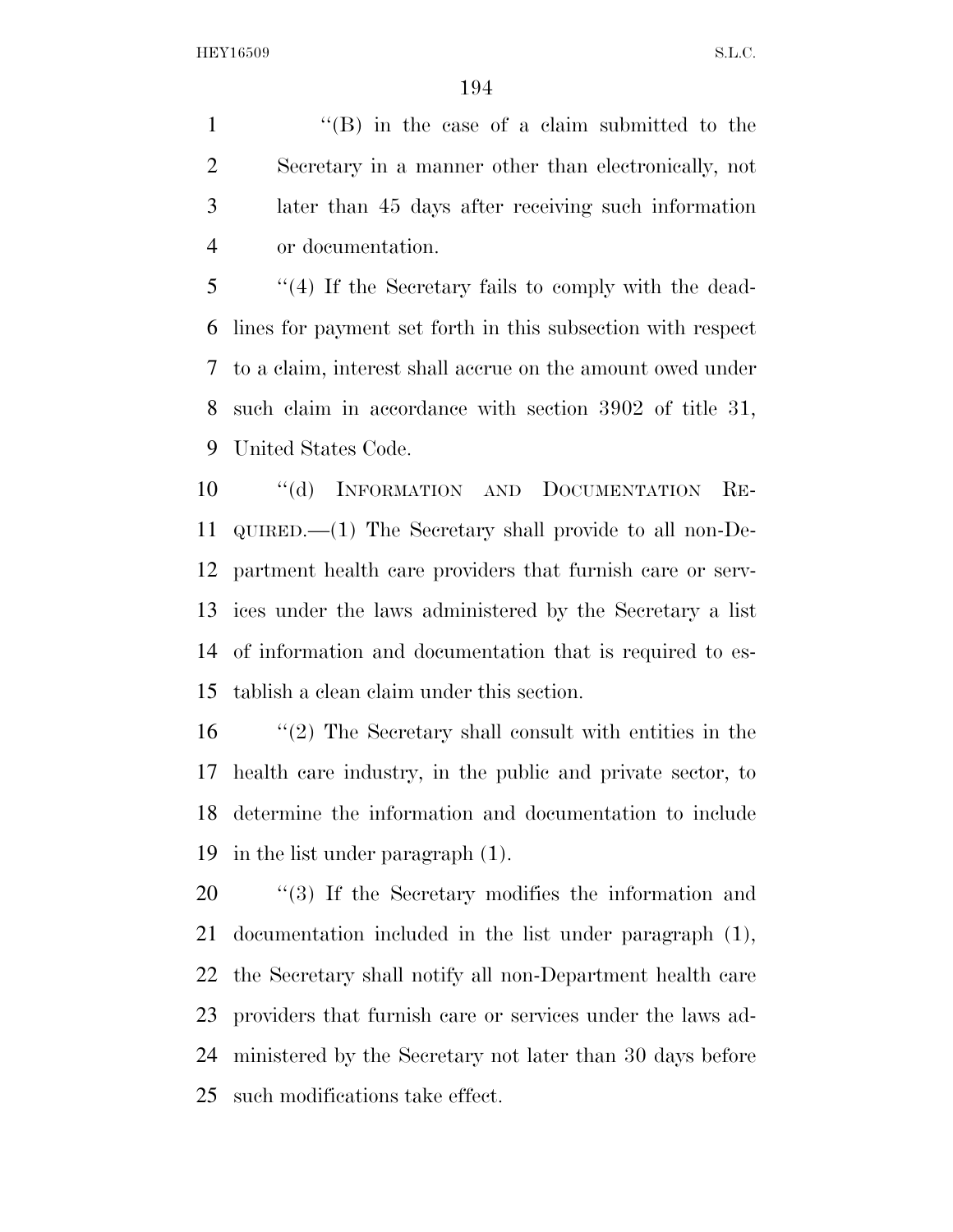''(B) in the case of a claim submitted to the Secretary in a manner other than electronically, not later than 45 days after receiving such information or documentation.

''(4) If the Secretary fails to comply with the deadlines for payment set forth in this subsection with respect to a claim, interest shall accrue on the amount owed under such claim in accordance with section 3902 of title 31, United States Code.

''(d) INFORMATION AND DOCUMENTATION REQUIRED.—(1) The Secretary shall provide to all non-Department health care providers that furnish care or services under the laws administered by the Secretary a list of information and documentation that is required to establish a clean claim under this section.

''(2) The Secretary shall consult with entities in the health care industry, in the public and private sector, to determine the information and documentation to include in the list under paragraph (1).

''(3) If the Secretary modifies the information and documentation included in the list under paragraph (1), the Secretary shall notify all non-Department health care providers that furnish care or services under the laws administered by the Secretary not later than 30 days before such modifications take effect.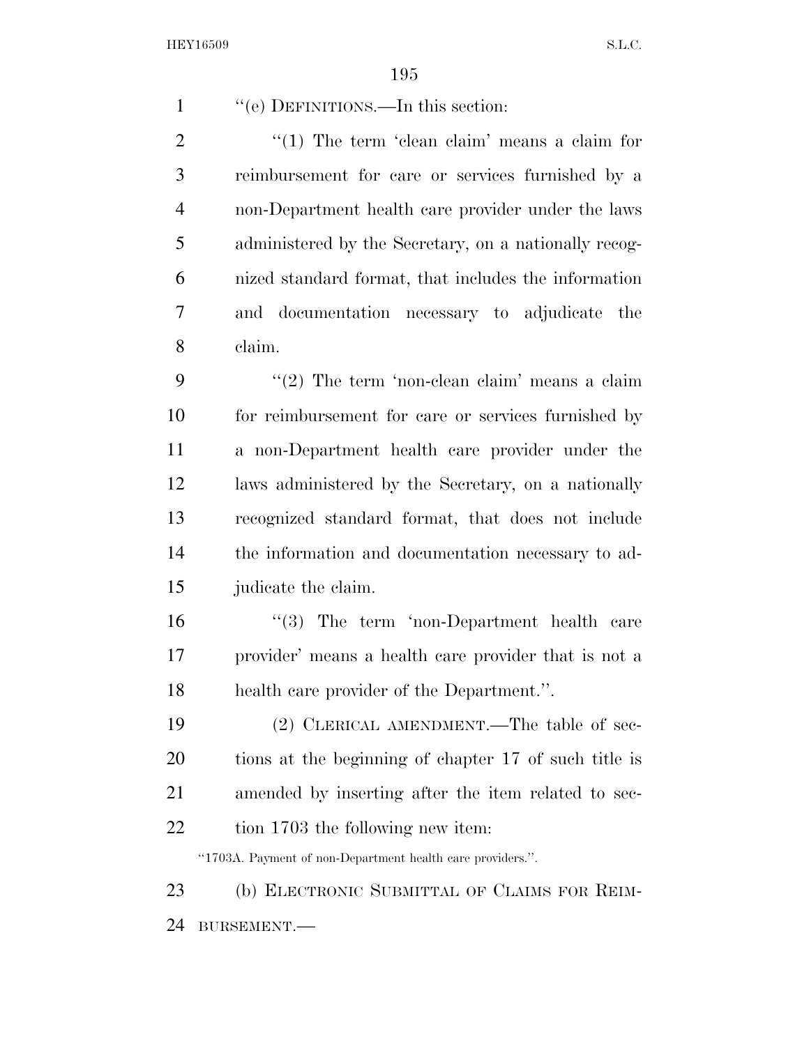''(e) DEFINITIONS.—In this section:

''(1) The term 'clean claim' means a claim for reimbursement for care or services furnished by a non-Department health care provider under the laws administered by the Secretary, on a nationally recognized standard format, that includes the information and documentation necessary to adjudicate the claim.

''(2) The term 'non-clean claim' means a claim for reimbursement for care or services furnished by a non-Department health care provider under the laws administered by the Secretary, on a nationally recognized standard format, that does not include the information and documentation necessary to adjudicate the claim.

''(3) The term 'non-Department health care provider' means a health care provider that is not a health care provider of the Department.''.

(2) CLERICAL AMENDMENT.—The table of sections at the beginning of chapter 17 of such title is amended by inserting after the item related to section 1703 the following new item:

''1703A. Payment of non-Department health care providers.''.

(b) ELECTRONIC SUBMITTAL OF CLAIMS FOR REIMBURSEMENT.—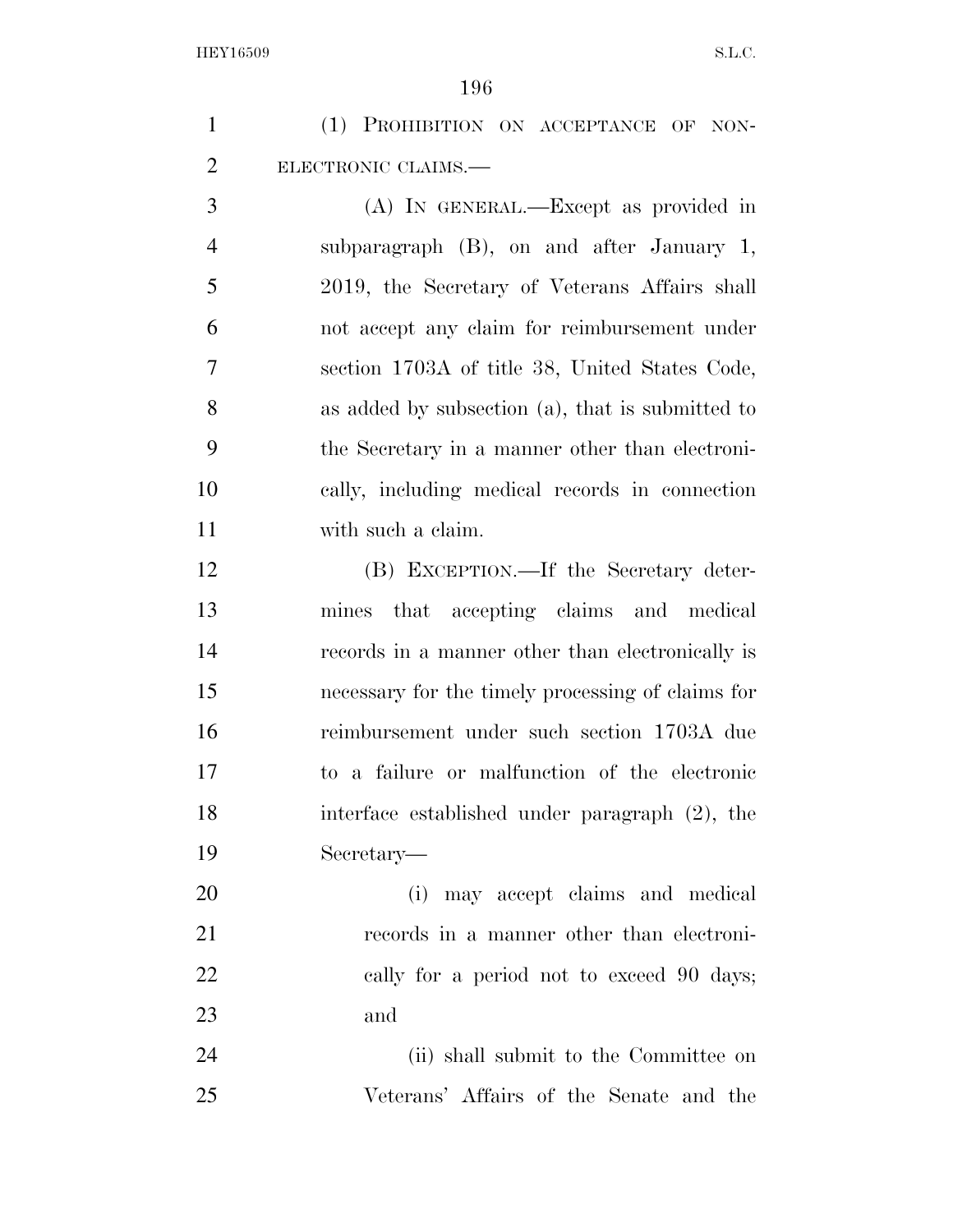(1) Prohibition on acceptance of non-electronic claims.—

(A) In general.—Except as provided in subparagraph (B), on and after January 1, 2019, the Secretary of Veterans Affairs shall not accept any claim for reimbursement under section 1703A of title 38, United States Code, as added by subsection (a), that is submitted to the Secretary in a manner other than electronically, including medical records in connection with such a claim.

(B) Exception.—If the Secretary determines that accepting claims and medical records in a manner other than electronically is necessary for the timely processing of claims for reimbursement under such section 1703A due to a failure or malfunction of the electronic interface established under paragraph (2), the Secretary—

(i) may accept claims and medical records in a manner other than electronically for a period not to exceed 90 days; and

(ii) shall submit to the Committee on Veterans' Affairs of the Senate and the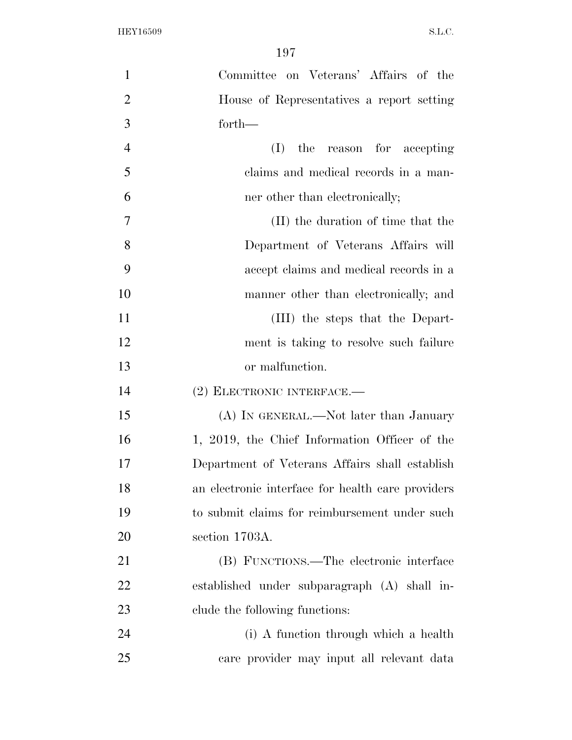Committee on Veterans' Affairs of the House of Representatives a report setting forth—

(I) the reason for accepting claims and medical records in a manner other than electronically;

(II) the duration of time that the Department of Veterans Affairs will accept claims and medical records in a manner other than electronically; and

(III) the steps that the Department is taking to resolve such failure or malfunction.

(2) ELECTRONIC INTERFACE.—

(A) IN GENERAL.—Not later than January 1, 2019, the Chief Information Officer of the Department of Veterans Affairs shall establish an electronic interface for health care providers to submit claims for reimbursement under such section 1703A.

(B) FUNCTIONS.—The electronic interface established under subparagraph (A) shall include the following functions:

(i) A function through which a health care provider may input all relevant data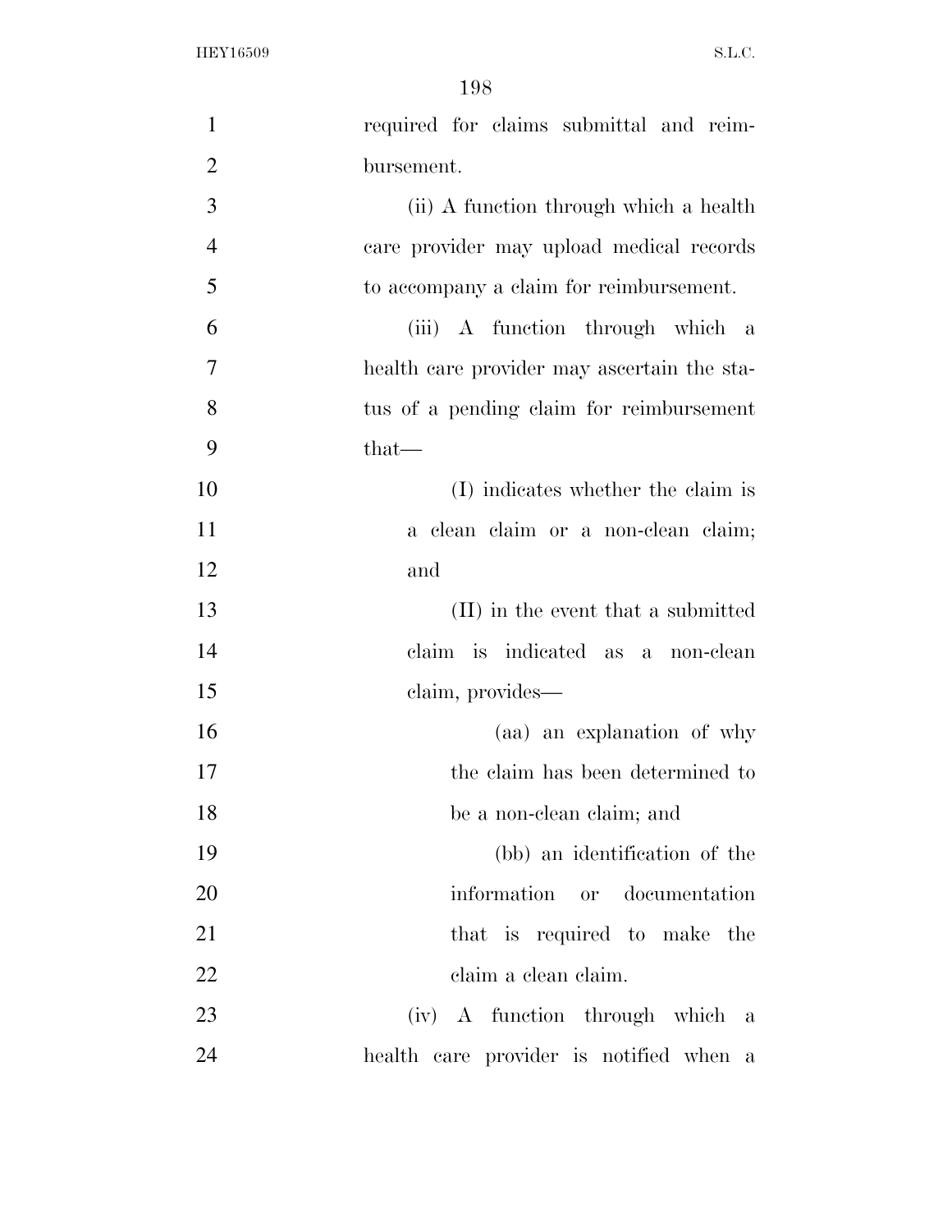required for claims submittal and reimbursement.

(ii) A function through which a health care provider may upload medical records to accompany a claim for reimbursement.

(iii) A function through which a health care provider may ascertain the status of a pending claim for reimbursement that—

(I) indicates whether the claim is a clean claim or a non-clean claim; and

(II) in the event that a submitted claim is indicated as a non-clean claim, provides—

(aa) an explanation of why the claim has been determined to be a non-clean claim; and

(bb) an identification of the information or documentation that is required to make the claim a clean claim.

(iv) A function through which a health care provider is notified when a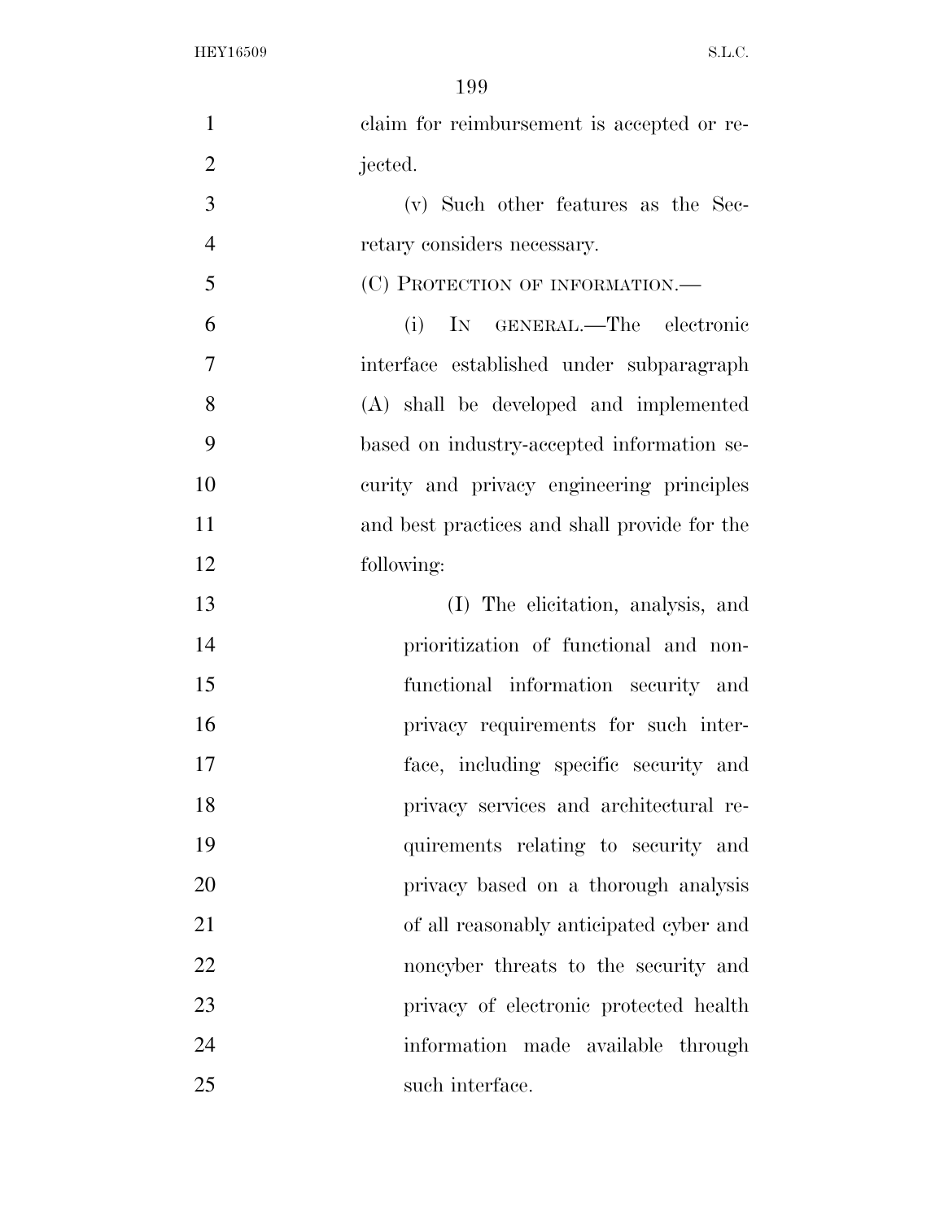claim for reimbursement is accepted or rejected.

(v) Such other features as the Secretary considers necessary.

(C) PROTECTION OF INFORMATION.—

(i) IN GENERAL.—The electronic interface established under subparagraph (A) shall be developed and implemented based on industry-accepted information security and privacy engineering principles and best practices and shall provide for the following:

(I) The elicitation, analysis, and prioritization of functional and nonfunctional information security and privacy requirements for such interface, including specific security and privacy services and architectural requirements relating to security and privacy based on a thorough analysis of all reasonably anticipated cyber and noncyber threats to the security and privacy of electronic protected health information made available through such interface.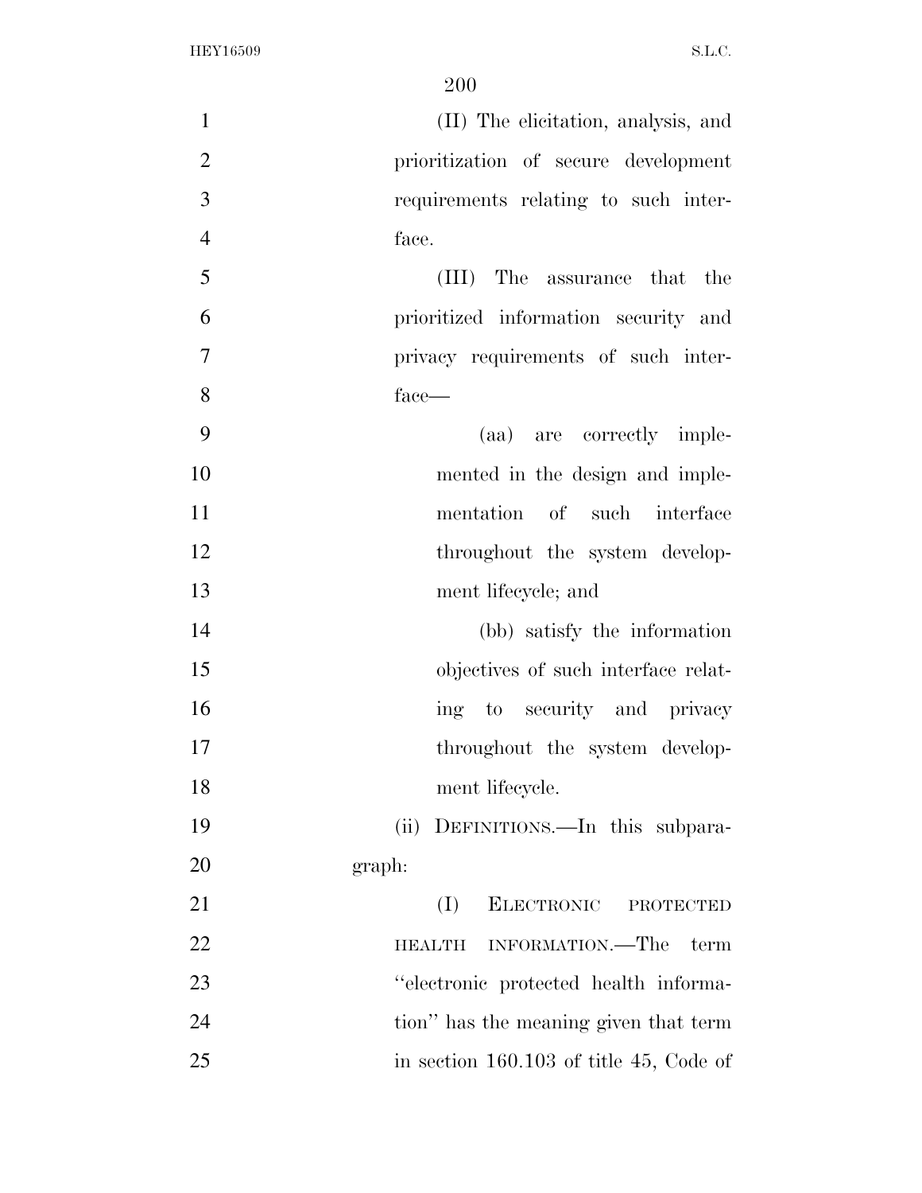(II) The elicitation, analysis, and prioritization of secure development requirements relating to such interface.

(III) The assurance that the prioritized information security and privacy requirements of such interface—

(aa) are correctly implemented in the design and implementation of such interface throughout the system development lifecycle; and

(bb) satisfy the information objectives of such interface relating to security and privacy throughout the system development lifecycle.

(ii) DEFINITIONS.—In this subparagraph:

(I) ELECTRONIC PROTECTED HEALTH INFORMATION.—The term "electronic protected health information" has the meaning given that term in section 160.103 of title 45, Code of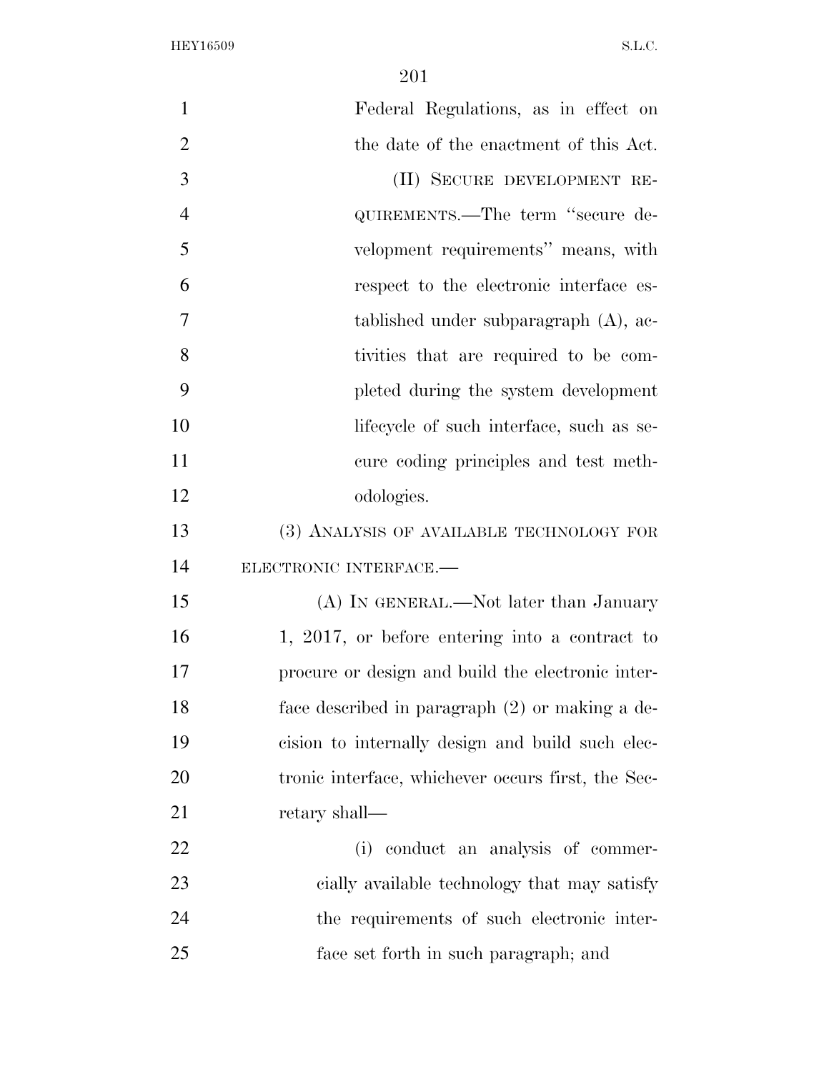Federal Regulations, as in effect on the date of the enactment of this Act.

(II) SECURE DEVELOPMENT REQUIREMENTS.—The term ''secure development requirements'' means, with respect to the electronic interface established under subparagraph (A), activities that are required to be completed during the system development lifecycle of such interface, such as secure coding principles and test methodologies.

(3) ANALYSIS OF AVAILABLE TECHNOLOGY FOR ELECTRONIC INTERFACE.—

(A) IN GENERAL.—Not later than January 1, 2017, or before entering into a contract to procure or design and build the electronic interface described in paragraph (2) or making a decision to internally design and build such electronic interface, whichever occurs first, the Secretary shall—

(i) conduct an analysis of commercially available technology that may satisfy the requirements of such electronic interface set forth in such paragraph; and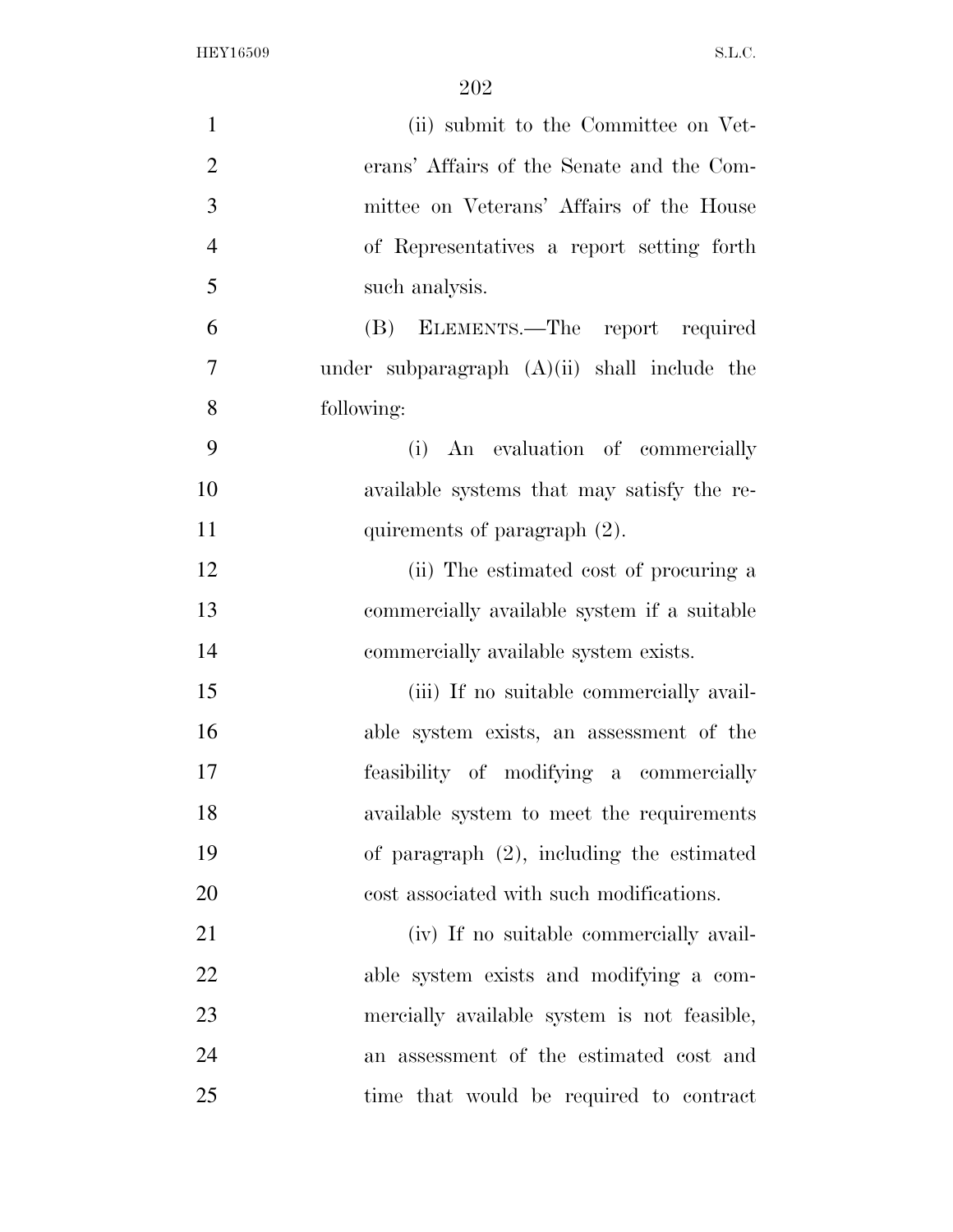(ii) submit to the Committee on Veterans' Affairs of the Senate and the Committee on Veterans' Affairs of the House of Representatives a report setting forth such analysis.

(B) ELEMENTS.—The report required under subparagraph (A)(ii) shall include the following:

(i) An evaluation of commercially available systems that may satisfy the requirements of paragraph (2).

(ii) The estimated cost of procuring a commercially available system if a suitable commercially available system exists.

(iii) If no suitable commercially available system exists, an assessment of the feasibility of modifying a commercially available system to meet the requirements of paragraph (2), including the estimated cost associated with such modifications.

(iv) If no suitable commercially available system exists and modifying a commercially available system is not feasible, an assessment of the estimated cost and time that would be required to contract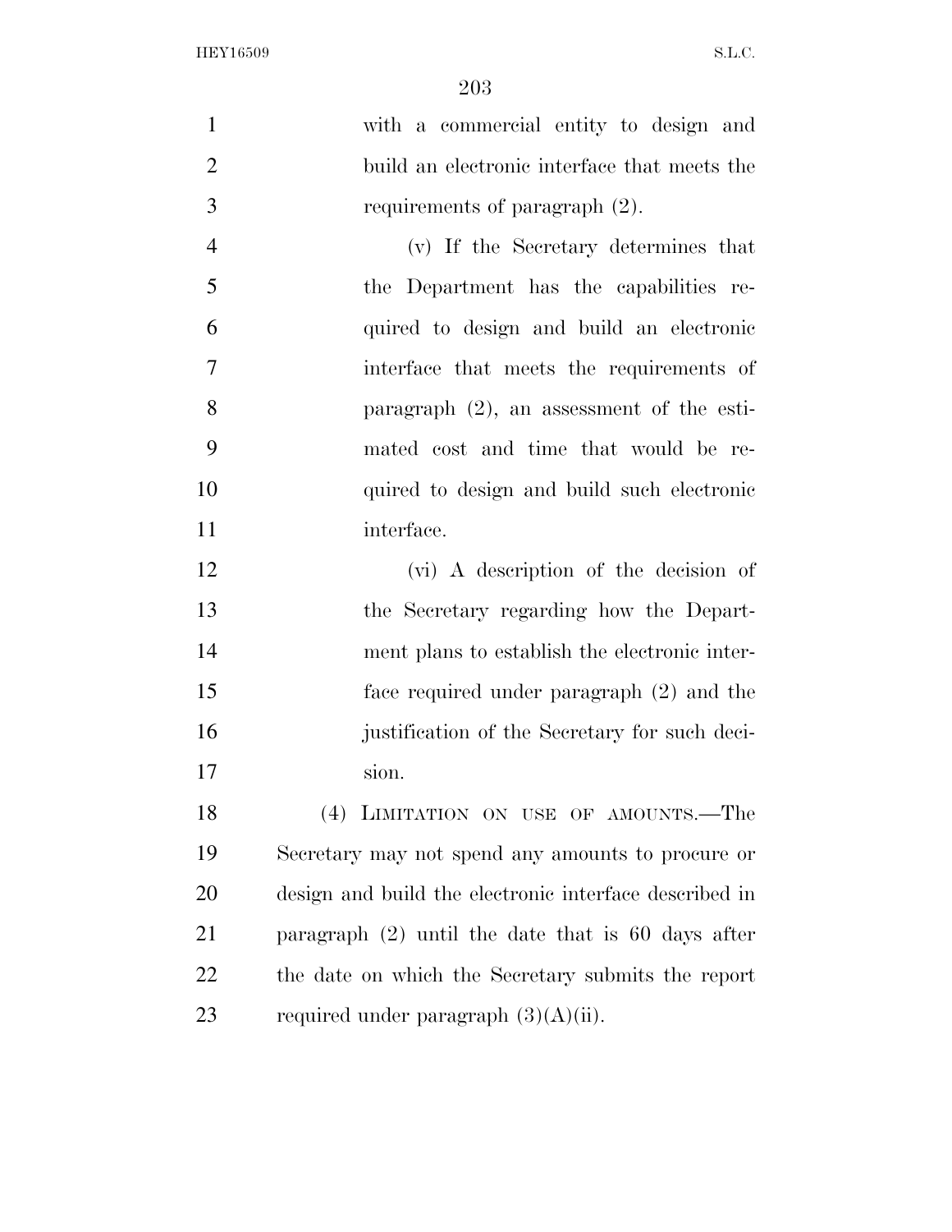with a commercial entity to design and build an electronic interface that meets the requirements of paragraph (2).

(v) If the Secretary determines that the Department has the capabilities required to design and build an electronic interface that meets the requirements of paragraph (2), an assessment of the estimated cost and time that would be required to design and build such electronic interface.

(vi) A description of the decision of the Secretary regarding how the Department plans to establish the electronic interface required under paragraph (2) and the justification of the Secretary for such decision.

(4) LIMITATION ON USE OF AMOUNTS.—The Secretary may not spend any amounts to procure or design and build the electronic interface described in paragraph (2) until the date that is 60 days after the date on which the Secretary submits the report required under paragraph (3)(A)(ii).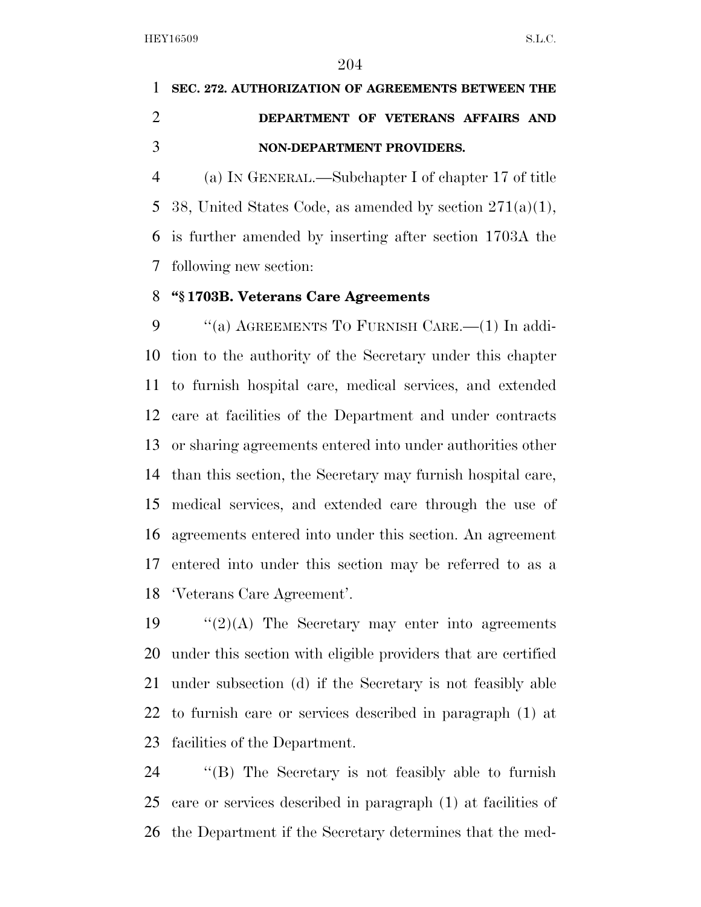**SEC. 272. AUTHORIZATION OF AGREEMENTS BETWEEN THE DEPARTMENT OF VETERANS AFFAIRS AND NON-DEPARTMENT PROVIDERS.**

(a) IN GENERAL.—Subchapter I of chapter 17 of title 38, United States Code, as amended by section 271(a)(1), is further amended by inserting after section 1703A the following new section:

**"§ 1703B. Veterans Care Agreements**

"(a) AGREEMENTS TO FURNISH CARE.—(1) In addition to the authority of the Secretary under this chapter to furnish hospital care, medical services, and extended care at facilities of the Department and under contracts or sharing agreements entered into under authorities other than this section, the Secretary may furnish hospital care, medical services, and extended care through the use of agreements entered into under this section. An agreement entered into under this section may be referred to as a 'Veterans Care Agreement'.

"(2)(A) The Secretary may enter into agreements under this section with eligible providers that are certified under subsection (d) if the Secretary is not feasibly able to furnish care or services described in paragraph (1) at facilities of the Department.

"(B) The Secretary is not feasibly able to furnish care or services described in paragraph (1) at facilities of the Department if the Secretary determines that the med-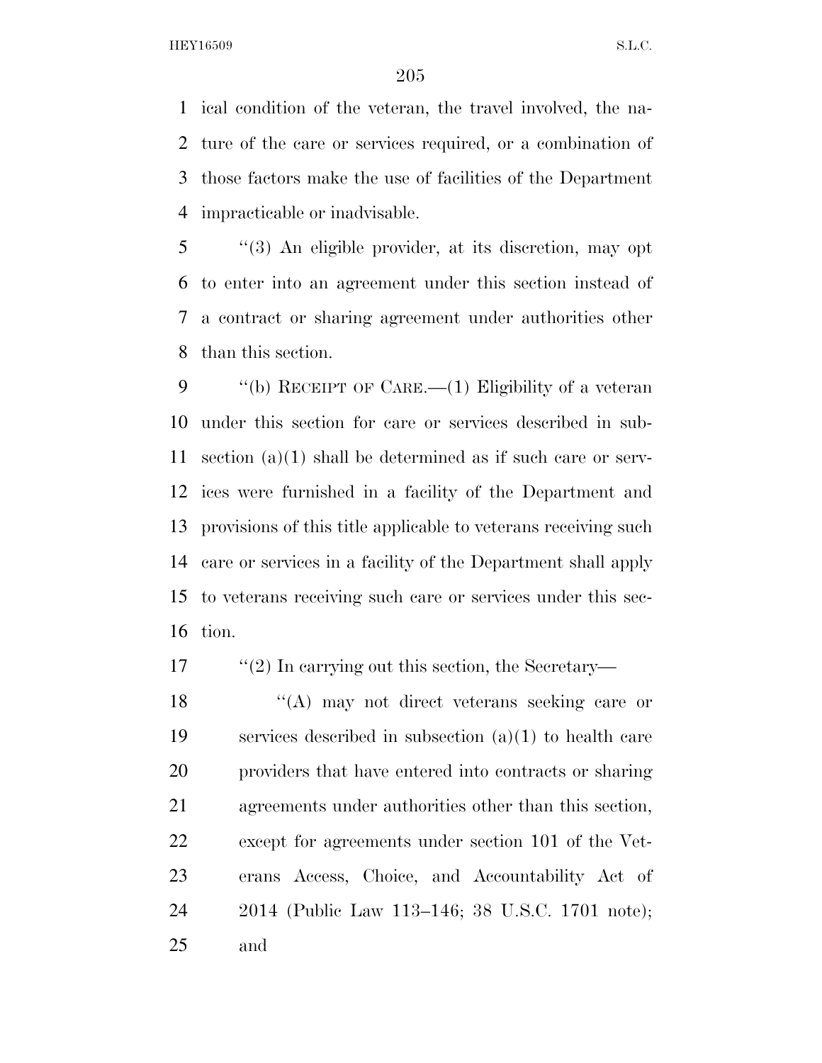ical condition of the veteran, the travel involved, the nature of the care or services required, or a combination of those factors make the use of facilities of the Department impracticable or inadvisable.

"(3) An eligible provider, at its discretion, may opt to enter into an agreement under this section instead of a contract or sharing agreement under authorities other than this section.

"(b) RECEIPT OF CARE.—(1) Eligibility of a veteran under this section for care or services described in subsection (a)(1) shall be determined as if such care or services were furnished in a facility of the Department and provisions of this title applicable to veterans receiving such care or services in a facility of the Department shall apply to veterans receiving such care or services under this section.

"(2) In carrying out this section, the Secretary—

"(A) may not direct veterans seeking care or services described in subsection (a)(1) to health care providers that have entered into contracts or sharing agreements under authorities other than this section, except for agreements under section 101 of the Veterans Access, Choice, and Accountability Act of 2014 (Public Law 113–146; 38 U.S.C. 1701 note); and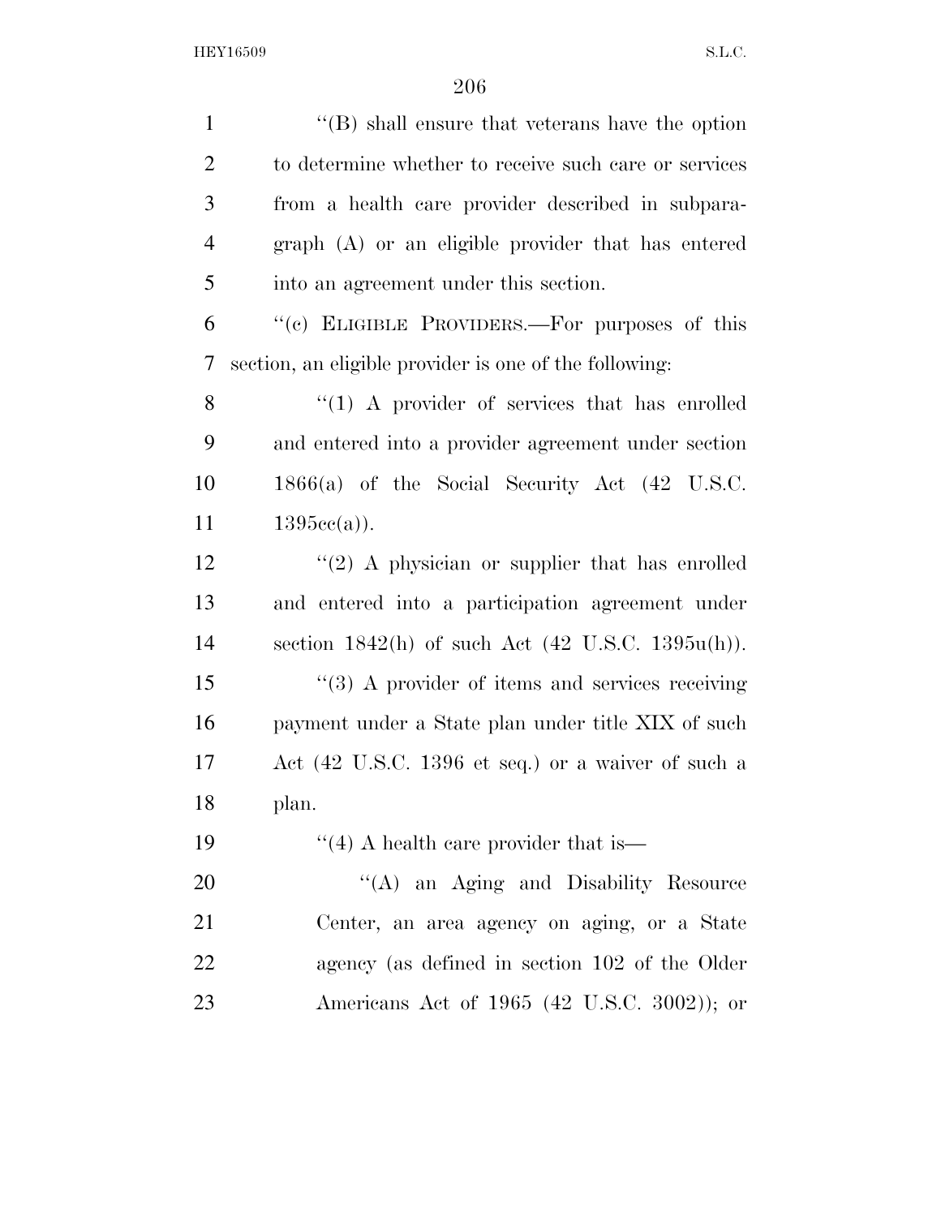''(B) shall ensure that veterans have the option to determine whether to receive such care or services from a health care provider described in subparagraph (A) or an eligible provider that has entered into an agreement under this section.

''(c) ELIGIBLE PROVIDERS.—For purposes of this section, an eligible provider is one of the following:

''(1) A provider of services that has enrolled and entered into a provider agreement under section 1866(a) of the Social Security Act (42 U.S.C. 1395cc(a)).

''(2) A physician or supplier that has enrolled and entered into a participation agreement under section 1842(h) of such Act (42 U.S.C. 1395u(h)).

''(3) A provider of items and services receiving payment under a State plan under title XIX of such Act (42 U.S.C. 1396 et seq.) or a waiver of such a plan.

''(4) A health care provider that is—

''(A) an Aging and Disability Resource Center, an area agency on aging, or a State agency (as defined in section 102 of the Older Americans Act of 1965 (42 U.S.C. 3002)); or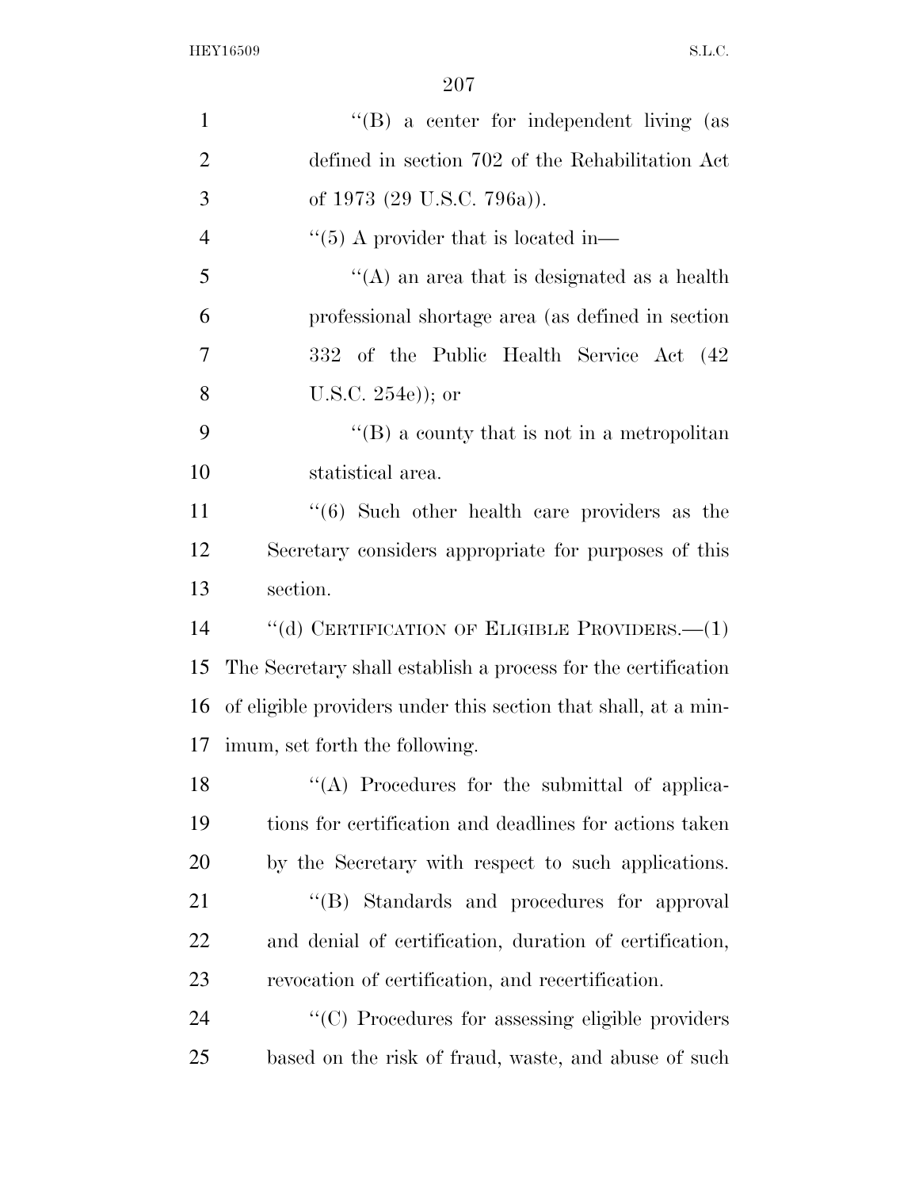''(B) a center for independent living (as defined in section 702 of the Rehabilitation Act of 1973 (29 U.S.C. 796a)).

''(5) A provider that is located in—

''(A) an area that is designated as a health professional shortage area (as defined in section 332 of the Public Health Service Act (42 U.S.C. 254e)); or

''(B) a county that is not in a metropolitan statistical area.

''(6) Such other health care providers as the Secretary considers appropriate for purposes of this section.

''(d) CERTIFICATION OF ELIGIBLE PROVIDERS.—(1) The Secretary shall establish a process for the certification of eligible providers under this section that shall, at a minimum, set forth the following.

''(A) Procedures for the submittal of applications for certification and deadlines for actions taken by the Secretary with respect to such applications.

''(B) Standards and procedures for approval and denial of certification, duration of certification, revocation of certification, and recertification.

''(C) Procedures for assessing eligible providers based on the risk of fraud, waste, and abuse of such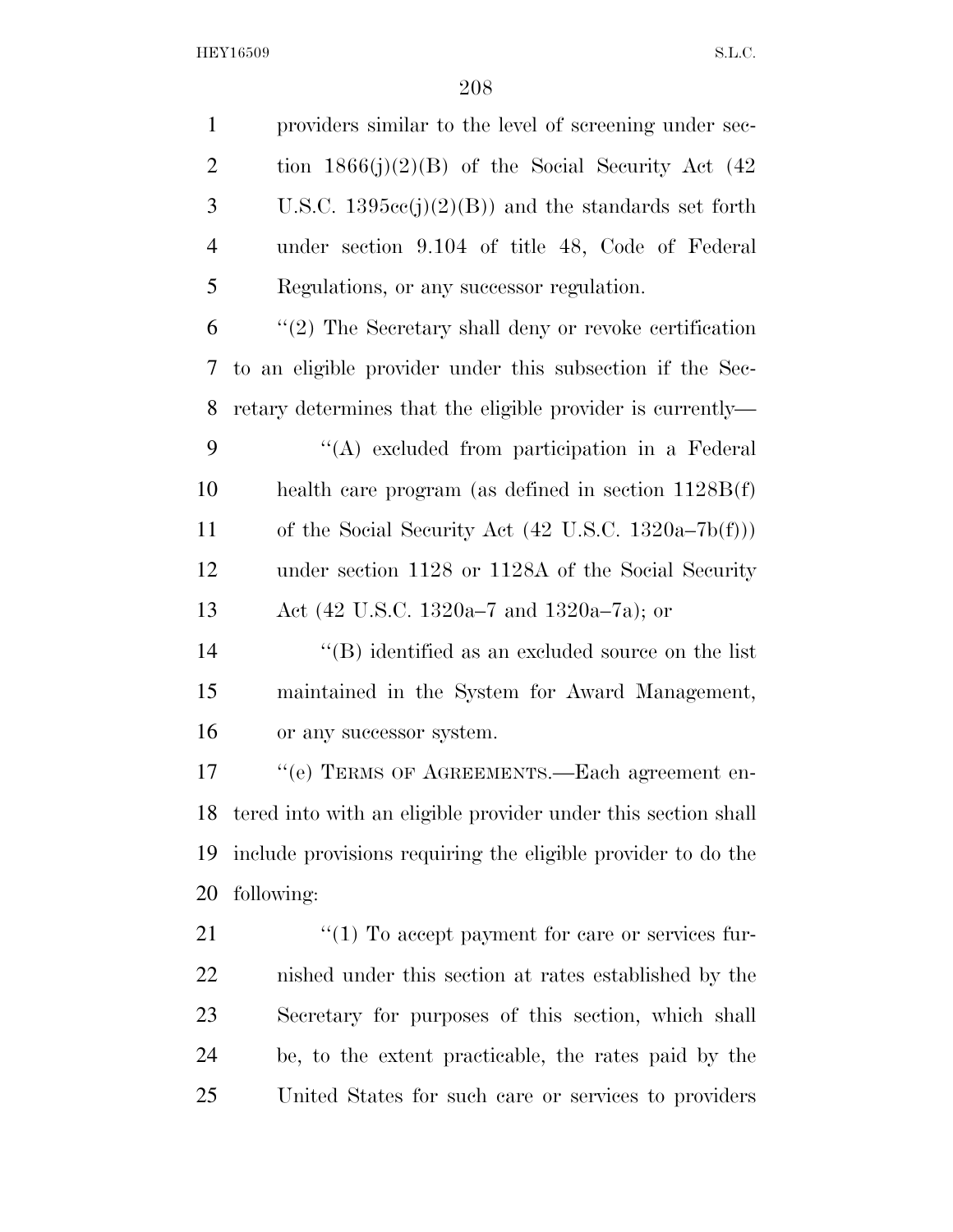providers similar to the level of screening under section 1866(j)(2)(B) of the Social Security Act (42 U.S.C. 1395cc(j)(2)(B)) and the standards set forth under section 9.104 of title 48, Code of Federal Regulations, or any successor regulation.

''(2) The Secretary shall deny or revoke certification to an eligible provider under this subsection if the Secretary determines that the eligible provider is currently—

''(A) excluded from participation in a Federal health care program (as defined in section 1128B(f) of the Social Security Act (42 U.S.C. 1320a–7b(f))) under section 1128 or 1128A of the Social Security Act (42 U.S.C. 1320a–7 and 1320a–7a); or

''(B) identified as an excluded source on the list maintained in the System for Award Management, or any successor system.

''(e) TERMS OF AGREEMENTS.—Each agreement entered into with an eligible provider under this section shall include provisions requiring the eligible provider to do the following:

''(1) To accept payment for care or services furnished under this section at rates established by the Secretary for purposes of this section, which shall be, to the extent practicable, the rates paid by the United States for such care or services to providers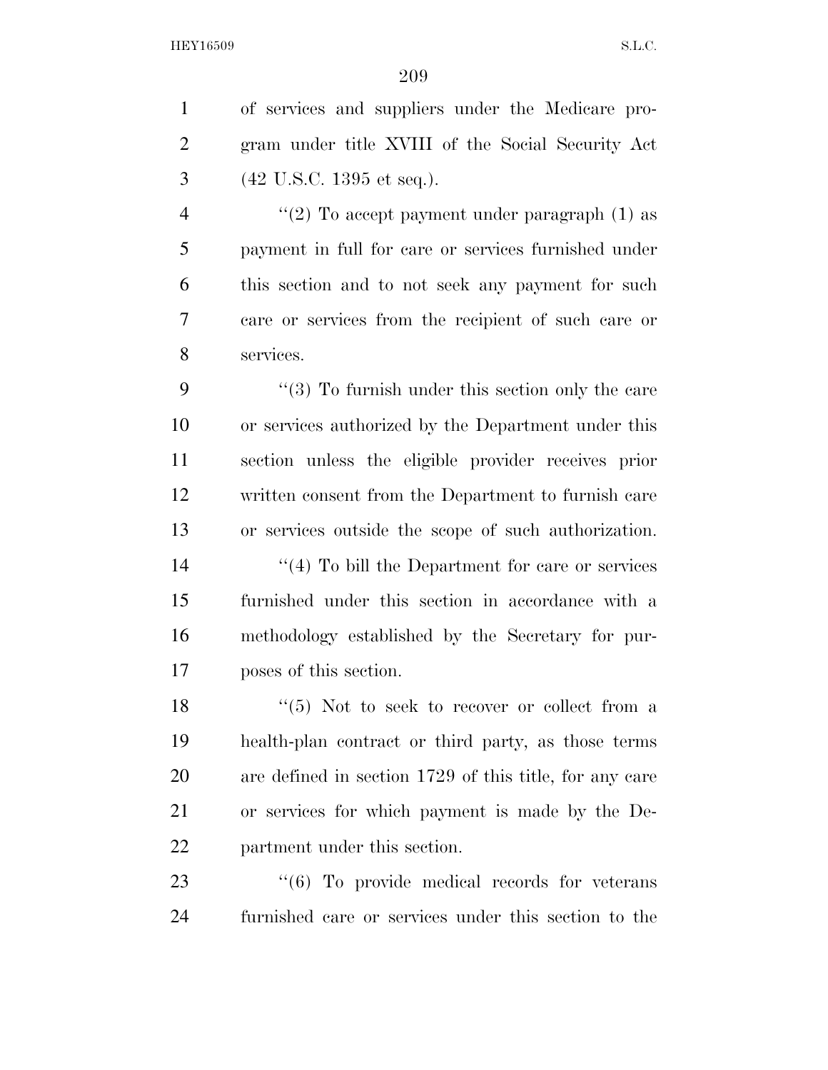of services and suppliers under the Medicare program under title XVIII of the Social Security Act (42 U.S.C. 1395 et seq.).

''(2) To accept payment under paragraph (1) as payment in full for care or services furnished under this section and to not seek any payment for such care or services from the recipient of such care or services.

''(3) To furnish under this section only the care or services authorized by the Department under this section unless the eligible provider receives prior written consent from the Department to furnish care or services outside the scope of such authorization.

''(4) To bill the Department for care or services furnished under this section in accordance with a methodology established by the Secretary for purposes of this section.

''(5) Not to seek to recover or collect from a health-plan contract or third party, as those terms are defined in section 1729 of this title, for any care or services for which payment is made by the Department under this section.

''(6) To provide medical records for veterans furnished care or services under this section to the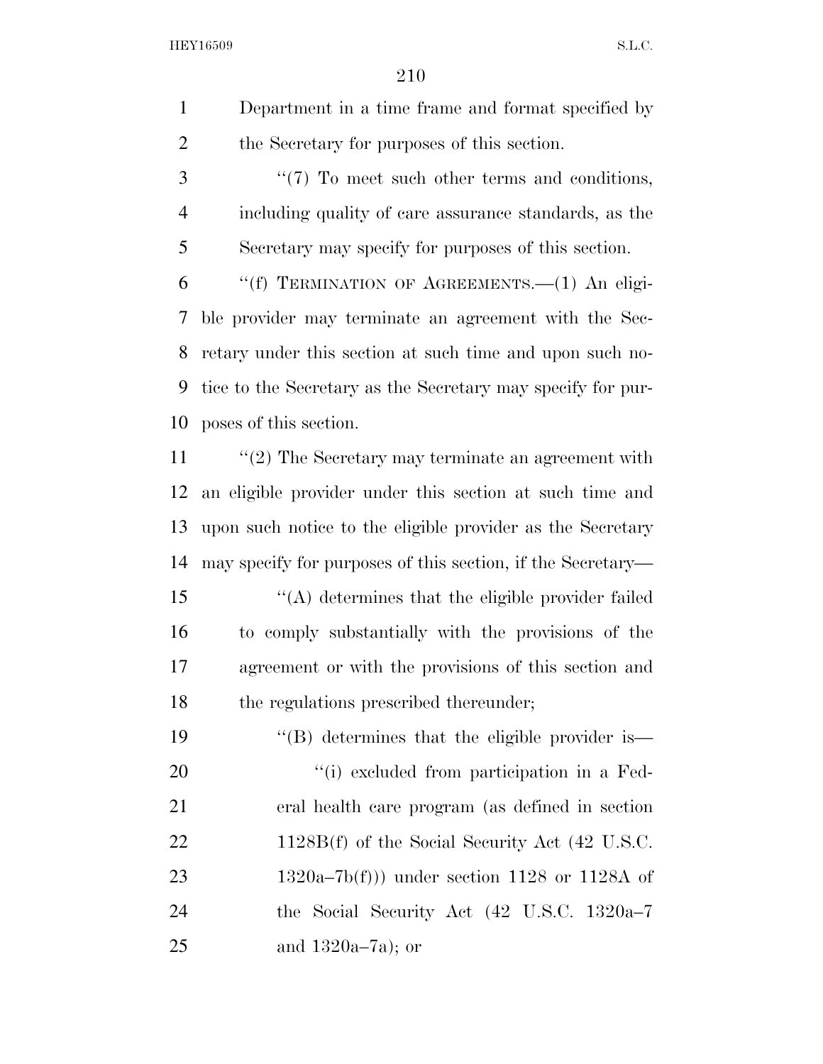Department in a time frame and format specified by the Secretary for purposes of this section.

''(7) To meet such other terms and conditions, including quality of care assurance standards, as the Secretary may specify for purposes of this section.

''(f) TERMINATION OF AGREEMENTS.—(1) An eligible provider may terminate an agreement with the Secretary under this section at such time and upon such notice to the Secretary as the Secretary may specify for purposes of this section.

''(2) The Secretary may terminate an agreement with an eligible provider under this section at such time and upon such notice to the eligible provider as the Secretary may specify for purposes of this section, if the Secretary—

''(A) determines that the eligible provider failed to comply substantially with the provisions of the agreement or with the provisions of this section and the regulations prescribed thereunder;

''(B) determines that the eligible provider is—

''(i) excluded from participation in a Federal health care program (as defined in section 1128B(f) of the Social Security Act (42 U.S.C. 1320a–7b(f))) under section 1128 or 1128A of the Social Security Act (42 U.S.C. 1320a–7 and 1320a–7a); or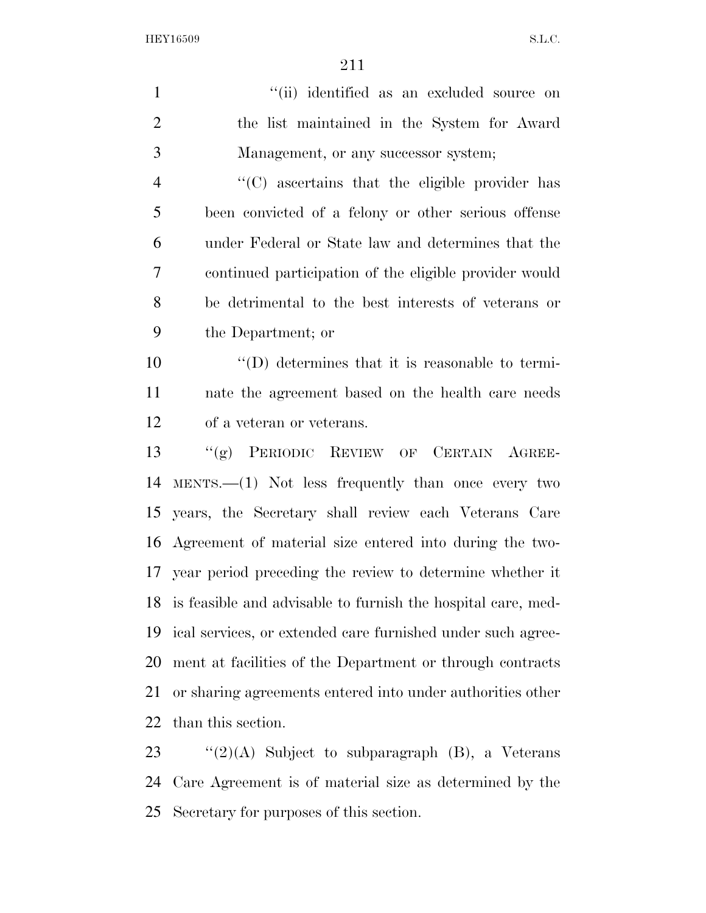"(ii) identified as an excluded source on the list maintained in the System for Award Management, or any successor system;

"(C) ascertains that the eligible provider has been convicted of a felony or other serious offense under Federal or State law and determines that the continued participation of the eligible provider would be detrimental to the best interests of veterans or the Department; or

"(D) determines that it is reasonable to terminate the agreement based on the health care needs of a veteran or veterans.

"(g) PERIODIC REVIEW OF CERTAIN AGREEMENTS.—(1) Not less frequently than once every two years, the Secretary shall review each Veterans Care Agreement of material size entered into during the two-year period preceding the review to determine whether it is feasible and advisable to furnish the hospital care, medical services, or extended care furnished under such agreement at facilities of the Department or through contracts or sharing agreements entered into under authorities other than this section.

"(2)(A) Subject to subparagraph (B), a Veterans Care Agreement is of material size as determined by the Secretary for purposes of this section.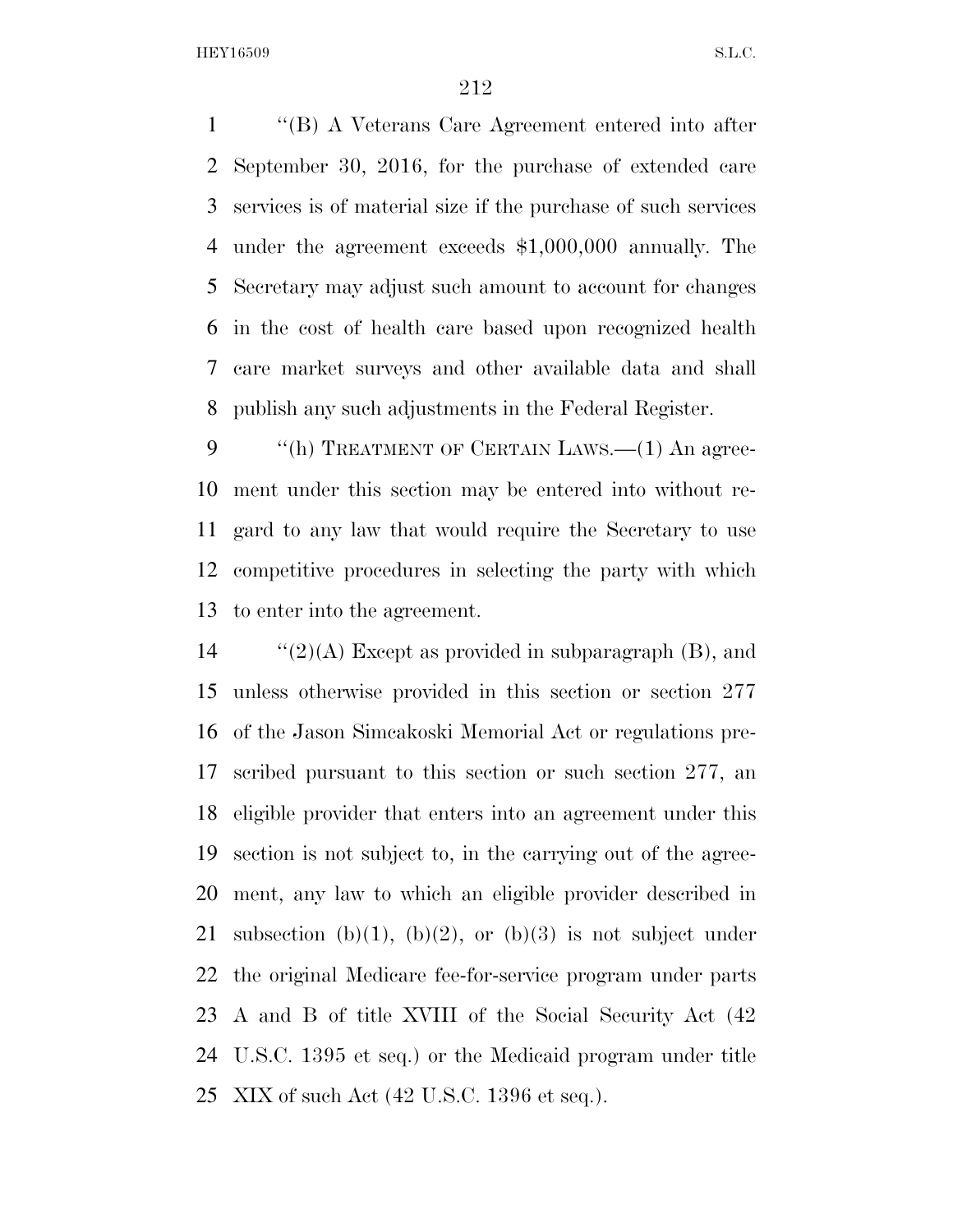"(B) A Veterans Care Agreement entered into after September 30, 2016, for the purchase of extended care services is of material size if the purchase of such services under the agreement exceeds $1,000,000 annually. The Secretary may adjust such amount to account for changes in the cost of health care based upon recognized health care market surveys and other available data and shall publish any such adjustments in the Federal Register.

"(h) TREATMENT OF CERTAIN LAWS.—(1) An agreement under this section may be entered into without regard to any law that would require the Secretary to use competitive procedures in selecting the party with which to enter into the agreement.

"(2)(A) Except as provided in subparagraph (B), and unless otherwise provided in this section or section 277 of the Jason Simcakoski Memorial Act or regulations prescribed pursuant to this section or such section 277, an eligible provider that enters into an agreement under this section is not subject to, in the carrying out of the agreement, any law to which an eligible provider described in subsection (b)(1), (b)(2), or (b)(3) is not subject under the original Medicare fee-for-service program under parts A and B of title XVIII of the Social Security Act (42 U.S.C. 1395 et seq.) or the Medicaid program under title XIX of such Act (42 U.S.C. 1396 et seq.).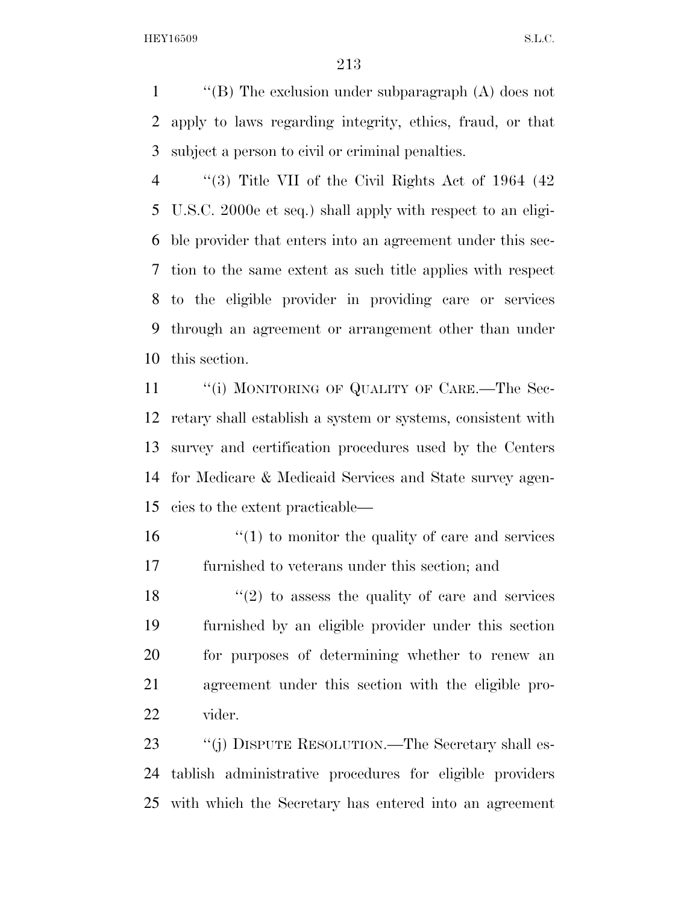"(B) The exclusion under subparagraph (A) does not apply to laws regarding integrity, ethics, fraud, or that subject a person to civil or criminal penalties.

"(3) Title VII of the Civil Rights Act of 1964 (42 U.S.C. 2000e et seq.) shall apply with respect to an eligible provider that enters into an agreement under this section to the same extent as such title applies with respect to the eligible provider in providing care or services through an agreement or arrangement other than under this section.

"(i) MONITORING OF QUALITY OF CARE.—The Secretary shall establish a system or systems, consistent with survey and certification procedures used by the Centers for Medicare & Medicaid Services and State survey agencies to the extent practicable—

"(1) to monitor the quality of care and services furnished to veterans under this section; and

"(2) to assess the quality of care and services furnished by an eligible provider under this section for purposes of determining whether to renew an agreement under this section with the eligible provider.

"(j) DISPUTE RESOLUTION.—The Secretary shall establish administrative procedures for eligible providers with which the Secretary has entered into an agreement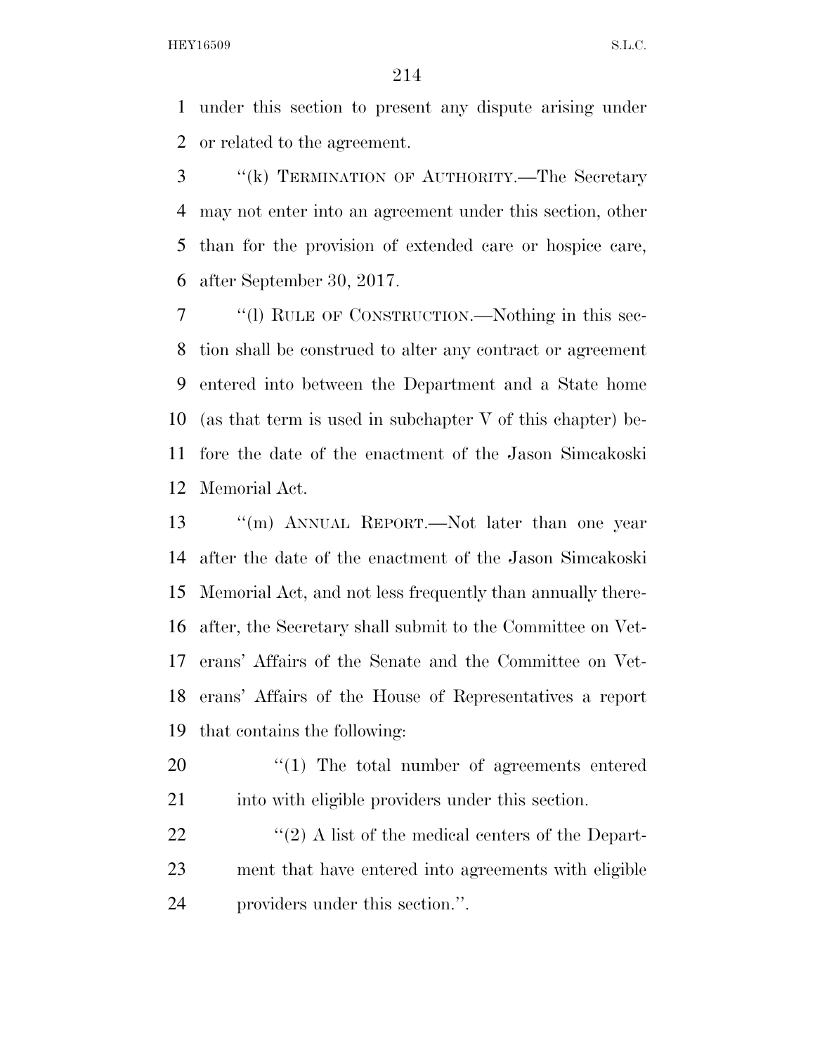under this section to present any dispute arising under or related to the agreement.

"(k) TERMINATION OF AUTHORITY.—The Secretary may not enter into an agreement under this section, other than for the provision of extended care or hospice care, after September 30, 2017.

"(l) RULE OF CONSTRUCTION.—Nothing in this section shall be construed to alter any contract or agreement entered into between the Department and a State home (as that term is used in subchapter V of this chapter) before the date of the enactment of the Jason Simcakoski Memorial Act.

"(m) ANNUAL REPORT.—Not later than one year after the date of the enactment of the Jason Simcakoski Memorial Act, and not less frequently than annually thereafter, the Secretary shall submit to the Committee on Veterans' Affairs of the Senate and the Committee on Veterans' Affairs of the House of Representatives a report that contains the following:

"(1) The total number of agreements entered into with eligible providers under this section.

"(2) A list of the medical centers of the Department that have entered into agreements with eligible providers under this section.".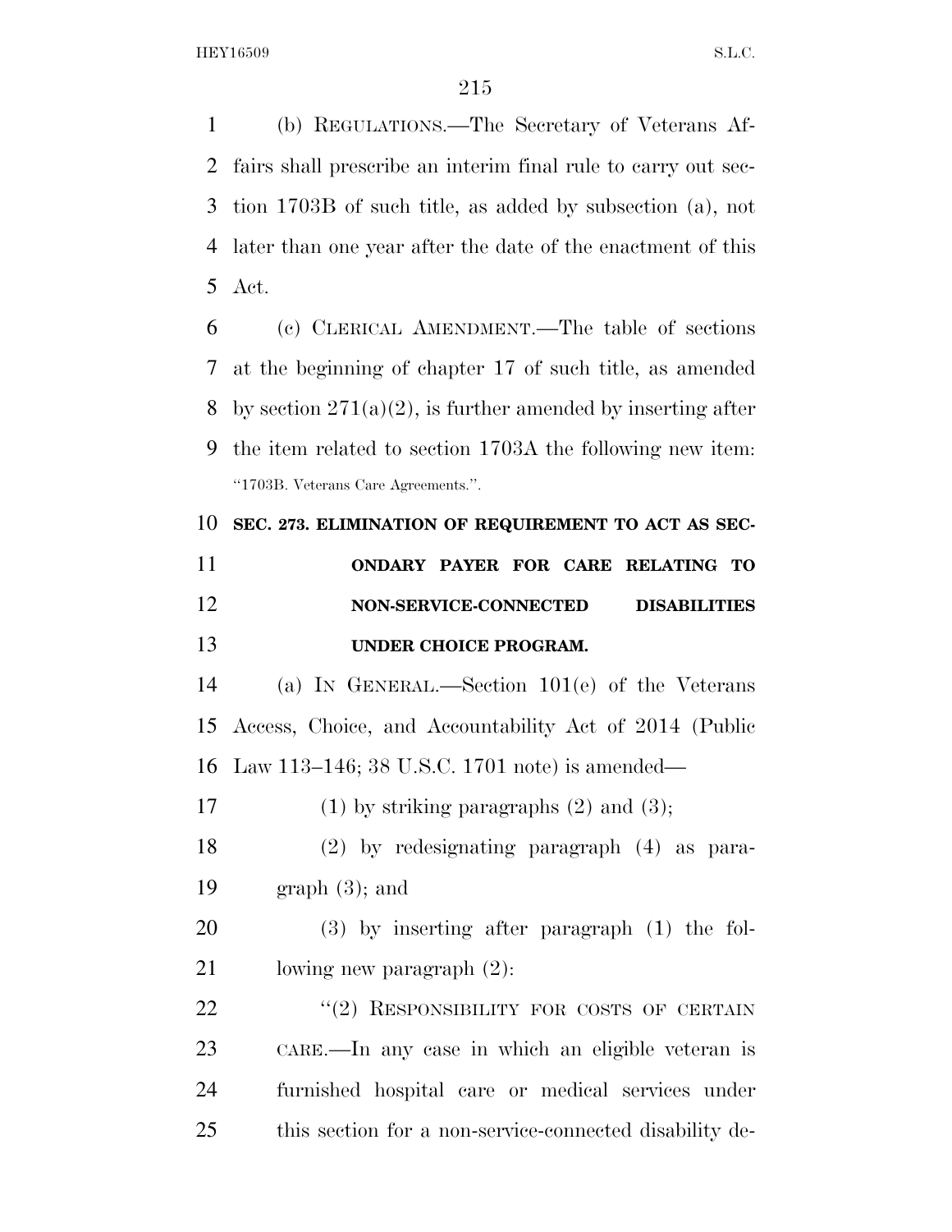(b) REGULATIONS.—The Secretary of Veterans Affairs shall prescribe an interim final rule to carry out section 1703B of such title, as added by subsection (a), not later than one year after the date of the enactment of this Act.

(c) CLERICAL AMENDMENT.—The table of sections at the beginning of chapter 17 of such title, as amended by section 271(a)(2), is further amended by inserting after the item related to section 1703A the following new item:

"1703B. Veterans Care Agreements.".

**SEC. 273. ELIMINATION OF REQUIREMENT TO ACT AS SECONDARY PAYER FOR CARE RELATING TO NON-SERVICE-CONNECTED DISABILITIES UNDER CHOICE PROGRAM.**

(a) IN GENERAL.—Section 101(e) of the Veterans Access, Choice, and Accountability Act of 2014 (Public Law 113–146; 38 U.S.C. 1701 note) is amended—

(1) by striking paragraphs (2) and (3);

(2) by redesignating paragraph (4) as paragraph (3); and

(3) by inserting after paragraph (1) the following new paragraph (2):

"(2) RESPONSIBILITY FOR COSTS OF CERTAIN CARE.—In any case in which an eligible veteran is furnished hospital care or medical services under this section for a non-service-connected disability de-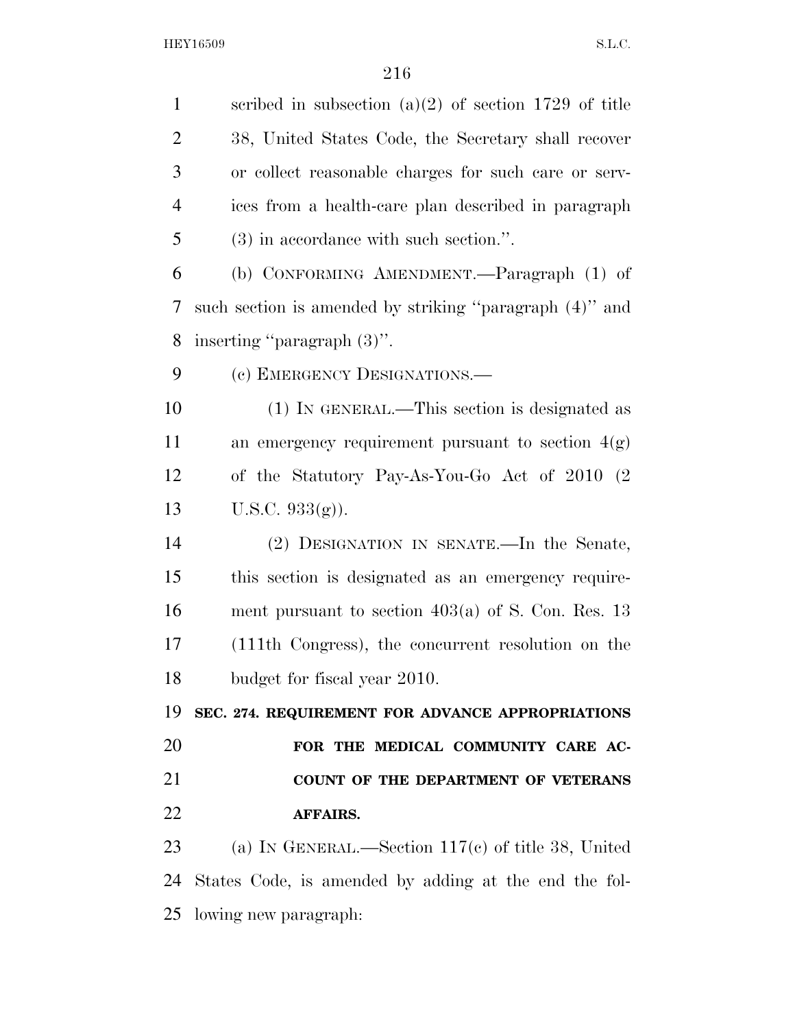scribed in subsection (a)(2) of section 1729 of title 38, United States Code, the Secretary shall recover or collect reasonable charges for such care or services from a health-care plan described in paragraph (3) in accordance with such section.''.

(b) CONFORMING AMENDMENT.—Paragraph (1) of such section is amended by striking ''paragraph (4)'' and inserting ''paragraph (3)''.

(c) EMERGENCY DESIGNATIONS.—

(1) IN GENERAL.—This section is designated as an emergency requirement pursuant to section 4(g) of the Statutory Pay-As-You-Go Act of 2010 (2 U.S.C. 933(g)).

(2) DESIGNATION IN SENATE.—In the Senate, this section is designated as an emergency requirement pursuant to section 403(a) of S. Con. Res. 13 (111th Congress), the concurrent resolution on the budget for fiscal year 2010.

**SEC. 274. REQUIREMENT FOR ADVANCE APPROPRIATIONS FOR THE MEDICAL COMMUNITY CARE ACCOUNT OF THE DEPARTMENT OF VETERANS AFFAIRS.**

(a) IN GENERAL.—Section 117(c) of title 38, United States Code, is amended by adding at the end the following new paragraph: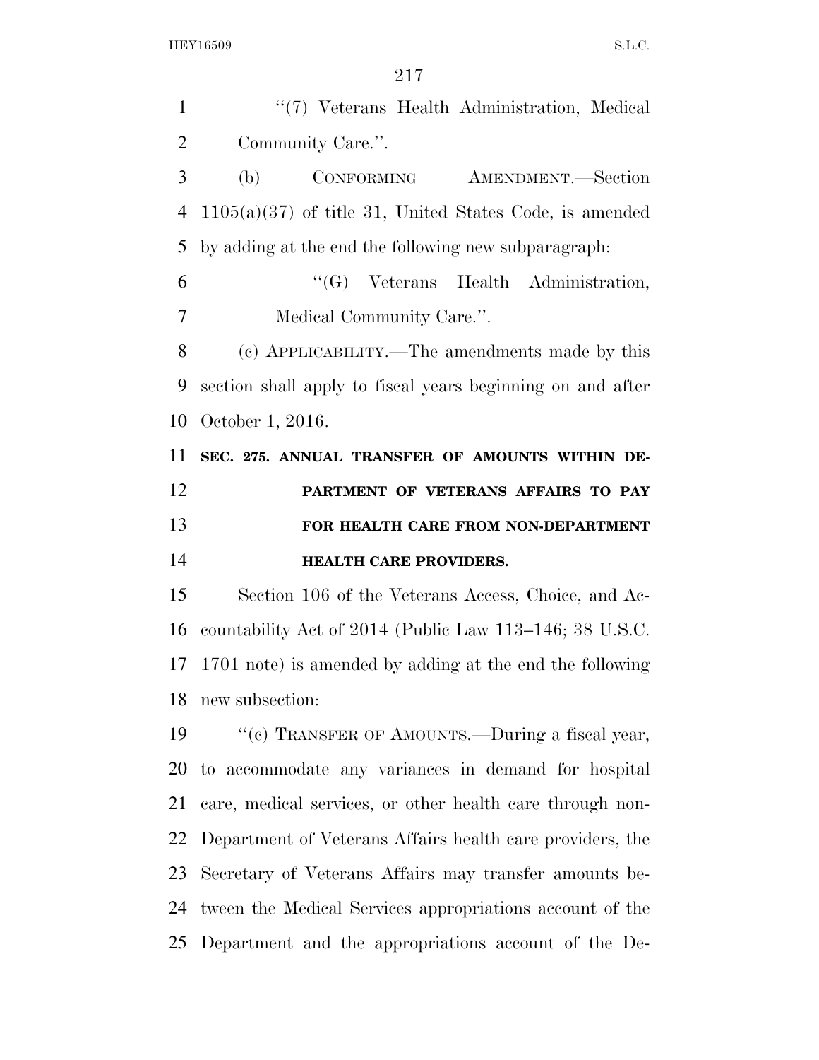"(7) Veterans Health Administration, Medical Community Care.".

(b) CONFORMING AMENDMENT.—Section 1105(a)(37) of title 31, United States Code, is amended by adding at the end the following new subparagraph:

"(G) Veterans Health Administration, Medical Community Care.".

(c) APPLICABILITY.—The amendments made by this section shall apply to fiscal years beginning on and after October 1, 2016.

**SEC. 275. ANNUAL TRANSFER OF AMOUNTS WITHIN DEPARTMENT OF VETERANS AFFAIRS TO PAY FOR HEALTH CARE FROM NON-DEPARTMENT HEALTH CARE PROVIDERS.**

Section 106 of the Veterans Access, Choice, and Accountability Act of 2014 (Public Law 113–146; 38 U.S.C. 1701 note) is amended by adding at the end the following new subsection:

"(c) TRANSFER OF AMOUNTS.—During a fiscal year, to accommodate any variances in demand for hospital care, medical services, or other health care through non-Department of Veterans Affairs health care providers, the Secretary of Veterans Affairs may transfer amounts between the Medical Services appropriations account of the Department and the appropriations account of the De-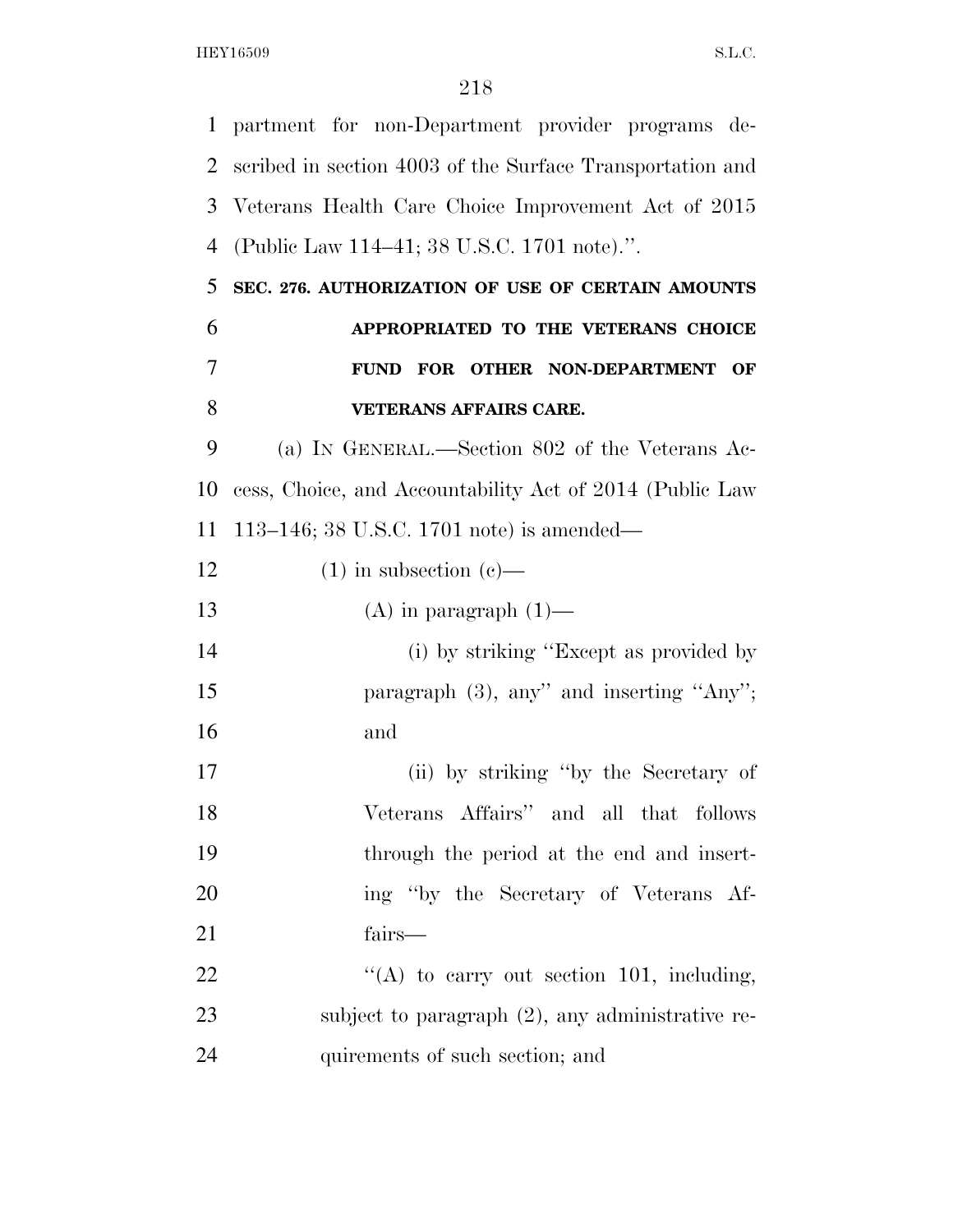partment for non-Department provider programs described in section 4003 of the Surface Transportation and Veterans Health Care Choice Improvement Act of 2015 (Public Law 114–41; 38 U.S.C. 1701 note).''.

**SEC. 276. AUTHORIZATION OF USE OF CERTAIN AMOUNTS APPROPRIATED TO THE VETERANS CHOICE FUND FOR OTHER NON-DEPARTMENT OF VETERANS AFFAIRS CARE.**

(a) IN GENERAL.—Section 802 of the Veterans Access, Choice, and Accountability Act of 2014 (Public Law 113–146; 38 U.S.C. 1701 note) is amended—

(1) in subsection (c)—

(A) in paragraph (1)—

(i) by striking ''Except as provided by paragraph (3), any'' and inserting ''Any''; and

(ii) by striking ''by the Secretary of Veterans Affairs'' and all that follows through the period at the end and inserting ''by the Secretary of Veterans Affairs—

''(A) to carry out section 101, including, subject to paragraph (2), any administrative requirements of such section; and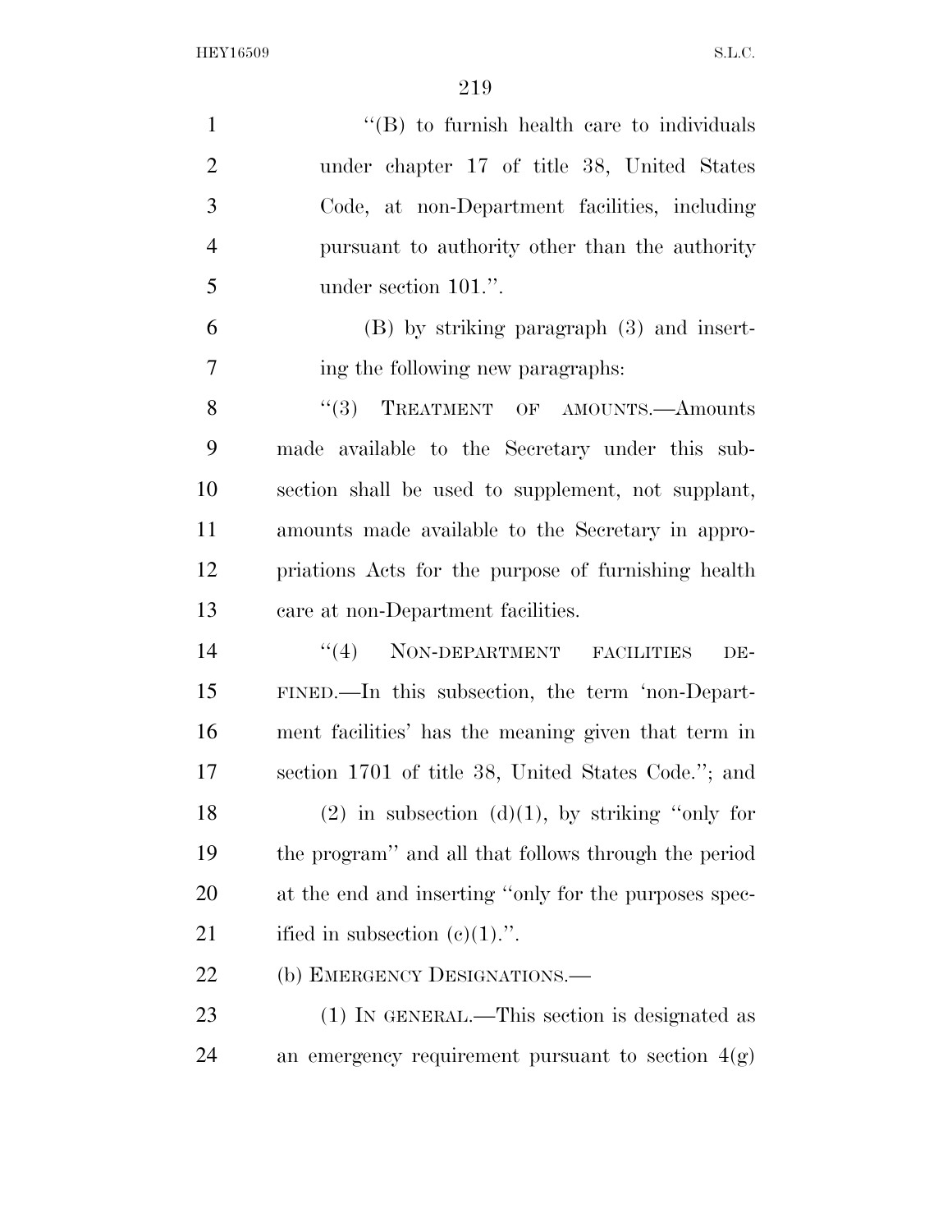''(B) to furnish health care to individuals under chapter 17 of title 38, United States Code, at non-Department facilities, including pursuant to authority other than the authority under section 101.''.

(B) by striking paragraph (3) and inserting the following new paragraphs:

''(3) TREATMENT OF AMOUNTS.—Amounts made available to the Secretary under this subsection shall be used to supplement, not supplant, amounts made available to the Secretary in appropriations Acts for the purpose of furnishing health care at non-Department facilities.

''(4) NON-DEPARTMENT FACILITIES DEFINED.—In this subsection, the term 'non-Department facilities' has the meaning given that term in section 1701 of title 38, United States Code.''; and

(2) in subsection (d)(1), by striking ''only for the program'' and all that follows through the period at the end and inserting ''only for the purposes specified in subsection (c)(1).''.

(b) EMERGENCY DESIGNATIONS.—

(1) IN GENERAL.—This section is designated as an emergency requirement pursuant to section 4(g)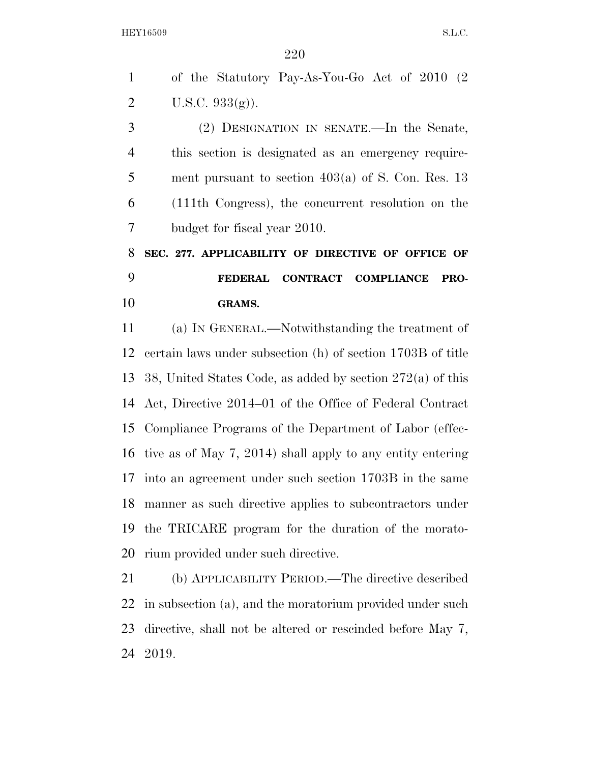of the Statutory Pay-As-You-Go Act of 2010 (2 U.S.C. 933(g)).

(2) DESIGNATION IN SENATE.—In the Senate, this section is designated as an emergency requirement pursuant to section 403(a) of S. Con. Res. 13 (111th Congress), the concurrent resolution on the budget for fiscal year 2010.

**SEC. 277. APPLICABILITY OF DIRECTIVE OF OFFICE OF FEDERAL CONTRACT COMPLIANCE PROGRAMS.**

(a) IN GENERAL.—Notwithstanding the treatment of certain laws under subsection (h) of section 1703B of title 38, United States Code, as added by section 272(a) of this Act, Directive 2014–01 of the Office of Federal Contract Compliance Programs of the Department of Labor (effective as of May 7, 2014) shall apply to any entity entering into an agreement under such section 1703B in the same manner as such directive applies to subcontractors under the TRICARE program for the duration of the moratorium provided under such directive.

(b) APPLICABILITY PERIOD.—The directive described in subsection (a), and the moratorium provided under such directive, shall not be altered or rescinded before May 7, 2019.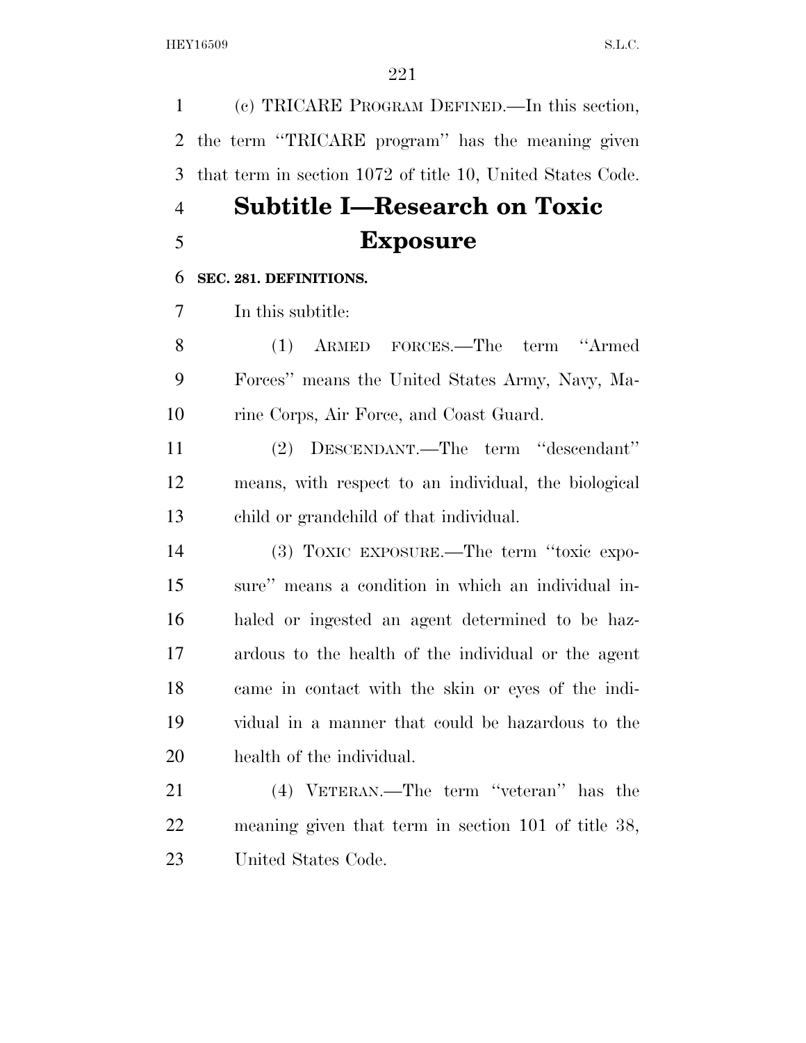(c) TRICARE PROGRAM DEFINED.—In this section, the term ''TRICARE program'' has the meaning given that term in section 1072 of title 10, United States Code.

## Subtitle I—Research on Toxic Exposure

### SEC. 281. DEFINITIONS.

In this subtitle:

(1) ARMED FORCES.—The term ''Armed Forces'' means the United States Army, Navy, Marine Corps, Air Force, and Coast Guard.

(2) DESCENDANT.—The term ''descendant'' means, with respect to an individual, the biological child or grandchild of that individual.

(3) TOXIC EXPOSURE.—The term ''toxic exposure'' means a condition in which an individual inhaled or ingested an agent determined to be hazardous to the health of the individual or the agent came in contact with the skin or eyes of the individual in a manner that could be hazardous to the health of the individual.

(4) VETERAN.—The term ''veteran'' has the meaning given that term in section 101 of title 38, United States Code.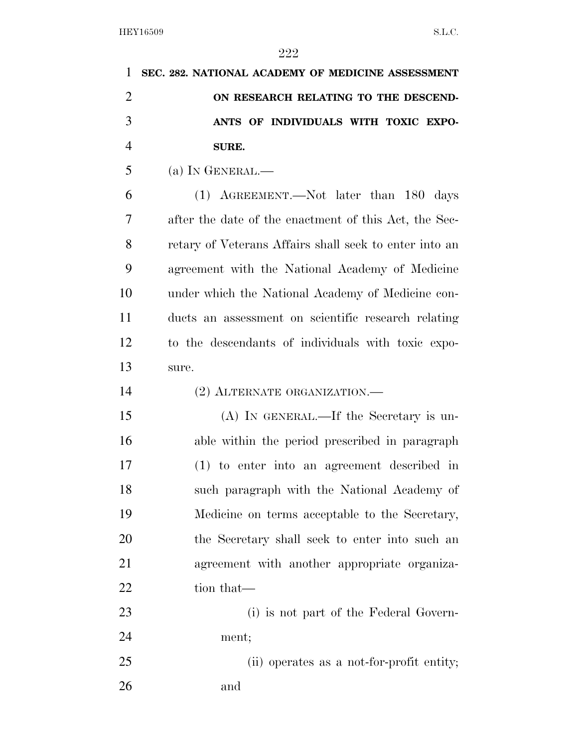## SEC. 282. NATIONAL ACADEMY OF MEDICINE ASSESSMENT ON RESEARCH RELATING TO THE DESCENDANTS OF INDIVIDUALS WITH TOXIC EXPOSURE.

(a) IN GENERAL.—

(1) AGREEMENT.—Not later than 180 days after the date of the enactment of this Act, the Secretary of Veterans Affairs shall seek to enter into an agreement with the National Academy of Medicine under which the National Academy of Medicine conducts an assessment on scientific research relating to the descendants of individuals with toxic exposure.

(2) ALTERNATE ORGANIZATION.—

(A) IN GENERAL.—If the Secretary is unable within the period prescribed in paragraph (1) to enter into an agreement described in such paragraph with the National Academy of Medicine on terms acceptable to the Secretary, the Secretary shall seek to enter into such an agreement with another appropriate organization that—

(i) is not part of the Federal Government;

(ii) operates as a not-for-profit entity; and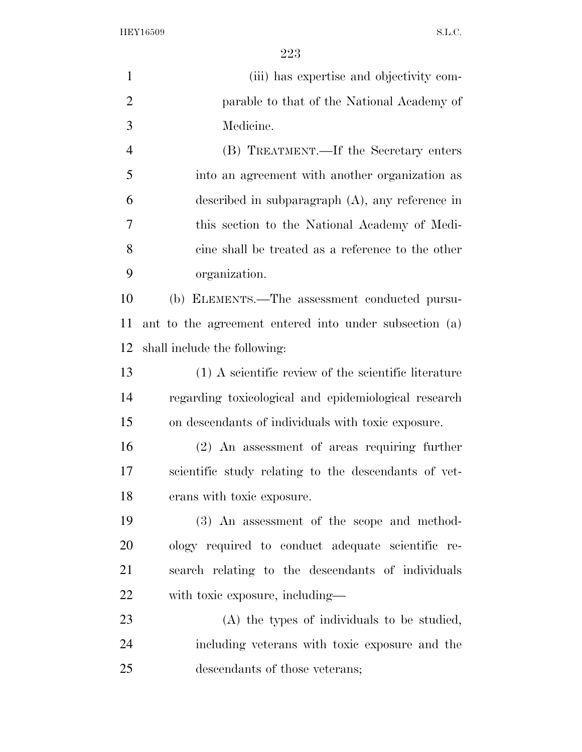(iii) has expertise and objectivity comparable to that of the National Academy of Medicine.

(B) TREATMENT.—If the Secretary enters into an agreement with another organization as described in subparagraph (A), any reference in this section to the National Academy of Medicine shall be treated as a reference to the other organization.

(b) ELEMENTS.—The assessment conducted pursuant to the agreement entered into under subsection (a) shall include the following:

(1) A scientific review of the scientific literature regarding toxicological and epidemiological research on descendants of individuals with toxic exposure.

(2) An assessment of areas requiring further scientific study relating to the descendants of veterans with toxic exposure.

(3) An assessment of the scope and methodology required to conduct adequate scientific research relating to the descendants of individuals with toxic exposure, including—

(A) the types of individuals to be studied, including veterans with toxic exposure and the descendants of those veterans;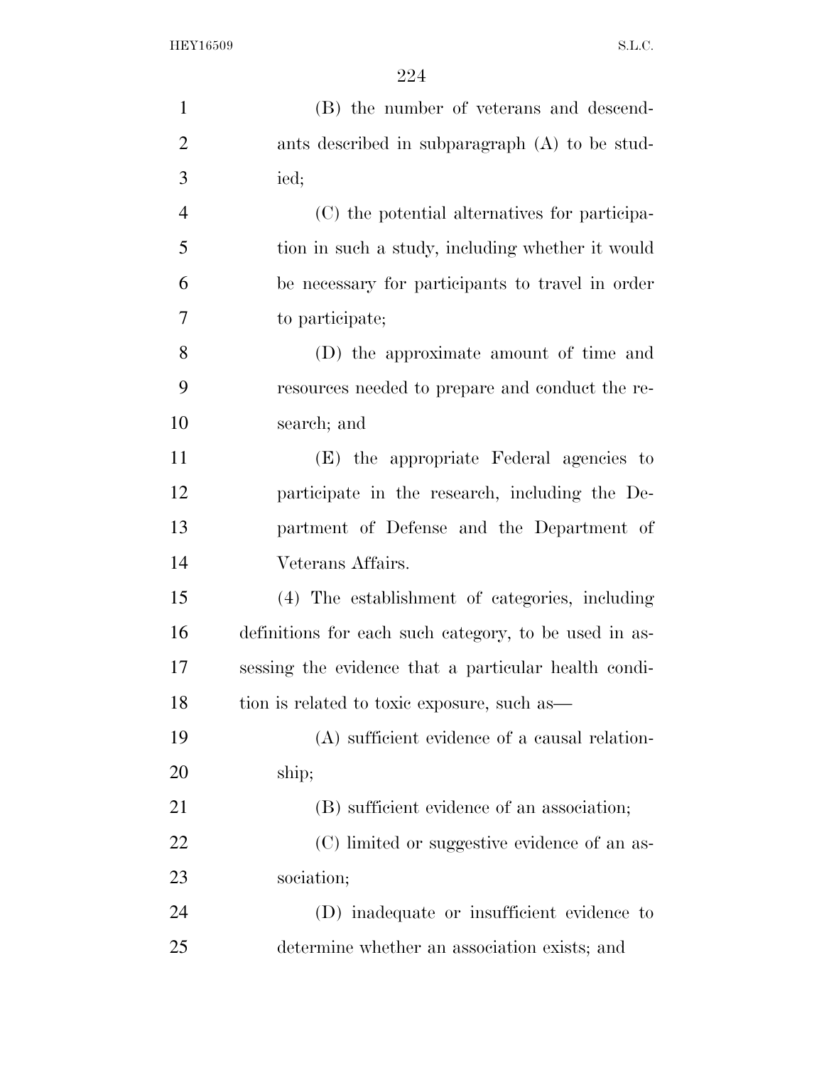(B) the number of veterans and descendants described in subparagraph (A) to be studied;

(C) the potential alternatives for participation in such a study, including whether it would be necessary for participants to travel in order to participate;

(D) the approximate amount of time and resources needed to prepare and conduct the research; and

(E) the appropriate Federal agencies to participate in the research, including the Department of Defense and the Department of Veterans Affairs.

(4) The establishment of categories, including definitions for each such category, to be used in assessing the evidence that a particular health condition is related to toxic exposure, such as—

(A) sufficient evidence of a causal relationship;

(B) sufficient evidence of an association;

(C) limited or suggestive evidence of an association;

(D) inadequate or insufficient evidence to determine whether an association exists; and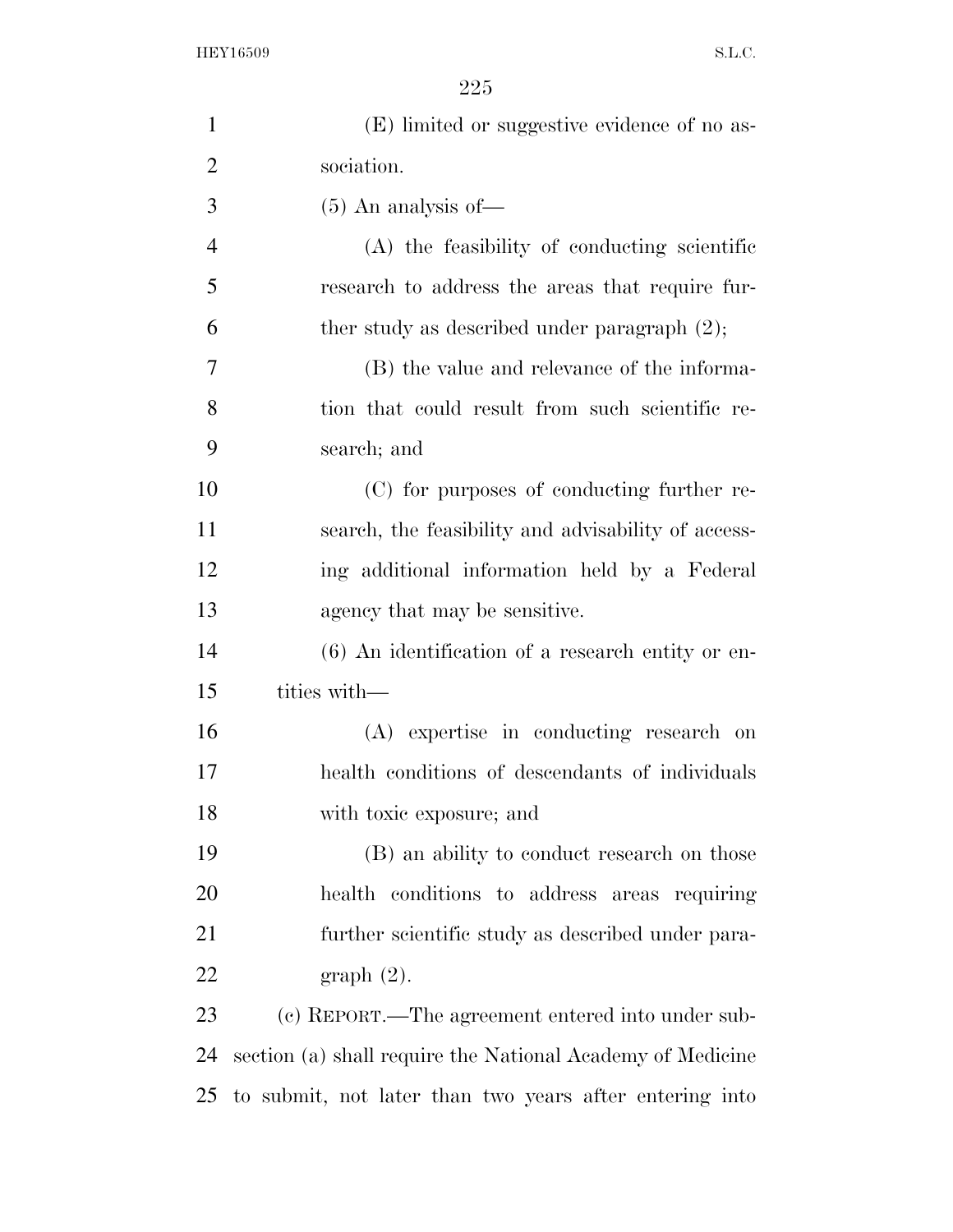(E) limited or suggestive evidence of no association.

(5) An analysis of—

(A) the feasibility of conducting scientific research to address the areas that require further study as described under paragraph (2);

(B) the value and relevance of the information that could result from such scientific research; and

(C) for purposes of conducting further research, the feasibility and advisability of accessing additional information held by a Federal agency that may be sensitive.

(6) An identification of a research entity or entities with—

(A) expertise in conducting research on health conditions of descendants of individuals with toxic exposure; and

(B) an ability to conduct research on those health conditions to address areas requiring further scientific study as described under paragraph (2).

(c) REPORT.—The agreement entered into under subsection (a) shall require the National Academy of Medicine to submit, not later than two years after entering into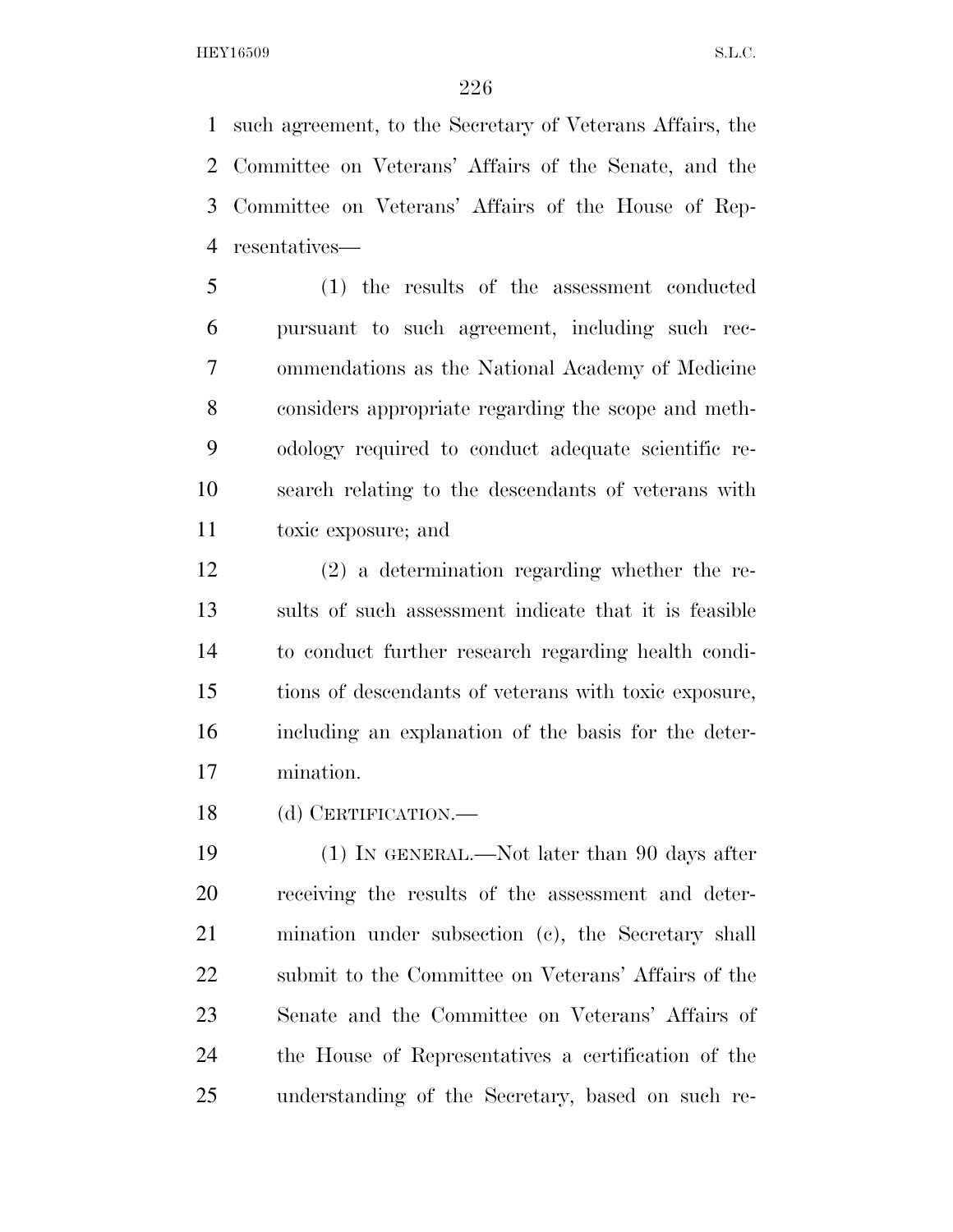such agreement, to the Secretary of Veterans Affairs, the Committee on Veterans' Affairs of the Senate, and the Committee on Veterans' Affairs of the House of Representatives—

(1) the results of the assessment conducted pursuant to such agreement, including such recommendations as the National Academy of Medicine considers appropriate regarding the scope and methodology required to conduct adequate scientific research relating to the descendants of veterans with toxic exposure; and

(2) a determination regarding whether the results of such assessment indicate that it is feasible to conduct further research regarding health conditions of descendants of veterans with toxic exposure, including an explanation of the basis for the determination.

(d) CERTIFICATION.—

(1) IN GENERAL.—Not later than 90 days after receiving the results of the assessment and determination under subsection (c), the Secretary shall submit to the Committee on Veterans' Affairs of the Senate and the Committee on Veterans' Affairs of the House of Representatives a certification of the understanding of the Secretary, based on such re-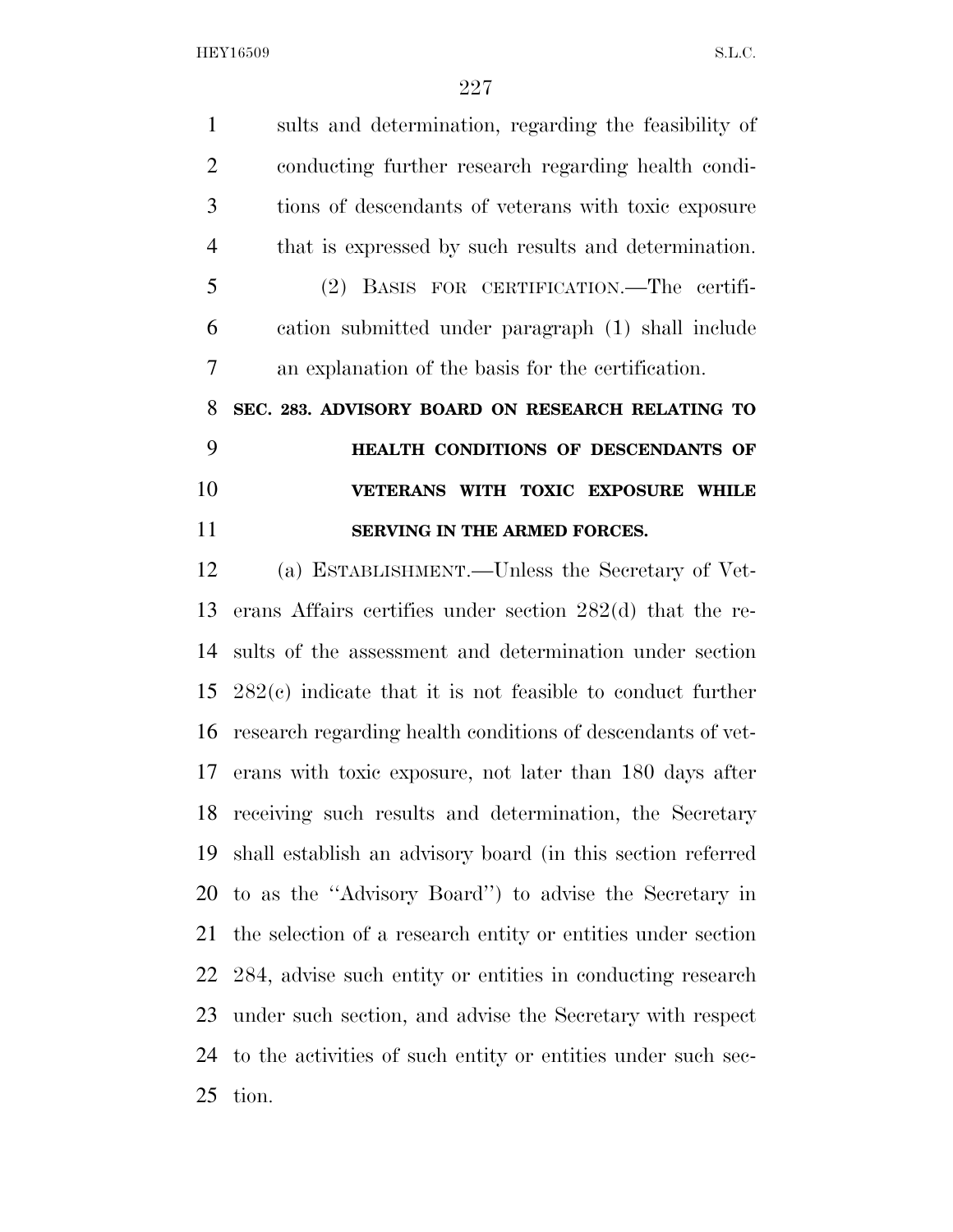sults and determination, regarding the feasibility of conducting further research regarding health conditions of descendants of veterans with toxic exposure that is expressed by such results and determination.

(2) BASIS FOR CERTIFICATION.—The certification submitted under paragraph (1) shall include an explanation of the basis for the certification.

**SEC. 283. ADVISORY BOARD ON RESEARCH RELATING TO HEALTH CONDITIONS OF DESCENDANTS OF VETERANS WITH TOXIC EXPOSURE WHILE SERVING IN THE ARMED FORCES.**

(a) ESTABLISHMENT.—Unless the Secretary of Veterans Affairs certifies under section 282(d) that the results of the assessment and determination under section 282(c) indicate that it is not feasible to conduct further research regarding health conditions of descendants of veterans with toxic exposure, not later than 180 days after receiving such results and determination, the Secretary shall establish an advisory board (in this section referred to as the ''Advisory Board'') to advise the Secretary in the selection of a research entity or entities under section 284, advise such entity or entities in conducting research under such section, and advise the Secretary with respect to the activities of such entity or entities under such section.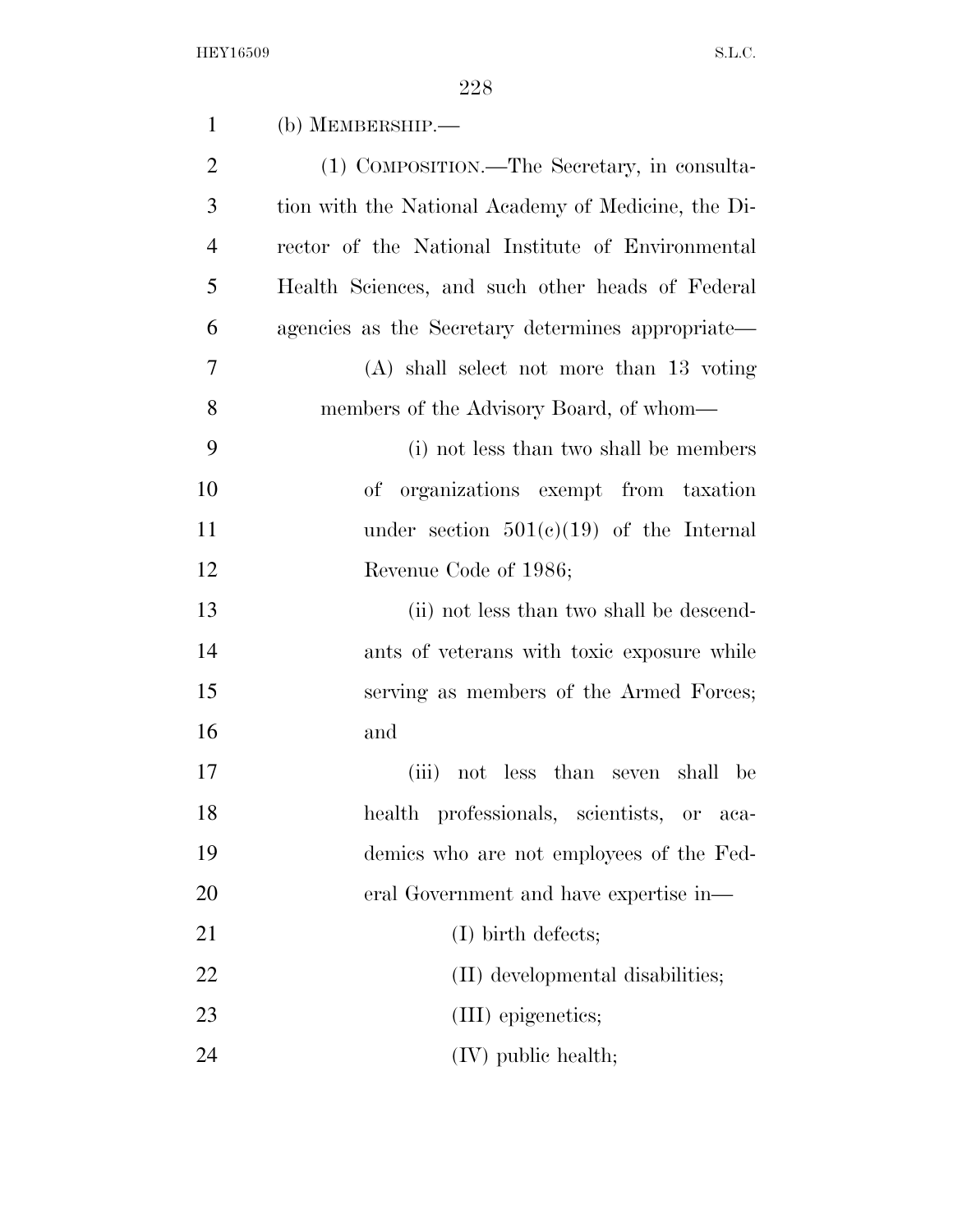(b) MEMBERSHIP.—

(1) COMPOSITION.—The Secretary, in consultation with the National Academy of Medicine, the Director of the National Institute of Environmental Health Sciences, and such other heads of Federal agencies as the Secretary determines appropriate—

(A) shall select not more than 13 voting members of the Advisory Board, of whom—

(i) not less than two shall be members of organizations exempt from taxation under section 501(c)(19) of the Internal Revenue Code of 1986;

(ii) not less than two shall be descendants of veterans with toxic exposure while serving as members of the Armed Forces; and

(iii) not less than seven shall be health professionals, scientists, or academics who are not employees of the Federal Government and have expertise in—

(I) birth defects;

(II) developmental disabilities;

(III) epigenetics;

(IV) public health;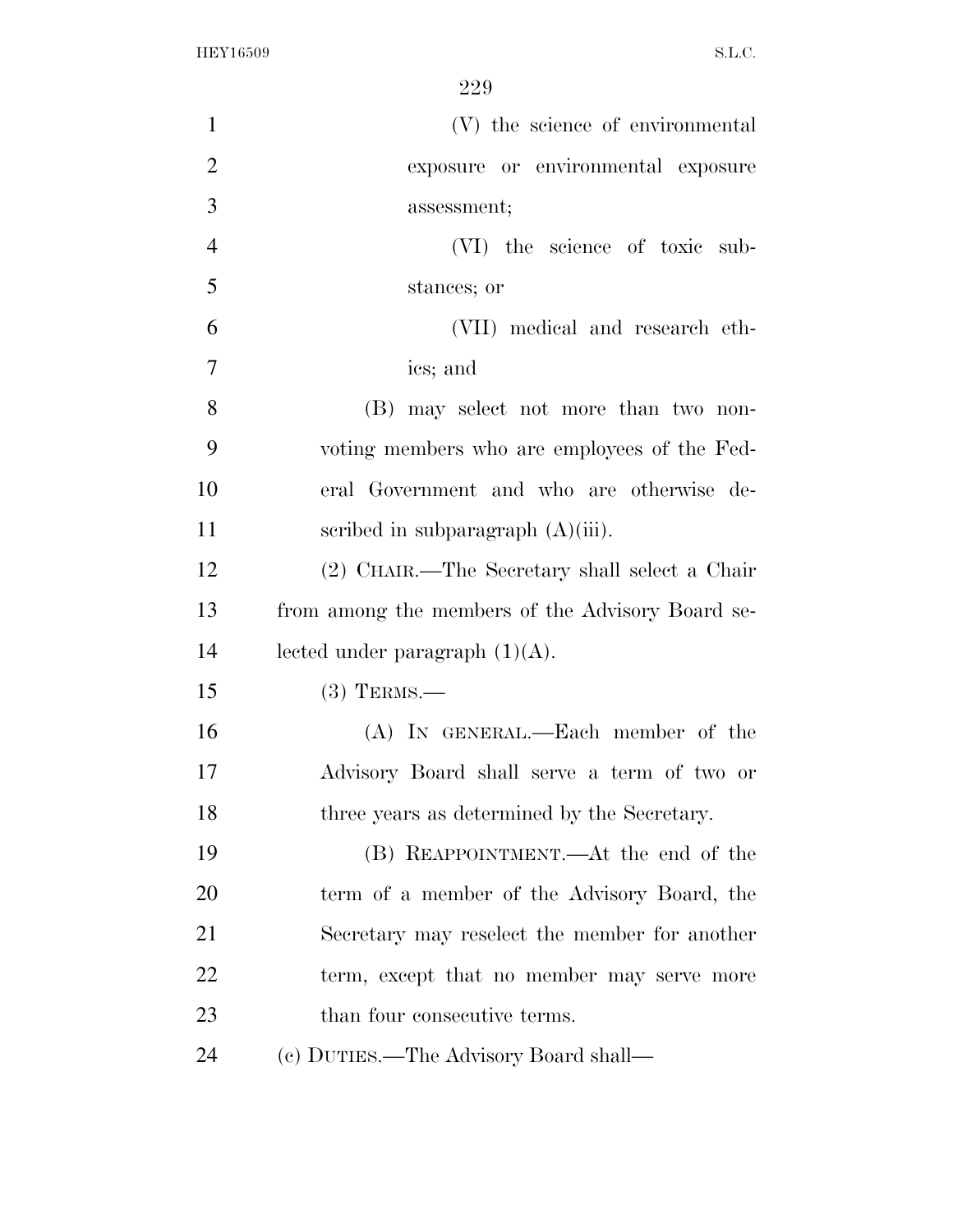(V) the science of environmental exposure or environmental exposure assessment;

(VI) the science of toxic substances; or

(VII) medical and research ethics; and

(B) may select not more than two nonvoting members who are employees of the Federal Government and who are otherwise described in subparagraph (A)(iii).

(2) CHAIR.—The Secretary shall select a Chair from among the members of the Advisory Board selected under paragraph (1)(A).

(3) TERMS.—

(A) IN GENERAL.—Each member of the Advisory Board shall serve a term of two or three years as determined by the Secretary.

(B) REAPPOINTMENT.—At the end of the term of a member of the Advisory Board, the Secretary may reselect the member for another term, except that no member may serve more than four consecutive terms.

(c) DUTIES.—The Advisory Board shall—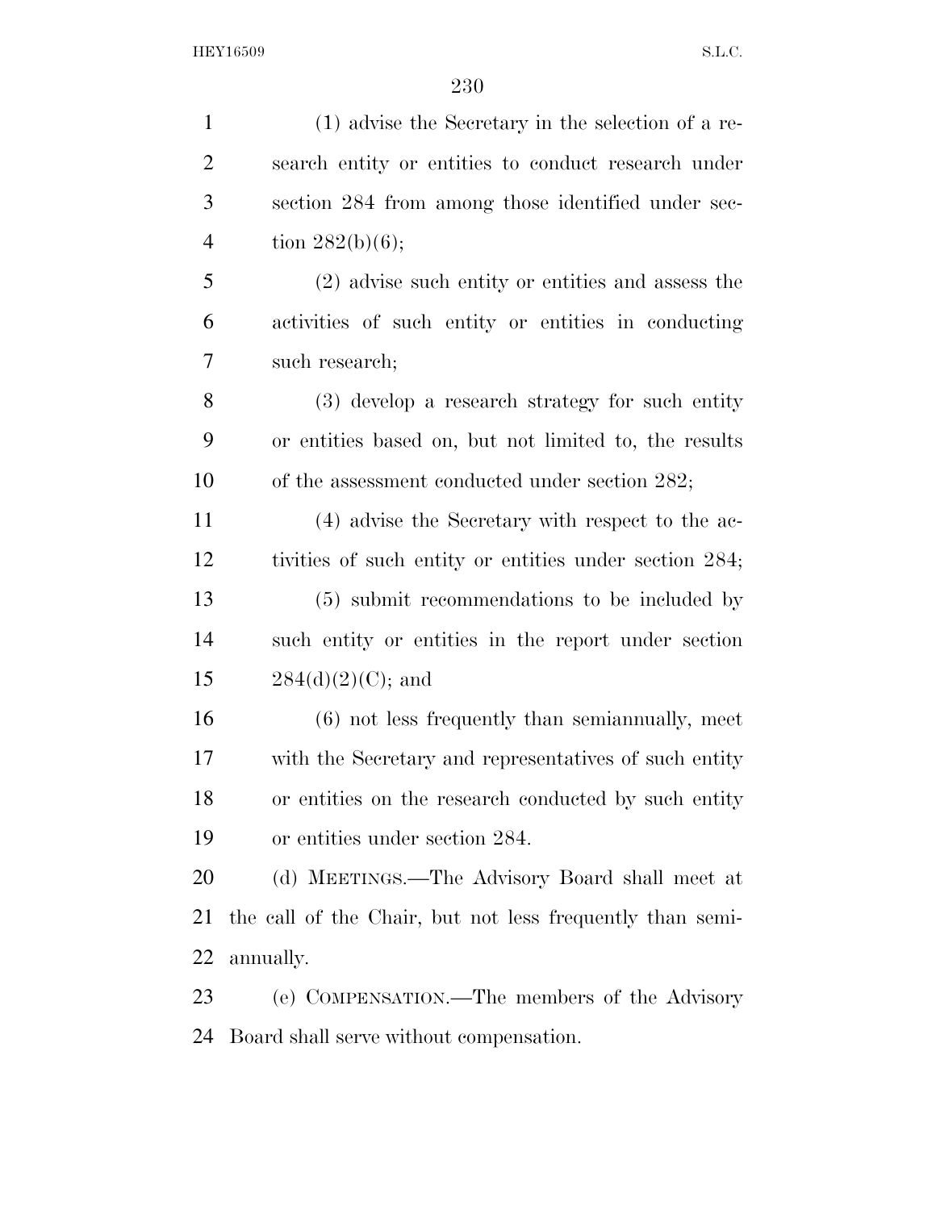(1) advise the Secretary in the selection of a research entity or entities to conduct research under section 284 from among those identified under section 282(b)(6);

(2) advise such entity or entities and assess the activities of such entity or entities in conducting such research;

(3) develop a research strategy for such entity or entities based on, but not limited to, the results of the assessment conducted under section 282;

(4) advise the Secretary with respect to the activities of such entity or entities under section 284;

(5) submit recommendations to be included by such entity or entities in the report under section 284(d)(2)(C); and

(6) not less frequently than semiannually, meet with the Secretary and representatives of such entity or entities on the research conducted by such entity or entities under section 284.

(d) MEETINGS.—The Advisory Board shall meet at the call of the Chair, but not less frequently than semiannually.

(e) COMPENSATION.—The members of the Advisory Board shall serve without compensation.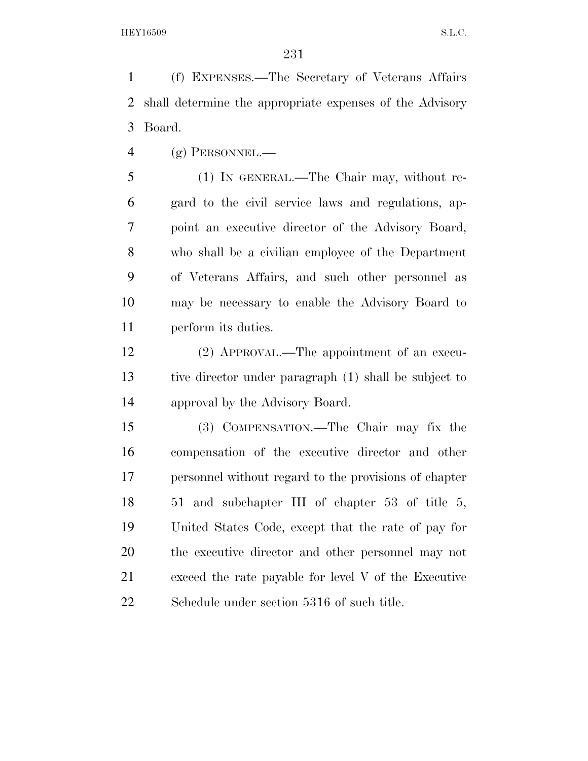(f) EXPENSES.—The Secretary of Veterans Affairs shall determine the appropriate expenses of the Advisory Board.

(g) PERSONNEL.—

(1) IN GENERAL.—The Chair may, without regard to the civil service laws and regulations, appoint an executive director of the Advisory Board, who shall be a civilian employee of the Department of Veterans Affairs, and such other personnel as may be necessary to enable the Advisory Board to perform its duties.

(2) APPROVAL.—The appointment of an executive director under paragraph (1) shall be subject to approval by the Advisory Board.

(3) COMPENSATION.—The Chair may fix the compensation of the executive director and other personnel without regard to the provisions of chapter 51 and subchapter III of chapter 53 of title 5, United States Code, except that the rate of pay for the executive director and other personnel may not exceed the rate payable for level V of the Executive Schedule under section 5316 of such title.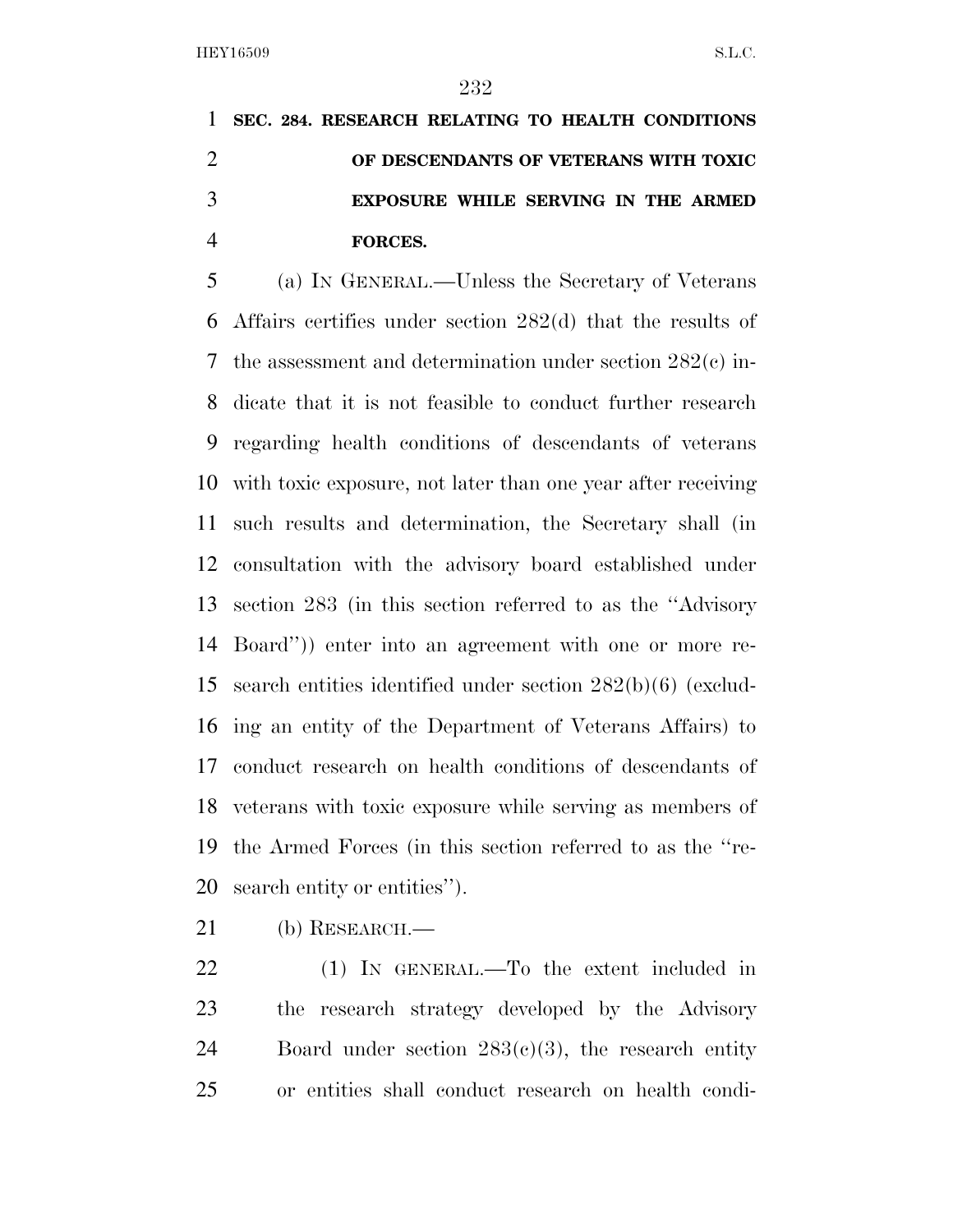**SEC. 284. RESEARCH RELATING TO HEALTH CONDITIONS OF DESCENDANTS OF VETERANS WITH TOXIC EXPOSURE WHILE SERVING IN THE ARMED FORCES.**

(a) IN GENERAL.—Unless the Secretary of Veterans Affairs certifies under section 282(d) that the results of the assessment and determination under section 282(c) indicate that it is not feasible to conduct further research regarding health conditions of descendants of veterans with toxic exposure, not later than one year after receiving such results and determination, the Secretary shall (in consultation with the advisory board established under section 283 (in this section referred to as the ''Advisory Board'')) enter into an agreement with one or more research entities identified under section 282(b)(6) (excluding an entity of the Department of Veterans Affairs) to conduct research on health conditions of descendants of veterans with toxic exposure while serving as members of the Armed Forces (in this section referred to as the ''research entity or entities'').

(b) RESEARCH.—

(1) IN GENERAL.—To the extent included in the research strategy developed by the Advisory Board under section 283(c)(3), the research entity or entities shall conduct research on health condi-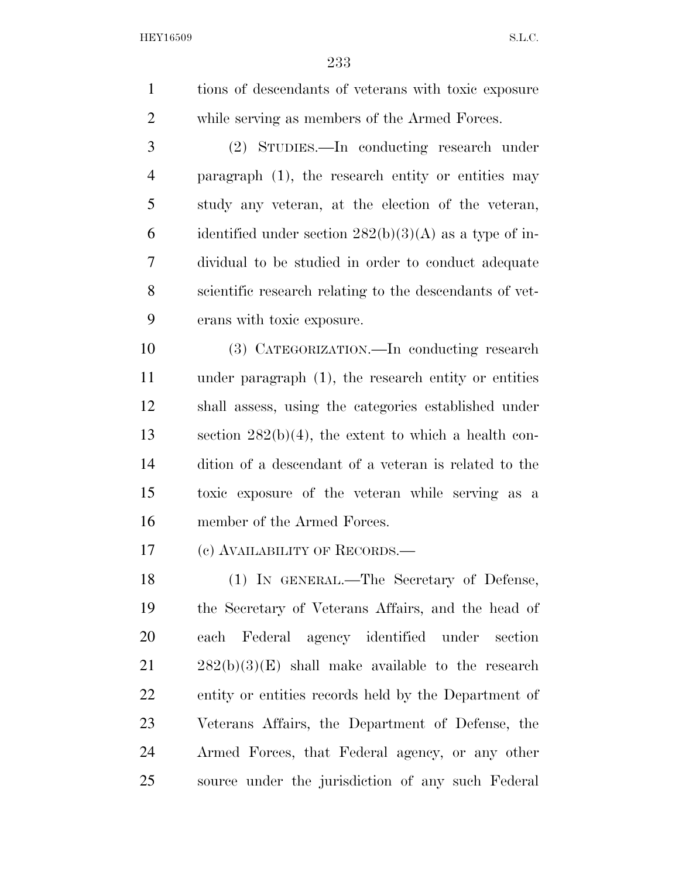tions of descendants of veterans with toxic exposure while serving as members of the Armed Forces.

(2) STUDIES.—In conducting research under paragraph (1), the research entity or entities may study any veteran, at the election of the veteran, identified under section 282(b)(3)(A) as a type of individual to be studied in order to conduct adequate scientific research relating to the descendants of veterans with toxic exposure.

(3) CATEGORIZATION.—In conducting research under paragraph (1), the research entity or entities shall assess, using the categories established under section 282(b)(4), the extent to which a health condition of a descendant of a veteran is related to the toxic exposure of the veteran while serving as a member of the Armed Forces.

(c) AVAILABILITY OF RECORDS.—

(1) IN GENERAL.—The Secretary of Defense, the Secretary of Veterans Affairs, and the head of each Federal agency identified under section 282(b)(3)(E) shall make available to the research entity or entities records held by the Department of Veterans Affairs, the Department of Defense, the Armed Forces, that Federal agency, or any other source under the jurisdiction of any such Federal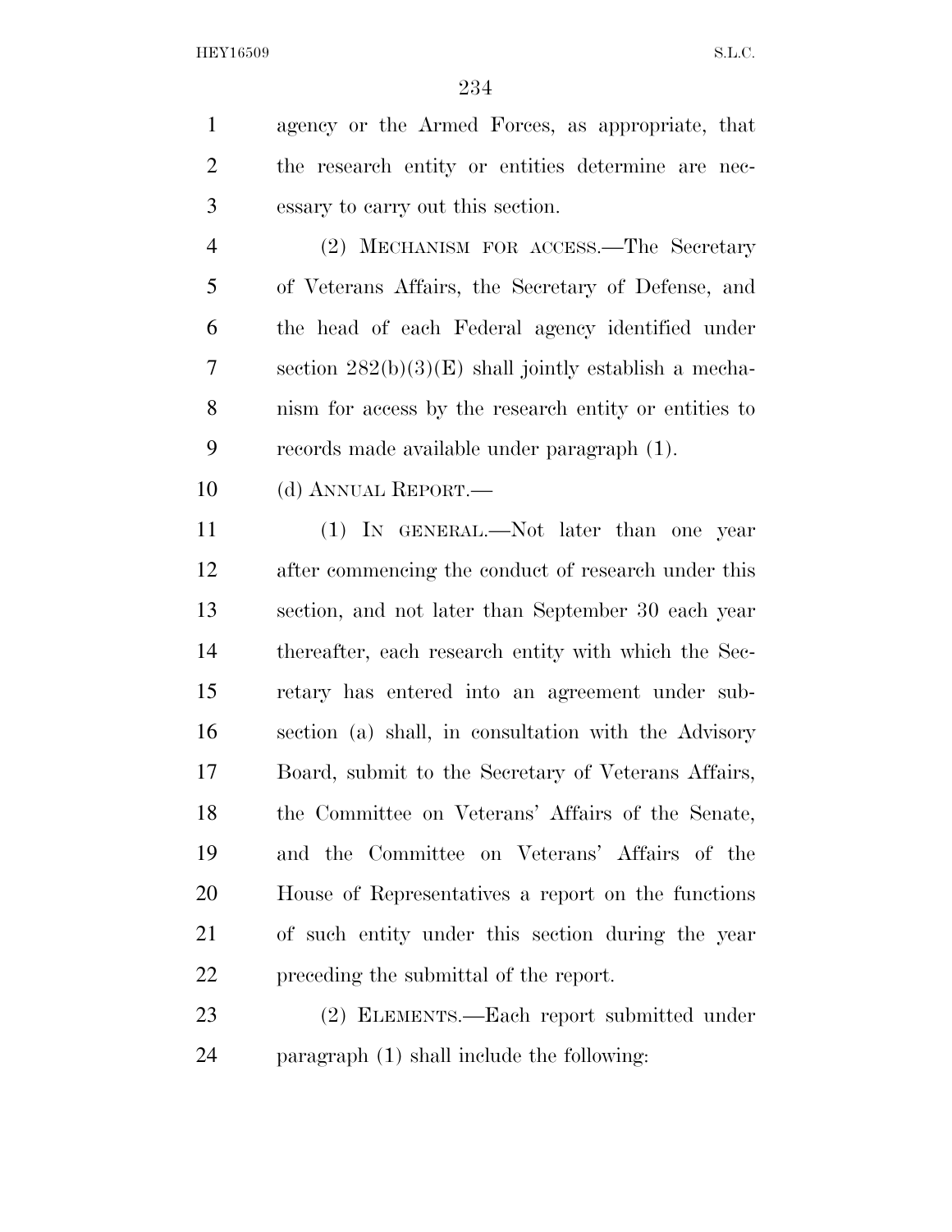agency or the Armed Forces, as appropriate, that the research entity or entities determine are necessary to carry out this section.

(2) MECHANISM FOR ACCESS.—The Secretary of Veterans Affairs, the Secretary of Defense, and the head of each Federal agency identified under section 282(b)(3)(E) shall jointly establish a mechanism for access by the research entity or entities to records made available under paragraph (1).

(d) ANNUAL REPORT.—

(1) IN GENERAL.—Not later than one year after commencing the conduct of research under this section, and not later than September 30 each year thereafter, each research entity with which the Secretary has entered into an agreement under subsection (a) shall, in consultation with the Advisory Board, submit to the Secretary of Veterans Affairs, the Committee on Veterans' Affairs of the Senate, and the Committee on Veterans' Affairs of the House of Representatives a report on the functions of such entity under this section during the year preceding the submittal of the report.

(2) ELEMENTS.—Each report submitted under paragraph (1) shall include the following: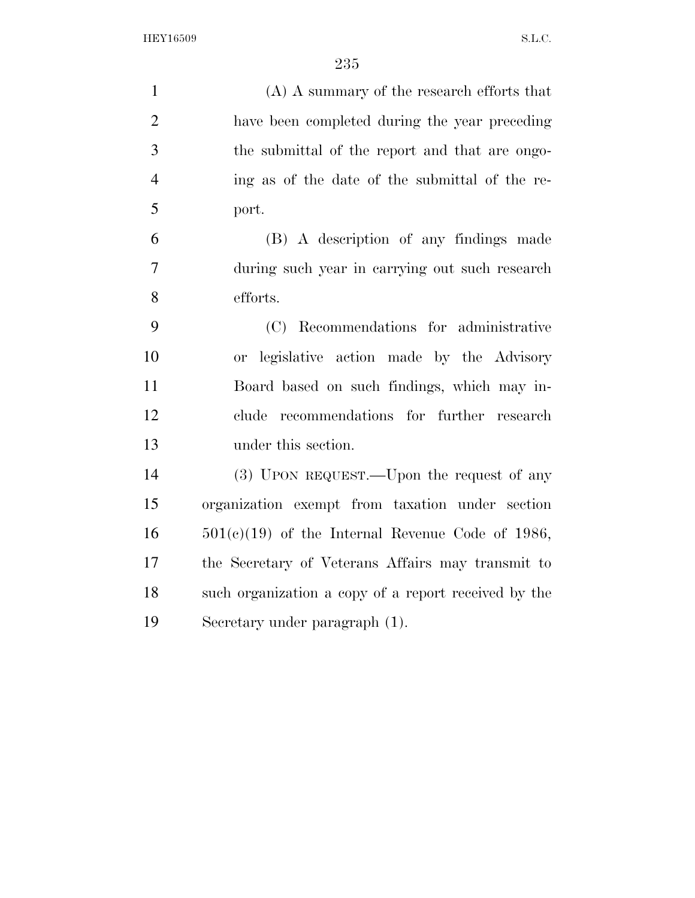(A) A summary of the research efforts that have been completed during the year preceding the submittal of the report and that are ongoing as of the date of the submittal of the report.

(B) A description of any findings made during such year in carrying out such research efforts.

(C) Recommendations for administrative or legislative action made by the Advisory Board based on such findings, which may include recommendations for further research under this section.

(3) UPON REQUEST.—Upon the request of any organization exempt from taxation under section 501(c)(19) of the Internal Revenue Code of 1986, the Secretary of Veterans Affairs may transmit to such organization a copy of a report received by the Secretary under paragraph (1).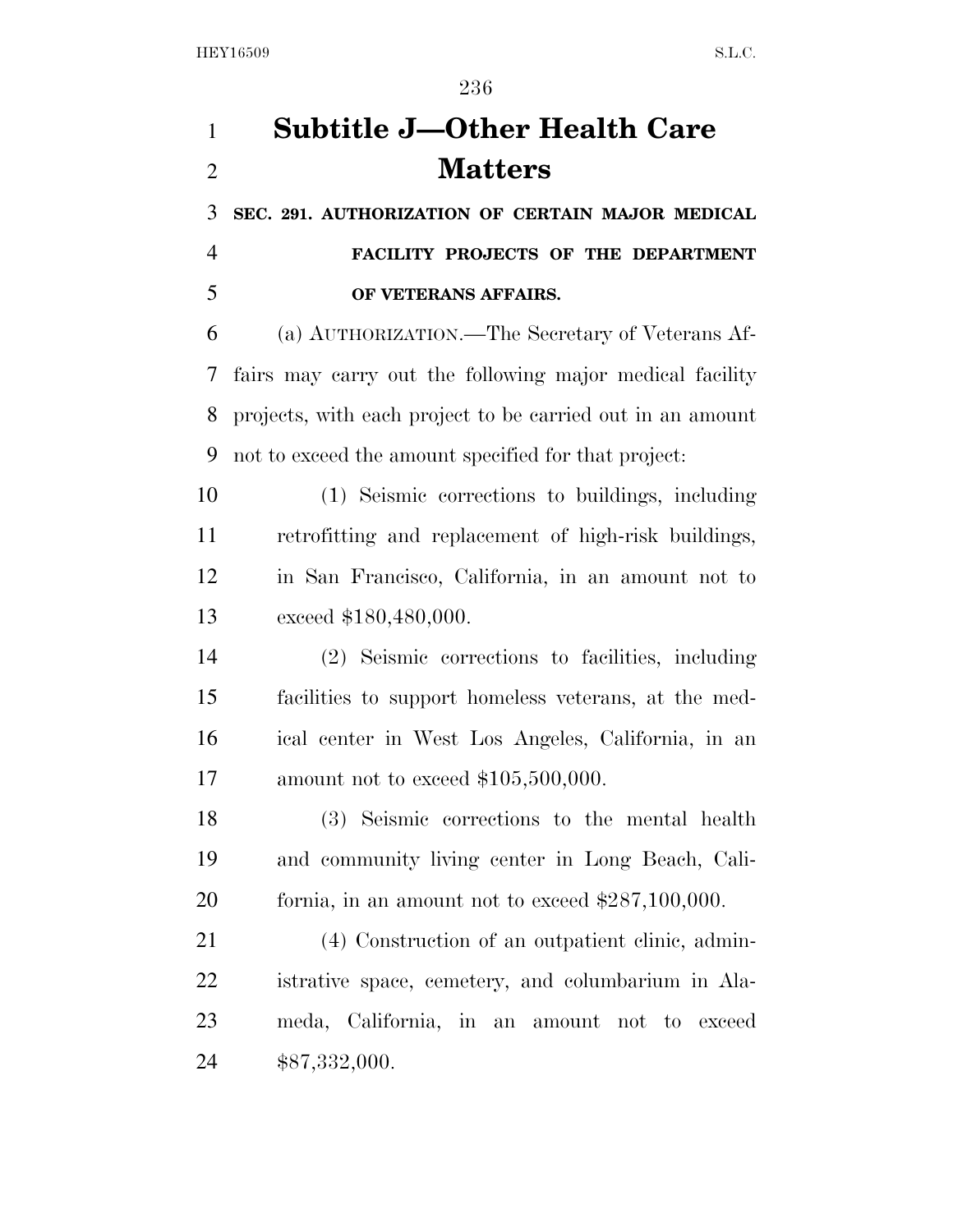# Subtitle J—Other Health Care Matters

### SEC. 291. AUTHORIZATION OF CERTAIN MAJOR MEDICAL FACILITY PROJECTS OF THE DEPARTMENT OF VETERANS AFFAIRS.

(a) AUTHORIZATION.—The Secretary of Veterans Affairs may carry out the following major medical facility projects, with each project to be carried out in an amount not to exceed the amount specified for that project:

(1) Seismic corrections to buildings, including retrofitting and replacement of high-risk buildings, in San Francisco, California, in an amount not to exceed $180,480,000.

(2) Seismic corrections to facilities, including facilities to support homeless veterans, at the medical center in West Los Angeles, California, in an amount not to exceed $105,500,000.

(3) Seismic corrections to the mental health and community living center in Long Beach, California, in an amount not to exceed $287,100,000.

(4) Construction of an outpatient clinic, administrative space, cemetery, and columbarium in Alameda, California, in an amount not to exceed $87,332,000.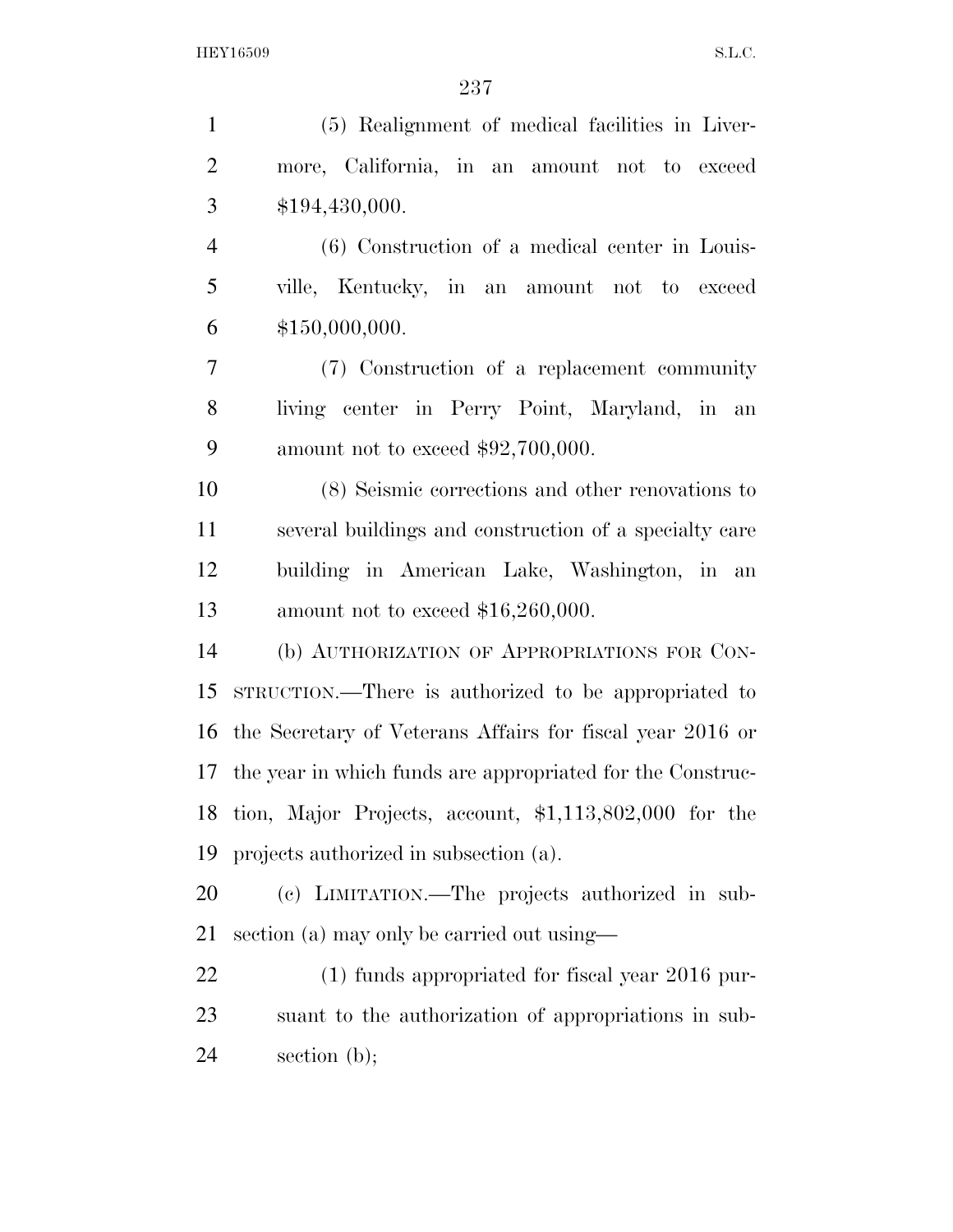(5) Realignment of medical facilities in Livermore, California, in an amount not to exceed $194,430,000.

(6) Construction of a medical center in Louisville, Kentucky, in an amount not to exceed $150,000,000.

(7) Construction of a replacement community living center in Perry Point, Maryland, in an amount not to exceed $92,700,000.

(8) Seismic corrections and other renovations to several buildings and construction of a specialty care building in American Lake, Washington, in an amount not to exceed $16,260,000.

(b) AUTHORIZATION OF APPROPRIATIONS FOR CONSTRUCTION.—There is authorized to be appropriated to the Secretary of Veterans Affairs for fiscal year 2016 or the year in which funds are appropriated for the Construction, Major Projects, account, $1,113,802,000 for the projects authorized in subsection (a).

(c) LIMITATION.—The projects authorized in subsection (a) may only be carried out using—

(1) funds appropriated for fiscal year 2016 pursuant to the authorization of appropriations in subsection (b);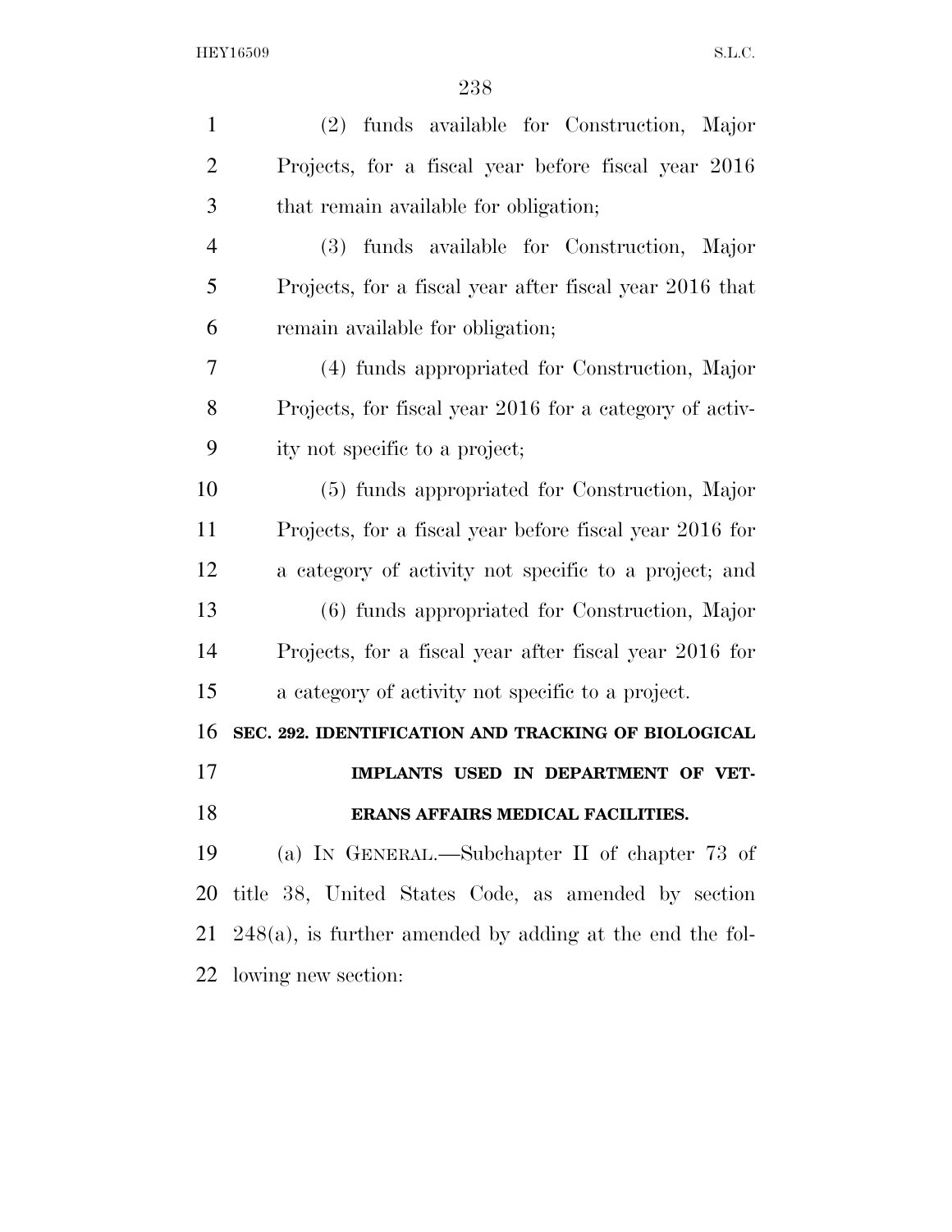(2) funds available for Construction, Major Projects, for a fiscal year before fiscal year 2016 that remain available for obligation;

(3) funds available for Construction, Major Projects, for a fiscal year after fiscal year 2016 that remain available for obligation;

(4) funds appropriated for Construction, Major Projects, for fiscal year 2016 for a category of activity not specific to a project;

(5) funds appropriated for Construction, Major Projects, for a fiscal year before fiscal year 2016 for a category of activity not specific to a project; and

(6) funds appropriated for Construction, Major Projects, for a fiscal year after fiscal year 2016 for a category of activity not specific to a project.

**SEC. 292. IDENTIFICATION AND TRACKING OF BIOLOGICAL IMPLANTS USED IN DEPARTMENT OF VETERANS AFFAIRS MEDICAL FACILITIES.**

(a) IN GENERAL.—Subchapter II of chapter 73 of title 38, United States Code, as amended by section 248(a), is further amended by adding at the end the following new section: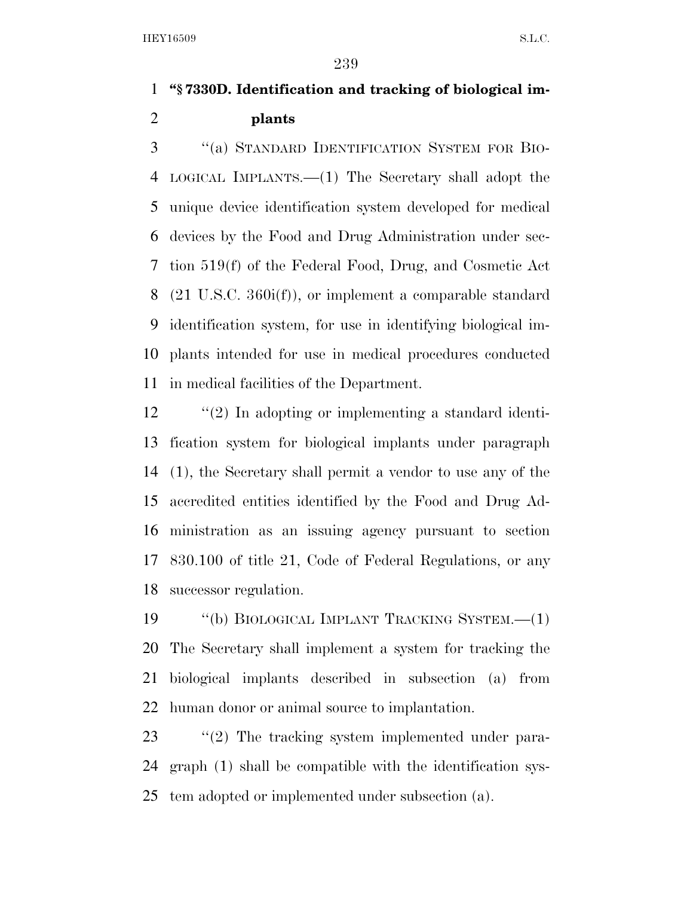**"§ 7330D. Identification and tracking of biological implants**

"(a) STANDARD IDENTIFICATION SYSTEM FOR BIOLOGICAL IMPLANTS.—(1) The Secretary shall adopt the unique device identification system developed for medical devices by the Food and Drug Administration under section 519(f) of the Federal Food, Drug, and Cosmetic Act (21 U.S.C. 360i(f)), or implement a comparable standard identification system, for use in identifying biological implants intended for use in medical procedures conducted in medical facilities of the Department.

"(2) In adopting or implementing a standard identification system for biological implants under paragraph (1), the Secretary shall permit a vendor to use any of the accredited entities identified by the Food and Drug Administration as an issuing agency pursuant to section 830.100 of title 21, Code of Federal Regulations, or any successor regulation.

"(b) BIOLOGICAL IMPLANT TRACKING SYSTEM.—(1) The Secretary shall implement a system for tracking the biological implants described in subsection (a) from human donor or animal source to implantation.

"(2) The tracking system implemented under paragraph (1) shall be compatible with the identification system adopted or implemented under subsection (a).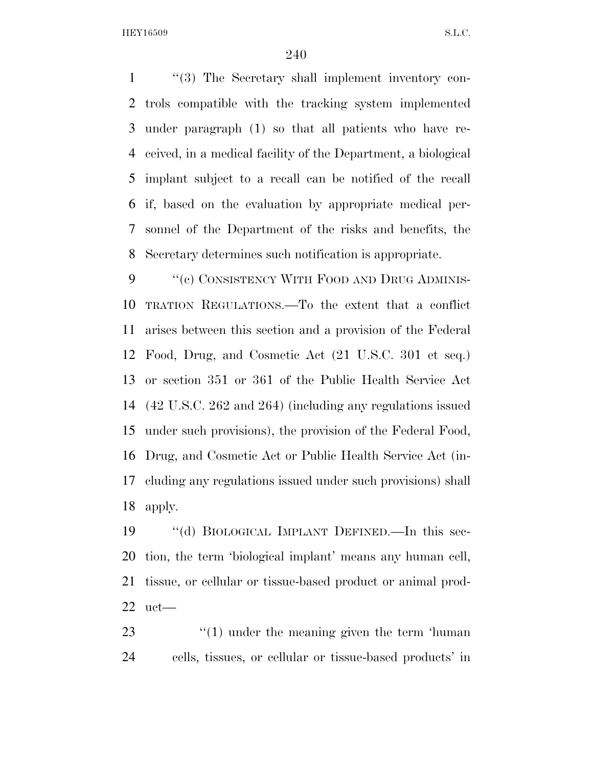"(3) The Secretary shall implement inventory controls compatible with the tracking system implemented under paragraph (1) so that all patients who have received, in a medical facility of the Department, a biological implant subject to a recall can be notified of the recall if, based on the evaluation by appropriate medical personnel of the Department of the risks and benefits, the Secretary determines such notification is appropriate.

"(c) CONSISTENCY WITH FOOD AND DRUG ADMINISTRATION REGULATIONS.—To the extent that a conflict arises between this section and a provision of the Federal Food, Drug, and Cosmetic Act (21 U.S.C. 301 et seq.) or section 351 or 361 of the Public Health Service Act (42 U.S.C. 262 and 264) (including any regulations issued under such provisions), the provision of the Federal Food, Drug, and Cosmetic Act or Public Health Service Act (including any regulations issued under such provisions) shall apply.

"(d) BIOLOGICAL IMPLANT DEFINED.—In this section, the term 'biological implant' means any human cell, tissue, or cellular or tissue-based product or animal product—

"(1) under the meaning given the term 'human cells, tissues, or cellular or tissue-based products' in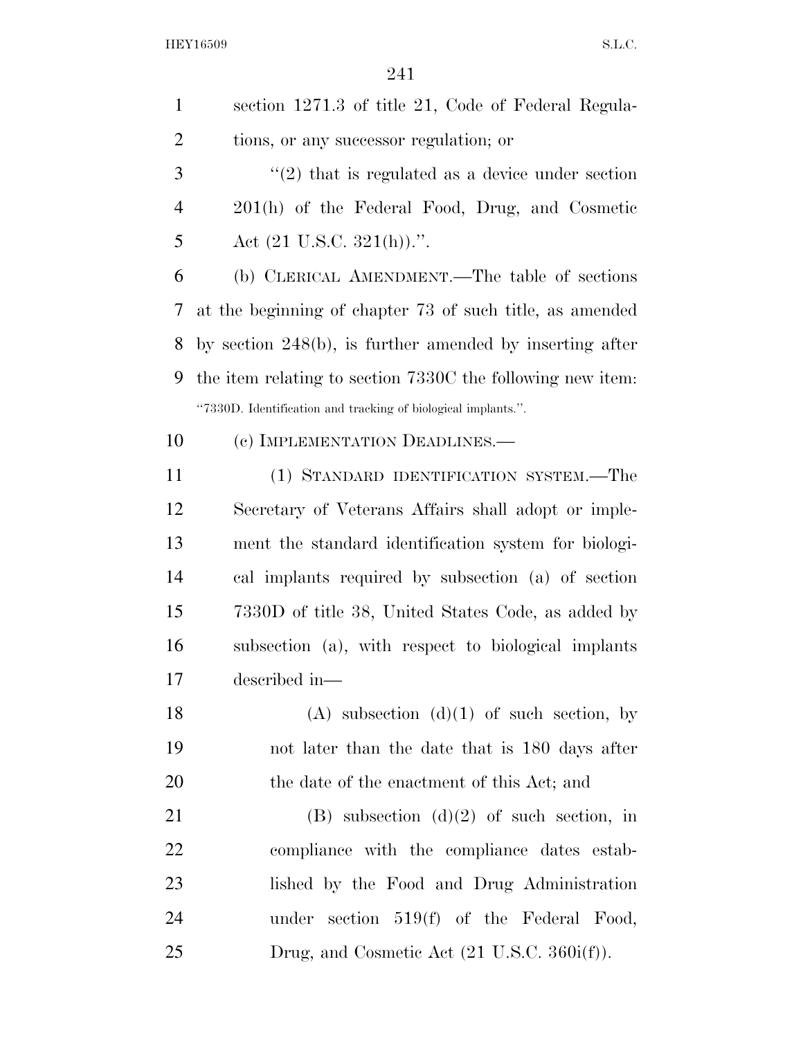section 1271.3 of title 21, Code of Federal Regulations, or any successor regulation; or

"(2) that is regulated as a device under section 201(h) of the Federal Food, Drug, and Cosmetic Act (21 U.S.C. 321(h)).".

(b) CLERICAL AMENDMENT.—The table of sections at the beginning of chapter 73 of such title, as amended by section 248(b), is further amended by inserting after the item relating to section 7330C the following new item:

"7330D. Identification and tracking of biological implants.".

(c) IMPLEMENTATION DEADLINES.—

(1) STANDARD IDENTIFICATION SYSTEM.—The Secretary of Veterans Affairs shall adopt or implement the standard identification system for biological implants required by subsection (a) of section 7330D of title 38, United States Code, as added by subsection (a), with respect to biological implants described in—

(A) subsection (d)(1) of such section, by not later than the date that is 180 days after the date of the enactment of this Act; and

(B) subsection (d)(2) of such section, in compliance with the compliance dates established by the Food and Drug Administration under section 519(f) of the Federal Food, Drug, and Cosmetic Act (21 U.S.C. 360i(f)).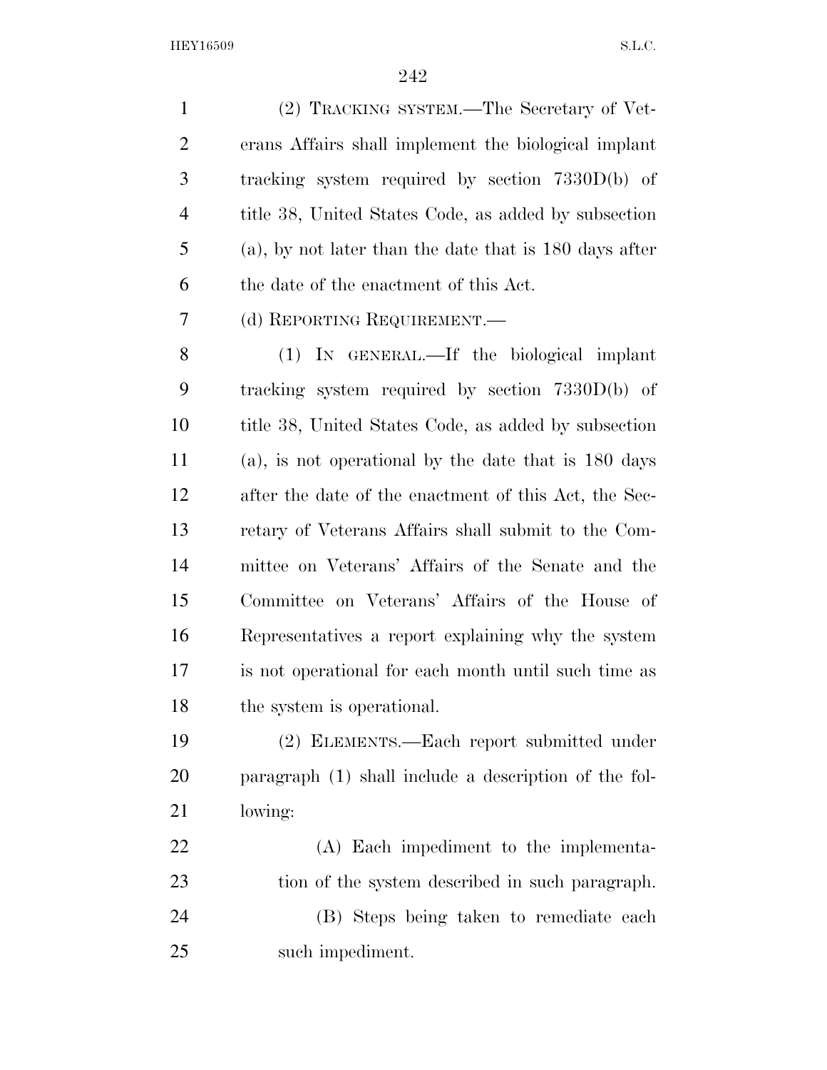(2) TRACKING SYSTEM.—The Secretary of Veterans Affairs shall implement the biological implant tracking system required by section 7330D(b) of title 38, United States Code, as added by subsection (a), by not later than the date that is 180 days after the date of the enactment of this Act.

(d) REPORTING REQUIREMENT.—

(1) IN GENERAL.—If the biological implant tracking system required by section 7330D(b) of title 38, United States Code, as added by subsection (a), is not operational by the date that is 180 days after the date of the enactment of this Act, the Secretary of Veterans Affairs shall submit to the Committee on Veterans' Affairs of the Senate and the Committee on Veterans' Affairs of the House of Representatives a report explaining why the system is not operational for each month until such time as the system is operational.

(2) ELEMENTS.—Each report submitted under paragraph (1) shall include a description of the following:

(A) Each impediment to the implementation of the system described in such paragraph.

(B) Steps being taken to remediate each such impediment.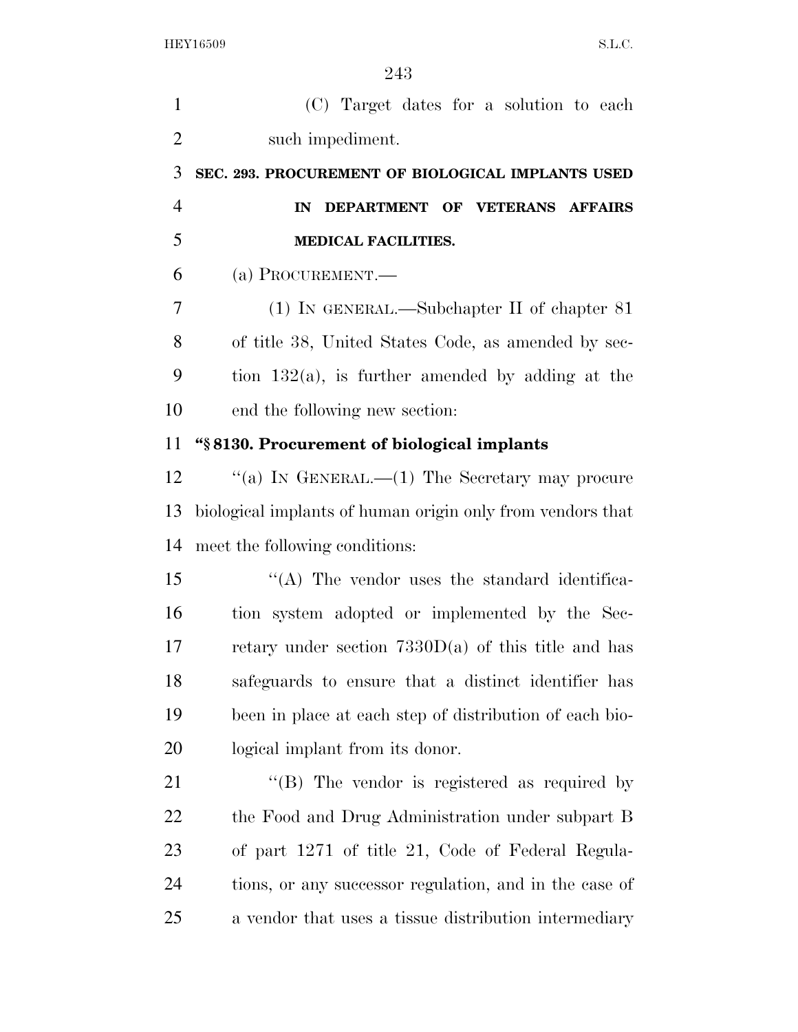(C) Target dates for a solution to each such impediment.

**SEC. 293. PROCUREMENT OF BIOLOGICAL IMPLANTS USED IN DEPARTMENT OF VETERANS AFFAIRS MEDICAL FACILITIES.**

(a) PROCUREMENT.—

(1) IN GENERAL.—Subchapter II of chapter 81 of title 38, United States Code, as amended by section 132(a), is further amended by adding at the end the following new section:

**"§ 8130. Procurement of biological implants**

"(a) IN GENERAL.—(1) The Secretary may procure biological implants of human origin only from vendors that meet the following conditions:

"(A) The vendor uses the standard identification system adopted or implemented by the Secretary under section 7330D(a) of this title and has safeguards to ensure that a distinct identifier has been in place at each step of distribution of each biological implant from its donor.

"(B) The vendor is registered as required by the Food and Drug Administration under subpart B of part 1271 of title 21, Code of Federal Regulations, or any successor regulation, and in the case of a vendor that uses a tissue distribution intermediary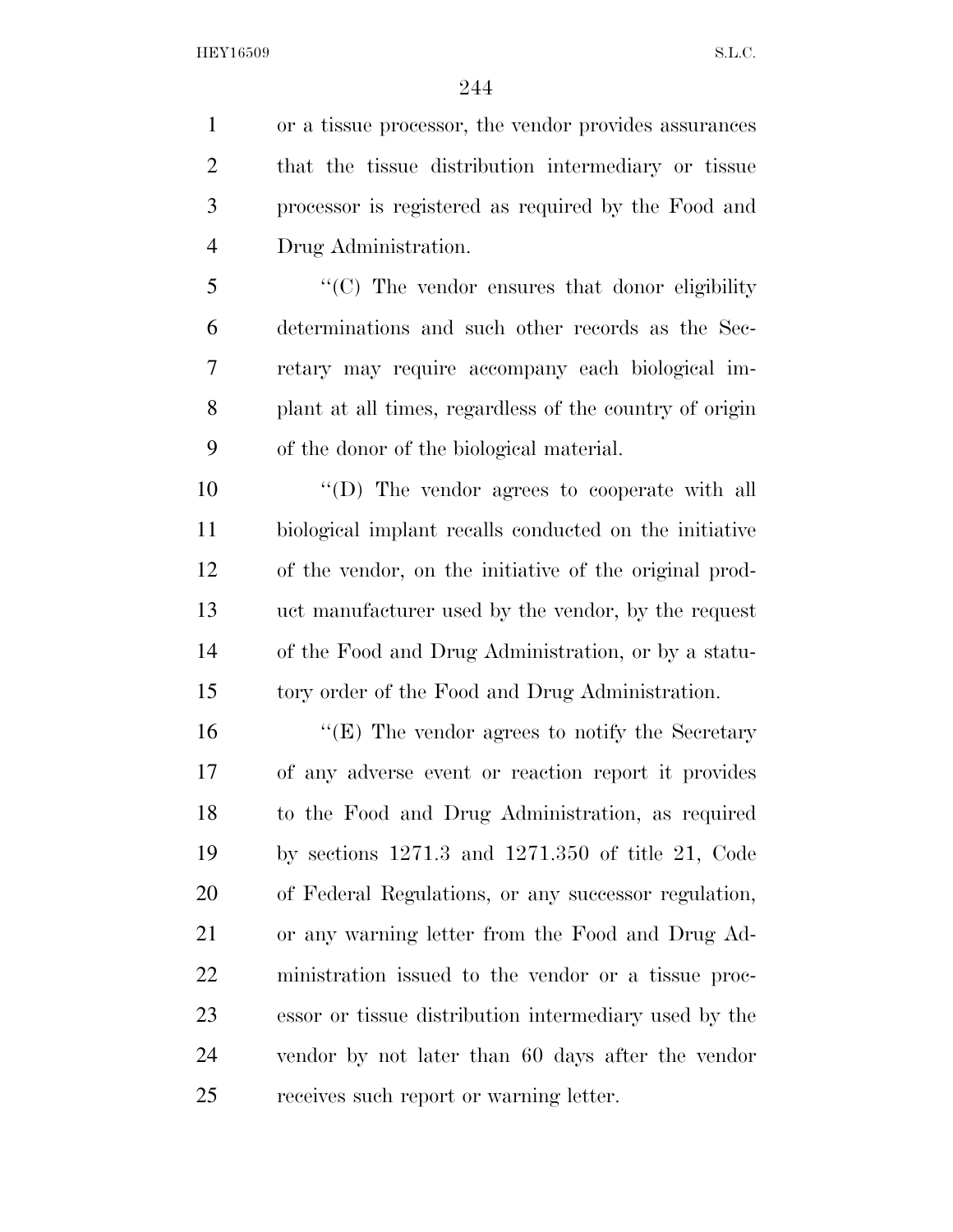or a tissue processor, the vendor provides assurances that the tissue distribution intermediary or tissue processor is registered as required by the Food and Drug Administration.

''(C) The vendor ensures that donor eligibility determinations and such other records as the Secretary may require accompany each biological implant at all times, regardless of the country of origin of the donor of the biological material.

''(D) The vendor agrees to cooperate with all biological implant recalls conducted on the initiative of the vendor, on the initiative of the original product manufacturer used by the vendor, by the request of the Food and Drug Administration, or by a statutory order of the Food and Drug Administration.

''(E) The vendor agrees to notify the Secretary of any adverse event or reaction report it provides to the Food and Drug Administration, as required by sections 1271.3 and 1271.350 of title 21, Code of Federal Regulations, or any successor regulation, or any warning letter from the Food and Drug Administration issued to the vendor or a tissue processor or tissue distribution intermediary used by the vendor by not later than 60 days after the vendor receives such report or warning letter.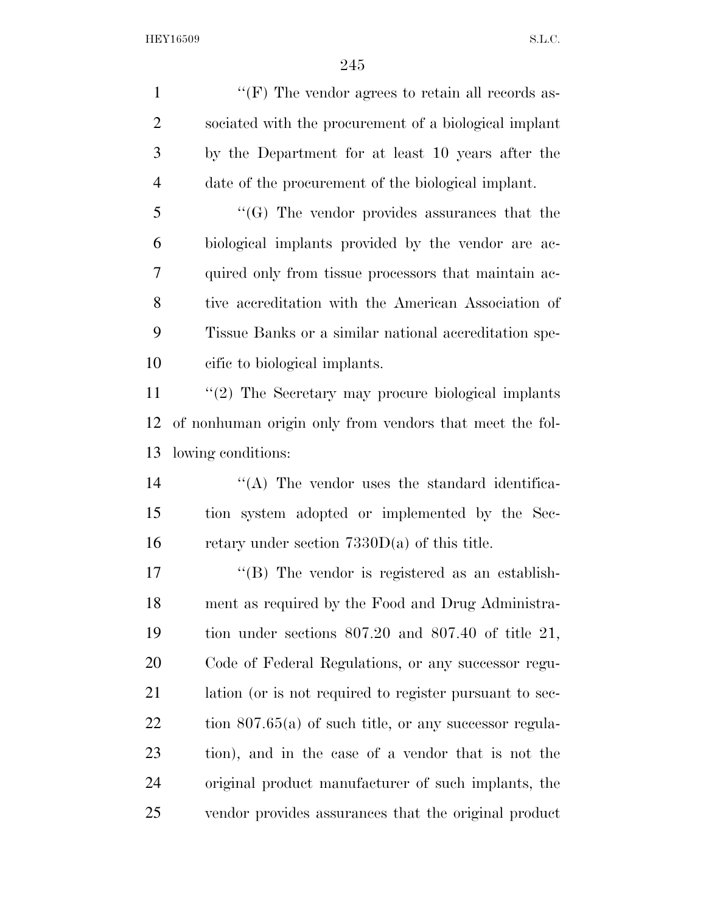''(F) The vendor agrees to retain all records associated with the procurement of a biological implant by the Department for at least 10 years after the date of the procurement of the biological implant.

''(G) The vendor provides assurances that the biological implants provided by the vendor are acquired only from tissue processors that maintain active accreditation with the American Association of Tissue Banks or a similar national accreditation specific to biological implants.

''(2) The Secretary may procure biological implants of nonhuman origin only from vendors that meet the following conditions:

''(A) The vendor uses the standard identification system adopted or implemented by the Secretary under section 7330D(a) of this title.

''(B) The vendor is registered as an establishment as required by the Food and Drug Administration under sections 807.20 and 807.40 of title 21, Code of Federal Regulations, or any successor regulation (or is not required to register pursuant to section 807.65(a) of such title, or any successor regulation), and in the case of a vendor that is not the original product manufacturer of such implants, the vendor provides assurances that the original product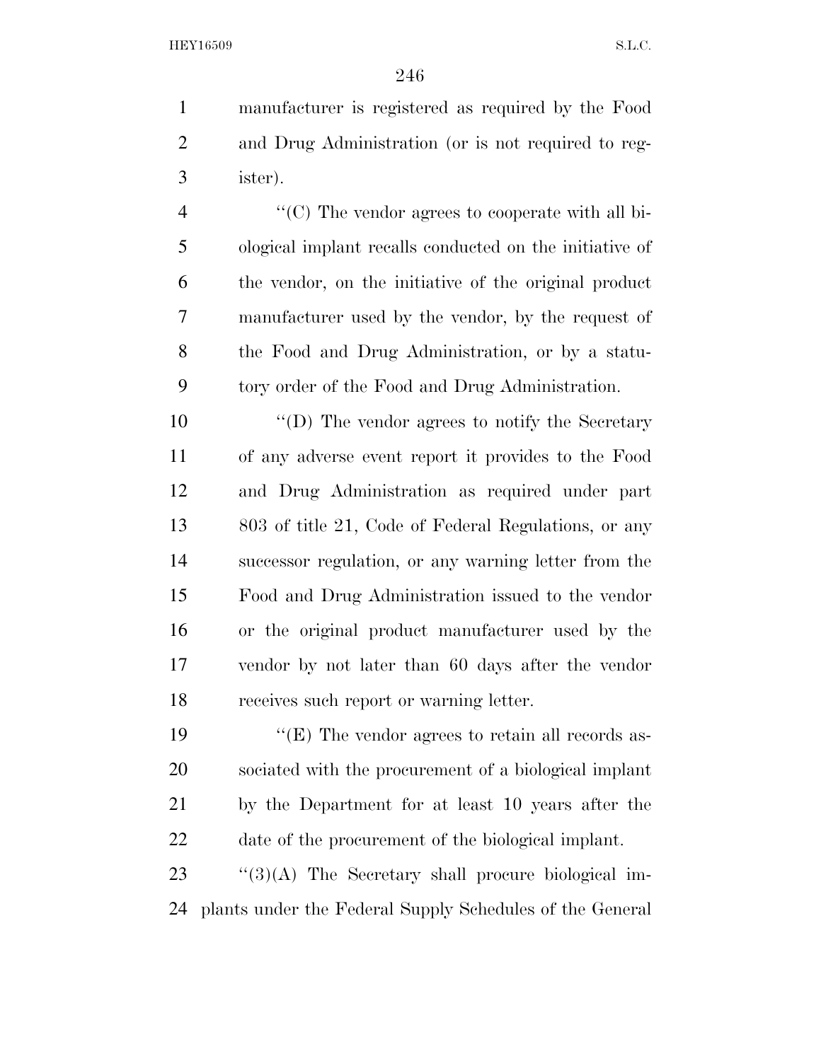manufacturer is registered as required by the Food and Drug Administration (or is not required to register).

"(C) The vendor agrees to cooperate with all biological implant recalls conducted on the initiative of the vendor, on the initiative of the original product manufacturer used by the vendor, by the request of the Food and Drug Administration, or by a statutory order of the Food and Drug Administration.

"(D) The vendor agrees to notify the Secretary of any adverse event report it provides to the Food and Drug Administration as required under part 803 of title 21, Code of Federal Regulations, or any successor regulation, or any warning letter from the Food and Drug Administration issued to the vendor or the original product manufacturer used by the vendor by not later than 60 days after the vendor receives such report or warning letter.

"(E) The vendor agrees to retain all records associated with the procurement of a biological implant by the Department for at least 10 years after the date of the procurement of the biological implant.

"(3)(A) The Secretary shall procure biological implants under the Federal Supply Schedules of the General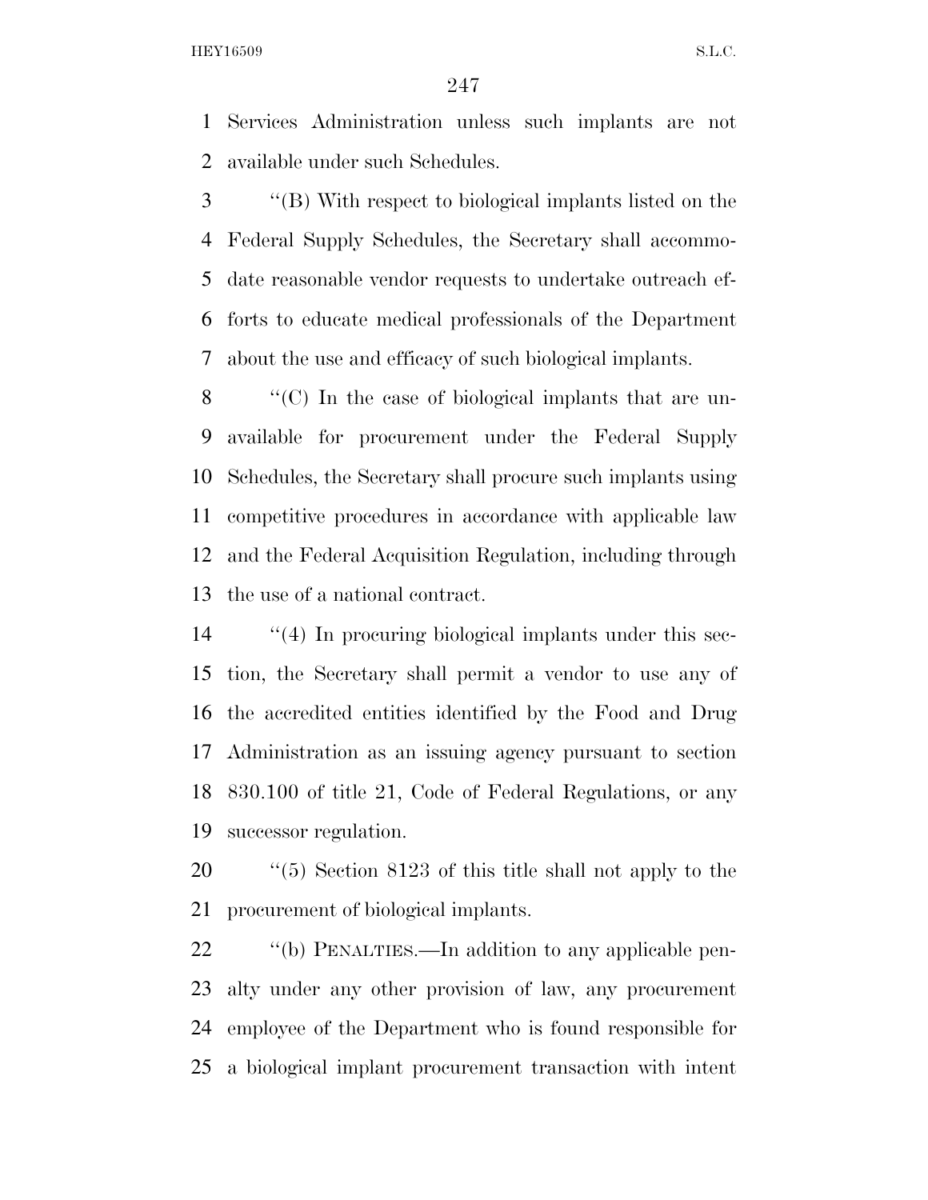Services Administration unless such implants are not available under such Schedules.

''(B) With respect to biological implants listed on the Federal Supply Schedules, the Secretary shall accommodate reasonable vendor requests to undertake outreach efforts to educate medical professionals of the Department about the use and efficacy of such biological implants.

''(C) In the case of biological implants that are unavailable for procurement under the Federal Supply Schedules, the Secretary shall procure such implants using competitive procedures in accordance with applicable law and the Federal Acquisition Regulation, including through the use of a national contract.

''(4) In procuring biological implants under this section, the Secretary shall permit a vendor to use any of the accredited entities identified by the Food and Drug Administration as an issuing agency pursuant to section 830.100 of title 21, Code of Federal Regulations, or any successor regulation.

''(5) Section 8123 of this title shall not apply to the procurement of biological implants.

''(b) PENALTIES.—In addition to any applicable penalty under any other provision of law, any procurement employee of the Department who is found responsible for a biological implant procurement transaction with intent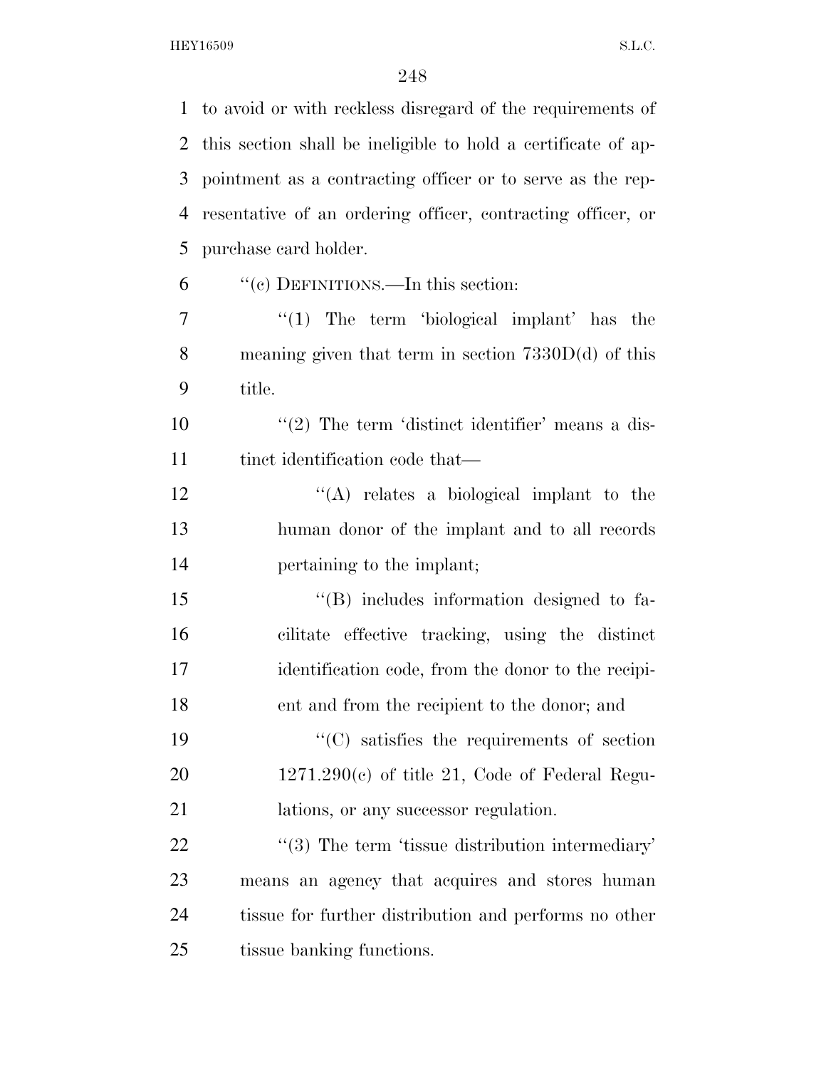to avoid or with reckless disregard of the requirements of this section shall be ineligible to hold a certificate of appointment as a contracting officer or to serve as the representative of an ordering officer, contracting officer, or purchase card holder.

"(c) DEFINITIONS.—In this section:

"(1) The term 'biological implant' has the meaning given that term in section 7330D(d) of this title.

"(2) The term 'distinct identifier' means a distinct identification code that—

"(A) relates a biological implant to the human donor of the implant and to all records pertaining to the implant;

"(B) includes information designed to facilitate effective tracking, using the distinct identification code, from the donor to the recipient and from the recipient to the donor; and

"(C) satisfies the requirements of section 1271.290(c) of title 21, Code of Federal Regulations, or any successor regulation.

"(3) The term 'tissue distribution intermediary' means an agency that acquires and stores human tissue for further distribution and performs no other tissue banking functions.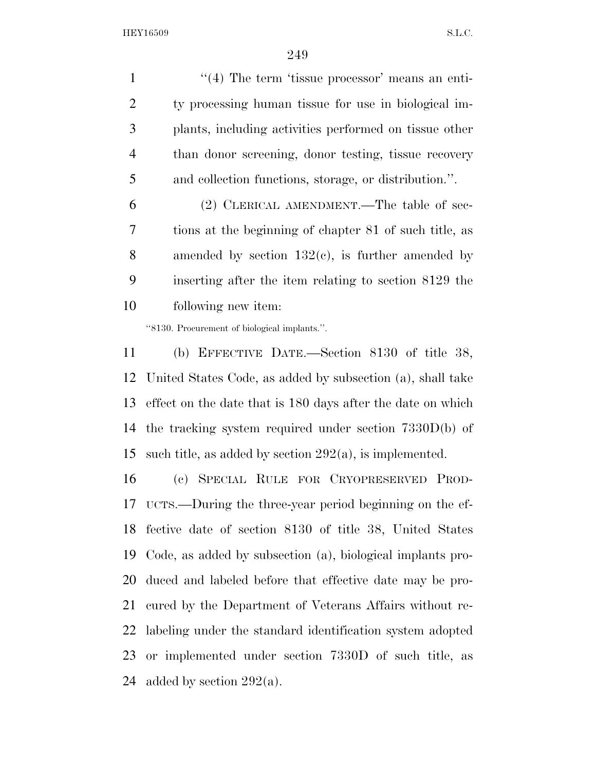"(4) The term 'tissue processor' means an entity processing human tissue for use in biological implants, including activities performed on tissue other than donor screening, donor testing, tissue recovery and collection functions, storage, or distribution.".

(2) CLERICAL AMENDMENT.—The table of sections at the beginning of chapter 81 of such title, as amended by section 132(c), is further amended by inserting after the item relating to section 8129 the following new item:

"8130. Procurement of biological implants.".

(b) EFFECTIVE DATE.—Section 8130 of title 38, United States Code, as added by subsection (a), shall take effect on the date that is 180 days after the date on which the tracking system required under section 7330D(b) of such title, as added by section 292(a), is implemented.

(c) SPECIAL RULE FOR CRYOPRESERVED PRODUCTS.—During the three-year period beginning on the effective date of section 8130 of title 38, United States Code, as added by subsection (a), biological implants produced and labeled before that effective date may be procured by the Department of Veterans Affairs without relabeling under the standard identification system adopted or implemented under section 7330D of such title, as added by section 292(a).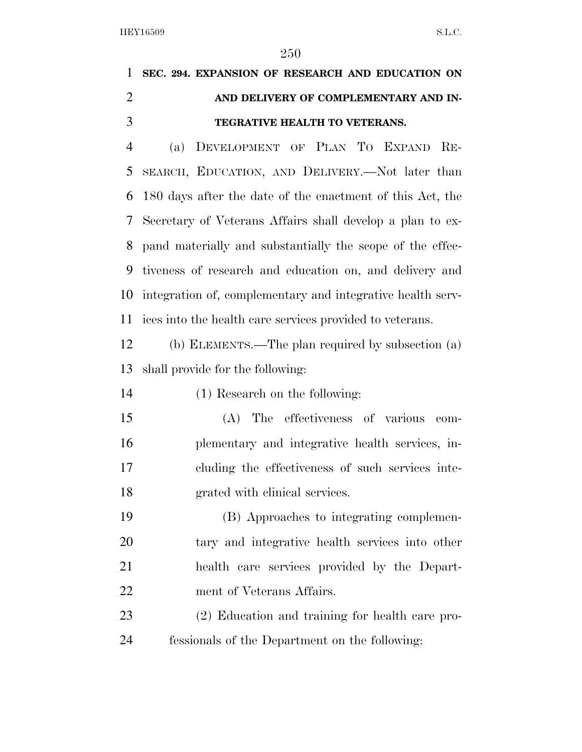**SEC. 294. EXPANSION OF RESEARCH AND EDUCATION ON AND DELIVERY OF COMPLEMENTARY AND INTEGRATIVE HEALTH TO VETERANS.**

(a) DEVELOPMENT OF PLAN TO EXPAND RESEARCH, EDUCATION, AND DELIVERY.—Not later than 180 days after the date of the enactment of this Act, the Secretary of Veterans Affairs shall develop a plan to expand materially and substantially the scope of the effectiveness of research and education on, and delivery and integration of, complementary and integrative health services into the health care services provided to veterans.

(b) ELEMENTS.—The plan required by subsection (a) shall provide for the following:

(1) Research on the following:

(A) The effectiveness of various complementary and integrative health services, including the effectiveness of such services integrated with clinical services.

(B) Approaches to integrating complementary and integrative health services into other health care services provided by the Department of Veterans Affairs.

(2) Education and training for health care professionals of the Department on the following: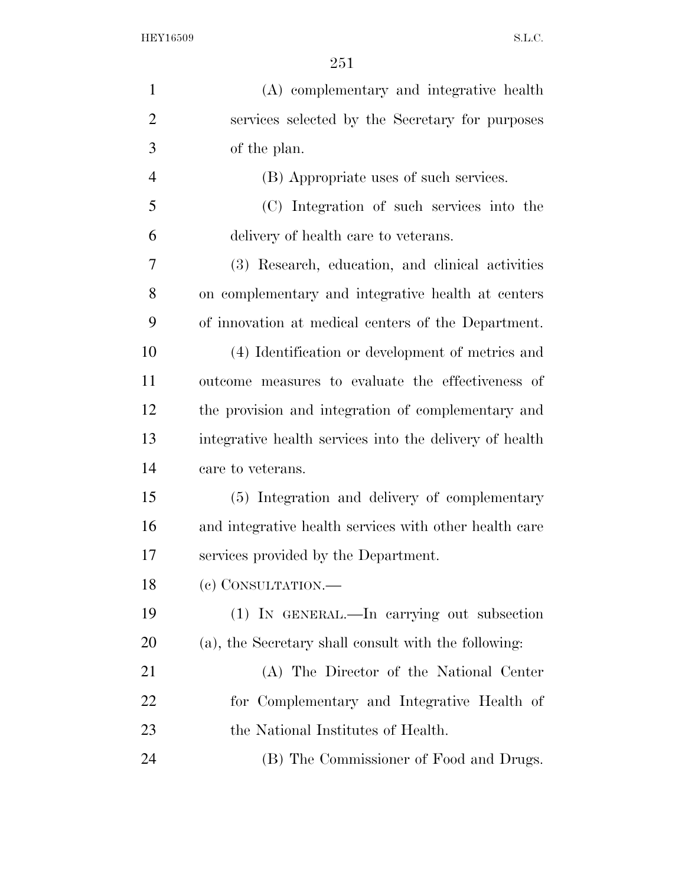(A) complementary and integrative health services selected by the Secretary for purposes of the plan.

(B) Appropriate uses of such services.

(C) Integration of such services into the delivery of health care to veterans.

(3) Research, education, and clinical activities on complementary and integrative health at centers of innovation at medical centers of the Department.

(4) Identification or development of metrics and outcome measures to evaluate the effectiveness of the provision and integration of complementary and integrative health services into the delivery of health care to veterans.

(5) Integration and delivery of complementary and integrative health services with other health care services provided by the Department.

(c) CONSULTATION.—

(1) IN GENERAL.—In carrying out subsection (a), the Secretary shall consult with the following:

(A) The Director of the National Center for Complementary and Integrative Health of the National Institutes of Health.

(B) The Commissioner of Food and Drugs.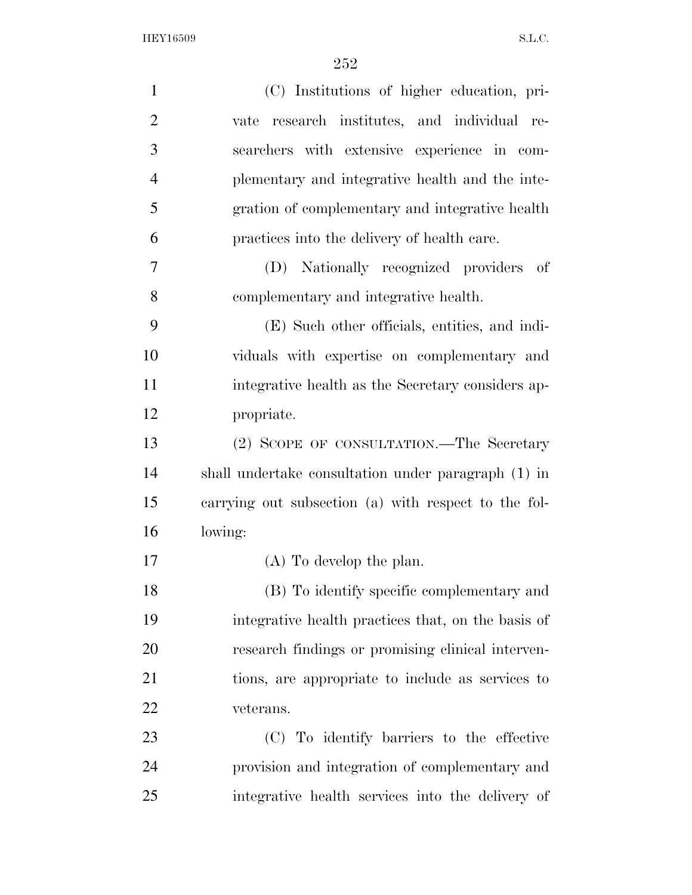(C) Institutions of higher education, private research institutes, and individual researchers with extensive experience in complementary and integrative health and the integration of complementary and integrative health practices into the delivery of health care.

(D) Nationally recognized providers of complementary and integrative health.

(E) Such other officials, entities, and individuals with expertise on complementary and integrative health as the Secretary considers appropriate.

(2) SCOPE OF CONSULTATION.—The Secretary shall undertake consultation under paragraph (1) in carrying out subsection (a) with respect to the following:

(A) To develop the plan.

(B) To identify specific complementary and integrative health practices that, on the basis of research findings or promising clinical interventions, are appropriate to include as services to veterans.

(C) To identify barriers to the effective provision and integration of complementary and integrative health services into the delivery of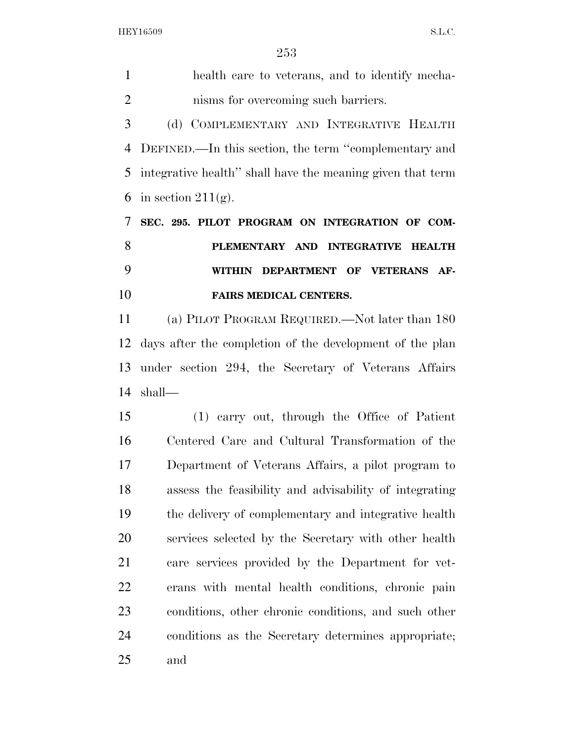health care to veterans, and to identify mechanisms for overcoming such barriers.

(d) COMPLEMENTARY AND INTEGRATIVE HEALTH DEFINED.—In this section, the term "complementary and integrative health" shall have the meaning given that term in section 211(g).

**SEC. 295. PILOT PROGRAM ON INTEGRATION OF COMPLEMENTARY AND INTEGRATIVE HEALTH WITHIN DEPARTMENT OF VETERANS AFFAIRS MEDICAL CENTERS.**

(a) PILOT PROGRAM REQUIRED.—Not later than 180 days after the completion of the development of the plan under section 294, the Secretary of Veterans Affairs shall—

(1) carry out, through the Office of Patient Centered Care and Cultural Transformation of the Department of Veterans Affairs, a pilot program to assess the feasibility and advisability of integrating the delivery of complementary and integrative health services selected by the Secretary with other health care services provided by the Department for veterans with mental health conditions, chronic pain conditions, other chronic conditions, and such other conditions as the Secretary determines appropriate; and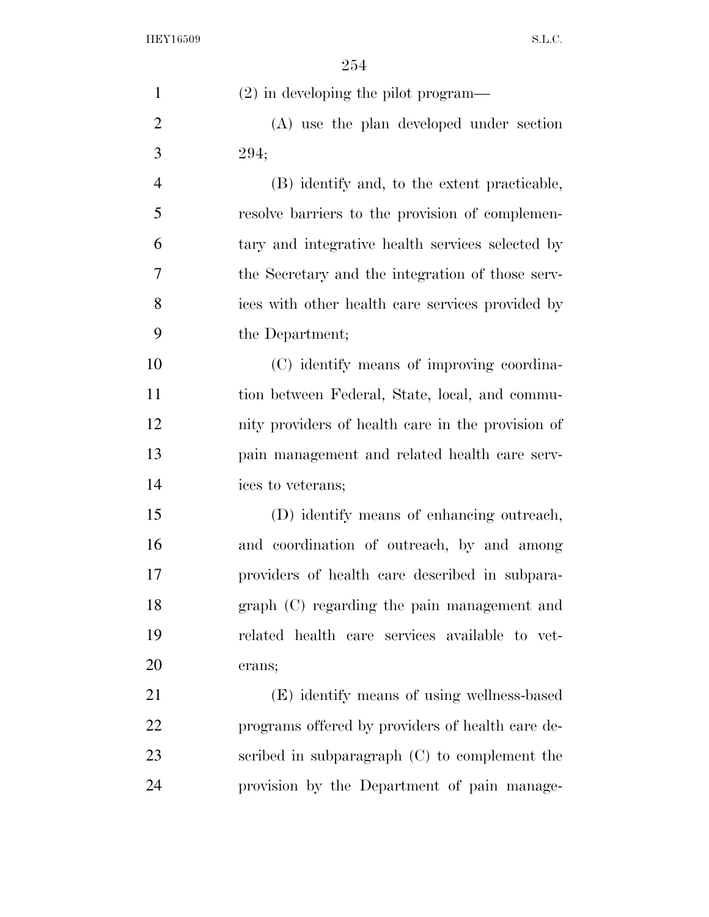(2) in developing the pilot program—

(A) use the plan developed under section 294;

(B) identify and, to the extent practicable, resolve barriers to the provision of complementary and integrative health services selected by the Secretary and the integration of those services with other health care services provided by the Department;

(C) identify means of improving coordination between Federal, State, local, and community providers of health care in the provision of pain management and related health care services to veterans;

(D) identify means of enhancing outreach, and coordination of outreach, by and among providers of health care described in subparagraph (C) regarding the pain management and related health care services available to veterans;

(E) identify means of using wellness-based programs offered by providers of health care described in subparagraph (C) to complement the provision by the Department of pain manage-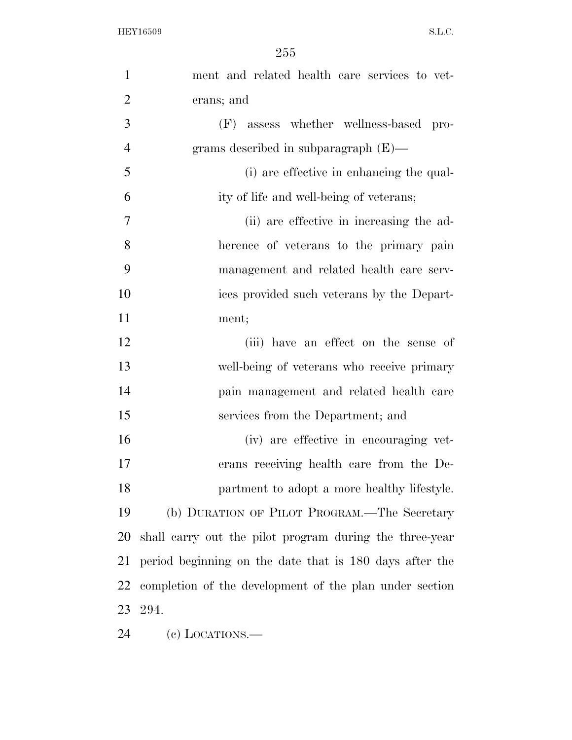ment and related health care services to veterans; and

(F) assess whether wellness-based programs described in subparagraph (E)—

(i) are effective in enhancing the quality of life and well-being of veterans;

(ii) are effective in increasing the adherence of veterans to the primary pain management and related health care services provided such veterans by the Department;

(iii) have an effect on the sense of well-being of veterans who receive primary pain management and related health care services from the Department; and

(iv) are effective in encouraging veterans receiving health care from the Department to adopt a more healthy lifestyle.

(b) DURATION OF PILOT PROGRAM.—The Secretary shall carry out the pilot program during the three-year period beginning on the date that is 180 days after the completion of the development of the plan under section 294.

(c) LOCATIONS.—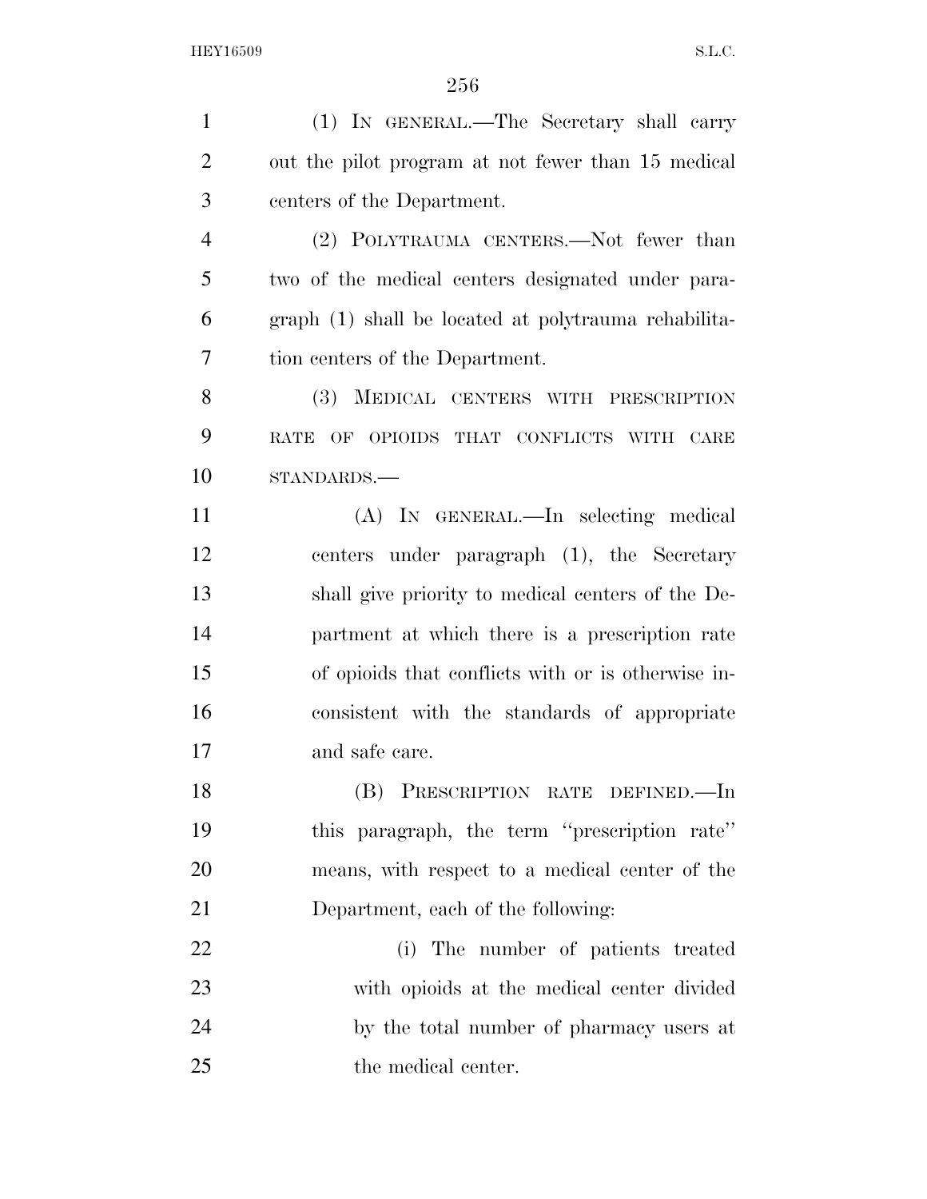(1) IN GENERAL.—The Secretary shall carry out the pilot program at not fewer than 15 medical centers of the Department.

(2) POLYTRAUMA CENTERS.—Not fewer than two of the medical centers designated under paragraph (1) shall be located at polytrauma rehabilitation centers of the Department.

(3) MEDICAL CENTERS WITH PRESCRIPTION RATE OF OPIOIDS THAT CONFLICTS WITH CARE STANDARDS.—

(A) IN GENERAL.—In selecting medical centers under paragraph (1), the Secretary shall give priority to medical centers of the Department at which there is a prescription rate of opioids that conflicts with or is otherwise inconsistent with the standards of appropriate and safe care.

(B) PRESCRIPTION RATE DEFINED.—In this paragraph, the term ''prescription rate'' means, with respect to a medical center of the Department, each of the following:

(i) The number of patients treated with opioids at the medical center divided by the total number of pharmacy users at the medical center.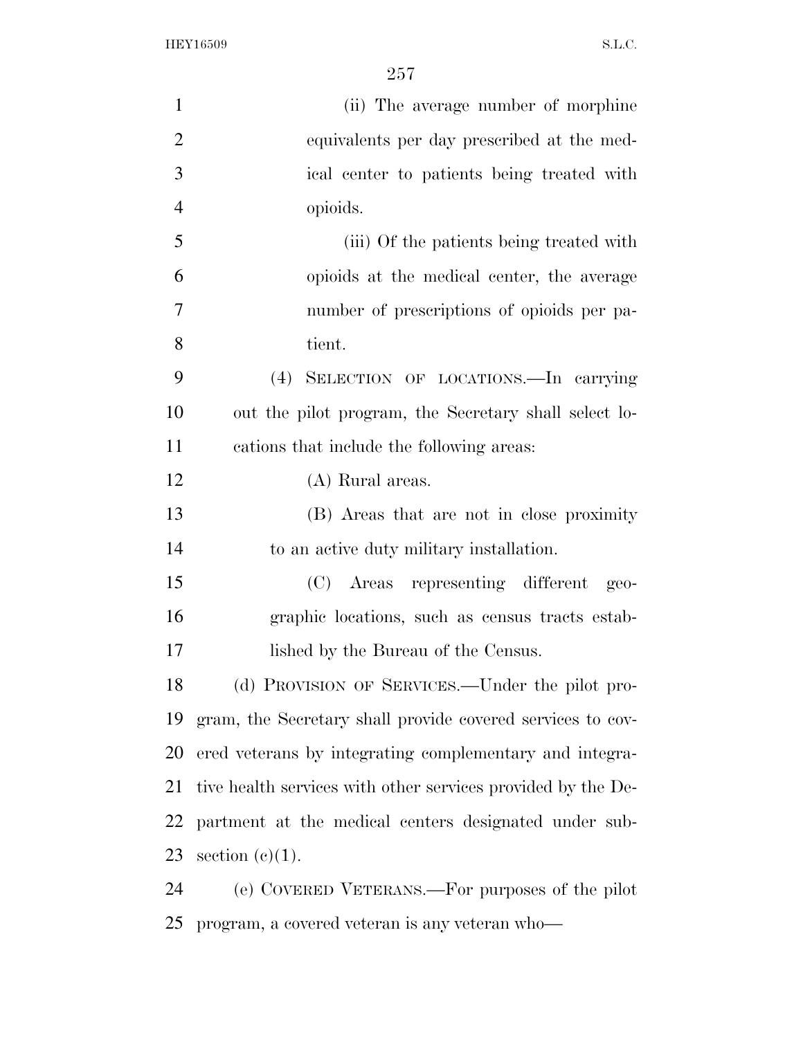(ii) The average number of morphine equivalents per day prescribed at the medical center to patients being treated with opioids.

(iii) Of the patients being treated with opioids at the medical center, the average number of prescriptions of opioids per patient.

(4) SELECTION OF LOCATIONS.—In carrying out the pilot program, the Secretary shall select locations that include the following areas:

(A) Rural areas.

(B) Areas that are not in close proximity to an active duty military installation.

(C) Areas representing different geographic locations, such as census tracts established by the Bureau of the Census.

(d) PROVISION OF SERVICES.—Under the pilot program, the Secretary shall provide covered services to covered veterans by integrating complementary and integrative health services with other services provided by the Department at the medical centers designated under subsection (c)(1).

(e) COVERED VETERANS.—For purposes of the pilot program, a covered veteran is any veteran who—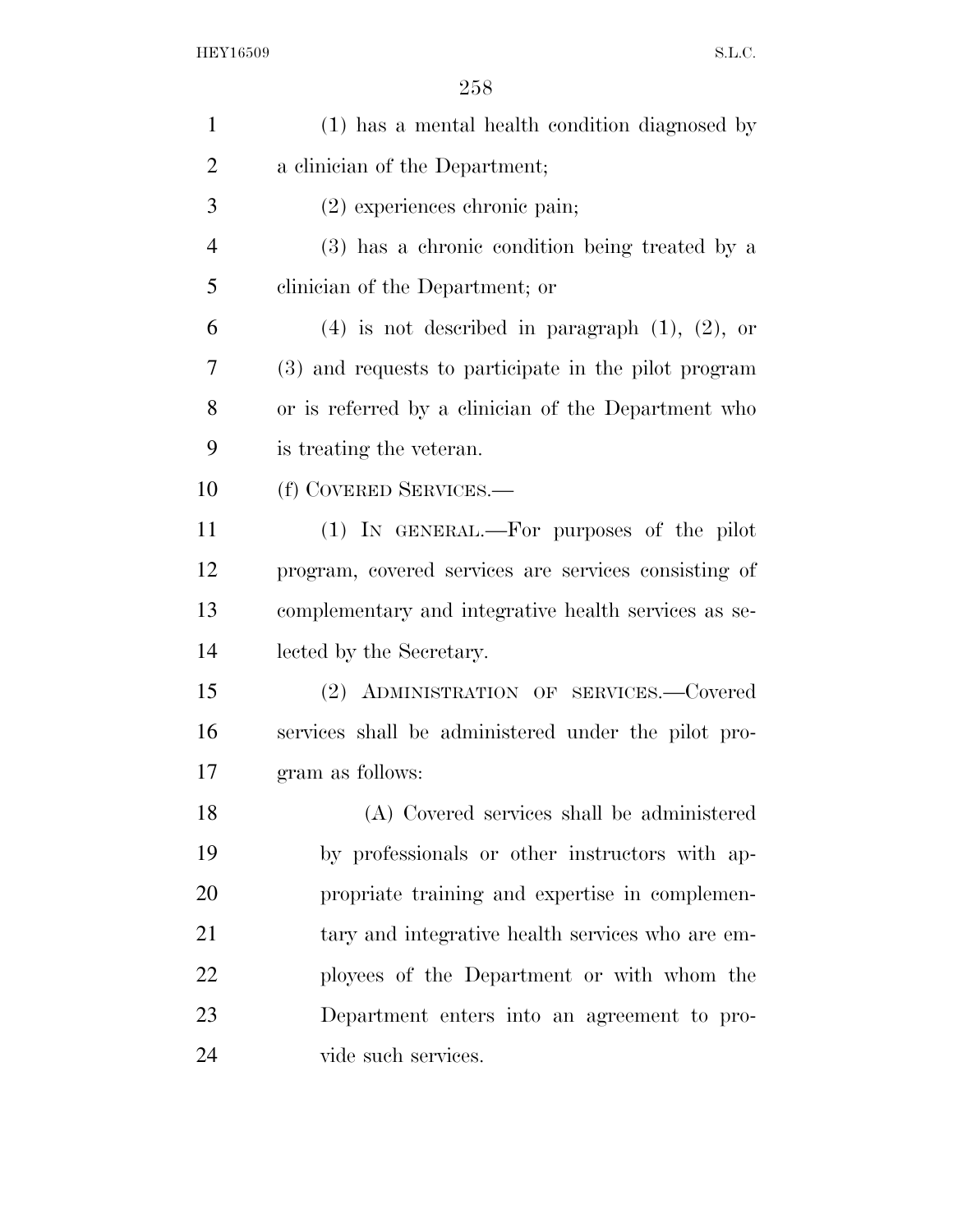(1) has a mental health condition diagnosed by a clinician of the Department;

(2) experiences chronic pain;

(3) has a chronic condition being treated by a clinician of the Department; or

(4) is not described in paragraph (1), (2), or (3) and requests to participate in the pilot program or is referred by a clinician of the Department who is treating the veteran.

(f) COVERED SERVICES.—

(1) IN GENERAL.—For purposes of the pilot program, covered services are services consisting of complementary and integrative health services as selected by the Secretary.

(2) ADMINISTRATION OF SERVICES.—Covered services shall be administered under the pilot program as follows:

(A) Covered services shall be administered by professionals or other instructors with appropriate training and expertise in complementary and integrative health services who are employees of the Department or with whom the Department enters into an agreement to provide such services.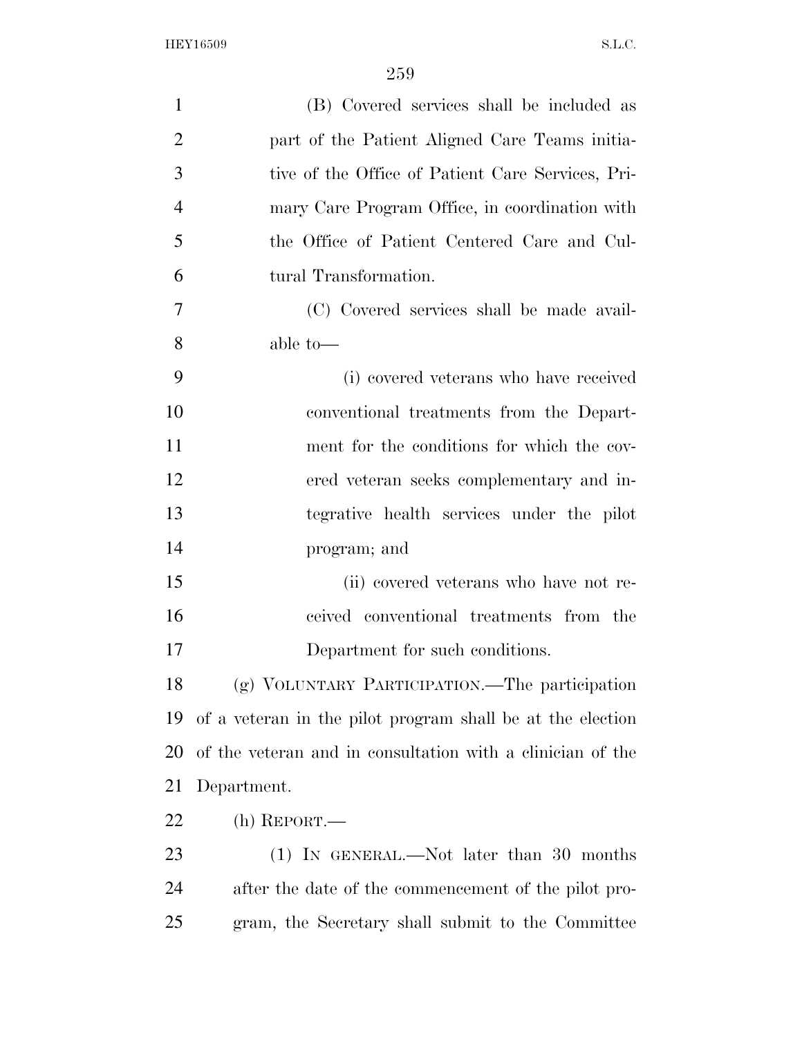(B) Covered services shall be included as part of the Patient Aligned Care Teams initiative of the Office of Patient Care Services, Primary Care Program Office, in coordination with the Office of Patient Centered Care and Cultural Transformation.

(C) Covered services shall be made available to—

(i) covered veterans who have received conventional treatments from the Department for the conditions for which the covered veteran seeks complementary and integrative health services under the pilot program; and

(ii) covered veterans who have not received conventional treatments from the Department for such conditions.

(g) VOLUNTARY PARTICIPATION.—The participation of a veteran in the pilot program shall be at the election of the veteran and in consultation with a clinician of the Department.

(h) REPORT.—

(1) IN GENERAL.—Not later than 30 months after the date of the commencement of the pilot program, the Secretary shall submit to the Committee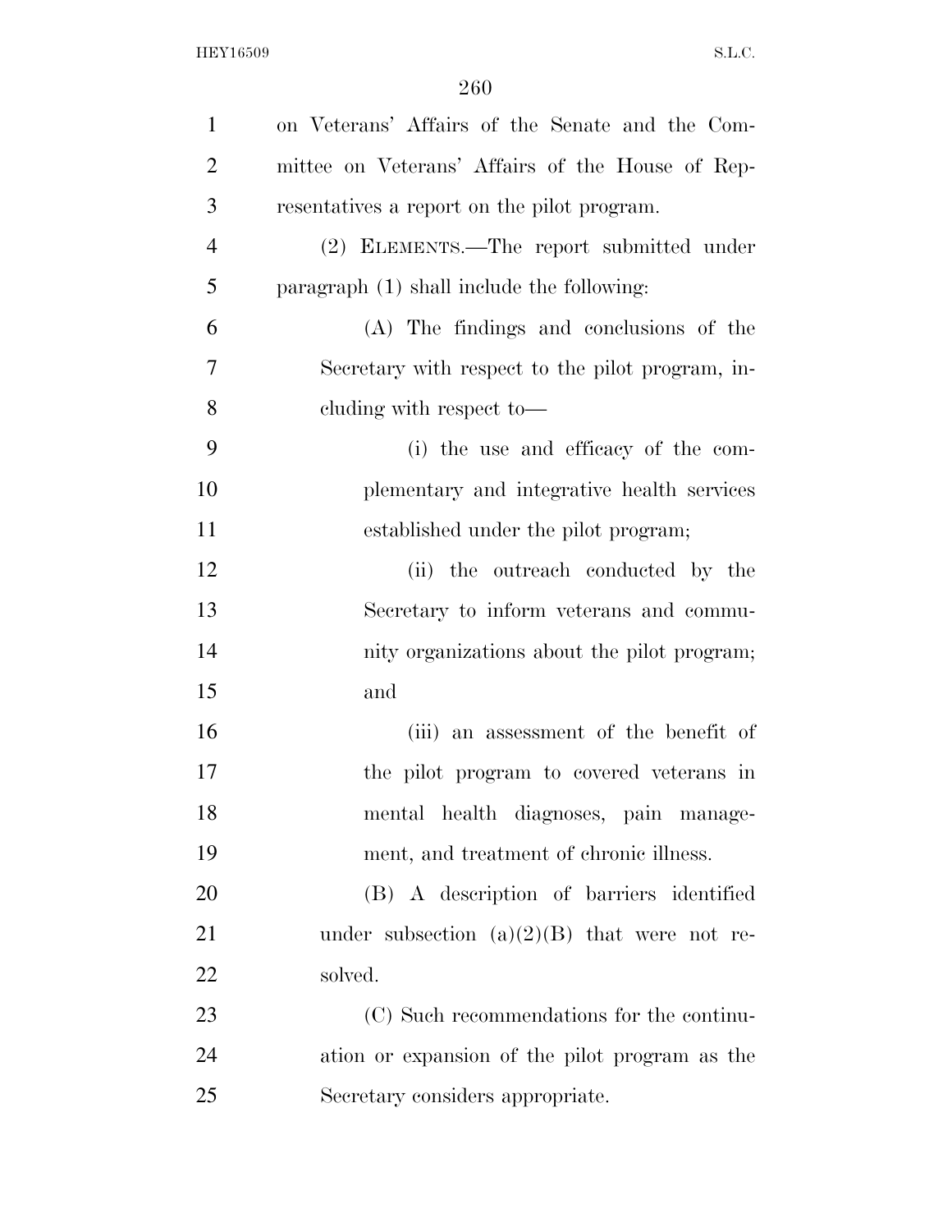on Veterans' Affairs of the Senate and the Committee on Veterans' Affairs of the House of Representatives a report on the pilot program.

(2) ELEMENTS.—The report submitted under paragraph (1) shall include the following:

(A) The findings and conclusions of the Secretary with respect to the pilot program, including with respect to—

(i) the use and efficacy of the complementary and integrative health services established under the pilot program;

(ii) the outreach conducted by the Secretary to inform veterans and community organizations about the pilot program; and

(iii) an assessment of the benefit of the pilot program to covered veterans in mental health diagnoses, pain management, and treatment of chronic illness.

(B) A description of barriers identified under subsection (a)(2)(B) that were not resolved.

(C) Such recommendations for the continuation or expansion of the pilot program as the Secretary considers appropriate.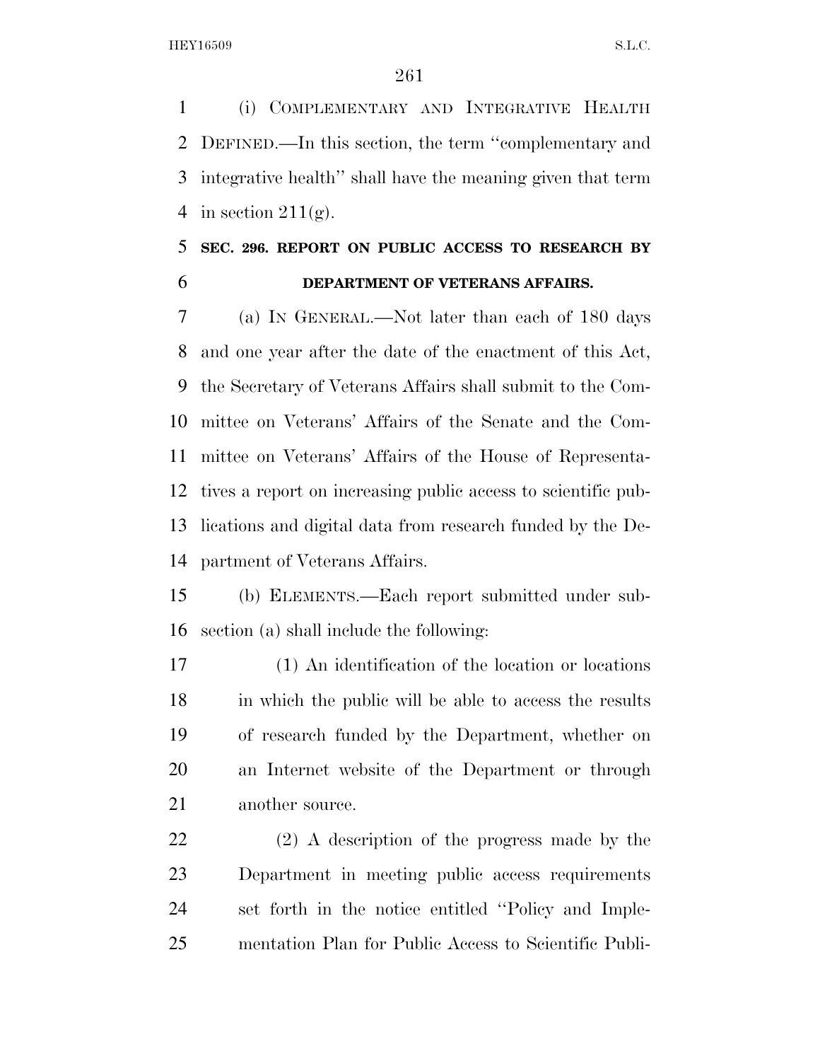(i) COMPLEMENTARY AND INTEGRATIVE HEALTH DEFINED.—In this section, the term ''complementary and integrative health'' shall have the meaning given that term in section 211(g).

## SEC. 296. REPORT ON PUBLIC ACCESS TO RESEARCH BY DEPARTMENT OF VETERANS AFFAIRS.

(a) IN GENERAL.—Not later than each of 180 days and one year after the date of the enactment of this Act, the Secretary of Veterans Affairs shall submit to the Committee on Veterans' Affairs of the Senate and the Committee on Veterans' Affairs of the House of Representatives a report on increasing public access to scientific publications and digital data from research funded by the Department of Veterans Affairs.

(b) ELEMENTS.—Each report submitted under subsection (a) shall include the following:

(1) An identification of the location or locations in which the public will be able to access the results of research funded by the Department, whether on an Internet website of the Department or through another source.

(2) A description of the progress made by the Department in meeting public access requirements set forth in the notice entitled ''Policy and Implementation Plan for Public Access to Scientific Publi-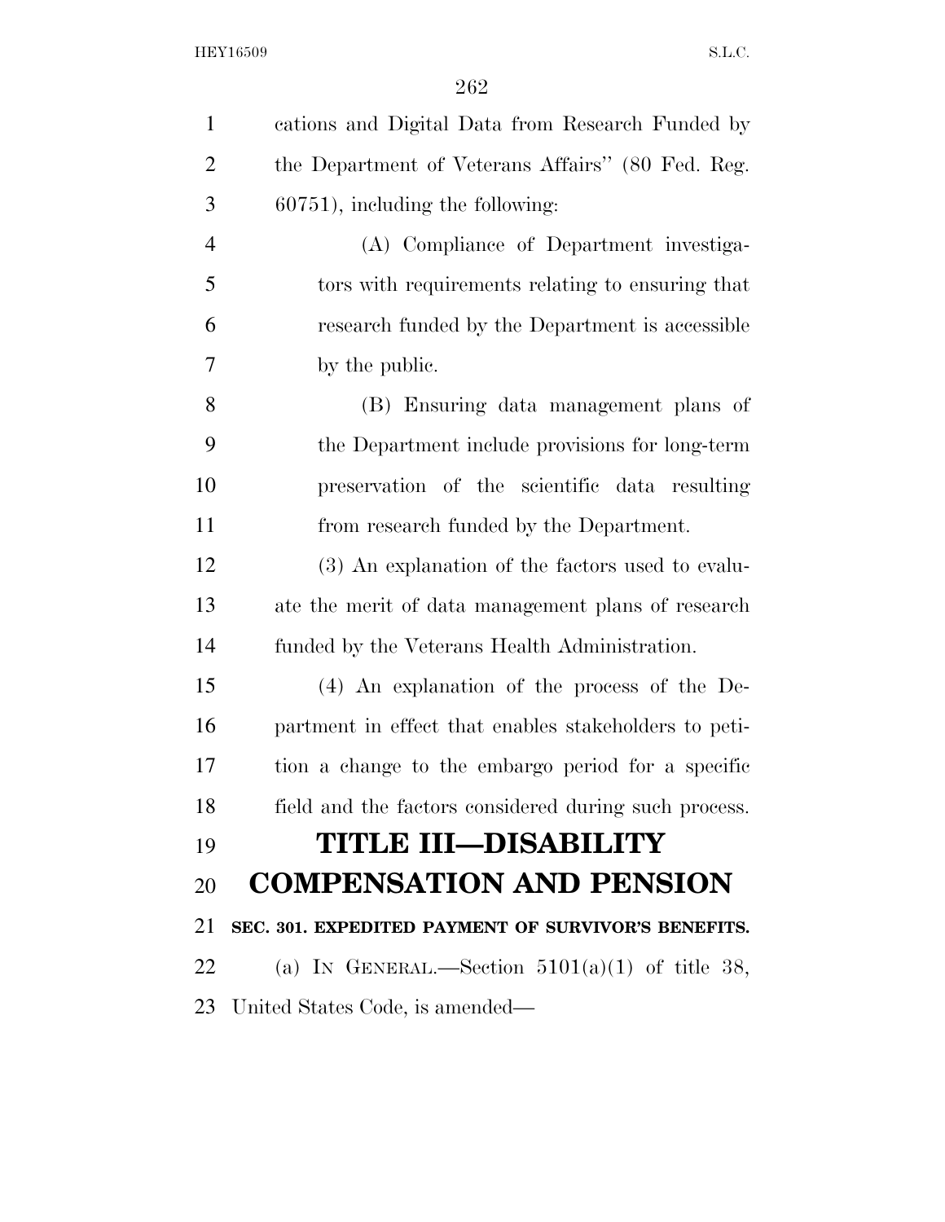cations and Digital Data from Research Funded by the Department of Veterans Affairs'' (80 Fed. Reg. 60751), including the following:

(A) Compliance of Department investigators with requirements relating to ensuring that research funded by the Department is accessible by the public.

(B) Ensuring data management plans of the Department include provisions for long-term preservation of the scientific data resulting from research funded by the Department.

(3) An explanation of the factors used to evaluate the merit of data management plans of research funded by the Veterans Health Administration.

(4) An explanation of the process of the Department in effect that enables stakeholders to petition a change to the embargo period for a specific field and the factors considered during such process.

# TITLE III—DISABILITY COMPENSATION AND PENSION

**SEC. 301. EXPEDITED PAYMENT OF SURVIVOR'S BENEFITS.**

(a) IN GENERAL.—Section 5101(a)(1) of title 38, United States Code, is amended—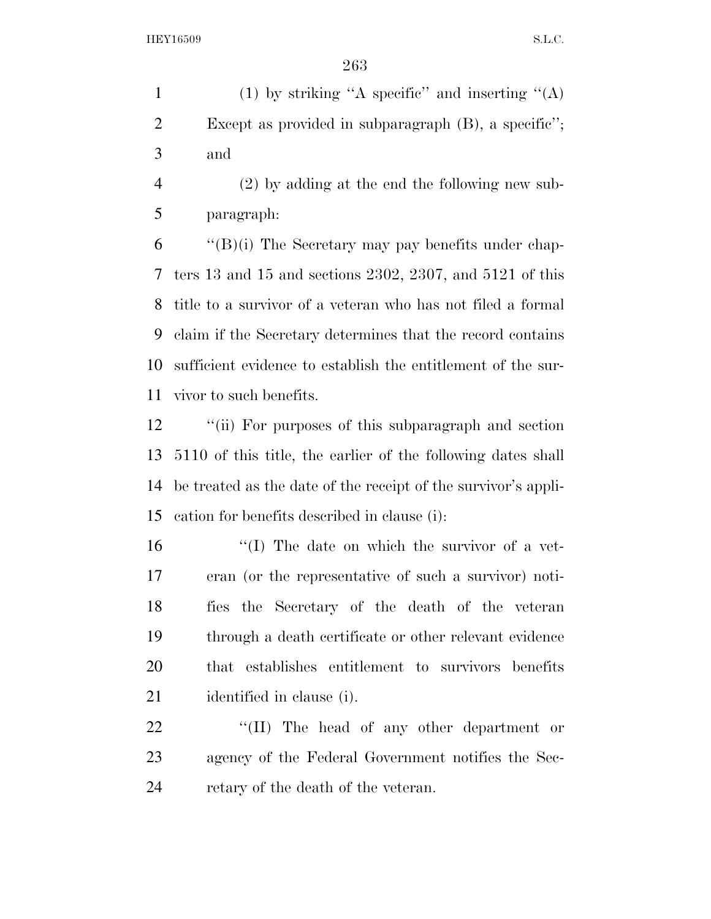(1) by striking "A specific" and inserting "(A) Except as provided in subparagraph (B), a specific"; and

(2) by adding at the end the following new subparagraph:

"(B)(i) The Secretary may pay benefits under chapters 13 and 15 and sections 2302, 2307, and 5121 of this title to a survivor of a veteran who has not filed a formal claim if the Secretary determines that the record contains sufficient evidence to establish the entitlement of the survivor to such benefits.

"(ii) For purposes of this subparagraph and section 5110 of this title, the earlier of the following dates shall be treated as the date of the receipt of the survivor's application for benefits described in clause (i):

"(I) The date on which the survivor of a veteran (or the representative of such a survivor) notifies the Secretary of the death of the veteran through a death certificate or other relevant evidence that establishes entitlement to survivors benefits identified in clause (i).

"(II) The head of any other department or agency of the Federal Government notifies the Secretary of the death of the veteran.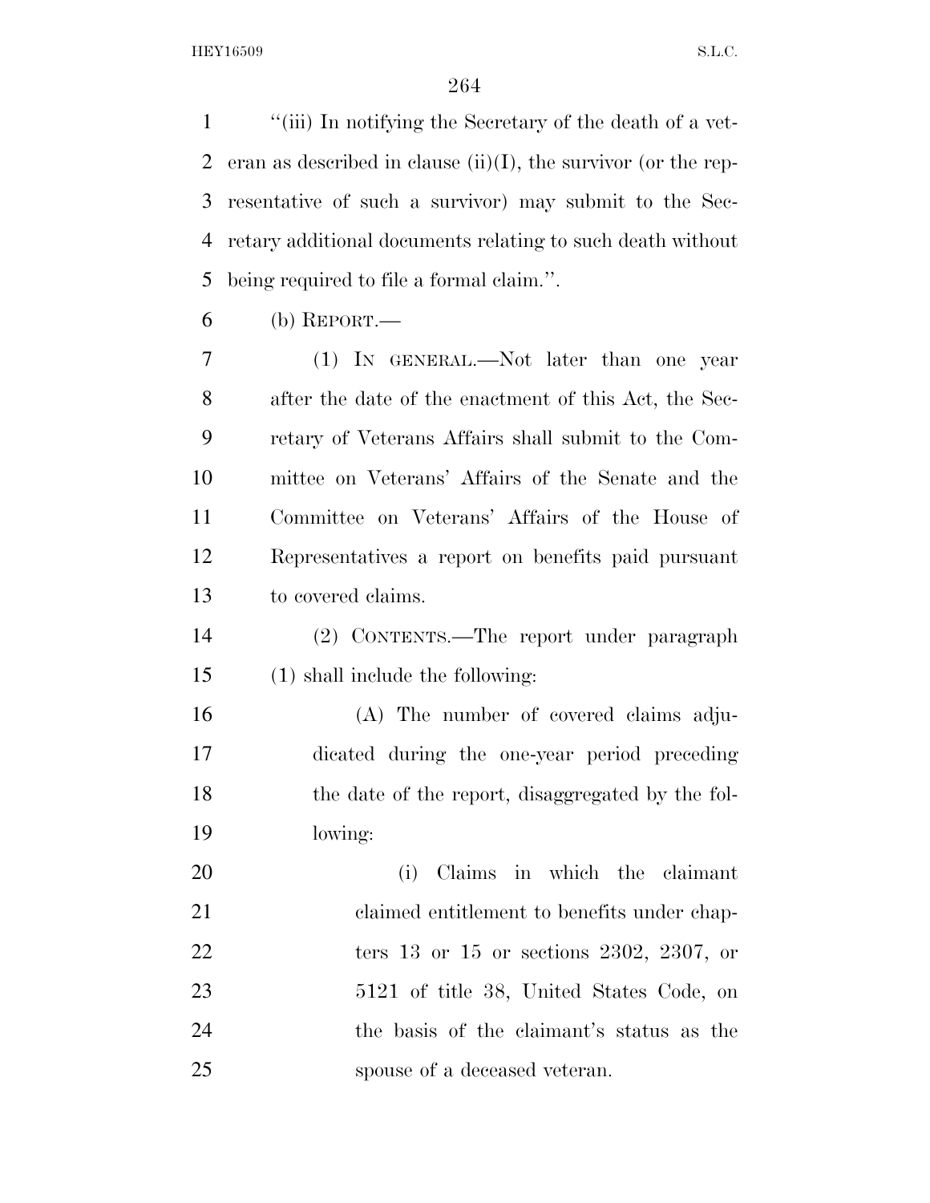"(iii) In notifying the Secretary of the death of a veteran as described in clause (ii)(I), the survivor (or the representative of such a survivor) may submit to the Secretary additional documents relating to such death without being required to file a formal claim.".

(b) REPORT.—

(1) IN GENERAL.—Not later than one year after the date of the enactment of this Act, the Secretary of Veterans Affairs shall submit to the Committee on Veterans' Affairs of the Senate and the Committee on Veterans' Affairs of the House of Representatives a report on benefits paid pursuant to covered claims.

(2) CONTENTS.—The report under paragraph (1) shall include the following:

(A) The number of covered claims adjudicated during the one-year period preceding the date of the report, disaggregated by the following:

(i) Claims in which the claimant claimed entitlement to benefits under chapters 13 or 15 or sections 2302, 2307, or 5121 of title 38, United States Code, on the basis of the claimant's status as the spouse of a deceased veteran.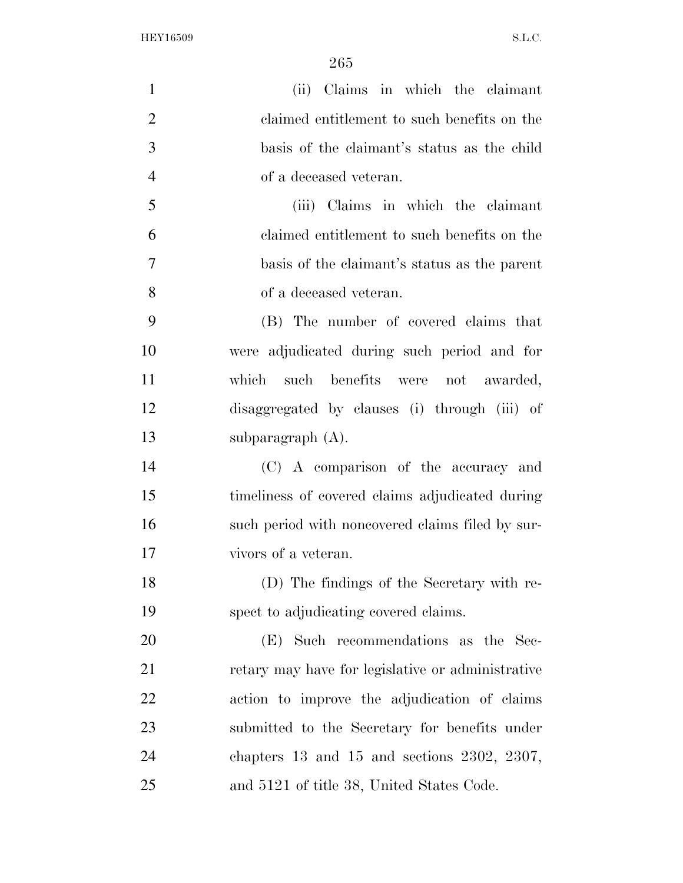(ii) Claims in which the claimant claimed entitlement to such benefits on the basis of the claimant's status as the child of a deceased veteran.

(iii) Claims in which the claimant claimed entitlement to such benefits on the basis of the claimant's status as the parent of a deceased veteran.

(B) The number of covered claims that were adjudicated during such period and for which such benefits were not awarded, disaggregated by clauses (i) through (iii) of subparagraph (A).

(C) A comparison of the accuracy and timeliness of covered claims adjudicated during such period with noncovered claims filed by survivors of a veteran.

(D) The findings of the Secretary with respect to adjudicating covered claims.

(E) Such recommendations as the Secretary may have for legislative or administrative action to improve the adjudication of claims submitted to the Secretary for benefits under chapters 13 and 15 and sections 2302, 2307, and 5121 of title 38, United States Code.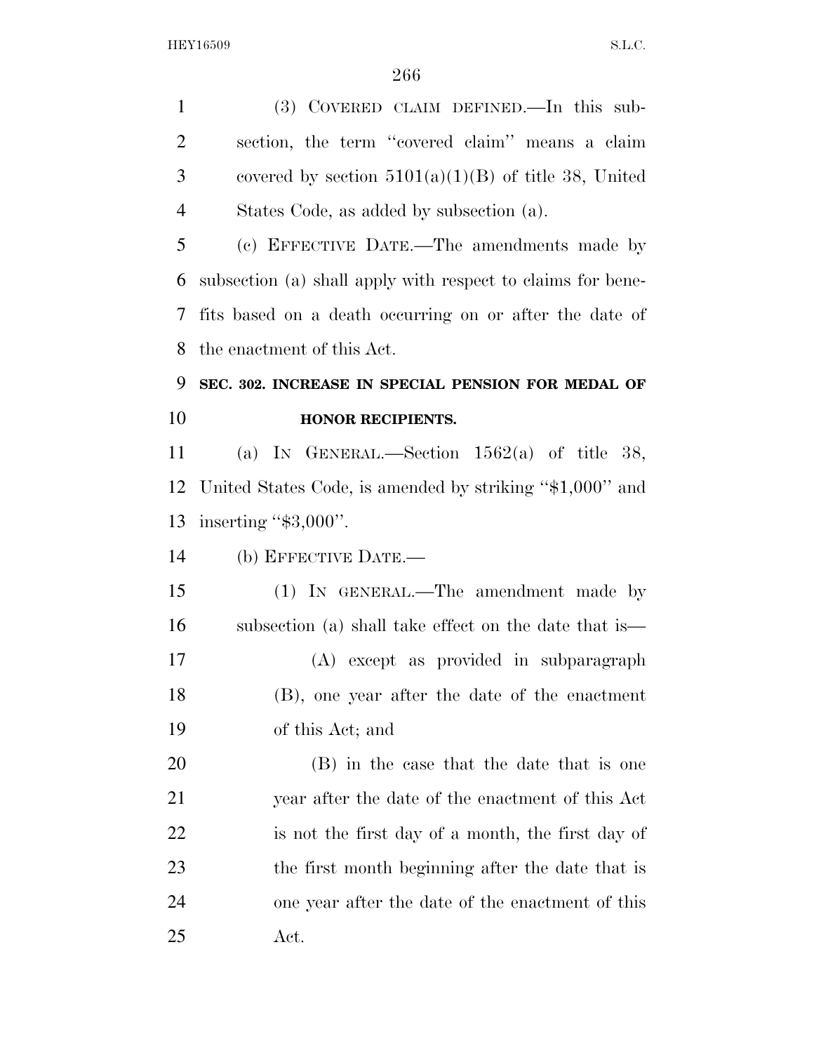(3) COVERED CLAIM DEFINED.—In this subsection, the term ''covered claim'' means a claim covered by section 5101(a)(1)(B) of title 38, United States Code, as added by subsection (a).

(c) EFFECTIVE DATE.—The amendments made by subsection (a) shall apply with respect to claims for benefits based on a death occurring on or after the date of the enactment of this Act.

**SEC. 302. INCREASE IN SPECIAL PENSION FOR MEDAL OF HONOR RECIPIENTS.**

(a) IN GENERAL.—Section 1562(a) of title 38, United States Code, is amended by striking ''$1,000'' and inserting ''$3,000''.

(b) EFFECTIVE DATE.—

(1) IN GENERAL.—The amendment made by subsection (a) shall take effect on the date that is—

(A) except as provided in subparagraph (B), one year after the date of the enactment of this Act; and

(B) in the case that the date that is one year after the date of the enactment of this Act is not the first day of a month, the first day of the first month beginning after the date that is one year after the date of the enactment of this Act.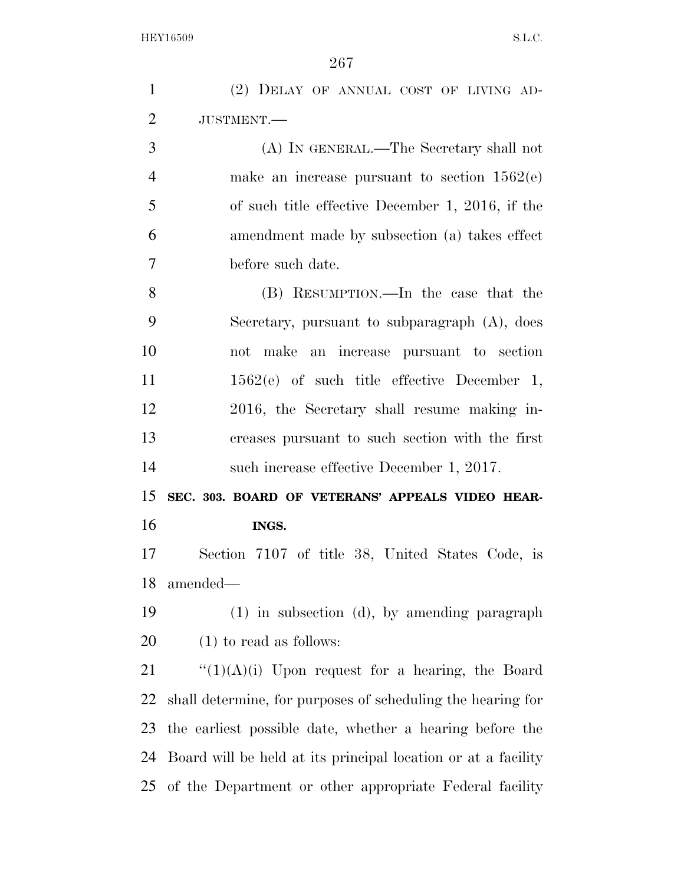(2) DELAY OF ANNUAL COST OF LIVING ADJUSTMENT.—

(A) IN GENERAL.—The Secretary shall not make an increase pursuant to section 1562(e) of such title effective December 1, 2016, if the amendment made by subsection (a) takes effect before such date.

(B) RESUMPTION.—In the case that the Secretary, pursuant to subparagraph (A), does not make an increase pursuant to section 1562(e) of such title effective December 1, 2016, the Secretary shall resume making increases pursuant to such section with the first such increase effective December 1, 2017.

**SEC. 303. BOARD OF VETERANS' APPEALS VIDEO HEARINGS.**

Section 7107 of title 38, United States Code, is amended—

(1) in subsection (d), by amending paragraph (1) to read as follows:

"(1)(A)(i) Upon request for a hearing, the Board shall determine, for purposes of scheduling the hearing for the earliest possible date, whether a hearing before the Board will be held at its principal location or at a facility of the Department or other appropriate Federal facility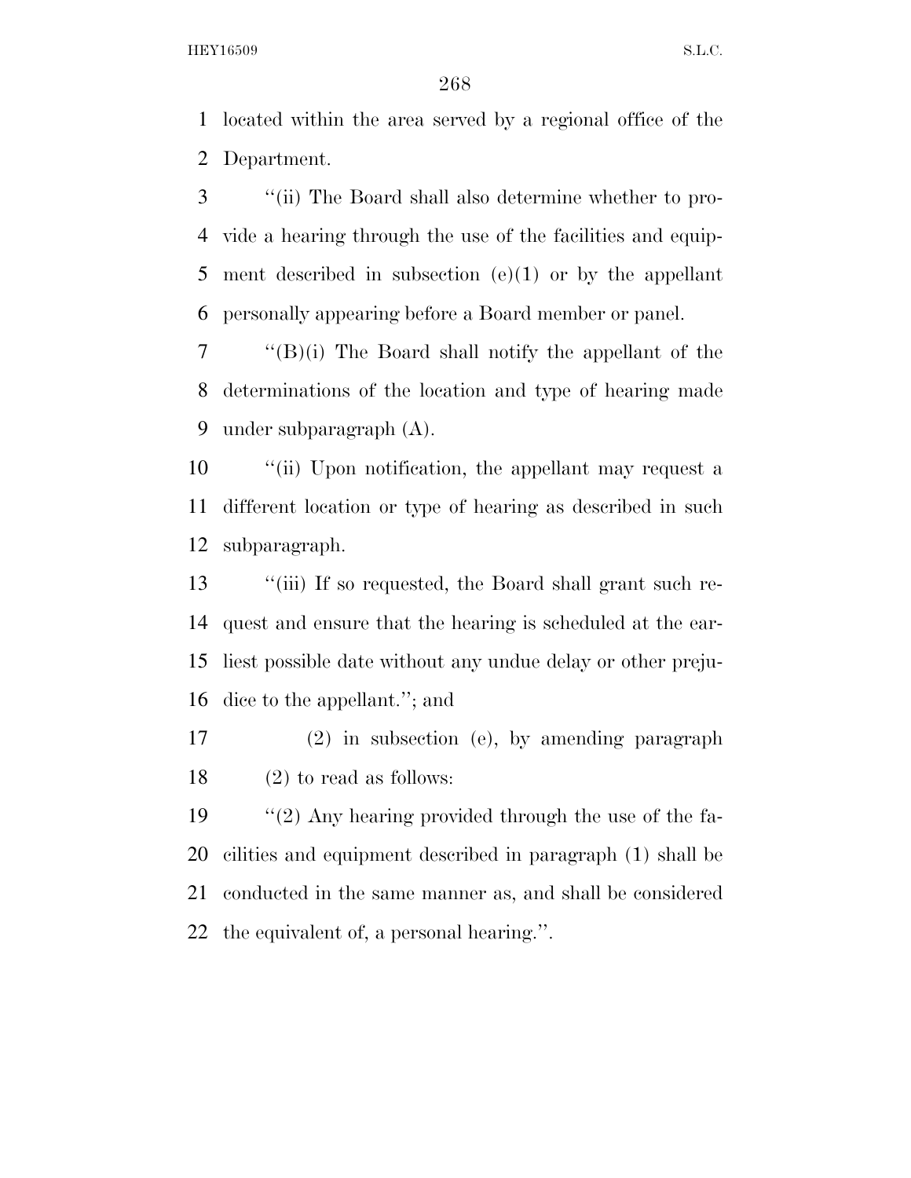located within the area served by a regional office of the Department.

''(ii) The Board shall also determine whether to provide a hearing through the use of the facilities and equipment described in subsection (e)(1) or by the appellant personally appearing before a Board member or panel.

''(B)(i) The Board shall notify the appellant of the determinations of the location and type of hearing made under subparagraph (A).

''(ii) Upon notification, the appellant may request a different location or type of hearing as described in such subparagraph.

''(iii) If so requested, the Board shall grant such request and ensure that the hearing is scheduled at the earliest possible date without any undue delay or other prejudice to the appellant.''; and

(2) in subsection (e), by amending paragraph (2) to read as follows:

''(2) Any hearing provided through the use of the facilities and equipment described in paragraph (1) shall be conducted in the same manner as, and shall be considered the equivalent of, a personal hearing.''.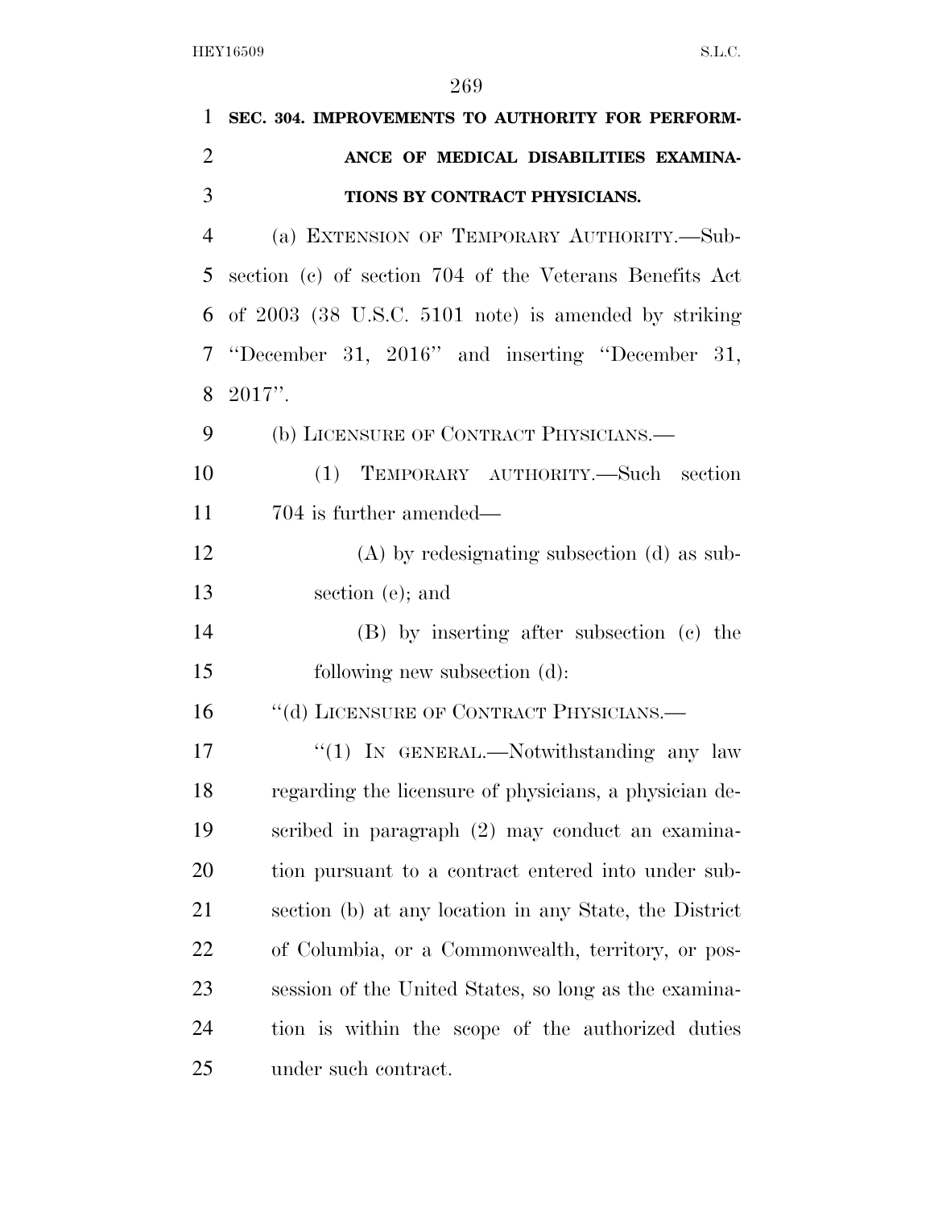**SEC. 304. IMPROVEMENTS TO AUTHORITY FOR PERFORMANCE OF MEDICAL DISABILITIES EXAMINATIONS BY CONTRACT PHYSICIANS.**

(a) EXTENSION OF TEMPORARY AUTHORITY.—Subsection (c) of section 704 of the Veterans Benefits Act of 2003 (38 U.S.C. 5101 note) is amended by striking "December 31, 2016" and inserting "December 31, 2017".

(b) LICENSURE OF CONTRACT PHYSICIANS.—

(1) TEMPORARY AUTHORITY.—Such section 704 is further amended—

(A) by redesignating subsection (d) as subsection (e); and

(B) by inserting after subsection (c) the following new subsection (d):

"(d) LICENSURE OF CONTRACT PHYSICIANS.—

"(1) IN GENERAL.—Notwithstanding any law regarding the licensure of physicians, a physician described in paragraph (2) may conduct an examination pursuant to a contract entered into under subsection (b) at any location in any State, the District of Columbia, or a Commonwealth, territory, or possession of the United States, so long as the examination is within the scope of the authorized duties under such contract.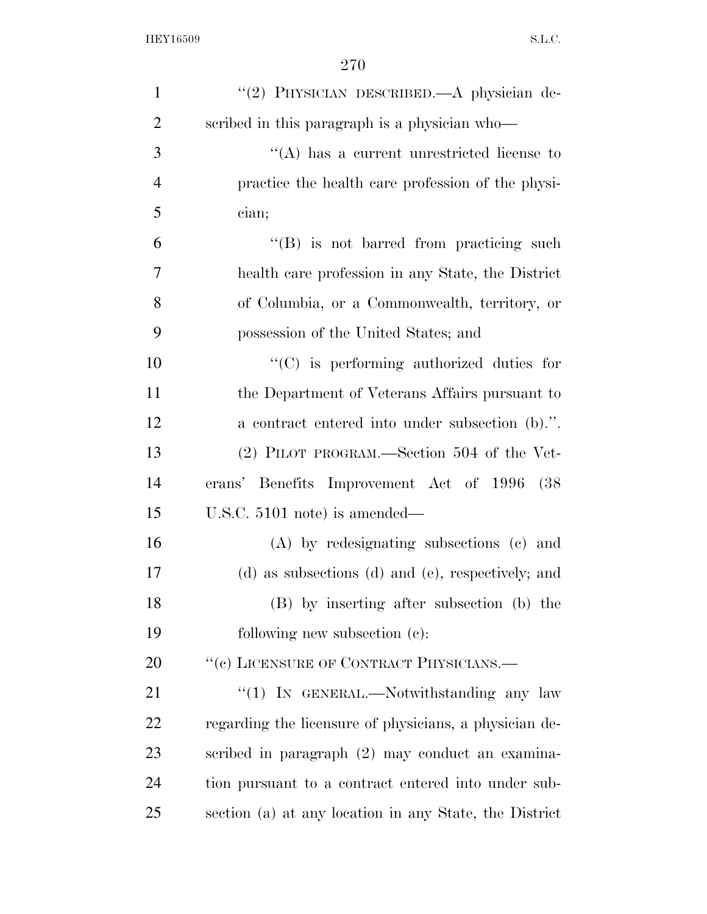"(2) PHYSICIAN DESCRIBED.—A physician described in this paragraph is a physician who—

"(A) has a current unrestricted license to practice the health care profession of the physician;

"(B) is not barred from practicing such health care profession in any State, the District of Columbia, or a Commonwealth, territory, or possession of the United States; and

"(C) is performing authorized duties for the Department of Veterans Affairs pursuant to a contract entered into under subsection (b).".

(2) PILOT PROGRAM.—Section 504 of the Veterans' Benefits Improvement Act of 1996 (38 U.S.C. 5101 note) is amended—

(A) by redesignating subsections (c) and (d) as subsections (d) and (e), respectively; and

(B) by inserting after subsection (b) the following new subsection (c):

"(c) LICENSURE OF CONTRACT PHYSICIANS.—

"(1) IN GENERAL.—Notwithstanding any law regarding the licensure of physicians, a physician described in paragraph (2) may conduct an examination pursuant to a contract entered into under subsection (a) at any location in any State, the District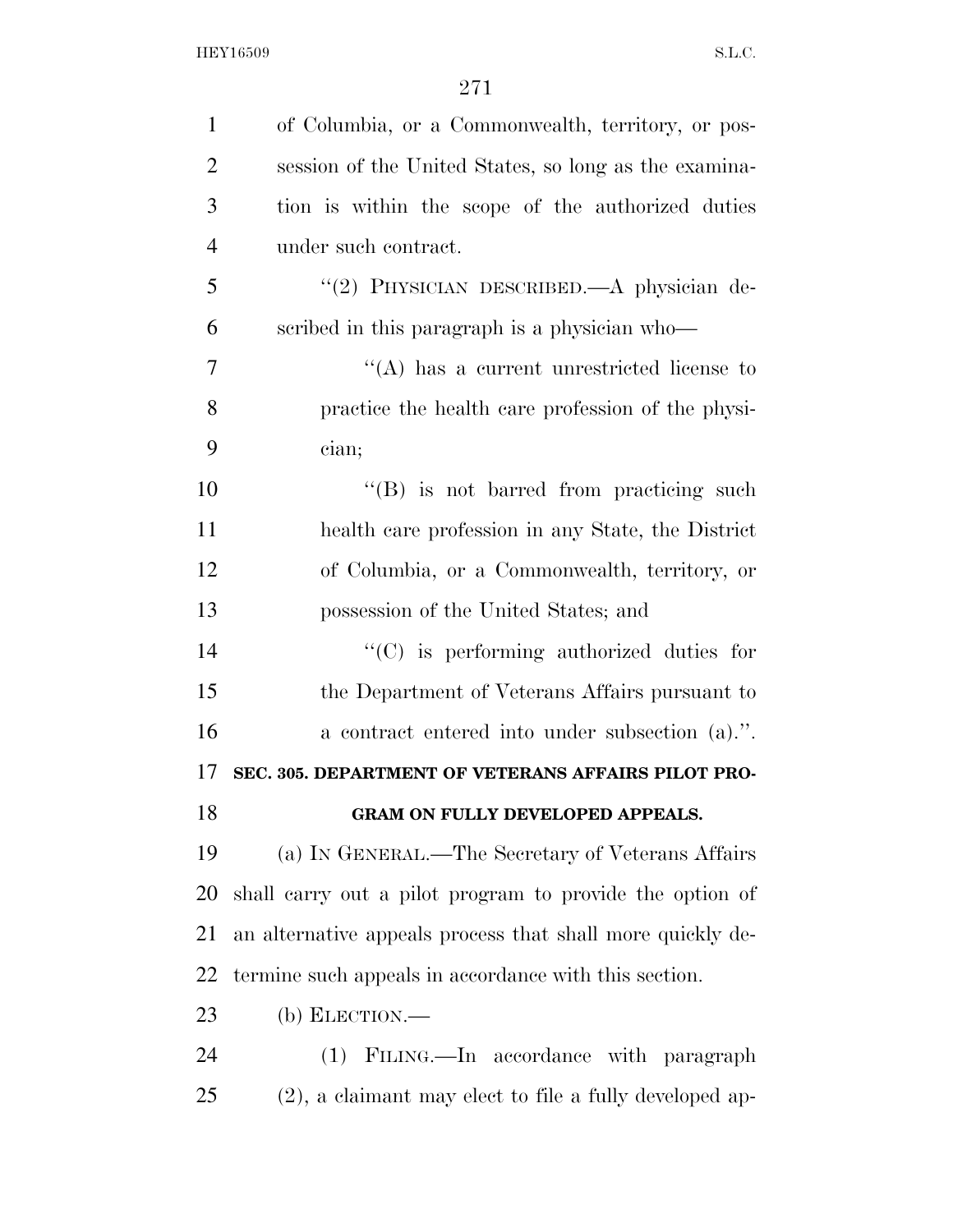of Columbia, or a Commonwealth, territory, or possession of the United States, so long as the examination is within the scope of the authorized duties under such contract.

"(2) PHYSICIAN DESCRIBED.—A physician described in this paragraph is a physician who—

"(A) has a current unrestricted license to practice the health care profession of the physician;

"(B) is not barred from practicing such health care profession in any State, the District of Columbia, or a Commonwealth, territory, or possession of the United States; and

"(C) is performing authorized duties for the Department of Veterans Affairs pursuant to a contract entered into under subsection (a).".

**SEC. 305. DEPARTMENT OF VETERANS AFFAIRS PILOT PROGRAM ON FULLY DEVELOPED APPEALS.**

(a) IN GENERAL.—The Secretary of Veterans Affairs shall carry out a pilot program to provide the option of an alternative appeals process that shall more quickly determine such appeals in accordance with this section.

(b) ELECTION.—

(1) FILING.—In accordance with paragraph (2), a claimant may elect to file a fully developed ap-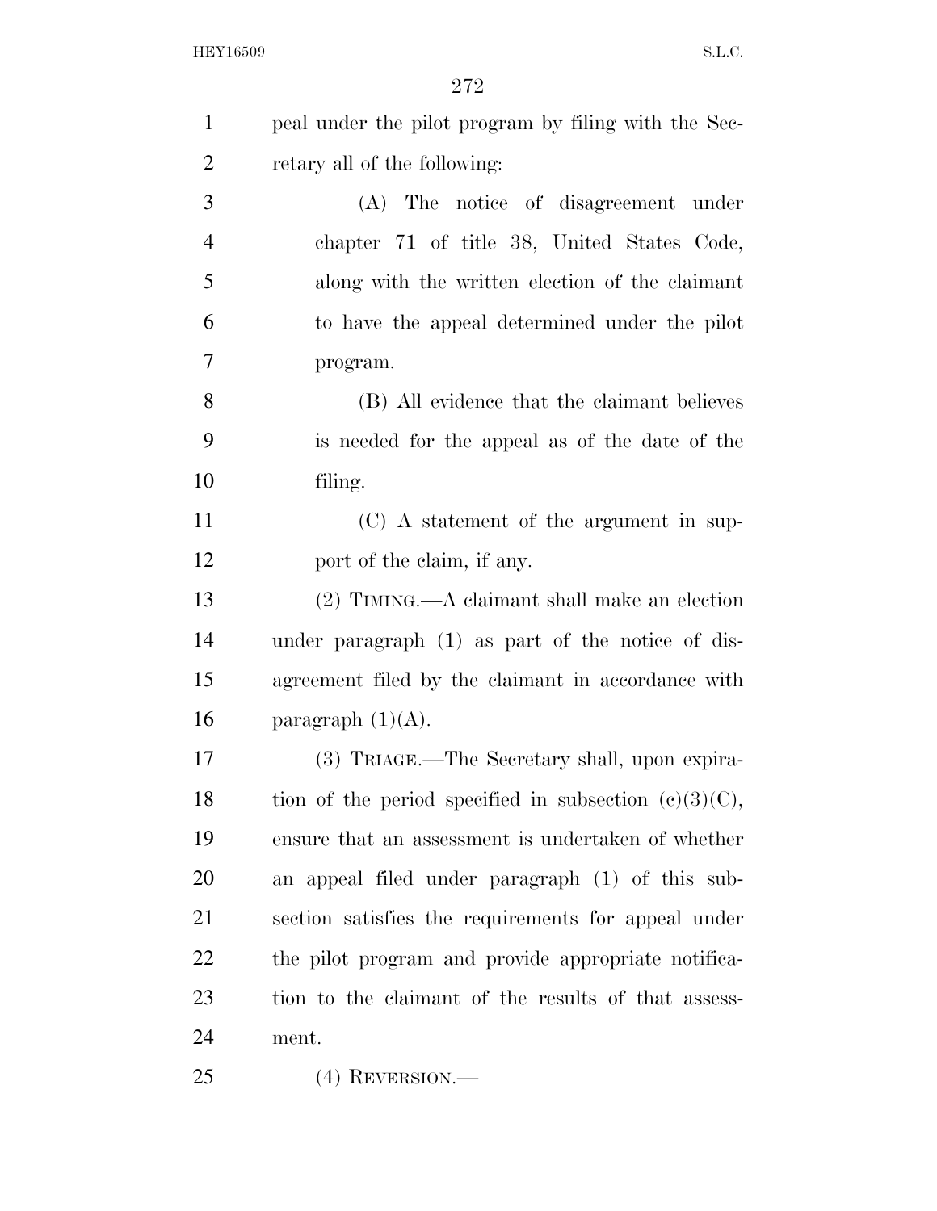peal under the pilot program by filing with the Secretary all of the following:

(A) The notice of disagreement under chapter 71 of title 38, United States Code, along with the written election of the claimant to have the appeal determined under the pilot program.

(B) All evidence that the claimant believes is needed for the appeal as of the date of the filing.

(C) A statement of the argument in support of the claim, if any.

(2) TIMING.—A claimant shall make an election under paragraph (1) as part of the notice of disagreement filed by the claimant in accordance with paragraph (1)(A).

(3) TRIAGE.—The Secretary shall, upon expiration of the period specified in subsection (c)(3)(C), ensure that an assessment is undertaken of whether an appeal filed under paragraph (1) of this subsection satisfies the requirements for appeal under the pilot program and provide appropriate notification to the claimant of the results of that assessment.

(4) REVERSION.—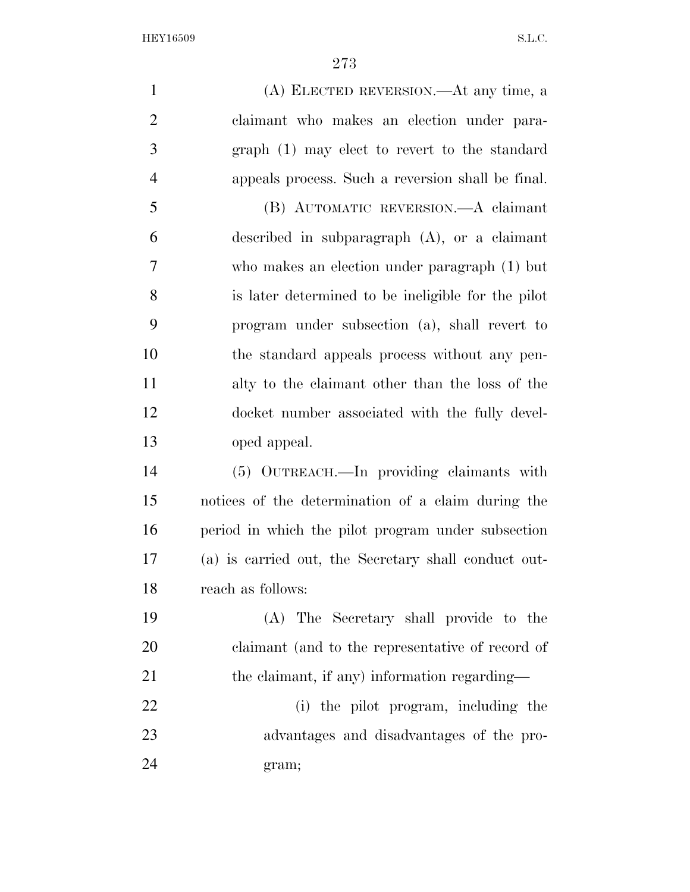(A) ELECTED REVERSION.—At any time, a claimant who makes an election under paragraph (1) may elect to revert to the standard appeals process. Such a reversion shall be final.

(B) AUTOMATIC REVERSION.—A claimant described in subparagraph (A), or a claimant who makes an election under paragraph (1) but is later determined to be ineligible for the pilot program under subsection (a), shall revert to the standard appeals process without any penalty to the claimant other than the loss of the docket number associated with the fully developed appeal.

(5) OUTREACH.—In providing claimants with notices of the determination of a claim during the period in which the pilot program under subsection (a) is carried out, the Secretary shall conduct outreach as follows:

(A) The Secretary shall provide to the claimant (and to the representative of record of the claimant, if any) information regarding—

(i) the pilot program, including the advantages and disadvantages of the program;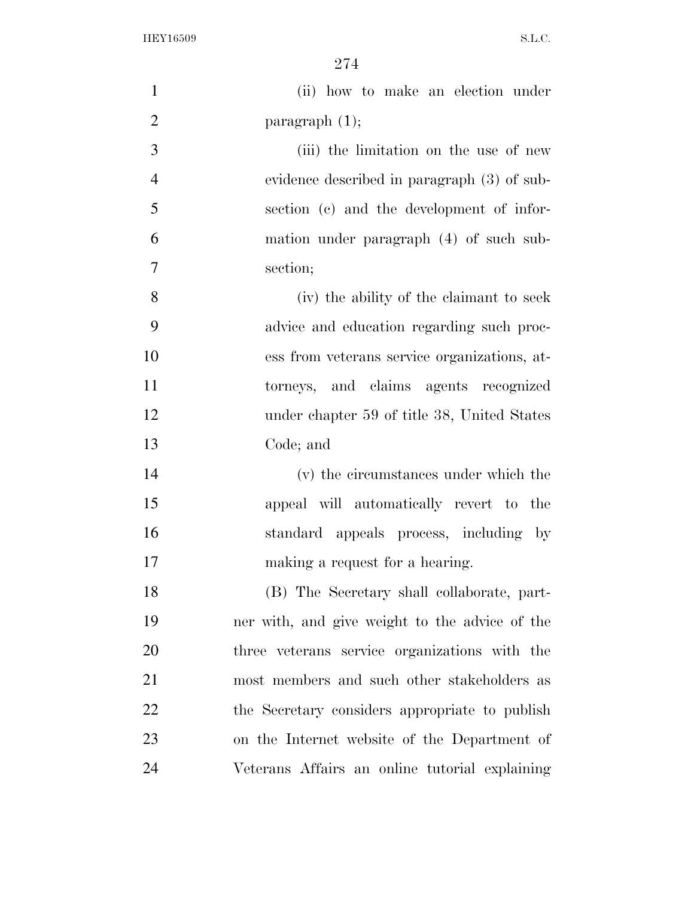(ii) how to make an election under paragraph (1);

(iii) the limitation on the use of new evidence described in paragraph (3) of subsection (c) and the development of information under paragraph (4) of such subsection;

(iv) the ability of the claimant to seek advice and education regarding such process from veterans service organizations, attorneys, and claims agents recognized under chapter 59 of title 38, United States Code; and

(v) the circumstances under which the appeal will automatically revert to the standard appeals process, including by making a request for a hearing.

(B) The Secretary shall collaborate, partner with, and give weight to the advice of the three veterans service organizations with the most members and such other stakeholders as the Secretary considers appropriate to publish on the Internet website of the Department of Veterans Affairs an online tutorial explaining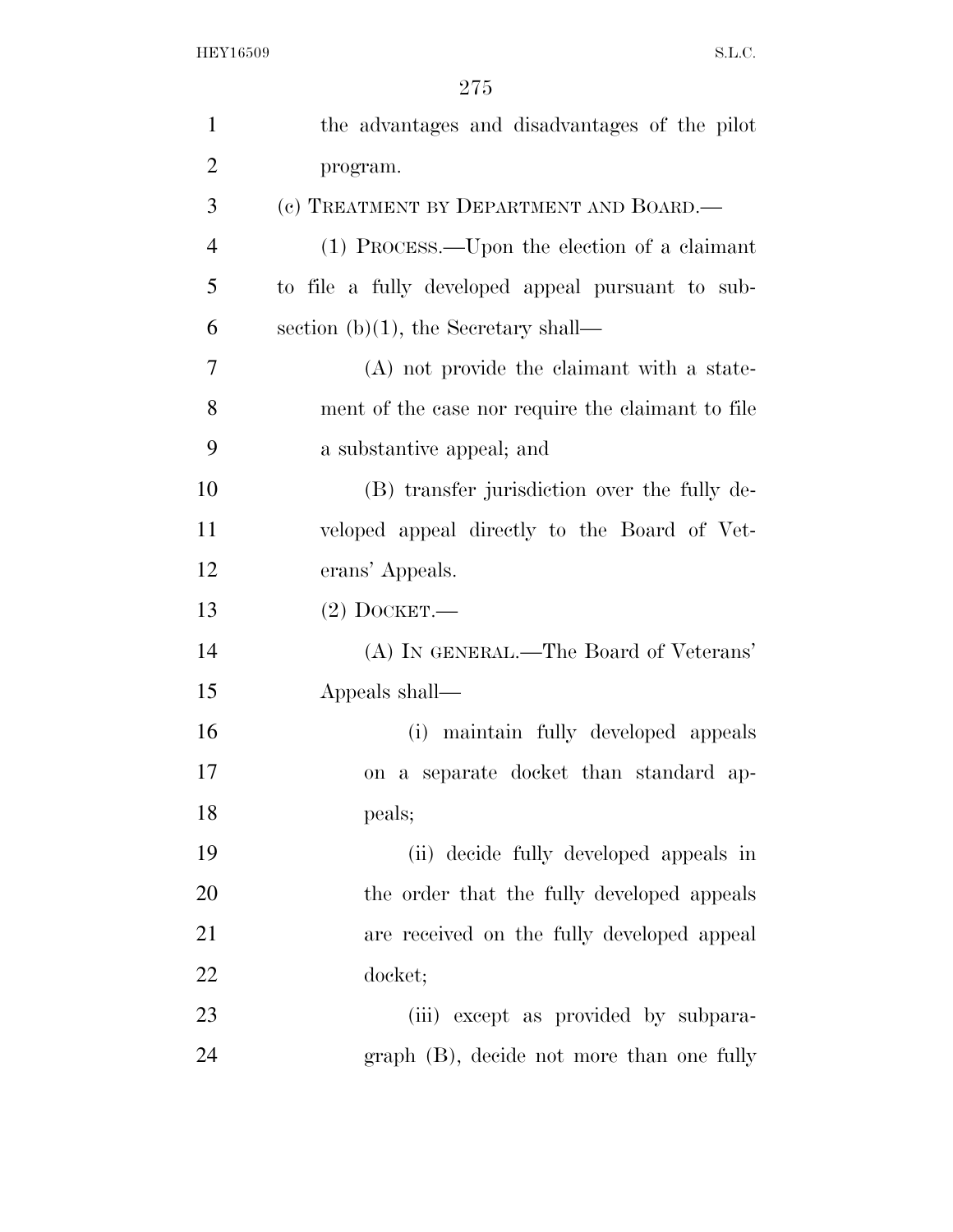the advantages and disadvantages of the pilot program.

(c) TREATMENT BY DEPARTMENT AND BOARD.—

(1) PROCESS.—Upon the election of a claimant to file a fully developed appeal pursuant to subsection (b)(1), the Secretary shall—

(A) not provide the claimant with a statement of the case nor require the claimant to file a substantive appeal; and

(B) transfer jurisdiction over the fully developed appeal directly to the Board of Veterans' Appeals.

(2) DOCKET.—

(A) IN GENERAL.—The Board of Veterans' Appeals shall—

(i) maintain fully developed appeals on a separate docket than standard appeals;

(ii) decide fully developed appeals in the order that the fully developed appeals are received on the fully developed appeal docket;

(iii) except as provided by subparagraph (B), decide not more than one fully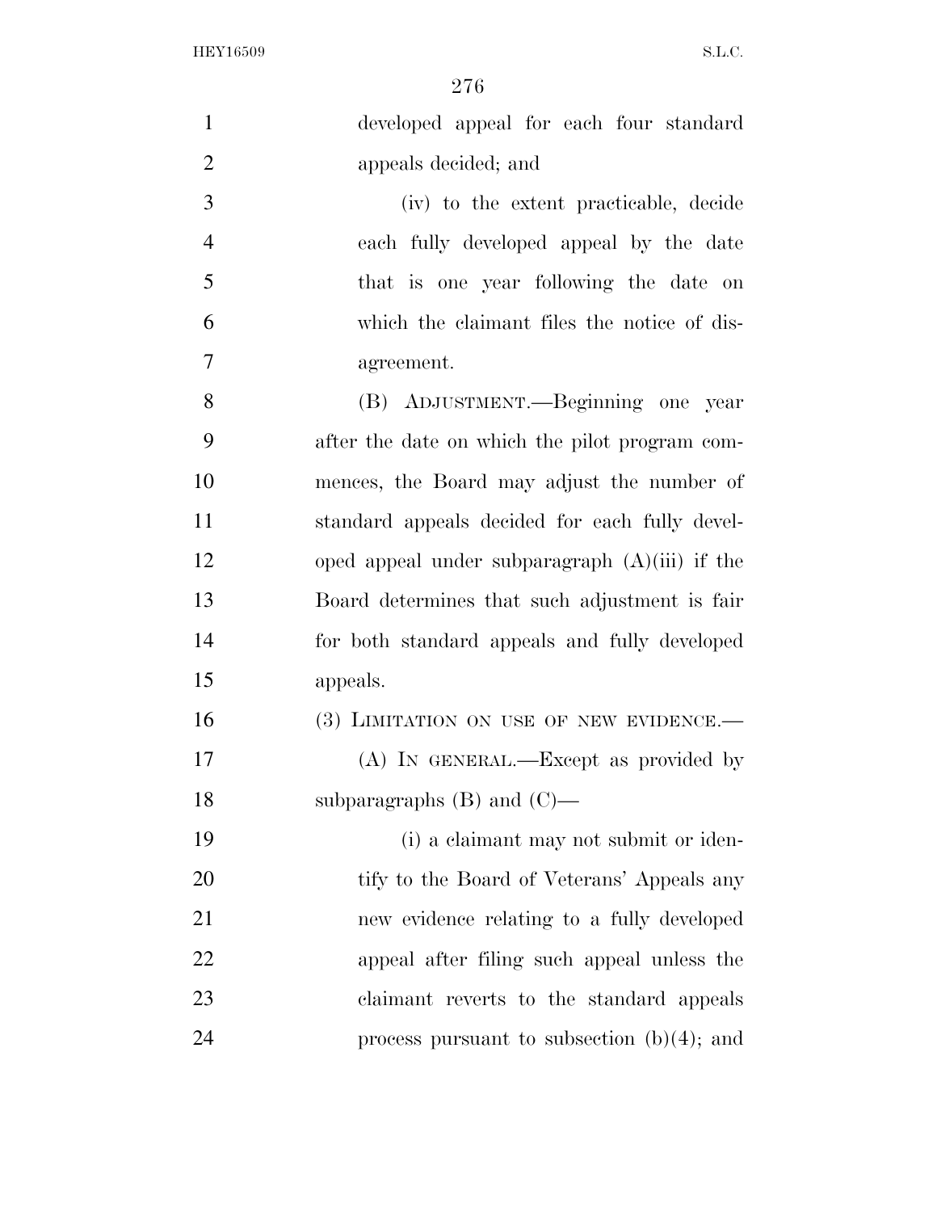developed appeal for each four standard appeals decided; and

(iv) to the extent practicable, decide each fully developed appeal by the date that is one year following the date on which the claimant files the notice of disagreement.

(B) ADJUSTMENT.—Beginning one year after the date on which the pilot program commences, the Board may adjust the number of standard appeals decided for each fully developed appeal under subparagraph (A)(iii) if the Board determines that such adjustment is fair for both standard appeals and fully developed appeals.

(3) LIMITATION ON USE OF NEW EVIDENCE.—

(A) IN GENERAL.—Except as provided by subparagraphs (B) and (C)—

(i) a claimant may not submit or identify to the Board of Veterans' Appeals any new evidence relating to a fully developed appeal after filing such appeal unless the claimant reverts to the standard appeals process pursuant to subsection (b)(4); and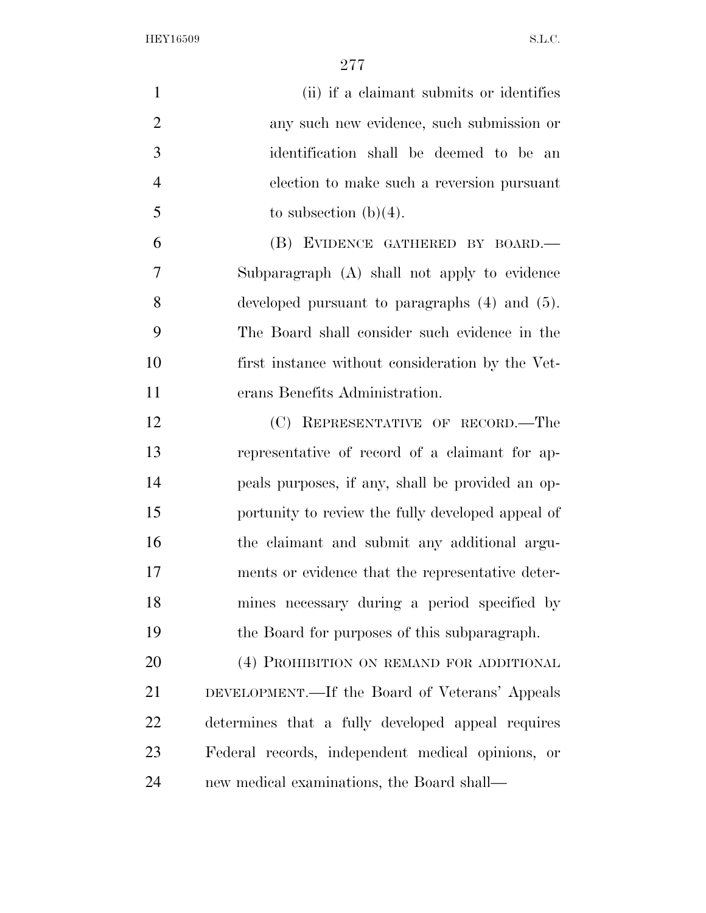(ii) if a claimant submits or identifies any such new evidence, such submission or identification shall be deemed to be an election to make such a reversion pursuant to subsection (b)(4).

(B) EVIDENCE GATHERED BY BOARD.—Subparagraph (A) shall not apply to evidence developed pursuant to paragraphs (4) and (5). The Board shall consider such evidence in the first instance without consideration by the Veterans Benefits Administration.

(C) REPRESENTATIVE OF RECORD.—The representative of record of a claimant for appeals purposes, if any, shall be provided an opportunity to review the fully developed appeal of the claimant and submit any additional arguments or evidence that the representative determines necessary during a period specified by the Board for purposes of this subparagraph.

(4) PROHIBITION ON REMAND FOR ADDITIONAL DEVELOPMENT.—If the Board of Veterans' Appeals determines that a fully developed appeal requires Federal records, independent medical opinions, or new medical examinations, the Board shall—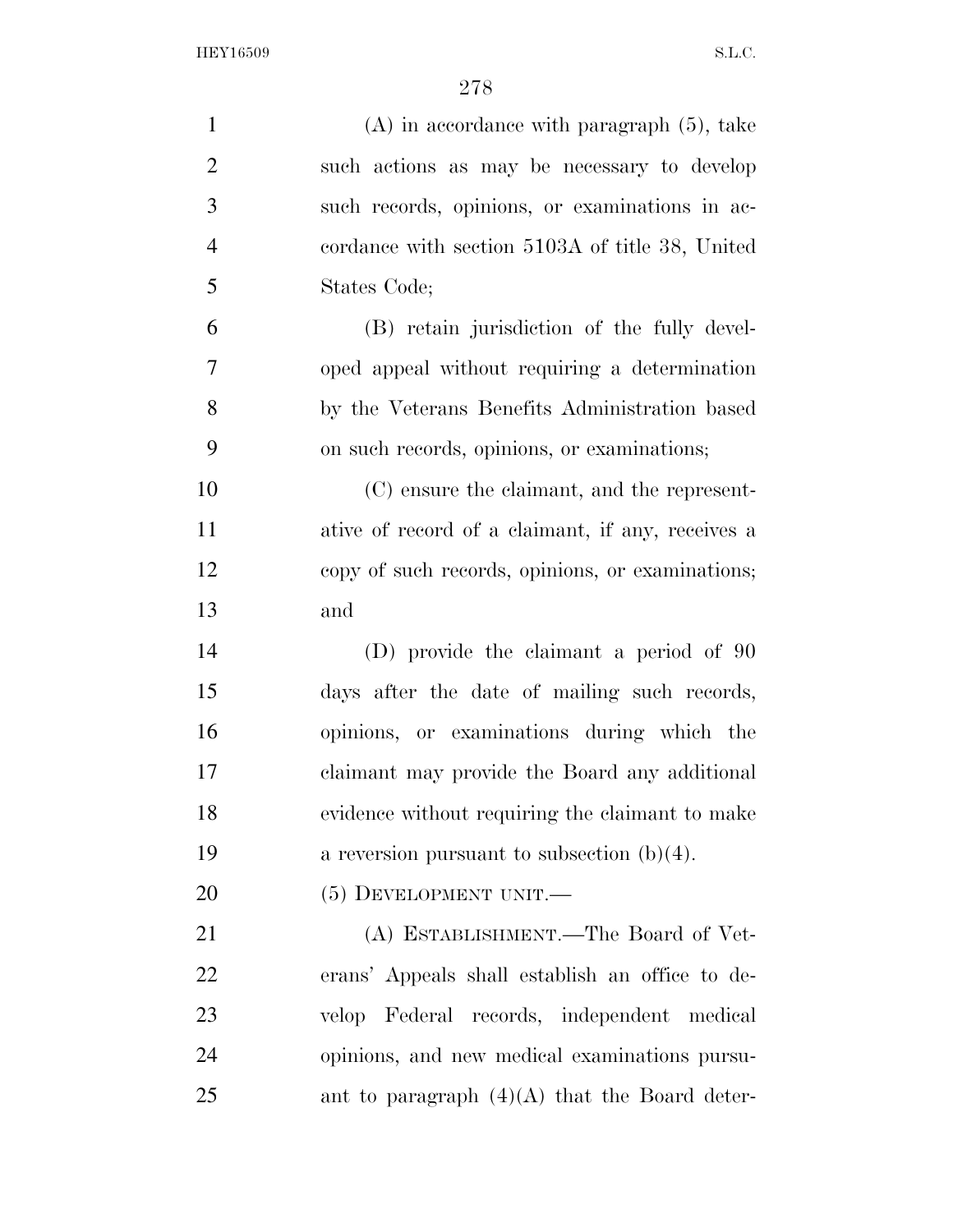(A) in accordance with paragraph (5), take such actions as may be necessary to develop such records, opinions, or examinations in accordance with section 5103A of title 38, United States Code;

(B) retain jurisdiction of the fully developed appeal without requiring a determination by the Veterans Benefits Administration based on such records, opinions, or examinations;

(C) ensure the claimant, and the representative of record of a claimant, if any, receives a copy of such records, opinions, or examinations; and

(D) provide the claimant a period of 90 days after the date of mailing such records, opinions, or examinations during which the claimant may provide the Board any additional evidence without requiring the claimant to make a reversion pursuant to subsection (b)(4).

(5) DEVELOPMENT UNIT.—

(A) ESTABLISHMENT.—The Board of Veterans' Appeals shall establish an office to develop Federal records, independent medical opinions, and new medical examinations pursuant to paragraph (4)(A) that the Board deter-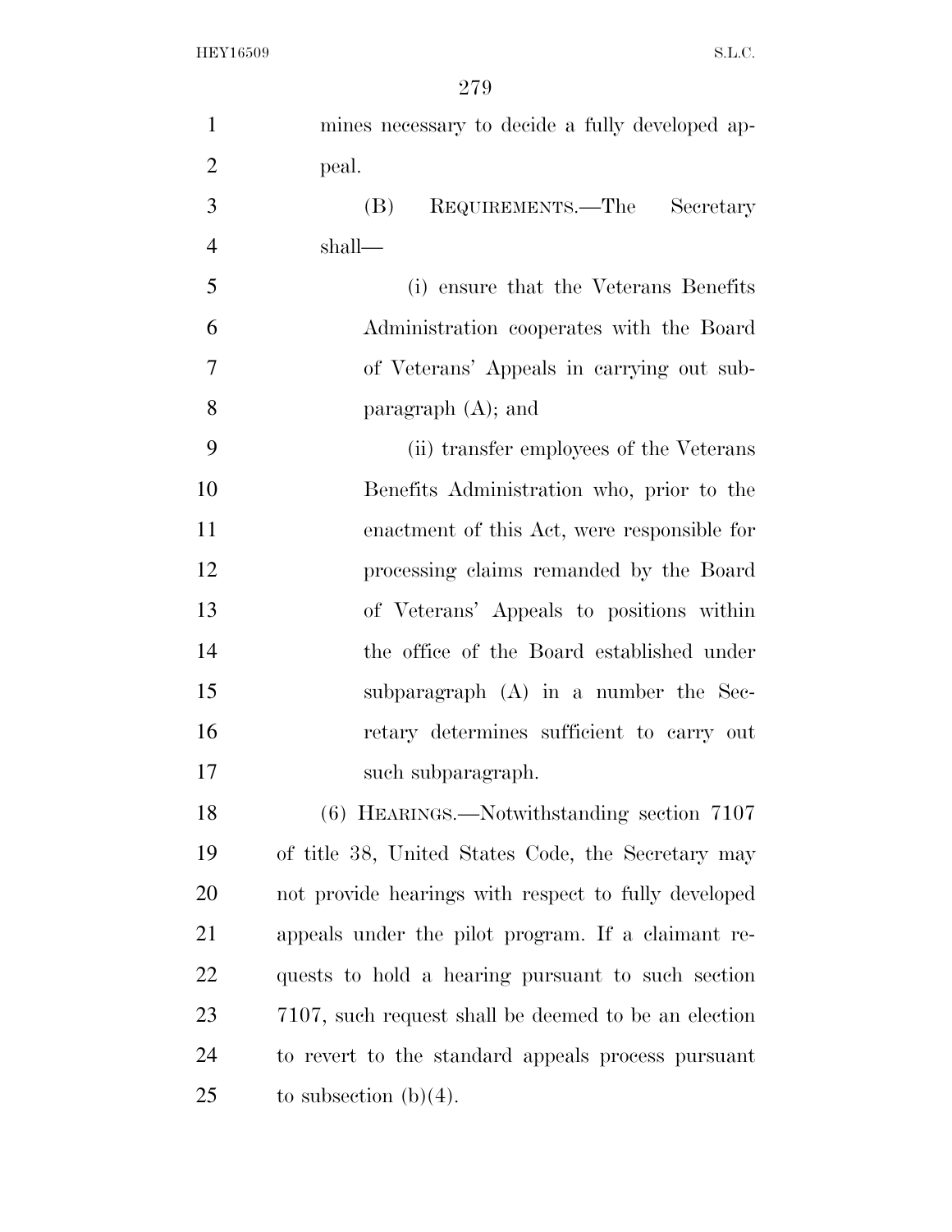mines necessary to decide a fully developed appeal.

(B) REQUIREMENTS.—The Secretary shall—

(i) ensure that the Veterans Benefits Administration cooperates with the Board of Veterans' Appeals in carrying out subparagraph (A); and

(ii) transfer employees of the Veterans Benefits Administration who, prior to the enactment of this Act, were responsible for processing claims remanded by the Board of Veterans' Appeals to positions within the office of the Board established under subparagraph (A) in a number the Secretary determines sufficient to carry out such subparagraph.

(6) HEARINGS.—Notwithstanding section 7107 of title 38, United States Code, the Secretary may not provide hearings with respect to fully developed appeals under the pilot program. If a claimant requests to hold a hearing pursuant to such section 7107, such request shall be deemed to be an election to revert to the standard appeals process pursuant to subsection (b)(4).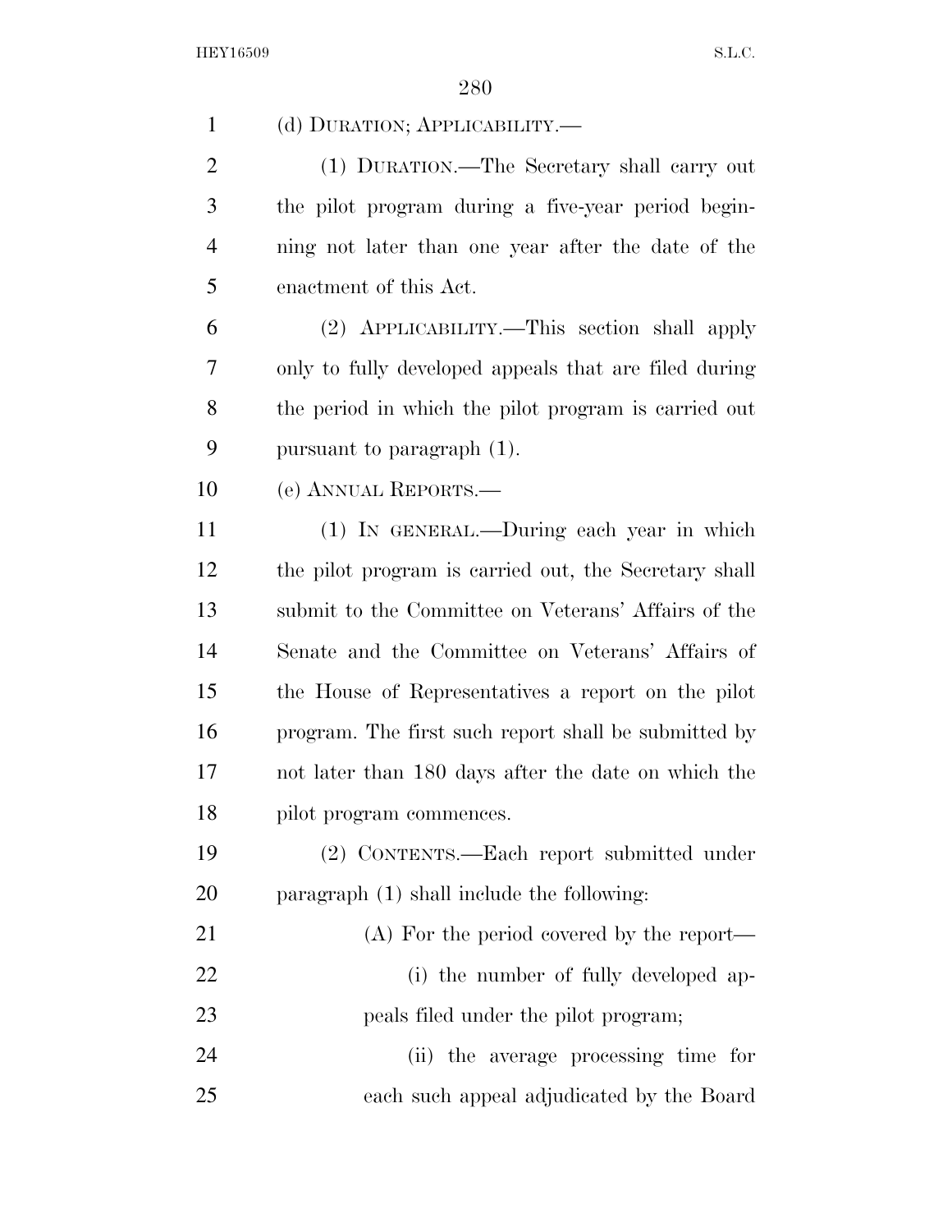(d) DURATION; APPLICABILITY.—

(1) DURATION.—The Secretary shall carry out the pilot program during a five-year period beginning not later than one year after the date of the enactment of this Act.

(2) APPLICABILITY.—This section shall apply only to fully developed appeals that are filed during the period in which the pilot program is carried out pursuant to paragraph (1).

(e) ANNUAL REPORTS.—

(1) IN GENERAL.—During each year in which the pilot program is carried out, the Secretary shall submit to the Committee on Veterans' Affairs of the Senate and the Committee on Veterans' Affairs of the House of Representatives a report on the pilot program. The first such report shall be submitted by not later than 180 days after the date on which the pilot program commences.

(2) CONTENTS.—Each report submitted under paragraph (1) shall include the following:

(A) For the period covered by the report—

(i) the number of fully developed appeals filed under the pilot program;

(ii) the average processing time for each such appeal adjudicated by the Board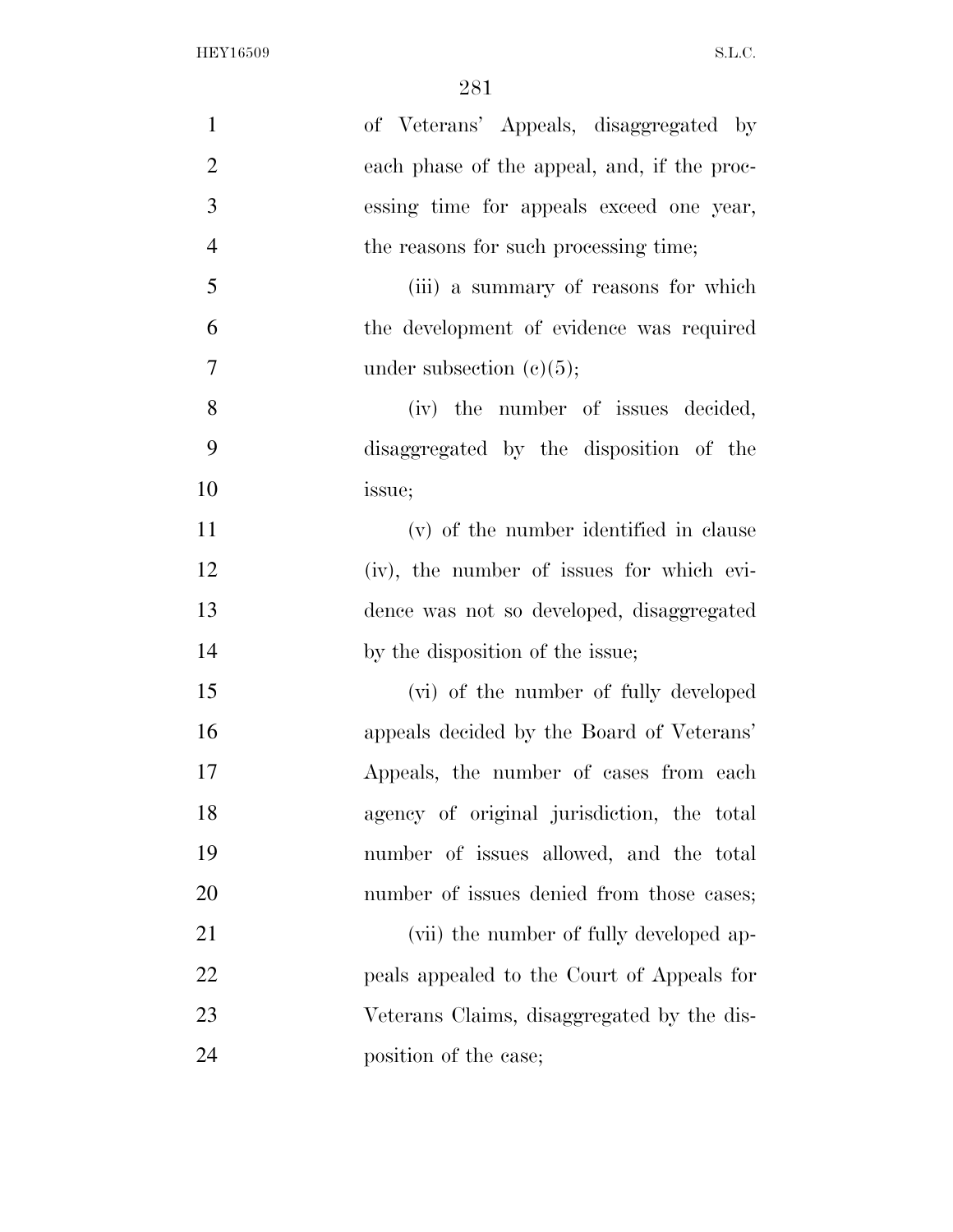of Veterans' Appeals, disaggregated by each phase of the appeal, and, if the processing time for appeals exceed one year, the reasons for such processing time;

(iii) a summary of reasons for which the development of evidence was required under subsection (c)(5);

(iv) the number of issues decided, disaggregated by the disposition of the issue;

(v) of the number identified in clause (iv), the number of issues for which evidence was not so developed, disaggregated by the disposition of the issue;

(vi) of the number of fully developed appeals decided by the Board of Veterans' Appeals, the number of cases from each agency of original jurisdiction, the total number of issues allowed, and the total number of issues denied from those cases;

(vii) the number of fully developed appeals appealed to the Court of Appeals for Veterans Claims, disaggregated by the disposition of the case;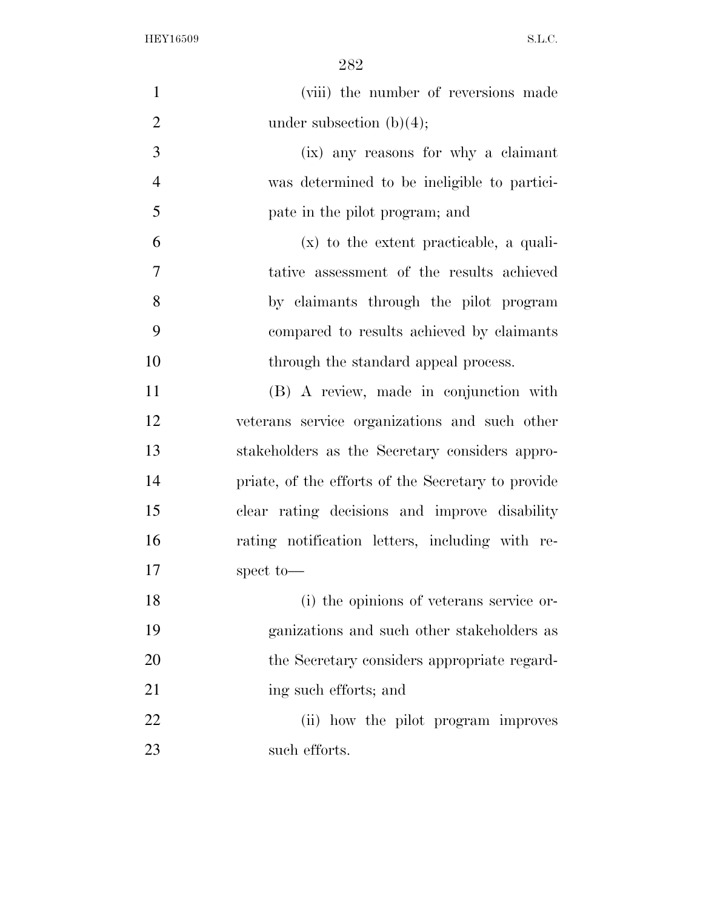(viii) the number of reversions made under subsection (b)(4);

(ix) any reasons for why a claimant was determined to be ineligible to participate in the pilot program; and

(x) to the extent practicable, a qualitative assessment of the results achieved by claimants through the pilot program compared to results achieved by claimants through the standard appeal process.

(B) A review, made in conjunction with veterans service organizations and such other stakeholders as the Secretary considers appropriate, of the efforts of the Secretary to provide clear rating decisions and improve disability rating notification letters, including with respect to—

(i) the opinions of veterans service organizations and such other stakeholders as the Secretary considers appropriate regarding such efforts; and

(ii) how the pilot program improves such efforts.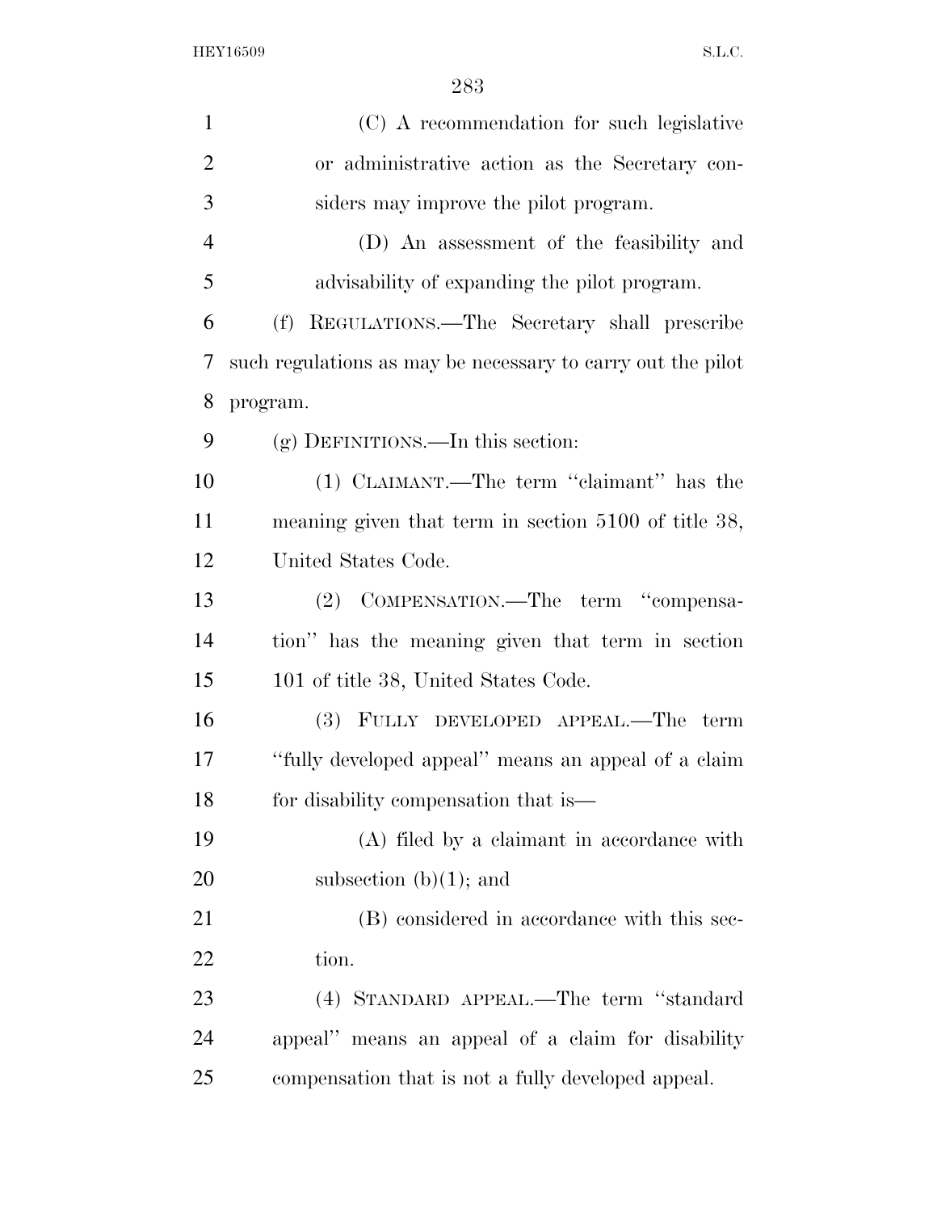(C) A recommendation for such legislative or administrative action as the Secretary considers may improve the pilot program.

(D) An assessment of the feasibility and advisability of expanding the pilot program.

(f) REGULATIONS.—The Secretary shall prescribe such regulations as may be necessary to carry out the pilot program.

(g) DEFINITIONS.—In this section:

(1) CLAIMANT.—The term "claimant" has the meaning given that term in section 5100 of title 38, United States Code.

(2) COMPENSATION.—The term "compensation" has the meaning given that term in section 101 of title 38, United States Code.

(3) FULLY DEVELOPED APPEAL.—The term "fully developed appeal" means an appeal of a claim for disability compensation that is—

(A) filed by a claimant in accordance with subsection (b)(1); and

(B) considered in accordance with this section.

(4) STANDARD APPEAL.—The term "standard appeal" means an appeal of a claim for disability compensation that is not a fully developed appeal.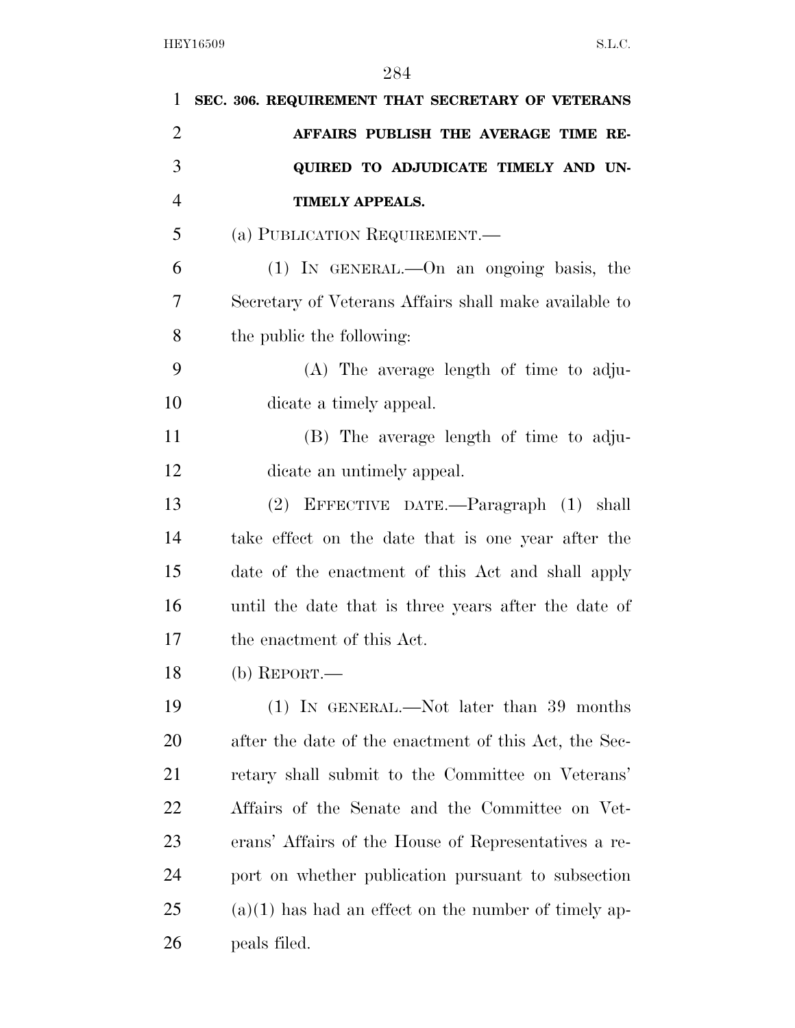**SEC. 306. REQUIREMENT THAT SECRETARY OF VETERANS AFFAIRS PUBLISH THE AVERAGE TIME REQUIRED TO ADJUDICATE TIMELY AND UNTIMELY APPEALS.**

(a) PUBLICATION REQUIREMENT.—

(1) IN GENERAL.—On an ongoing basis, the Secretary of Veterans Affairs shall make available to the public the following:

(A) The average length of time to adjudicate a timely appeal.

(B) The average length of time to adjudicate an untimely appeal.

(2) EFFECTIVE DATE.—Paragraph (1) shall take effect on the date that is one year after the date of the enactment of this Act and shall apply until the date that is three years after the date of the enactment of this Act.

(b) REPORT.—

(1) IN GENERAL.—Not later than 39 months after the date of the enactment of this Act, the Secretary shall submit to the Committee on Veterans' Affairs of the Senate and the Committee on Veterans' Affairs of the House of Representatives a report on whether publication pursuant to subsection (a)(1) has had an effect on the number of timely appeals filed.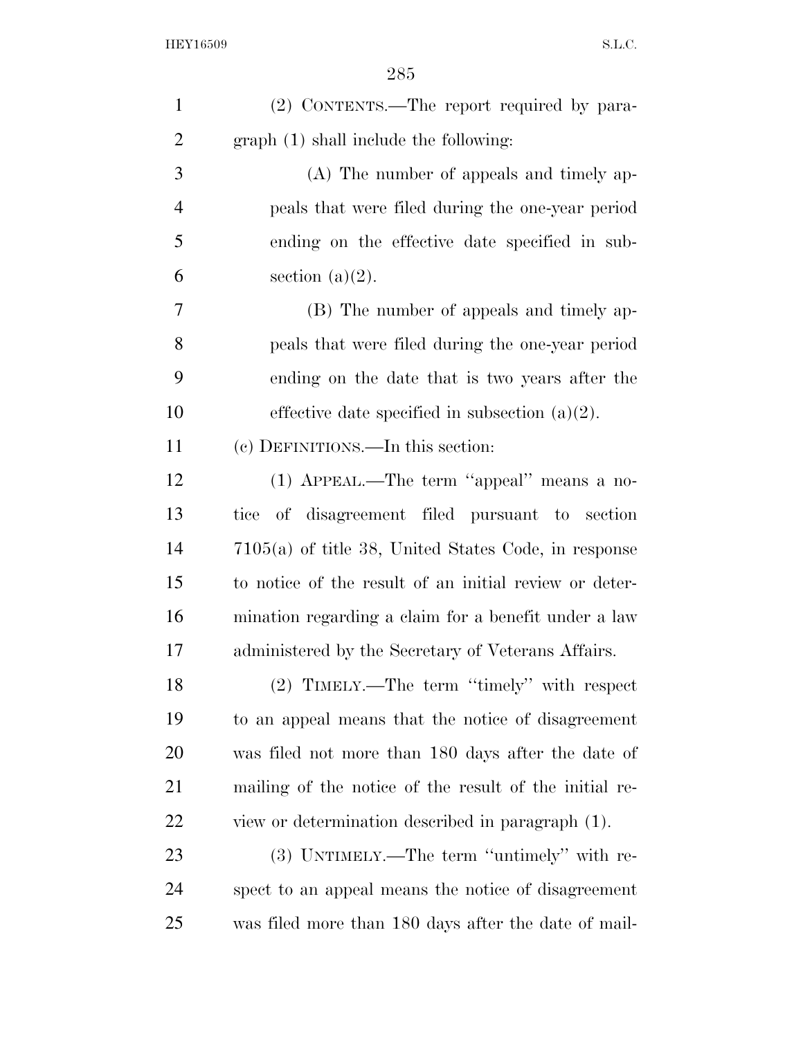(2) CONTENTS.—The report required by paragraph (1) shall include the following:

(A) The number of appeals and timely appeals that were filed during the one-year period ending on the effective date specified in subsection (a)(2).

(B) The number of appeals and timely appeals that were filed during the one-year period ending on the date that is two years after the effective date specified in subsection (a)(2).

(c) DEFINITIONS.—In this section:

(1) APPEAL.—The term ''appeal'' means a notice of disagreement filed pursuant to section 7105(a) of title 38, United States Code, in response to notice of the result of an initial review or determination regarding a claim for a benefit under a law administered by the Secretary of Veterans Affairs.

(2) TIMELY.—The term ''timely'' with respect to an appeal means that the notice of disagreement was filed not more than 180 days after the date of mailing of the notice of the result of the initial review or determination described in paragraph (1).

(3) UNTIMELY.—The term ''untimely'' with respect to an appeal means the notice of disagreement was filed more than 180 days after the date of mail-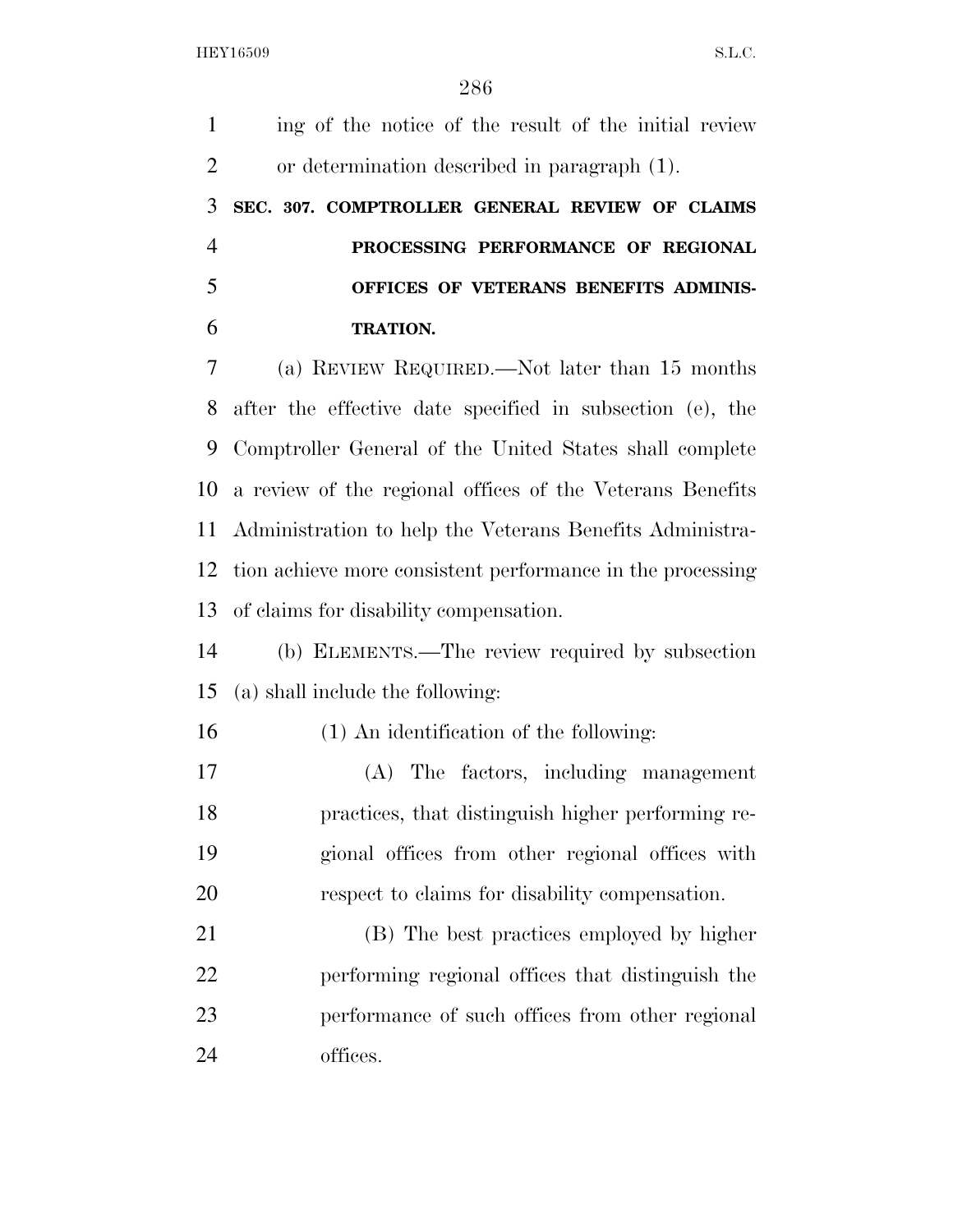ing of the notice of the result of the initial review or determination described in paragraph (1).

### SEC. 307. COMPTROLLER GENERAL REVIEW OF CLAIMS PROCESSING PERFORMANCE OF REGIONAL OFFICES OF VETERANS BENEFITS ADMINISTRATION.

(a) REVIEW REQUIRED.—Not later than 15 months after the effective date specified in subsection (e), the Comptroller General of the United States shall complete a review of the regional offices of the Veterans Benefits Administration to help the Veterans Benefits Administration achieve more consistent performance in the processing of claims for disability compensation.

(b) ELEMENTS.—The review required by subsection (a) shall include the following:

(1) An identification of the following:

(A) The factors, including management practices, that distinguish higher performing regional offices from other regional offices with respect to claims for disability compensation.

(B) The best practices employed by higher performing regional offices that distinguish the performance of such offices from other regional offices.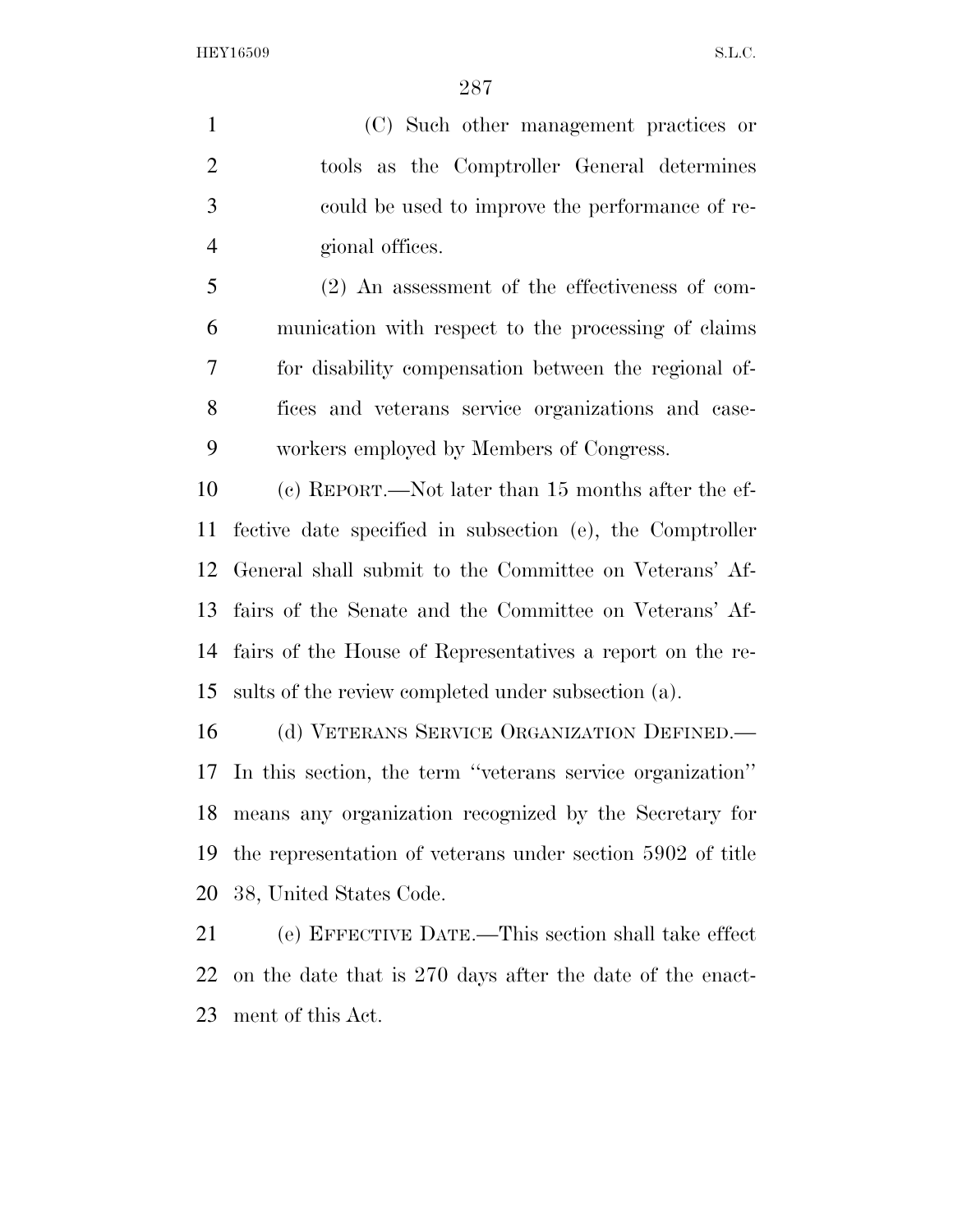(C) Such other management practices or tools as the Comptroller General determines could be used to improve the performance of regional offices.

(2) An assessment of the effectiveness of communication with respect to the processing of claims for disability compensation between the regional offices and veterans service organizations and caseworkers employed by Members of Congress.

(c) REPORT.—Not later than 15 months after the effective date specified in subsection (e), the Comptroller General shall submit to the Committee on Veterans' Affairs of the Senate and the Committee on Veterans' Affairs of the House of Representatives a report on the results of the review completed under subsection (a).

(d) VETERANS SERVICE ORGANIZATION DEFINED.—In this section, the term "veterans service organization" means any organization recognized by the Secretary for the representation of veterans under section 5902 of title 38, United States Code.

(e) EFFECTIVE DATE.—This section shall take effect on the date that is 270 days after the date of the enactment of this Act.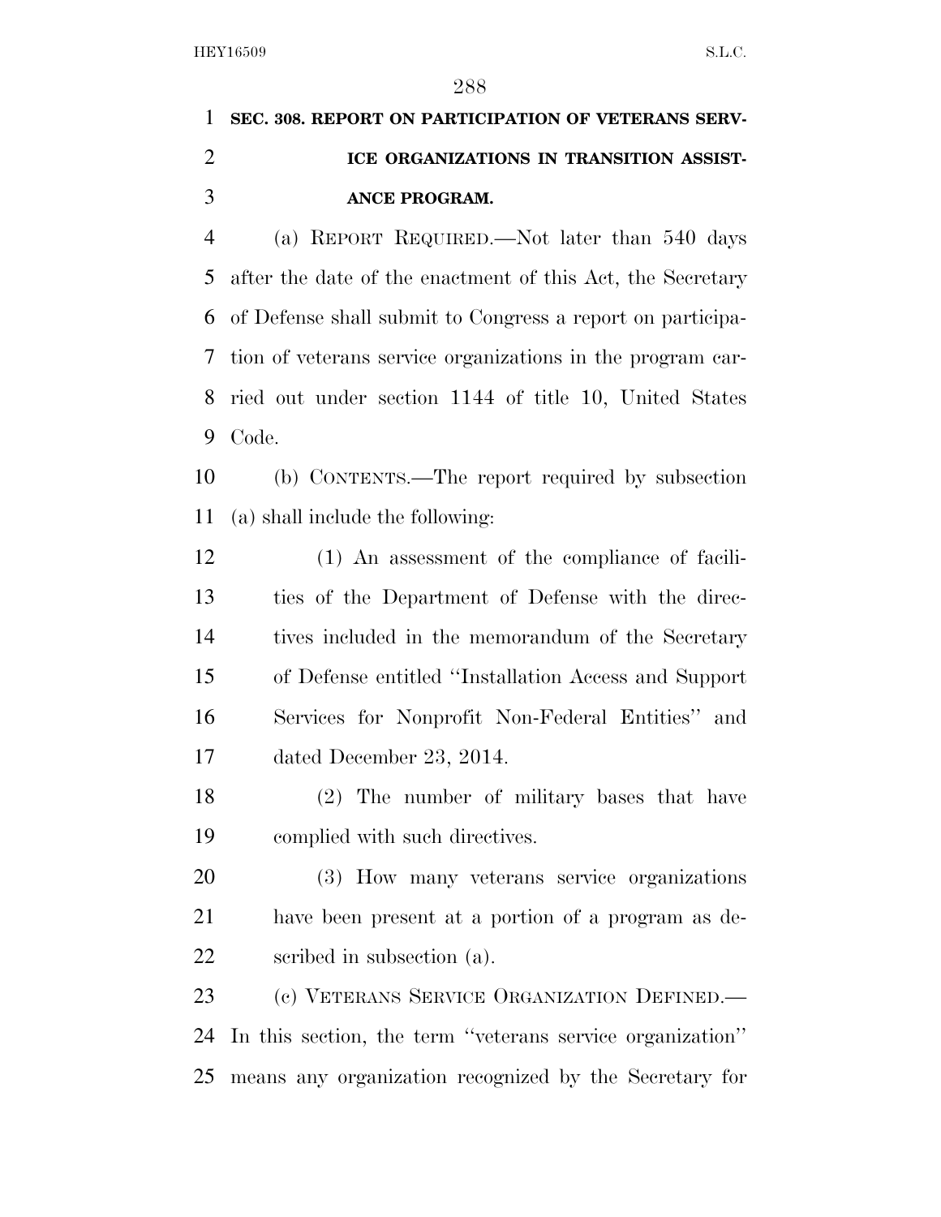**SEC. 308. REPORT ON PARTICIPATION OF VETERANS SERVICE ORGANIZATIONS IN TRANSITION ASSISTANCE PROGRAM.**

(a) REPORT REQUIRED.—Not later than 540 days after the date of the enactment of this Act, the Secretary of Defense shall submit to Congress a report on participation of veterans service organizations in the program carried out under section 1144 of title 10, United States Code.

(b) CONTENTS.—The report required by subsection (a) shall include the following:

(1) An assessment of the compliance of facilities of the Department of Defense with the directives included in the memorandum of the Secretary of Defense entitled ''Installation Access and Support Services for Nonprofit Non-Federal Entities'' and dated December 23, 2014.

(2) The number of military bases that have complied with such directives.

(3) How many veterans service organizations have been present at a portion of a program as described in subsection (a).

(c) VETERANS SERVICE ORGANIZATION DEFINED.—In this section, the term ''veterans service organization'' means any organization recognized by the Secretary for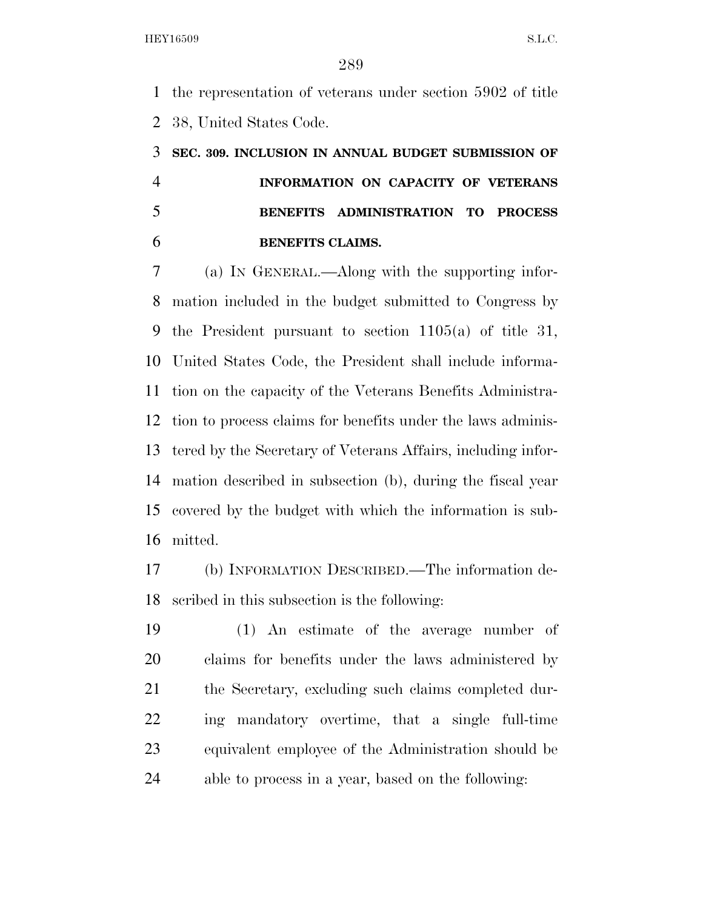the representation of veterans under section 5902 of title 38, United States Code.

**SEC. 309. INCLUSION IN ANNUAL BUDGET SUBMISSION OF INFORMATION ON CAPACITY OF VETERANS BENEFITS ADMINISTRATION TO PROCESS BENEFITS CLAIMS.**

(a) IN GENERAL.—Along with the supporting information included in the budget submitted to Congress by the President pursuant to section 1105(a) of title 31, United States Code, the President shall include information on the capacity of the Veterans Benefits Administration to process claims for benefits under the laws administered by the Secretary of Veterans Affairs, including information described in subsection (b), during the fiscal year covered by the budget with which the information is submitted.

(b) INFORMATION DESCRIBED.—The information described in this subsection is the following:

(1) An estimate of the average number of claims for benefits under the laws administered by the Secretary, excluding such claims completed during mandatory overtime, that a single full-time equivalent employee of the Administration should be able to process in a year, based on the following: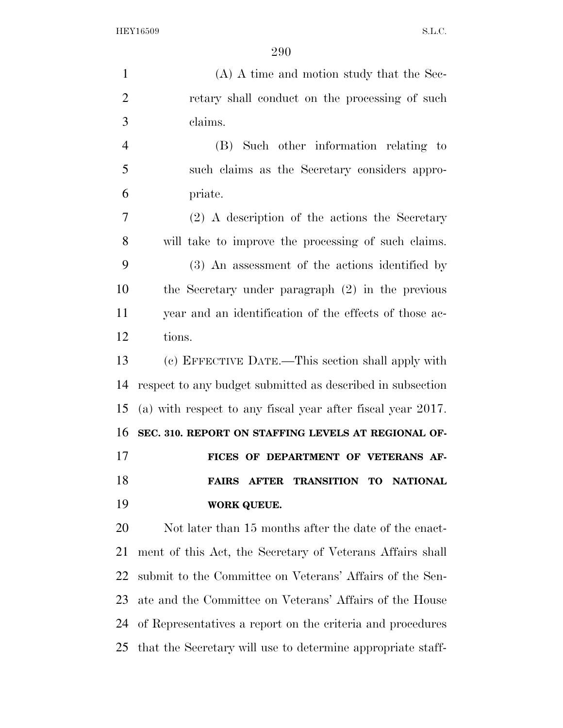(A) A time and motion study that the Secretary shall conduct on the processing of such claims.

(B) Such other information relating to such claims as the Secretary considers appropriate.

(2) A description of the actions the Secretary will take to improve the processing of such claims.

(3) An assessment of the actions identified by the Secretary under paragraph (2) in the previous year and an identification of the effects of those actions.

(c) EFFECTIVE DATE.—This section shall apply with respect to any budget submitted as described in subsection (a) with respect to any fiscal year after fiscal year 2017.

**SEC. 310. REPORT ON STAFFING LEVELS AT REGIONAL OFFICES OF DEPARTMENT OF VETERANS AFFAIRS AFTER TRANSITION TO NATIONAL WORK QUEUE.**

Not later than 15 months after the date of the enactment of this Act, the Secretary of Veterans Affairs shall submit to the Committee on Veterans' Affairs of the Senate and the Committee on Veterans' Affairs of the House of Representatives a report on the criteria and procedures that the Secretary will use to determine appropriate staff-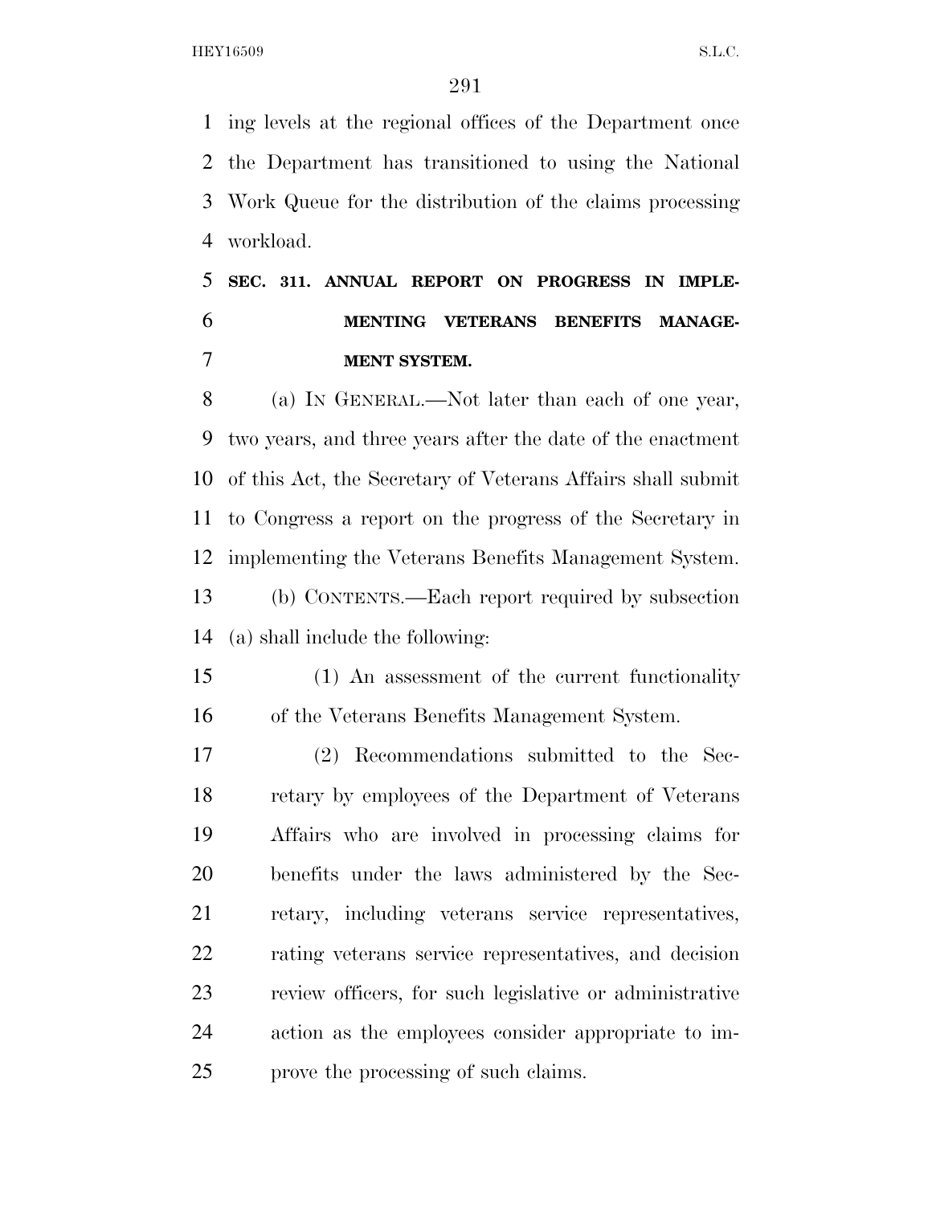ing levels at the regional offices of the Department once the Department has transitioned to using the National Work Queue for the distribution of the claims processing workload.

**SEC. 311. ANNUAL REPORT ON PROGRESS IN IMPLEMENTING VETERANS BENEFITS MANAGEMENT SYSTEM.**

(a) IN GENERAL.—Not later than each of one year, two years, and three years after the date of the enactment of this Act, the Secretary of Veterans Affairs shall submit to Congress a report on the progress of the Secretary in implementing the Veterans Benefits Management System.

(b) CONTENTS.—Each report required by subsection (a) shall include the following:

(1) An assessment of the current functionality of the Veterans Benefits Management System.

(2) Recommendations submitted to the Secretary by employees of the Department of Veterans Affairs who are involved in processing claims for benefits under the laws administered by the Secretary, including veterans service representatives, rating veterans service representatives, and decision review officers, for such legislative or administrative action as the employees consider appropriate to improve the processing of such claims.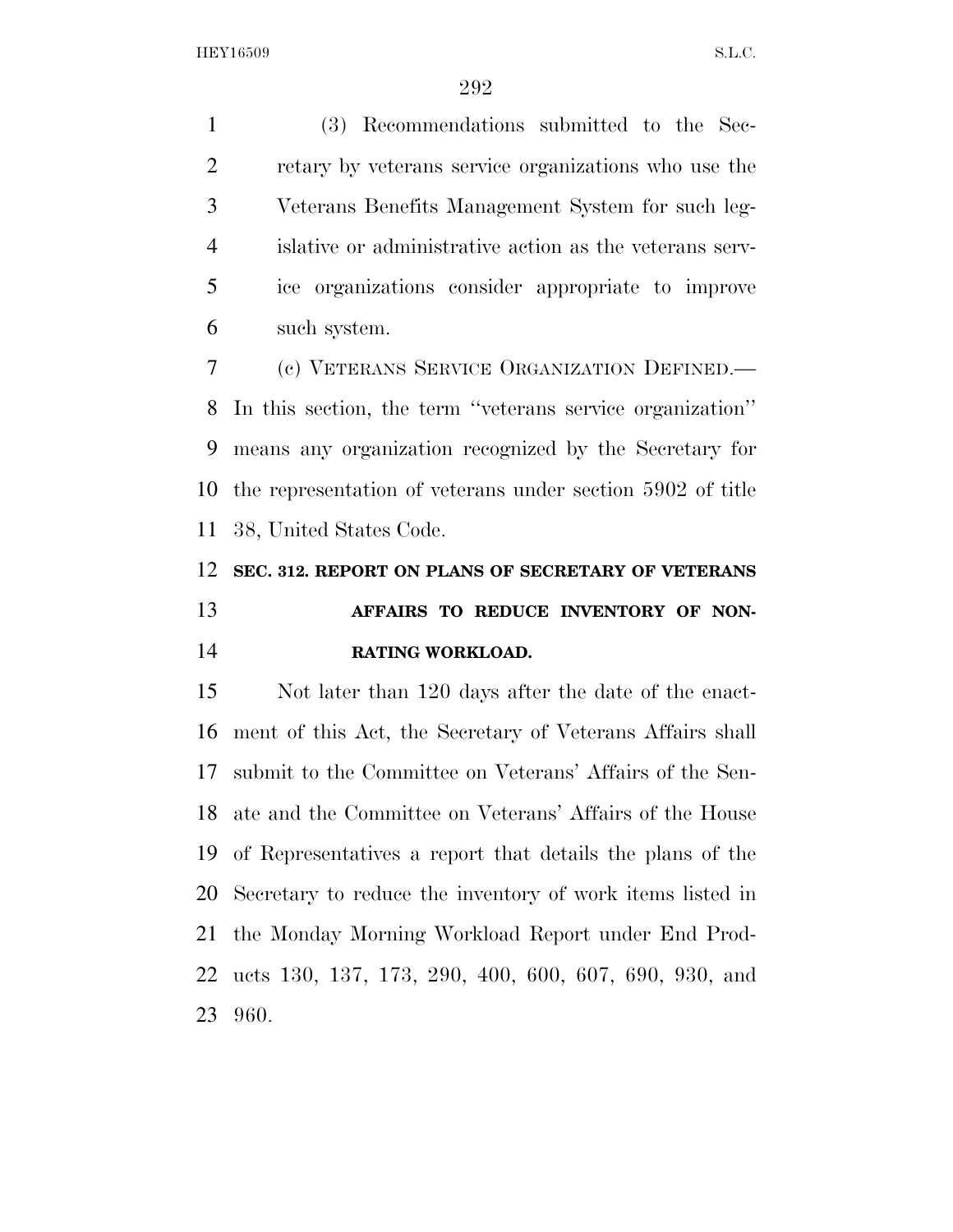(3) Recommendations submitted to the Secretary by veterans service organizations who use the Veterans Benefits Management System for such legislative or administrative action as the veterans service organizations consider appropriate to improve such system.

(c) VETERANS SERVICE ORGANIZATION DEFINED.—In this section, the term ''veterans service organization'' means any organization recognized by the Secretary for the representation of veterans under section 5902 of title 38, United States Code.

**SEC. 312. REPORT ON PLANS OF SECRETARY OF VETERANS AFFAIRS TO REDUCE INVENTORY OF NON-RATING WORKLOAD.**

Not later than 120 days after the date of the enactment of this Act, the Secretary of Veterans Affairs shall submit to the Committee on Veterans' Affairs of the Senate and the Committee on Veterans' Affairs of the House of Representatives a report that details the plans of the Secretary to reduce the inventory of work items listed in the Monday Morning Workload Report under End Products 130, 137, 173, 290, 400, 600, 607, 690, 930, and 960.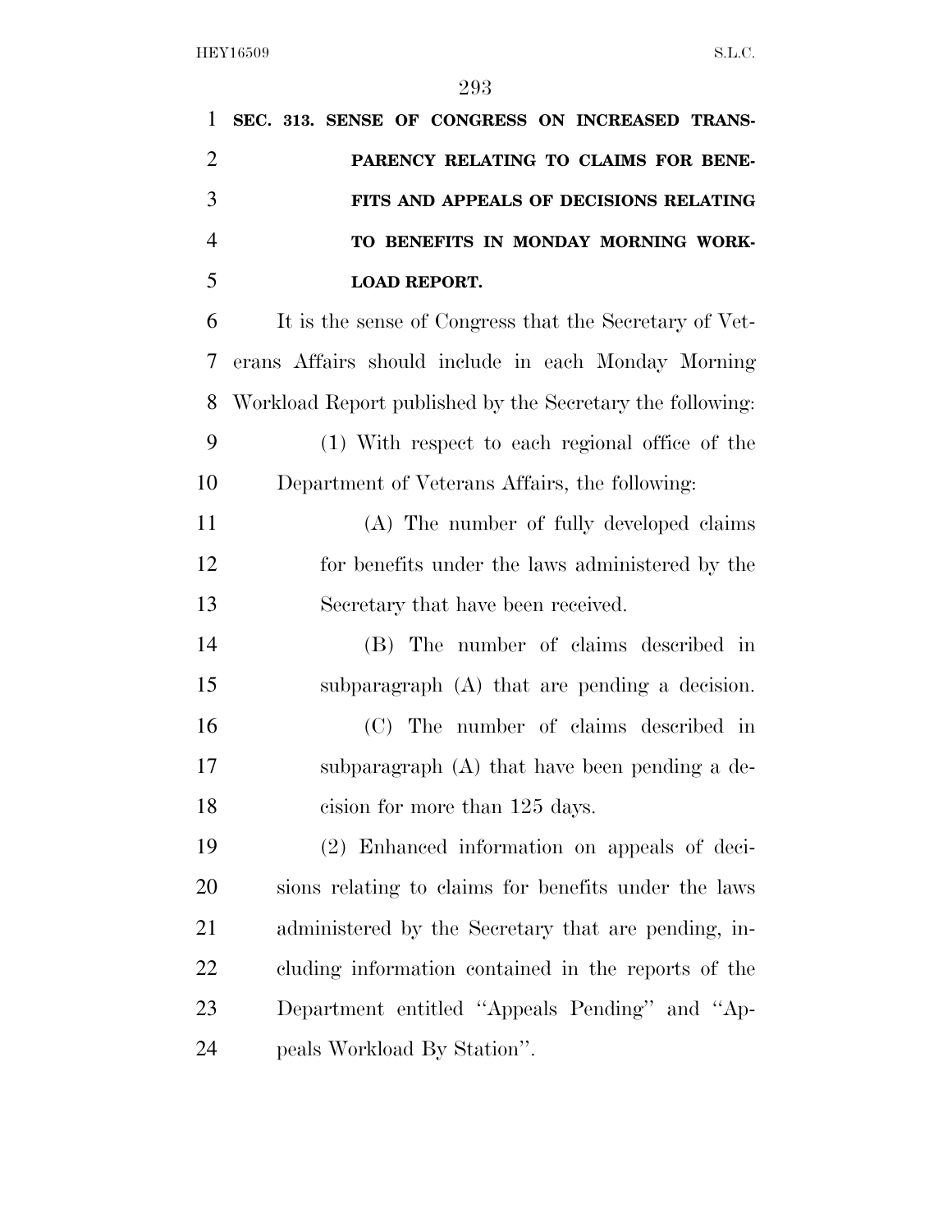**SEC. 313. SENSE OF CONGRESS ON INCREASED TRANSPARENCY RELATING TO CLAIMS FOR BENEFITS AND APPEALS OF DECISIONS RELATING TO BENEFITS IN MONDAY MORNING WORKLOAD REPORT.**

It is the sense of Congress that the Secretary of Veterans Affairs should include in each Monday Morning Workload Report published by the Secretary the following:

(1) With respect to each regional office of the Department of Veterans Affairs, the following:

(A) The number of fully developed claims for benefits under the laws administered by the Secretary that have been received.

(B) The number of claims described in subparagraph (A) that are pending a decision.

(C) The number of claims described in subparagraph (A) that have been pending a decision for more than 125 days.

(2) Enhanced information on appeals of decisions relating to claims for benefits under the laws administered by the Secretary that are pending, including information contained in the reports of the Department entitled ''Appeals Pending'' and ''Appeals Workload By Station''.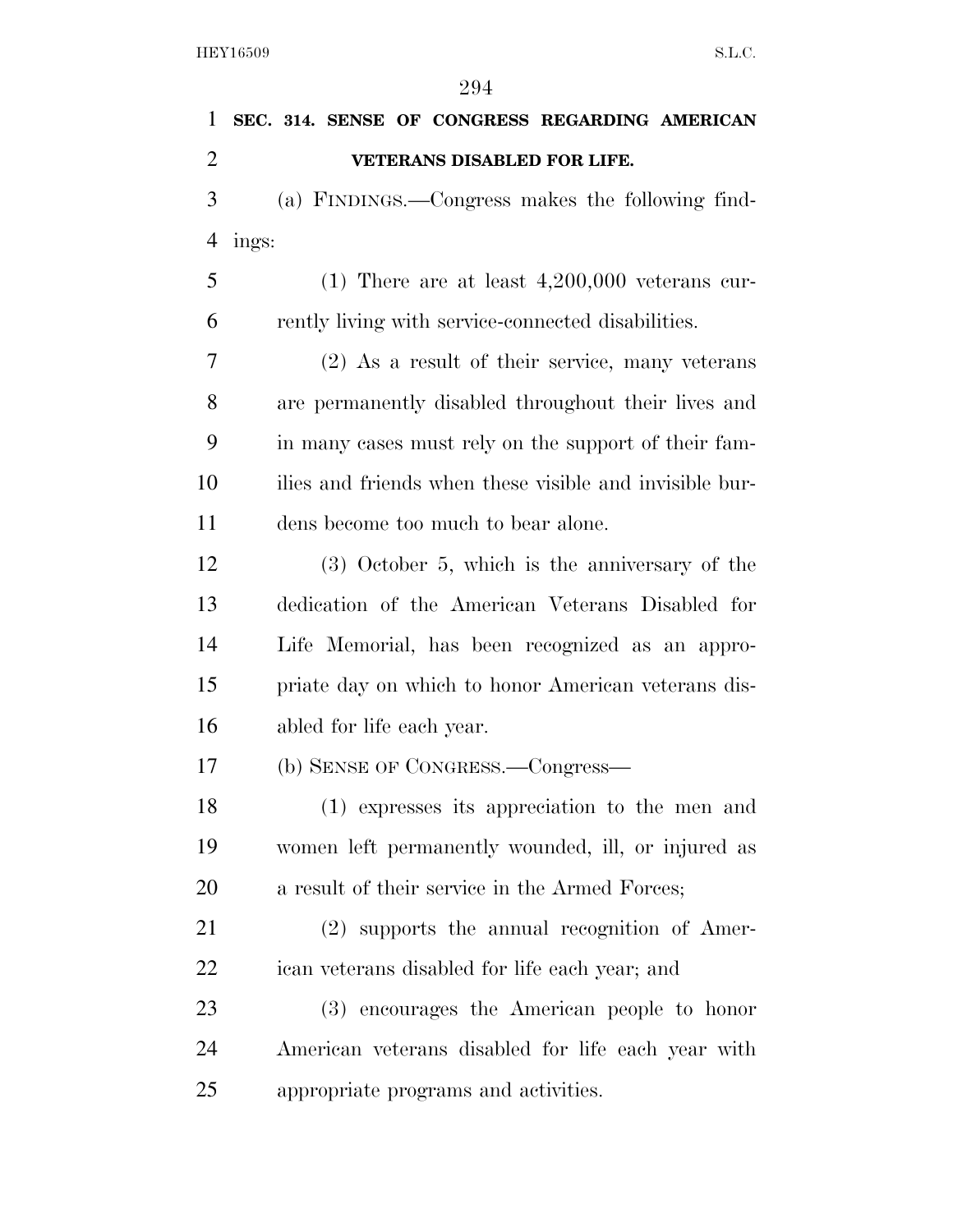**SEC. 314. SENSE OF CONGRESS REGARDING AMERICAN VETERANS DISABLED FOR LIFE.**

(a) FINDINGS.—Congress makes the following findings:

(1) There are at least 4,200,000 veterans currently living with service-connected disabilities.

(2) As a result of their service, many veterans are permanently disabled throughout their lives and in many cases must rely on the support of their families and friends when these visible and invisible burdens become too much to bear alone.

(3) October 5, which is the anniversary of the dedication of the American Veterans Disabled for Life Memorial, has been recognized as an appropriate day on which to honor American veterans disabled for life each year.

(b) SENSE OF CONGRESS.—Congress—

(1) expresses its appreciation to the men and women left permanently wounded, ill, or injured as a result of their service in the Armed Forces;

(2) supports the annual recognition of American veterans disabled for life each year; and

(3) encourages the American people to honor American veterans disabled for life each year with appropriate programs and activities.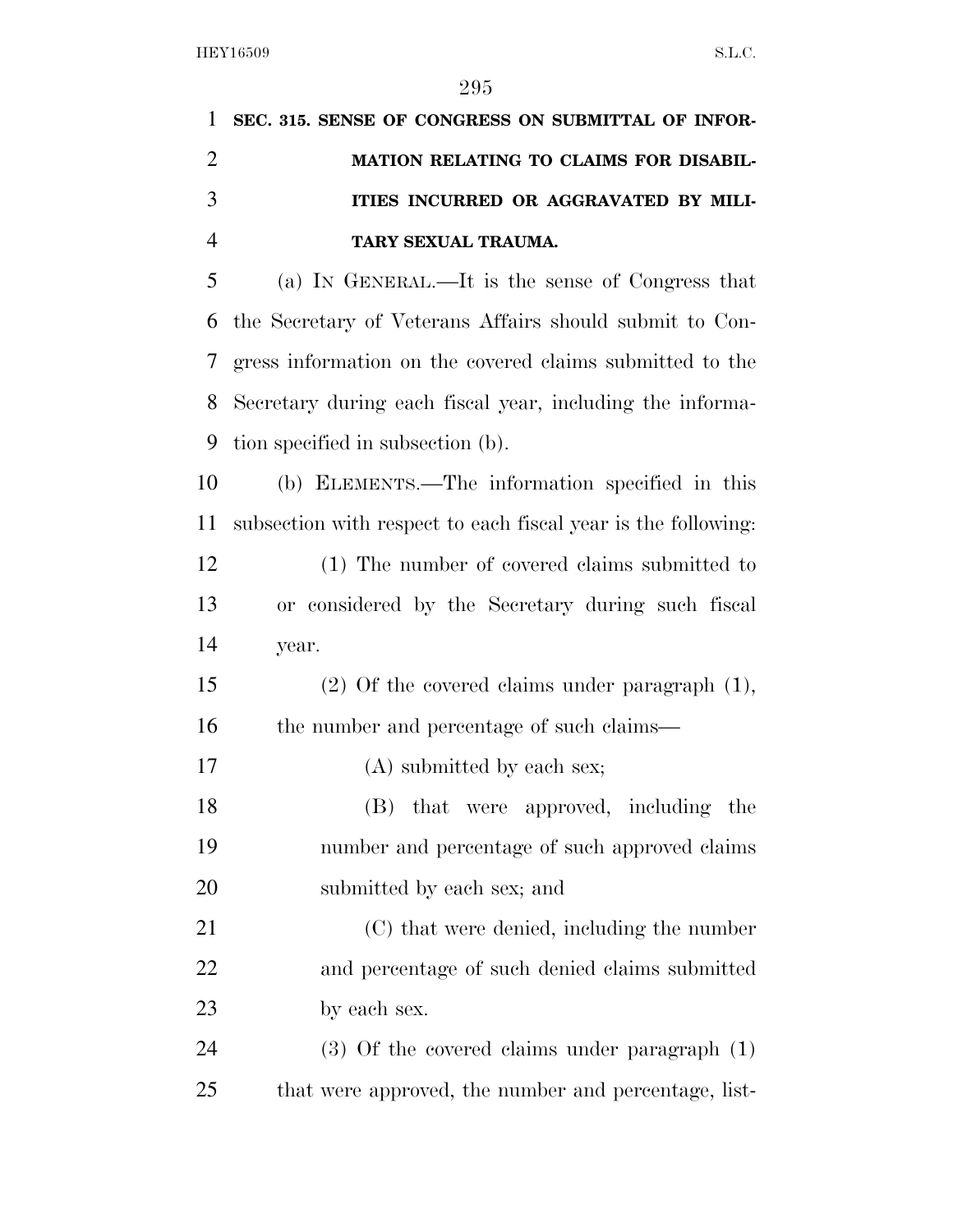**SEC. 315. SENSE OF CONGRESS ON SUBMITTAL OF INFORMATION RELATING TO CLAIMS FOR DISABILITIES INCURRED OR AGGRAVATED BY MILITARY SEXUAL TRAUMA.**

(a) IN GENERAL.—It is the sense of Congress that the Secretary of Veterans Affairs should submit to Congress information on the covered claims submitted to the Secretary during each fiscal year, including the information specified in subsection (b).

(b) ELEMENTS.—The information specified in this subsection with respect to each fiscal year is the following:

(1) The number of covered claims submitted to or considered by the Secretary during such fiscal year.

(2) Of the covered claims under paragraph (1), the number and percentage of such claims—

(A) submitted by each sex;

(B) that were approved, including the number and percentage of such approved claims submitted by each sex; and

(C) that were denied, including the number and percentage of such denied claims submitted by each sex.

(3) Of the covered claims under paragraph (1) that were approved, the number and percentage, list-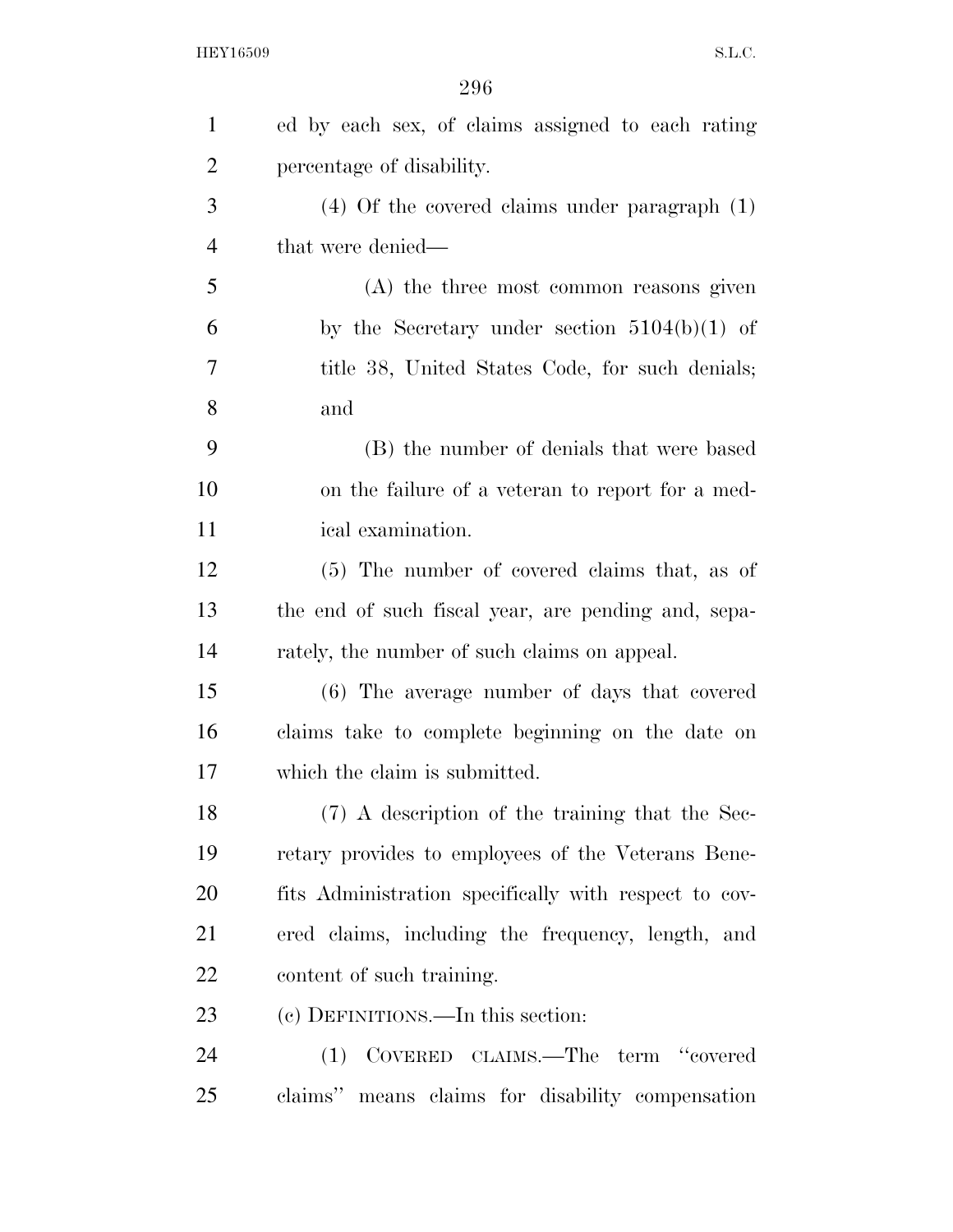ed by each sex, of claims assigned to each rating percentage of disability.

(4) Of the covered claims under paragraph (1) that were denied—

(A) the three most common reasons given by the Secretary under section 5104(b)(1) of title 38, United States Code, for such denials; and

(B) the number of denials that were based on the failure of a veteran to report for a medical examination.

(5) The number of covered claims that, as of the end of such fiscal year, are pending and, separately, the number of such claims on appeal.

(6) The average number of days that covered claims take to complete beginning on the date on which the claim is submitted.

(7) A description of the training that the Secretary provides to employees of the Veterans Benefits Administration specifically with respect to covered claims, including the frequency, length, and content of such training.

(c) DEFINITIONS.—In this section:

(1) COVERED CLAIMS.—The term "covered claims" means claims for disability compensation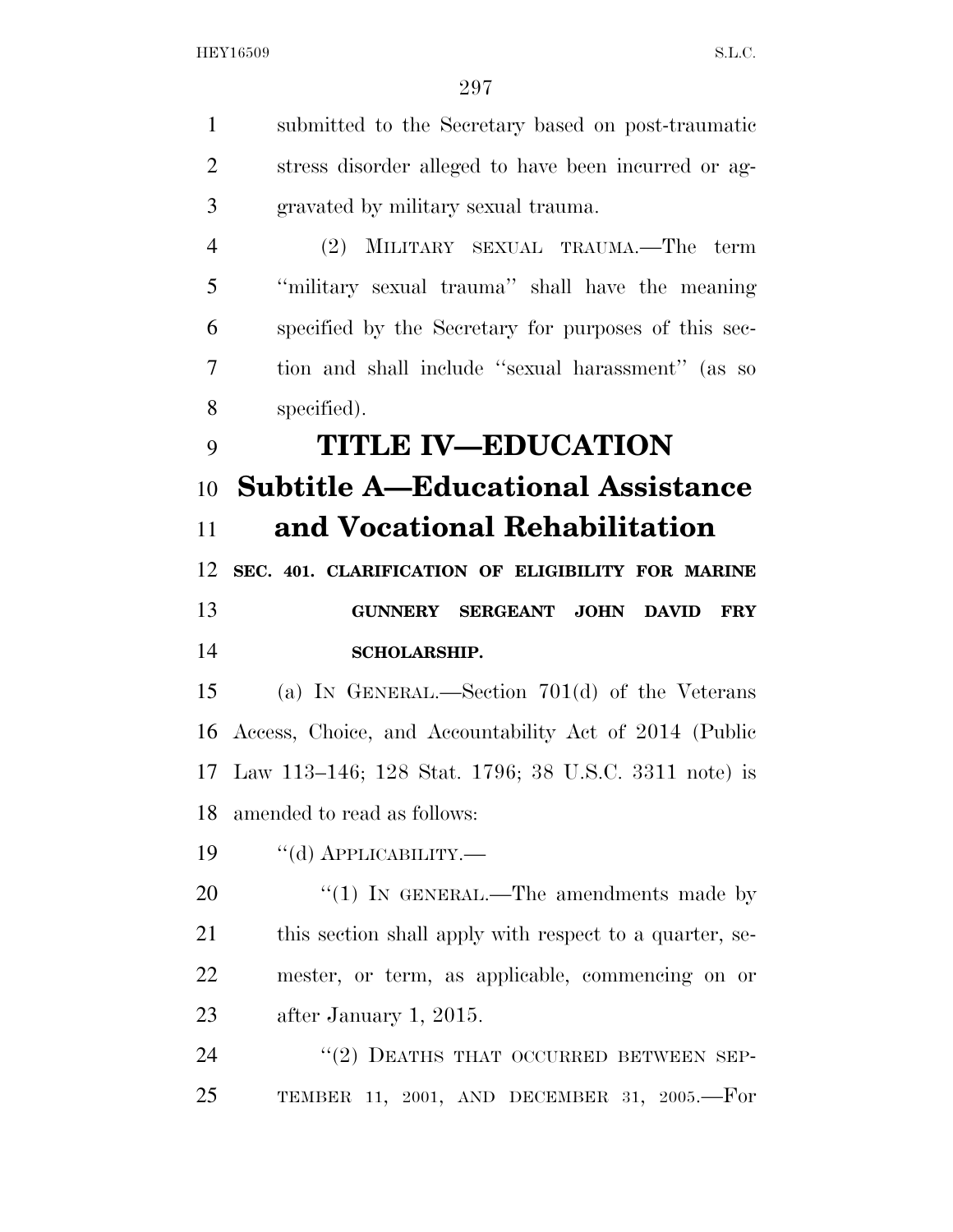submitted to the Secretary based on post-traumatic stress disorder alleged to have been incurred or aggravated by military sexual trauma.

(2) MILITARY SEXUAL TRAUMA.—The term ''military sexual trauma'' shall have the meaning specified by the Secretary for purposes of this section and shall include ''sexual harassment'' (as so specified).

# TITLE IV—EDUCATION

## Subtitle A—Educational Assistance and Vocational Rehabilitation

### SEC. 401. CLARIFICATION OF ELIGIBILITY FOR MARINE GUNNERY SERGEANT JOHN DAVID FRY SCHOLARSHIP.

(a) IN GENERAL.—Section 701(d) of the Veterans Access, Choice, and Accountability Act of 2014 (Public Law 113–146; 128 Stat. 1796; 38 U.S.C. 3311 note) is amended to read as follows:

''(d) APPLICABILITY.—

''(1) IN GENERAL.—The amendments made by this section shall apply with respect to a quarter, semester, or term, as applicable, commencing on or after January 1, 2015.

''(2) DEATHS THAT OCCURRED BETWEEN SEPTEMBER 11, 2001, AND DECEMBER 31, 2005.—For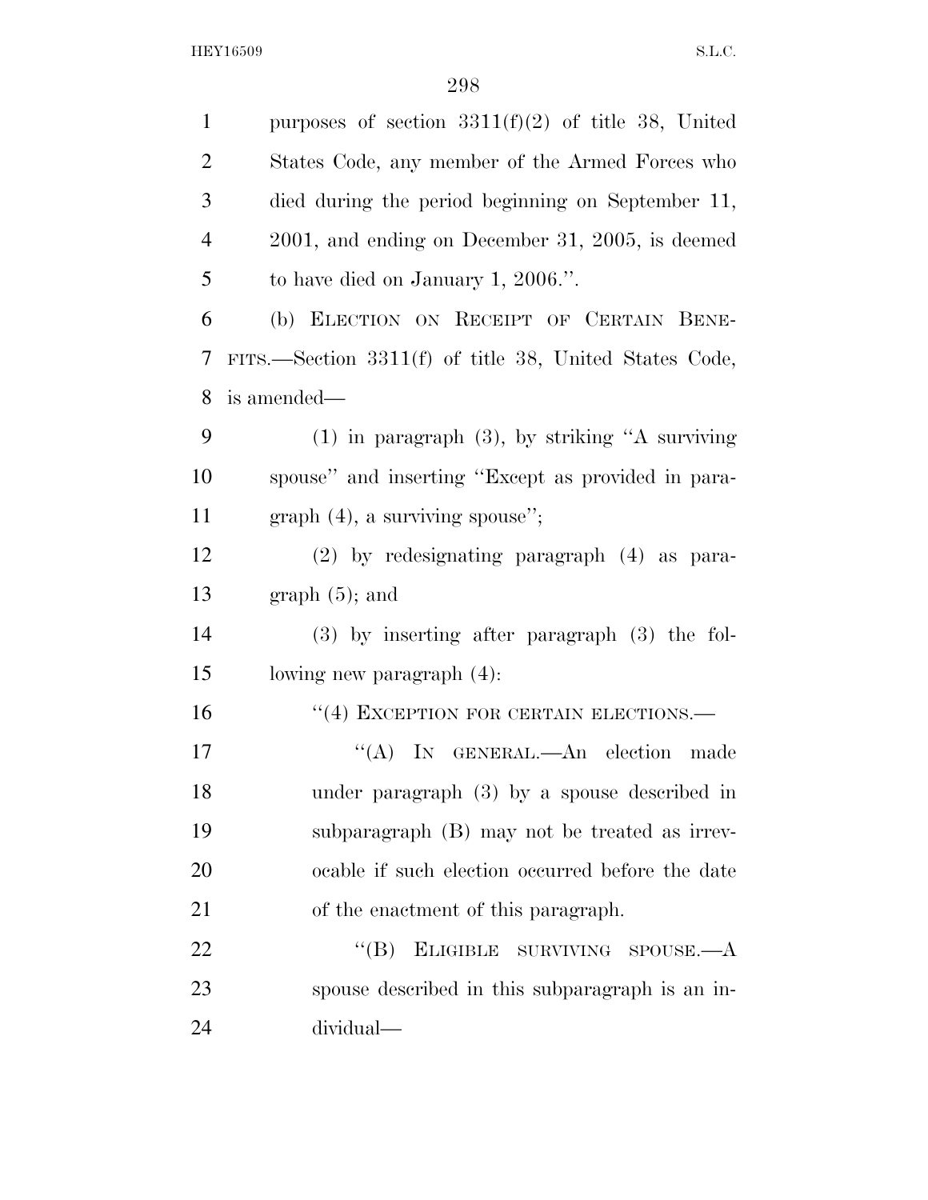purposes of section 3311(f)(2) of title 38, United States Code, any member of the Armed Forces who died during the period beginning on September 11, 2001, and ending on December 31, 2005, is deemed to have died on January 1, 2006.''.

(b) ELECTION ON RECEIPT OF CERTAIN BENEFITS.—Section 3311(f) of title 38, United States Code, is amended—

(1) in paragraph (3), by striking ''A surviving spouse'' and inserting ''Except as provided in paragraph (4), a surviving spouse'';

(2) by redesignating paragraph (4) as paragraph (5); and

(3) by inserting after paragraph (3) the following new paragraph (4):

''(4) EXCEPTION FOR CERTAIN ELECTIONS.—

''(A) IN GENERAL.—An election made under paragraph (3) by a spouse described in subparagraph (B) may not be treated as irrevocable if such election occurred before the date of the enactment of this paragraph.

''(B) ELIGIBLE SURVIVING SPOUSE.—A spouse described in this subparagraph is an individual—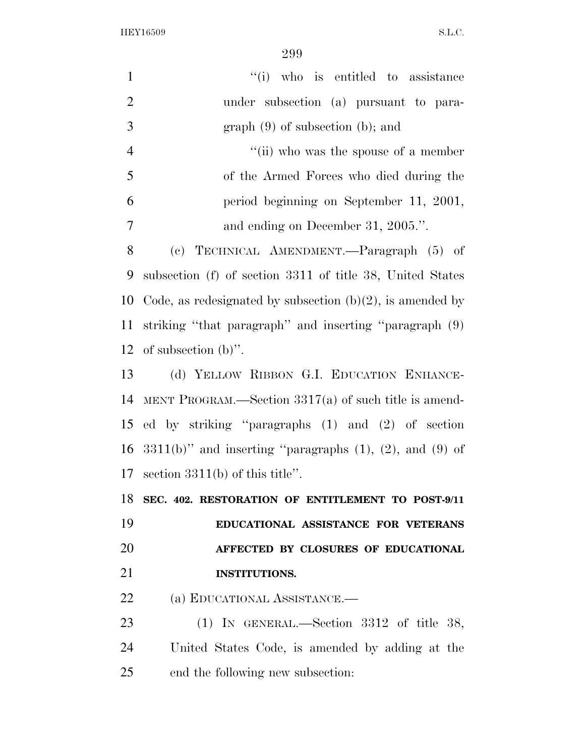"(i) who is entitled to assistance under subsection (a) pursuant to paragraph (9) of subsection (b); and

"(ii) who was the spouse of a member of the Armed Forces who died during the period beginning on September 11, 2001, and ending on December 31, 2005.".

(c) TECHNICAL AMENDMENT.—Paragraph (5) of subsection (f) of section 3311 of title 38, United States Code, as redesignated by subsection (b)(2), is amended by striking "that paragraph" and inserting "paragraph (9) of subsection (b)".

(d) YELLOW RIBBON G.I. EDUCATION ENHANCEMENT PROGRAM.—Section 3317(a) of such title is amended by striking "paragraphs (1) and (2) of section 3311(b)" and inserting "paragraphs (1), (2), and (9) of section 3311(b) of this title".

**SEC. 402. RESTORATION OF ENTITLEMENT TO POST-9/11 EDUCATIONAL ASSISTANCE FOR VETERANS AFFECTED BY CLOSURES OF EDUCATIONAL INSTITUTIONS.**

(a) EDUCATIONAL ASSISTANCE.—

(1) IN GENERAL.—Section 3312 of title 38, United States Code, is amended by adding at the end the following new subsection: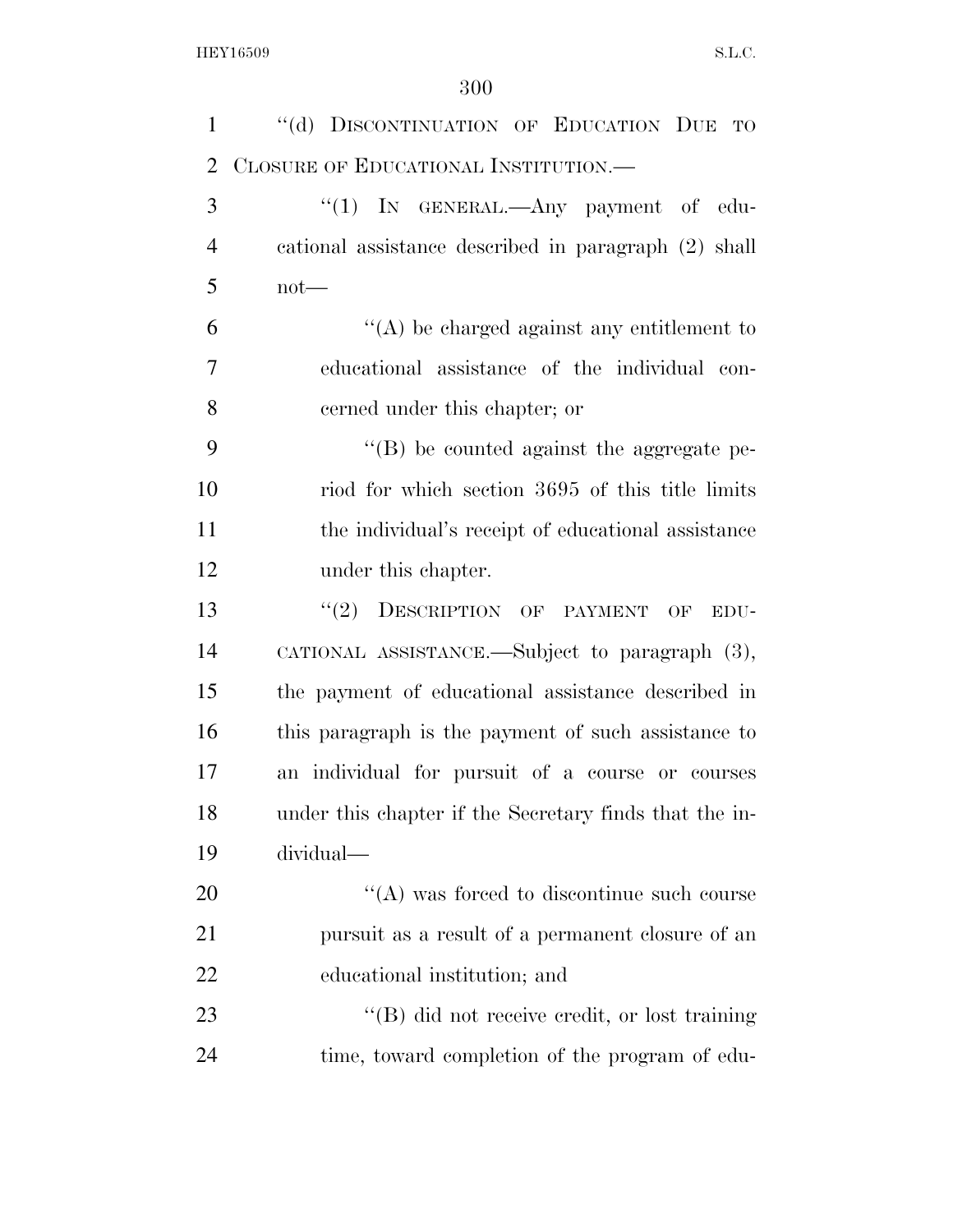"(d) DISCONTINUATION OF EDUCATION DUE TO CLOSURE OF EDUCATIONAL INSTITUTION.—

"(1) IN GENERAL.—Any payment of educational assistance described in paragraph (2) shall not—

"(A) be charged against any entitlement to educational assistance of the individual concerned under this chapter; or

"(B) be counted against the aggregate period for which section 3695 of this title limits the individual's receipt of educational assistance under this chapter.

"(2) DESCRIPTION OF PAYMENT OF EDUCATIONAL ASSISTANCE.—Subject to paragraph (3), the payment of educational assistance described in this paragraph is the payment of such assistance to an individual for pursuit of a course or courses under this chapter if the Secretary finds that the individual—

"(A) was forced to discontinue such course pursuit as a result of a permanent closure of an educational institution; and

"(B) did not receive credit, or lost training time, toward completion of the program of edu-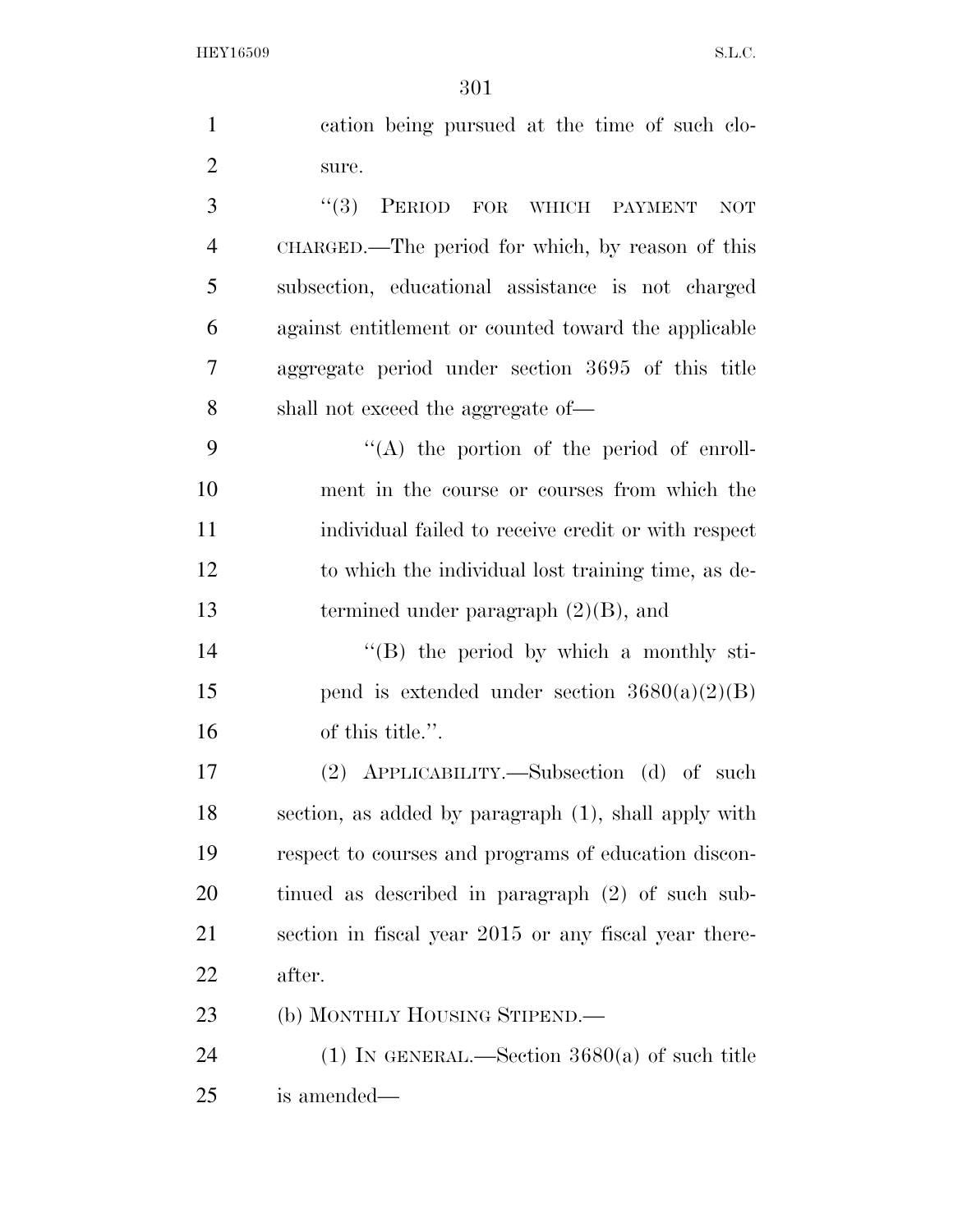cation being pursued at the time of such closure.

"(3) PERIOD FOR WHICH PAYMENT NOT CHARGED.—The period for which, by reason of this subsection, educational assistance is not charged against entitlement or counted toward the applicable aggregate period under section 3695 of this title shall not exceed the aggregate of—

"(A) the portion of the period of enrollment in the course or courses from which the individual failed to receive credit or with respect to which the individual lost training time, as determined under paragraph (2)(B), and

"(B) the period by which a monthly stipend is extended under section 3680(a)(2)(B) of this title.".

(2) APPLICABILITY.—Subsection (d) of such section, as added by paragraph (1), shall apply with respect to courses and programs of education discontinued as described in paragraph (2) of such subsection in fiscal year 2015 or any fiscal year thereafter.

(b) MONTHLY HOUSING STIPEND.—

(1) IN GENERAL.—Section 3680(a) of such title is amended—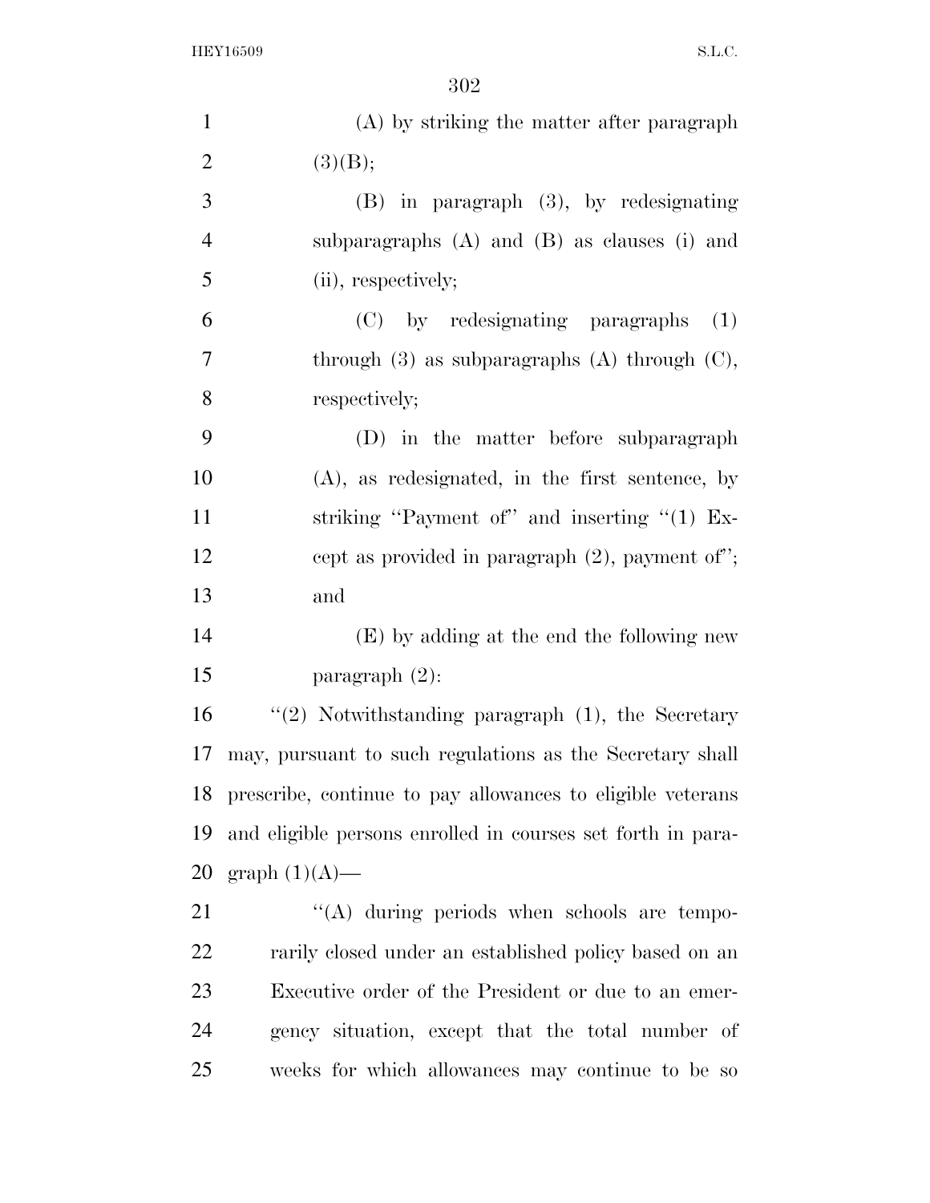(A) by striking the matter after paragraph (3)(B);

(B) in paragraph (3), by redesignating subparagraphs (A) and (B) as clauses (i) and (ii), respectively;

(C) by redesignating paragraphs (1) through (3) as subparagraphs (A) through (C), respectively;

(D) in the matter before subparagraph (A), as redesignated, in the first sentence, by striking "Payment of" and inserting "(1) Except as provided in paragraph (2), payment of"; and

(E) by adding at the end the following new paragraph (2):

"(2) Notwithstanding paragraph (1), the Secretary may, pursuant to such regulations as the Secretary shall prescribe, continue to pay allowances to eligible veterans and eligible persons enrolled in courses set forth in paragraph (1)(A)—

"(A) during periods when schools are temporarily closed under an established policy based on an Executive order of the President or due to an emergency situation, except that the total number of weeks for which allowances may continue to be so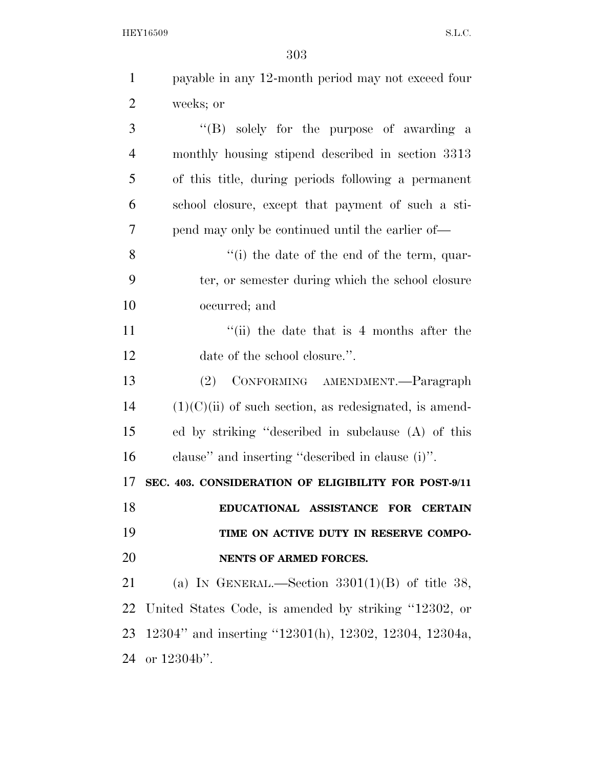payable in any 12-month period may not exceed four weeks; or

''(B) solely for the purpose of awarding a monthly housing stipend described in section 3313 of this title, during periods following a permanent school closure, except that payment of such a stipend may only be continued until the earlier of—

''(i) the date of the end of the term, quarter, or semester during which the school closure occurred; and

''(ii) the date that is 4 months after the date of the school closure.''.

(2) CONFORMING AMENDMENT.—Paragraph (1)(C)(ii) of such section, as redesignated, is amended by striking ''described in subclause (A) of this clause'' and inserting ''described in clause (i)''.

**SEC. 403. CONSIDERATION OF ELIGIBILITY FOR POST-9/11 EDUCATIONAL ASSISTANCE FOR CERTAIN TIME ON ACTIVE DUTY IN RESERVE COMPONENTS OF ARMED FORCES.**

(a) IN GENERAL.—Section 3301(1)(B) of title 38, United States Code, is amended by striking ''12302, or 12304'' and inserting ''12301(h), 12302, 12304, 12304a, or 12304b''.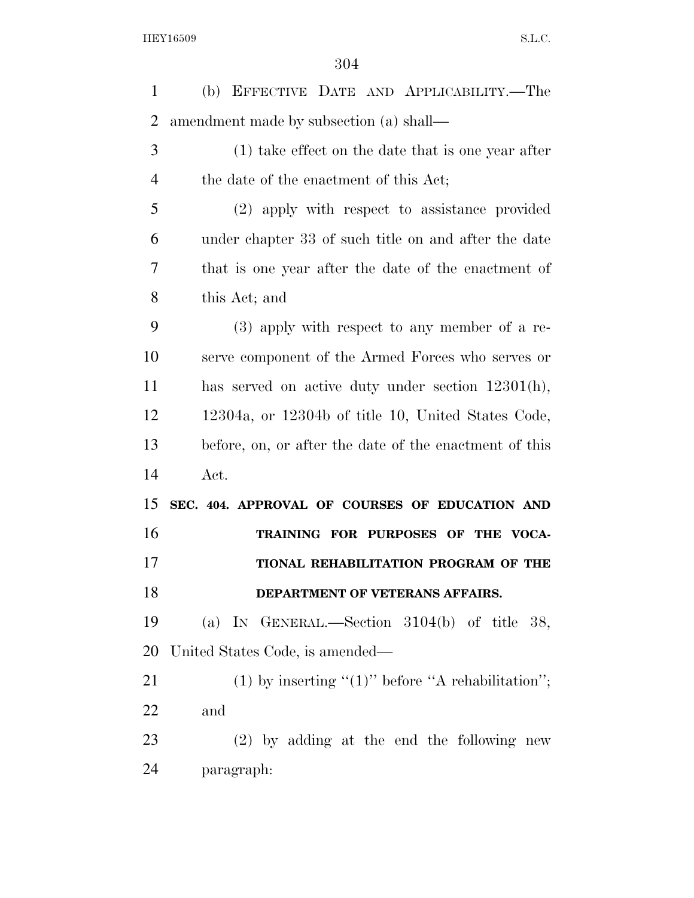(b) EFFECTIVE DATE AND APPLICABILITY.—The amendment made by subsection (a) shall—

(1) take effect on the date that is one year after the date of the enactment of this Act;

(2) apply with respect to assistance provided under chapter 33 of such title on and after the date that is one year after the date of the enactment of this Act; and

(3) apply with respect to any member of a reserve component of the Armed Forces who serves or has served on active duty under section 12301(h), 12304a, or 12304b of title 10, United States Code, before, on, or after the date of the enactment of this Act.

**SEC. 404. APPROVAL OF COURSES OF EDUCATION AND TRAINING FOR PURPOSES OF THE VOCATIONAL REHABILITATION PROGRAM OF THE DEPARTMENT OF VETERANS AFFAIRS.**

(a) IN GENERAL.—Section 3104(b) of title 38, United States Code, is amended—

(1) by inserting ''(1)'' before ''A rehabilitation''; and

(2) by adding at the end the following new paragraph: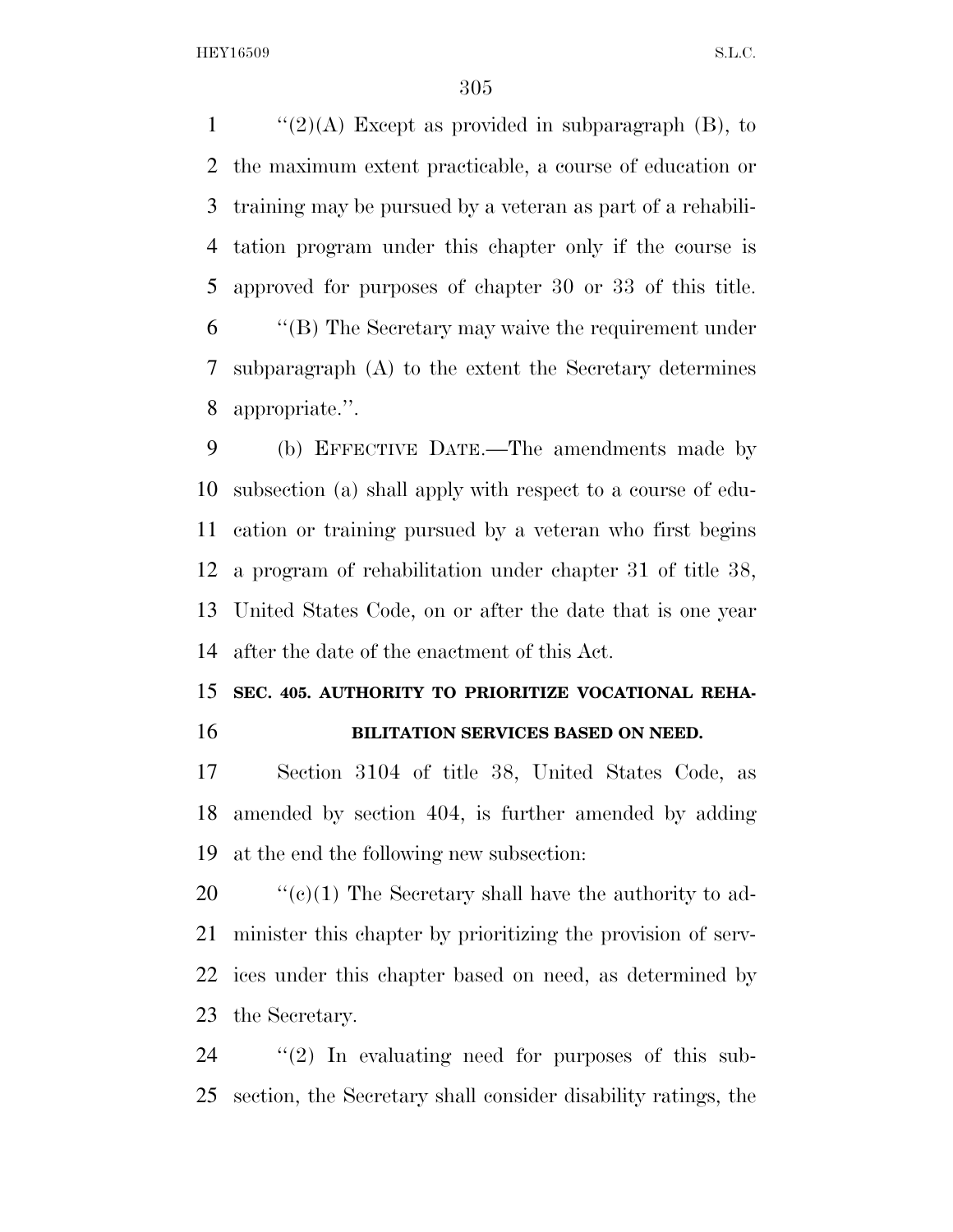"(2)(A) Except as provided in subparagraph (B), to the maximum extent practicable, a course of education or training may be pursued by a veteran as part of a rehabilitation program under this chapter only if the course is approved for purposes of chapter 30 or 33 of this title.

"(B) The Secretary may waive the requirement under subparagraph (A) to the extent the Secretary determines appropriate.".

(b) EFFECTIVE DATE.—The amendments made by subsection (a) shall apply with respect to a course of education or training pursued by a veteran who first begins a program of rehabilitation under chapter 31 of title 38, United States Code, on or after the date that is one year after the date of the enactment of this Act.

**SEC. 405. AUTHORITY TO PRIORITIZE VOCATIONAL REHABILITATION SERVICES BASED ON NEED.**

Section 3104 of title 38, United States Code, as amended by section 404, is further amended by adding at the end the following new subsection:

"(c)(1) The Secretary shall have the authority to administer this chapter by prioritizing the provision of services under this chapter based on need, as determined by the Secretary.

"(2) In evaluating need for purposes of this subsection, the Secretary shall consider disability ratings, the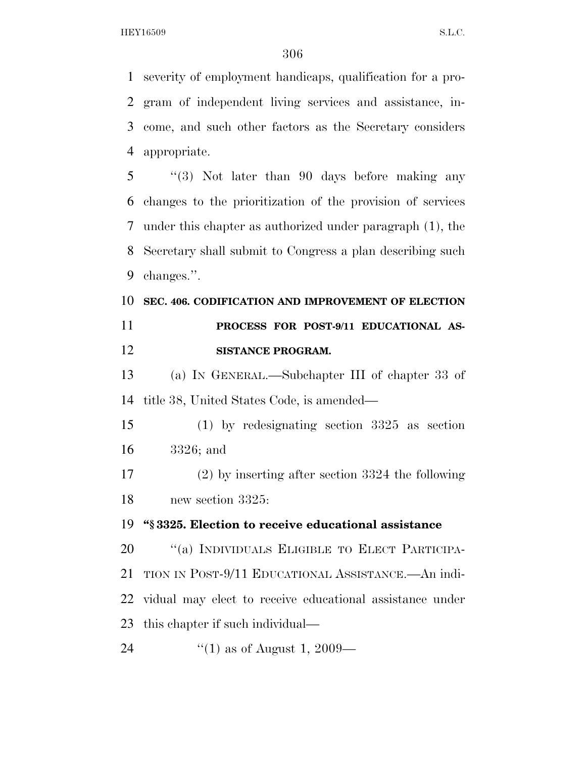severity of employment handicaps, qualification for a program of independent living services and assistance, income, and such other factors as the Secretary considers appropriate.

"(3) Not later than 90 days before making any changes to the prioritization of the provision of services under this chapter as authorized under paragraph (1), the Secretary shall submit to Congress a plan describing such changes.".

**SEC. 406. CODIFICATION AND IMPROVEMENT OF ELECTION PROCESS FOR POST-9/11 EDUCATIONAL ASSISTANCE PROGRAM.**

(a) IN GENERAL.—Subchapter III of chapter 33 of title 38, United States Code, is amended—

(1) by redesignating section 3325 as section 3326; and

(2) by inserting after section 3324 the following new section 3325:

**"§ 3325. Election to receive educational assistance**

"(a) INDIVIDUALS ELIGIBLE TO ELECT PARTICIPATION IN POST-9/11 EDUCATIONAL ASSISTANCE.—An individual may elect to receive educational assistance under this chapter if such individual—

"(1) as of August 1, 2009—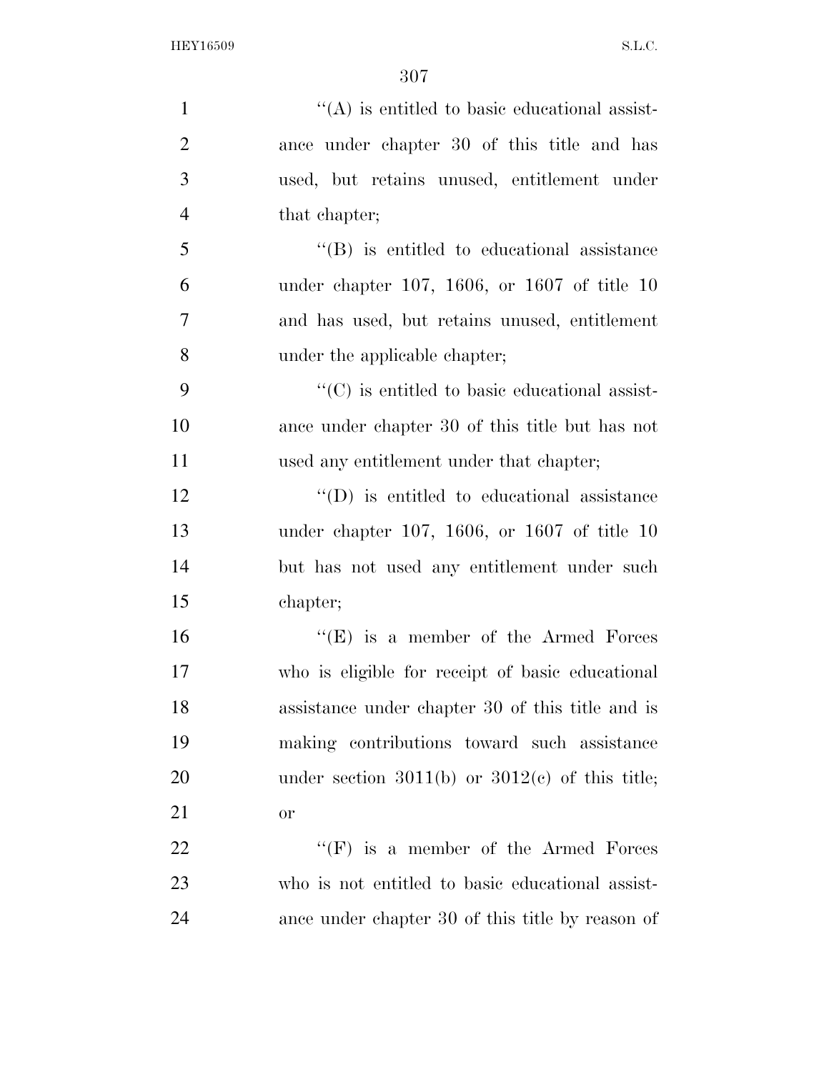''(A) is entitled to basic educational assistance under chapter 30 of this title and has used, but retains unused, entitlement under that chapter;

''(B) is entitled to educational assistance under chapter 107, 1606, or 1607 of title 10 and has used, but retains unused, entitlement under the applicable chapter;

''(C) is entitled to basic educational assistance under chapter 30 of this title but has not used any entitlement under that chapter;

''(D) is entitled to educational assistance under chapter 107, 1606, or 1607 of title 10 but has not used any entitlement under such chapter;

''(E) is a member of the Armed Forces who is eligible for receipt of basic educational assistance under chapter 30 of this title and is making contributions toward such assistance under section 3011(b) or 3012(c) of this title; or

''(F) is a member of the Armed Forces who is not entitled to basic educational assistance under chapter 30 of this title by reason of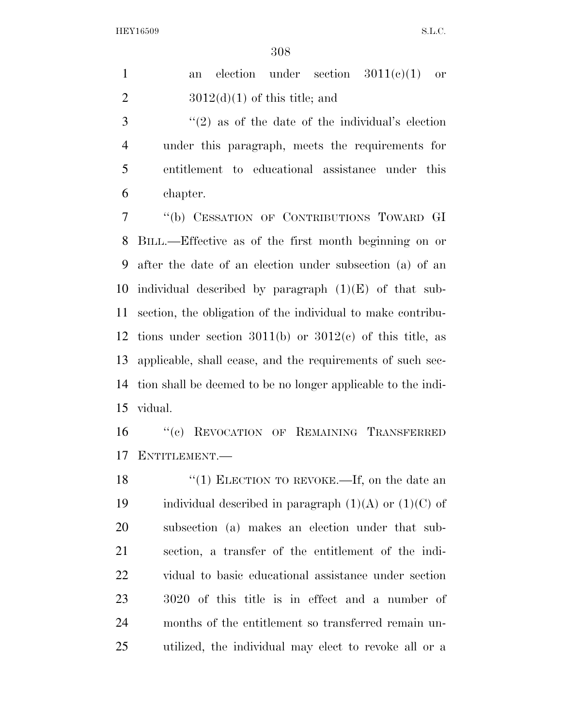an election under section 3011(c)(1) or 3012(d)(1) of this title; and

"(2) as of the date of the individual's election under this paragraph, meets the requirements for entitlement to educational assistance under this chapter.

"(b) CESSATION OF CONTRIBUTIONS TOWARD GI BILL.—Effective as of the first month beginning on or after the date of an election under subsection (a) of an individual described by paragraph (1)(E) of that subsection, the obligation of the individual to make contributions under section 3011(b) or 3012(c) of this title, as applicable, shall cease, and the requirements of such section shall be deemed to be no longer applicable to the individual.

"(c) REVOCATION OF REMAINING TRANSFERRED ENTITLEMENT.—

"(1) ELECTION TO REVOKE.—If, on the date an individual described in paragraph (1)(A) or (1)(C) of subsection (a) makes an election under that subsection, a transfer of the entitlement of the individual to basic educational assistance under section 3020 of this title is in effect and a number of months of the entitlement so transferred remain unutilized, the individual may elect to revoke all or a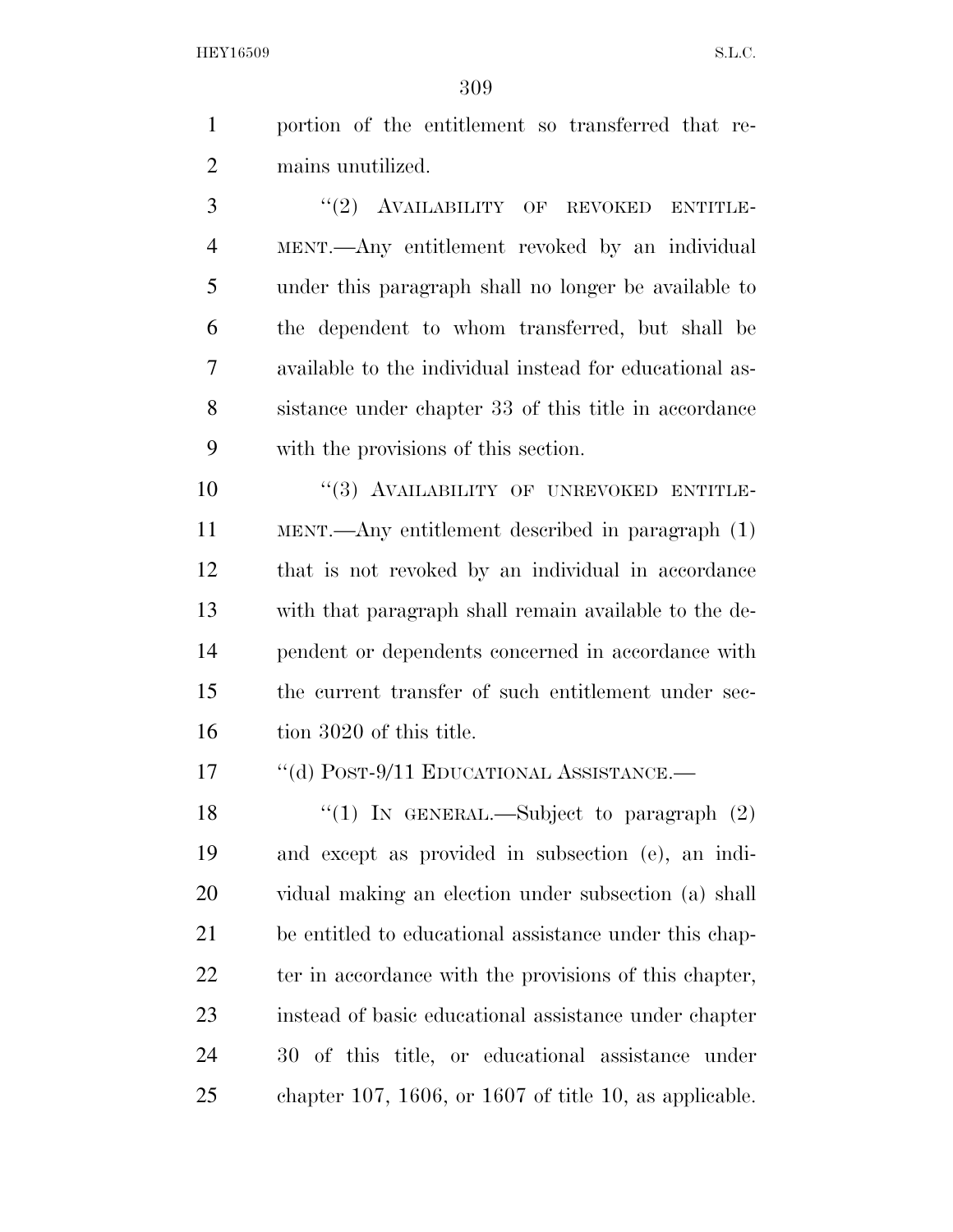portion of the entitlement so transferred that remains unutilized.

"(2) AVAILABILITY OF REVOKED ENTITLEMENT.—Any entitlement revoked by an individual under this paragraph shall no longer be available to the dependent to whom transferred, but shall be available to the individual instead for educational assistance under chapter 33 of this title in accordance with the provisions of this section.

"(3) AVAILABILITY OF UNREVOKED ENTITLEMENT.—Any entitlement described in paragraph (1) that is not revoked by an individual in accordance with that paragraph shall remain available to the dependent or dependents concerned in accordance with the current transfer of such entitlement under section 3020 of this title.

"(d) POST-9/11 EDUCATIONAL ASSISTANCE.—

"(1) IN GENERAL.—Subject to paragraph (2) and except as provided in subsection (e), an individual making an election under subsection (a) shall be entitled to educational assistance under this chapter in accordance with the provisions of this chapter, instead of basic educational assistance under chapter 30 of this title, or educational assistance under chapter 107, 1606, or 1607 of title 10, as applicable.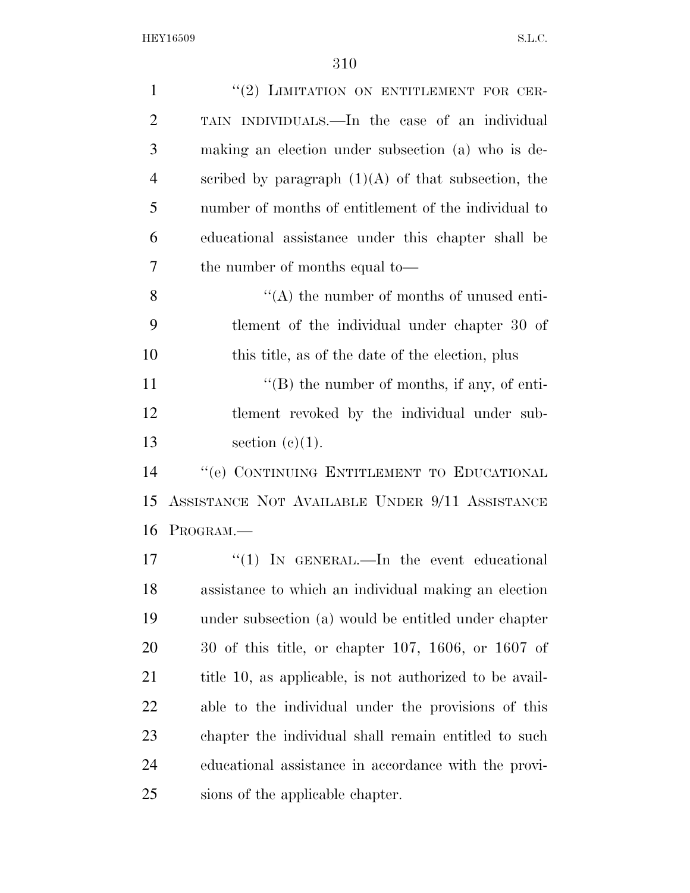"(2) LIMITATION ON ENTITLEMENT FOR CERTAIN INDIVIDUALS.—In the case of an individual making an election under subsection (a) who is described by paragraph (1)(A) of that subsection, the number of months of entitlement of the individual to educational assistance under this chapter shall be the number of months equal to—

"(A) the number of months of unused entitlement of the individual under chapter 30 of this title, as of the date of the election, plus

"(B) the number of months, if any, of entitlement revoked by the individual under subsection (c)(1).

"(e) CONTINUING ENTITLEMENT TO EDUCATIONAL ASSISTANCE NOT AVAILABLE UNDER 9/11 ASSISTANCE PROGRAM.—

"(1) IN GENERAL.—In the event educational assistance to which an individual making an election under subsection (a) would be entitled under chapter 30 of this title, or chapter 107, 1606, or 1607 of title 10, as applicable, is not authorized to be available to the individual under the provisions of this chapter the individual shall remain entitled to such educational assistance in accordance with the provisions of the applicable chapter.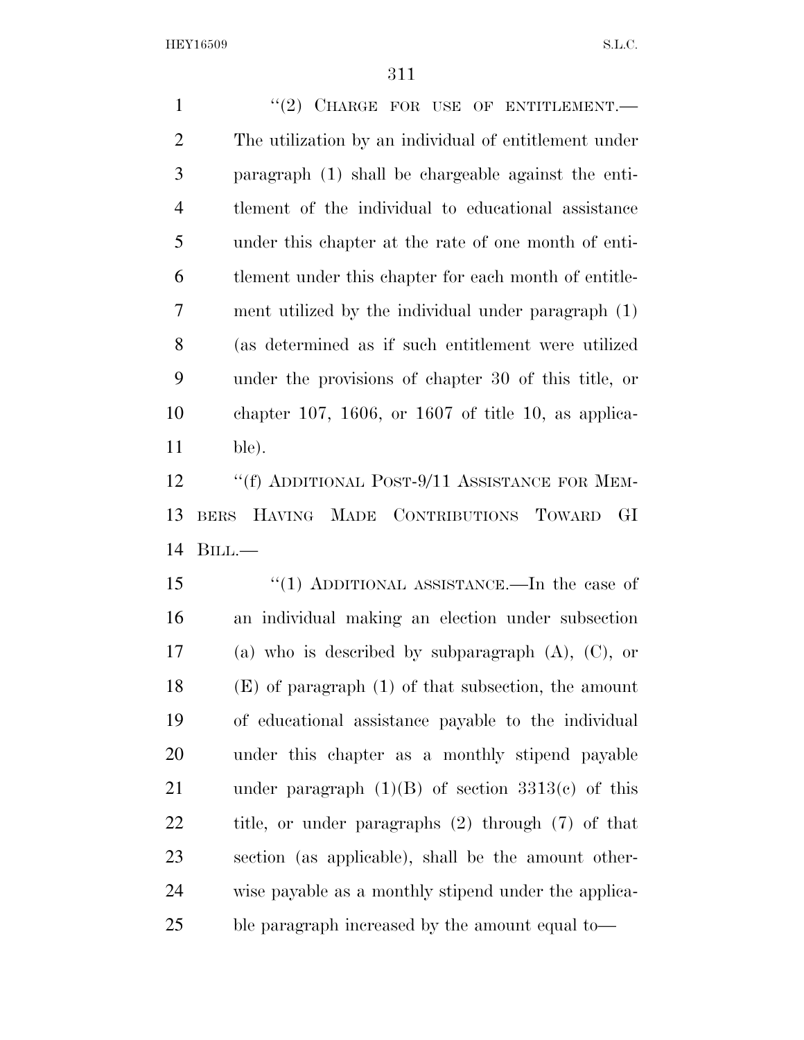"(2) CHARGE FOR USE OF ENTITLEMENT.—The utilization by an individual of entitlement under paragraph (1) shall be chargeable against the entitlement of the individual to educational assistance under this chapter at the rate of one month of entitlement under this chapter for each month of entitlement utilized by the individual under paragraph (1) (as determined as if such entitlement were utilized under the provisions of chapter 30 of this title, or chapter 107, 1606, or 1607 of title 10, as applicable).

"(f) ADDITIONAL POST-9/11 ASSISTANCE FOR MEMBERS HAVING MADE CONTRIBUTIONS TOWARD GI BILL.—

"(1) ADDITIONAL ASSISTANCE.—In the case of an individual making an election under subsection (a) who is described by subparagraph (A), (C), or (E) of paragraph (1) of that subsection, the amount of educational assistance payable to the individual under this chapter as a monthly stipend payable under paragraph (1)(B) of section 3313(c) of this title, or under paragraphs (2) through (7) of that section (as applicable), shall be the amount otherwise payable as a monthly stipend under the applicable paragraph increased by the amount equal to—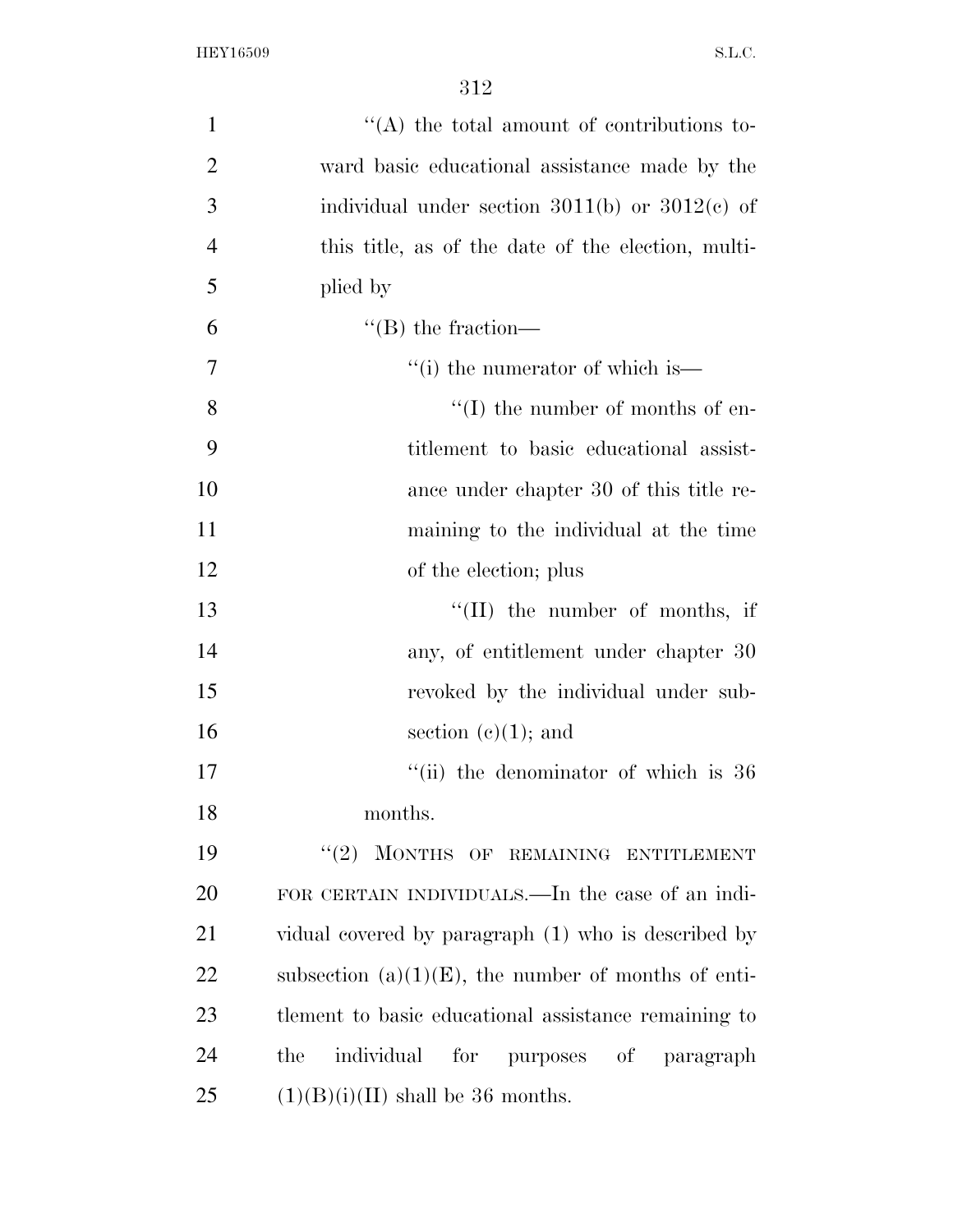''(A) the total amount of contributions toward basic educational assistance made by the individual under section 3011(b) or 3012(c) of this title, as of the date of the election, multiplied by

''(B) the fraction—

''(i) the numerator of which is—

''(I) the number of months of entitlement to basic educational assistance under chapter 30 of this title remaining to the individual at the time of the election; plus

''(II) the number of months, if any, of entitlement under chapter 30 revoked by the individual under subsection (c)(1); and

''(ii) the denominator of which is 36 months.

''(2) MONTHS OF REMAINING ENTITLEMENT FOR CERTAIN INDIVIDUALS.—In the case of an individual covered by paragraph (1) who is described by subsection (a)(1)(E), the number of months of entitlement to basic educational assistance remaining to the individual for purposes of paragraph (1)(B)(i)(II) shall be 36 months.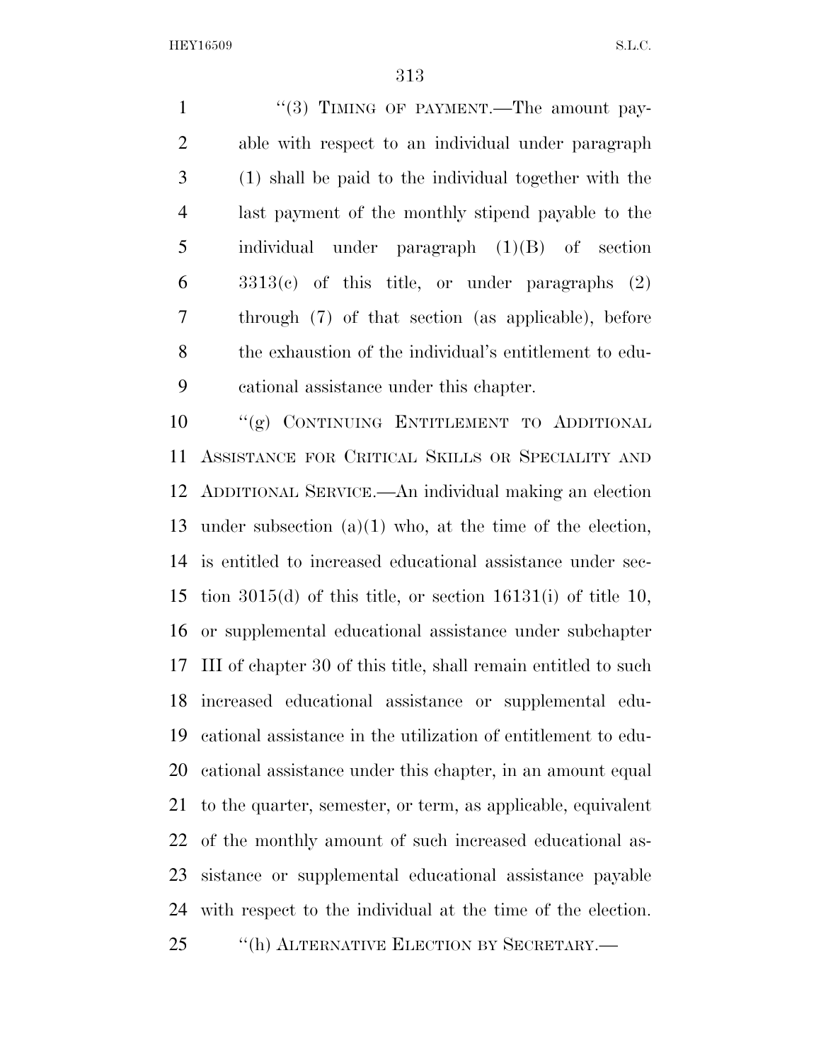"(3) TIMING OF PAYMENT.—The amount payable with respect to an individual under paragraph (1) shall be paid to the individual together with the last payment of the monthly stipend payable to the individual under paragraph (1)(B) of section 3313(c) of this title, or under paragraphs (2) through (7) of that section (as applicable), before the exhaustion of the individual's entitlement to educational assistance under this chapter.

"(g) CONTINUING ENTITLEMENT TO ADDITIONAL ASSISTANCE FOR CRITICAL SKILLS OR SPECIALITY AND ADDITIONAL SERVICE.—An individual making an election under subsection (a)(1) who, at the time of the election, is entitled to increased educational assistance under section 3015(d) of this title, or section 16131(i) of title 10, or supplemental educational assistance under subchapter III of chapter 30 of this title, shall remain entitled to such increased educational assistance or supplemental educational assistance in the utilization of entitlement to educational assistance under this chapter, in an amount equal to the quarter, semester, or term, as applicable, equivalent of the monthly amount of such increased educational assistance or supplemental educational assistance payable with respect to the individual at the time of the election.

"(h) ALTERNATIVE ELECTION BY SECRETARY.—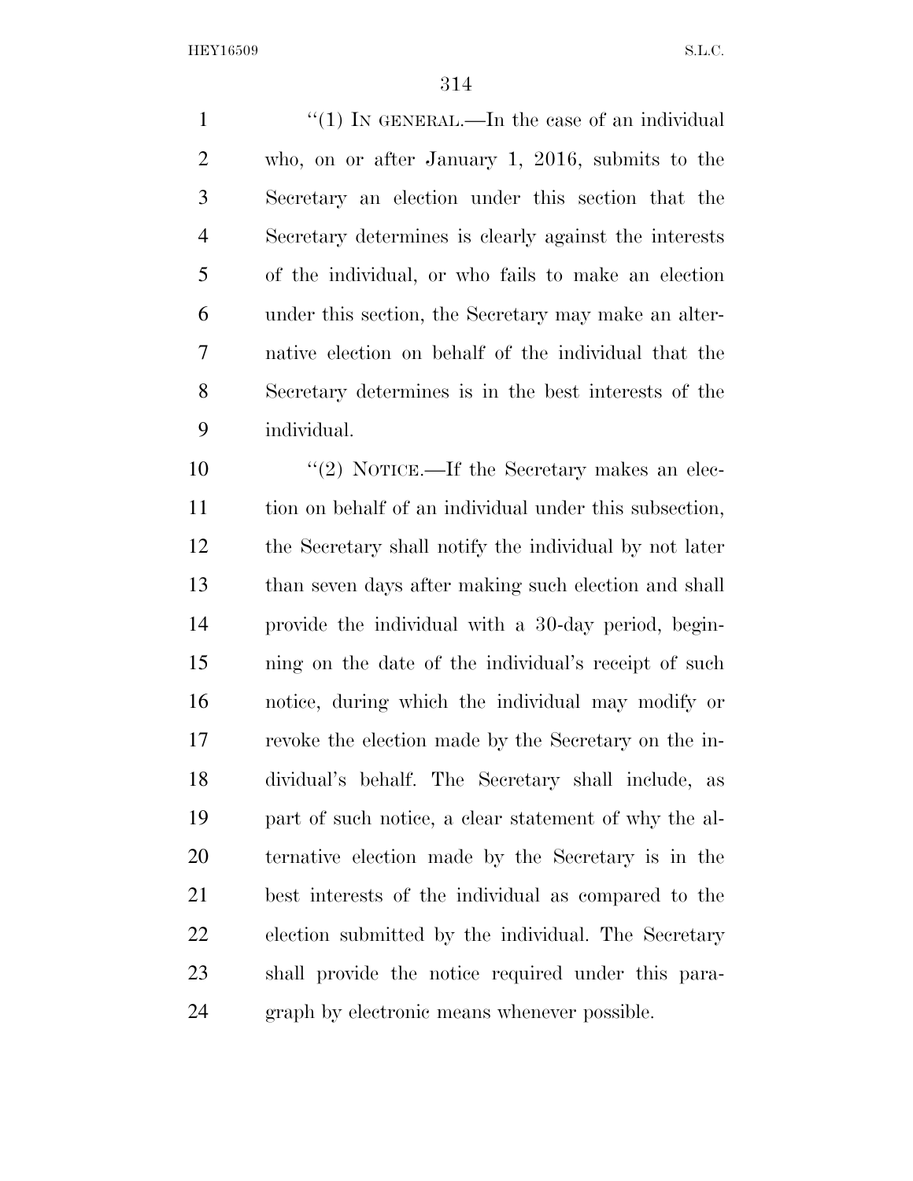"(1) IN GENERAL.—In the case of an individual who, on or after January 1, 2016, submits to the Secretary an election under this section that the Secretary determines is clearly against the interests of the individual, or who fails to make an election under this section, the Secretary may make an alternative election on behalf of the individual that the Secretary determines is in the best interests of the individual.

"(2) NOTICE.—If the Secretary makes an election on behalf of an individual under this subsection, the Secretary shall notify the individual by not later than seven days after making such election and shall provide the individual with a 30-day period, beginning on the date of the individual's receipt of such notice, during which the individual may modify or revoke the election made by the Secretary on the individual's behalf. The Secretary shall include, as part of such notice, a clear statement of why the alternative election made by the Secretary is in the best interests of the individual as compared to the election submitted by the individual. The Secretary shall provide the notice required under this paragraph by electronic means whenever possible.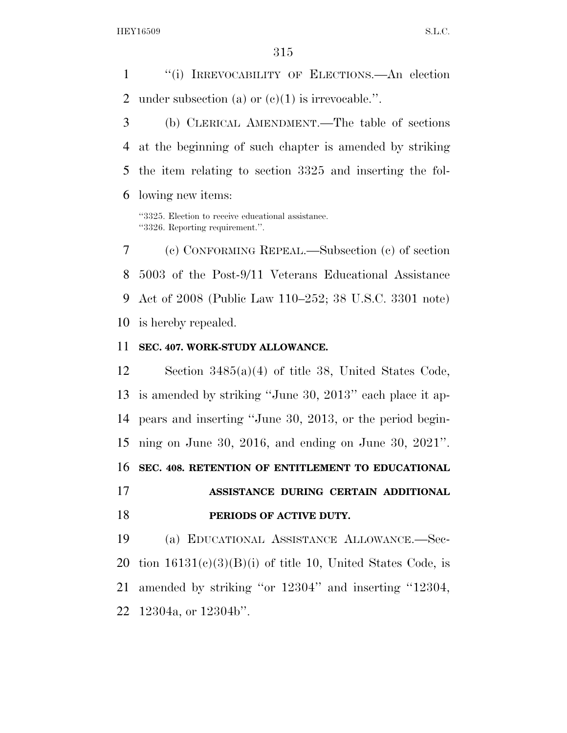"(i) IRREVOCABILITY OF ELECTIONS.—An election under subsection (a) or (c)(1) is irrevocable.".

(b) CLERICAL AMENDMENT.—The table of sections at the beginning of such chapter is amended by striking the item relating to section 3325 and inserting the following new items:

"3325. Election to receive educational assistance.
"3326. Reporting requirement.".

(c) CONFORMING REPEAL.—Subsection (c) of section 5003 of the Post-9/11 Veterans Educational Assistance Act of 2008 (Public Law 110–252; 38 U.S.C. 3301 note) is hereby repealed.

**SEC. 407. WORK-STUDY ALLOWANCE.**

Section 3485(a)(4) of title 38, United States Code, is amended by striking "June 30, 2013" each place it appears and inserting "June 30, 2013, or the period beginning on June 30, 2016, and ending on June 30, 2021".

**SEC. 408. RETENTION OF ENTITLEMENT TO EDUCATIONAL ASSISTANCE DURING CERTAIN ADDITIONAL PERIODS OF ACTIVE DUTY.**

(a) EDUCATIONAL ASSISTANCE ALLOWANCE.—Section 16131(c)(3)(B)(i) of title 10, United States Code, is amended by striking "or 12304" and inserting "12304, 12304a, or 12304b".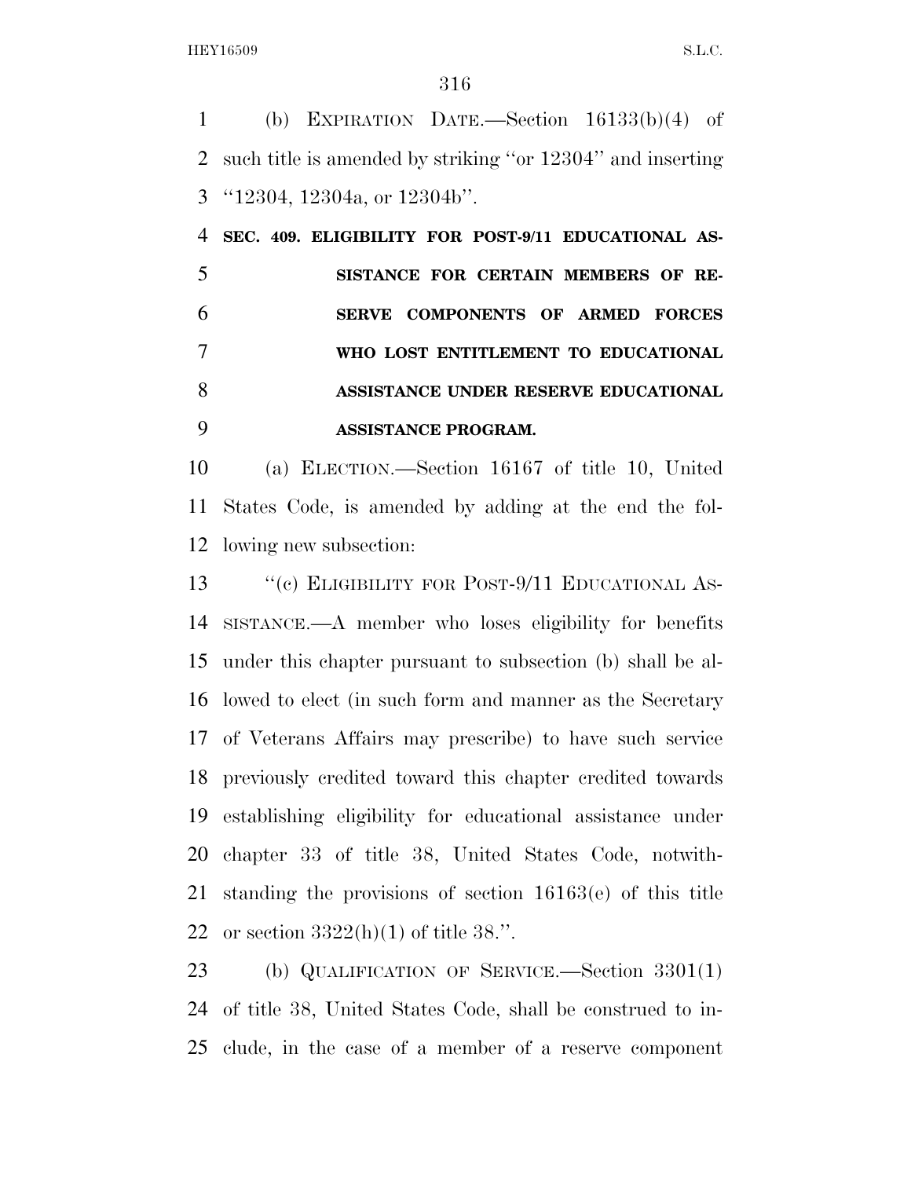(b) EXPIRATION DATE.—Section 16133(b)(4) of such title is amended by striking ''or 12304'' and inserting ''12304, 12304a, or 12304b''.

**SEC. 409. ELIGIBILITY FOR POST-9/11 EDUCATIONAL ASSISTANCE FOR CERTAIN MEMBERS OF RESERVE COMPONENTS OF ARMED FORCES WHO LOST ENTITLEMENT TO EDUCATIONAL ASSISTANCE UNDER RESERVE EDUCATIONAL ASSISTANCE PROGRAM.**

(a) ELECTION.—Section 16167 of title 10, United States Code, is amended by adding at the end the following new subsection:

''(c) ELIGIBILITY FOR POST-9/11 EDUCATIONAL ASSISTANCE.—A member who loses eligibility for benefits under this chapter pursuant to subsection (b) shall be allowed to elect (in such form and manner as the Secretary of Veterans Affairs may prescribe) to have such service previously credited toward this chapter credited towards establishing eligibility for educational assistance under chapter 33 of title 38, United States Code, notwithstanding the provisions of section 16163(e) of this title or section 3322(h)(1) of title 38.''.

(b) QUALIFICATION OF SERVICE.—Section 3301(1) of title 38, United States Code, shall be construed to include, in the case of a member of a reserve component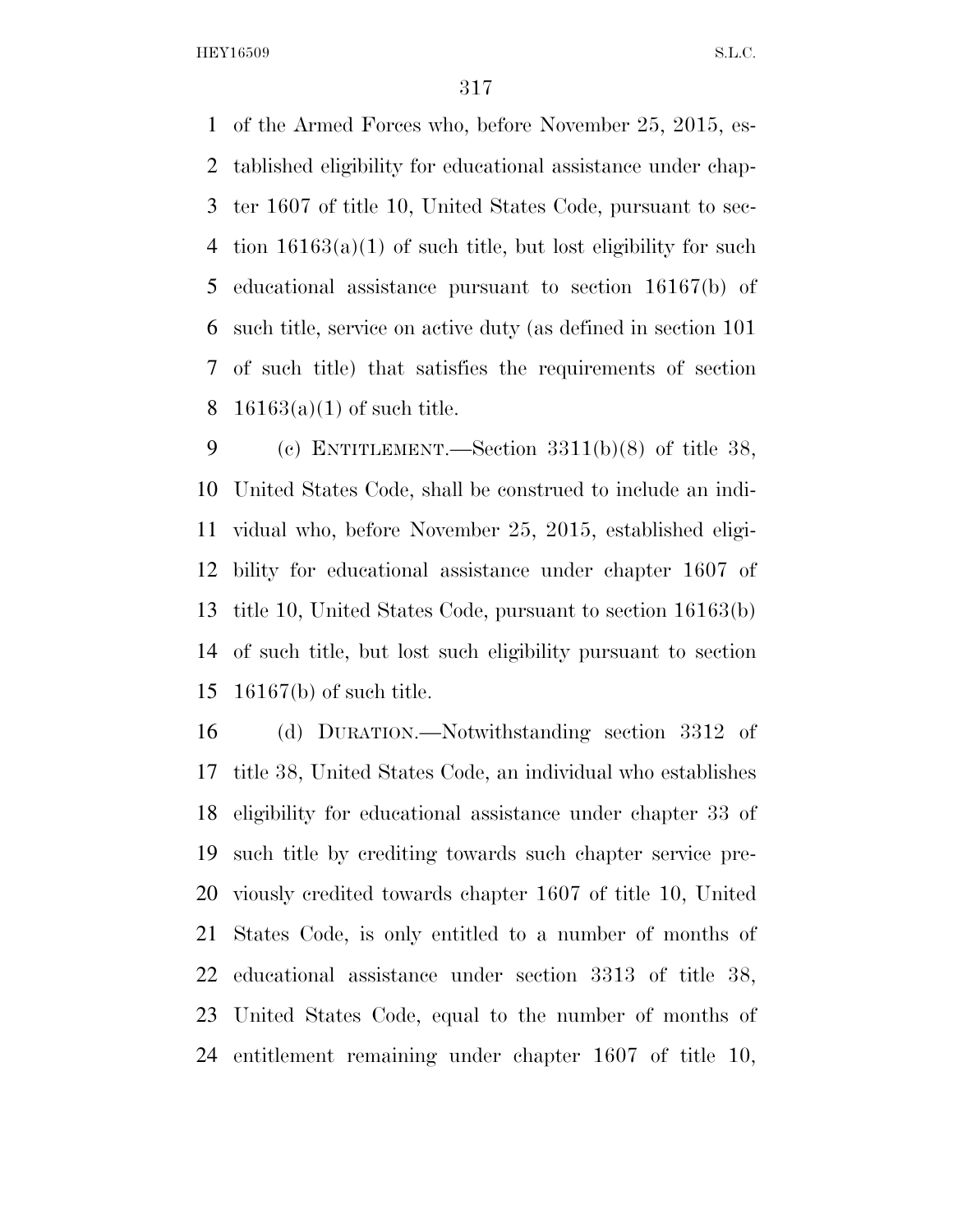of the Armed Forces who, before November 25, 2015, established eligibility for educational assistance under chapter 1607 of title 10, United States Code, pursuant to section 16163(a)(1) of such title, but lost eligibility for such educational assistance pursuant to section 16167(b) of such title, service on active duty (as defined in section 101 of such title) that satisfies the requirements of section 16163(a)(1) of such title.

(c) ENTITLEMENT.—Section 3311(b)(8) of title 38, United States Code, shall be construed to include an individual who, before November 25, 2015, established eligibility for educational assistance under chapter 1607 of title 10, United States Code, pursuant to section 16163(b) of such title, but lost such eligibility pursuant to section 16167(b) of such title.

(d) DURATION.—Notwithstanding section 3312 of title 38, United States Code, an individual who establishes eligibility for educational assistance under chapter 33 of such title by crediting towards such chapter service previously credited towards chapter 1607 of title 10, United States Code, is only entitled to a number of months of educational assistance under section 3313 of title 38, United States Code, equal to the number of months of entitlement remaining under chapter 1607 of title 10,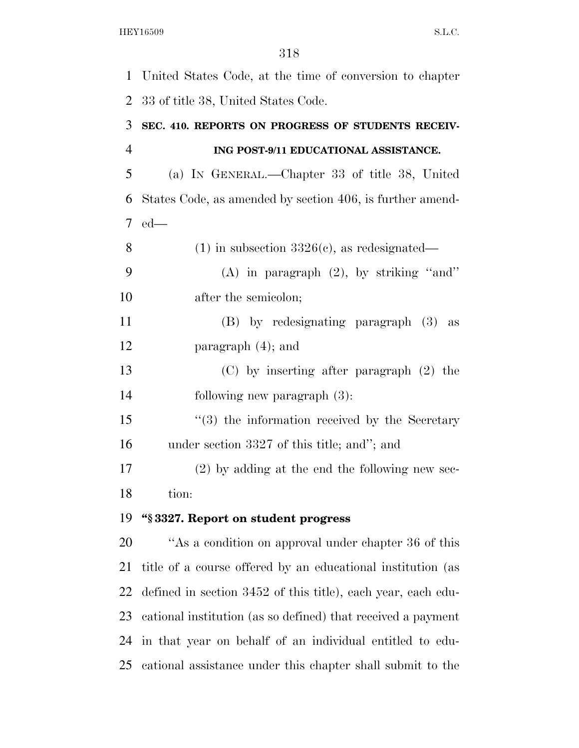United States Code, at the time of conversion to chapter 33 of title 38, United States Code.

**SEC. 410. REPORTS ON PROGRESS OF STUDENTS RECEIVING POST-9/11 EDUCATIONAL ASSISTANCE.**

(a) IN GENERAL.—Chapter 33 of title 38, United States Code, as amended by section 406, is further amended—

(1) in subsection 3326(c), as redesignated—

(A) in paragraph (2), by striking "and" after the semicolon;

(B) by redesignating paragraph (3) as paragraph (4); and

(C) by inserting after paragraph (2) the following new paragraph (3):

"(3) the information received by the Secretary under section 3327 of this title; and"; and

(2) by adding at the end the following new section:

**"§ 3327. Report on student progress**

"As a condition on approval under chapter 36 of this title of a course offered by an educational institution (as defined in section 3452 of this title), each year, each educational institution (as so defined) that received a payment in that year on behalf of an individual entitled to educational assistance under this chapter shall submit to the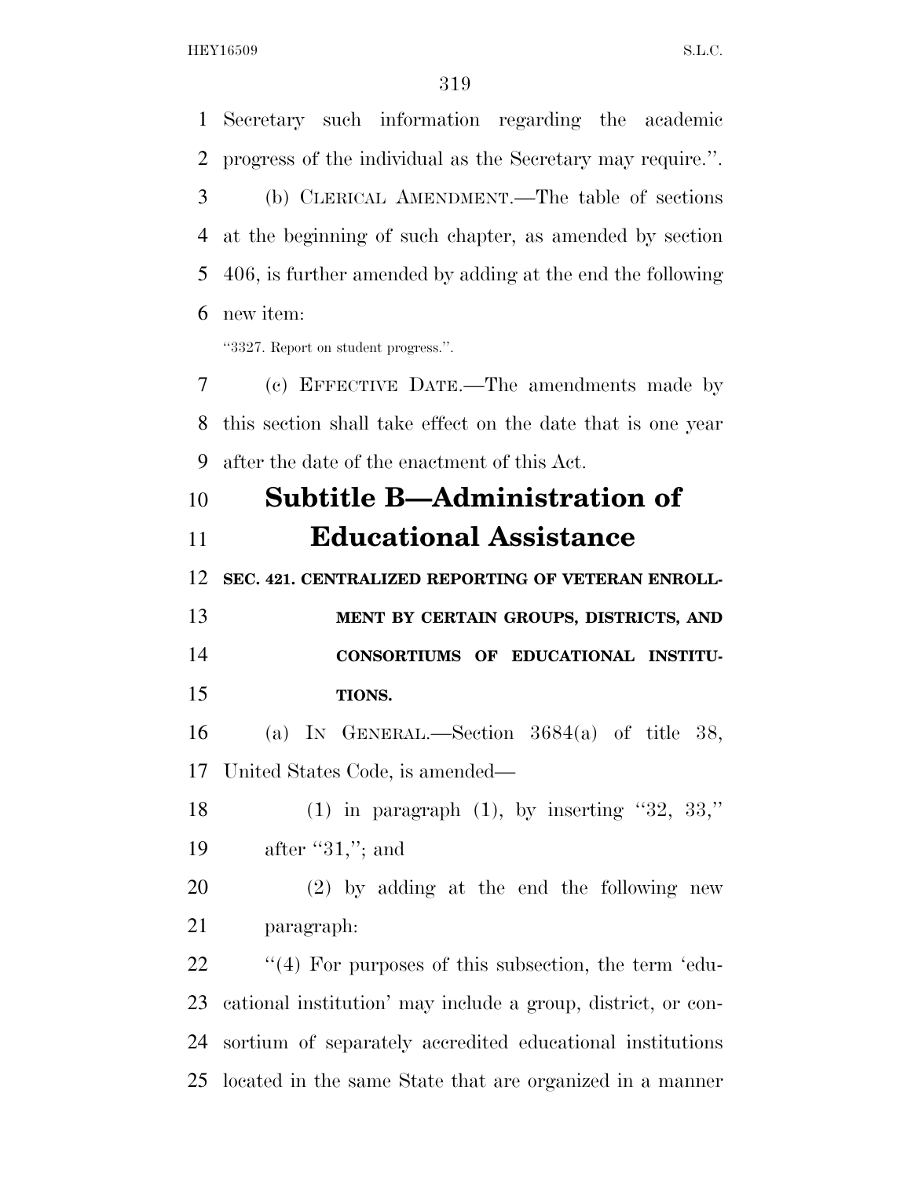Secretary such information regarding the academic progress of the individual as the Secretary may require.''.

(b) CLERICAL AMENDMENT.—The table of sections at the beginning of such chapter, as amended by section 406, is further amended by adding at the end the following new item:

''3327. Report on student progress.''.

(c) EFFECTIVE DATE.—The amendments made by this section shall take effect on the date that is one year after the date of the enactment of this Act.

# Subtitle B—Administration of Educational Assistance

**SEC. 421. CENTRALIZED REPORTING OF VETERAN ENROLLMENT BY CERTAIN GROUPS, DISTRICTS, AND CONSORTIUMS OF EDUCATIONAL INSTITUTIONS.**

(a) IN GENERAL.—Section 3684(a) of title 38, United States Code, is amended—

(1) in paragraph (1), by inserting ''32, 33,'' after ''31,''; and

(2) by adding at the end the following new paragraph:

''(4) For purposes of this subsection, the term 'educational institution' may include a group, district, or consortium of separately accredited educational institutions located in the same State that are organized in a manner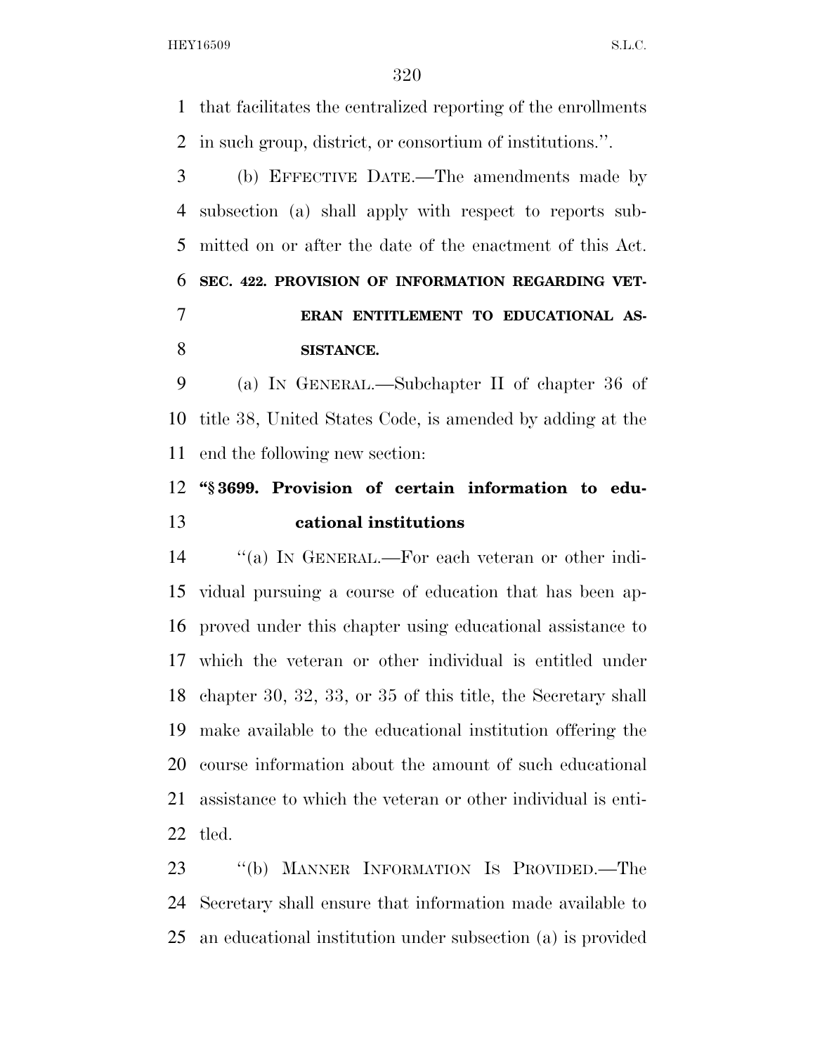that facilitates the centralized reporting of the enrollments in such group, district, or consortium of institutions.''.

(b) EFFECTIVE DATE.—The amendments made by subsection (a) shall apply with respect to reports submitted on or after the date of the enactment of this Act.

**SEC. 422. PROVISION OF INFORMATION REGARDING VETERAN ENTITLEMENT TO EDUCATIONAL ASSISTANCE.**

(a) IN GENERAL.—Subchapter II of chapter 36 of title 38, United States Code, is amended by adding at the end the following new section:

**"§ 3699. Provision of certain information to educational institutions**

"(a) IN GENERAL.—For each veteran or other individual pursuing a course of education that has been approved under this chapter using educational assistance to which the veteran or other individual is entitled under chapter 30, 32, 33, or 35 of this title, the Secretary shall make available to the educational institution offering the course information about the amount of such educational assistance to which the veteran or other individual is entitled.

"(b) MANNER INFORMATION IS PROVIDED.—The Secretary shall ensure that information made available to an educational institution under subsection (a) is provided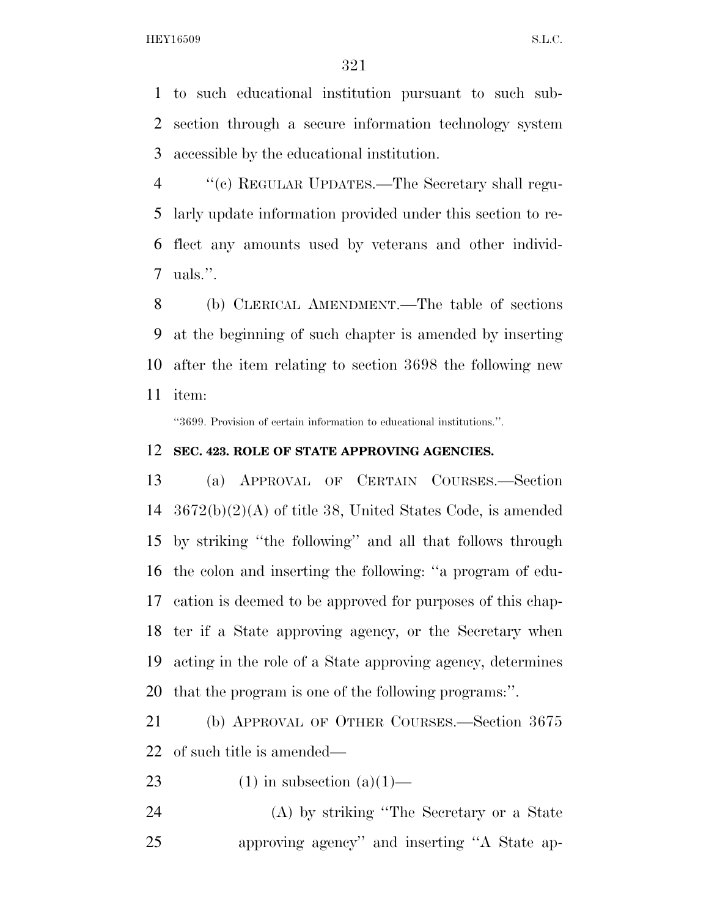to such educational institution pursuant to such subsection through a secure information technology system accessible by the educational institution.

"(c) REGULAR UPDATES.—The Secretary shall regularly update information provided under this section to reflect any amounts used by veterans and other individuals.".

(b) CLERICAL AMENDMENT.—The table of sections at the beginning of such chapter is amended by inserting after the item relating to section 3698 the following new item:

"3699. Provision of certain information to educational institutions.".

**SEC. 423. ROLE OF STATE APPROVING AGENCIES.**

(a) APPROVAL OF CERTAIN COURSES.—Section 3672(b)(2)(A) of title 38, United States Code, is amended by striking "the following" and all that follows through the colon and inserting the following: "a program of education is deemed to be approved for purposes of this chapter if a State approving agency, or the Secretary when acting in the role of a State approving agency, determines that the program is one of the following programs:".

(b) APPROVAL OF OTHER COURSES.—Section 3675 of such title is amended—

(1) in subsection (a)(1)—

(A) by striking "The Secretary or a State approving agency" and inserting "A State ap-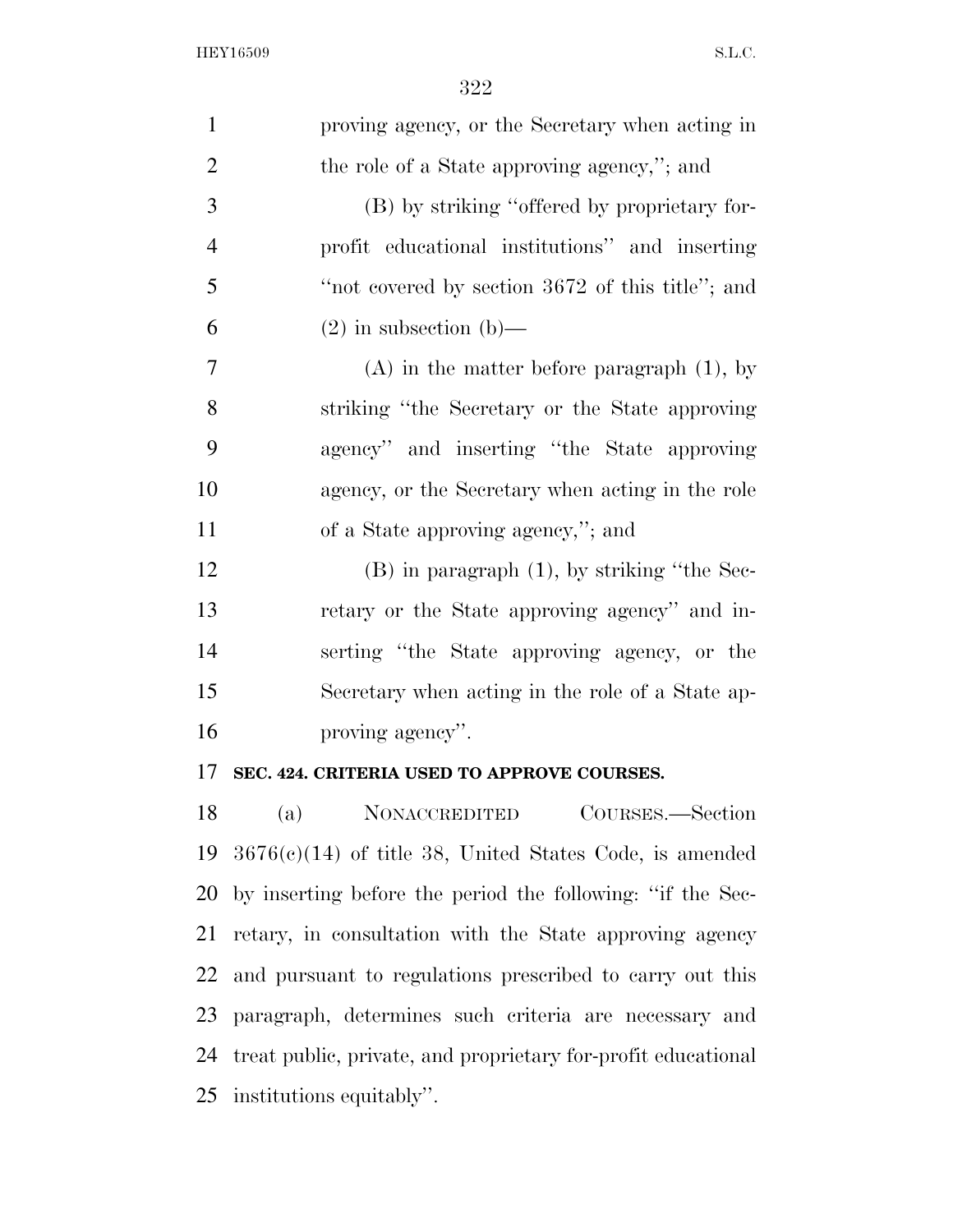proving agency, or the Secretary when acting in the role of a State approving agency,''; and

(B) by striking ''offered by proprietary for-profit educational institutions'' and inserting ''not covered by section 3672 of this title''; and

(2) in subsection (b)—

(A) in the matter before paragraph (1), by striking ''the Secretary or the State approving agency'' and inserting ''the State approving agency, or the Secretary when acting in the role of a State approving agency,''; and

(B) in paragraph (1), by striking ''the Secretary or the State approving agency'' and inserting ''the State approving agency, or the Secretary when acting in the role of a State approving agency''.

**SEC. 424. CRITERIA USED TO APPROVE COURSES.**

(a) NONACCREDITED COURSES.—Section 3676(c)(14) of title 38, United States Code, is amended by inserting before the period the following: ''if the Secretary, in consultation with the State approving agency and pursuant to regulations prescribed to carry out this paragraph, determines such criteria are necessary and treat public, private, and proprietary for-profit educational institutions equitably''.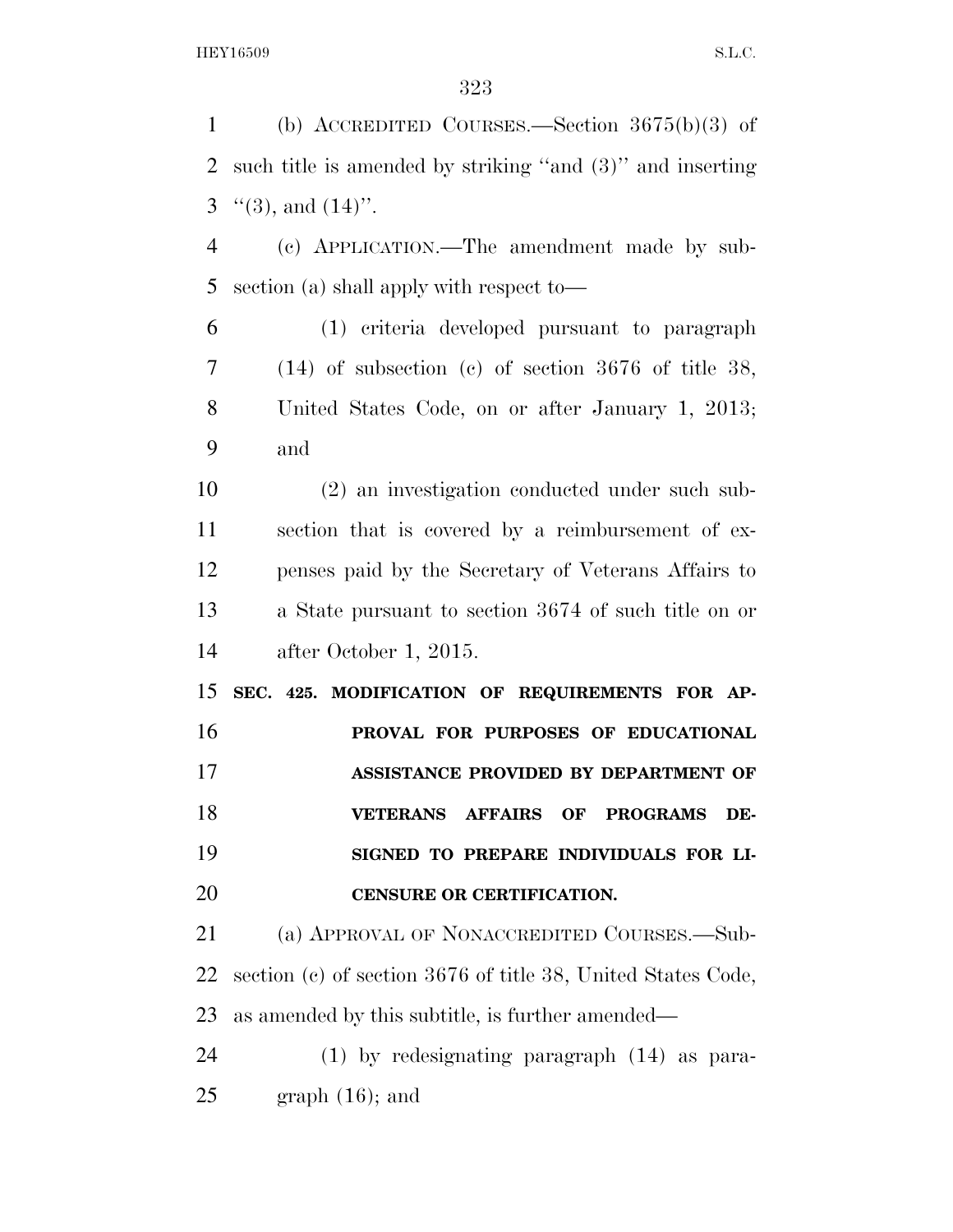(b) ACCREDITED COURSES.—Section 3675(b)(3) of such title is amended by striking "and (3)" and inserting "(3), and (14)".

(c) APPLICATION.—The amendment made by subsection (a) shall apply with respect to—

(1) criteria developed pursuant to paragraph (14) of subsection (c) of section 3676 of title 38, United States Code, on or after January 1, 2013; and

(2) an investigation conducted under such subsection that is covered by a reimbursement of expenses paid by the Secretary of Veterans Affairs to a State pursuant to section 3674 of such title on or after October 1, 2015.

**SEC. 425. MODIFICATION OF REQUIREMENTS FOR APPROVAL FOR PURPOSES OF EDUCATIONAL ASSISTANCE PROVIDED BY DEPARTMENT OF VETERANS AFFAIRS OF PROGRAMS DESIGNED TO PREPARE INDIVIDUALS FOR LICENSURE OR CERTIFICATION.**

(a) APPROVAL OF NONACCREDITED COURSES.—Subsection (c) of section 3676 of title 38, United States Code, as amended by this subtitle, is further amended—

(1) by redesignating paragraph (14) as paragraph (16); and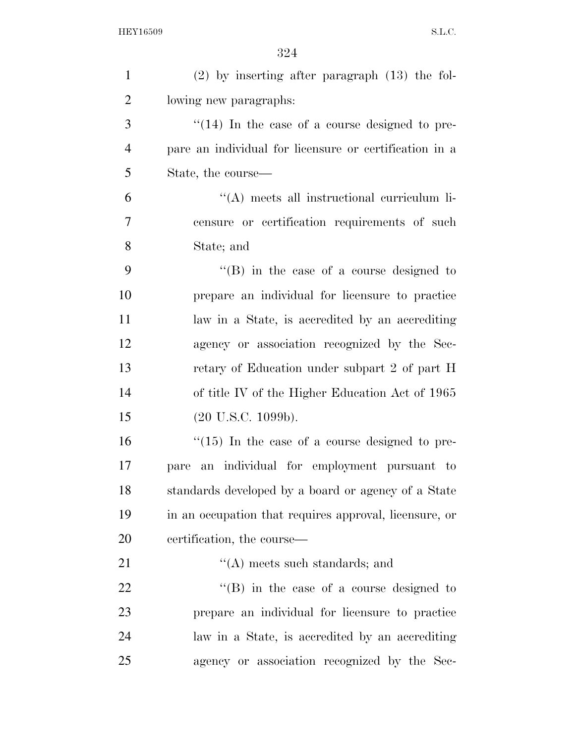(2) by inserting after paragraph (13) the following new paragraphs:

"(14) In the case of a course designed to prepare an individual for licensure or certification in a State, the course—

"(A) meets all instructional curriculum licensure or certification requirements of such State; and

"(B) in the case of a course designed to prepare an individual for licensure to practice law in a State, is accredited by an accrediting agency or association recognized by the Secretary of Education under subpart 2 of part H of title IV of the Higher Education Act of 1965 (20 U.S.C. 1099b).

"(15) In the case of a course designed to prepare an individual for employment pursuant to standards developed by a board or agency of a State in an occupation that requires approval, licensure, or certification, the course—

"(A) meets such standards; and

"(B) in the case of a course designed to prepare an individual for licensure to practice law in a State, is accredited by an accrediting agency or association recognized by the Sec-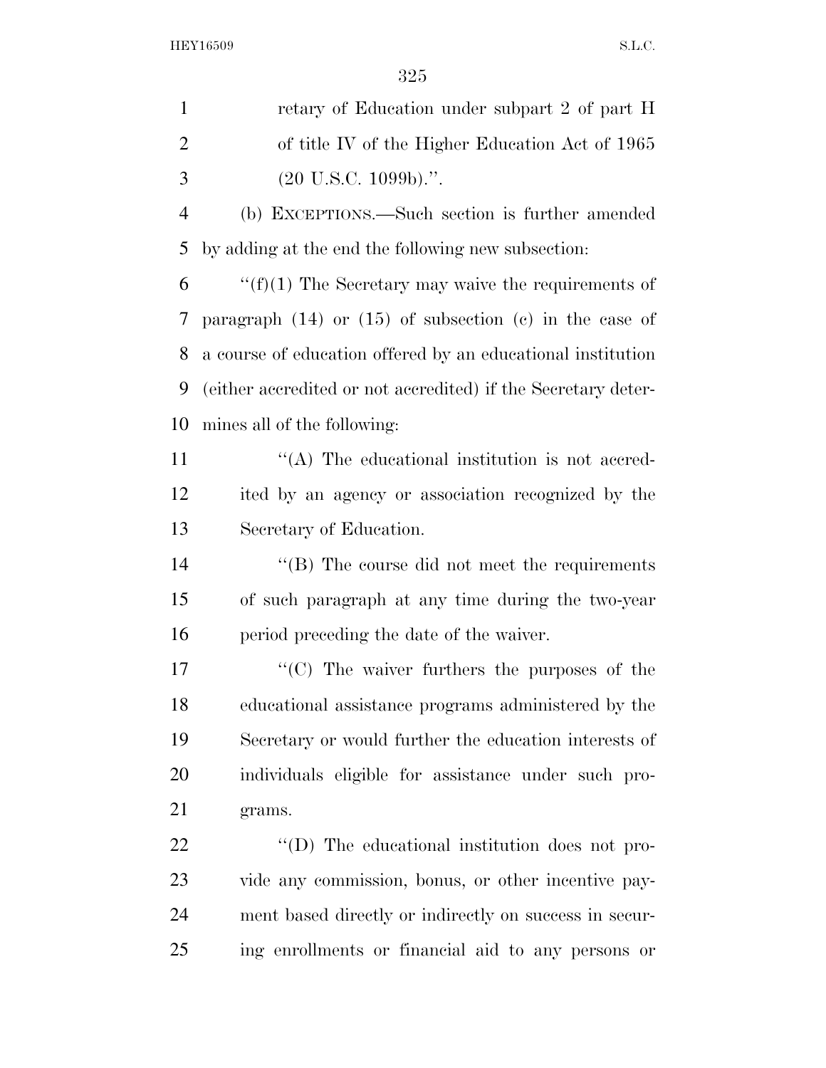retary of Education under subpart 2 of part H of title IV of the Higher Education Act of 1965 (20 U.S.C. 1099b).''.

(b) EXCEPTIONS.—Such section is further amended by adding at the end the following new subsection:

''(f)(1) The Secretary may waive the requirements of paragraph (14) or (15) of subsection (c) in the case of a course of education offered by an educational institution (either accredited or not accredited) if the Secretary determines all of the following:

''(A) The educational institution is not accredited by an agency or association recognized by the Secretary of Education.

''(B) The course did not meet the requirements of such paragraph at any time during the two-year period preceding the date of the waiver.

''(C) The waiver furthers the purposes of the educational assistance programs administered by the Secretary or would further the education interests of individuals eligible for assistance under such programs.

''(D) The educational institution does not provide any commission, bonus, or other incentive payment based directly or indirectly on success in securing enrollments or financial aid to any persons or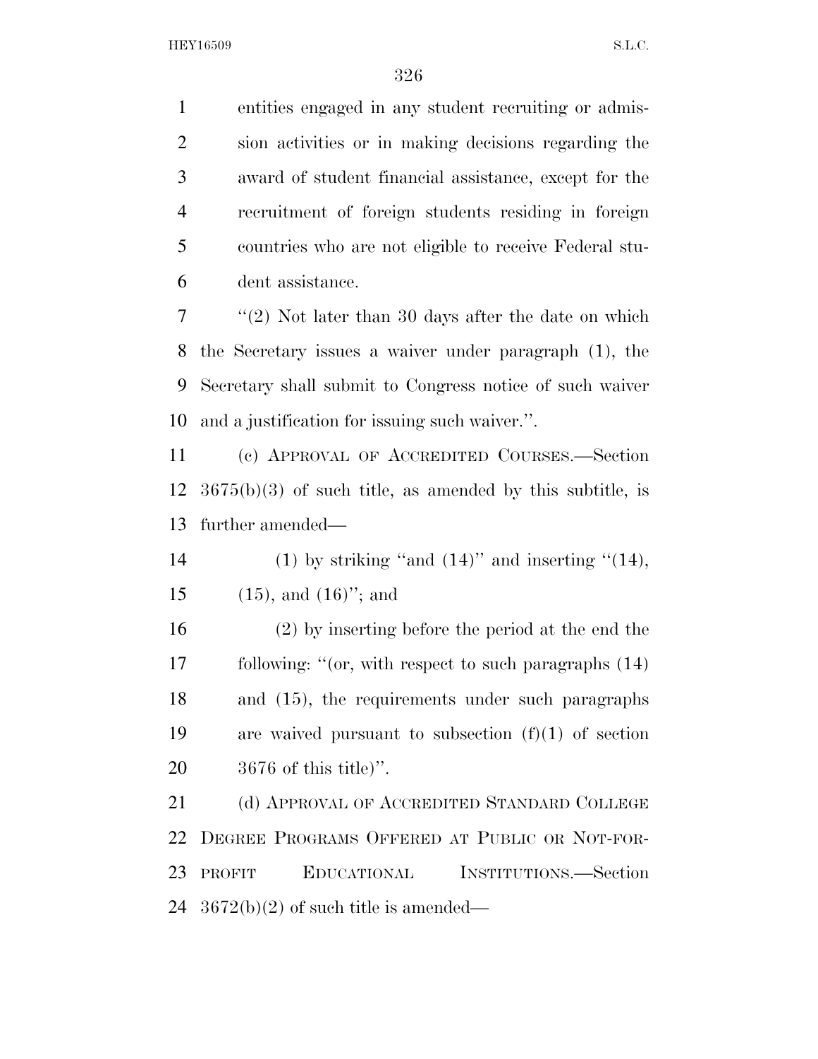entities engaged in any student recruiting or admission activities or in making decisions regarding the award of student financial assistance, except for the recruitment of foreign students residing in foreign countries who are not eligible to receive Federal student assistance.

''(2) Not later than 30 days after the date on which the Secretary issues a waiver under paragraph (1), the Secretary shall submit to Congress notice of such waiver and a justification for issuing such waiver.''.

(c) APPROVAL OF ACCREDITED COURSES.—Section 3675(b)(3) of such title, as amended by this subtitle, is further amended—

(1) by striking ''and (14)'' and inserting ''(14), (15), and (16)''; and

(2) by inserting before the period at the end the following: ''(or, with respect to such paragraphs (14) and (15), the requirements under such paragraphs are waived pursuant to subsection (f)(1) of section 3676 of this title)''.

(d) APPROVAL OF ACCREDITED STANDARD COLLEGE DEGREE PROGRAMS OFFERED AT PUBLIC OR NOT-FOR-PROFIT EDUCATIONAL INSTITUTIONS.—Section 3672(b)(2) of such title is amended—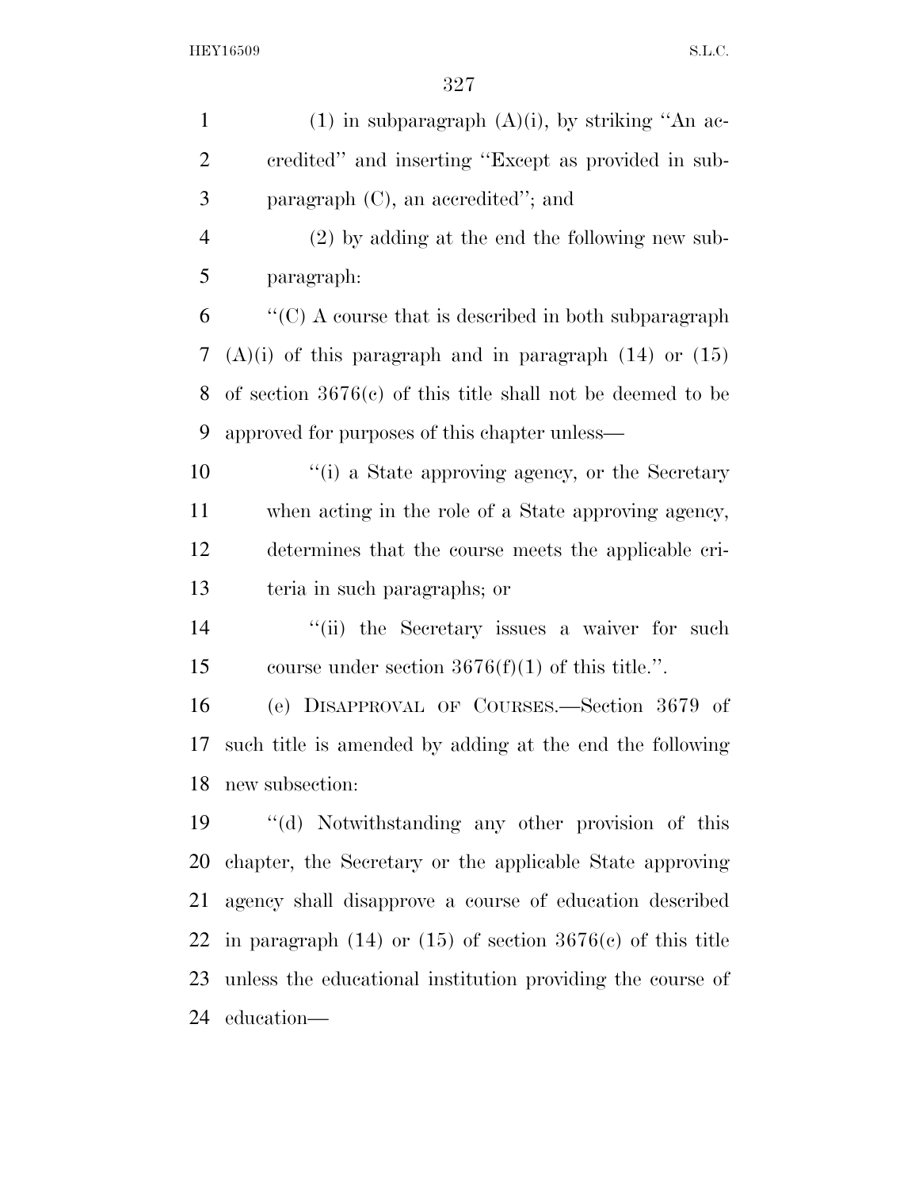(1) in subparagraph (A)(i), by striking ''An accredited'' and inserting ''Except as provided in subparagraph (C), an accredited''; and

(2) by adding at the end the following new subparagraph:

''(C) A course that is described in both subparagraph (A)(i) of this paragraph and in paragraph (14) or (15) of section 3676(c) of this title shall not be deemed to be approved for purposes of this chapter unless—

''(i) a State approving agency, or the Secretary when acting in the role of a State approving agency, determines that the course meets the applicable criteria in such paragraphs; or

''(ii) the Secretary issues a waiver for such course under section 3676(f)(1) of this title.''.

(e) DISAPPROVAL OF COURSES.—Section 3679 of such title is amended by adding at the end the following new subsection:

''(d) Notwithstanding any other provision of this chapter, the Secretary or the applicable State approving agency shall disapprove a course of education described in paragraph (14) or (15) of section 3676(c) of this title unless the educational institution providing the course of education—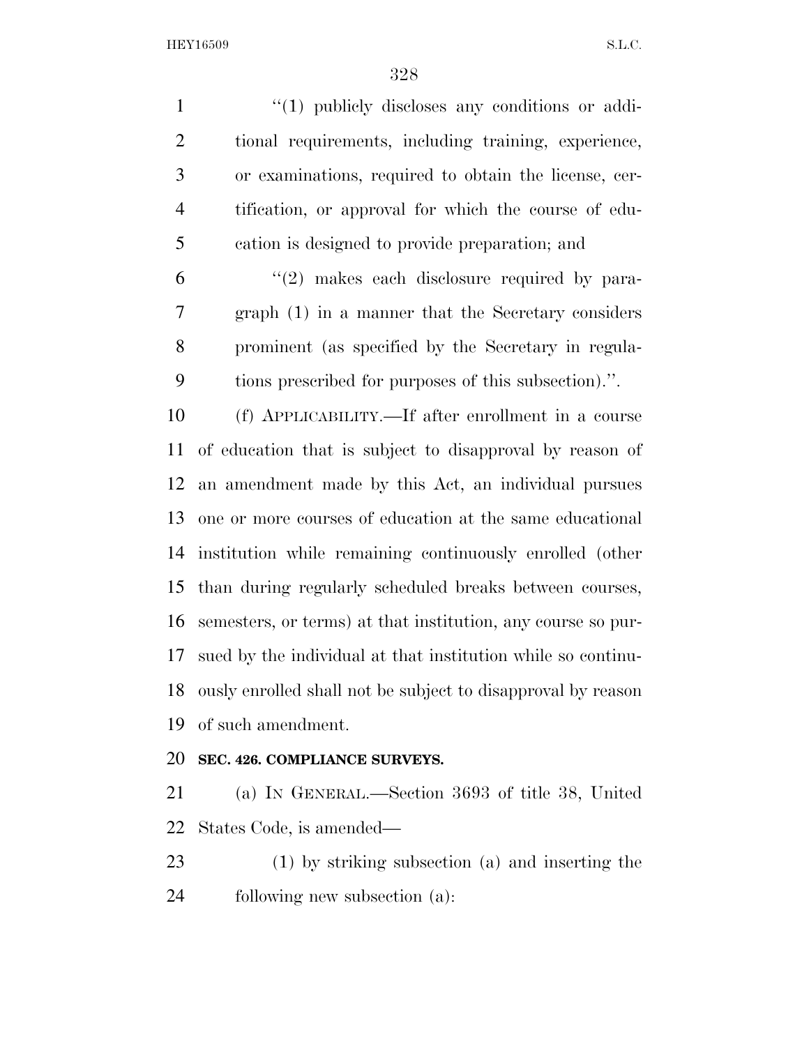''(1) publicly discloses any conditions or additional requirements, including training, experience, or examinations, required to obtain the license, certification, or approval for which the course of education is designed to provide preparation; and

''(2) makes each disclosure required by paragraph (1) in a manner that the Secretary considers prominent (as specified by the Secretary in regulations prescribed for purposes of this subsection).''.

(f) APPLICABILITY.—If after enrollment in a course of education that is subject to disapproval by reason of an amendment made by this Act, an individual pursues one or more courses of education at the same educational institution while remaining continuously enrolled (other than during regularly scheduled breaks between courses, semesters, or terms) at that institution, any course so pursued by the individual at that institution while so continuously enrolled shall not be subject to disapproval by reason of such amendment.

**SEC. 426. COMPLIANCE SURVEYS.**

(a) IN GENERAL.—Section 3693 of title 38, United States Code, is amended—

(1) by striking subsection (a) and inserting the following new subsection (a):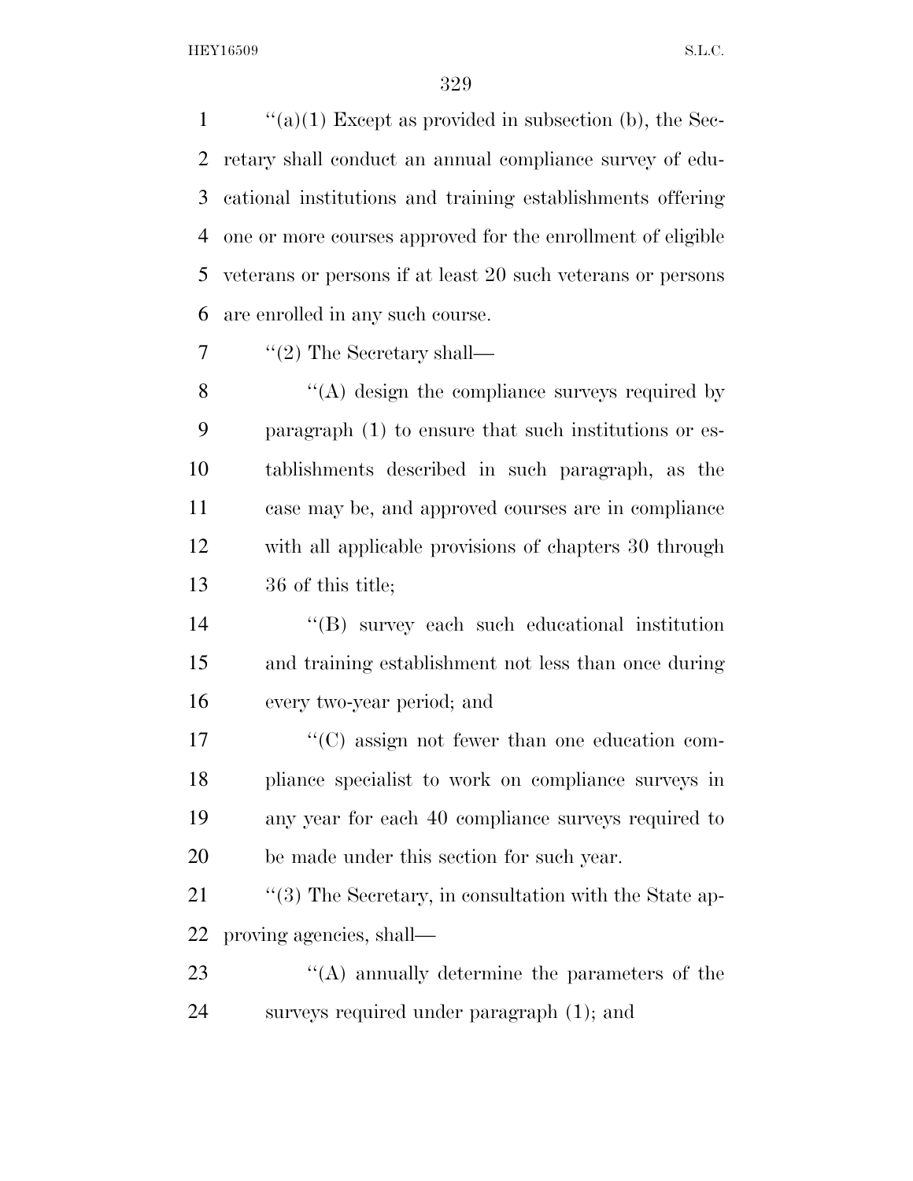''(a)(1) Except as provided in subsection (b), the Secretary shall conduct an annual compliance survey of educational institutions and training establishments offering one or more courses approved for the enrollment of eligible veterans or persons if at least 20 such veterans or persons are enrolled in any such course.

''(2) The Secretary shall—

''(A) design the compliance surveys required by paragraph (1) to ensure that such institutions or establishments described in such paragraph, as the case may be, and approved courses are in compliance with all applicable provisions of chapters 30 through 36 of this title;

''(B) survey each such educational institution and training establishment not less than once during every two-year period; and

''(C) assign not fewer than one education compliance specialist to work on compliance surveys in any year for each 40 compliance surveys required to be made under this section for such year.

''(3) The Secretary, in consultation with the State approving agencies, shall—

''(A) annually determine the parameters of the surveys required under paragraph (1); and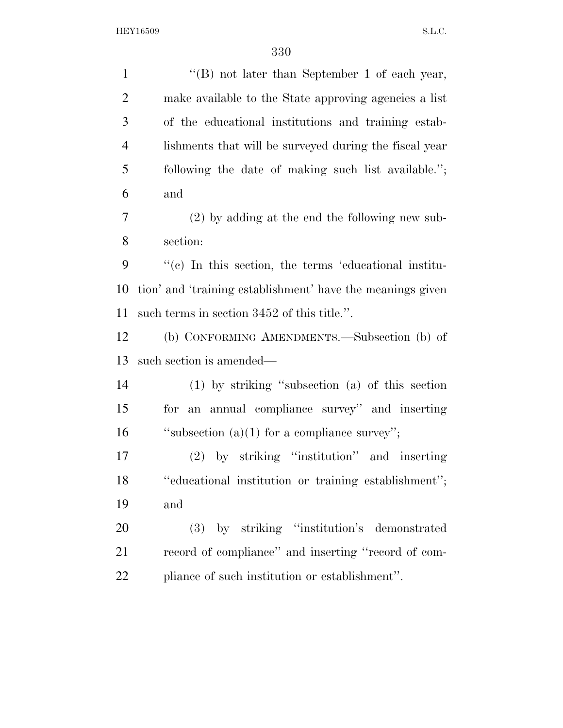''(B) not later than September 1 of each year, make available to the State approving agencies a list of the educational institutions and training establishments that will be surveyed during the fiscal year following the date of making such list available.''; and

(2) by adding at the end the following new subsection:

''(c) In this section, the terms 'educational institution' and 'training establishment' have the meanings given such terms in section 3452 of this title.''.

(b) CONFORMING AMENDMENTS.—Subsection (b) of such section is amended—

(1) by striking ''subsection (a) of this section for an annual compliance survey'' and inserting ''subsection (a)(1) for a compliance survey'';

(2) by striking ''institution'' and inserting ''educational institution or training establishment''; and

(3) by striking ''institution's demonstrated record of compliance'' and inserting ''record of compliance of such institution or establishment''.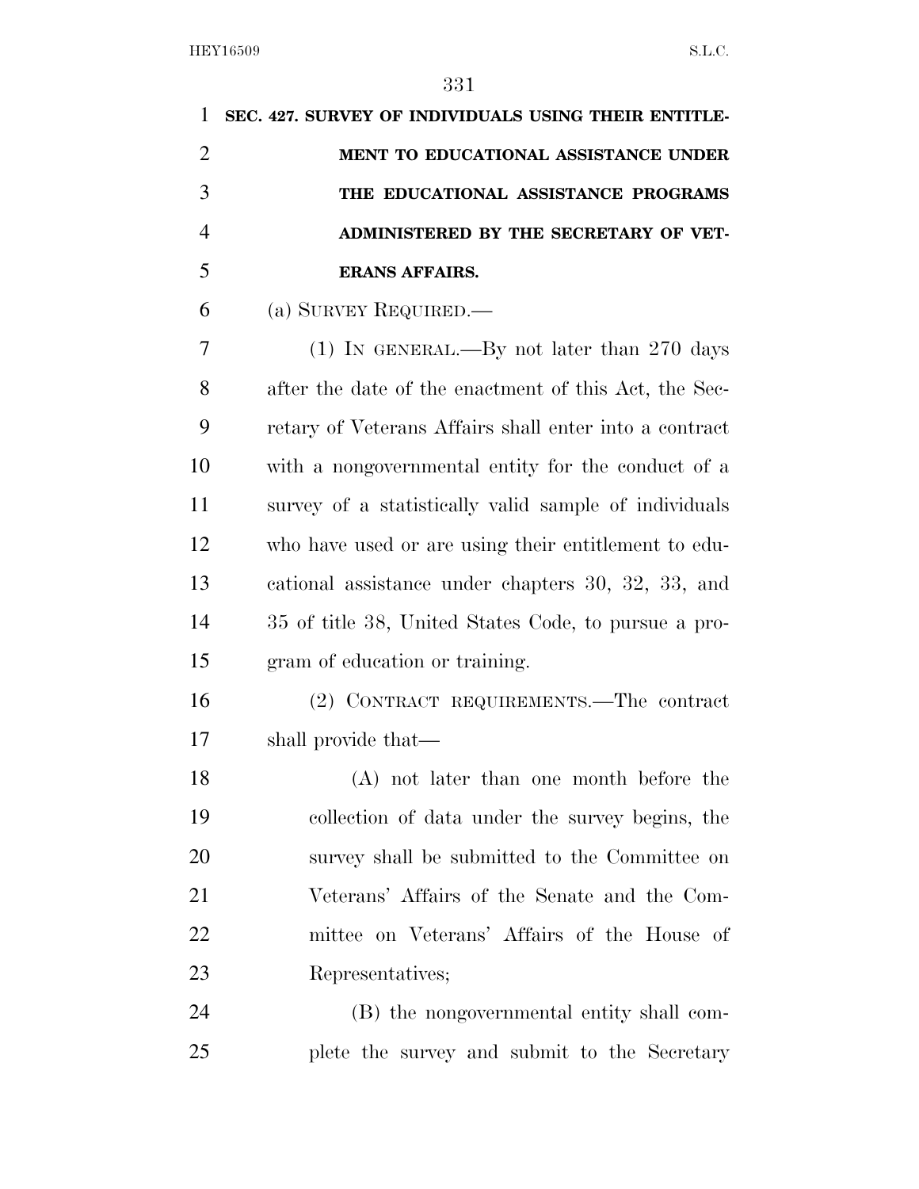**SEC. 427. SURVEY OF INDIVIDUALS USING THEIR ENTITLEMENT TO EDUCATIONAL ASSISTANCE UNDER THE EDUCATIONAL ASSISTANCE PROGRAMS ADMINISTERED BY THE SECRETARY OF VETERANS AFFAIRS.**

(a) SURVEY REQUIRED.—

(1) IN GENERAL.—By not later than 270 days after the date of the enactment of this Act, the Secretary of Veterans Affairs shall enter into a contract with a nongovernmental entity for the conduct of a survey of a statistically valid sample of individuals who have used or are using their entitlement to educational assistance under chapters 30, 32, 33, and 35 of title 38, United States Code, to pursue a program of education or training.

(2) CONTRACT REQUIREMENTS.—The contract shall provide that—

(A) not later than one month before the collection of data under the survey begins, the survey shall be submitted to the Committee on Veterans' Affairs of the Senate and the Committee on Veterans' Affairs of the House of Representatives;

(B) the nongovernmental entity shall complete the survey and submit to the Secretary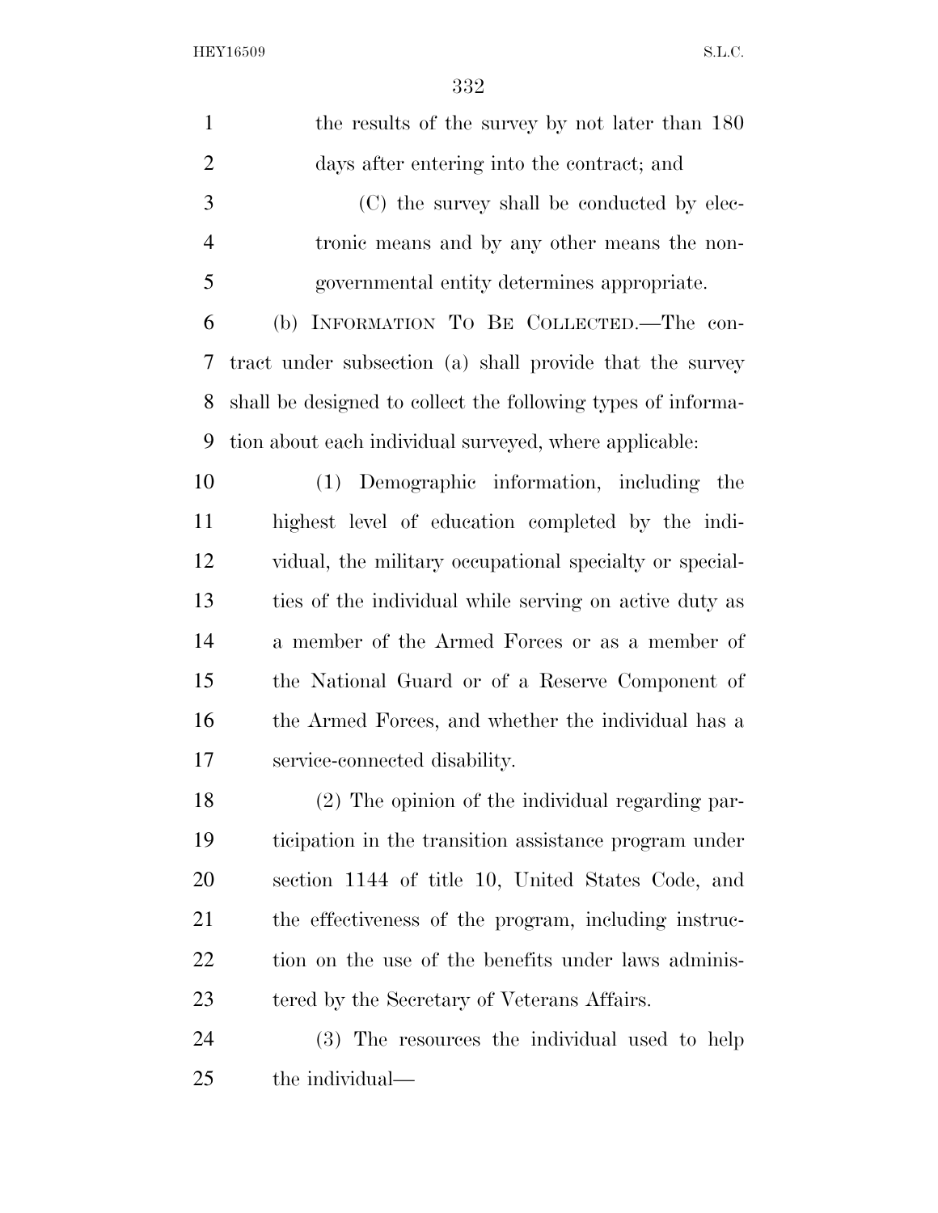the results of the survey by not later than 180 days after entering into the contract; and

(C) the survey shall be conducted by electronic means and by any other means the nongovernmental entity determines appropriate.

(b) INFORMATION TO BE COLLECTED.—The contract under subsection (a) shall provide that the survey shall be designed to collect the following types of information about each individual surveyed, where applicable:

(1) Demographic information, including the highest level of education completed by the individual, the military occupational specialty or specialties of the individual while serving on active duty as a member of the Armed Forces or as a member of the National Guard or of a Reserve Component of the Armed Forces, and whether the individual has a service-connected disability.

(2) The opinion of the individual regarding participation in the transition assistance program under section 1144 of title 10, United States Code, and the effectiveness of the program, including instruction on the use of the benefits under laws administered by the Secretary of Veterans Affairs.

(3) The resources the individual used to help the individual—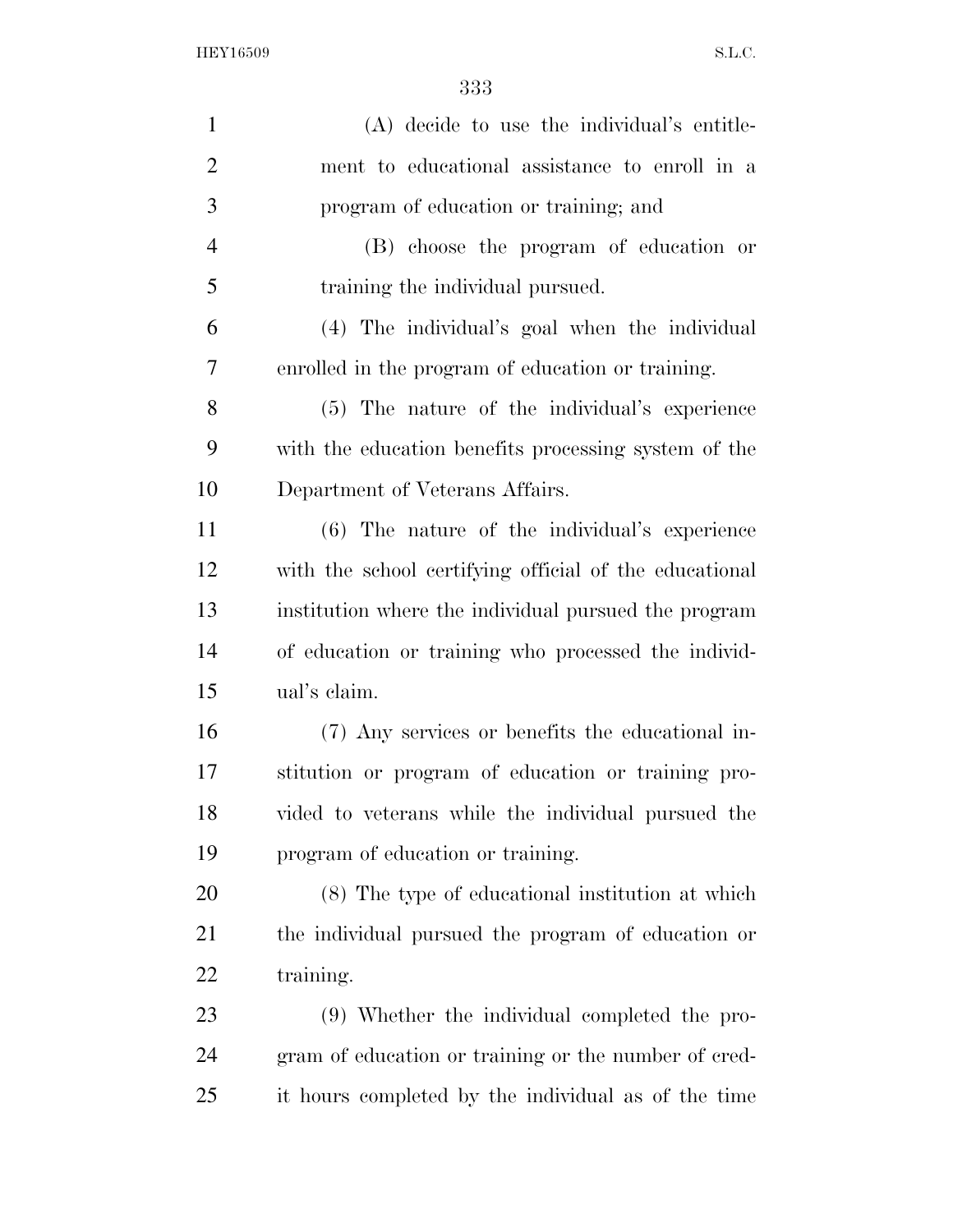(A) decide to use the individual's entitlement to educational assistance to enroll in a program of education or training; and

(B) choose the program of education or training the individual pursued.

(4) The individual's goal when the individual enrolled in the program of education or training.

(5) The nature of the individual's experience with the education benefits processing system of the Department of Veterans Affairs.

(6) The nature of the individual's experience with the school certifying official of the educational institution where the individual pursued the program of education or training who processed the individual's claim.

(7) Any services or benefits the educational institution or program of education or training provided to veterans while the individual pursued the program of education or training.

(8) The type of educational institution at which the individual pursued the program of education or training.

(9) Whether the individual completed the program of education or training or the number of credit hours completed by the individual as of the time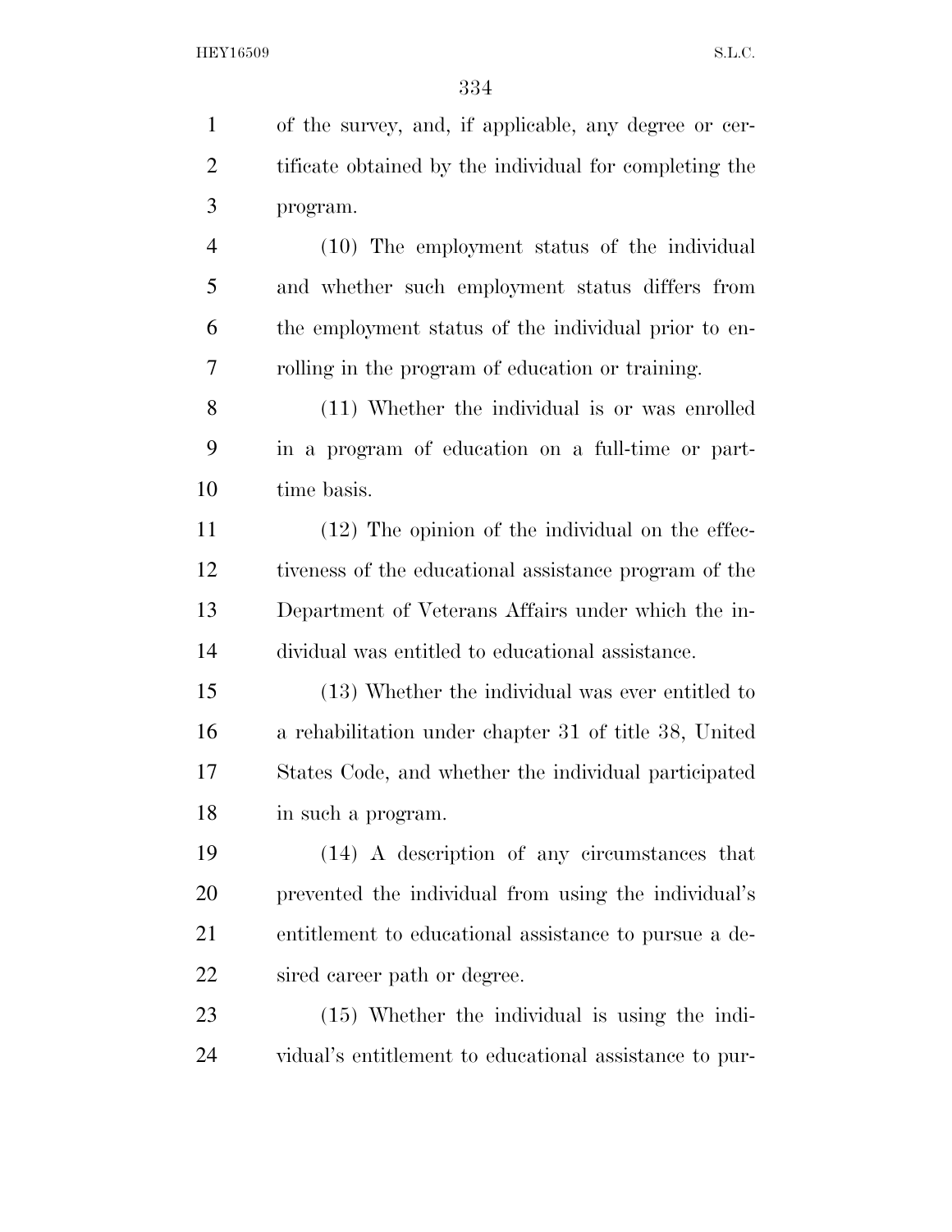of the survey, and, if applicable, any degree or certificate obtained by the individual for completing the program.

(10) The employment status of the individual and whether such employment status differs from the employment status of the individual prior to enrolling in the program of education or training.

(11) Whether the individual is or was enrolled in a program of education on a full-time or part-time basis.

(12) The opinion of the individual on the effectiveness of the educational assistance program of the Department of Veterans Affairs under which the individual was entitled to educational assistance.

(13) Whether the individual was ever entitled to a rehabilitation under chapter 31 of title 38, United States Code, and whether the individual participated in such a program.

(14) A description of any circumstances that prevented the individual from using the individual's entitlement to educational assistance to pursue a desired career path or degree.

(15) Whether the individual is using the individual's entitlement to educational assistance to pur-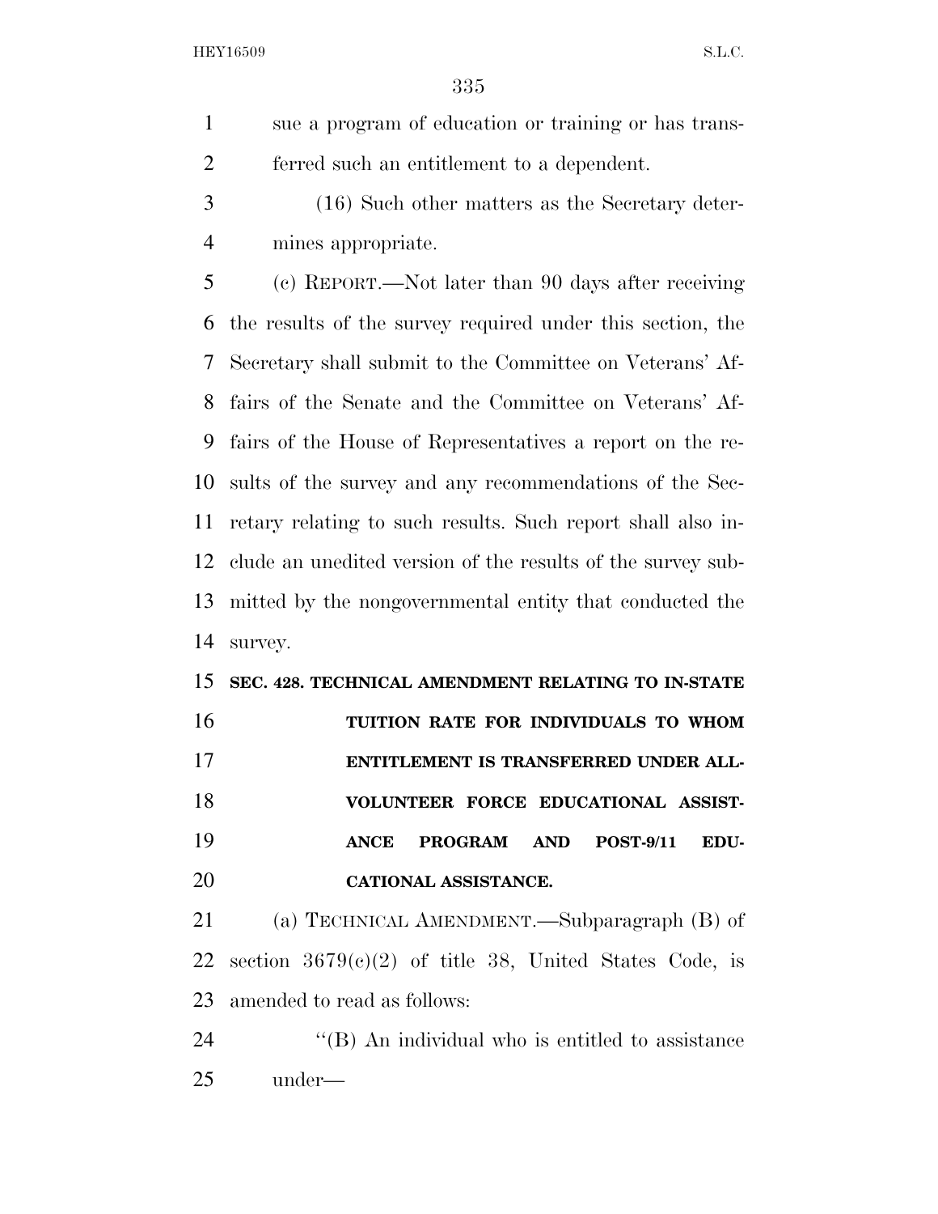sue a program of education or training or has transferred such an entitlement to a dependent.

(16) Such other matters as the Secretary determines appropriate.

(c) REPORT.—Not later than 90 days after receiving the results of the survey required under this section, the Secretary shall submit to the Committee on Veterans' Affairs of the Senate and the Committee on Veterans' Affairs of the House of Representatives a report on the results of the survey and any recommendations of the Secretary relating to such results. Such report shall also include an unedited version of the results of the survey submitted by the nongovernmental entity that conducted the survey.

**SEC. 428. TECHNICAL AMENDMENT RELATING TO IN-STATE TUITION RATE FOR INDIVIDUALS TO WHOM ENTITLEMENT IS TRANSFERRED UNDER ALL-VOLUNTEER FORCE EDUCATIONAL ASSISTANCE PROGRAM AND POST-9/11 EDUCATIONAL ASSISTANCE.**

(a) TECHNICAL AMENDMENT.—Subparagraph (B) of section 3679(c)(2) of title 38, United States Code, is amended to read as follows:

''(B) An individual who is entitled to assistance under—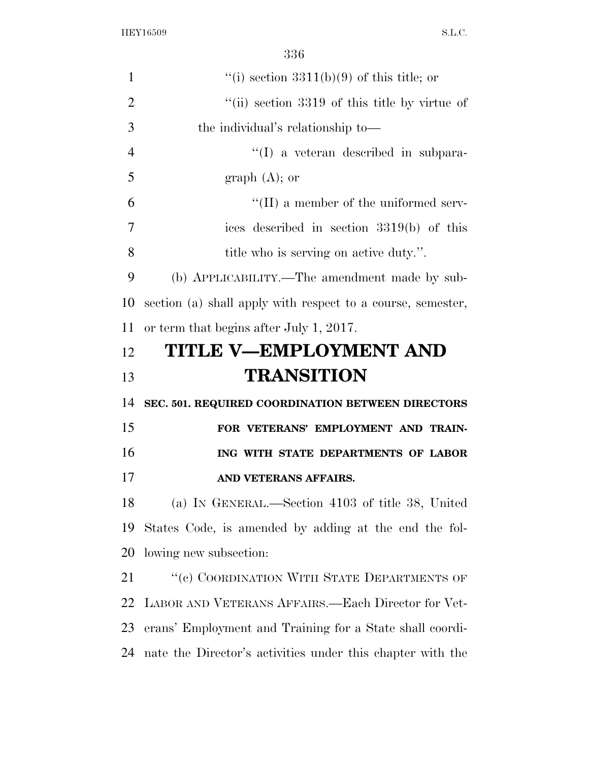''(i) section 3311(b)(9) of this title; or

''(ii) section 3319 of this title by virtue of the individual's relationship to—

''(I) a veteran described in subparagraph (A); or

''(II) a member of the uniformed services described in section 3319(b) of this title who is serving on active duty.''.

(b) APPLICABILITY.—The amendment made by subsection (a) shall apply with respect to a course, semester, or term that begins after July 1, 2017.

# TITLE V—EMPLOYMENT AND TRANSITION

### SEC. 501. REQUIRED COORDINATION BETWEEN DIRECTORS FOR VETERANS' EMPLOYMENT AND TRAINING WITH STATE DEPARTMENTS OF LABOR AND VETERANS AFFAIRS.

(a) IN GENERAL.—Section 4103 of title 38, United States Code, is amended by adding at the end the following new subsection:

''(c) COORDINATION WITH STATE DEPARTMENTS OF LABOR AND VETERANS AFFAIRS.—Each Director for Veterans' Employment and Training for a State shall coordinate the Director's activities under this chapter with the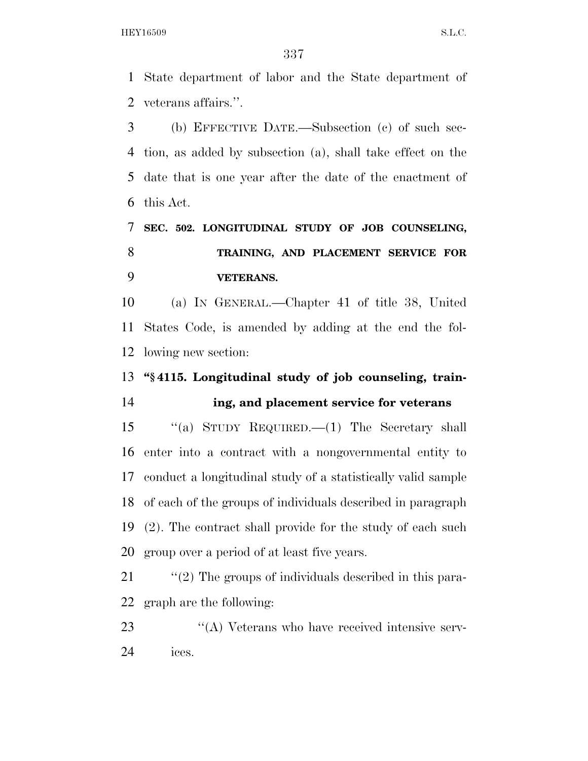State department of labor and the State department of veterans affairs.''.

(b) EFFECTIVE DATE.—Subsection (c) of such section, as added by subsection (a), shall take effect on the date that is one year after the date of the enactment of this Act.

**SEC. 502. LONGITUDINAL STUDY OF JOB COUNSELING, TRAINING, AND PLACEMENT SERVICE FOR VETERANS.**

(a) IN GENERAL.—Chapter 41 of title 38, United States Code, is amended by adding at the end the following new section:

**"§ 4115. Longitudinal study of job counseling, training, and placement service for veterans**

"(a) STUDY REQUIRED.—(1) The Secretary shall enter into a contract with a nongovernmental entity to conduct a longitudinal study of a statistically valid sample of each of the groups of individuals described in paragraph (2). The contract shall provide for the study of each such group over a period of at least five years.

"(2) The groups of individuals described in this paragraph are the following:

"(A) Veterans who have received intensive services.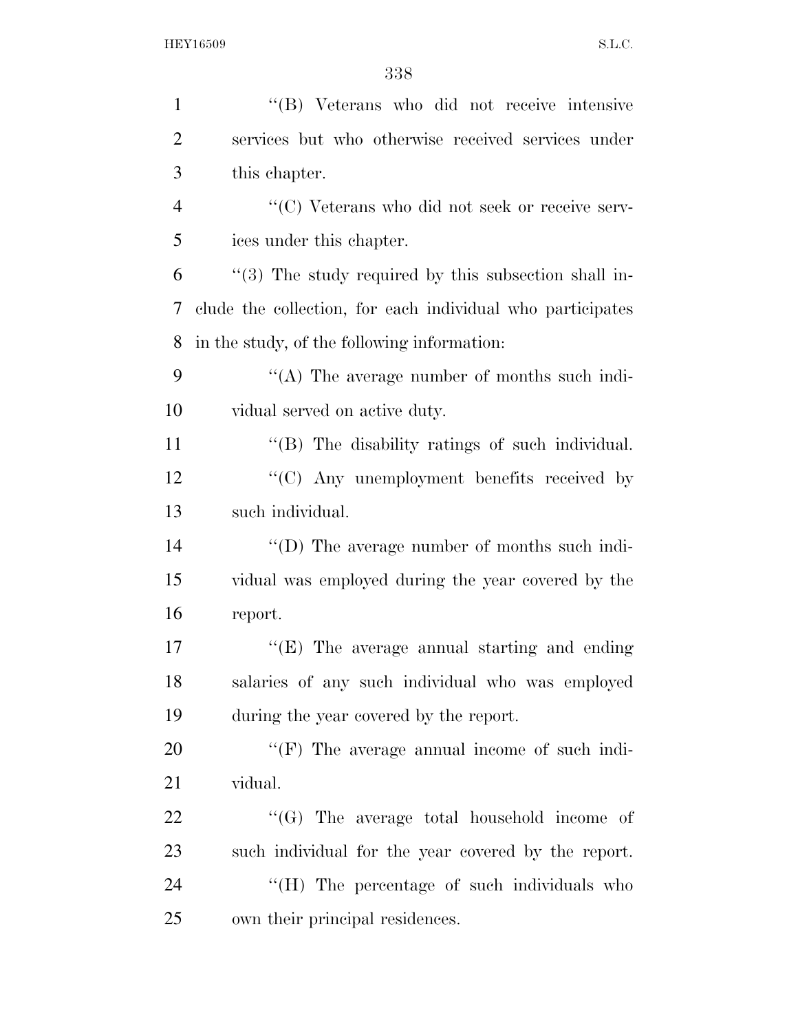''(B) Veterans who did not receive intensive services but who otherwise received services under this chapter.

''(C) Veterans who did not seek or receive services under this chapter.

''(3) The study required by this subsection shall include the collection, for each individual who participates in the study, of the following information:

''(A) The average number of months such individual served on active duty.

''(B) The disability ratings of such individual.

''(C) Any unemployment benefits received by such individual.

''(D) The average number of months such individual was employed during the year covered by the report.

''(E) The average annual starting and ending salaries of any such individual who was employed during the year covered by the report.

''(F) The average annual income of such individual.

''(G) The average total household income of such individual for the year covered by the report.

''(H) The percentage of such individuals who own their principal residences.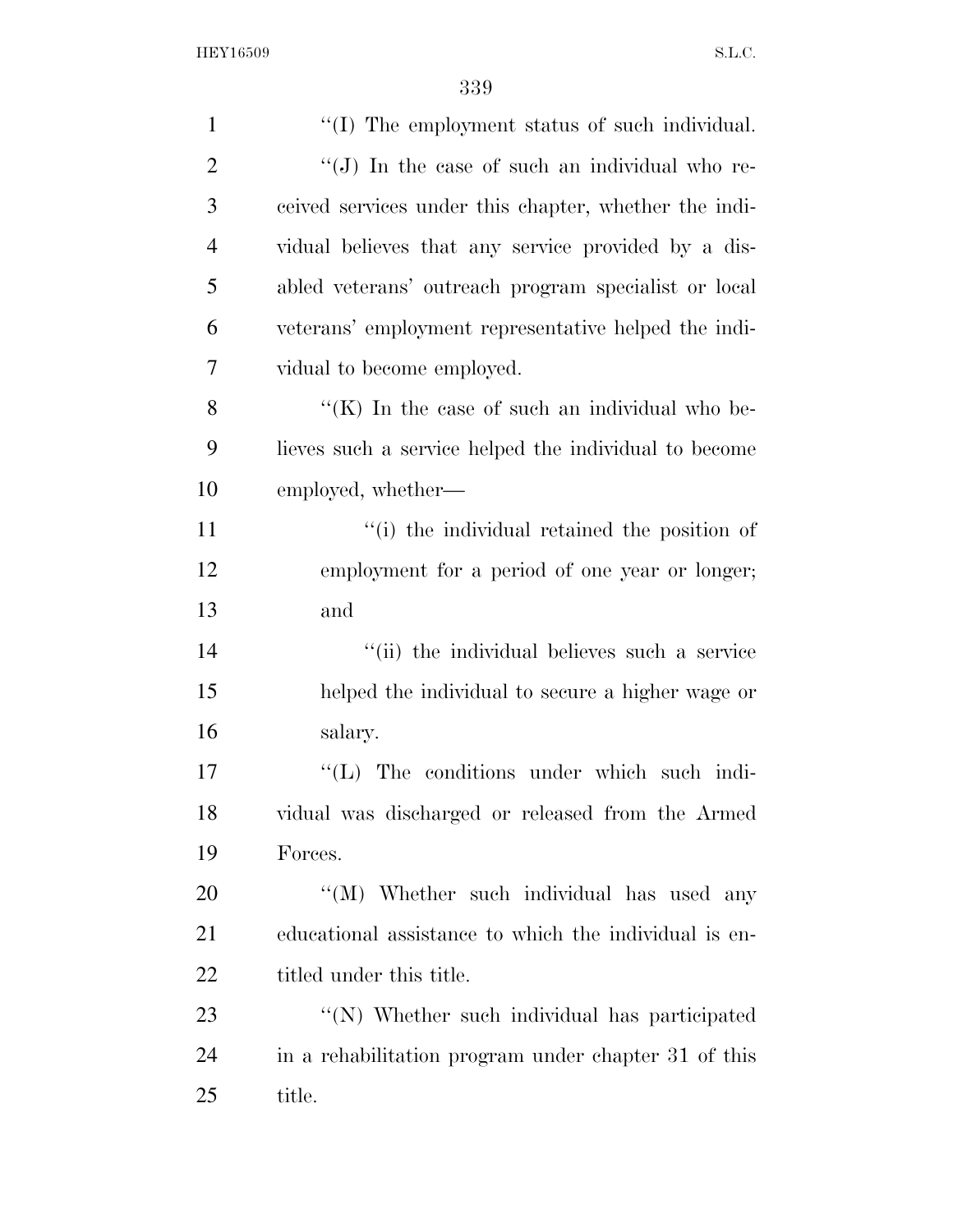''(I) The employment status of such individual.

''(J) In the case of such an individual who received services under this chapter, whether the individual believes that any service provided by a disabled veterans' outreach program specialist or local veterans' employment representative helped the individual to become employed.

''(K) In the case of such an individual who believes such a service helped the individual to become employed, whether—

''(i) the individual retained the position of employment for a period of one year or longer; and

''(ii) the individual believes such a service helped the individual to secure a higher wage or salary.

''(L) The conditions under which such individual was discharged or released from the Armed Forces.

''(M) Whether such individual has used any educational assistance to which the individual is entitled under this title.

''(N) Whether such individual has participated in a rehabilitation program under chapter 31 of this title.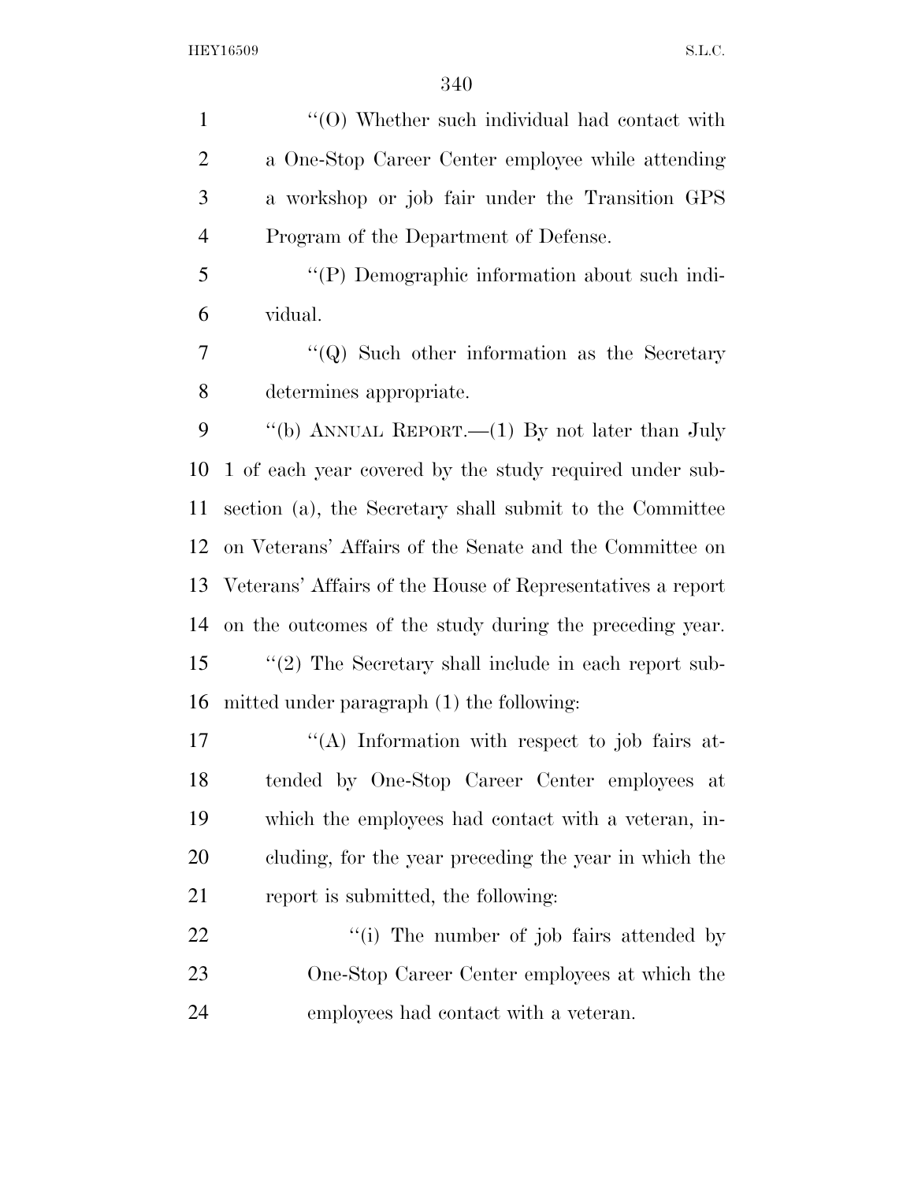''(O) Whether such individual had contact with a One-Stop Career Center employee while attending a workshop or job fair under the Transition GPS Program of the Department of Defense.

''(P) Demographic information about such individual.

''(Q) Such other information as the Secretary determines appropriate.

''(b) ANNUAL REPORT.—(1) By not later than July 1 of each year covered by the study required under subsection (a), the Secretary shall submit to the Committee on Veterans' Affairs of the Senate and the Committee on Veterans' Affairs of the House of Representatives a report on the outcomes of the study during the preceding year.

''(2) The Secretary shall include in each report submitted under paragraph (1) the following:

''(A) Information with respect to job fairs attended by One-Stop Career Center employees at which the employees had contact with a veteran, including, for the year preceding the year in which the report is submitted, the following:

''(i) The number of job fairs attended by One-Stop Career Center employees at which the employees had contact with a veteran.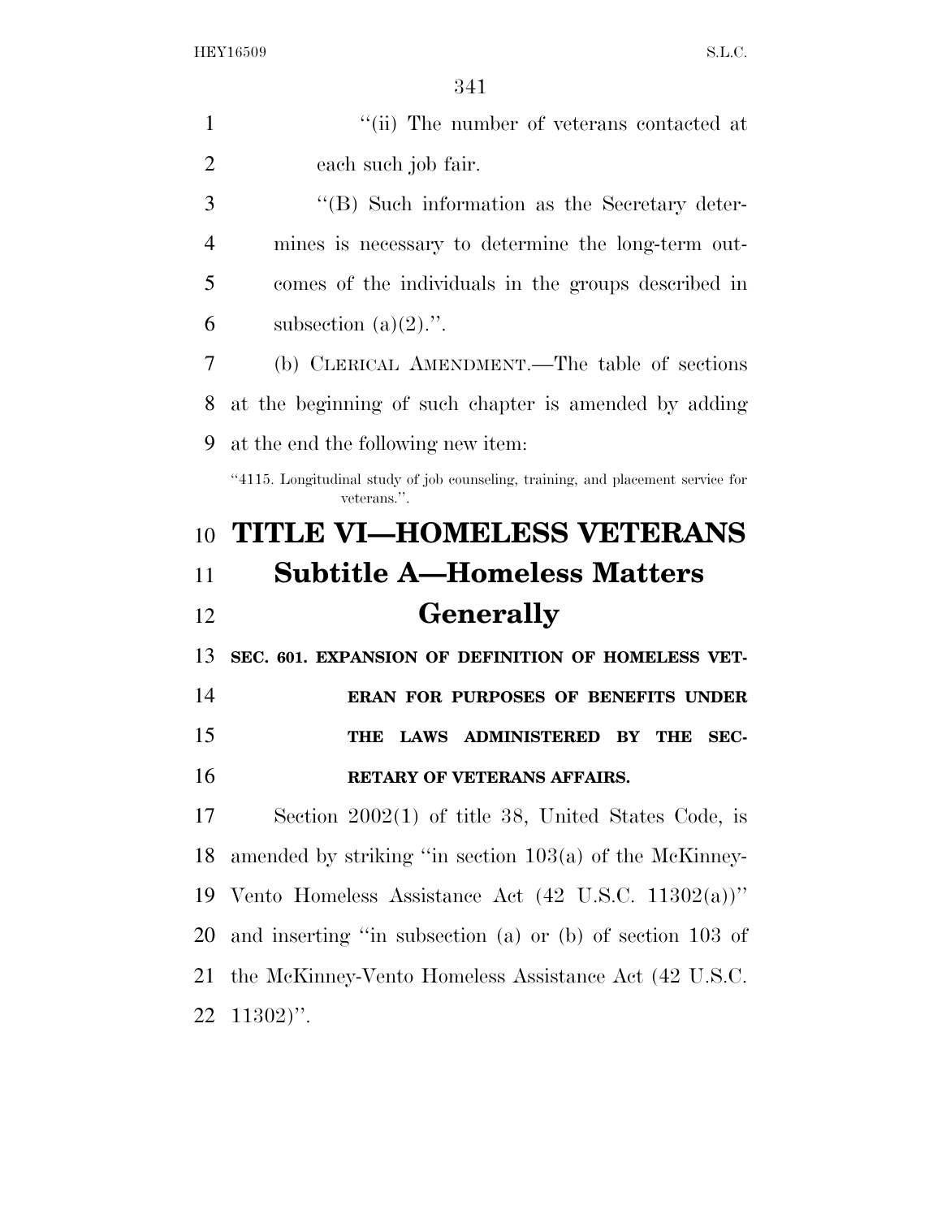"(ii) The number of veterans contacted at each such job fair.

"(B) Such information as the Secretary determines is necessary to determine the long-term outcomes of the individuals in the groups described in subsection (a)(2).".

(b) CLERICAL AMENDMENT.—The table of sections at the beginning of such chapter is amended by adding at the end the following new item:

"4115. Longitudinal study of job counseling, training, and placement service for veterans.".

# TITLE VI—HOMELESS VETERANS

## Subtitle A—Homeless Matters Generally

**SEC. 601. EXPANSION OF DEFINITION OF HOMELESS VETERAN FOR PURPOSES OF BENEFITS UNDER THE LAWS ADMINISTERED BY THE SECRETARY OF VETERANS AFFAIRS.**

Section 2002(1) of title 38, United States Code, is amended by striking "in section 103(a) of the McKinney-Vento Homeless Assistance Act (42 U.S.C. 11302(a))" and inserting "in subsection (a) or (b) of section 103 of the McKinney-Vento Homeless Assistance Act (42 U.S.C. 11302)".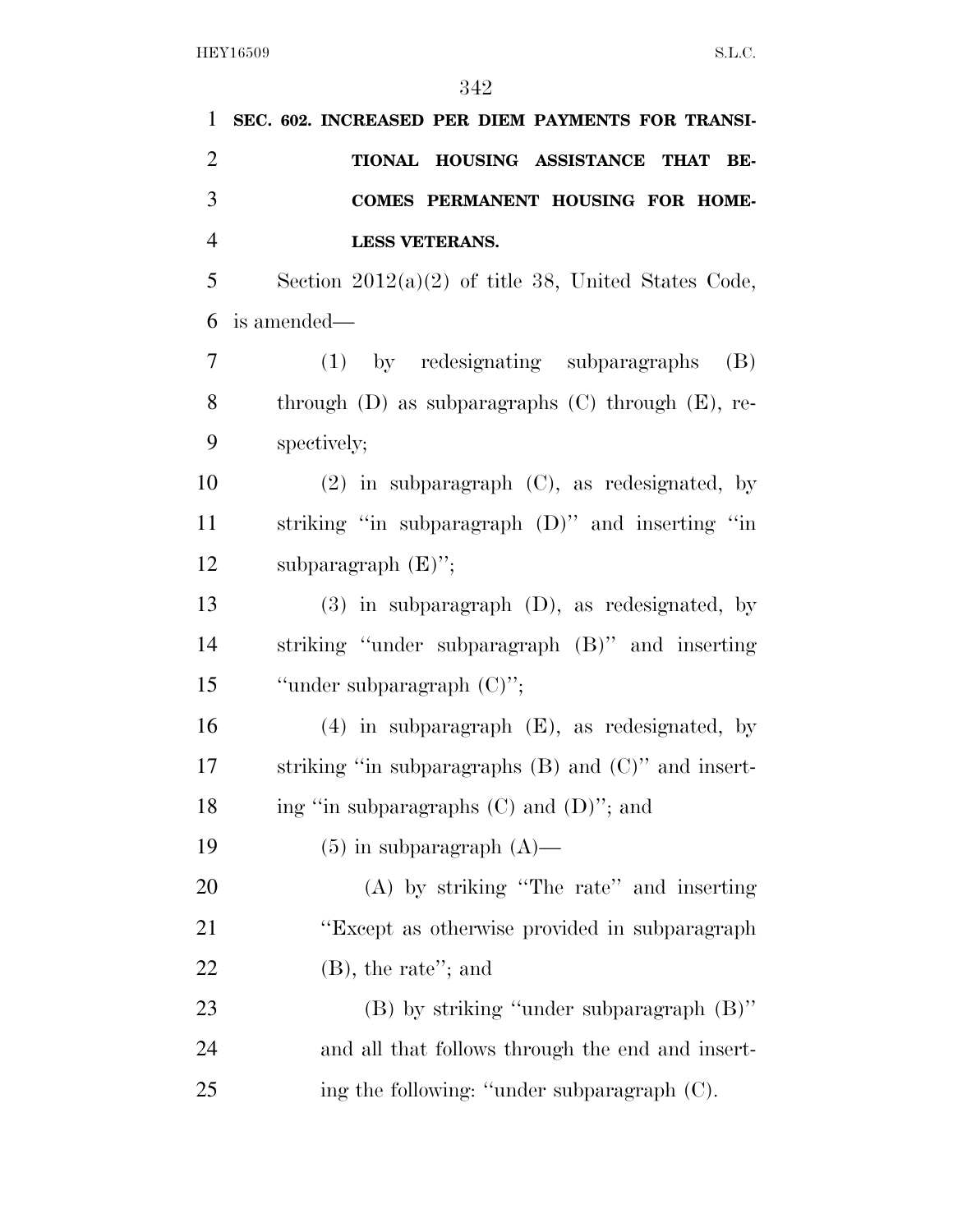**SEC. 602. INCREASED PER DIEM PAYMENTS FOR TRANSITIONAL HOUSING ASSISTANCE THAT BECOMES PERMANENT HOUSING FOR HOMELESS VETERANS.**

Section 2012(a)(2) of title 38, United States Code, is amended—

(1) by redesignating subparagraphs (B) through (D) as subparagraphs (C) through (E), respectively;

(2) in subparagraph (C), as redesignated, by striking "in subparagraph (D)" and inserting "in subparagraph (E)";

(3) in subparagraph (D), as redesignated, by striking "under subparagraph (B)" and inserting "under subparagraph (C)";

(4) in subparagraph (E), as redesignated, by striking "in subparagraphs (B) and (C)" and inserting "in subparagraphs (C) and (D)"; and

(5) in subparagraph (A)—

(A) by striking "The rate" and inserting "Except as otherwise provided in subparagraph (B), the rate"; and

(B) by striking "under subparagraph (B)" and all that follows through the end and inserting the following: "under subparagraph (C).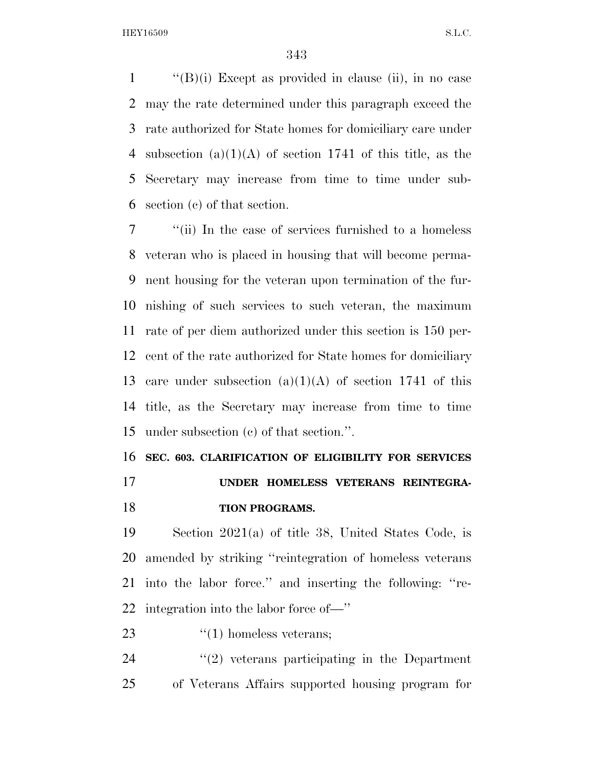"(B)(i) Except as provided in clause (ii), in no case may the rate determined under this paragraph exceed the rate authorized for State homes for domiciliary care under subsection (a)(1)(A) of section 1741 of this title, as the Secretary may increase from time to time under subsection (c) of that section.

"(ii) In the case of services furnished to a homeless veteran who is placed in housing that will become permanent housing for the veteran upon termination of the furnishing of such services to such veteran, the maximum rate of per diem authorized under this section is 150 percent of the rate authorized for State homes for domiciliary care under subsection (a)(1)(A) of section 1741 of this title, as the Secretary may increase from time to time under subsection (c) of that section.".

## SEC. 603. CLARIFICATION OF ELIGIBILITY FOR SERVICES UNDER HOMELESS VETERANS REINTEGRATION PROGRAMS.

Section 2021(a) of title 38, United States Code, is amended by striking "reintegration of homeless veterans into the labor force." and inserting the following: "reintegration into the labor force of—"

"(1) homeless veterans;

"(2) veterans participating in the Department of Veterans Affairs supported housing program for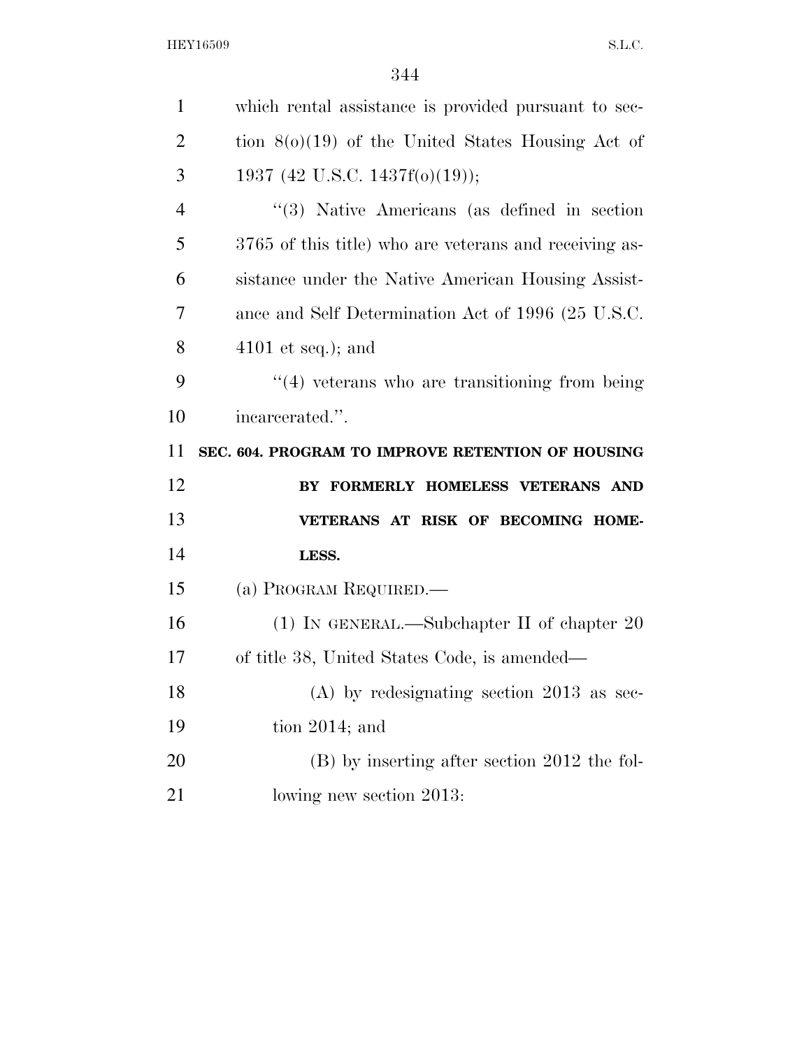which rental assistance is provided pursuant to section 8(o)(19) of the United States Housing Act of 1937 (42 U.S.C. 1437f(o)(19));

"(3) Native Americans (as defined in section 3765 of this title) who are veterans and receiving assistance under the Native American Housing Assistance and Self Determination Act of 1996 (25 U.S.C. 4101 et seq.); and

"(4) veterans who are transitioning from being incarcerated.".

**SEC. 604. PROGRAM TO IMPROVE RETENTION OF HOUSING BY FORMERLY HOMELESS VETERANS AND VETERANS AT RISK OF BECOMING HOMELESS.**

(a) PROGRAM REQUIRED.—

(1) IN GENERAL.—Subchapter II of chapter 20 of title 38, United States Code, is amended—

(A) by redesignating section 2013 as section 2014; and

(B) by inserting after section 2012 the following new section 2013: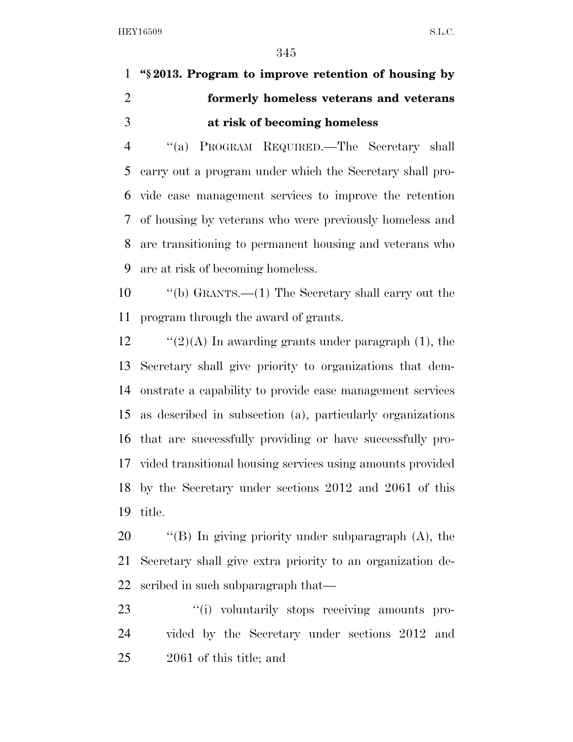**"§ 2013. Program to improve retention of housing by formerly homeless veterans and veterans at risk of becoming homeless**

"(a) PROGRAM REQUIRED.—The Secretary shall carry out a program under which the Secretary shall provide case management services to improve the retention of housing by veterans who were previously homeless and are transitioning to permanent housing and veterans who are at risk of becoming homeless.

"(b) GRANTS.—(1) The Secretary shall carry out the program through the award of grants.

"(2)(A) In awarding grants under paragraph (1), the Secretary shall give priority to organizations that demonstrate a capability to provide case management services as described in subsection (a), particularly organizations that are successfully providing or have successfully provided transitional housing services using amounts provided by the Secretary under sections 2012 and 2061 of this title.

"(B) In giving priority under subparagraph (A), the Secretary shall give extra priority to an organization described in such subparagraph that—

"(i) voluntarily stops receiving amounts provided by the Secretary under sections 2012 and 2061 of this title; and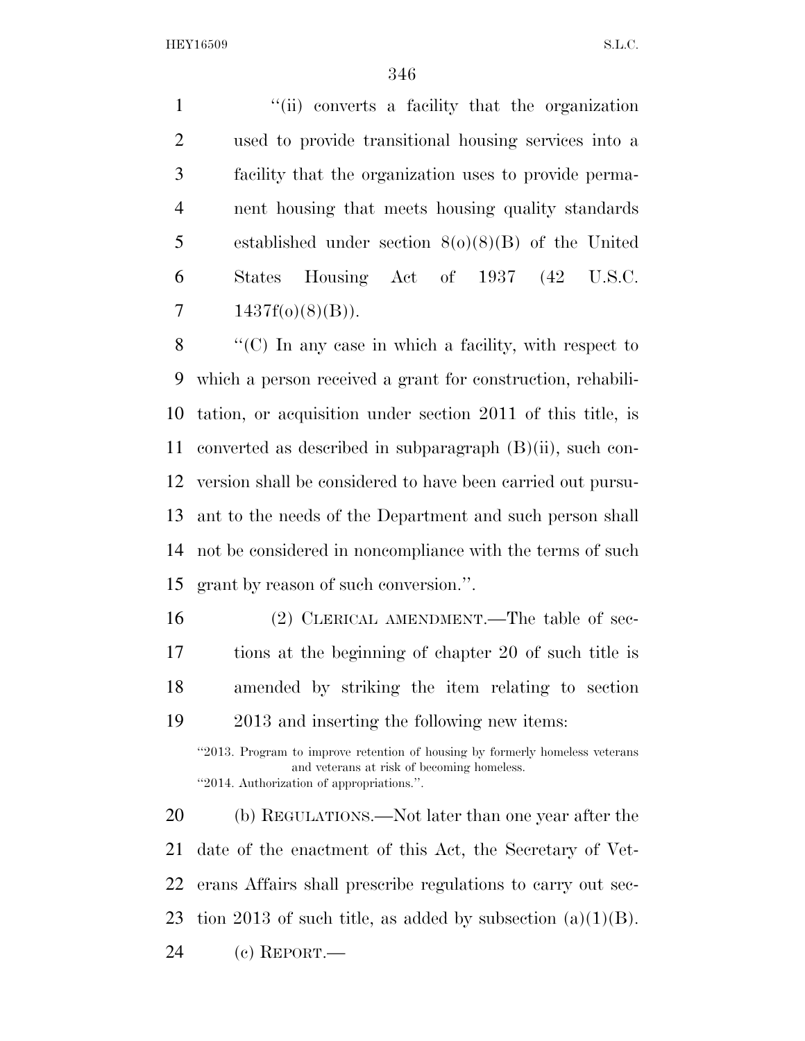"(ii) converts a facility that the organization used to provide transitional housing services into a facility that the organization uses to provide permanent housing that meets housing quality standards established under section 8(o)(8)(B) of the United States Housing Act of 1937 (42 U.S.C. 1437f(o)(8)(B)).

"(C) In any case in which a facility, with respect to which a person received a grant for construction, rehabilitation, or acquisition under section 2011 of this title, is converted as described in subparagraph (B)(ii), such conversion shall be considered to have been carried out pursuant to the needs of the Department and such person shall not be considered in noncompliance with the terms of such grant by reason of such conversion.".

(2) CLERICAL AMENDMENT.—The table of sections at the beginning of chapter 20 of such title is amended by striking the item relating to section 2013 and inserting the following new items:

"2013. Program to improve retention of housing by formerly homeless veterans and veterans at risk of becoming homeless.

"2014. Authorization of appropriations.".

(b) REGULATIONS.—Not later than one year after the date of the enactment of this Act, the Secretary of Veterans Affairs shall prescribe regulations to carry out section 2013 of such title, as added by subsection (a)(1)(B).

(c) REPORT.—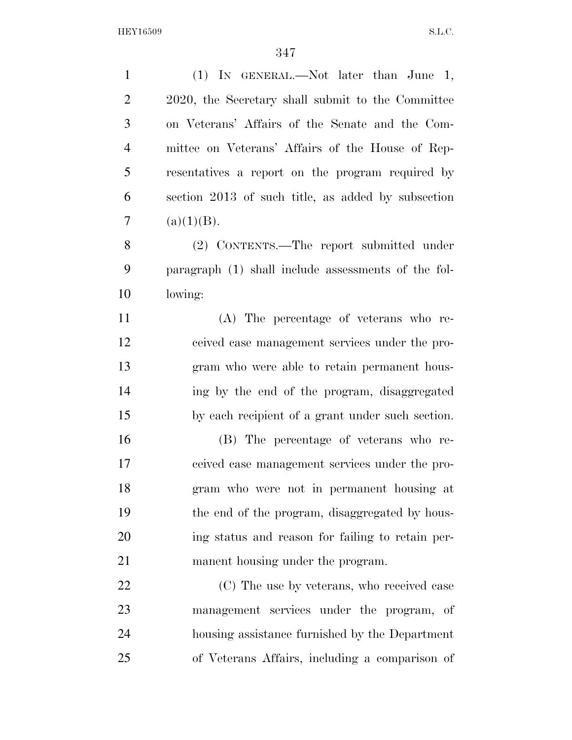(1) IN GENERAL.—Not later than June 1, 2020, the Secretary shall submit to the Committee on Veterans' Affairs of the Senate and the Committee on Veterans' Affairs of the House of Representatives a report on the program required by section 2013 of such title, as added by subsection (a)(1)(B).

(2) CONTENTS.—The report submitted under paragraph (1) shall include assessments of the following:

(A) The percentage of veterans who received case management services under the program who were able to retain permanent housing by the end of the program, disaggregated by each recipient of a grant under such section.

(B) The percentage of veterans who received case management services under the program who were not in permanent housing at the end of the program, disaggregated by housing status and reason for failing to retain permanent housing under the program.

(C) The use by veterans, who received case management services under the program, of housing assistance furnished by the Department of Veterans Affairs, including a comparison of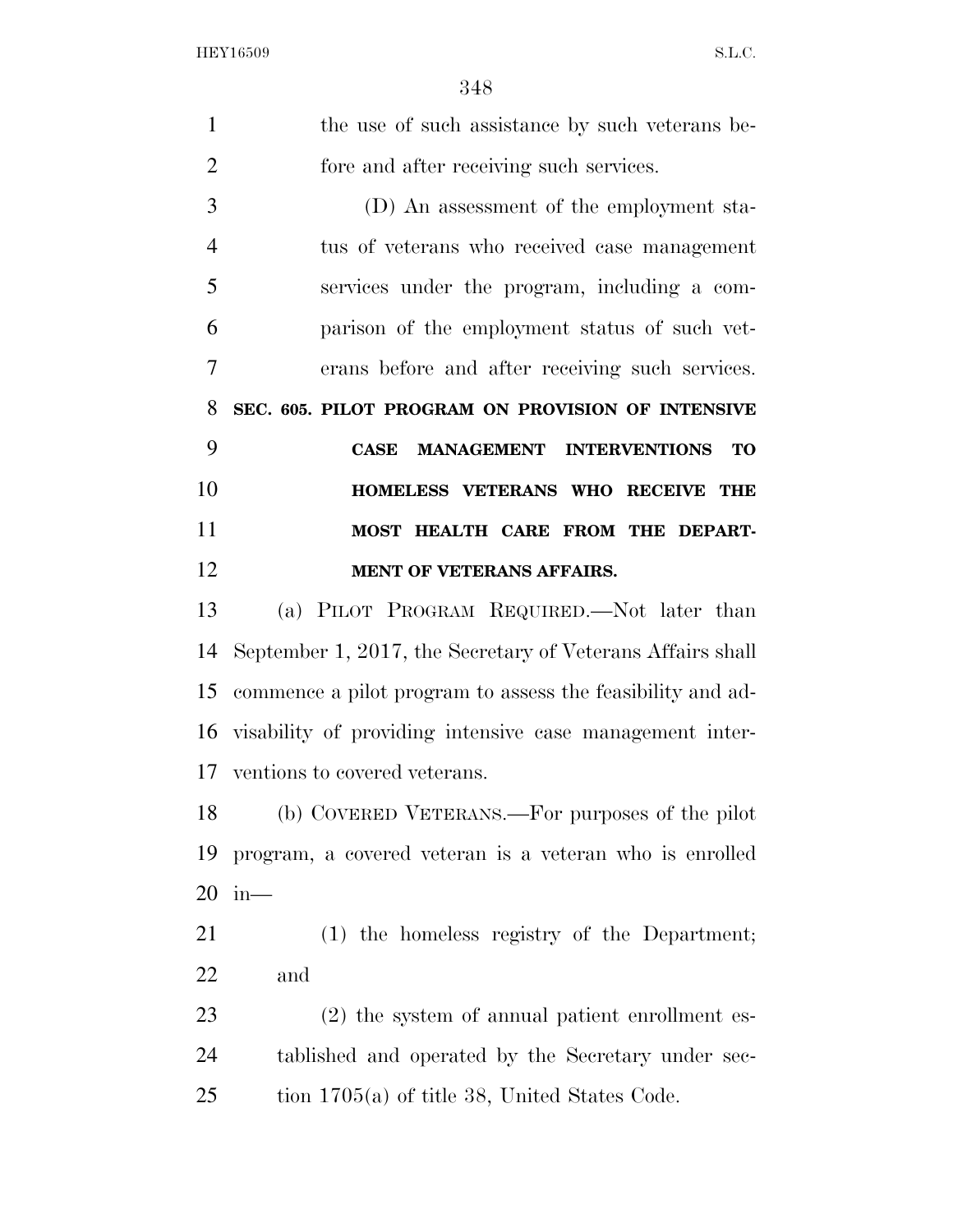the use of such assistance by such veterans before and after receiving such services.

(D) An assessment of the employment status of veterans who received case management services under the program, including a comparison of the employment status of such veterans before and after receiving such services.

**SEC. 605. PILOT PROGRAM ON PROVISION OF INTENSIVE CASE MANAGEMENT INTERVENTIONS TO HOMELESS VETERANS WHO RECEIVE THE MOST HEALTH CARE FROM THE DEPARTMENT OF VETERANS AFFAIRS.**

(a) PILOT PROGRAM REQUIRED.—Not later than September 1, 2017, the Secretary of Veterans Affairs shall commence a pilot program to assess the feasibility and advisability of providing intensive case management interventions to covered veterans.

(b) COVERED VETERANS.—For purposes of the pilot program, a covered veteran is a veteran who is enrolled in—

(1) the homeless registry of the Department; and

(2) the system of annual patient enrollment established and operated by the Secretary under section 1705(a) of title 38, United States Code.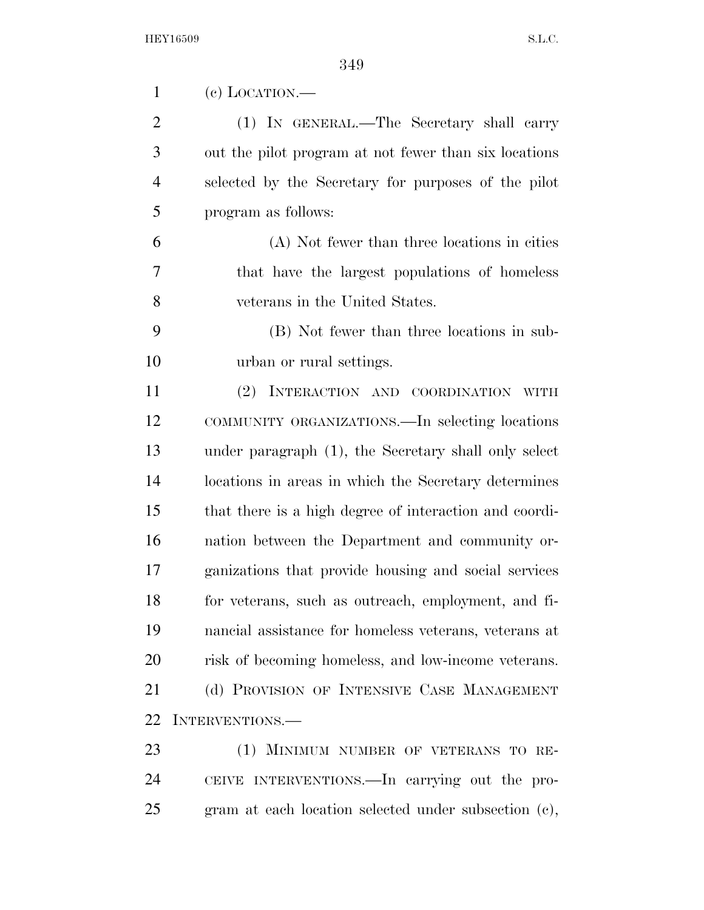(c) LOCATION.—

(1) IN GENERAL.—The Secretary shall carry out the pilot program at not fewer than six locations selected by the Secretary for purposes of the pilot program as follows:

(A) Not fewer than three locations in cities that have the largest populations of homeless veterans in the United States.

(B) Not fewer than three locations in suburban or rural settings.

(2) INTERACTION AND COORDINATION WITH COMMUNITY ORGANIZATIONS.—In selecting locations under paragraph (1), the Secretary shall only select locations in areas in which the Secretary determines that there is a high degree of interaction and coordination between the Department and community organizations that provide housing and social services for veterans, such as outreach, employment, and financial assistance for homeless veterans, veterans at risk of becoming homeless, and low-income veterans.

(d) PROVISION OF INTENSIVE CASE MANAGEMENT INTERVENTIONS.—

(1) MINIMUM NUMBER OF VETERANS TO RECEIVE INTERVENTIONS.—In carrying out the program at each location selected under subsection (c),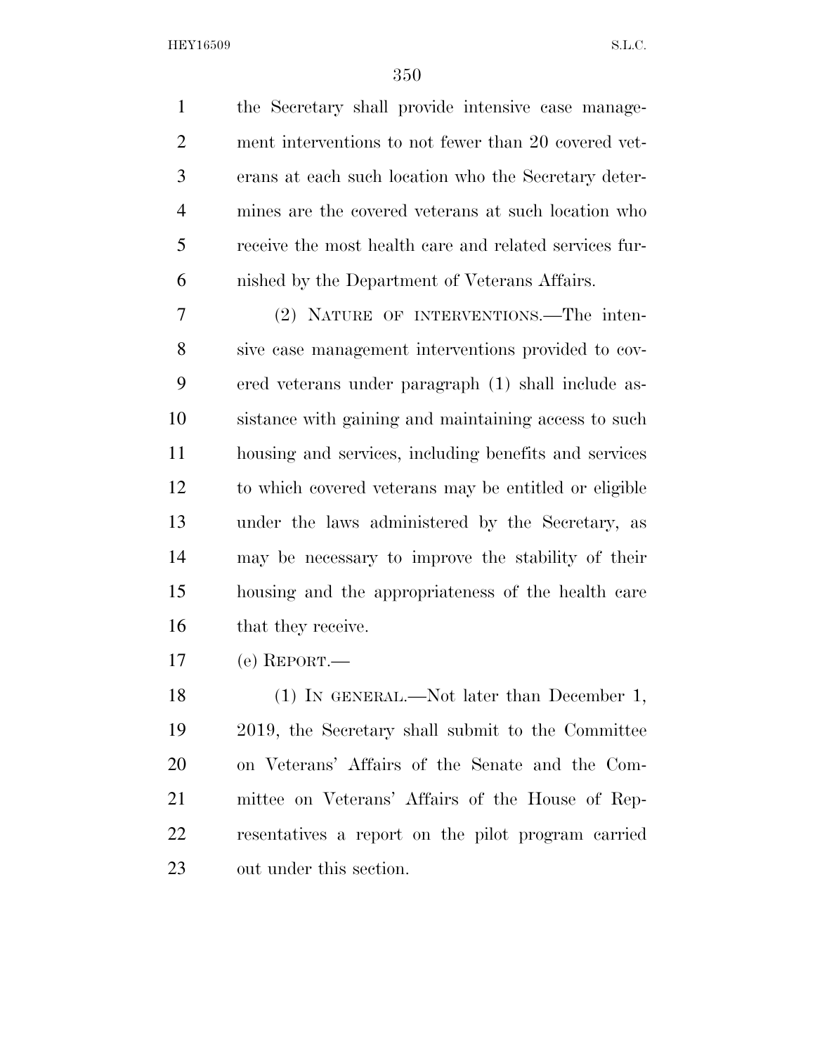the Secretary shall provide intensive case management interventions to not fewer than 20 covered veterans at each such location who the Secretary determines are the covered veterans at such location who receive the most health care and related services furnished by the Department of Veterans Affairs.

(2) NATURE OF INTERVENTIONS.—The intensive case management interventions provided to covered veterans under paragraph (1) shall include assistance with gaining and maintaining access to such housing and services, including benefits and services to which covered veterans may be entitled or eligible under the laws administered by the Secretary, as may be necessary to improve the stability of their housing and the appropriateness of the health care that they receive.

(e) REPORT.—

(1) IN GENERAL.—Not later than December 1, 2019, the Secretary shall submit to the Committee on Veterans' Affairs of the Senate and the Committee on Veterans' Affairs of the House of Representatives a report on the pilot program carried out under this section.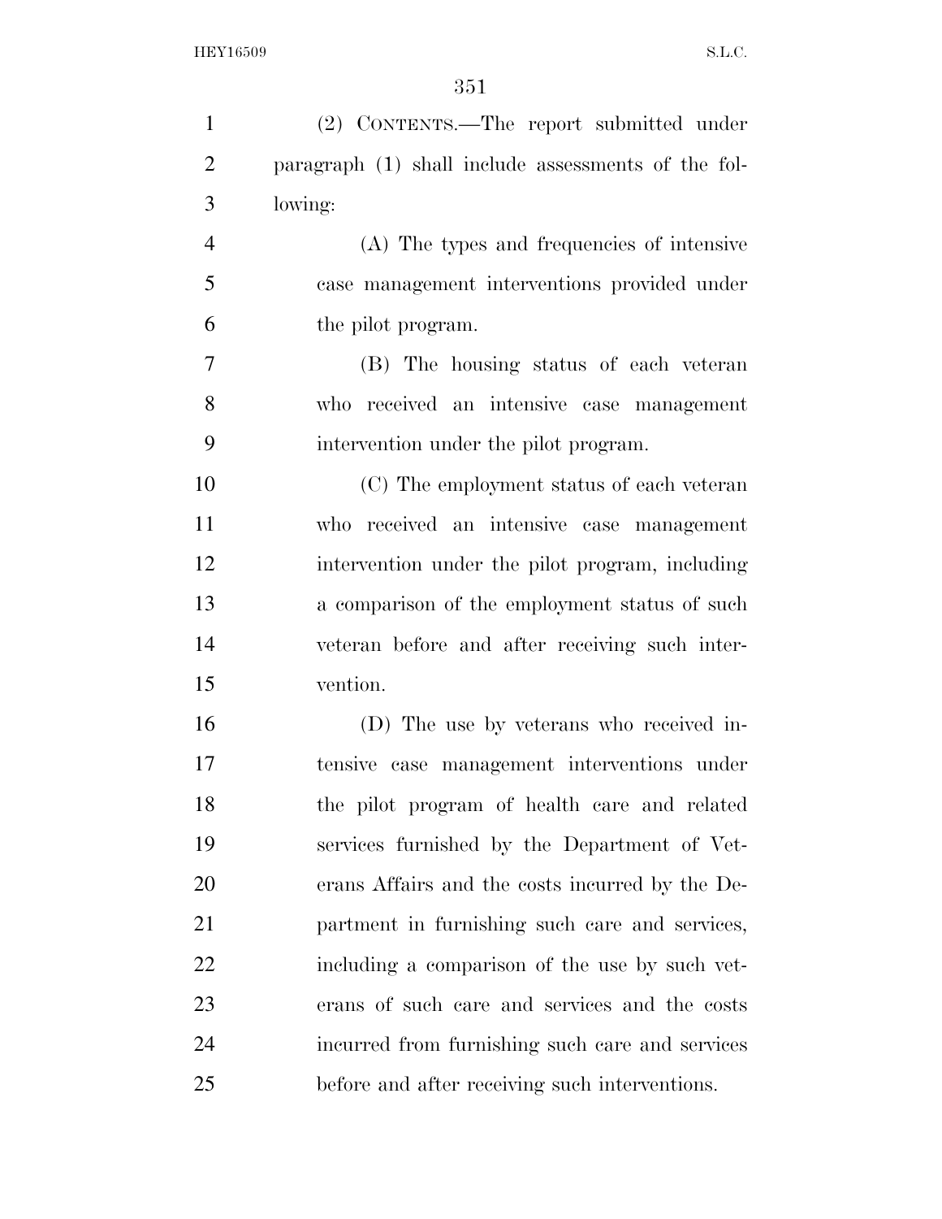(2) CONTENTS.—The report submitted under paragraph (1) shall include assessments of the following:

(A) The types and frequencies of intensive case management interventions provided under the pilot program.

(B) The housing status of each veteran who received an intensive case management intervention under the pilot program.

(C) The employment status of each veteran who received an intensive case management intervention under the pilot program, including a comparison of the employment status of such veteran before and after receiving such intervention.

(D) The use by veterans who received intensive case management interventions under the pilot program of health care and related services furnished by the Department of Veterans Affairs and the costs incurred by the Department in furnishing such care and services, including a comparison of the use by such veterans of such care and services and the costs incurred from furnishing such care and services before and after receiving such interventions.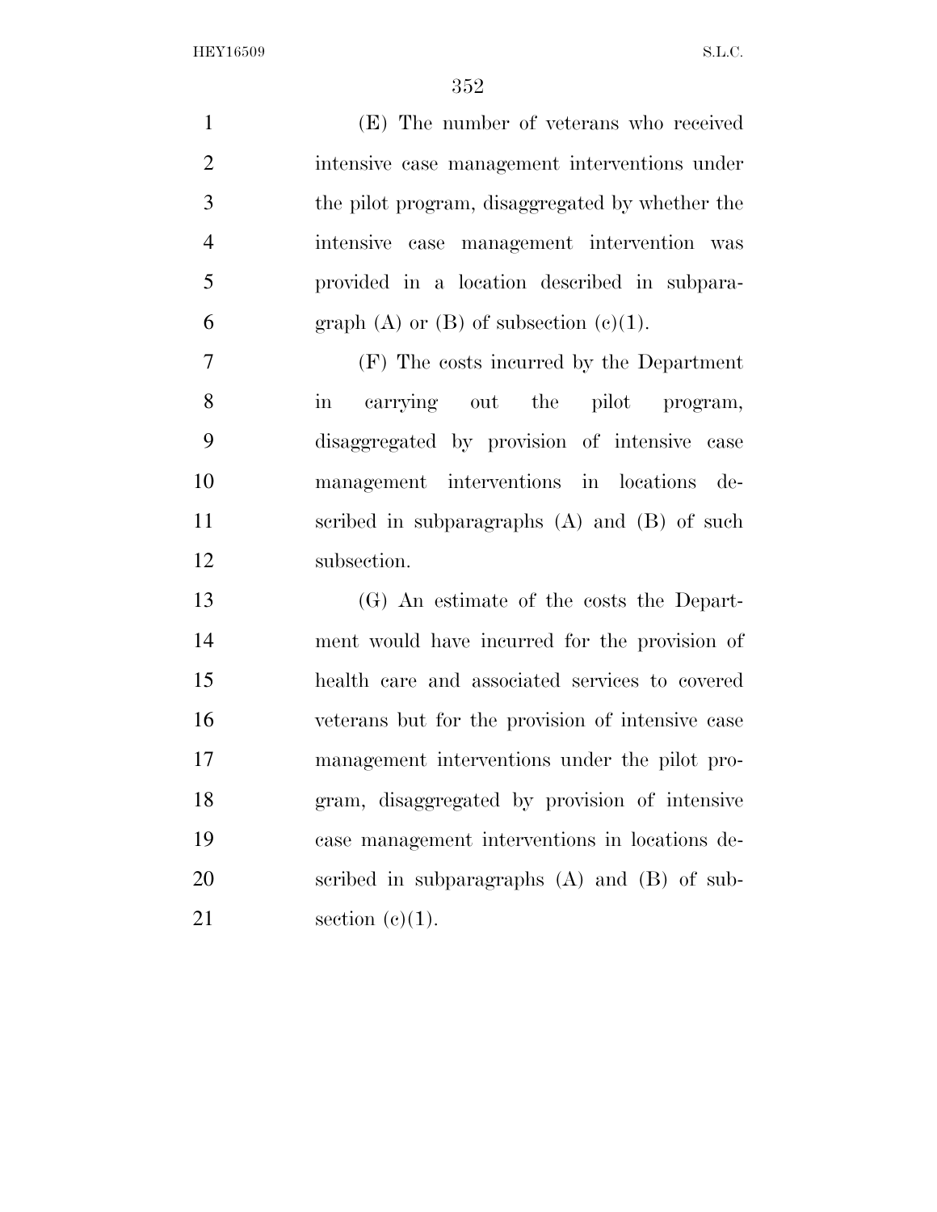(E) The number of veterans who received intensive case management interventions under the pilot program, disaggregated by whether the intensive case management intervention was provided in a location described in subparagraph (A) or (B) of subsection (c)(1).

(F) The costs incurred by the Department in carrying out the pilot program, disaggregated by provision of intensive case management interventions in locations described in subparagraphs (A) and (B) of such subsection.

(G) An estimate of the costs the Department would have incurred for the provision of health care and associated services to covered veterans but for the provision of intensive case management interventions under the pilot program, disaggregated by provision of intensive case management interventions in locations described in subparagraphs (A) and (B) of subsection (c)(1).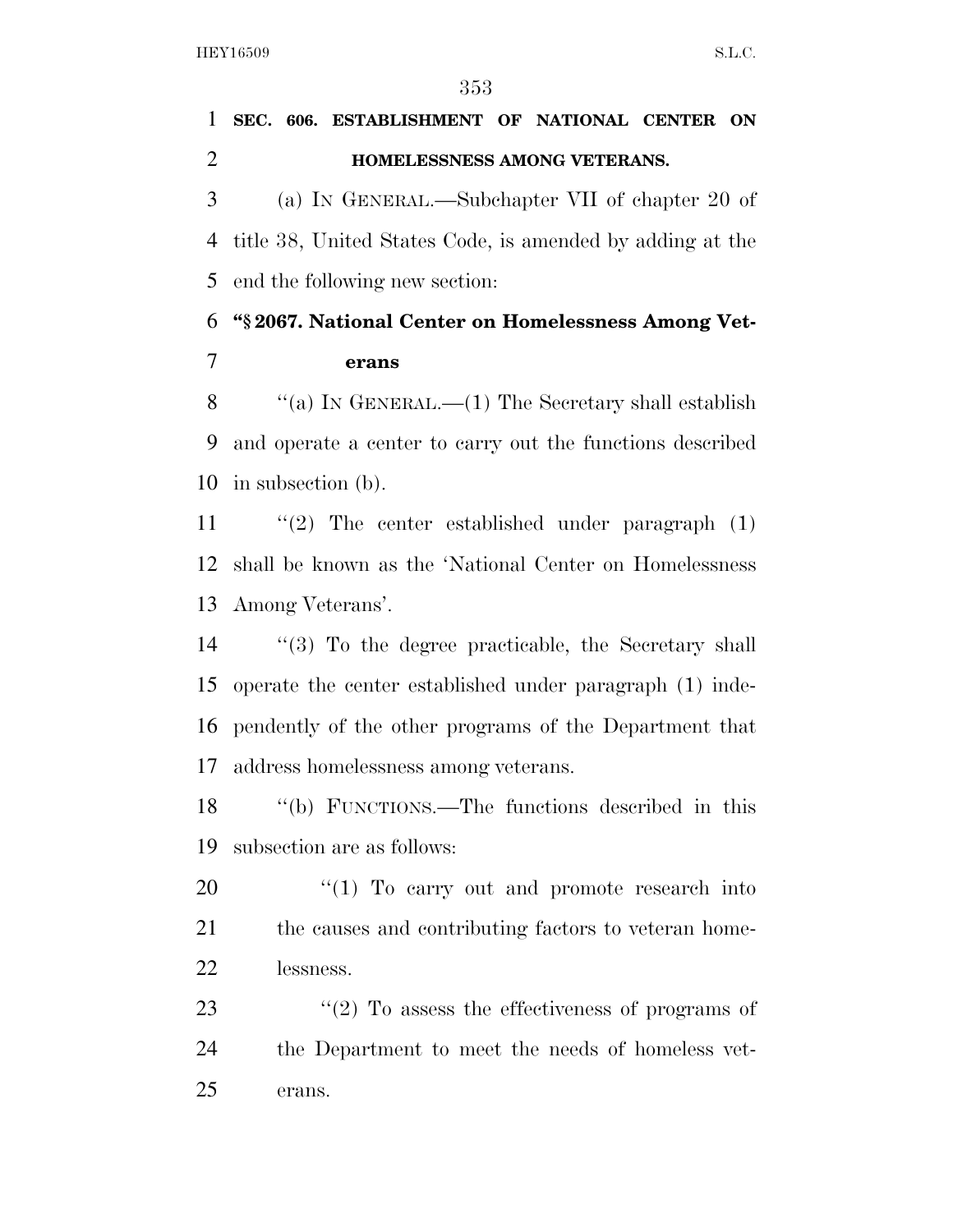**SEC. 606. ESTABLISHMENT OF NATIONAL CENTER ON HOMELESSNESS AMONG VETERANS.**

(a) IN GENERAL.—Subchapter VII of chapter 20 of title 38, United States Code, is amended by adding at the end the following new section:

**"§ 2067. National Center on Homelessness Among Veterans**

"(a) IN GENERAL.—(1) The Secretary shall establish and operate a center to carry out the functions described in subsection (b).

"(2) The center established under paragraph (1) shall be known as the 'National Center on Homelessness Among Veterans'.

"(3) To the degree practicable, the Secretary shall operate the center established under paragraph (1) independently of the other programs of the Department that address homelessness among veterans.

"(b) FUNCTIONS.—The functions described in this subsection are as follows:

"(1) To carry out and promote research into the causes and contributing factors to veteran homelessness.

"(2) To assess the effectiveness of programs of the Department to meet the needs of homeless veterans.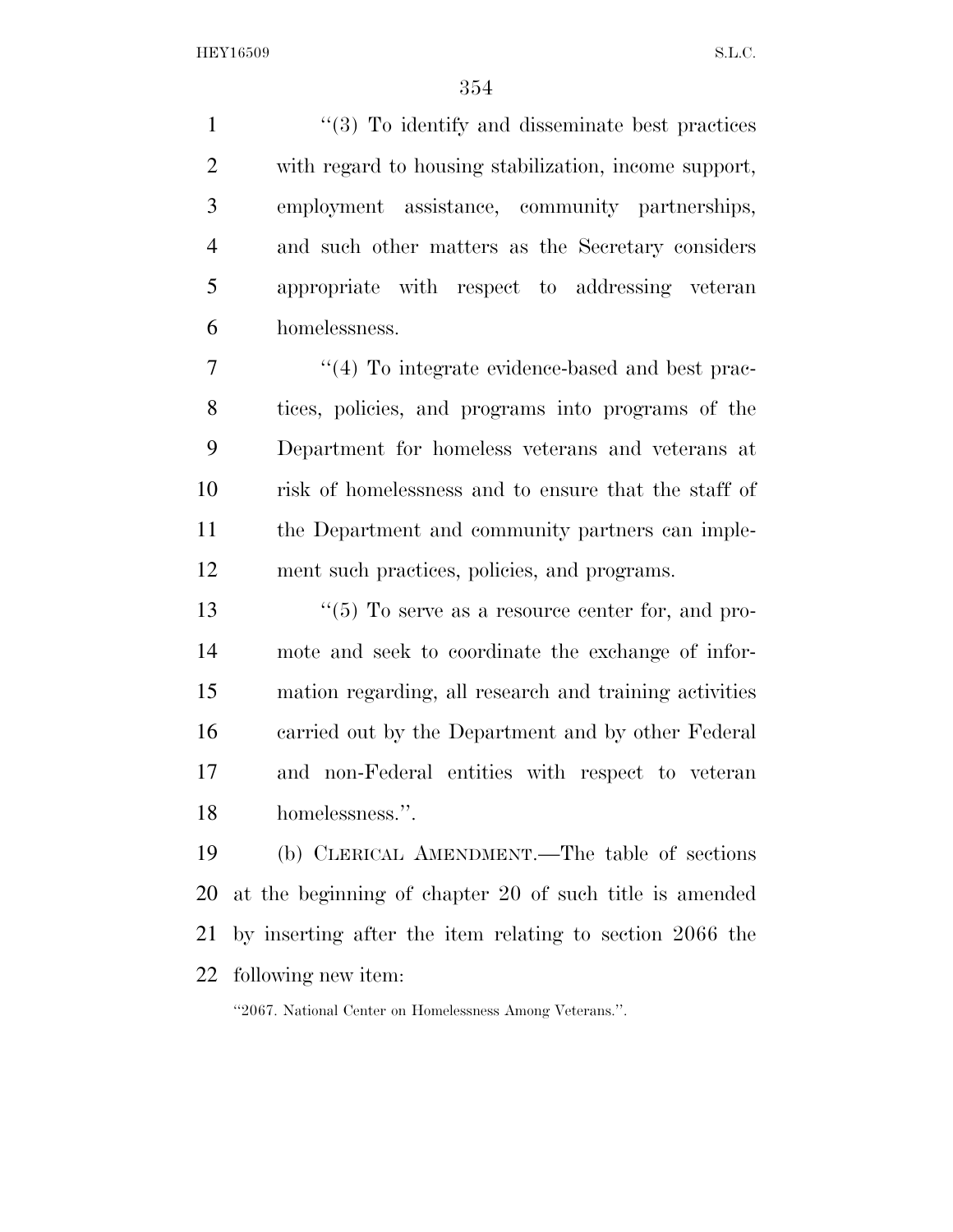"(3) To identify and disseminate best practices with regard to housing stabilization, income support, employment assistance, community partnerships, and such other matters as the Secretary considers appropriate with respect to addressing veteran homelessness.

"(4) To integrate evidence-based and best practices, policies, and programs into programs of the Department for homeless veterans and veterans at risk of homelessness and to ensure that the staff of the Department and community partners can implement such practices, policies, and programs.

"(5) To serve as a resource center for, and promote and seek to coordinate the exchange of information regarding, all research and training activities carried out by the Department and by other Federal and non-Federal entities with respect to veteran homelessness.".

(b) CLERICAL AMENDMENT.—The table of sections at the beginning of chapter 20 of such title is amended by inserting after the item relating to section 2066 the following new item:

"2067. National Center on Homelessness Among Veterans.".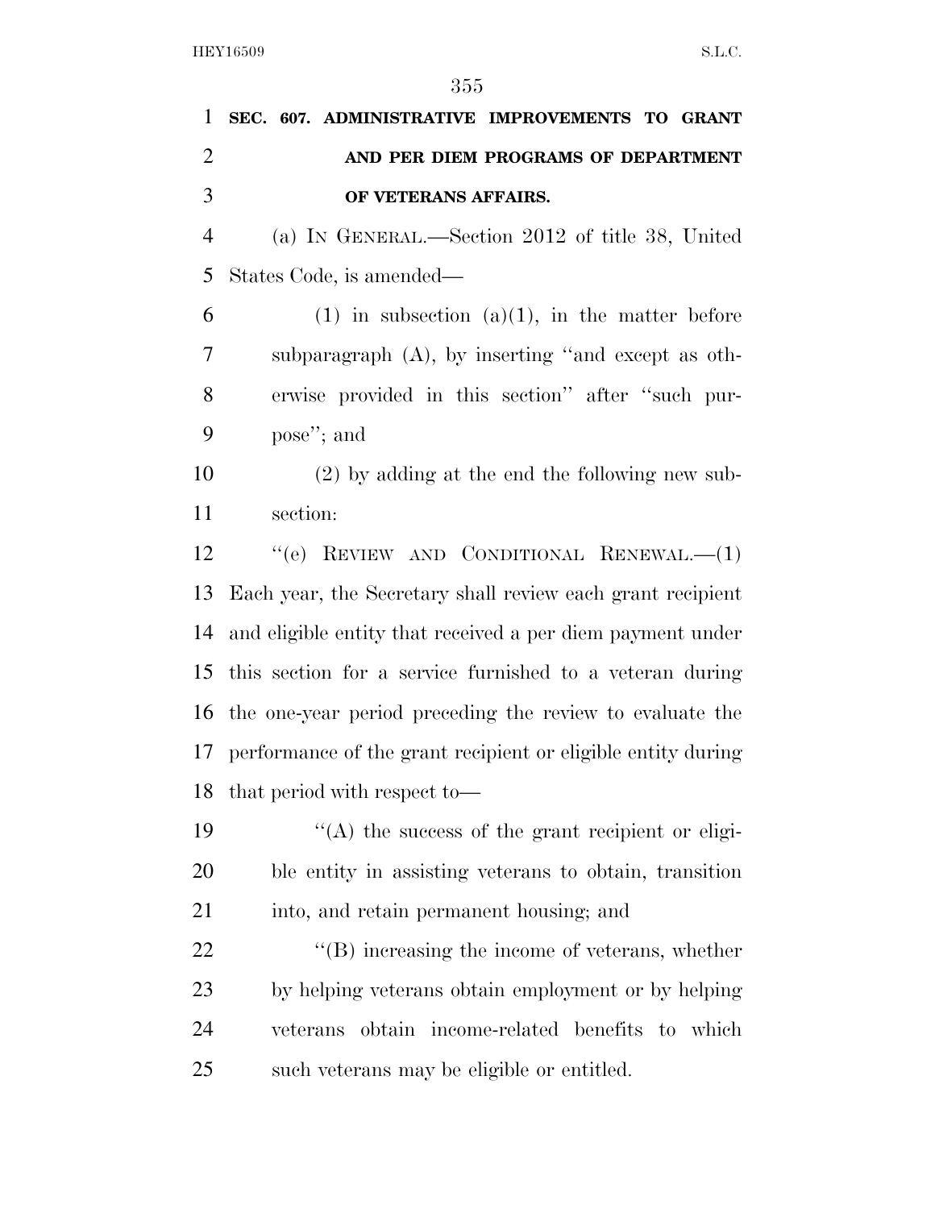**SEC. 607. ADMINISTRATIVE IMPROVEMENTS TO GRANT AND PER DIEM PROGRAMS OF DEPARTMENT OF VETERANS AFFAIRS.**

(a) IN GENERAL.—Section 2012 of title 38, United States Code, is amended—

(1) in subsection (a)(1), in the matter before subparagraph (A), by inserting "and except as otherwise provided in this section" after "such purpose"; and

(2) by adding at the end the following new subsection:

"(e) REVIEW AND CONDITIONAL RENEWAL.—(1) Each year, the Secretary shall review each grant recipient and eligible entity that received a per diem payment under this section for a service furnished to a veteran during the one-year period preceding the review to evaluate the performance of the grant recipient or eligible entity during that period with respect to—

"(A) the success of the grant recipient or eligible entity in assisting veterans to obtain, transition into, and retain permanent housing; and

"(B) increasing the income of veterans, whether by helping veterans obtain employment or by helping veterans obtain income-related benefits to which such veterans may be eligible or entitled.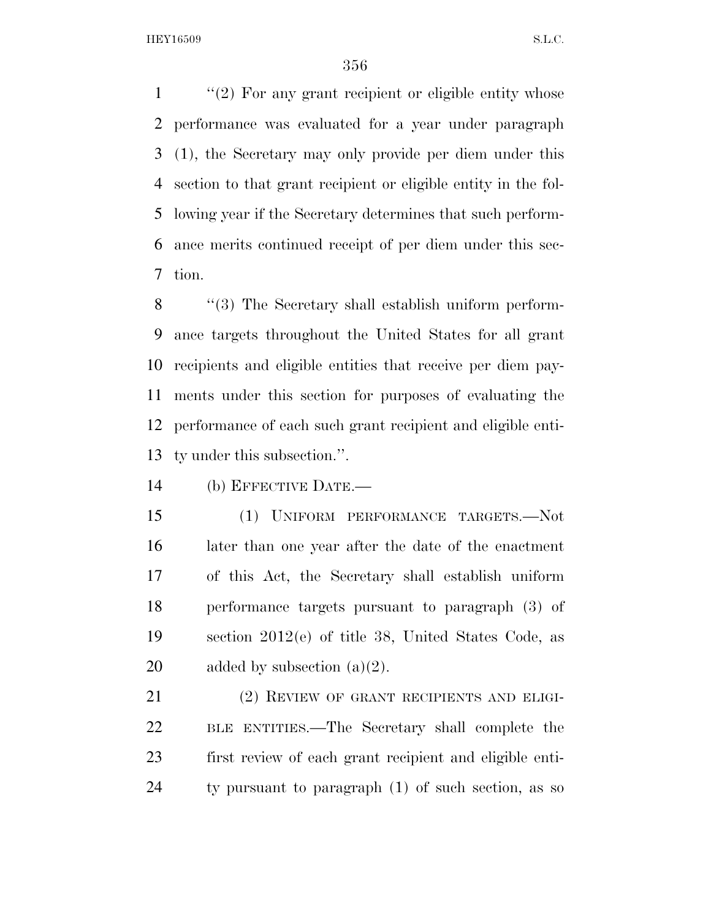"(2) For any grant recipient or eligible entity whose performance was evaluated for a year under paragraph (1), the Secretary may only provide per diem under this section to that grant recipient or eligible entity in the following year if the Secretary determines that such performance merits continued receipt of per diem under this section.

"(3) The Secretary shall establish uniform performance targets throughout the United States for all grant recipients and eligible entities that receive per diem payments under this section for purposes of evaluating the performance of each such grant recipient and eligible entity under this subsection.".

(b) EFFECTIVE DATE.—

(1) UNIFORM PERFORMANCE TARGETS.—Not later than one year after the date of the enactment of this Act, the Secretary shall establish uniform performance targets pursuant to paragraph (3) of section 2012(e) of title 38, United States Code, as added by subsection (a)(2).

(2) REVIEW OF GRANT RECIPIENTS AND ELIGIBLE ENTITIES.—The Secretary shall complete the first review of each grant recipient and eligible entity pursuant to paragraph (1) of such section, as so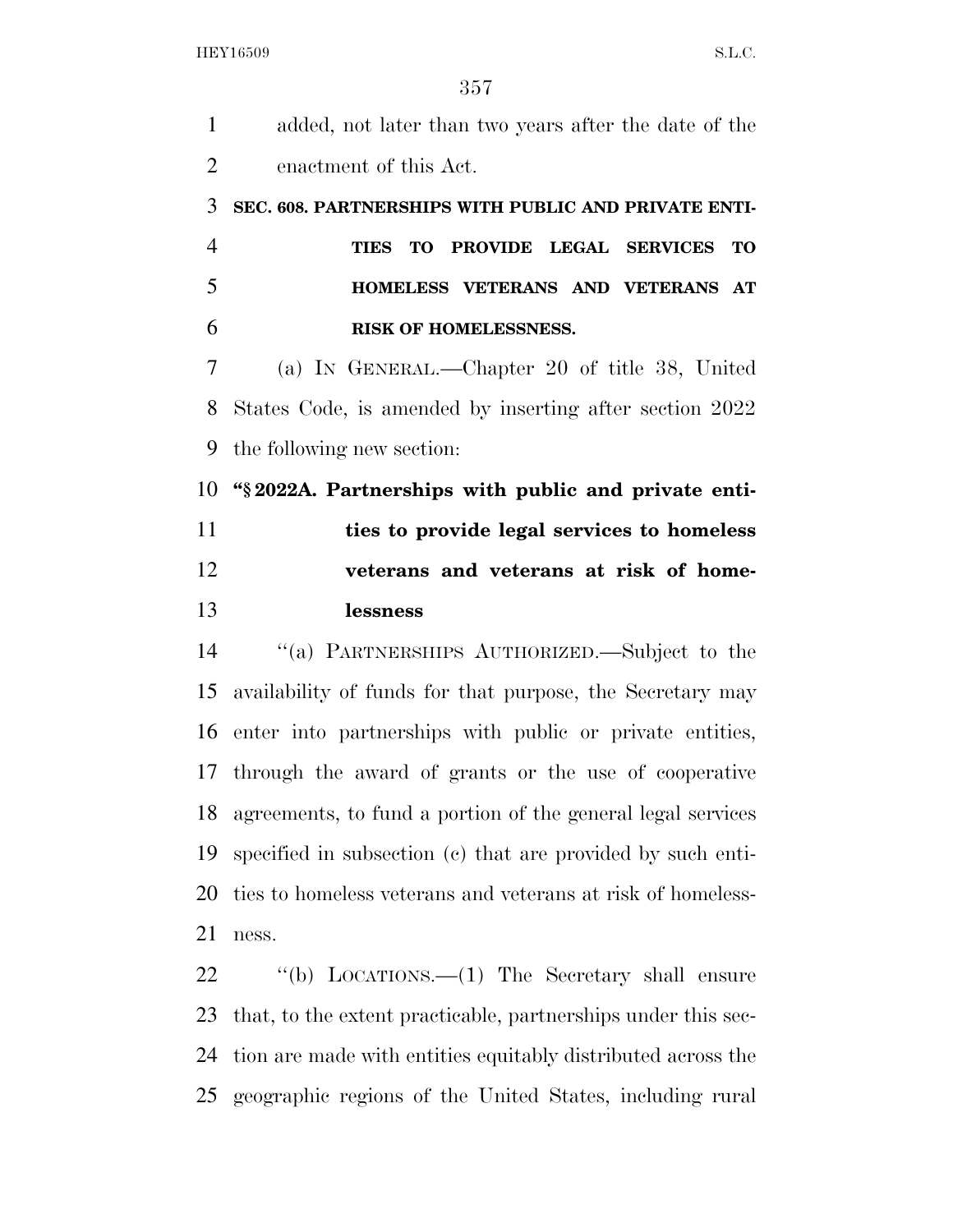added, not later than two years after the date of the enactment of this Act.

**SEC. 608. PARTNERSHIPS WITH PUBLIC AND PRIVATE ENTITIES TO PROVIDE LEGAL SERVICES TO HOMELESS VETERANS AND VETERANS AT RISK OF HOMELESSNESS.**

(a) IN GENERAL.—Chapter 20 of title 38, United States Code, is amended by inserting after section 2022 the following new section:

**"§ 2022A. Partnerships with public and private entities to provide legal services to homeless veterans and veterans at risk of homelessness**

"(a) PARTNERSHIPS AUTHORIZED.—Subject to the availability of funds for that purpose, the Secretary may enter into partnerships with public or private entities, through the award of grants or the use of cooperative agreements, to fund a portion of the general legal services specified in subsection (c) that are provided by such entities to homeless veterans and veterans at risk of homelessness.

"(b) LOCATIONS.—(1) The Secretary shall ensure that, to the extent practicable, partnerships under this section are made with entities equitably distributed across the geographic regions of the United States, including rural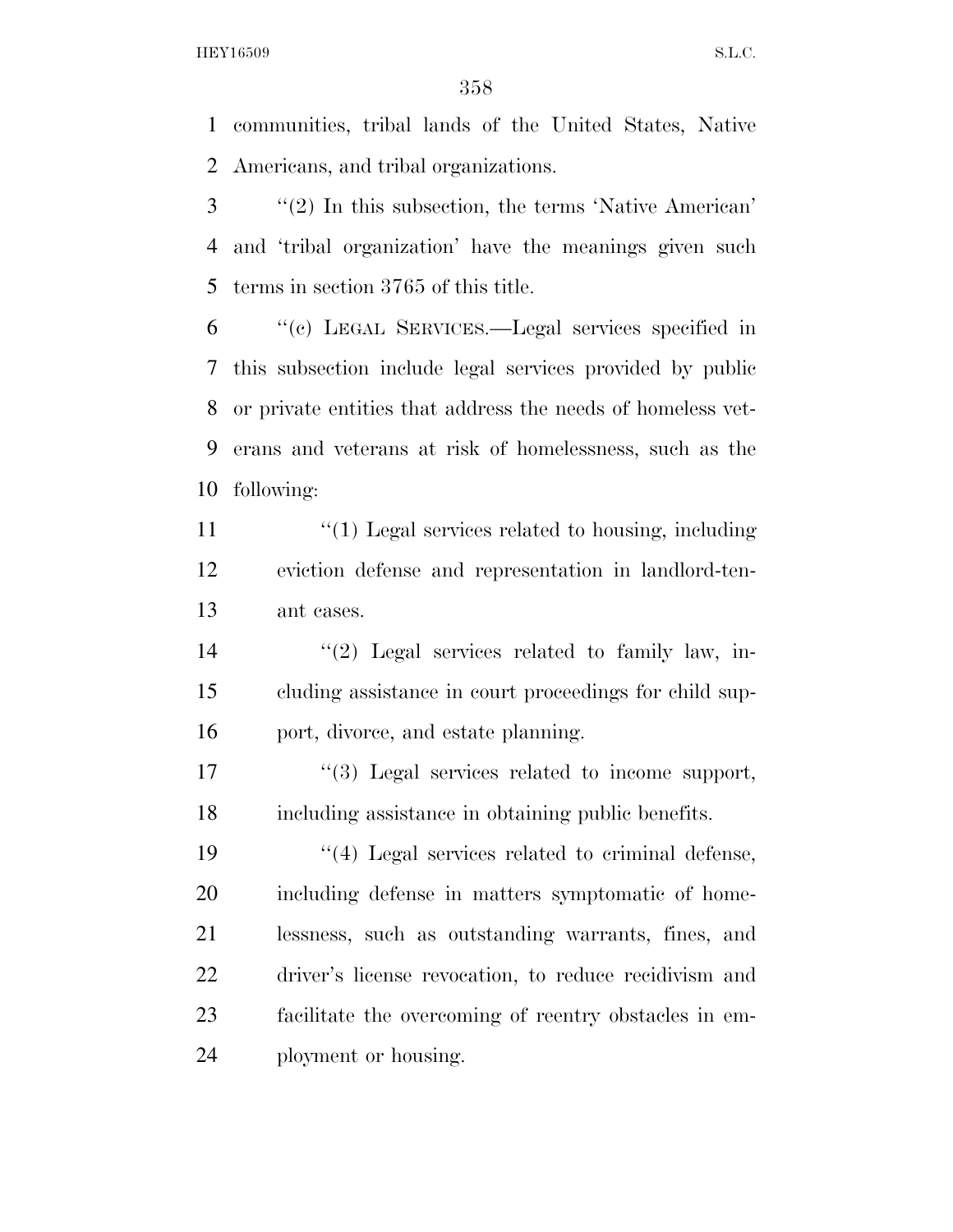communities, tribal lands of the United States, Native Americans, and tribal organizations.

''(2) In this subsection, the terms 'Native American' and 'tribal organization' have the meanings given such terms in section 3765 of this title.

''(c) LEGAL SERVICES.—Legal services specified in this subsection include legal services provided by public or private entities that address the needs of homeless veterans and veterans at risk of homelessness, such as the following:

> ''(1) Legal services related to housing, including eviction defense and representation in landlord-tenant cases.
>
> ''(2) Legal services related to family law, including assistance in court proceedings for child support, divorce, and estate planning.
>
> ''(3) Legal services related to income support, including assistance in obtaining public benefits.
>
> ''(4) Legal services related to criminal defense, including defense in matters symptomatic of homelessness, such as outstanding warrants, fines, and driver's license revocation, to reduce recidivism and facilitate the overcoming of reentry obstacles in employment or housing.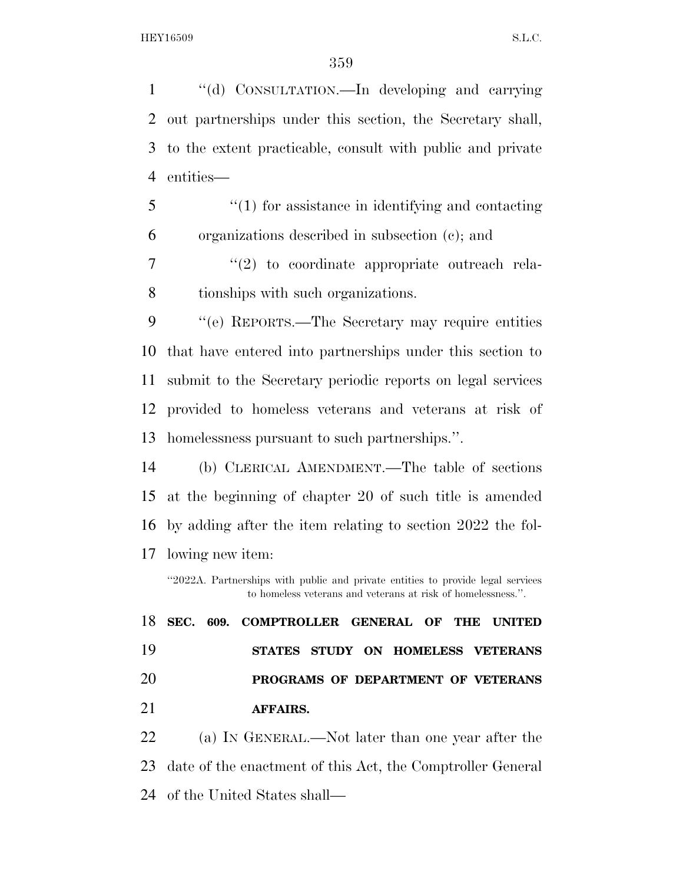"(d) CONSULTATION.—In developing and carrying out partnerships under this section, the Secretary shall, to the extent practicable, consult with public and private entities—

"(1) for assistance in identifying and contacting organizations described in subsection (c); and

"(2) to coordinate appropriate outreach relationships with such organizations.

"(e) REPORTS.—The Secretary may require entities that have entered into partnerships under this section to submit to the Secretary periodic reports on legal services provided to homeless veterans and veterans at risk of homelessness pursuant to such partnerships.".

(b) CLERICAL AMENDMENT.—The table of sections at the beginning of chapter 20 of such title is amended by adding after the item relating to section 2022 the following new item:

"2022A. Partnerships with public and private entities to provide legal services to homeless veterans and veterans at risk of homelessness.".

**SEC. 609. COMPTROLLER GENERAL OF THE UNITED STATES STUDY ON HOMELESS VETERANS PROGRAMS OF DEPARTMENT OF VETERANS AFFAIRS.**

(a) IN GENERAL.—Not later than one year after the date of the enactment of this Act, the Comptroller General of the United States shall—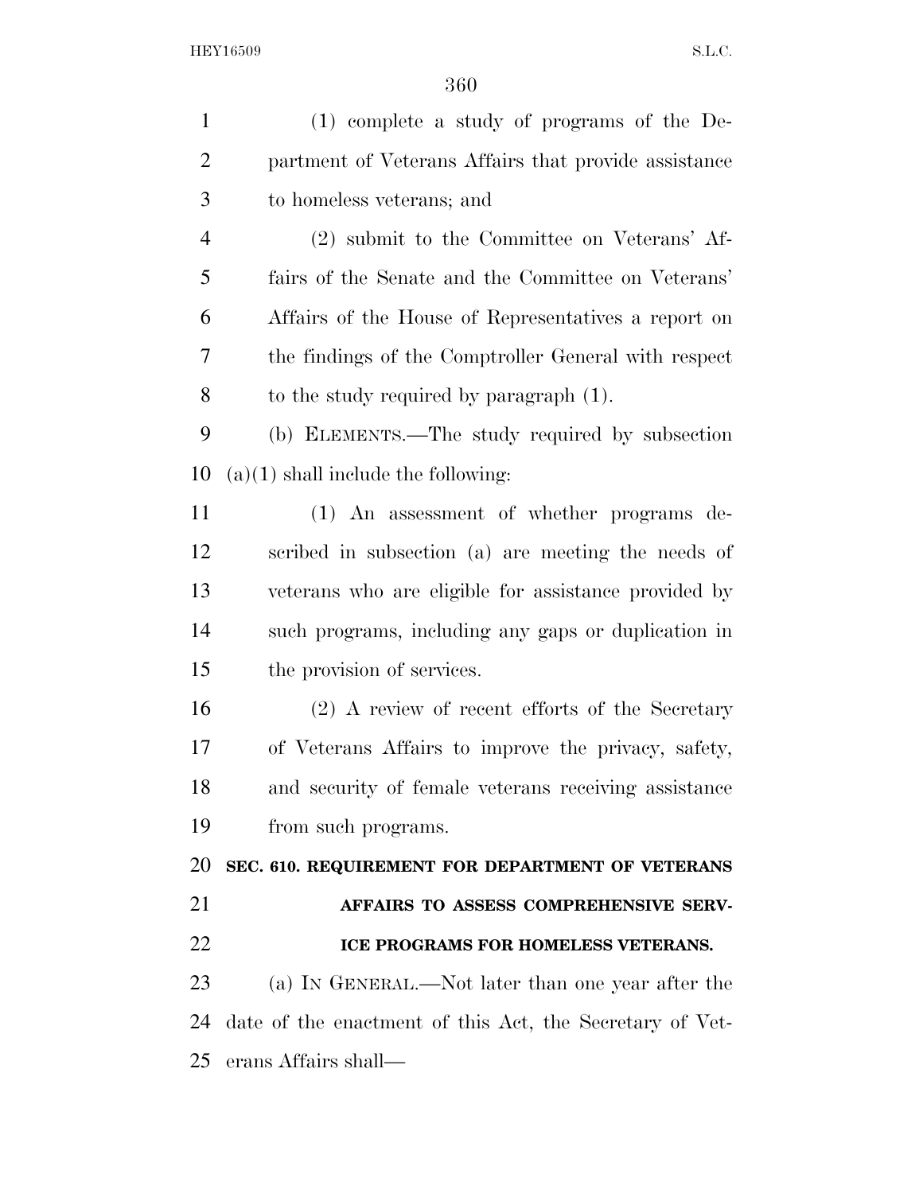(1) complete a study of programs of the Department of Veterans Affairs that provide assistance to homeless veterans; and

(2) submit to the Committee on Veterans' Affairs of the Senate and the Committee on Veterans' Affairs of the House of Representatives a report on the findings of the Comptroller General with respect to the study required by paragraph (1).

(b) ELEMENTS.—The study required by subsection (a)(1) shall include the following:

(1) An assessment of whether programs described in subsection (a) are meeting the needs of veterans who are eligible for assistance provided by such programs, including any gaps or duplication in the provision of services.

(2) A review of recent efforts of the Secretary of Veterans Affairs to improve the privacy, safety, and security of female veterans receiving assistance from such programs.

**SEC. 610. REQUIREMENT FOR DEPARTMENT OF VETERANS AFFAIRS TO ASSESS COMPREHENSIVE SERVICE PROGRAMS FOR HOMELESS VETERANS.**

(a) IN GENERAL.—Not later than one year after the date of the enactment of this Act, the Secretary of Veterans Affairs shall—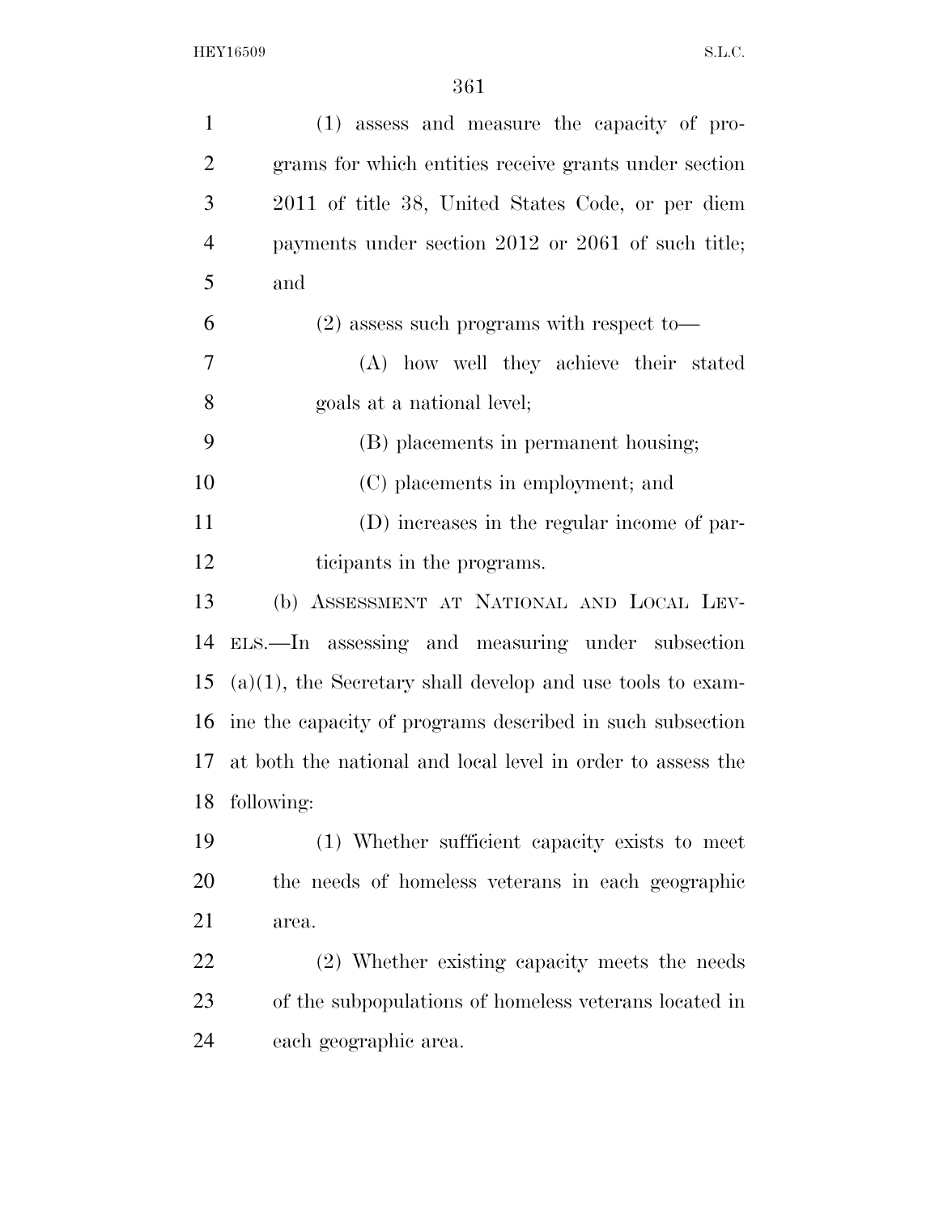(1) assess and measure the capacity of programs for which entities receive grants under section 2011 of title 38, United States Code, or per diem payments under section 2012 or 2061 of such title; and

(2) assess such programs with respect to—

(A) how well they achieve their stated goals at a national level;

(B) placements in permanent housing;

(C) placements in employment; and

(D) increases in the regular income of participants in the programs.

(b) ASSESSMENT AT NATIONAL AND LOCAL LEVELS.—In assessing and measuring under subsection (a)(1), the Secretary shall develop and use tools to examine the capacity of programs described in such subsection at both the national and local level in order to assess the following:

(1) Whether sufficient capacity exists to meet the needs of homeless veterans in each geographic area.

(2) Whether existing capacity meets the needs of the subpopulations of homeless veterans located in each geographic area.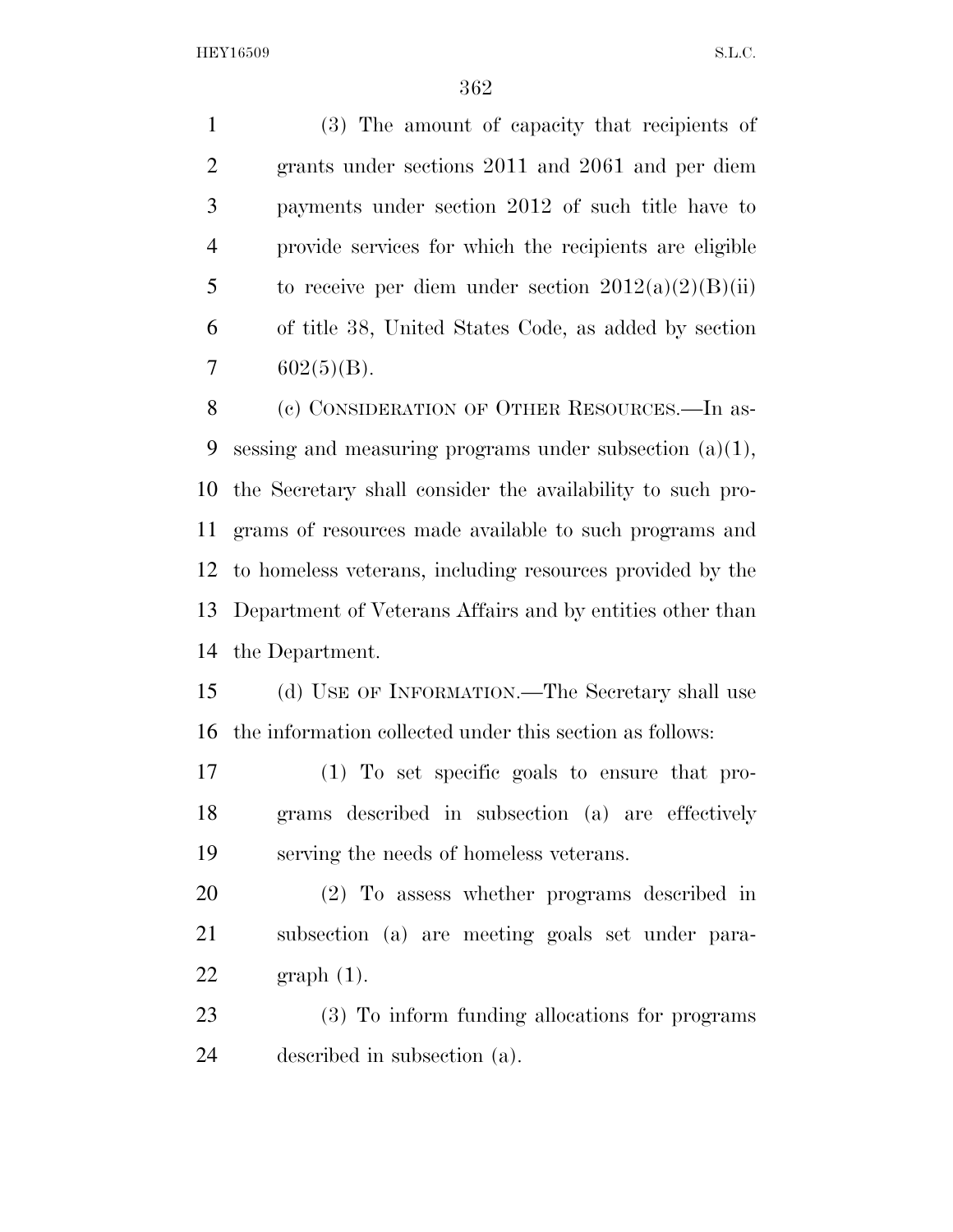(3) The amount of capacity that recipients of grants under sections 2011 and 2061 and per diem payments under section 2012 of such title have to provide services for which the recipients are eligible to receive per diem under section 2012(a)(2)(B)(ii) of title 38, United States Code, as added by section 602(5)(B).

(c) CONSIDERATION OF OTHER RESOURCES.—In assessing and measuring programs under subsection (a)(1), the Secretary shall consider the availability to such programs of resources made available to such programs and to homeless veterans, including resources provided by the Department of Veterans Affairs and by entities other than the Department.

(d) USE OF INFORMATION.—The Secretary shall use the information collected under this section as follows:

(1) To set specific goals to ensure that programs described in subsection (a) are effectively serving the needs of homeless veterans.

(2) To assess whether programs described in subsection (a) are meeting goals set under paragraph (1).

(3) To inform funding allocations for programs described in subsection (a).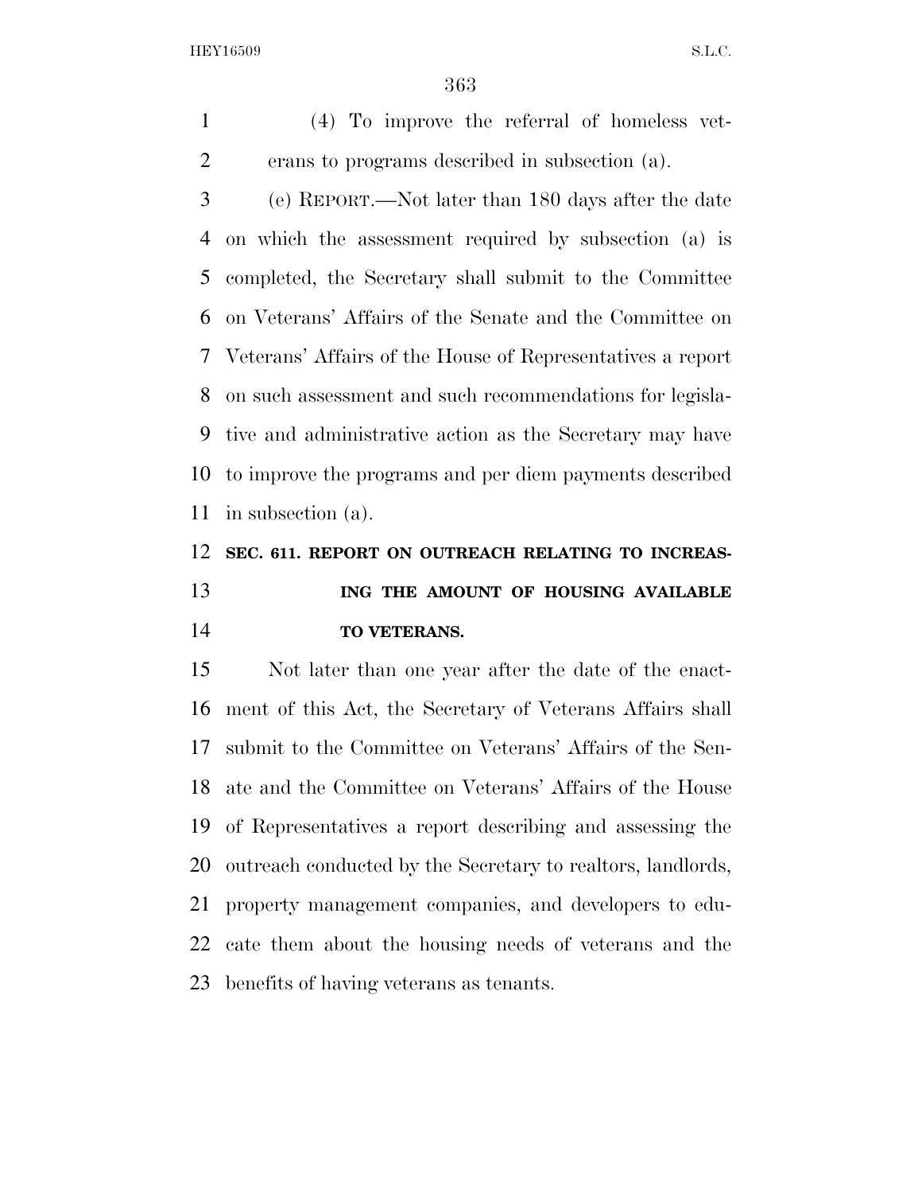(4) To improve the referral of homeless veterans to programs described in subsection (a).

(e) REPORT.—Not later than 180 days after the date on which the assessment required by subsection (a) is completed, the Secretary shall submit to the Committee on Veterans' Affairs of the Senate and the Committee on Veterans' Affairs of the House of Representatives a report on such assessment and such recommendations for legislative and administrative action as the Secretary may have to improve the programs and per diem payments described in subsection (a).

**SEC. 611. REPORT ON OUTREACH RELATING TO INCREASING THE AMOUNT OF HOUSING AVAILABLE TO VETERANS.**

Not later than one year after the date of the enactment of this Act, the Secretary of Veterans Affairs shall submit to the Committee on Veterans' Affairs of the Senate and the Committee on Veterans' Affairs of the House of Representatives a report describing and assessing the outreach conducted by the Secretary to realtors, landlords, property management companies, and developers to educate them about the housing needs of veterans and the benefits of having veterans as tenants.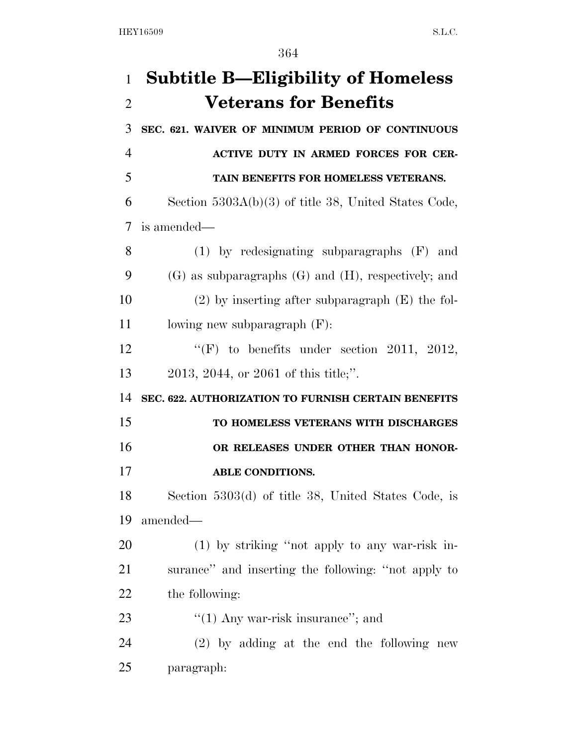# Subtitle B—Eligibility of Homeless Veterans for Benefits

**SEC. 621. WAIVER OF MINIMUM PERIOD OF CONTINUOUS ACTIVE DUTY IN ARMED FORCES FOR CERTAIN BENEFITS FOR HOMELESS VETERANS.**

Section 5303A(b)(3) of title 38, United States Code, is amended—

(1) by redesignating subparagraphs (F) and (G) as subparagraphs (G) and (H), respectively; and

(2) by inserting after subparagraph (E) the following new subparagraph (F):

"(F) to benefits under section 2011, 2012, 2013, 2044, or 2061 of this title;".

**SEC. 622. AUTHORIZATION TO FURNISH CERTAIN BENEFITS TO HOMELESS VETERANS WITH DISCHARGES OR RELEASES UNDER OTHER THAN HONORABLE CONDITIONS.**

Section 5303(d) of title 38, United States Code, is amended—

(1) by striking "not apply to any war-risk insurance" and inserting the following: "not apply to the following:

"(1) Any war-risk insurance"; and

(2) by adding at the end the following new paragraph: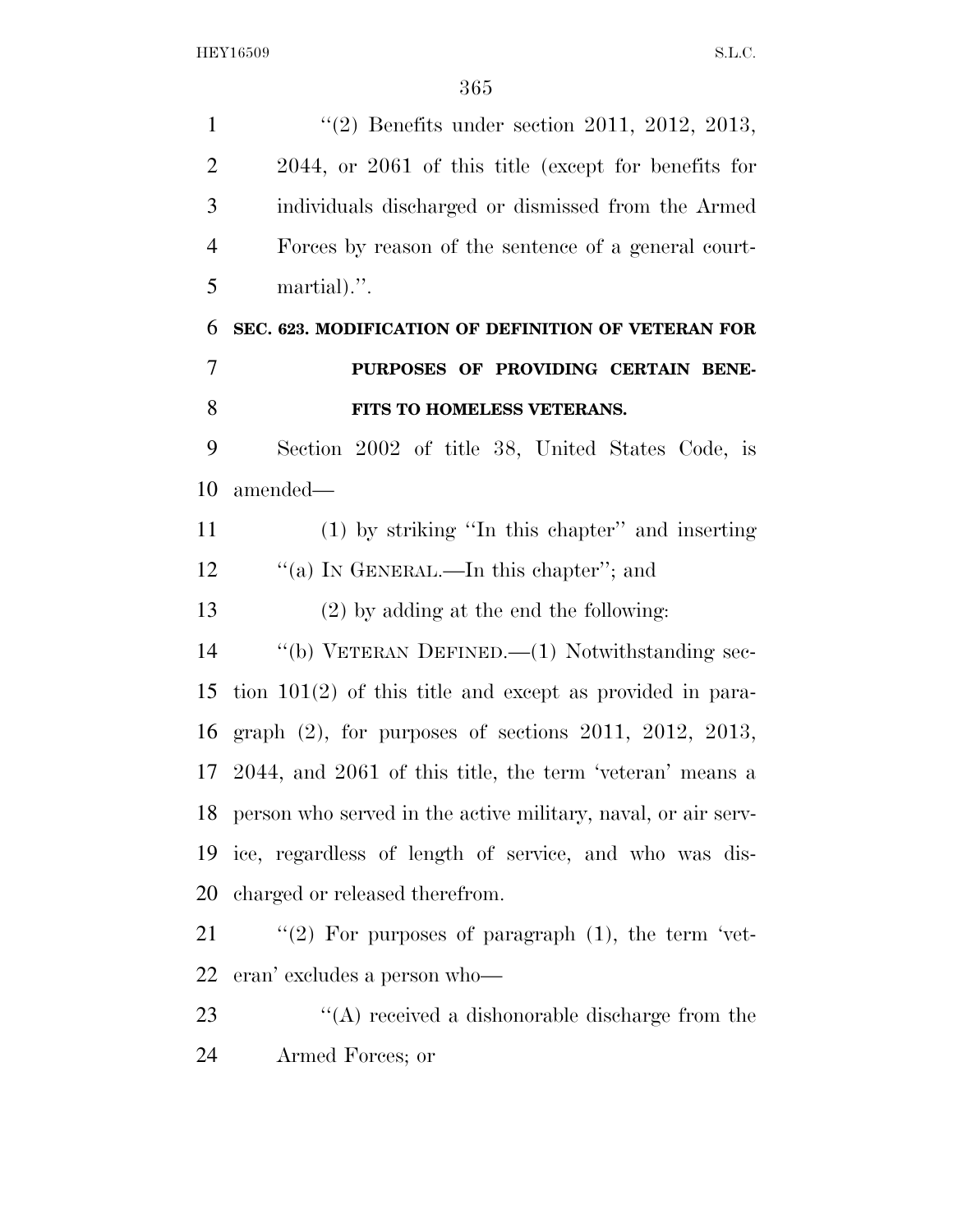"(2) Benefits under section 2011, 2012, 2013, 2044, or 2061 of this title (except for benefits for individuals discharged or dismissed from the Armed Forces by reason of the sentence of a general court-martial).".

**SEC. 623. MODIFICATION OF DEFINITION OF VETERAN FOR PURPOSES OF PROVIDING CERTAIN BENEFITS TO HOMELESS VETERANS.**

Section 2002 of title 38, United States Code, is amended—

(1) by striking "In this chapter" and inserting "(a) IN GENERAL.—In this chapter"; and

(2) by adding at the end the following:

"(b) VETERAN DEFINED.—(1) Notwithstanding section 101(2) of this title and except as provided in paragraph (2), for purposes of sections 2011, 2012, 2013, 2044, and 2061 of this title, the term 'veteran' means a person who served in the active military, naval, or air service, regardless of length of service, and who was discharged or released therefrom.

"(2) For purposes of paragraph (1), the term 'veteran' excludes a person who—

"(A) received a dishonorable discharge from the Armed Forces; or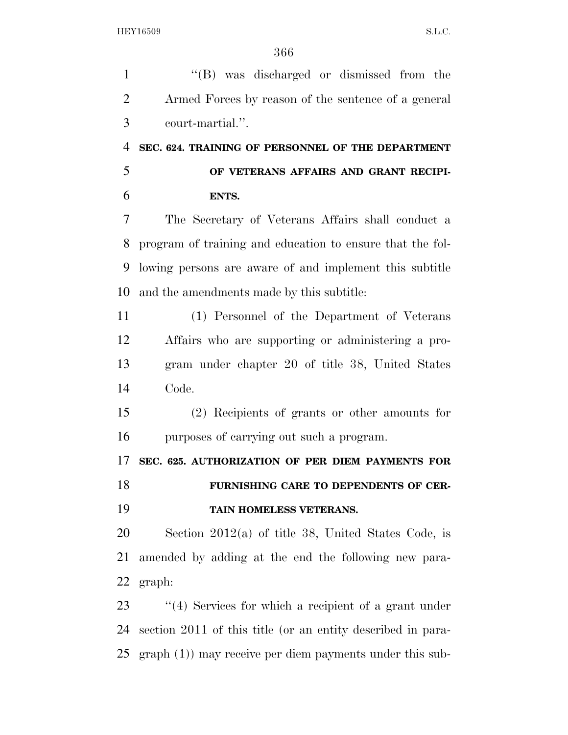"(B) was discharged or dismissed from the Armed Forces by reason of the sentence of a general court-martial.".

**SEC. 624. TRAINING OF PERSONNEL OF THE DEPARTMENT OF VETERANS AFFAIRS AND GRANT RECIPIENTS.**

The Secretary of Veterans Affairs shall conduct a program of training and education to ensure that the following persons are aware of and implement this subtitle and the amendments made by this subtitle:

(1) Personnel of the Department of Veterans Affairs who are supporting or administering a program under chapter 20 of title 38, United States Code.

(2) Recipients of grants or other amounts for purposes of carrying out such a program.

**SEC. 625. AUTHORIZATION OF PER DIEM PAYMENTS FOR FURNISHING CARE TO DEPENDENTS OF CERTAIN HOMELESS VETERANS.**

Section 2012(a) of title 38, United States Code, is amended by adding at the end the following new paragraph:

"(4) Services for which a recipient of a grant under section 2011 of this title (or an entity described in paragraph (1)) may receive per diem payments under this sub-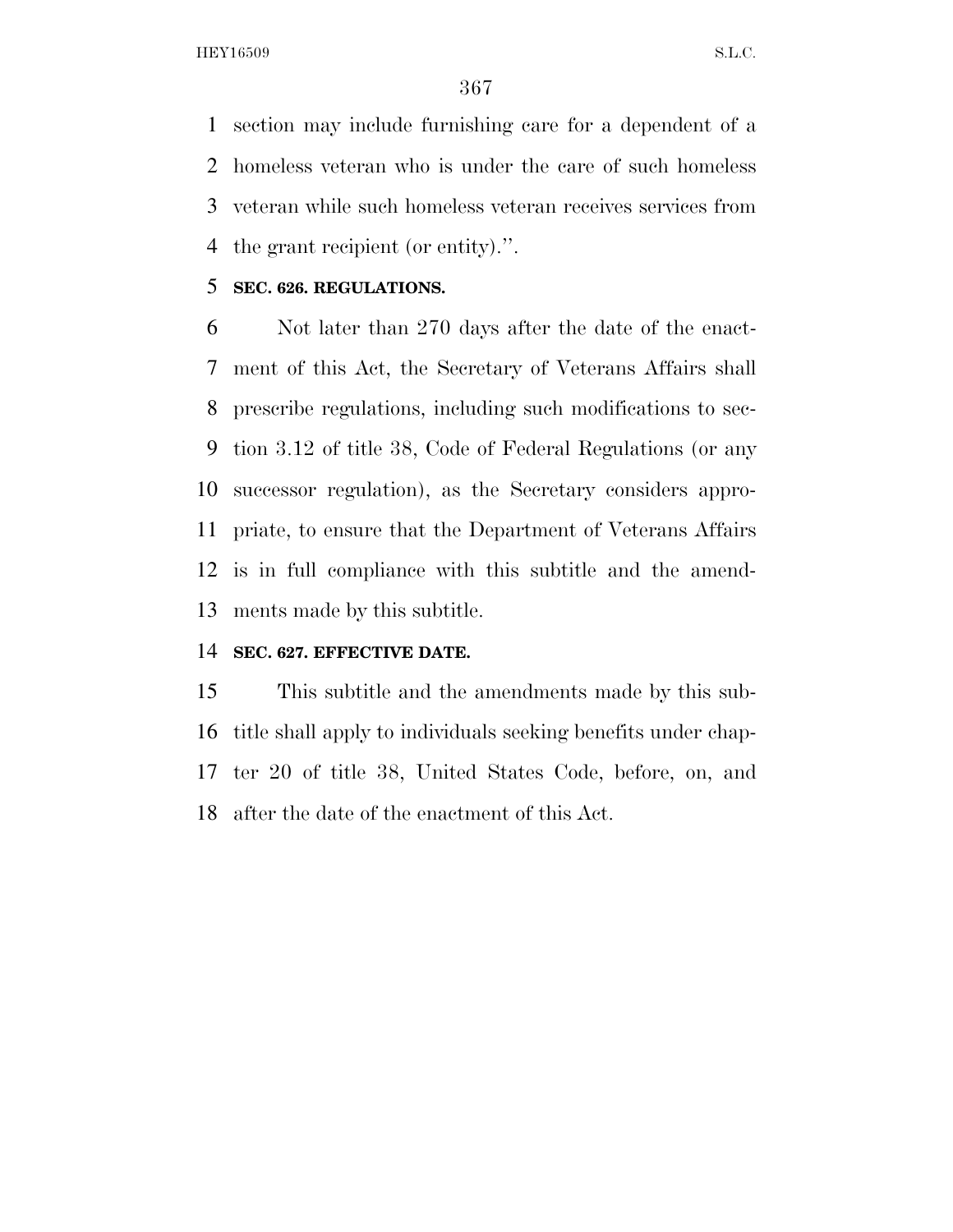section may include furnishing care for a dependent of a homeless veteran who is under the care of such homeless veteran while such homeless veteran receives services from the grant recipient (or entity).''.

**SEC. 626. REGULATIONS.**

Not later than 270 days after the date of the enactment of this Act, the Secretary of Veterans Affairs shall prescribe regulations, including such modifications to section 3.12 of title 38, Code of Federal Regulations (or any successor regulation), as the Secretary considers appropriate, to ensure that the Department of Veterans Affairs is in full compliance with this subtitle and the amendments made by this subtitle.

**SEC. 627. EFFECTIVE DATE.**

This subtitle and the amendments made by this subtitle shall apply to individuals seeking benefits under chapter 20 of title 38, United States Code, before, on, and after the date of the enactment of this Act.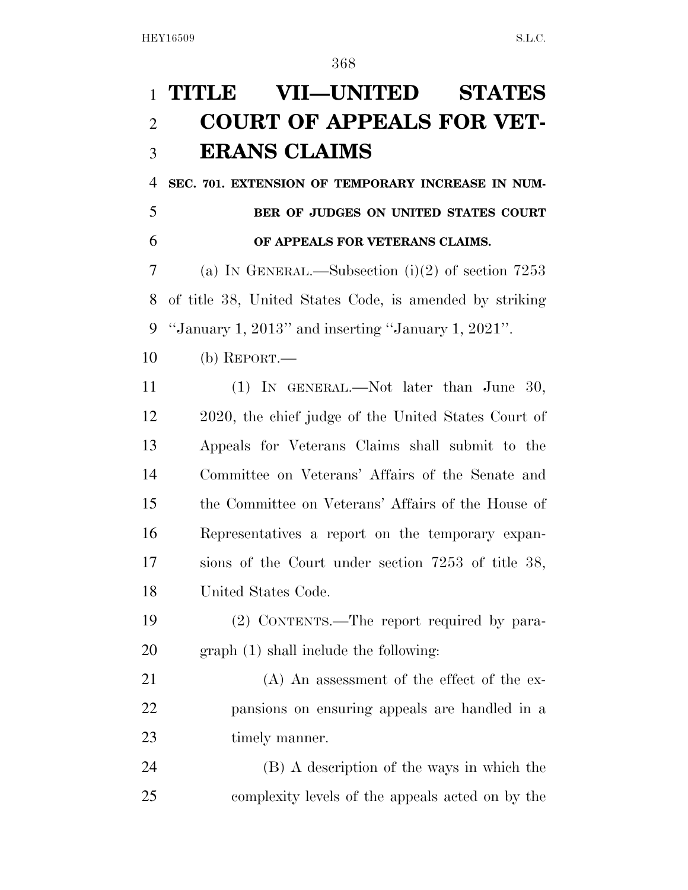# TITLE VII—UNITED STATES COURT OF APPEALS FOR VETERANS CLAIMS

**SEC. 701. EXTENSION OF TEMPORARY INCREASE IN NUMBER OF JUDGES ON UNITED STATES COURT OF APPEALS FOR VETERANS CLAIMS.**

(a) IN GENERAL.—Subsection (i)(2) of section 7253 of title 38, United States Code, is amended by striking ''January 1, 2013'' and inserting ''January 1, 2021''.

(b) REPORT.—

(1) IN GENERAL.—Not later than June 30, 2020, the chief judge of the United States Court of Appeals for Veterans Claims shall submit to the Committee on Veterans' Affairs of the Senate and the Committee on Veterans' Affairs of the House of Representatives a report on the temporary expansions of the Court under section 7253 of title 38, United States Code.

(2) CONTENTS.—The report required by paragraph (1) shall include the following:

(A) An assessment of the effect of the expansions on ensuring appeals are handled in a timely manner.

(B) A description of the ways in which the complexity levels of the appeals acted on by the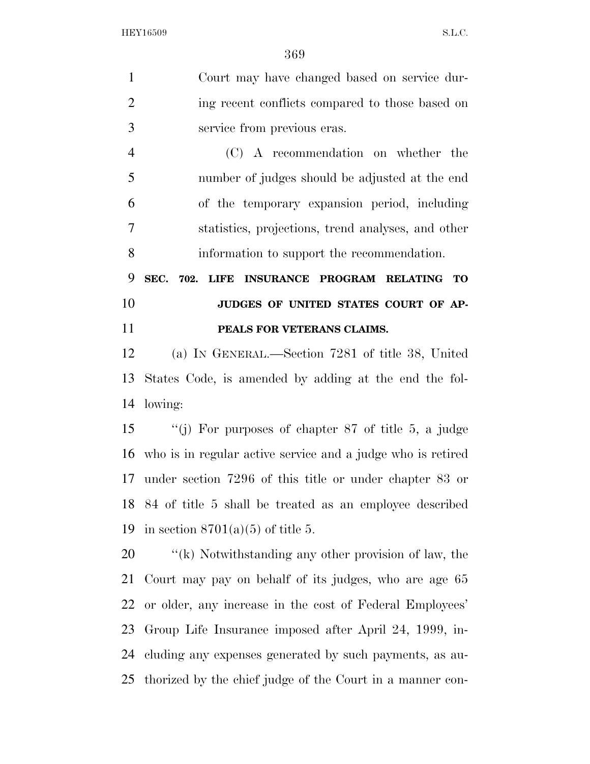Court may have changed based on service during recent conflicts compared to those based on service from previous eras.

(C) A recommendation on whether the number of judges should be adjusted at the end of the temporary expansion period, including statistics, projections, trend analyses, and other information to support the recommendation.

**SEC. 702. LIFE INSURANCE PROGRAM RELATING TO JUDGES OF UNITED STATES COURT OF APPEALS FOR VETERANS CLAIMS.**

(a) IN GENERAL.—Section 7281 of title 38, United States Code, is amended by adding at the end the following:

"(j) For purposes of chapter 87 of title 5, a judge who is in regular active service and a judge who is retired under section 7296 of this title or under chapter 83 or 84 of title 5 shall be treated as an employee described in section 8701(a)(5) of title 5.

"(k) Notwithstanding any other provision of law, the Court may pay on behalf of its judges, who are age 65 or older, any increase in the cost of Federal Employees' Group Life Insurance imposed after April 24, 1999, including any expenses generated by such payments, as authorized by the chief judge of the Court in a manner con-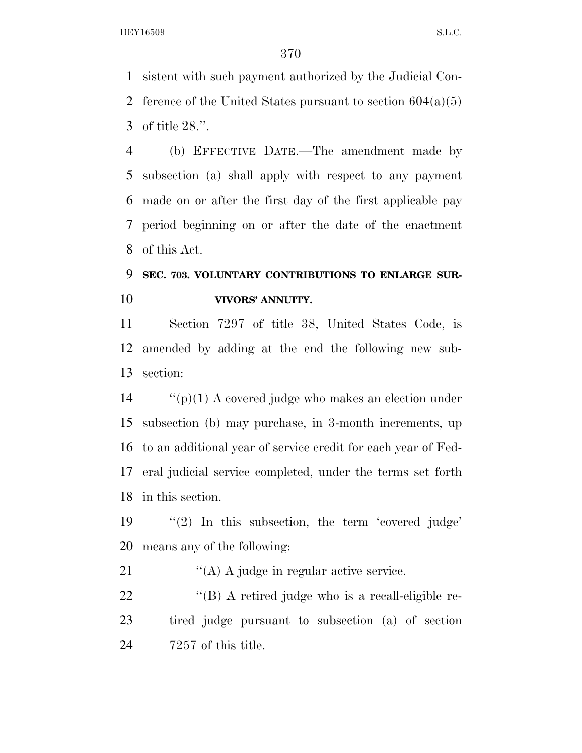sistent with such payment authorized by the Judicial Conference of the United States pursuant to section 604(a)(5) of title 28.''.

(b) EFFECTIVE DATE.—The amendment made by subsection (a) shall apply with respect to any payment made on or after the first day of the first applicable pay period beginning on or after the date of the enactment of this Act.

**SEC. 703. VOLUNTARY CONTRIBUTIONS TO ENLARGE SURVIVORS' ANNUITY.**

Section 7297 of title 38, United States Code, is amended by adding at the end the following new subsection:

''(p)(1) A covered judge who makes an election under subsection (b) may purchase, in 3-month increments, up to an additional year of service credit for each year of Federal judicial service completed, under the terms set forth in this section.

''(2) In this subsection, the term 'covered judge' means any of the following:

''(A) A judge in regular active service.

''(B) A retired judge who is a recall-eligible retired judge pursuant to subsection (a) of section 7257 of this title.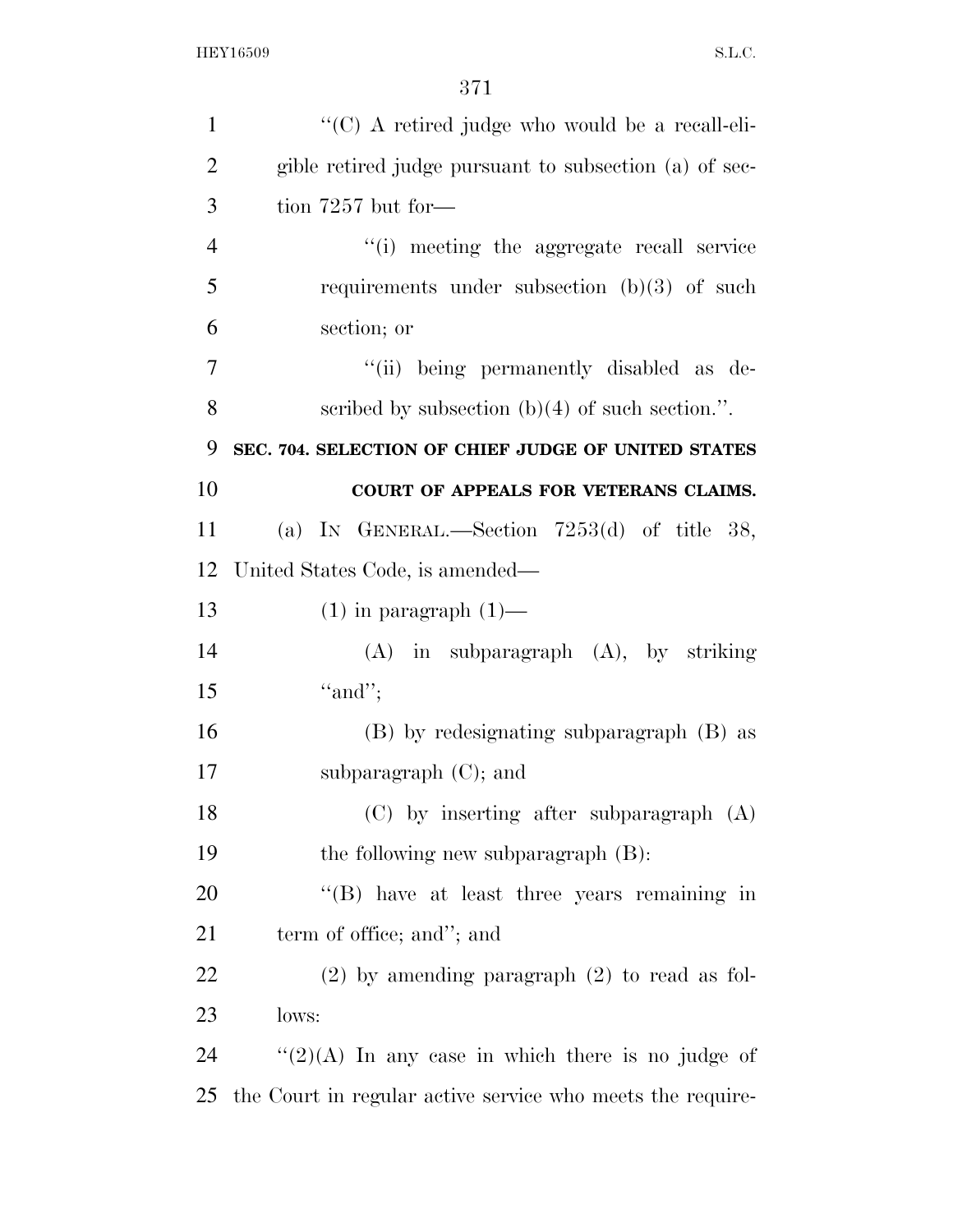"(C) A retired judge who would be a recall-eligible retired judge pursuant to subsection (a) of section 7257 but for—

"(i) meeting the aggregate recall service requirements under subsection (b)(3) of such section; or

"(ii) being permanently disabled as described by subsection (b)(4) of such section.".

**SEC. 704. SELECTION OF CHIEF JUDGE OF UNITED STATES COURT OF APPEALS FOR VETERANS CLAIMS.**

(a) IN GENERAL.—Section 7253(d) of title 38, United States Code, is amended—

(1) in paragraph (1)—

(A) in subparagraph (A), by striking "and";

(B) by redesignating subparagraph (B) as subparagraph (C); and

(C) by inserting after subparagraph (A) the following new subparagraph (B):

"(B) have at least three years remaining in term of office; and"; and

(2) by amending paragraph (2) to read as follows:

"(2)(A) In any case in which there is no judge of the Court in regular active service who meets the require-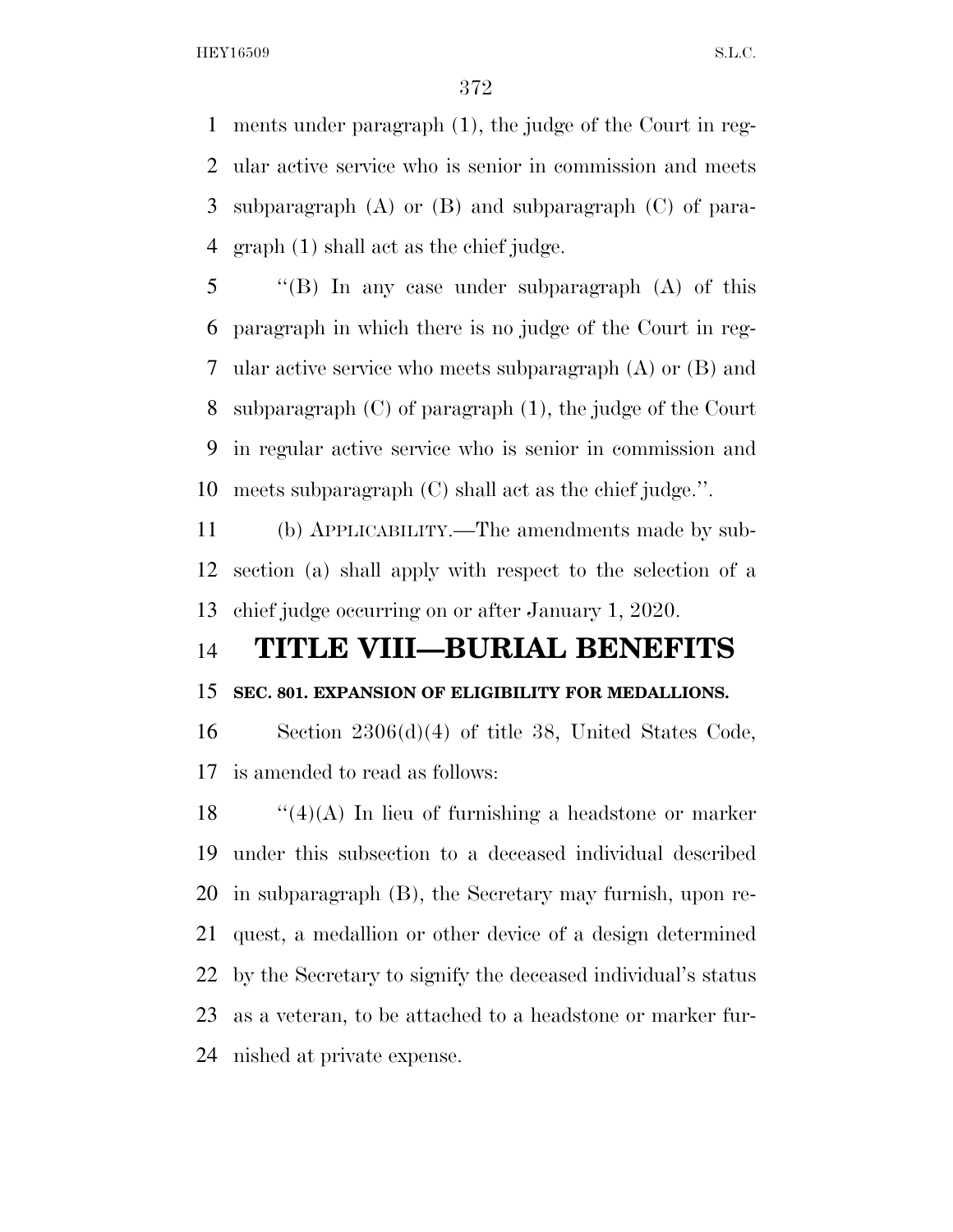ments under paragraph (1), the judge of the Court in regular active service who is senior in commission and meets subparagraph (A) or (B) and subparagraph (C) of paragraph (1) shall act as the chief judge.

''(B) In any case under subparagraph (A) of this paragraph in which there is no judge of the Court in regular active service who meets subparagraph (A) or (B) and subparagraph (C) of paragraph (1), the judge of the Court in regular active service who is senior in commission and meets subparagraph (C) shall act as the chief judge.''.

(b) APPLICABILITY.—The amendments made by subsection (a) shall apply with respect to the selection of a chief judge occurring on or after January 1, 2020.

# TITLE VIII—BURIAL BENEFITS

### SEC. 801. EXPANSION OF ELIGIBILITY FOR MEDALLIONS.

Section 2306(d)(4) of title 38, United States Code, is amended to read as follows:

''(4)(A) In lieu of furnishing a headstone or marker under this subsection to a deceased individual described in subparagraph (B), the Secretary may furnish, upon request, a medallion or other device of a design determined by the Secretary to signify the deceased individual's status as a veteran, to be attached to a headstone or marker furnished at private expense.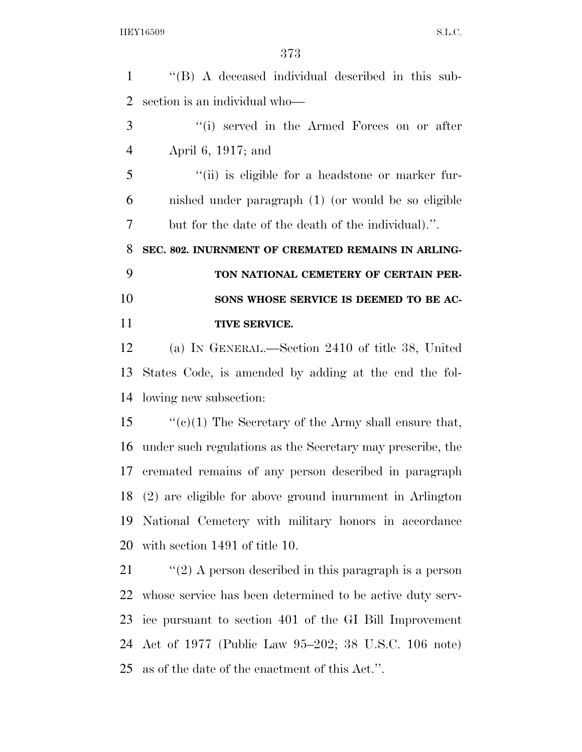''(B) A deceased individual described in this subsection is an individual who—

''(i) served in the Armed Forces on or after April 6, 1917; and

''(ii) is eligible for a headstone or marker furnished under paragraph (1) (or would be so eligible but for the date of the death of the individual).''.

**SEC. 802. INURNMENT OF CREMATED REMAINS IN ARLINGTON NATIONAL CEMETERY OF CERTAIN PERSONS WHOSE SERVICE IS DEEMED TO BE ACTIVE SERVICE.**

(a) IN GENERAL.—Section 2410 of title 38, United States Code, is amended by adding at the end the following new subsection:

''(c)(1) The Secretary of the Army shall ensure that, under such regulations as the Secretary may prescribe, the cremated remains of any person described in paragraph (2) are eligible for above ground inurnment in Arlington National Cemetery with military honors in accordance with section 1491 of title 10.

''(2) A person described in this paragraph is a person whose service has been determined to be active duty service pursuant to section 401 of the GI Bill Improvement Act of 1977 (Public Law 95–202; 38 U.S.C. 106 note) as of the date of the enactment of this Act.''.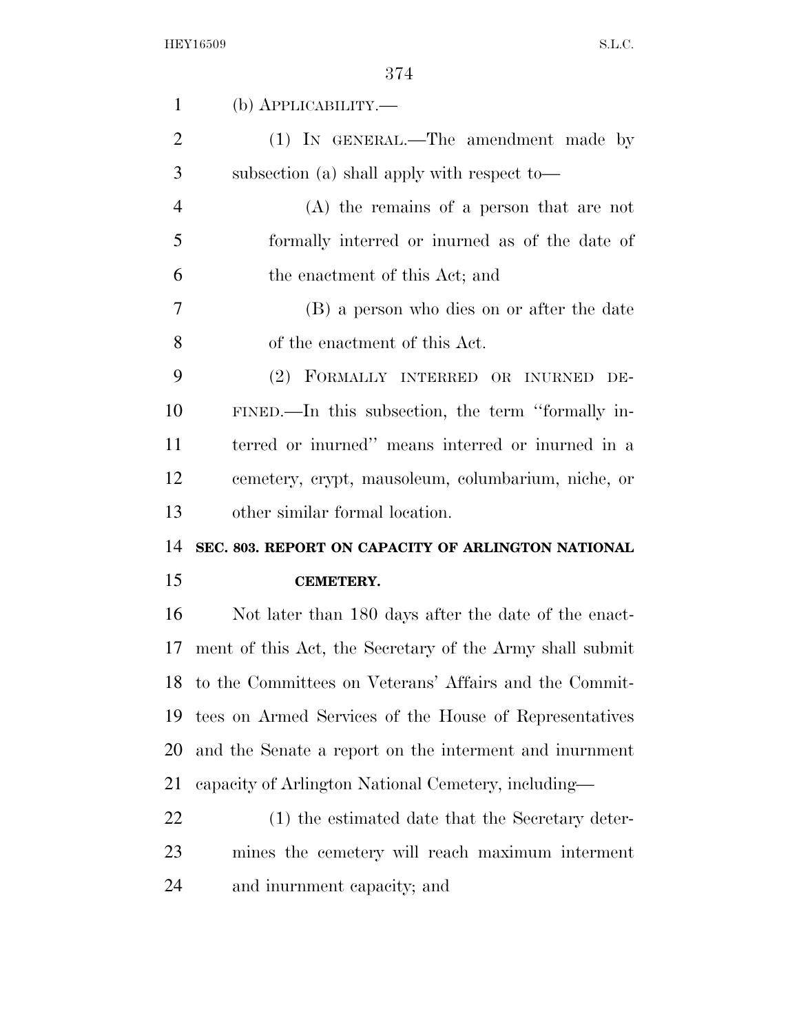(b) APPLICABILITY.—

(1) IN GENERAL.—The amendment made by subsection (a) shall apply with respect to—

(A) the remains of a person that are not formally interred or inurned as of the date of the enactment of this Act; and

(B) a person who dies on or after the date of the enactment of this Act.

(2) FORMALLY INTERRED OR INURNED DEFINED.—In this subsection, the term ''formally interred or inurned'' means interred or inurned in a cemetery, crypt, mausoleum, columbarium, niche, or other similar formal location.

**SEC. 803. REPORT ON CAPACITY OF ARLINGTON NATIONAL CEMETERY.**

Not later than 180 days after the date of the enactment of this Act, the Secretary of the Army shall submit to the Committees on Veterans' Affairs and the Committees on Armed Services of the House of Representatives and the Senate a report on the interment and inurnment capacity of Arlington National Cemetery, including—

(1) the estimated date that the Secretary determines the cemetery will reach maximum interment and inurnment capacity; and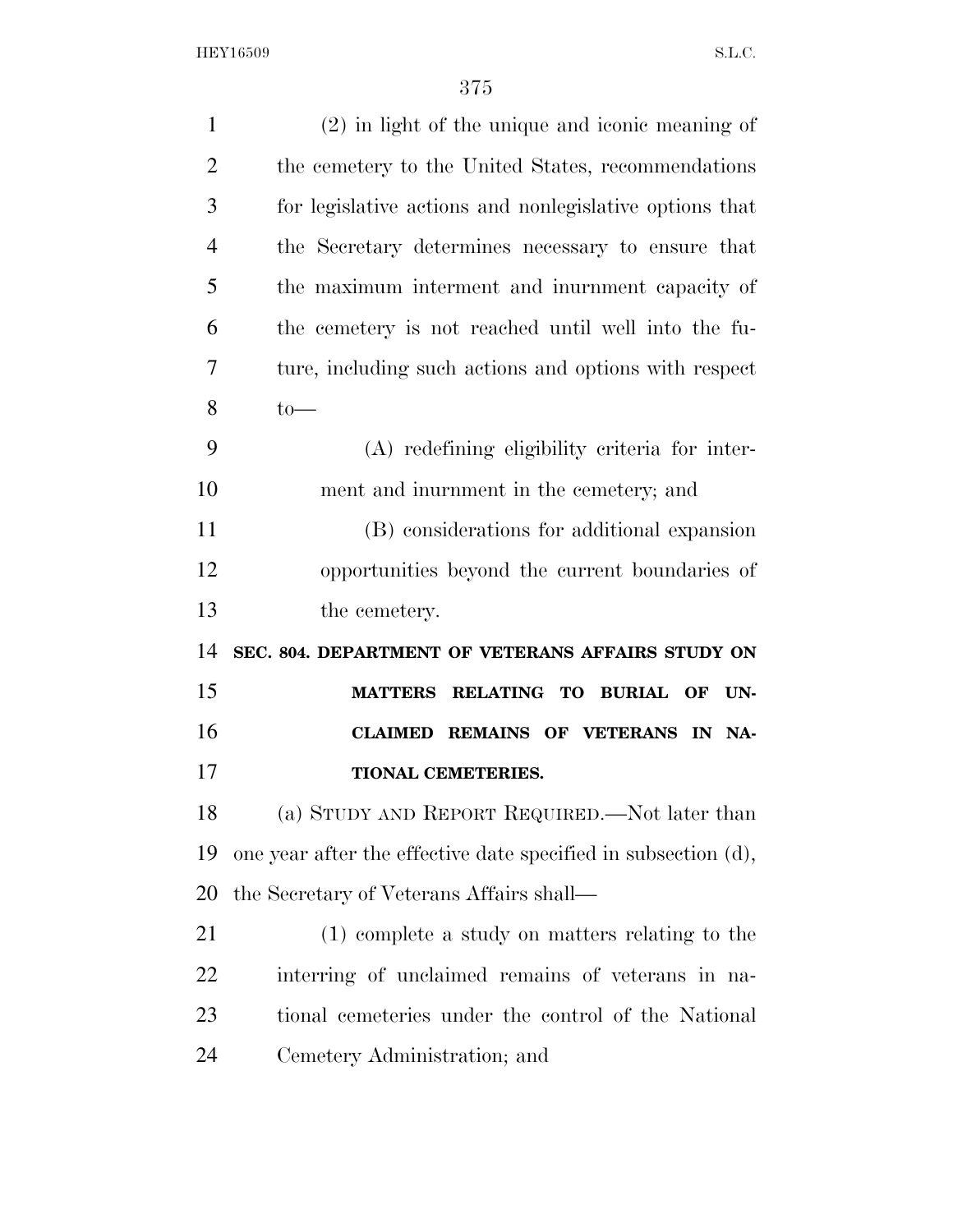(2) in light of the unique and iconic meaning of the cemetery to the United States, recommendations for legislative actions and nonlegislative options that the Secretary determines necessary to ensure that the maximum interment and inurnment capacity of the cemetery is not reached until well into the future, including such actions and options with respect to—

(A) redefining eligibility criteria for interment and inurnment in the cemetery; and

(B) considerations for additional expansion opportunities beyond the current boundaries of the cemetery.

**SEC. 804. DEPARTMENT OF VETERANS AFFAIRS STUDY ON MATTERS RELATING TO BURIAL OF UNCLAIMED REMAINS OF VETERANS IN NATIONAL CEMETERIES.**

(a) STUDY AND REPORT REQUIRED.—Not later than one year after the effective date specified in subsection (d), the Secretary of Veterans Affairs shall—

(1) complete a study on matters relating to the interring of unclaimed remains of veterans in national cemeteries under the control of the National Cemetery Administration; and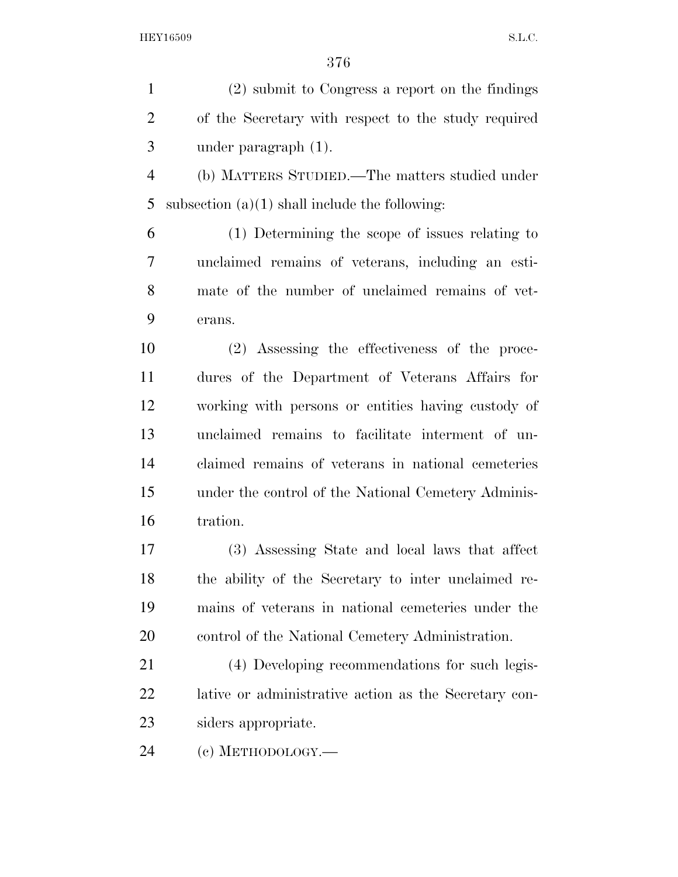(2) submit to Congress a report on the findings of the Secretary with respect to the study required under paragraph (1).

(b) MATTERS STUDIED.—The matters studied under subsection (a)(1) shall include the following:

(1) Determining the scope of issues relating to unclaimed remains of veterans, including an estimate of the number of unclaimed remains of veterans.

(2) Assessing the effectiveness of the procedures of the Department of Veterans Affairs for working with persons or entities having custody of unclaimed remains to facilitate interment of unclaimed remains of veterans in national cemeteries under the control of the National Cemetery Administration.

(3) Assessing State and local laws that affect the ability of the Secretary to inter unclaimed remains of veterans in national cemeteries under the control of the National Cemetery Administration.

(4) Developing recommendations for such legislative or administrative action as the Secretary considers appropriate.

(c) METHODOLOGY.—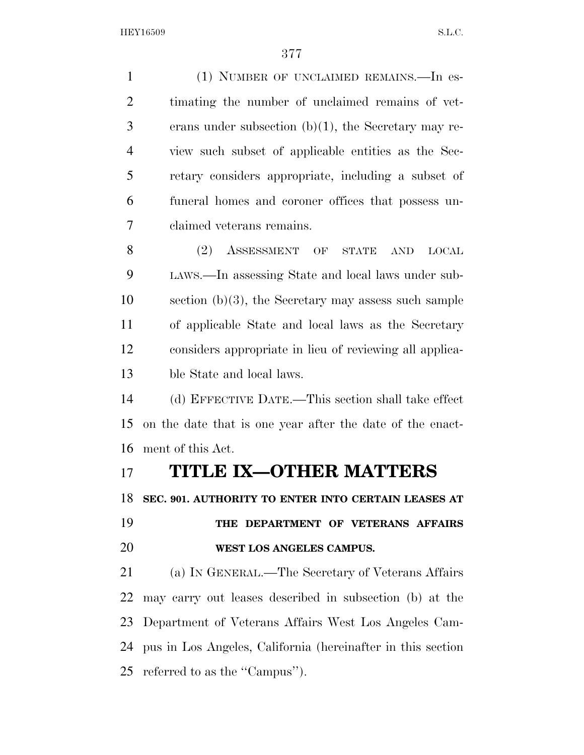(1) NUMBER OF UNCLAIMED REMAINS.—In estimating the number of unclaimed remains of veterans under subsection (b)(1), the Secretary may review such subset of applicable entities as the Secretary considers appropriate, including a subset of funeral homes and coroner offices that possess unclaimed veterans remains.

(2) ASSESSMENT OF STATE AND LOCAL LAWS.—In assessing State and local laws under subsection (b)(3), the Secretary may assess such sample of applicable State and local laws as the Secretary considers appropriate in lieu of reviewing all applicable State and local laws.

(d) EFFECTIVE DATE.—This section shall take effect on the date that is one year after the date of the enactment of this Act.

# TITLE IX—OTHER MATTERS

### SEC. 901. AUTHORITY TO ENTER INTO CERTAIN LEASES AT THE DEPARTMENT OF VETERANS AFFAIRS WEST LOS ANGELES CAMPUS.

(a) IN GENERAL.—The Secretary of Veterans Affairs may carry out leases described in subsection (b) at the Department of Veterans Affairs West Los Angeles Campus in Los Angeles, California (hereinafter in this section referred to as the ''Campus'').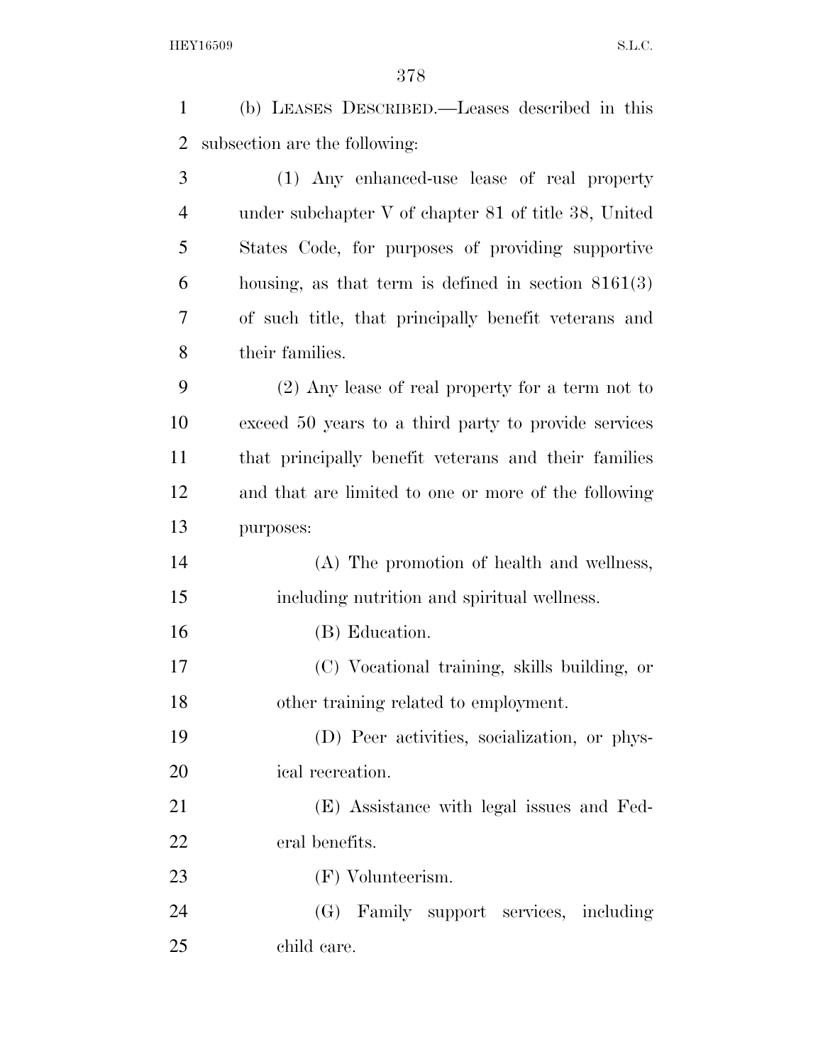(b) LEASES DESCRIBED.—Leases described in this subsection are the following:

(1) Any enhanced-use lease of real property under subchapter V of chapter 81 of title 38, United States Code, for purposes of providing supportive housing, as that term is defined in section 8161(3) of such title, that principally benefit veterans and their families.

(2) Any lease of real property for a term not to exceed 50 years to a third party to provide services that principally benefit veterans and their families and that are limited to one or more of the following purposes:

(A) The promotion of health and wellness, including nutrition and spiritual wellness.

(B) Education.

(C) Vocational training, skills building, or other training related to employment.

(D) Peer activities, socialization, or physical recreation.

(E) Assistance with legal issues and Federal benefits.

(F) Volunteerism.

(G) Family support services, including child care.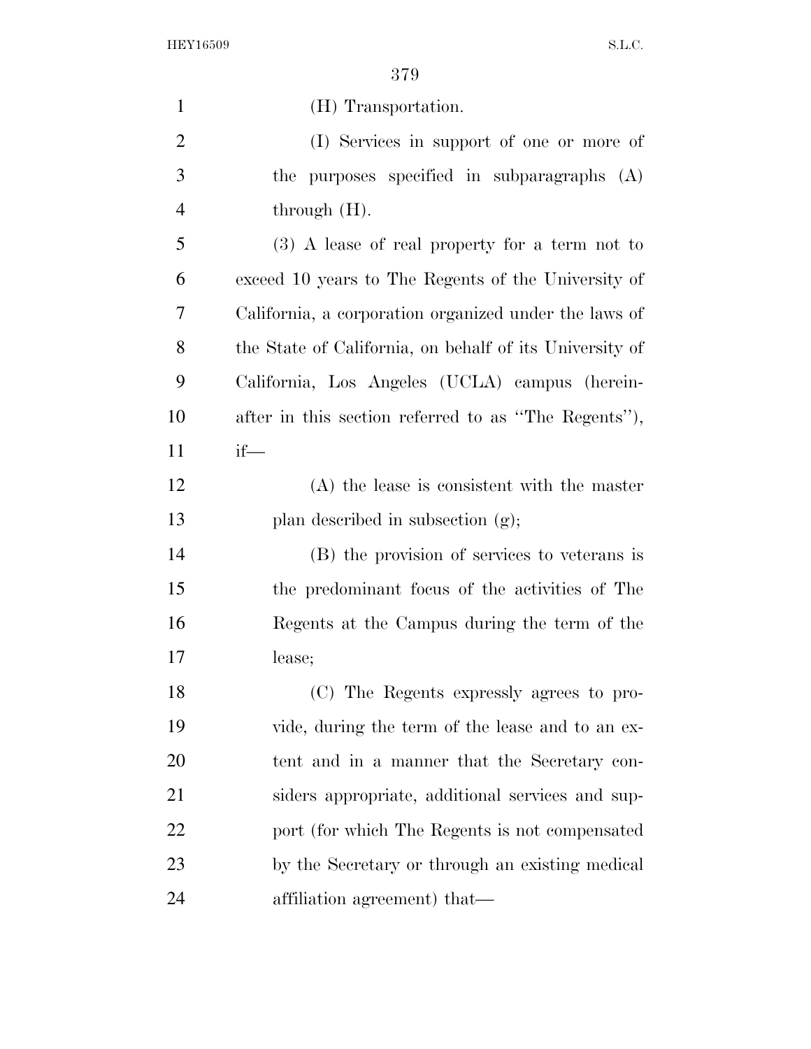(H) Transportation.

(I) Services in support of one or more of the purposes specified in subparagraphs (A) through (H).

(3) A lease of real property for a term not to exceed 10 years to The Regents of the University of California, a corporation organized under the laws of the State of California, on behalf of its University of California, Los Angeles (UCLA) campus (hereinafter in this section referred to as ''The Regents''), if—

(A) the lease is consistent with the master plan described in subsection (g);

(B) the provision of services to veterans is the predominant focus of the activities of The Regents at the Campus during the term of the lease;

(C) The Regents expressly agrees to provide, during the term of the lease and to an extent and in a manner that the Secretary considers appropriate, additional services and support (for which The Regents is not compensated by the Secretary or through an existing medical affiliation agreement) that—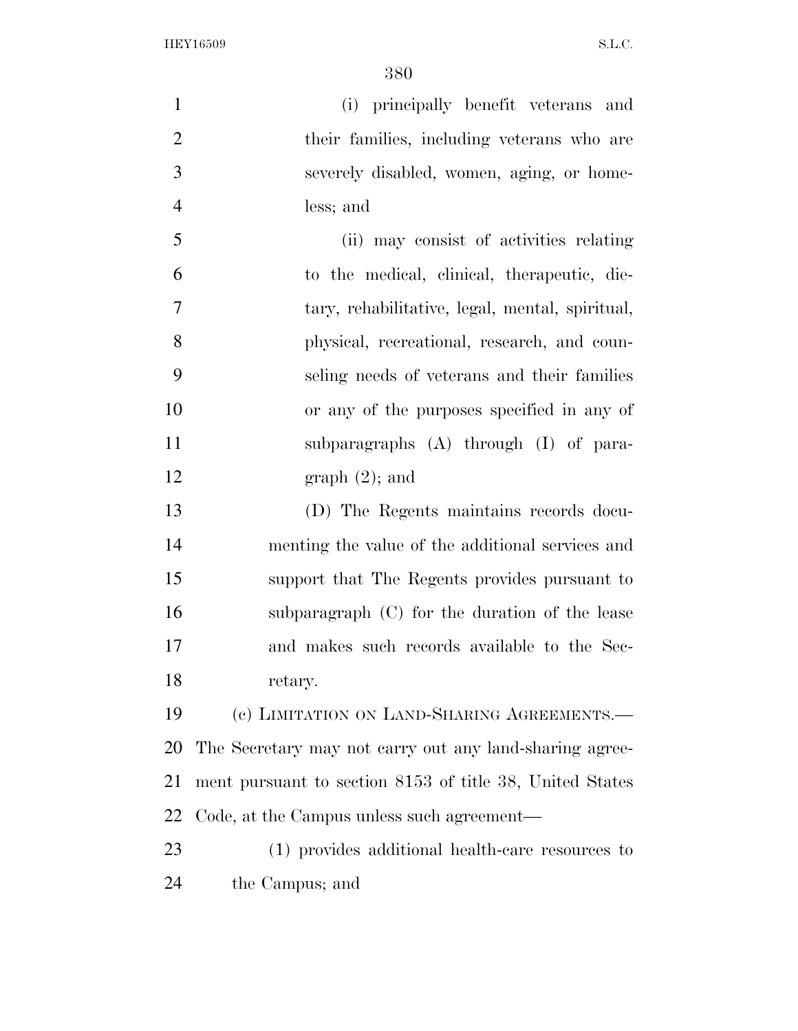(i) principally benefit veterans and their families, including veterans who are severely disabled, women, aging, or homeless; and

(ii) may consist of activities relating to the medical, clinical, therapeutic, dietary, rehabilitative, legal, mental, spiritual, physical, recreational, research, and counseling needs of veterans and their families or any of the purposes specified in any of subparagraphs (A) through (I) of paragraph (2); and

(D) The Regents maintains records documenting the value of the additional services and support that The Regents provides pursuant to subparagraph (C) for the duration of the lease and makes such records available to the Secretary.

(c) LIMITATION ON LAND-SHARING AGREEMENTS.—The Secretary may not carry out any land-sharing agreement pursuant to section 8153 of title 38, United States Code, at the Campus unless such agreement—

(1) provides additional health-care resources to the Campus; and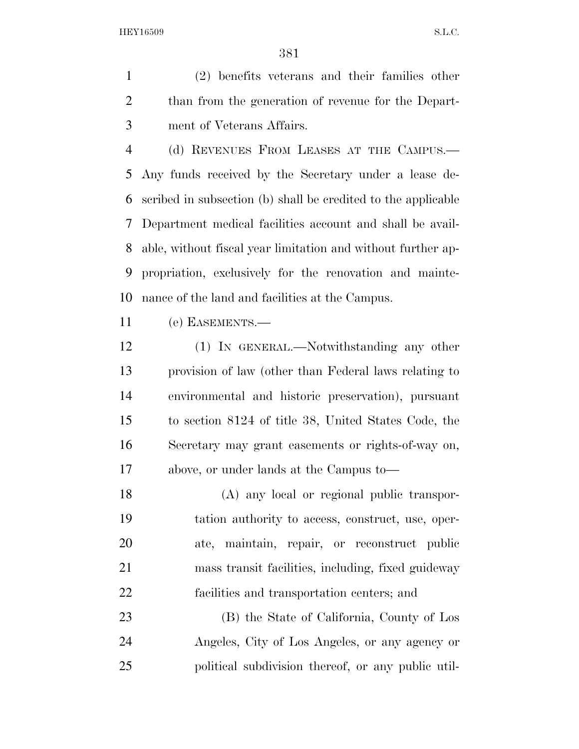(2) benefits veterans and their families other than from the generation of revenue for the Department of Veterans Affairs.

(d) REVENUES FROM LEASES AT THE CAMPUS.—Any funds received by the Secretary under a lease described in subsection (b) shall be credited to the applicable Department medical facilities account and shall be available, without fiscal year limitation and without further appropriation, exclusively for the renovation and maintenance of the land and facilities at the Campus.

(e) EASEMENTS.—

(1) IN GENERAL.—Notwithstanding any other provision of law (other than Federal laws relating to environmental and historic preservation), pursuant to section 8124 of title 38, United States Code, the Secretary may grant easements or rights-of-way on, above, or under lands at the Campus to—

(A) any local or regional public transportation authority to access, construct, use, operate, maintain, repair, or reconstruct public mass transit facilities, including, fixed guideway facilities and transportation centers; and

(B) the State of California, County of Los Angeles, City of Los Angeles, or any agency or political subdivision thereof, or any public util-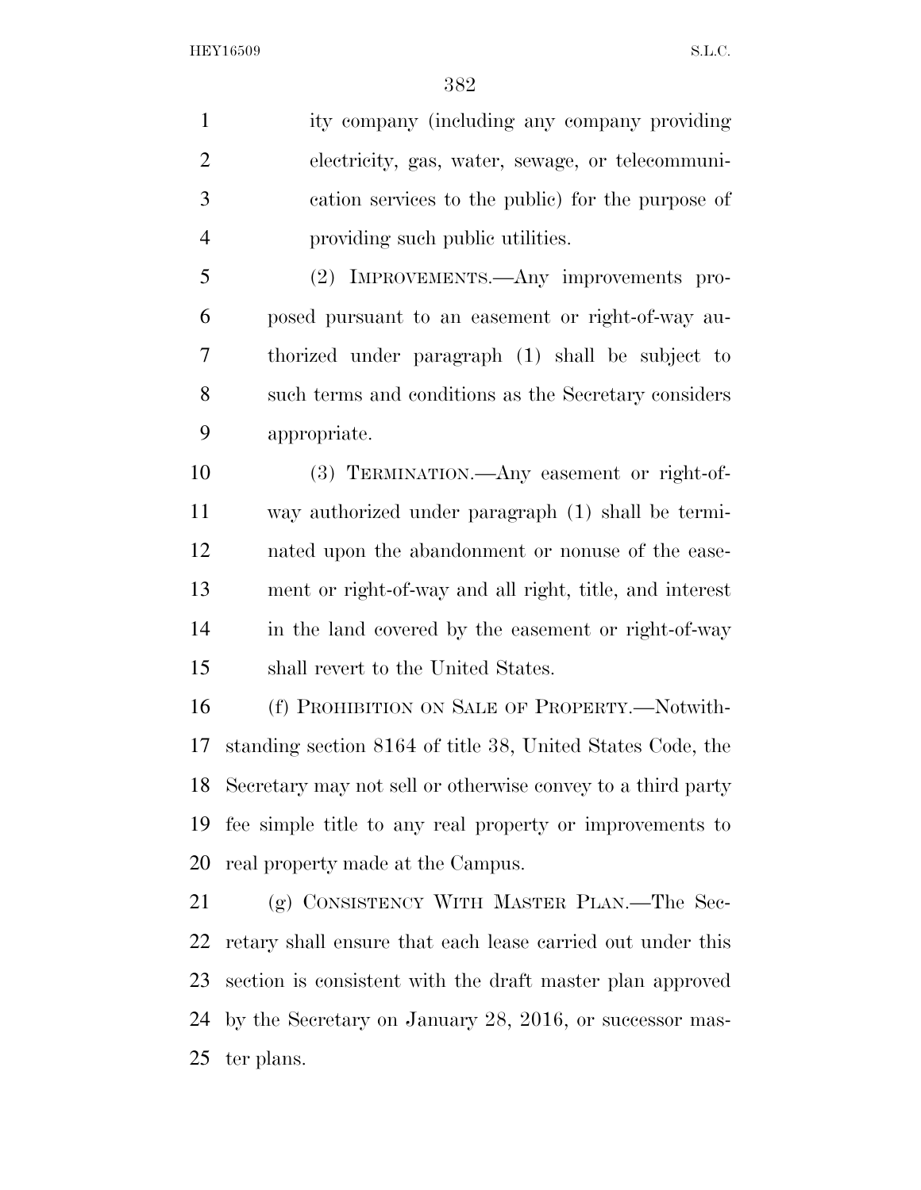ity company (including any company providing electricity, gas, water, sewage, or telecommunication services to the public) for the purpose of providing such public utilities.

(2) IMPROVEMENTS.—Any improvements proposed pursuant to an easement or right-of-way authorized under paragraph (1) shall be subject to such terms and conditions as the Secretary considers appropriate.

(3) TERMINATION.—Any easement or right-of-way authorized under paragraph (1) shall be terminated upon the abandonment or nonuse of the easement or right-of-way and all right, title, and interest in the land covered by the easement or right-of-way shall revert to the United States.

(f) PROHIBITION ON SALE OF PROPERTY.—Notwithstanding section 8164 of title 38, United States Code, the Secretary may not sell or otherwise convey to a third party fee simple title to any real property or improvements to real property made at the Campus.

(g) CONSISTENCY WITH MASTER PLAN.—The Secretary shall ensure that each lease carried out under this section is consistent with the draft master plan approved by the Secretary on January 28, 2016, or successor master plans.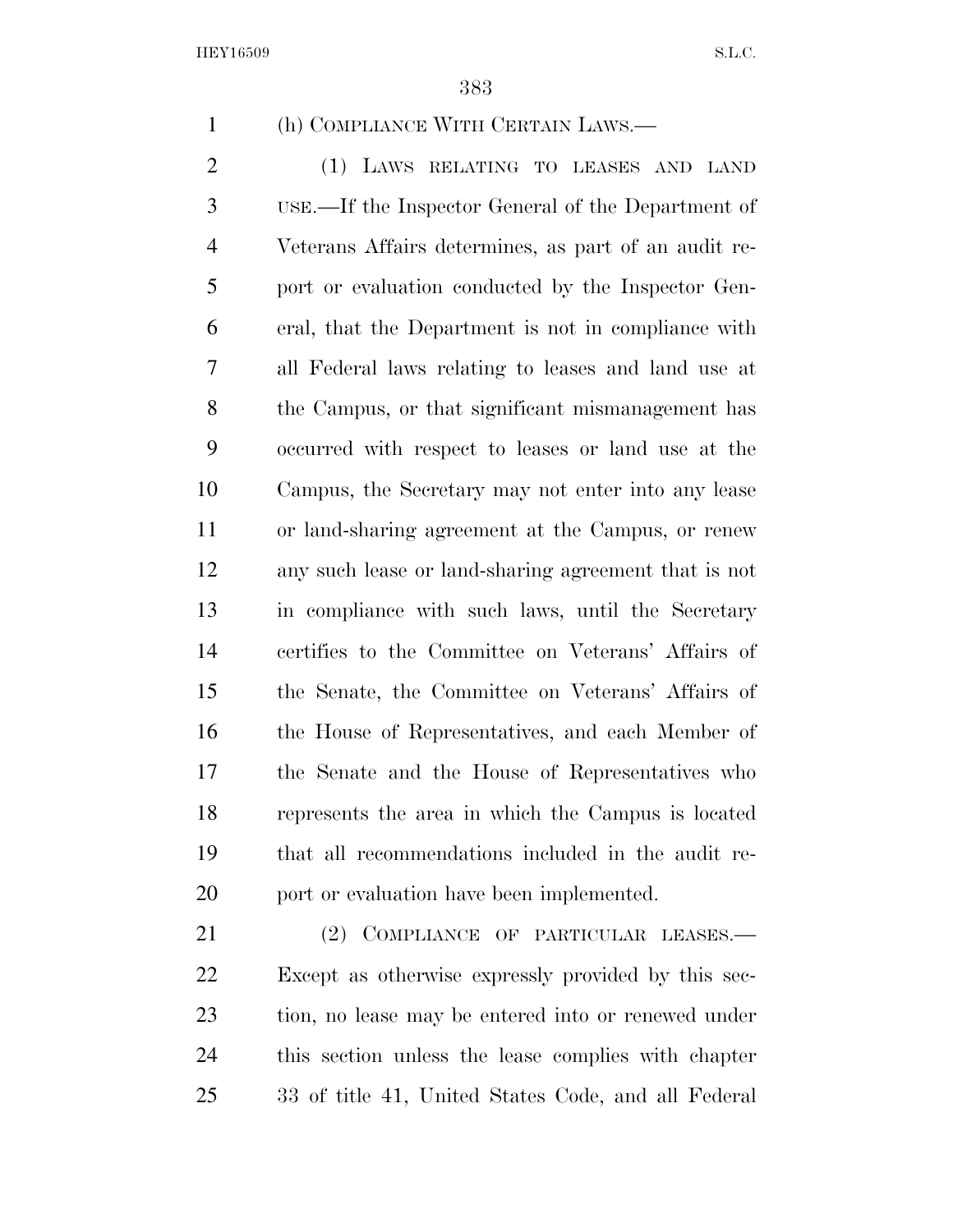(h) COMPLIANCE WITH CERTAIN LAWS.—

(1) LAWS RELATING TO LEASES AND LAND USE.—If the Inspector General of the Department of Veterans Affairs determines, as part of an audit report or evaluation conducted by the Inspector General, that the Department is not in compliance with all Federal laws relating to leases and land use at the Campus, or that significant mismanagement has occurred with respect to leases or land use at the Campus, the Secretary may not enter into any lease or land-sharing agreement at the Campus, or renew any such lease or land-sharing agreement that is not in compliance with such laws, until the Secretary certifies to the Committee on Veterans' Affairs of the Senate, the Committee on Veterans' Affairs of the House of Representatives, and each Member of the Senate and the House of Representatives who represents the area in which the Campus is located that all recommendations included in the audit report or evaluation have been implemented.

(2) COMPLIANCE OF PARTICULAR LEASES.—Except as otherwise expressly provided by this section, no lease may be entered into or renewed under this section unless the lease complies with chapter 33 of title 41, United States Code, and all Federal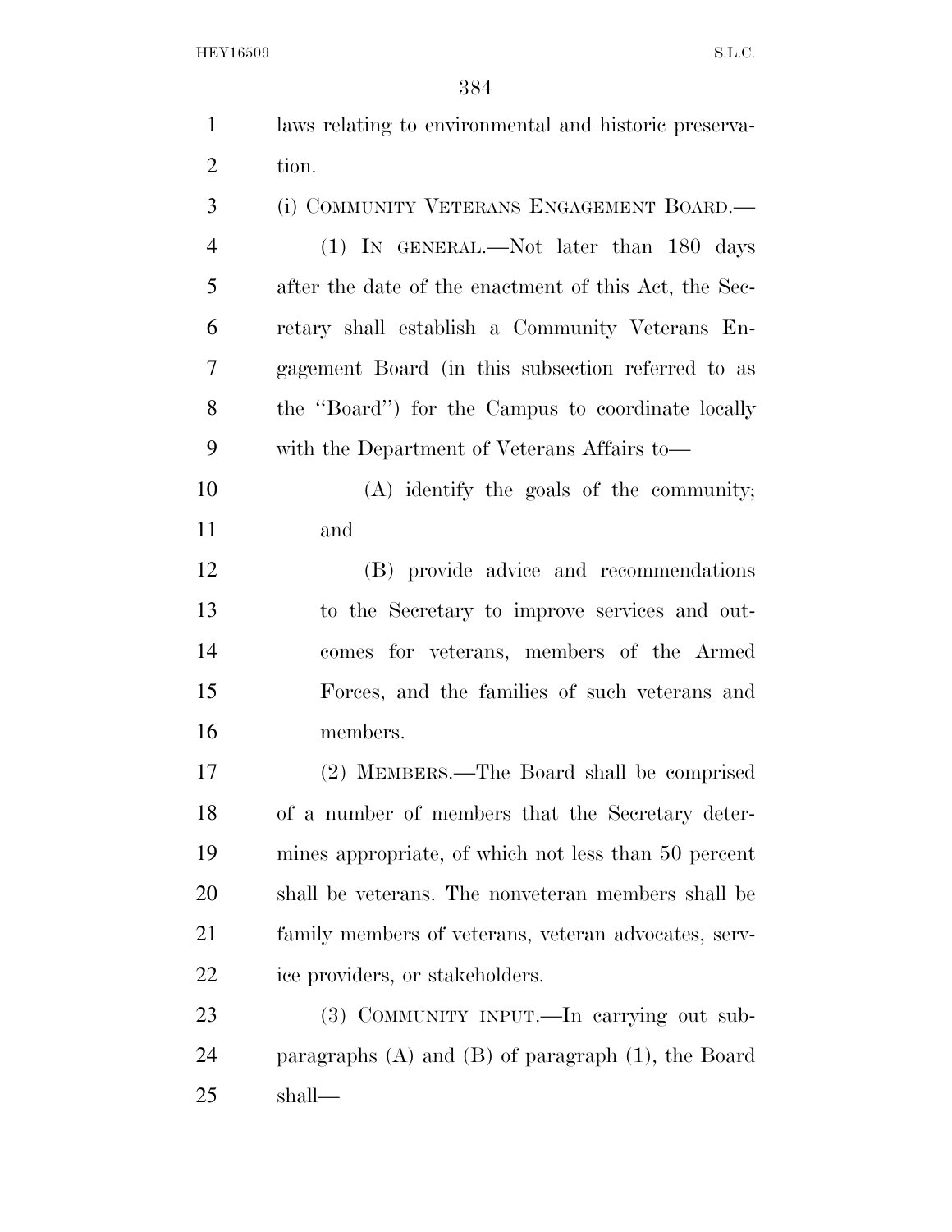laws relating to environmental and historic preservation.

(i) COMMUNITY VETERANS ENGAGEMENT BOARD.—

(1) IN GENERAL.—Not later than 180 days after the date of the enactment of this Act, the Secretary shall establish a Community Veterans Engagement Board (in this subsection referred to as the "Board") for the Campus to coordinate locally with the Department of Veterans Affairs to—

(A) identify the goals of the community; and

(B) provide advice and recommendations to the Secretary to improve services and outcomes for veterans, members of the Armed Forces, and the families of such veterans and members.

(2) MEMBERS.—The Board shall be comprised of a number of members that the Secretary determines appropriate, of which not less than 50 percent shall be veterans. The nonveteran members shall be family members of veterans, veteran advocates, service providers, or stakeholders.

(3) COMMUNITY INPUT.—In carrying out subparagraphs (A) and (B) of paragraph (1), the Board shall—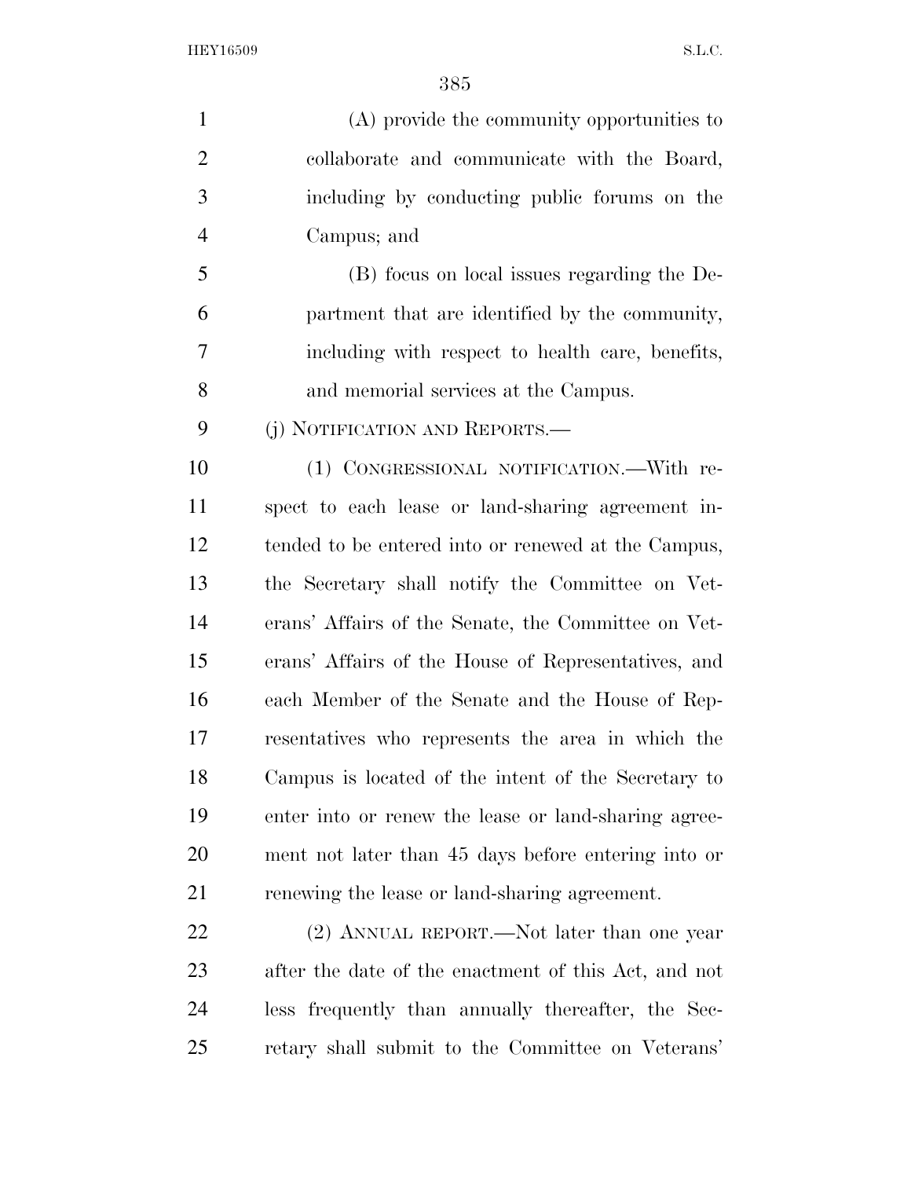(A) provide the community opportunities to collaborate and communicate with the Board, including by conducting public forums on the Campus; and

(B) focus on local issues regarding the Department that are identified by the community, including with respect to health care, benefits, and memorial services at the Campus.

(j) NOTIFICATION AND REPORTS.—

(1) CONGRESSIONAL NOTIFICATION.—With respect to each lease or land-sharing agreement intended to be entered into or renewed at the Campus, the Secretary shall notify the Committee on Veterans' Affairs of the Senate, the Committee on Veterans' Affairs of the House of Representatives, and each Member of the Senate and the House of Representatives who represents the area in which the Campus is located of the intent of the Secretary to enter into or renew the lease or land-sharing agreement not later than 45 days before entering into or renewing the lease or land-sharing agreement.

(2) ANNUAL REPORT.—Not later than one year after the date of the enactment of this Act, and not less frequently than annually thereafter, the Secretary shall submit to the Committee on Veterans'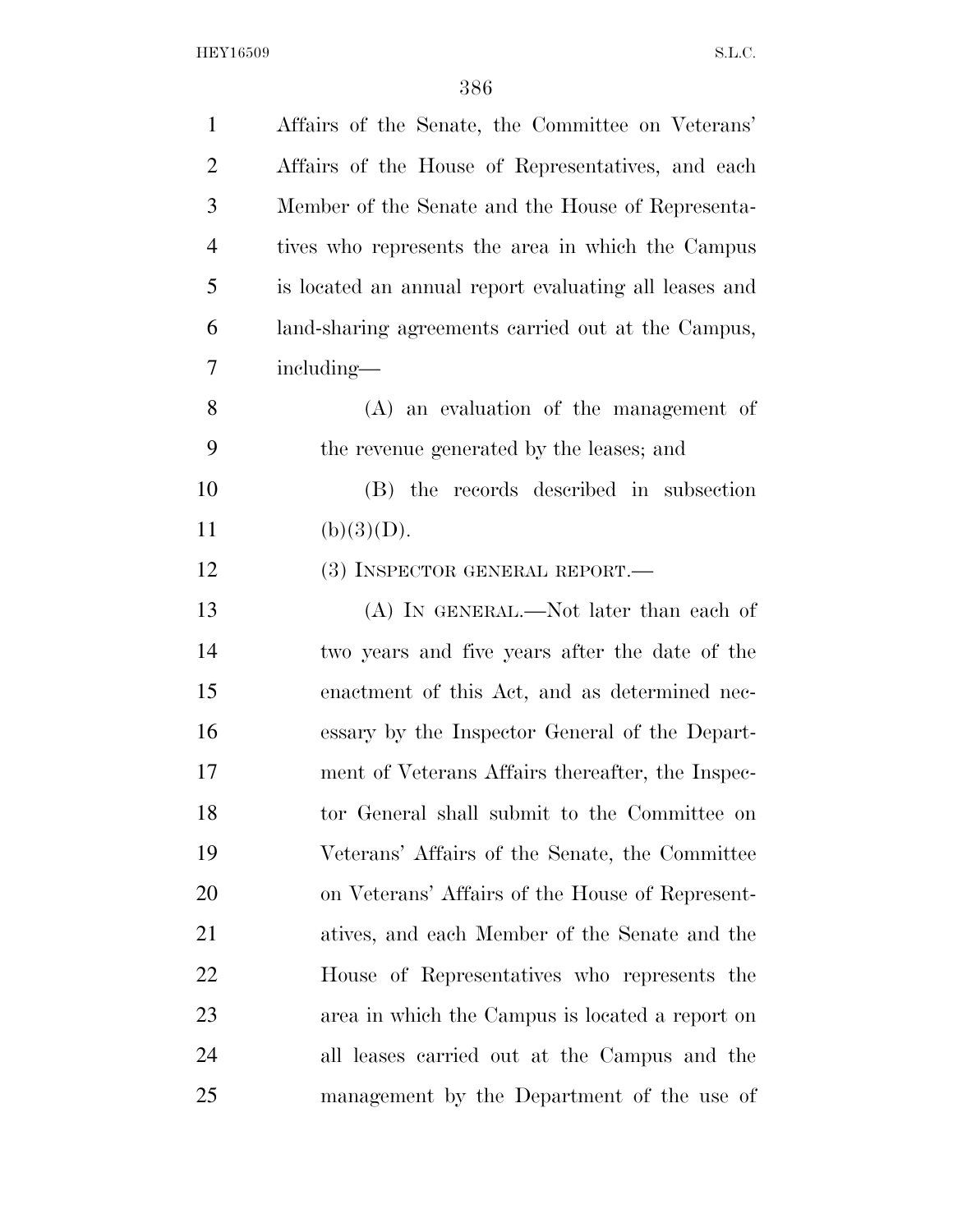Affairs of the Senate, the Committee on Veterans' Affairs of the House of Representatives, and each Member of the Senate and the House of Representatives who represents the area in which the Campus is located an annual report evaluating all leases and land-sharing agreements carried out at the Campus, including—

(A) an evaluation of the management of the revenue generated by the leases; and

(B) the records described in subsection (b)(3)(D).

(3) INSPECTOR GENERAL REPORT.—

(A) IN GENERAL.—Not later than each of two years and five years after the date of the enactment of this Act, and as determined necessary by the Inspector General of the Department of Veterans Affairs thereafter, the Inspector General shall submit to the Committee on Veterans' Affairs of the Senate, the Committee on Veterans' Affairs of the House of Representatives, and each Member of the Senate and the House of Representatives who represents the area in which the Campus is located a report on all leases carried out at the Campus and the management by the Department of the use of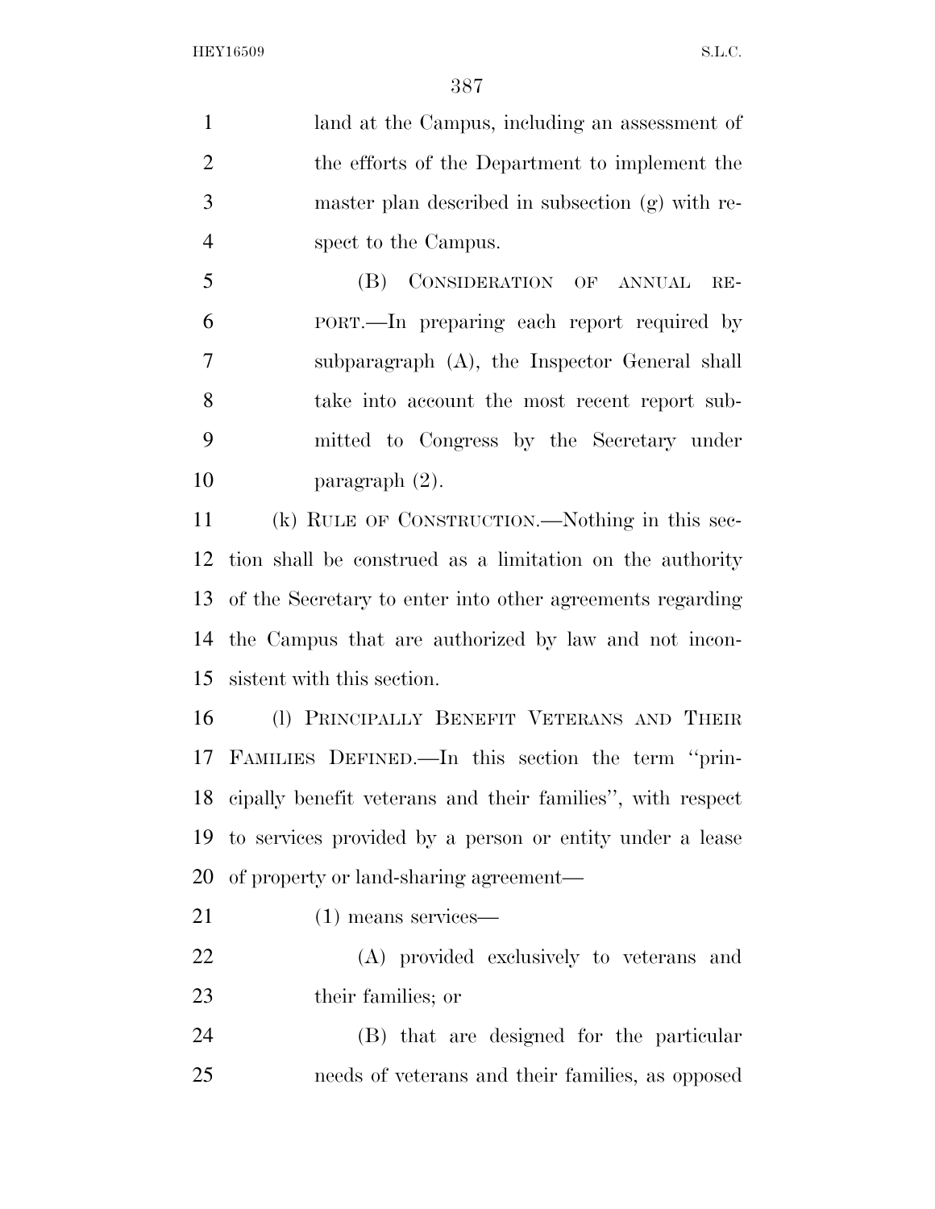land at the Campus, including an assessment of the efforts of the Department to implement the master plan described in subsection (g) with respect to the Campus.

(B) CONSIDERATION OF ANNUAL REPORT.—In preparing each report required by subparagraph (A), the Inspector General shall take into account the most recent report submitted to Congress by the Secretary under paragraph (2).

(k) RULE OF CONSTRUCTION.—Nothing in this section shall be construed as a limitation on the authority of the Secretary to enter into other agreements regarding the Campus that are authorized by law and not inconsistent with this section.

(l) PRINCIPALLY BENEFIT VETERANS AND THEIR FAMILIES DEFINED.—In this section the term ''principally benefit veterans and their families'', with respect to services provided by a person or entity under a lease of property or land-sharing agreement—

(1) means services—

(A) provided exclusively to veterans and their families; or

(B) that are designed for the particular needs of veterans and their families, as opposed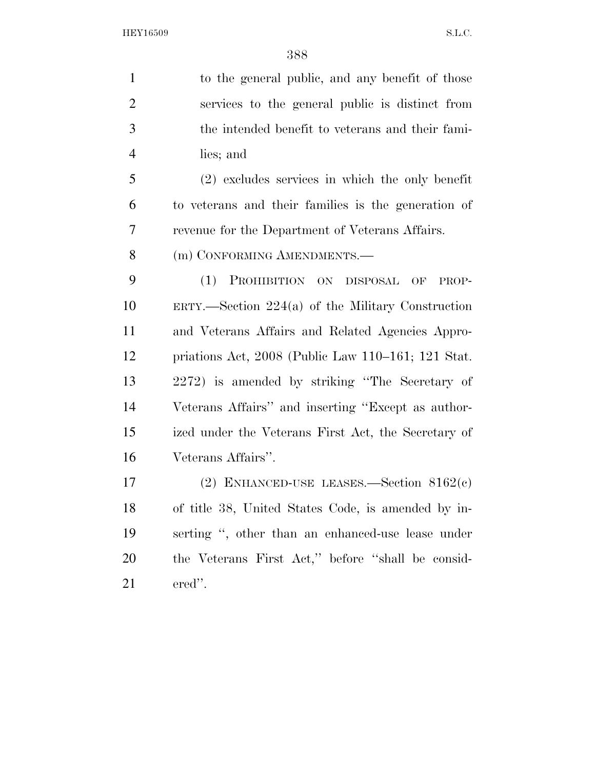to the general public, and any benefit of those services to the general public is distinct from the intended benefit to veterans and their families; and

(2) excludes services in which the only benefit to veterans and their families is the generation of revenue for the Department of Veterans Affairs.

(m) CONFORMING AMENDMENTS.—

(1) PROHIBITION ON DISPOSAL OF PROPERTY.—Section 224(a) of the Military Construction and Veterans Affairs and Related Agencies Appropriations Act, 2008 (Public Law 110–161; 121 Stat. 2272) is amended by striking ''The Secretary of Veterans Affairs'' and inserting ''Except as authorized under the Veterans First Act, the Secretary of Veterans Affairs''.

(2) ENHANCED-USE LEASES.—Section 8162(c) of title 38, United States Code, is amended by inserting '', other than an enhanced-use lease under the Veterans First Act,'' before ''shall be considered''.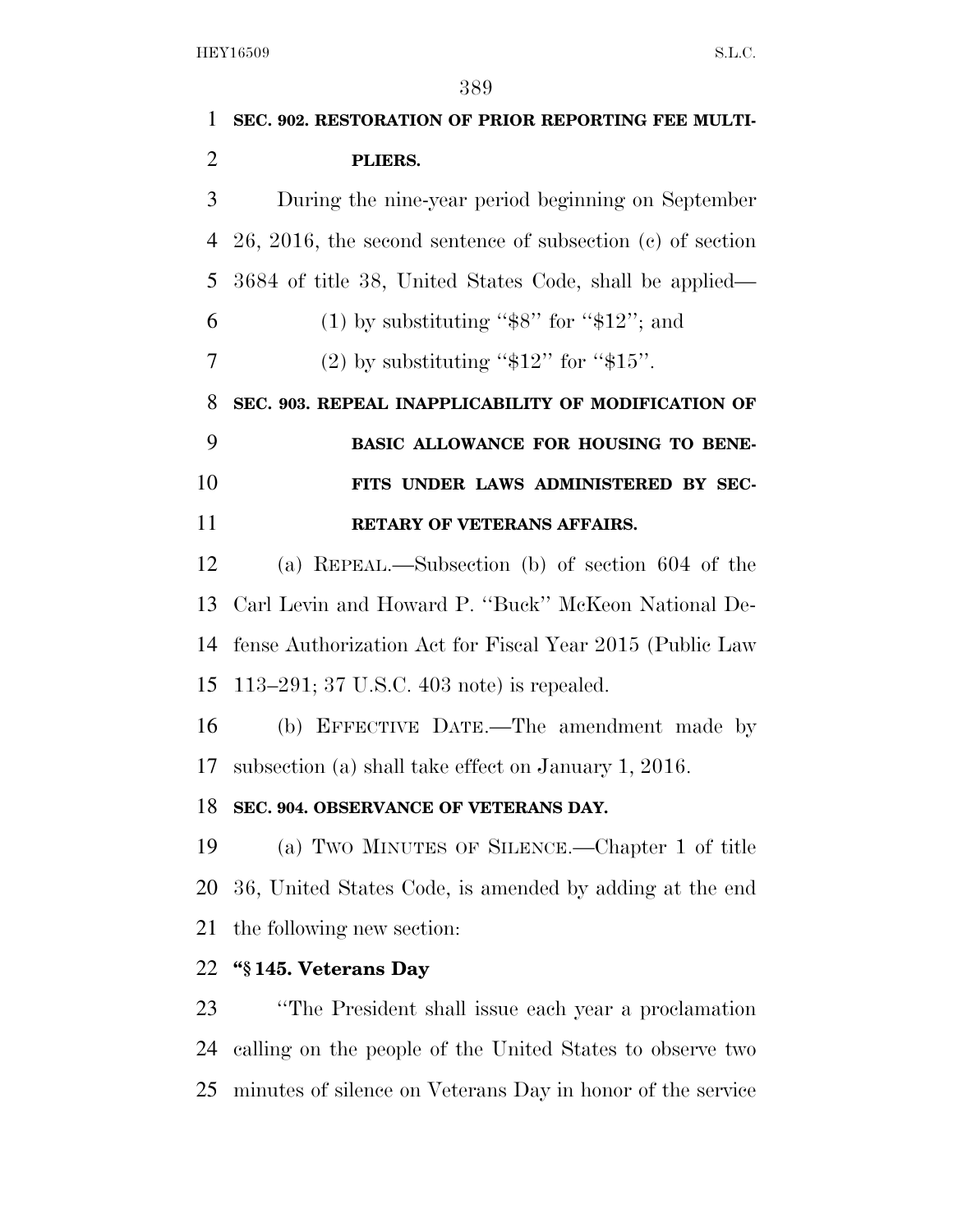**SEC. 902. RESTORATION OF PRIOR REPORTING FEE MULTIPLIERS.**

During the nine-year period beginning on September 26, 2016, the second sentence of subsection (c) of section 3684 of title 38, United States Code, shall be applied—

(1) by substituting "$8" for "$12"; and

(2) by substituting "$12" for "$15".

**SEC. 903. REPEAL INAPPLICABILITY OF MODIFICATION OF BASIC ALLOWANCE FOR HOUSING TO BENEFITS UNDER LAWS ADMINISTERED BY SECRETARY OF VETERANS AFFAIRS.**

(a) REPEAL.—Subsection (b) of section 604 of the Carl Levin and Howard P. "Buck" McKeon National Defense Authorization Act for Fiscal Year 2015 (Public Law 113–291; 37 U.S.C. 403 note) is repealed.

(b) EFFECTIVE DATE.—The amendment made by subsection (a) shall take effect on January 1, 2016.

**SEC. 904. OBSERVANCE OF VETERANS DAY.**

(a) TWO MINUTES OF SILENCE.—Chapter 1 of title 36, United States Code, is amended by adding at the end the following new section:

**"§ 145. Veterans Day**

"The President shall issue each year a proclamation calling on the people of the United States to observe two minutes of silence on Veterans Day in honor of the service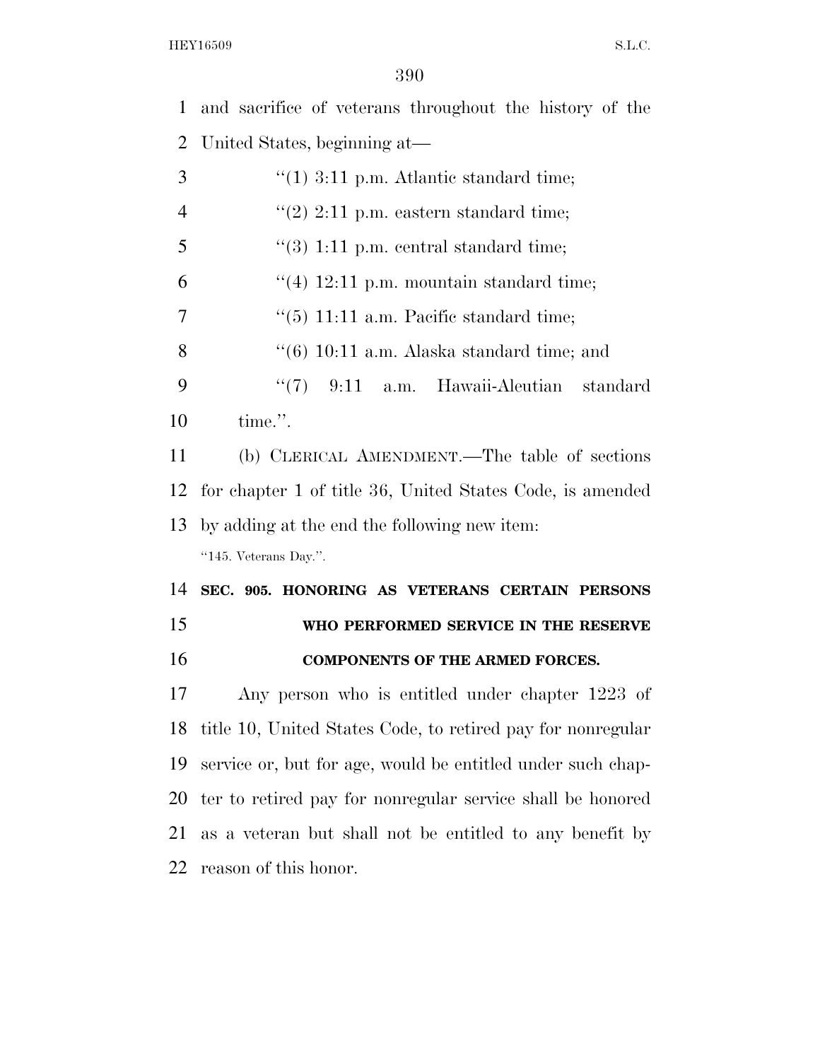and sacrifice of veterans throughout the history of the United States, beginning at—

"(1) 3:11 p.m. Atlantic standard time;

"(2) 2:11 p.m. eastern standard time;

"(3) 1:11 p.m. central standard time;

"(4) 12:11 p.m. mountain standard time;

"(5) 11:11 a.m. Pacific standard time;

"(6) 10:11 a.m. Alaska standard time; and

"(7) 9:11 a.m. Hawaii-Aleutian standard time.".

(b) CLERICAL AMENDMENT.—The table of sections for chapter 1 of title 36, United States Code, is amended by adding at the end the following new item:

"145. Veterans Day.".

**SEC. 905. HONORING AS VETERANS CERTAIN PERSONS WHO PERFORMED SERVICE IN THE RESERVE COMPONENTS OF THE ARMED FORCES.**

Any person who is entitled under chapter 1223 of title 10, United States Code, to retired pay for nonregular service or, but for age, would be entitled under such chapter to retired pay for nonregular service shall be honored as a veteran but shall not be entitled to any benefit by reason of this honor.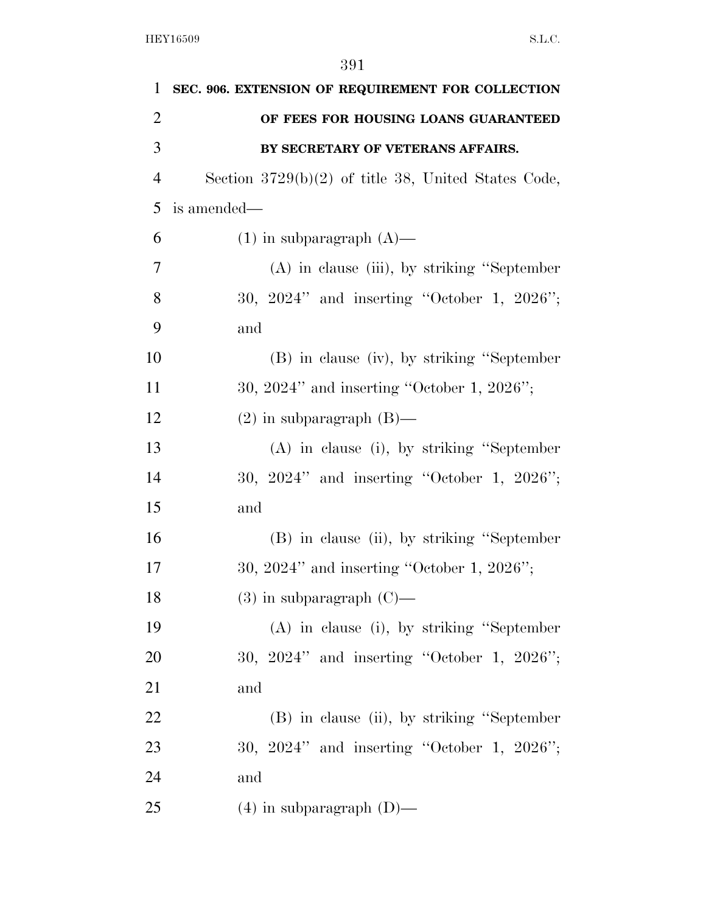**SEC. 906. EXTENSION OF REQUIREMENT FOR COLLECTION OF FEES FOR HOUSING LOANS GUARANTEED BY SECRETARY OF VETERANS AFFAIRS.**

Section 3729(b)(2) of title 38, United States Code, is amended—

(1) in subparagraph (A)—

(A) in clause (iii), by striking "September 30, 2024" and inserting "October 1, 2026"; and

(B) in clause (iv), by striking "September 30, 2024" and inserting "October 1, 2026";

(2) in subparagraph (B)—

(A) in clause (i), by striking "September 30, 2024" and inserting "October 1, 2026"; and

(B) in clause (ii), by striking "September 30, 2024" and inserting "October 1, 2026";

(3) in subparagraph (C)—

(A) in clause (i), by striking "September 30, 2024" and inserting "October 1, 2026"; and

(B) in clause (ii), by striking "September 30, 2024" and inserting "October 1, 2026"; and

(4) in subparagraph (D)—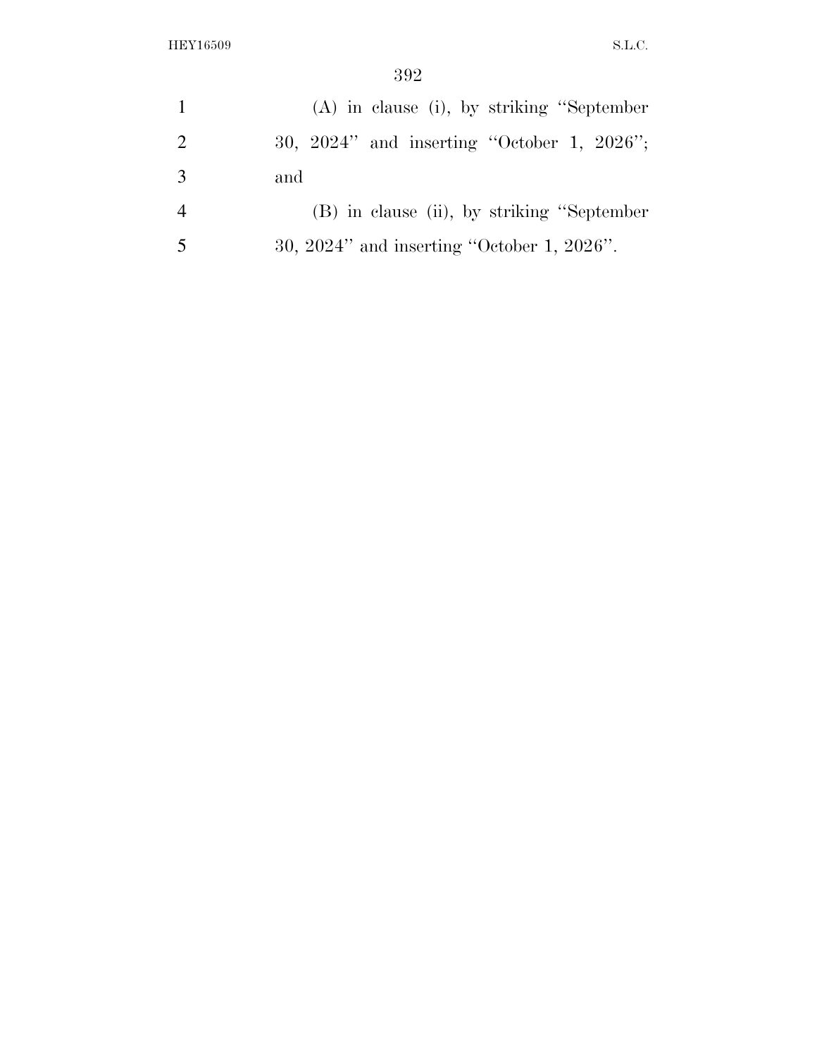(A) in clause (i), by striking "September 30, 2024" and inserting "October 1, 2026"; and

(B) in clause (ii), by striking "September 30, 2024" and inserting "October 1, 2026".